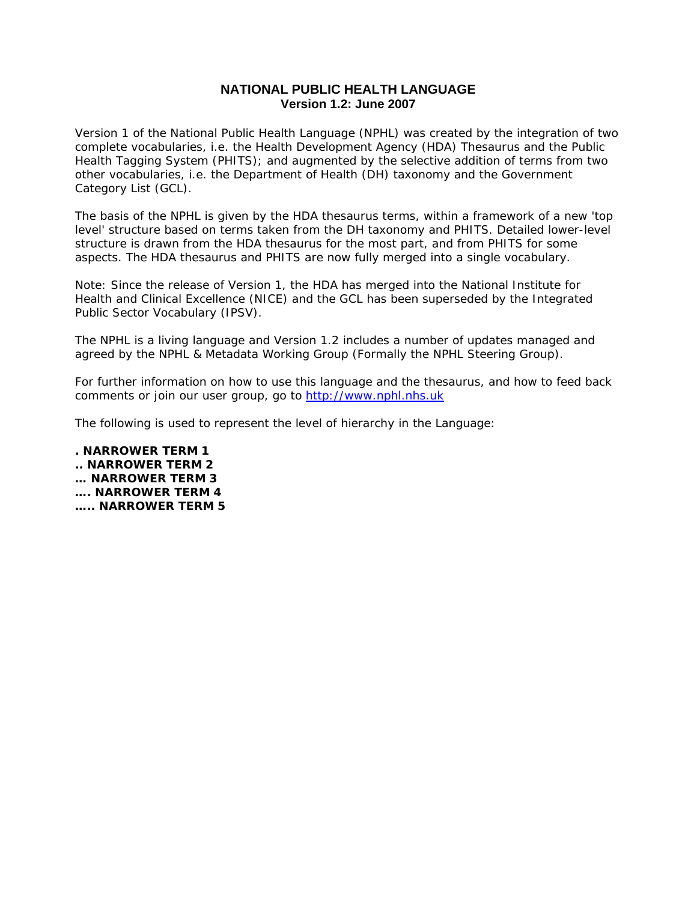# NATIONAL PUBLIC HEALTH LANGUAGE
## Version 1.2: June 2007

Version 1 of the National Public Health Language (NPHL) was created by the integration of two complete vocabularies, i.e. the Health Development Agency (HDA) Thesaurus and the Public Health Tagging System (PHITS); and augmented by the selective addition of terms from two other vocabularies, i.e. the Department of Health (DH) taxonomy and the Government Category List (GCL).

The basis of the NPHL is given by the HDA thesaurus terms, within a framework of a new 'top level' structure based on terms taken from the DH taxonomy and PHITS. Detailed lower-level structure is drawn from the HDA thesaurus for the most part, and from PHITS for some aspects. The HDA thesaurus and PHITS are now fully merged into a single vocabulary.

Note: Since the release of Version 1, the HDA has merged into the National Institute for Health and Clinical Excellence (NICE) and the GCL has been superseded by the Integrated Public Sector Vocabulary (IPSV).

The NPHL is a living language and Version 1.2 includes a number of updates managed and agreed by the NPHL & Metadata Working Group (Formally the NPHL Steering Group).

For further information on how to use this language and the thesaurus, and how to feed back comments or join our user group, go to [http://www.nphl.nhs.uk](http://www.nphl.nhs.uk)

The following is used to represent the level of hierarchy in the Language:

**. NARROWER TERM 1**
**.. NARROWER TERM 2**
**… NARROWER TERM 3**
**…. NARROWER TERM 4**
**….. NARROWER TERM 5**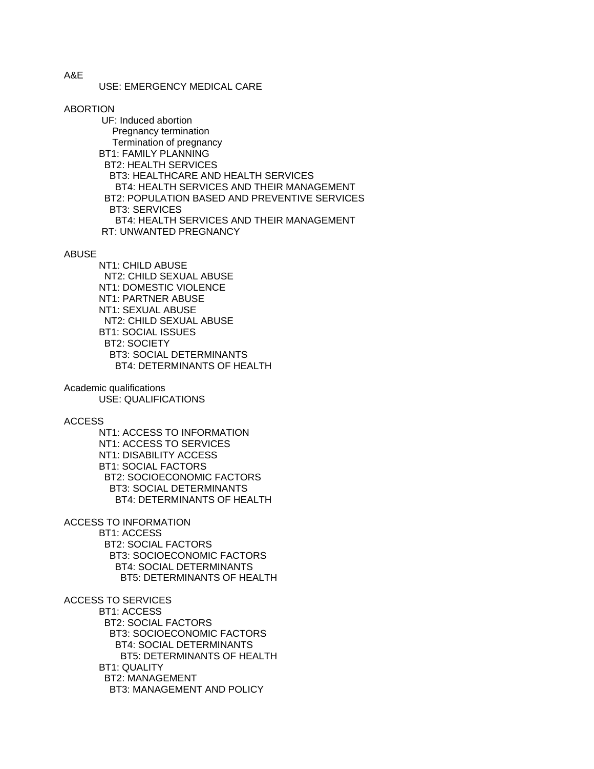A&E

    USE: EMERGENCY MEDICAL CARE

ABORTION

    UF: Induced abortion
      Pregnancy termination
      Termination of pregnancy
    BT1: FAMILY PLANNING
     BT2: HEALTH SERVICES
      BT3: HEALTHCARE AND HEALTH SERVICES
       BT4: HEALTH SERVICES AND THEIR MANAGEMENT
     BT2: POPULATION BASED AND PREVENTIVE SERVICES
      BT3: SERVICES
       BT4: HEALTH SERVICES AND THEIR MANAGEMENT
    RT: UNWANTED PREGNANCY

ABUSE

    NT1: CHILD ABUSE
     NT2: CHILD SEXUAL ABUSE
    NT1: DOMESTIC VIOLENCE
    NT1: PARTNER ABUSE
    NT1: SEXUAL ABUSE
     NT2: CHILD SEXUAL ABUSE
    BT1: SOCIAL ISSUES
     BT2: SOCIETY
      BT3: SOCIAL DETERMINANTS
       BT4: DETERMINANTS OF HEALTH

Academic qualifications

    USE: QUALIFICATIONS

ACCESS

    NT1: ACCESS TO INFORMATION
    NT1: ACCESS TO SERVICES
    NT1: DISABILITY ACCESS
    BT1: SOCIAL FACTORS
     BT2: SOCIOECONOMIC FACTORS
      BT3: SOCIAL DETERMINANTS
       BT4: DETERMINANTS OF HEALTH

ACCESS TO INFORMATION

    BT1: ACCESS
     BT2: SOCIAL FACTORS
      BT3: SOCIOECONOMIC FACTORS
       BT4: SOCIAL DETERMINANTS
        BT5: DETERMINANTS OF HEALTH

ACCESS TO SERVICES

    BT1: ACCESS
     BT2: SOCIAL FACTORS
      BT3: SOCIOECONOMIC FACTORS
       BT4: SOCIAL DETERMINANTS
        BT5: DETERMINANTS OF HEALTH
    BT1: QUALITY
     BT2: MANAGEMENT
      BT3: MANAGEMENT AND POLICY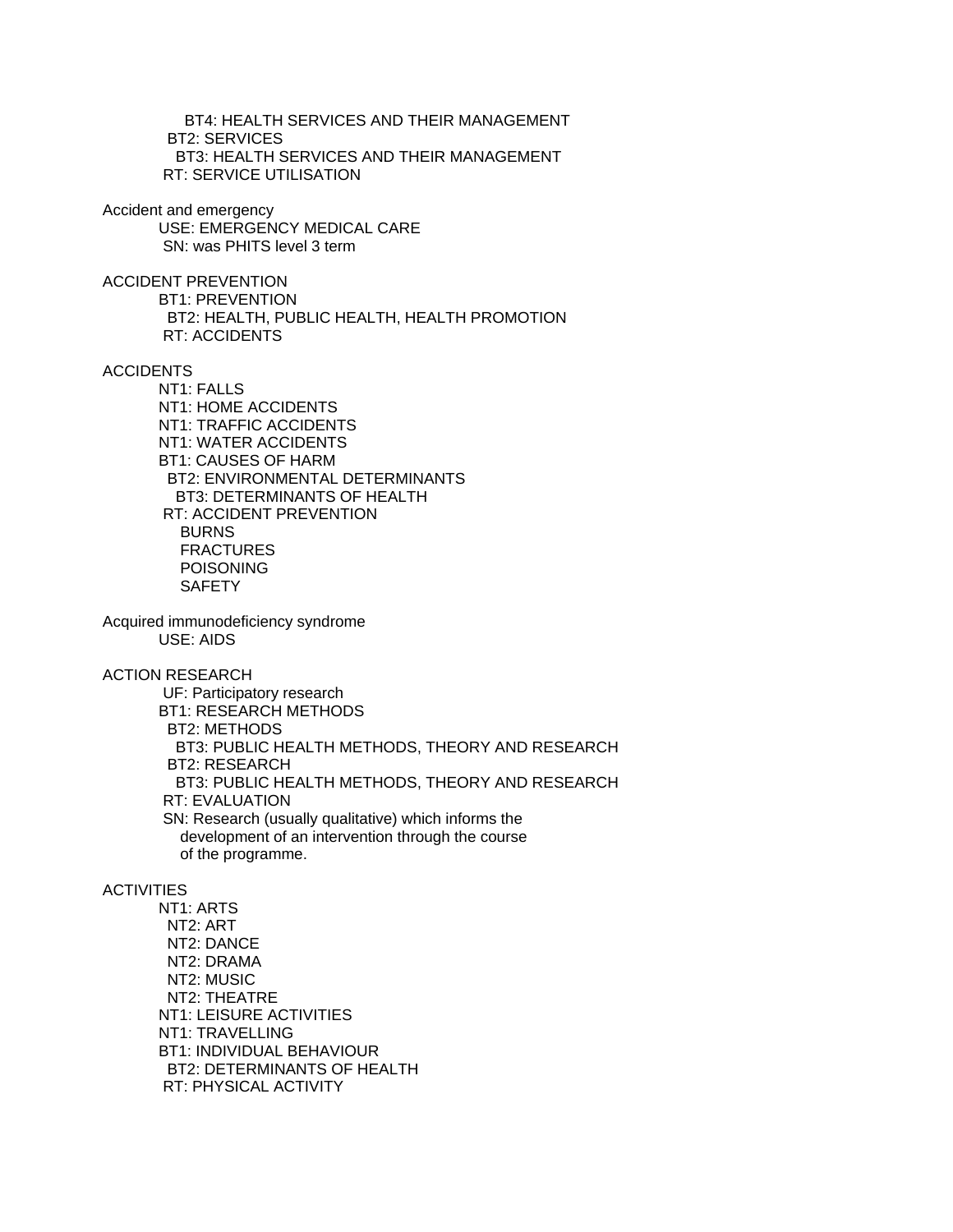BT4: HEALTH SERVICES AND THEIR MANAGEMENT
BT2: SERVICES
BT3: HEALTH SERVICES AND THEIR MANAGEMENT
RT: SERVICE UTILISATION

Accident and emergency
USE: EMERGENCY MEDICAL CARE
SN: was PHITS level 3 term

ACCIDENT PREVENTION
BT1: PREVENTION
BT2: HEALTH, PUBLIC HEALTH, HEALTH PROMOTION
RT: ACCIDENTS

ACCIDENTS
NT1: FALLS
NT1: HOME ACCIDENTS
NT1: TRAFFIC ACCIDENTS
NT1: WATER ACCIDENTS
BT1: CAUSES OF HARM
BT2: ENVIRONMENTAL DETERMINANTS
BT3: DETERMINANTS OF HEALTH
RT: ACCIDENT PREVENTION
BURNS
FRACTURES
POISONING
SAFETY

Acquired immunodeficiency syndrome
USE: AIDS

ACTION RESEARCH
UF: Participatory research
BT1: RESEARCH METHODS
BT2: METHODS
BT3: PUBLIC HEALTH METHODS, THEORY AND RESEARCH
BT2: RESEARCH
BT3: PUBLIC HEALTH METHODS, THEORY AND RESEARCH
RT: EVALUATION
SN: Research (usually qualitative) which informs the development of an intervention through the course of the programme.

ACTIVITIES
NT1: ARTS
NT2: ART
NT2: DANCE
NT2: DRAMA
NT2: MUSIC
NT2: THEATRE
NT1: LEISURE ACTIVITIES
NT1: TRAVELLING
BT1: INDIVIDUAL BEHAVIOUR
BT2: DETERMINANTS OF HEALTH
RT: PHYSICAL ACTIVITY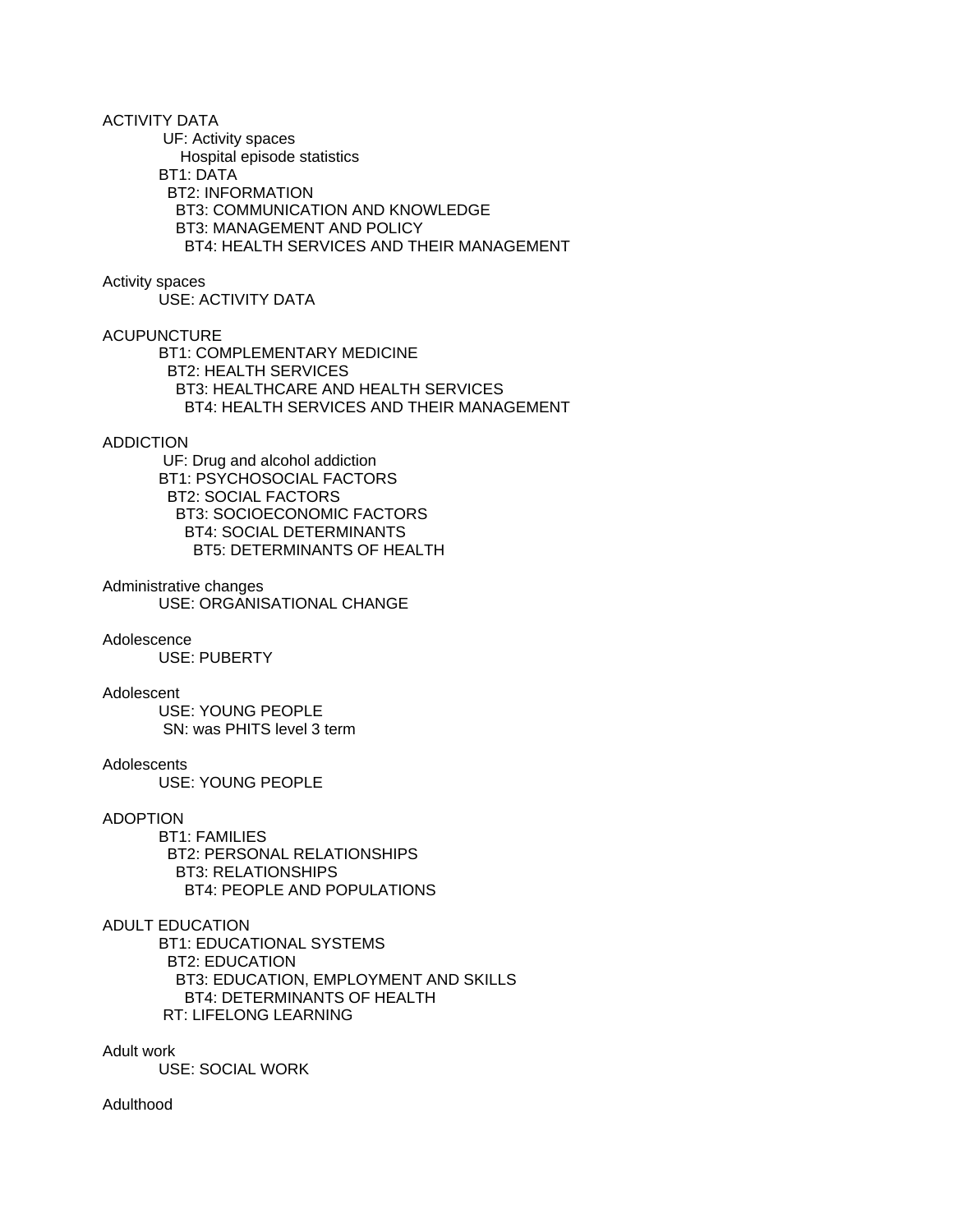ACTIVITY DATA
UF: Activity spaces
Hospital episode statistics
BT1: DATA
BT2: INFORMATION
BT3: COMMUNICATION AND KNOWLEDGE
BT3: MANAGEMENT AND POLICY
BT4: HEALTH SERVICES AND THEIR MANAGEMENT

Activity spaces
USE: ACTIVITY DATA

ACUPUNCTURE
BT1: COMPLEMENTARY MEDICINE
BT2: HEALTH SERVICES
BT3: HEALTHCARE AND HEALTH SERVICES
BT4: HEALTH SERVICES AND THEIR MANAGEMENT

ADDICTION
UF: Drug and alcohol addiction
BT1: PSYCHOSOCIAL FACTORS
BT2: SOCIAL FACTORS
BT3: SOCIOECONOMIC FACTORS
BT4: SOCIAL DETERMINANTS
BT5: DETERMINANTS OF HEALTH

Administrative changes
USE: ORGANISATIONAL CHANGE

Adolescence
USE: PUBERTY

Adolescent
USE: YOUNG PEOPLE
SN: was PHITS level 3 term

Adolescents
USE: YOUNG PEOPLE

ADOPTION
BT1: FAMILIES
BT2: PERSONAL RELATIONSHIPS
BT3: RELATIONSHIPS
BT4: PEOPLE AND POPULATIONS

ADULT EDUCATION
BT1: EDUCATIONAL SYSTEMS
BT2: EDUCATION
BT3: EDUCATION, EMPLOYMENT AND SKILLS
BT4: DETERMINANTS OF HEALTH
RT: LIFELONG LEARNING

Adult work
USE: SOCIAL WORK

Adulthood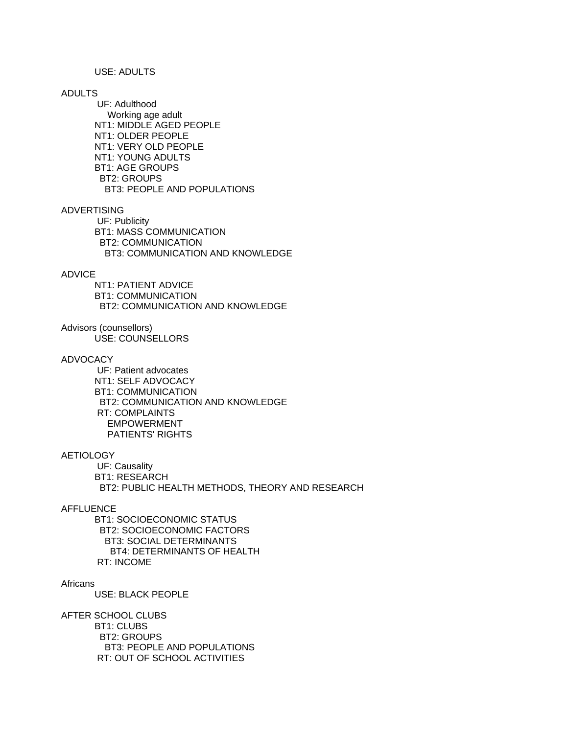USE: ADULTS

ADULTS
    UF: Adulthood
        Working age adult
    NT1: MIDDLE AGED PEOPLE
    NT1: OLDER PEOPLE
    NT1: VERY OLD PEOPLE
    NT1: YOUNG ADULTS
    BT1: AGE GROUPS
      BT2: GROUPS
        BT3: PEOPLE AND POPULATIONS

ADVERTISING
    UF: Publicity
    BT1: MASS COMMUNICATION
      BT2: COMMUNICATION
        BT3: COMMUNICATION AND KNOWLEDGE

ADVICE
    NT1: PATIENT ADVICE
    BT1: COMMUNICATION
      BT2: COMMUNICATION AND KNOWLEDGE

Advisors (counsellors)
    USE: COUNSELLORS

ADVOCACY
    UF: Patient advocates
    NT1: SELF ADVOCACY
    BT1: COMMUNICATION
      BT2: COMMUNICATION AND KNOWLEDGE
    RT: COMPLAINTS
        EMPOWERMENT
        PATIENTS' RIGHTS

AETIOLOGY
    UF: Causality
    BT1: RESEARCH
      BT2: PUBLIC HEALTH METHODS, THEORY AND RESEARCH

AFFLUENCE
    BT1: SOCIOECONOMIC STATUS
      BT2: SOCIOECONOMIC FACTORS
        BT3: SOCIAL DETERMINANTS
          BT4: DETERMINANTS OF HEALTH
    RT: INCOME

Africans
    USE: BLACK PEOPLE

AFTER SCHOOL CLUBS
    BT1: CLUBS
      BT2: GROUPS
        BT3: PEOPLE AND POPULATIONS
    RT: OUT OF SCHOOL ACTIVITIES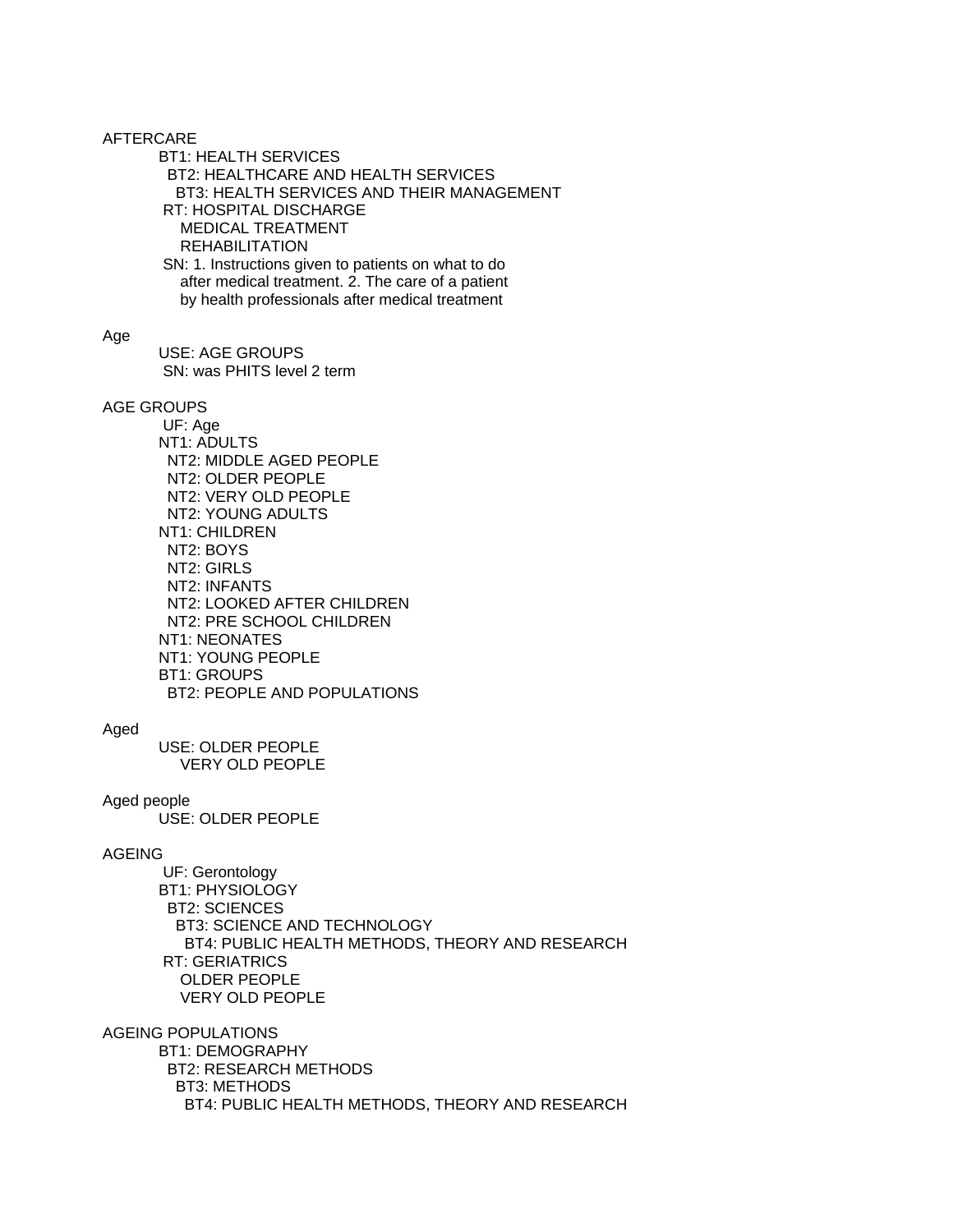AFTERCARE

BT1: HEALTH SERVICES
  BT2: HEALTHCARE AND HEALTH SERVICES
    BT3: HEALTH SERVICES AND THEIR MANAGEMENT
RT: HOSPITAL DISCHARGE
  MEDICAL TREATMENT
  REHABILITATION
SN: 1. Instructions given to patients on what to do after medical treatment. 2. The care of a patient by health professionals after medical treatment

Age

USE: AGE GROUPS
SN: was PHITS level 2 term

AGE GROUPS

UF: Age
NT1: ADULTS
  NT2: MIDDLE AGED PEOPLE
  NT2: OLDER PEOPLE
  NT2: VERY OLD PEOPLE
  NT2: YOUNG ADULTS
NT1: CHILDREN
  NT2: BOYS
  NT2: GIRLS
  NT2: INFANTS
  NT2: LOOKED AFTER CHILDREN
  NT2: PRE SCHOOL CHILDREN
NT1: NEONATES
NT1: YOUNG PEOPLE
BT1: GROUPS
  BT2: PEOPLE AND POPULATIONS

Aged

USE: OLDER PEOPLE
  VERY OLD PEOPLE

Aged people

USE: OLDER PEOPLE

AGEING

UF: Gerontology
BT1: PHYSIOLOGY
  BT2: SCIENCES
    BT3: SCIENCE AND TECHNOLOGY
      BT4: PUBLIC HEALTH METHODS, THEORY AND RESEARCH
RT: GERIATRICS
  OLDER PEOPLE
  VERY OLD PEOPLE

AGEING POPULATIONS

BT1: DEMOGRAPHY
  BT2: RESEARCH METHODS
    BT3: METHODS
      BT4: PUBLIC HEALTH METHODS, THEORY AND RESEARCH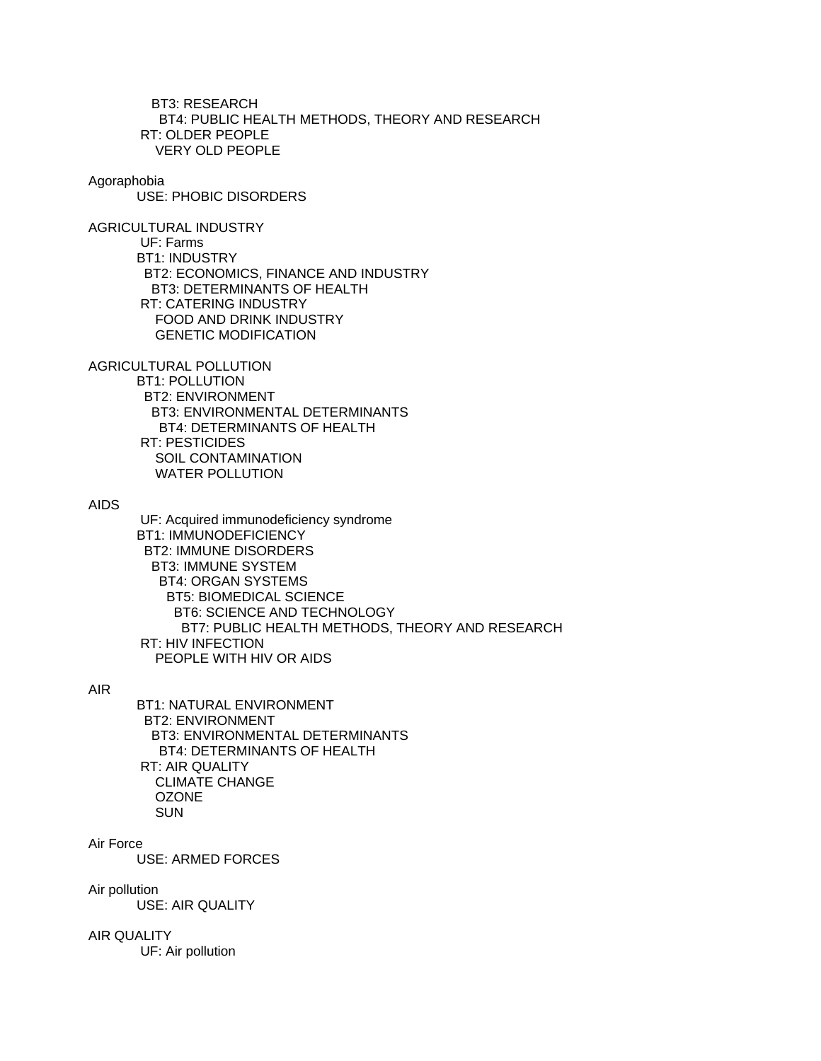BT3: RESEARCH
BT4: PUBLIC HEALTH METHODS, THEORY AND RESEARCH
RT: OLDER PEOPLE
VERY OLD PEOPLE

Agoraphobia
USE: PHOBIC DISORDERS

AGRICULTURAL INDUSTRY
UF: Farms
BT1: INDUSTRY
BT2: ECONOMICS, FINANCE AND INDUSTRY
BT3: DETERMINANTS OF HEALTH
RT: CATERING INDUSTRY
FOOD AND DRINK INDUSTRY
GENETIC MODIFICATION

AGRICULTURAL POLLUTION
BT1: POLLUTION
BT2: ENVIRONMENT
BT3: ENVIRONMENTAL DETERMINANTS
BT4: DETERMINANTS OF HEALTH
RT: PESTICIDES
SOIL CONTAMINATION
WATER POLLUTION

AIDS
UF: Acquired immunodeficiency syndrome
BT1: IMMUNODEFICIENCY
BT2: IMMUNE DISORDERS
BT3: IMMUNE SYSTEM
BT4: ORGAN SYSTEMS
BT5: BIOMEDICAL SCIENCE
BT6: SCIENCE AND TECHNOLOGY
BT7: PUBLIC HEALTH METHODS, THEORY AND RESEARCH
RT: HIV INFECTION
PEOPLE WITH HIV OR AIDS

AIR
BT1: NATURAL ENVIRONMENT
BT2: ENVIRONMENT
BT3: ENVIRONMENTAL DETERMINANTS
BT4: DETERMINANTS OF HEALTH
RT: AIR QUALITY
CLIMATE CHANGE
OZONE
SUN

Air Force
USE: ARMED FORCES

Air pollution
USE: AIR QUALITY

AIR QUALITY
UF: Air pollution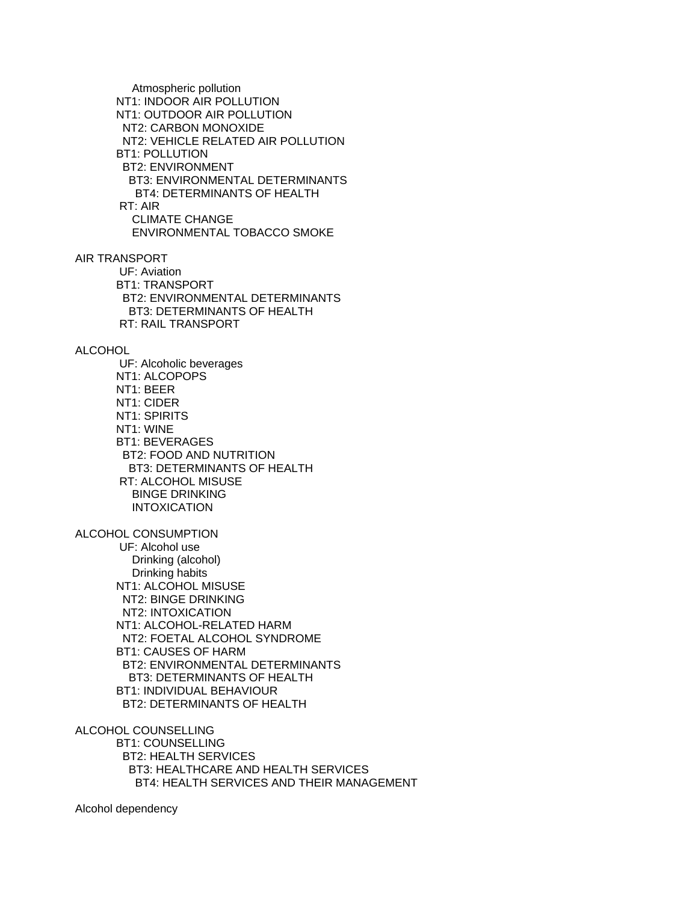Atmospheric pollution
NT1: INDOOR AIR POLLUTION
NT1: OUTDOOR AIR POLLUTION
 NT2: CARBON MONOXIDE
 NT2: VEHICLE RELATED AIR POLLUTION
BT1: POLLUTION
 BT2: ENVIRONMENT
 BT3: ENVIRONMENTAL DETERMINANTS
 BT4: DETERMINANTS OF HEALTH
RT: AIR
 CLIMATE CHANGE
 ENVIRONMENTAL TOBACCO SMOKE

AIR TRANSPORT
UF: Aviation
BT1: TRANSPORT
 BT2: ENVIRONMENTAL DETERMINANTS
 BT3: DETERMINANTS OF HEALTH
RT: RAIL TRANSPORT

ALCOHOL
UF: Alcoholic beverages
NT1: ALCOPOPS
NT1: BEER
NT1: CIDER
NT1: SPIRITS
NT1: WINE
BT1: BEVERAGES
 BT2: FOOD AND NUTRITION
 BT3: DETERMINANTS OF HEALTH
RT: ALCOHOL MISUSE
 BINGE DRINKING
 INTOXICATION

ALCOHOL CONSUMPTION
UF: Alcohol use
 Drinking (alcohol)
 Drinking habits
NT1: ALCOHOL MISUSE
 NT2: BINGE DRINKING
 NT2: INTOXICATION
NT1: ALCOHOL-RELATED HARM
 NT2: FOETAL ALCOHOL SYNDROME
BT1: CAUSES OF HARM
 BT2: ENVIRONMENTAL DETERMINANTS
 BT3: DETERMINANTS OF HEALTH
BT1: INDIVIDUAL BEHAVIOUR
 BT2: DETERMINANTS OF HEALTH

ALCOHOL COUNSELLING
BT1: COUNSELLING
 BT2: HEALTH SERVICES
 BT3: HEALTHCARE AND HEALTH SERVICES
 BT4: HEALTH SERVICES AND THEIR MANAGEMENT

Alcohol dependency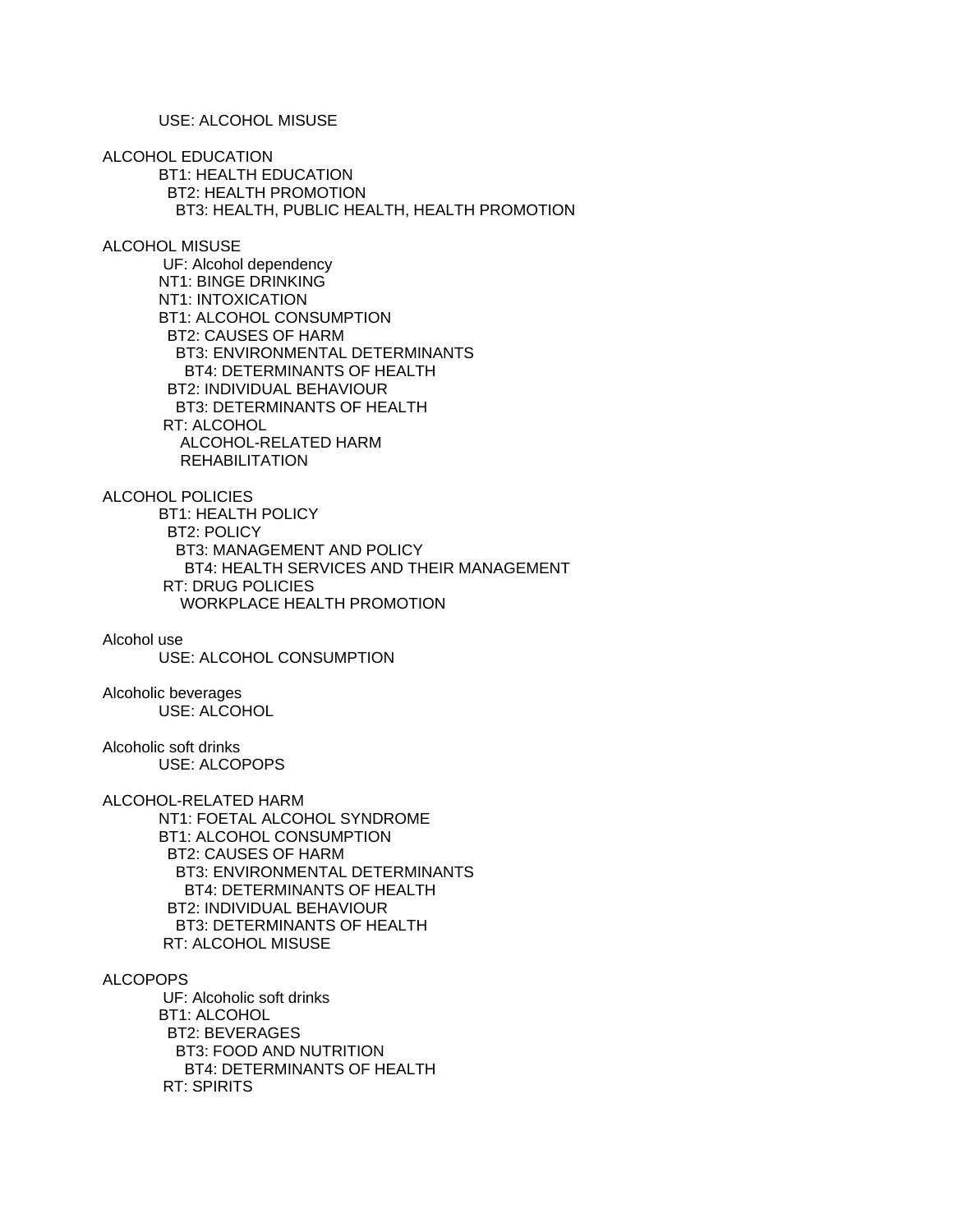USE: ALCOHOL MISUSE

ALCOHOL EDUCATION
- BT1: HEALTH EDUCATION
  - BT2: HEALTH PROMOTION
    - BT3: HEALTH, PUBLIC HEALTH, HEALTH PROMOTION

ALCOHOL MISUSE
- UF: Alcohol dependency
- NT1: BINGE DRINKING
- NT1: INTOXICATION
- BT1: ALCOHOL CONSUMPTION
  - BT2: CAUSES OF HARM
    - BT3: ENVIRONMENTAL DETERMINANTS
      - BT4: DETERMINANTS OF HEALTH
  - BT2: INDIVIDUAL BEHAVIOUR
    - BT3: DETERMINANTS OF HEALTH
- RT: ALCOHOL
  - ALCOHOL-RELATED HARM
  - REHABILITATION

ALCOHOL POLICIES
- BT1: HEALTH POLICY
  - BT2: POLICY
    - BT3: MANAGEMENT AND POLICY
      - BT4: HEALTH SERVICES AND THEIR MANAGEMENT
- RT: DRUG POLICIES
  - WORKPLACE HEALTH PROMOTION

Alcohol use
- USE: ALCOHOL CONSUMPTION

Alcoholic beverages
- USE: ALCOHOL

Alcoholic soft drinks
- USE: ALCOPOPS

ALCOHOL-RELATED HARM
- NT1: FOETAL ALCOHOL SYNDROME
- BT1: ALCOHOL CONSUMPTION
  - BT2: CAUSES OF HARM
    - BT3: ENVIRONMENTAL DETERMINANTS
      - BT4: DETERMINANTS OF HEALTH
  - BT2: INDIVIDUAL BEHAVIOUR
    - BT3: DETERMINANTS OF HEALTH
- RT: ALCOHOL MISUSE

ALCOPOPS
- UF: Alcoholic soft drinks
- BT1: ALCOHOL
  - BT2: BEVERAGES
    - BT3: FOOD AND NUTRITION
      - BT4: DETERMINANTS OF HEALTH
- RT: SPIRITS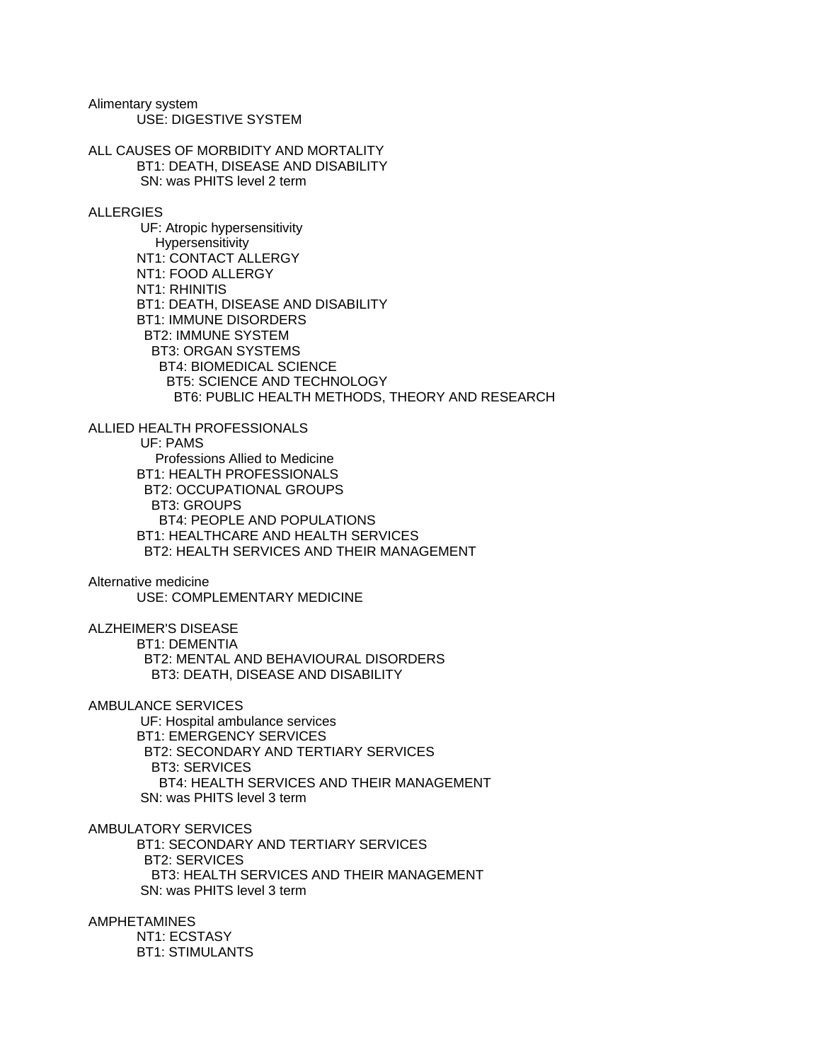Alimentary system
USE: DIGESTIVE SYSTEM

ALL CAUSES OF MORBIDITY AND MORTALITY
BT1: DEATH, DISEASE AND DISABILITY
SN: was PHITS level 2 term

ALLERGIES
UF: Atropic hypersensitivity
Hypersensitivity
NT1: CONTACT ALLERGY
NT1: FOOD ALLERGY
NT1: RHINITIS
BT1: DEATH, DISEASE AND DISABILITY
BT1: IMMUNE DISORDERS
BT2: IMMUNE SYSTEM
BT3: ORGAN SYSTEMS
BT4: BIOMEDICAL SCIENCE
BT5: SCIENCE AND TECHNOLOGY
BT6: PUBLIC HEALTH METHODS, THEORY AND RESEARCH

ALLIED HEALTH PROFESSIONALS
UF: PAMS
Professions Allied to Medicine
BT1: HEALTH PROFESSIONALS
BT2: OCCUPATIONAL GROUPS
BT3: GROUPS
BT4: PEOPLE AND POPULATIONS
BT1: HEALTHCARE AND HEALTH SERVICES
BT2: HEALTH SERVICES AND THEIR MANAGEMENT

Alternative medicine
USE: COMPLEMENTARY MEDICINE

ALZHEIMER'S DISEASE
BT1: DEMENTIA
BT2: MENTAL AND BEHAVIOURAL DISORDERS
BT3: DEATH, DISEASE AND DISABILITY

AMBULANCE SERVICES
UF: Hospital ambulance services
BT1: EMERGENCY SERVICES
BT2: SECONDARY AND TERTIARY SERVICES
BT3: SERVICES
BT4: HEALTH SERVICES AND THEIR MANAGEMENT
SN: was PHITS level 3 term

AMBULATORY SERVICES
BT1: SECONDARY AND TERTIARY SERVICES
BT2: SERVICES
BT3: HEALTH SERVICES AND THEIR MANAGEMENT
SN: was PHITS level 3 term

AMPHETAMINES
NT1: ECSTASY
BT1: STIMULANTS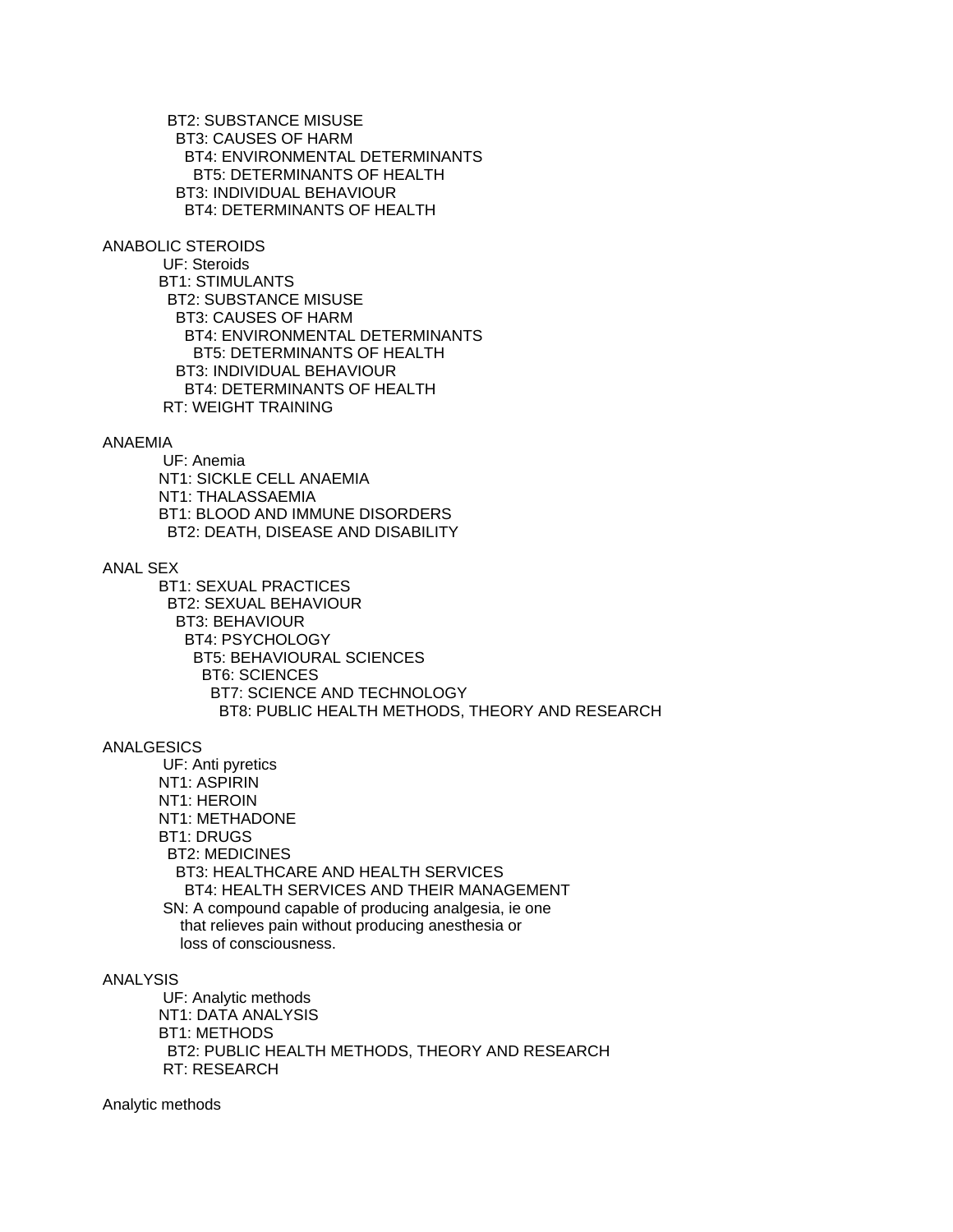BT2: SUBSTANCE MISUSE
  BT3: CAUSES OF HARM
    BT4: ENVIRONMENTAL DETERMINANTS
      BT5: DETERMINANTS OF HEALTH
  BT3: INDIVIDUAL BEHAVIOUR
    BT4: DETERMINANTS OF HEALTH

ANABOLIC STEROIDS
UF: Steroids
BT1: STIMULANTS
  BT2: SUBSTANCE MISUSE
    BT3: CAUSES OF HARM
      BT4: ENVIRONMENTAL DETERMINANTS
        BT5: DETERMINANTS OF HEALTH
    BT3: INDIVIDUAL BEHAVIOUR
      BT4: DETERMINANTS OF HEALTH
RT: WEIGHT TRAINING

ANAEMIA
UF: Anemia
NT1: SICKLE CELL ANAEMIA
NT1: THALASSAEMIA
BT1: BLOOD AND IMMUNE DISORDERS
  BT2: DEATH, DISEASE AND DISABILITY

ANAL SEX
BT1: SEXUAL PRACTICES
  BT2: SEXUAL BEHAVIOUR
    BT3: BEHAVIOUR
      BT4: PSYCHOLOGY
        BT5: BEHAVIOURAL SCIENCES
          BT6: SCIENCES
            BT7: SCIENCE AND TECHNOLOGY
              BT8: PUBLIC HEALTH METHODS, THEORY AND RESEARCH

ANALGESICS
UF: Anti pyretics
NT1: ASPIRIN
NT1: HEROIN
NT1: METHADONE
BT1: DRUGS
  BT2: MEDICINES
    BT3: HEALTHCARE AND HEALTH SERVICES
      BT4: HEALTH SERVICES AND THEIR MANAGEMENT
SN: A compound capable of producing analgesia, ie one that relieves pain without producing anesthesia or loss of consciousness.

ANALYSIS
UF: Analytic methods
NT1: DATA ANALYSIS
BT1: METHODS
  BT2: PUBLIC HEALTH METHODS, THEORY AND RESEARCH
RT: RESEARCH

Analytic methods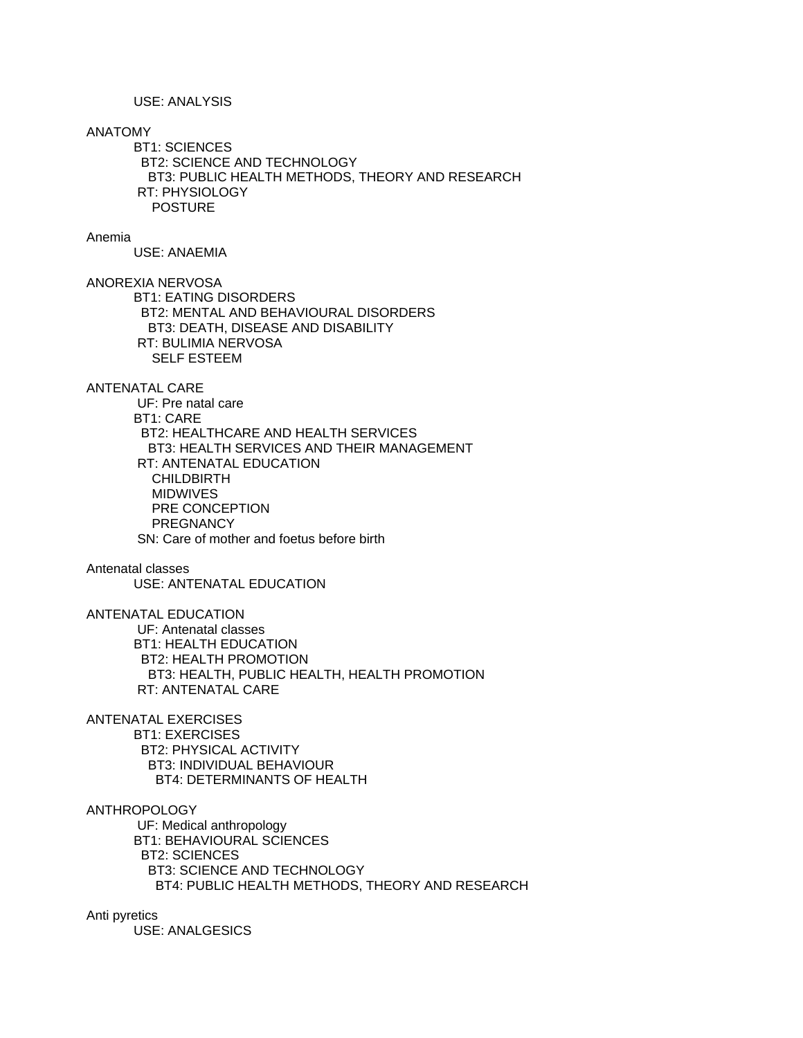USE: ANALYSIS

ANATOMY
- BT1: SCIENCES
  - BT2: SCIENCE AND TECHNOLOGY
    - BT3: PUBLIC HEALTH METHODS, THEORY AND RESEARCH
- RT: PHYSIOLOGY
  - POSTURE

Anemia
- USE: ANAEMIA

ANOREXIA NERVOSA
- BT1: EATING DISORDERS
  - BT2: MENTAL AND BEHAVIOURAL DISORDERS
    - BT3: DEATH, DISEASE AND DISABILITY
- RT: BULIMIA NERVOSA
  - SELF ESTEEM

ANTENATAL CARE
- UF: Pre natal care
- BT1: CARE
  - BT2: HEALTHCARE AND HEALTH SERVICES
    - BT3: HEALTH SERVICES AND THEIR MANAGEMENT
- RT: ANTENATAL EDUCATION
  - CHILDBIRTH
  - MIDWIVES
  - PRE CONCEPTION
  - PREGNANCY
- SN: Care of mother and foetus before birth

Antenatal classes
- USE: ANTENATAL EDUCATION

ANTENATAL EDUCATION
- UF: Antenatal classes
- BT1: HEALTH EDUCATION
  - BT2: HEALTH PROMOTION
    - BT3: HEALTH, PUBLIC HEALTH, HEALTH PROMOTION
- RT: ANTENATAL CARE

ANTENATAL EXERCISES
- BT1: EXERCISES
  - BT2: PHYSICAL ACTIVITY
    - BT3: INDIVIDUAL BEHAVIOUR
      - BT4: DETERMINANTS OF HEALTH

ANTHROPOLOGY
- UF: Medical anthropology
- BT1: BEHAVIOURAL SCIENCES
  - BT2: SCIENCES
    - BT3: SCIENCE AND TECHNOLOGY
      - BT4: PUBLIC HEALTH METHODS, THEORY AND RESEARCH

Anti pyretics
- USE: ANALGESICS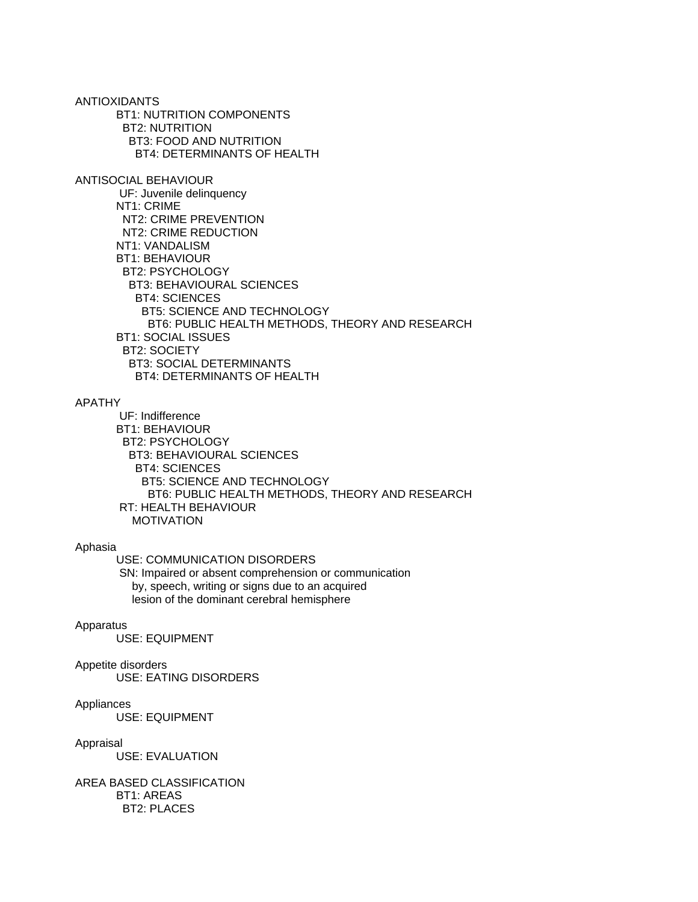ANTIOXIDANTS
BT1: NUTRITION COMPONENTS
  BT2: NUTRITION
    BT3: FOOD AND NUTRITION
      BT4: DETERMINANTS OF HEALTH

ANTISOCIAL BEHAVIOUR
UF: Juvenile delinquency
NT1: CRIME
  NT2: CRIME PREVENTION
  NT2: CRIME REDUCTION
NT1: VANDALISM
BT1: BEHAVIOUR
  BT2: PSYCHOLOGY
    BT3: BEHAVIOURAL SCIENCES
      BT4: SCIENCES
        BT5: SCIENCE AND TECHNOLOGY
          BT6: PUBLIC HEALTH METHODS, THEORY AND RESEARCH
BT1: SOCIAL ISSUES
  BT2: SOCIETY
    BT3: SOCIAL DETERMINANTS
      BT4: DETERMINANTS OF HEALTH

APATHY
UF: Indifference
BT1: BEHAVIOUR
  BT2: PSYCHOLOGY
    BT3: BEHAVIOURAL SCIENCES
      BT4: SCIENCES
        BT5: SCIENCE AND TECHNOLOGY
          BT6: PUBLIC HEALTH METHODS, THEORY AND RESEARCH
RT: HEALTH BEHAVIOUR
    MOTIVATION

Aphasia
USE: COMMUNICATION DISORDERS
SN: Impaired or absent comprehension or communication
    by, speech, writing or signs due to an acquired
    lesion of the dominant cerebral hemisphere

Apparatus
USE: EQUIPMENT

Appetite disorders
USE: EATING DISORDERS

Appliances
USE: EQUIPMENT

Appraisal
USE: EVALUATION

AREA BASED CLASSIFICATION
BT1: AREAS
  BT2: PLACES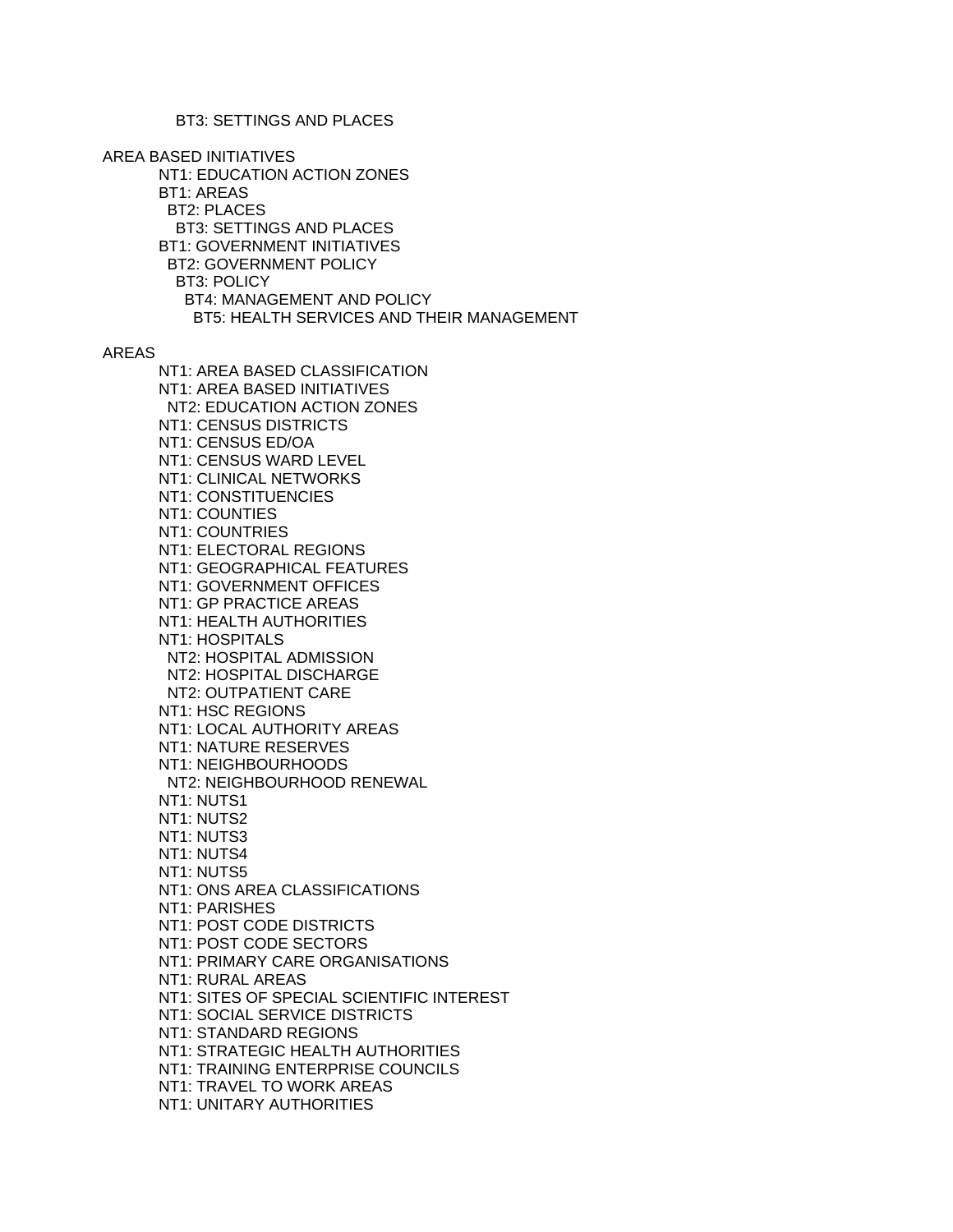BT3: SETTINGS AND PLACES

AREA BASED INITIATIVES

NT1: EDUCATION ACTION ZONES
BT1: AREAS
 BT2: PLACES
  BT3: SETTINGS AND PLACES
BT1: GOVERNMENT INITIATIVES
 BT2: GOVERNMENT POLICY
  BT3: POLICY
   BT4: MANAGEMENT AND POLICY
    BT5: HEALTH SERVICES AND THEIR MANAGEMENT

AREAS

NT1: AREA BASED CLASSIFICATION
NT1: AREA BASED INITIATIVES
 NT2: EDUCATION ACTION ZONES
NT1: CENSUS DISTRICTS
NT1: CENSUS ED/OA
NT1: CENSUS WARD LEVEL
NT1: CLINICAL NETWORKS
NT1: CONSTITUENCIES
NT1: COUNTIES
NT1: COUNTRIES
NT1: ELECTORAL REGIONS
NT1: GEOGRAPHICAL FEATURES
NT1: GOVERNMENT OFFICES
NT1: GP PRACTICE AREAS
NT1: HEALTH AUTHORITIES
NT1: HOSPITALS
 NT2: HOSPITAL ADMISSION
 NT2: HOSPITAL DISCHARGE
 NT2: OUTPATIENT CARE
NT1: HSC REGIONS
NT1: LOCAL AUTHORITY AREAS
NT1: NATURE RESERVES
NT1: NEIGHBOURHOODS
 NT2: NEIGHBOURHOOD RENEWAL
NT1: NUTS1
NT1: NUTS2
NT1: NUTS3
NT1: NUTS4
NT1: NUTS5
NT1: ONS AREA CLASSIFICATIONS
NT1: PARISHES
NT1: POST CODE DISTRICTS
NT1: POST CODE SECTORS
NT1: PRIMARY CARE ORGANISATIONS
NT1: RURAL AREAS
NT1: SITES OF SPECIAL SCIENTIFIC INTEREST
NT1: SOCIAL SERVICE DISTRICTS
NT1: STANDARD REGIONS
NT1: STRATEGIC HEALTH AUTHORITIES
NT1: TRAINING ENTERPRISE COUNCILS
NT1: TRAVEL TO WORK AREAS
NT1: UNITARY AUTHORITIES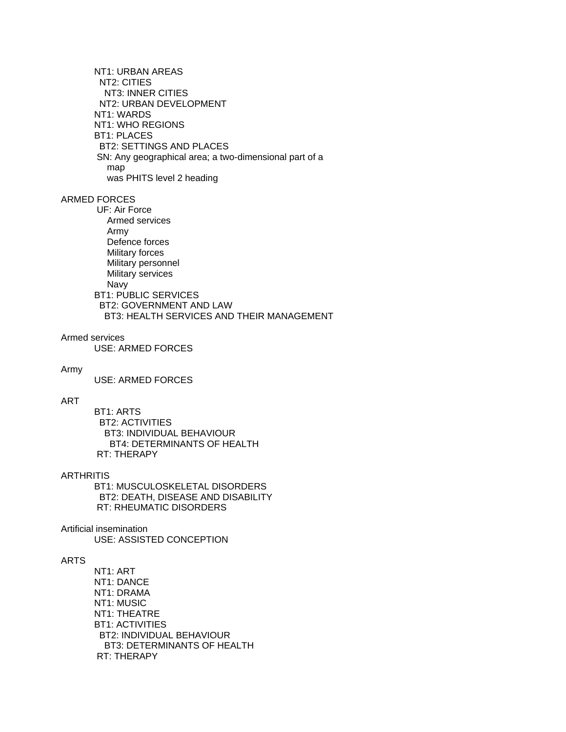NT1: URBAN AREAS
  NT2: CITIES
    NT3: INNER CITIES
  NT2: URBAN DEVELOPMENT
NT1: WARDS
NT1: WHO REGIONS
BT1: PLACES
  BT2: SETTINGS AND PLACES
 SN: Any geographical area; a two-dimensional part of a
    map
    was PHITS level 2 heading

ARMED FORCES
 UF: Air Force
    Armed services
    Army
    Defence forces
    Military forces
    Military personnel
    Military services
    Navy
BT1: PUBLIC SERVICES
  BT2: GOVERNMENT AND LAW
    BT3: HEALTH SERVICES AND THEIR MANAGEMENT

Armed services
USE: ARMED FORCES

Army
USE: ARMED FORCES

ART
BT1: ARTS
  BT2: ACTIVITIES
    BT3: INDIVIDUAL BEHAVIOUR
      BT4: DETERMINANTS OF HEALTH
 RT: THERAPY

ARTHRITIS
BT1: MUSCULOSKELETAL DISORDERS
  BT2: DEATH, DISEASE AND DISABILITY
 RT: RHEUMATIC DISORDERS

Artificial insemination
USE: ASSISTED CONCEPTION

ARTS
NT1: ART
NT1: DANCE
NT1: DRAMA
NT1: MUSIC
NT1: THEATRE
BT1: ACTIVITIES
  BT2: INDIVIDUAL BEHAVIOUR
    BT3: DETERMINANTS OF HEALTH
 RT: THERAPY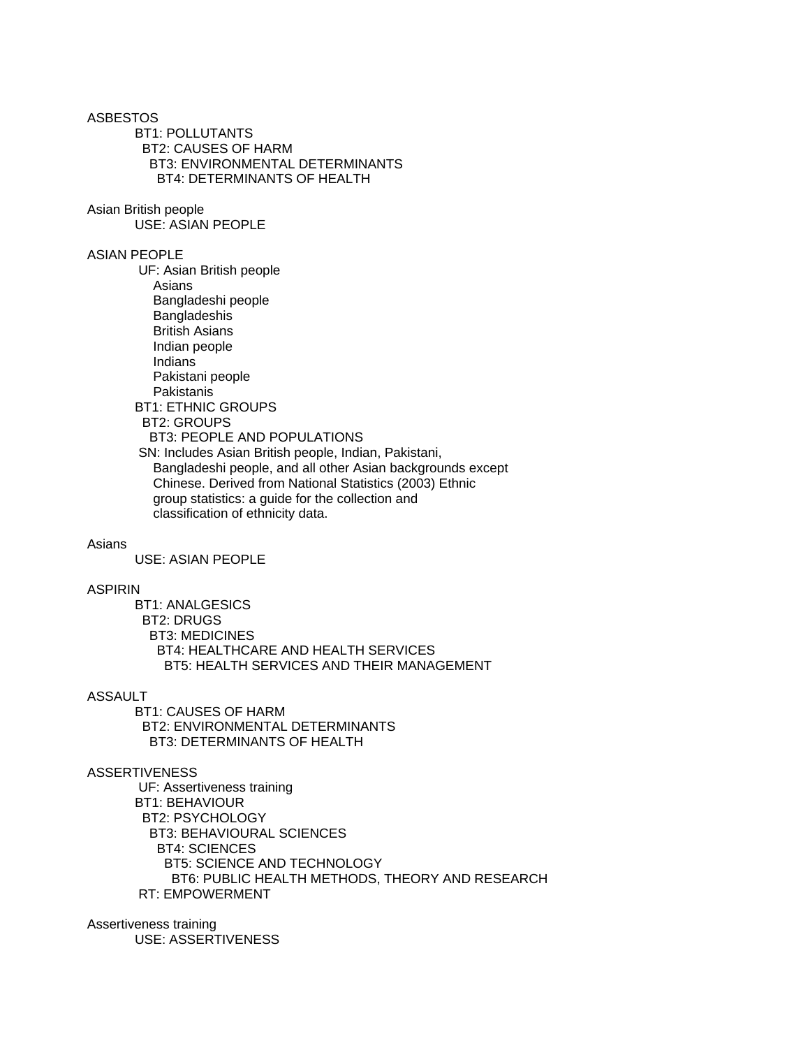ASBESTOS
BT1: POLLUTANTS
BT2: CAUSES OF HARM
BT3: ENVIRONMENTAL DETERMINANTS
BT4: DETERMINANTS OF HEALTH

Asian British people
USE: ASIAN PEOPLE

ASIAN PEOPLE
UF: Asian British people
Asians
Bangladeshi people
Bangladeshis
British Asians
Indian people
Indians
Pakistani people
Pakistanis
BT1: ETHNIC GROUPS
BT2: GROUPS
BT3: PEOPLE AND POPULATIONS
SN: Includes Asian British people, Indian, Pakistani, Bangladeshi people, and all other Asian backgrounds except Chinese. Derived from National Statistics (2003) Ethnic group statistics: a guide for the collection and classification of ethnicity data.

Asians
USE: ASIAN PEOPLE

ASPIRIN
BT1: ANALGESICS
BT2: DRUGS
BT3: MEDICINES
BT4: HEALTHCARE AND HEALTH SERVICES
BT5: HEALTH SERVICES AND THEIR MANAGEMENT

ASSAULT
BT1: CAUSES OF HARM
BT2: ENVIRONMENTAL DETERMINANTS
BT3: DETERMINANTS OF HEALTH

ASSERTIVENESS
UF: Assertiveness training
BT1: BEHAVIOUR
BT2: PSYCHOLOGY
BT3: BEHAVIOURAL SCIENCES
BT4: SCIENCES
BT5: SCIENCE AND TECHNOLOGY
BT6: PUBLIC HEALTH METHODS, THEORY AND RESEARCH
RT: EMPOWERMENT

Assertiveness training
USE: ASSERTIVENESS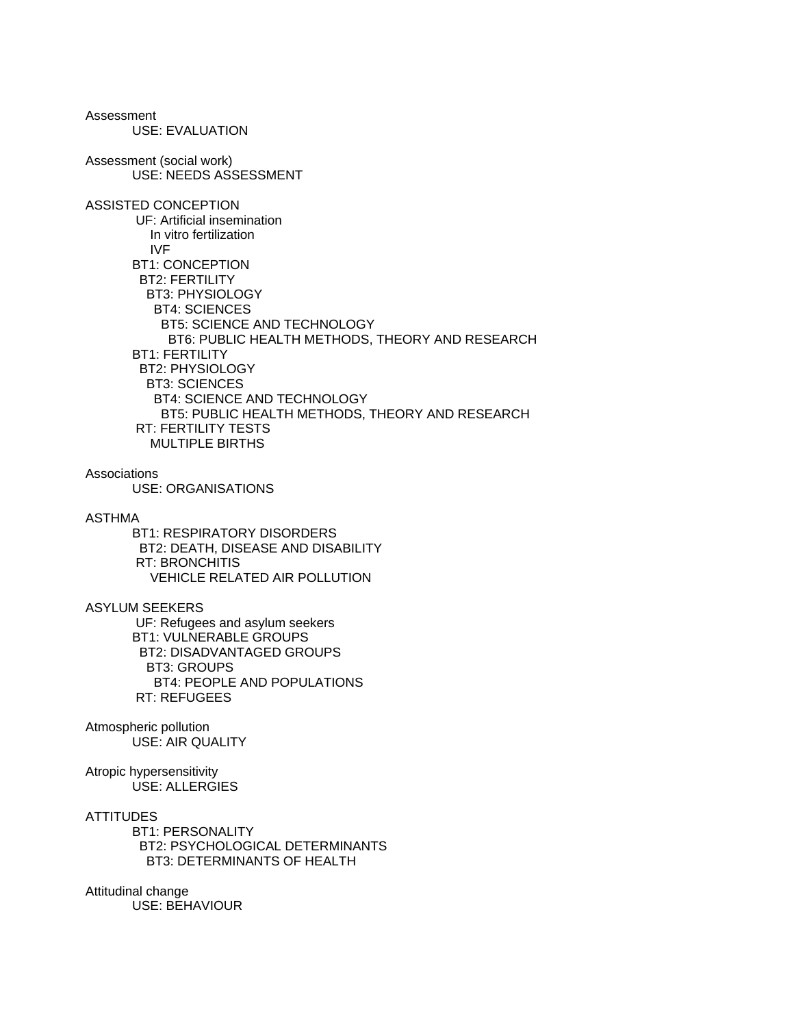Assessment
    USE: EVALUATION

Assessment (social work)
    USE: NEEDS ASSESSMENT

ASSISTED CONCEPTION
    UF: Artificial insemination
        In vitro fertilization
        IVF
    BT1: CONCEPTION
     BT2: FERTILITY
      BT3: PHYSIOLOGY
       BT4: SCIENCES
        BT5: SCIENCE AND TECHNOLOGY
         BT6: PUBLIC HEALTH METHODS, THEORY AND RESEARCH
    BT1: FERTILITY
     BT2: PHYSIOLOGY
      BT3: SCIENCES
       BT4: SCIENCE AND TECHNOLOGY
        BT5: PUBLIC HEALTH METHODS, THEORY AND RESEARCH
    RT: FERTILITY TESTS
        MULTIPLE BIRTHS

Associations
    USE: ORGANISATIONS

ASTHMA
    BT1: RESPIRATORY DISORDERS
     BT2: DEATH, DISEASE AND DISABILITY
    RT: BRONCHITIS
        VEHICLE RELATED AIR POLLUTION

ASYLUM SEEKERS
    UF: Refugees and asylum seekers
    BT1: VULNERABLE GROUPS
     BT2: DISADVANTAGED GROUPS
      BT3: GROUPS
       BT4: PEOPLE AND POPULATIONS
    RT: REFUGEES

Atmospheric pollution
    USE: AIR QUALITY

Atropic hypersensitivity
    USE: ALLERGIES

ATTITUDES
    BT1: PERSONALITY
     BT2: PSYCHOLOGICAL DETERMINANTS
      BT3: DETERMINANTS OF HEALTH

Attitudinal change
    USE: BEHAVIOUR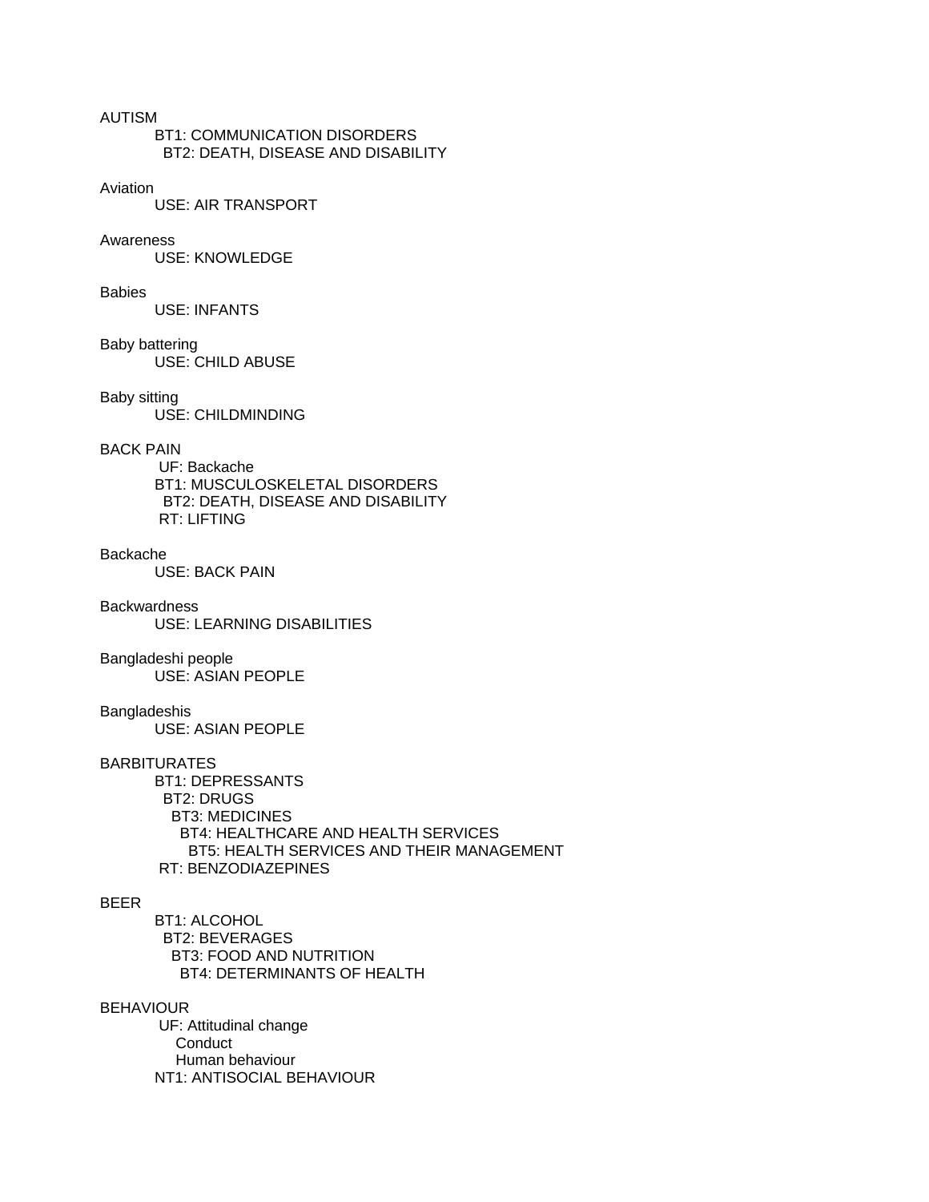AUTISM
 BT1: COMMUNICATION DISORDERS
  BT2: DEATH, DISEASE AND DISABILITY

Aviation
 USE: AIR TRANSPORT

Awareness
 USE: KNOWLEDGE

Babies
 USE: INFANTS

Baby battering
 USE: CHILD ABUSE

Baby sitting
 USE: CHILDMINDING

BACK PAIN
 UF: Backache
 BT1: MUSCULOSKELETAL DISORDERS
  BT2: DEATH, DISEASE AND DISABILITY
 RT: LIFTING

Backache
 USE: BACK PAIN

Backwardness
 USE: LEARNING DISABILITIES

Bangladeshi people
 USE: ASIAN PEOPLE

Bangladeshis
 USE: ASIAN PEOPLE

BARBITURATES
 BT1: DEPRESSANTS
  BT2: DRUGS
   BT3: MEDICINES
    BT4: HEALTHCARE AND HEALTH SERVICES
     BT5: HEALTH SERVICES AND THEIR MANAGEMENT
 RT: BENZODIAZEPINES

BEER
 BT1: ALCOHOL
  BT2: BEVERAGES
   BT3: FOOD AND NUTRITION
    BT4: DETERMINANTS OF HEALTH

BEHAVIOUR
 UF: Attitudinal change
  Conduct
  Human behaviour
 NT1: ANTISOCIAL BEHAVIOUR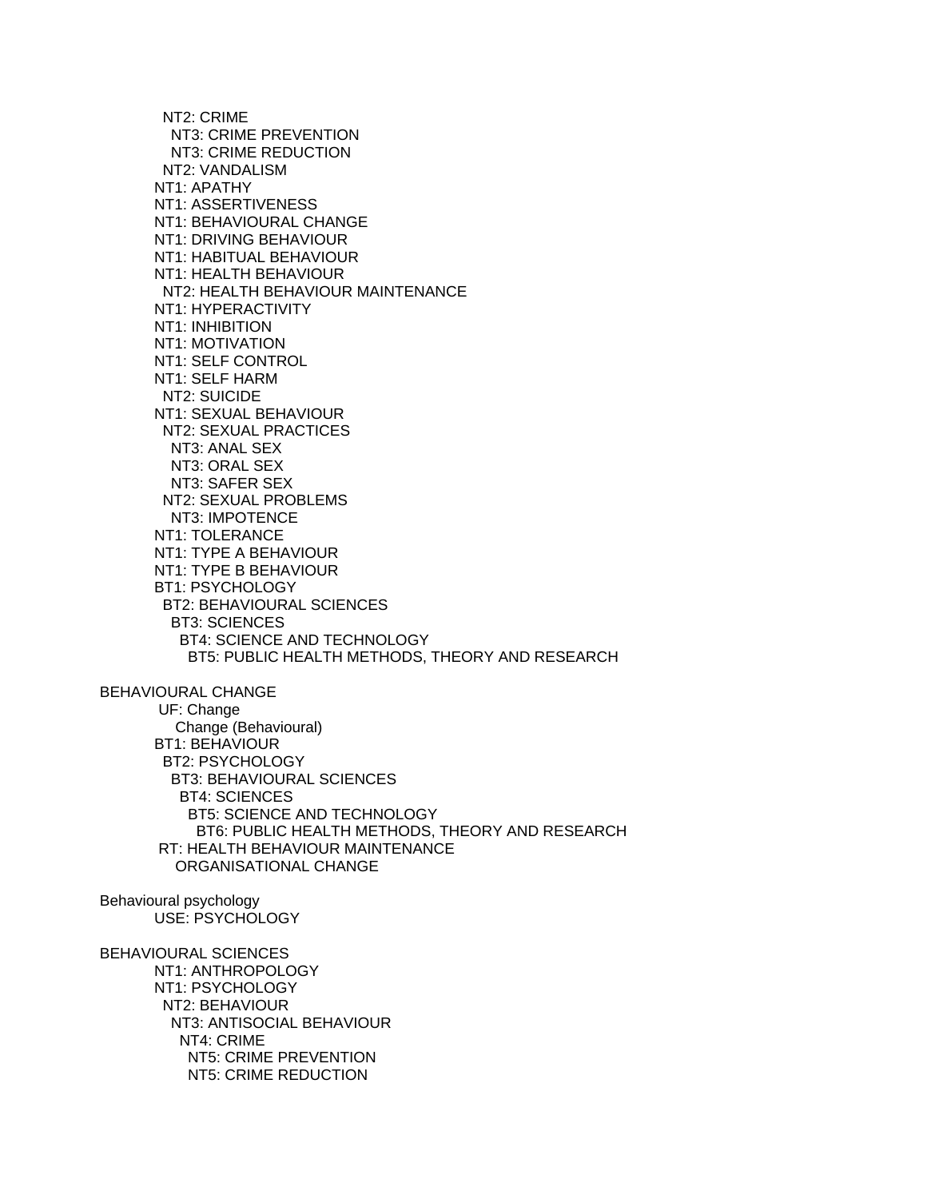NT2: CRIME
  NT3: CRIME PREVENTION
  NT3: CRIME REDUCTION
NT2: VANDALISM
NT1: APATHY
NT1: ASSERTIVENESS
NT1: BEHAVIOURAL CHANGE
NT1: DRIVING BEHAVIOUR
NT1: HABITUAL BEHAVIOUR
NT1: HEALTH BEHAVIOUR
  NT2: HEALTH BEHAVIOUR MAINTENANCE
NT1: HYPERACTIVITY
NT1: INHIBITION
NT1: MOTIVATION
NT1: SELF CONTROL
NT1: SELF HARM
  NT2: SUICIDE
NT1: SEXUAL BEHAVIOUR
  NT2: SEXUAL PRACTICES
    NT3: ANAL SEX
    NT3: ORAL SEX
    NT3: SAFER SEX
  NT2: SEXUAL PROBLEMS
    NT3: IMPOTENCE
NT1: TOLERANCE
NT1: TYPE A BEHAVIOUR
NT1: TYPE B BEHAVIOUR
BT1: PSYCHOLOGY
  BT2: BEHAVIOURAL SCIENCES
    BT3: SCIENCES
      BT4: SCIENCE AND TECHNOLOGY
        BT5: PUBLIC HEALTH METHODS, THEORY AND RESEARCH

BEHAVIOURAL CHANGE
UF: Change
  Change (Behavioural)
BT1: BEHAVIOUR
  BT2: PSYCHOLOGY
    BT3: BEHAVIOURAL SCIENCES
      BT4: SCIENCES
        BT5: SCIENCE AND TECHNOLOGY
          BT6: PUBLIC HEALTH METHODS, THEORY AND RESEARCH
RT: HEALTH BEHAVIOUR MAINTENANCE
  ORGANISATIONAL CHANGE

Behavioural psychology
USE: PSYCHOLOGY

BEHAVIOURAL SCIENCES
NT1: ANTHROPOLOGY
NT1: PSYCHOLOGY
  NT2: BEHAVIOUR
    NT3: ANTISOCIAL BEHAVIOUR
      NT4: CRIME
        NT5: CRIME PREVENTION
        NT5: CRIME REDUCTION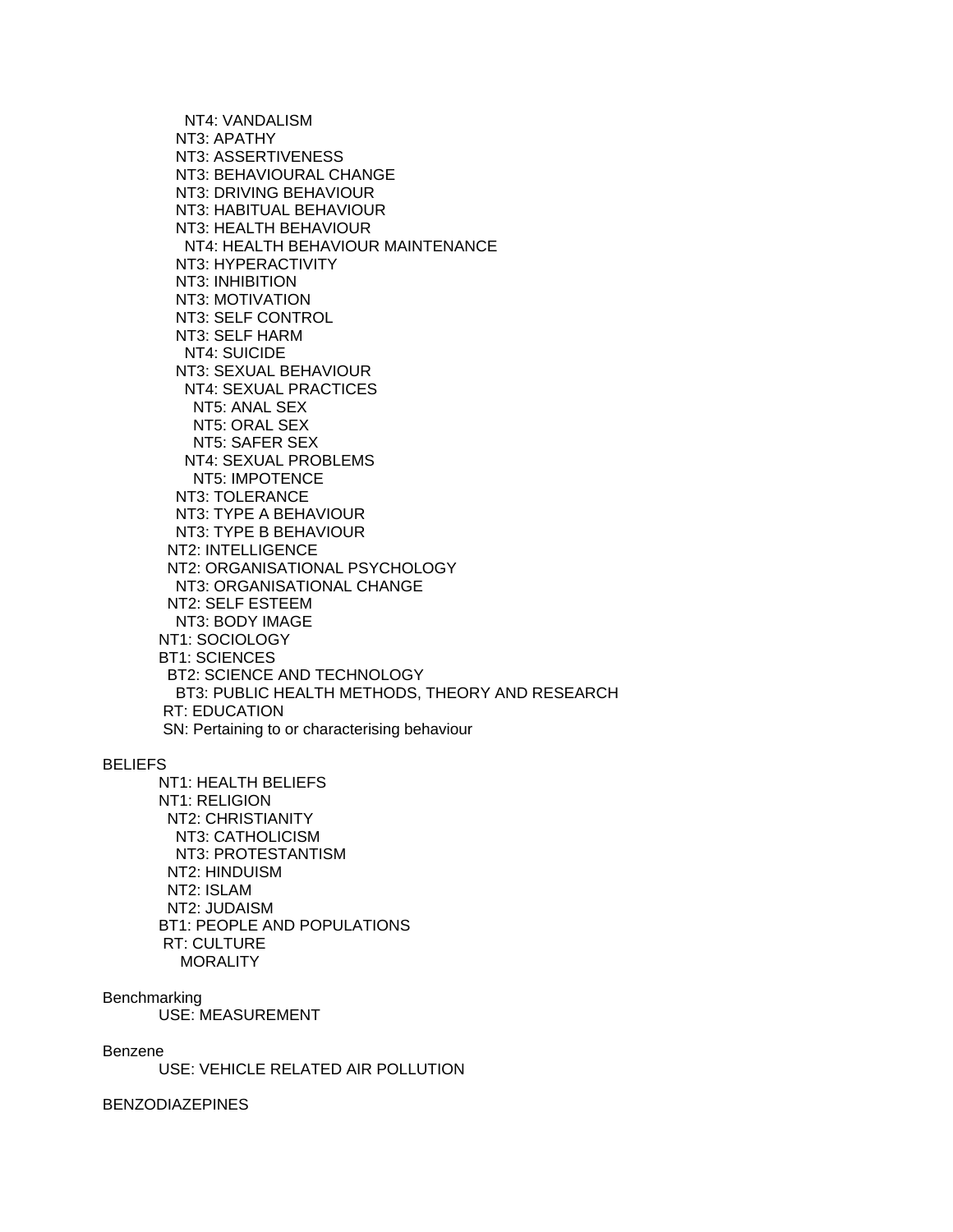NT4: VANDALISM
      NT3: APATHY
      NT3: ASSERTIVENESS
      NT3: BEHAVIOURAL CHANGE
      NT3: DRIVING BEHAVIOUR
      NT3: HABITUAL BEHAVIOUR
      NT3: HEALTH BEHAVIOUR
        NT4: HEALTH BEHAVIOUR MAINTENANCE
      NT3: HYPERACTIVITY
      NT3: INHIBITION
      NT3: MOTIVATION
      NT3: SELF CONTROL
      NT3: SELF HARM
        NT4: SUICIDE
      NT3: SEXUAL BEHAVIOUR
        NT4: SEXUAL PRACTICES
          NT5: ANAL SEX
          NT5: ORAL SEX
          NT5: SAFER SEX
        NT4: SEXUAL PROBLEMS
          NT5: IMPOTENCE
      NT3: TOLERANCE
      NT3: TYPE A BEHAVIOUR
      NT3: TYPE B BEHAVIOUR
    NT2: INTELLIGENCE
    NT2: ORGANISATIONAL PSYCHOLOGY
      NT3: ORGANISATIONAL CHANGE
    NT2: SELF ESTEEM
      NT3: BODY IMAGE
  NT1: SOCIOLOGY
  BT1: SCIENCES
    BT2: SCIENCE AND TECHNOLOGY
      BT3: PUBLIC HEALTH METHODS, THEORY AND RESEARCH
  RT: EDUCATION
  SN: Pertaining to or characterising behaviour

BELIEFS
  NT1: HEALTH BELIEFS
  NT1: RELIGION
    NT2: CHRISTIANITY
      NT3: CATHOLICISM
      NT3: PROTESTANTISM
    NT2: HINDUISM
    NT2: ISLAM
    NT2: JUDAISM
  BT1: PEOPLE AND POPULATIONS
  RT: CULTURE
    MORALITY

Benchmarking
  USE: MEASUREMENT

Benzene
  USE: VEHICLE RELATED AIR POLLUTION

BENZODIAZEPINES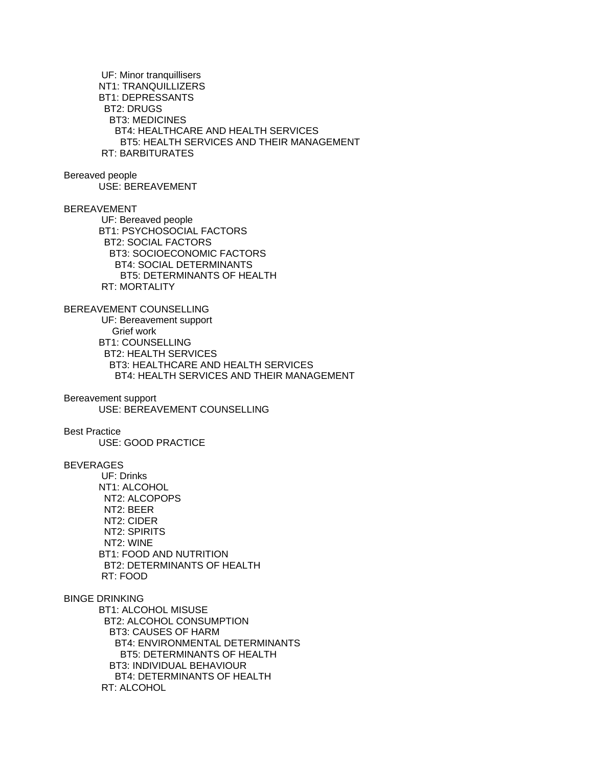UF: Minor tranquillisers
NT1: TRANQUILLIZERS
BT1: DEPRESSANTS
  BT2: DRUGS
    BT3: MEDICINES
      BT4: HEALTHCARE AND HEALTH SERVICES
        BT5: HEALTH SERVICES AND THEIR MANAGEMENT
RT: BARBITURATES

Bereaved people
USE: BEREAVEMENT

BEREAVEMENT
UF: Bereaved people
BT1: PSYCHOSOCIAL FACTORS
  BT2: SOCIAL FACTORS
    BT3: SOCIOECONOMIC FACTORS
      BT4: SOCIAL DETERMINANTS
        BT5: DETERMINANTS OF HEALTH
RT: MORTALITY

BEREAVEMENT COUNSELLING
UF: Bereavement support
  Grief work
BT1: COUNSELLING
  BT2: HEALTH SERVICES
    BT3: HEALTHCARE AND HEALTH SERVICES
      BT4: HEALTH SERVICES AND THEIR MANAGEMENT

Bereavement support
USE: BEREAVEMENT COUNSELLING

Best Practice
USE: GOOD PRACTICE

BEVERAGES
UF: Drinks
NT1: ALCOHOL
  NT2: ALCOPOPS
  NT2: BEER
  NT2: CIDER
  NT2: SPIRITS
  NT2: WINE
BT1: FOOD AND NUTRITION
  BT2: DETERMINANTS OF HEALTH
RT: FOOD

BINGE DRINKING
BT1: ALCOHOL MISUSE
  BT2: ALCOHOL CONSUMPTION
    BT3: CAUSES OF HARM
      BT4: ENVIRONMENTAL DETERMINANTS
        BT5: DETERMINANTS OF HEALTH
    BT3: INDIVIDUAL BEHAVIOUR
      BT4: DETERMINANTS OF HEALTH
RT: ALCOHOL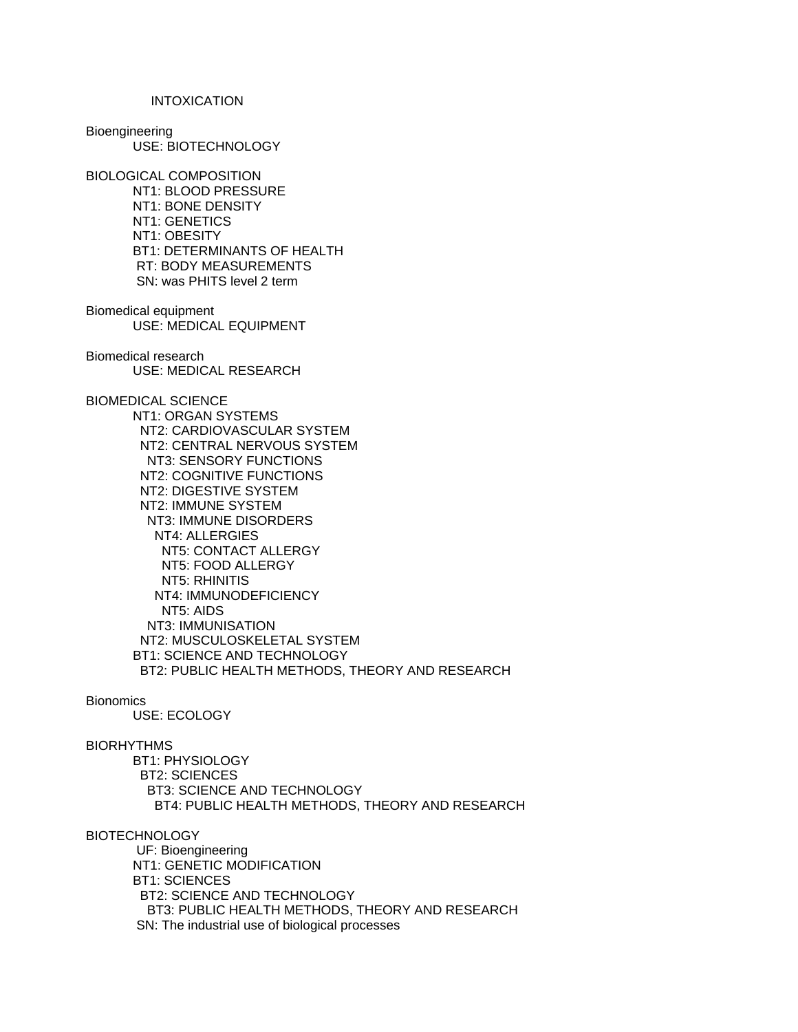INTOXICATION

Bioengineering
    USE: BIOTECHNOLOGY

BIOLOGICAL COMPOSITION
    NT1: BLOOD PRESSURE
    NT1: BONE DENSITY
    NT1: GENETICS
    NT1: OBESITY
    BT1: DETERMINANTS OF HEALTH
    RT: BODY MEASUREMENTS
    SN: was PHITS level 2 term

Biomedical equipment
    USE: MEDICAL EQUIPMENT

Biomedical research
    USE: MEDICAL RESEARCH

BIOMEDICAL SCIENCE
    NT1: ORGAN SYSTEMS
      NT2: CARDIOVASCULAR SYSTEM
      NT2: CENTRAL NERVOUS SYSTEM
        NT3: SENSORY FUNCTIONS
      NT2: COGNITIVE FUNCTIONS
      NT2: DIGESTIVE SYSTEM
      NT2: IMMUNE SYSTEM
        NT3: IMMUNE DISORDERS
          NT4: ALLERGIES
            NT5: CONTACT ALLERGY
            NT5: FOOD ALLERGY
            NT5: RHINITIS
          NT4: IMMUNODEFICIENCY
            NT5: AIDS
        NT3: IMMUNISATION
      NT2: MUSCULOSKELETAL SYSTEM
    BT1: SCIENCE AND TECHNOLOGY
      BT2: PUBLIC HEALTH METHODS, THEORY AND RESEARCH

Bionomics
    USE: ECOLOGY

BIORHYTHMS
    BT1: PHYSIOLOGY
      BT2: SCIENCES
        BT3: SCIENCE AND TECHNOLOGY
          BT4: PUBLIC HEALTH METHODS, THEORY AND RESEARCH

BIOTECHNOLOGY
    UF: Bioengineering
    NT1: GENETIC MODIFICATION
    BT1: SCIENCES
      BT2: SCIENCE AND TECHNOLOGY
        BT3: PUBLIC HEALTH METHODS, THEORY AND RESEARCH
    SN: The industrial use of biological processes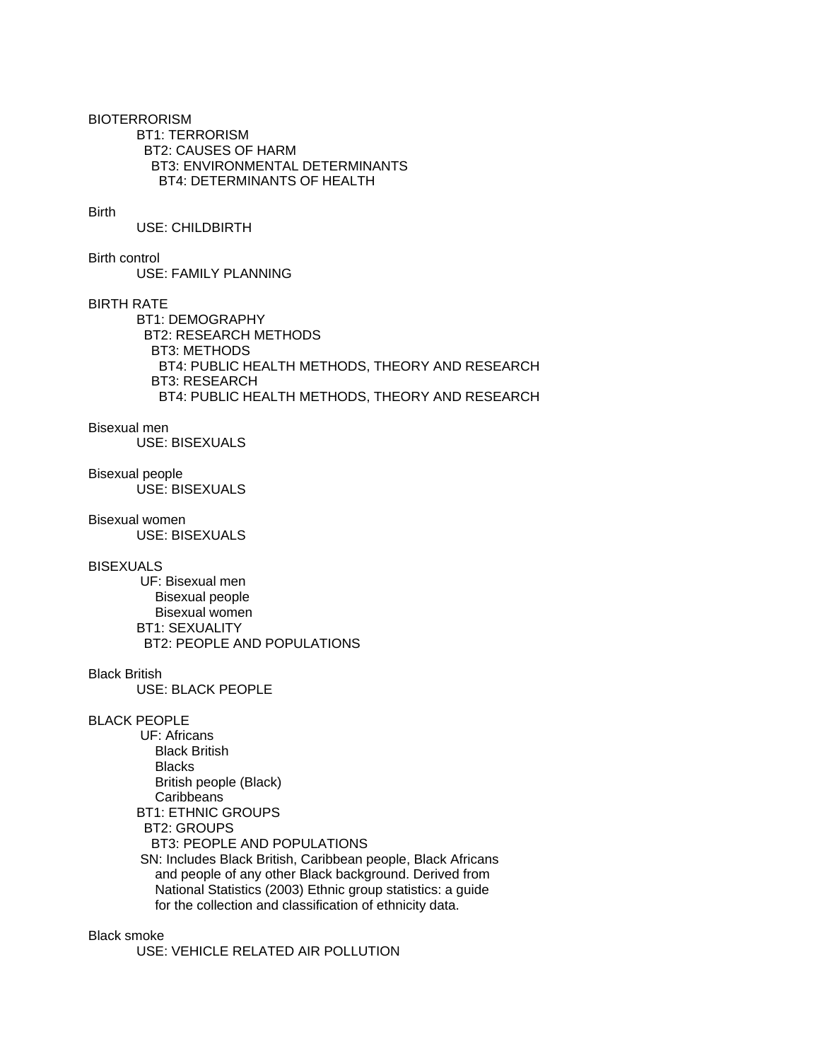BIOTERRORISM

BT1: TERRORISM
  BT2: CAUSES OF HARM
    BT3: ENVIRONMENTAL DETERMINANTS
      BT4: DETERMINANTS OF HEALTH

Birth

USE: CHILDBIRTH

Birth control

USE: FAMILY PLANNING

BIRTH RATE

BT1: DEMOGRAPHY
  BT2: RESEARCH METHODS
    BT3: METHODS
      BT4: PUBLIC HEALTH METHODS, THEORY AND RESEARCH
    BT3: RESEARCH
      BT4: PUBLIC HEALTH METHODS, THEORY AND RESEARCH

Bisexual men

USE: BISEXUALS

Bisexual people

USE: BISEXUALS

Bisexual women

USE: BISEXUALS

BISEXUALS

UF: Bisexual men
  Bisexual people
  Bisexual women
BT1: SEXUALITY
  BT2: PEOPLE AND POPULATIONS

Black British

USE: BLACK PEOPLE

BLACK PEOPLE

UF: Africans
  Black British
  Blacks
  British people (Black)
  Caribbeans
BT1: ETHNIC GROUPS
  BT2: GROUPS
    BT3: PEOPLE AND POPULATIONS
SN: Includes Black British, Caribbean people, Black Africans and people of any other Black background. Derived from National Statistics (2003) Ethnic group statistics: a guide for the collection and classification of ethnicity data.

Black smoke

USE: VEHICLE RELATED AIR POLLUTION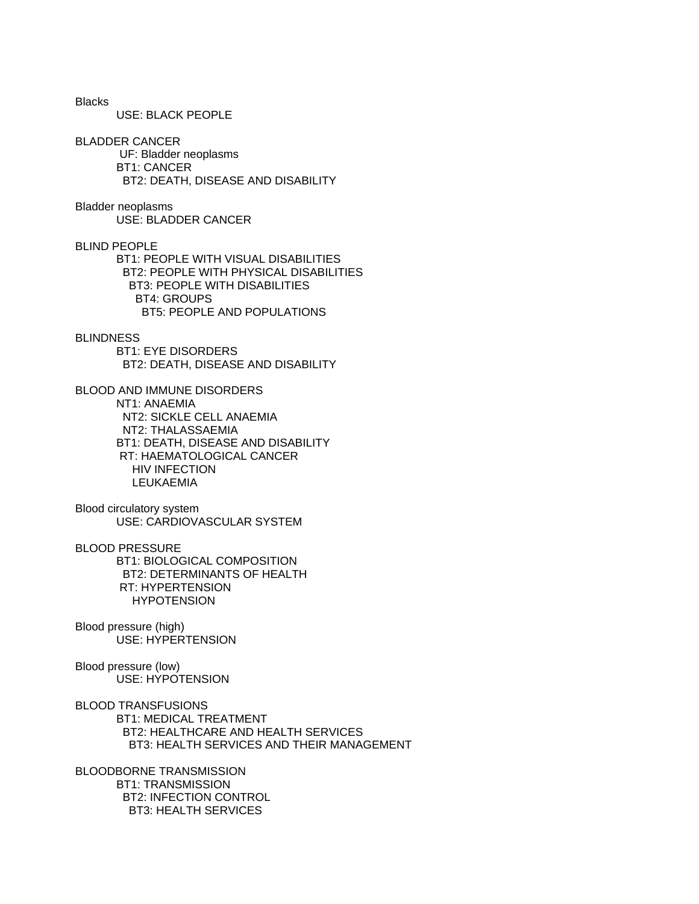Blacks

USE: BLACK PEOPLE

BLADDER CANCER

UF: Bladder neoplasms
BT1: CANCER
  BT2: DEATH, DISEASE AND DISABILITY

Bladder neoplasms

USE: BLADDER CANCER

BLIND PEOPLE

BT1: PEOPLE WITH VISUAL DISABILITIES
  BT2: PEOPLE WITH PHYSICAL DISABILITIES
    BT3: PEOPLE WITH DISABILITIES
      BT4: GROUPS
        BT5: PEOPLE AND POPULATIONS

BLINDNESS

BT1: EYE DISORDERS
  BT2: DEATH, DISEASE AND DISABILITY

BLOOD AND IMMUNE DISORDERS

NT1: ANAEMIA
  NT2: SICKLE CELL ANAEMIA
  NT2: THALASSAEMIA
BT1: DEATH, DISEASE AND DISABILITY
RT: HAEMATOLOGICAL CANCER
  HIV INFECTION
  LEUKAEMIA

Blood circulatory system

USE: CARDIOVASCULAR SYSTEM

BLOOD PRESSURE

BT1: BIOLOGICAL COMPOSITION
  BT2: DETERMINANTS OF HEALTH
RT: HYPERTENSION
  HYPOTENSION

Blood pressure (high)

USE: HYPERTENSION

Blood pressure (low)

USE: HYPOTENSION

BLOOD TRANSFUSIONS

BT1: MEDICAL TREATMENT
  BT2: HEALTHCARE AND HEALTH SERVICES
    BT3: HEALTH SERVICES AND THEIR MANAGEMENT

BLOODBORNE TRANSMISSION

BT1: TRANSMISSION
  BT2: INFECTION CONTROL
    BT3: HEALTH SERVICES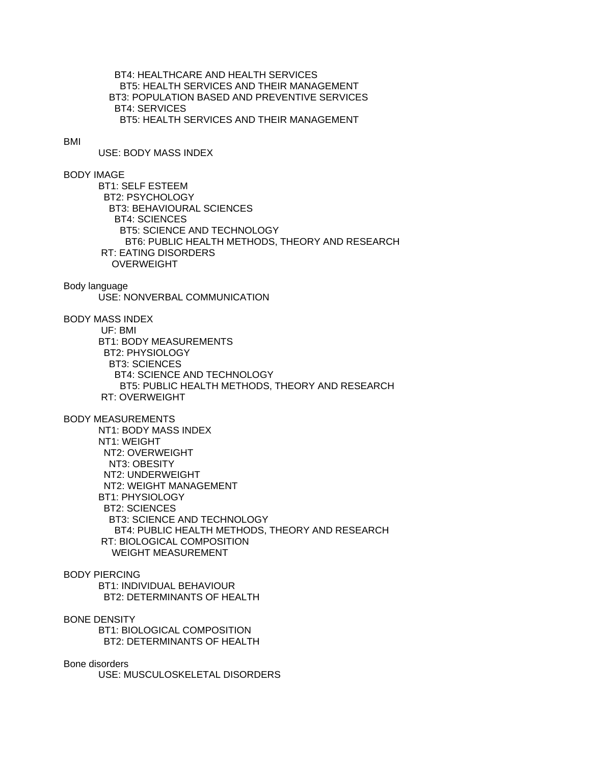BT4: HEALTHCARE AND HEALTH SERVICES
  BT5: HEALTH SERVICES AND THEIR MANAGEMENT
BT3: POPULATION BASED AND PREVENTIVE SERVICES
  BT4: SERVICES
    BT5: HEALTH SERVICES AND THEIR MANAGEMENT

BMI
    USE: BODY MASS INDEX

BODY IMAGE
    BT1: SELF ESTEEM
      BT2: PSYCHOLOGY
        BT3: BEHAVIOURAL SCIENCES
          BT4: SCIENCES
            BT5: SCIENCE AND TECHNOLOGY
              BT6: PUBLIC HEALTH METHODS, THEORY AND RESEARCH
    RT: EATING DISORDERS
        OVERWEIGHT

Body language
    USE: NONVERBAL COMMUNICATION

BODY MASS INDEX
    UF: BMI
    BT1: BODY MEASUREMENTS
      BT2: PHYSIOLOGY
        BT3: SCIENCES
          BT4: SCIENCE AND TECHNOLOGY
            BT5: PUBLIC HEALTH METHODS, THEORY AND RESEARCH
    RT: OVERWEIGHT

BODY MEASUREMENTS
    NT1: BODY MASS INDEX
    NT1: WEIGHT
      NT2: OVERWEIGHT
        NT3: OBESITY
      NT2: UNDERWEIGHT
      NT2: WEIGHT MANAGEMENT
    BT1: PHYSIOLOGY
      BT2: SCIENCES
        BT3: SCIENCE AND TECHNOLOGY
          BT4: PUBLIC HEALTH METHODS, THEORY AND RESEARCH
    RT: BIOLOGICAL COMPOSITION
        WEIGHT MEASUREMENT

BODY PIERCING
    BT1: INDIVIDUAL BEHAVIOUR
      BT2: DETERMINANTS OF HEALTH

BONE DENSITY
    BT1: BIOLOGICAL COMPOSITION
      BT2: DETERMINANTS OF HEALTH

Bone disorders
    USE: MUSCULOSKELETAL DISORDERS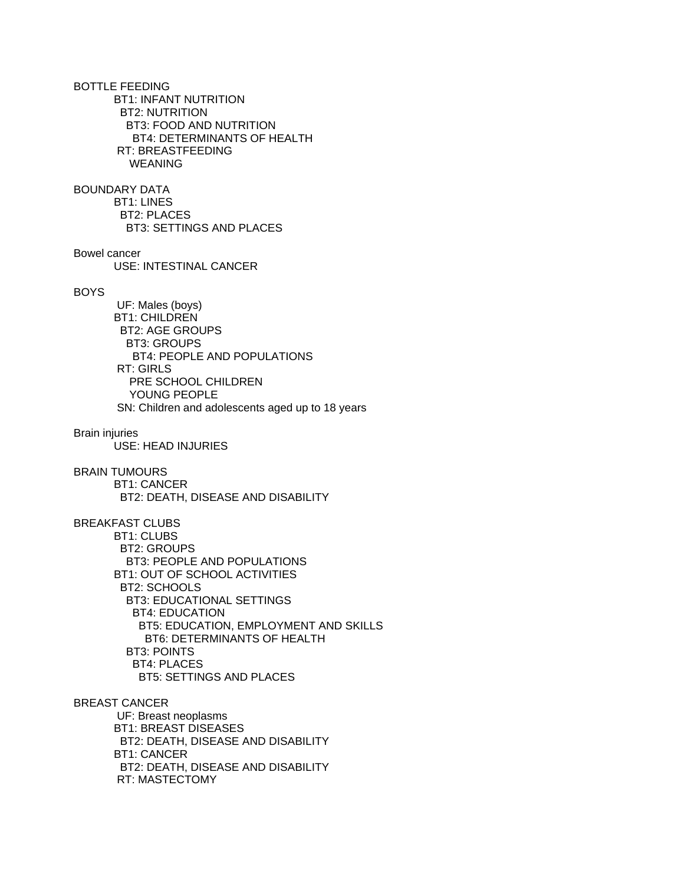BOTTLE FEEDING
- BT1: INFANT NUTRITION
  - BT2: NUTRITION
    - BT3: FOOD AND NUTRITION
      - BT4: DETERMINANTS OF HEALTH
- RT: BREASTFEEDING
  - WEANING

BOUNDARY DATA
- BT1: LINES
  - BT2: PLACES
    - BT3: SETTINGS AND PLACES

Bowel cancer
- USE: INTESTINAL CANCER

BOYS
- UF: Males (boys)
- BT1: CHILDREN
  - BT2: AGE GROUPS
    - BT3: GROUPS
      - BT4: PEOPLE AND POPULATIONS
- RT: GIRLS
  - PRE SCHOOL CHILDREN
  - YOUNG PEOPLE
- SN: Children and adolescents aged up to 18 years

Brain injuries
- USE: HEAD INJURIES

BRAIN TUMOURS
- BT1: CANCER
  - BT2: DEATH, DISEASE AND DISABILITY

BREAKFAST CLUBS
- BT1: CLUBS
  - BT2: GROUPS
    - BT3: PEOPLE AND POPULATIONS
- BT1: OUT OF SCHOOL ACTIVITIES
  - BT2: SCHOOLS
    - BT3: EDUCATIONAL SETTINGS
      - BT4: EDUCATION
        - BT5: EDUCATION, EMPLOYMENT AND SKILLS
          - BT6: DETERMINANTS OF HEALTH
    - BT3: POINTS
      - BT4: PLACES
        - BT5: SETTINGS AND PLACES

BREAST CANCER
- UF: Breast neoplasms
- BT1: BREAST DISEASES
  - BT2: DEATH, DISEASE AND DISABILITY
- BT1: CANCER
  - BT2: DEATH, DISEASE AND DISABILITY
- RT: MASTECTOMY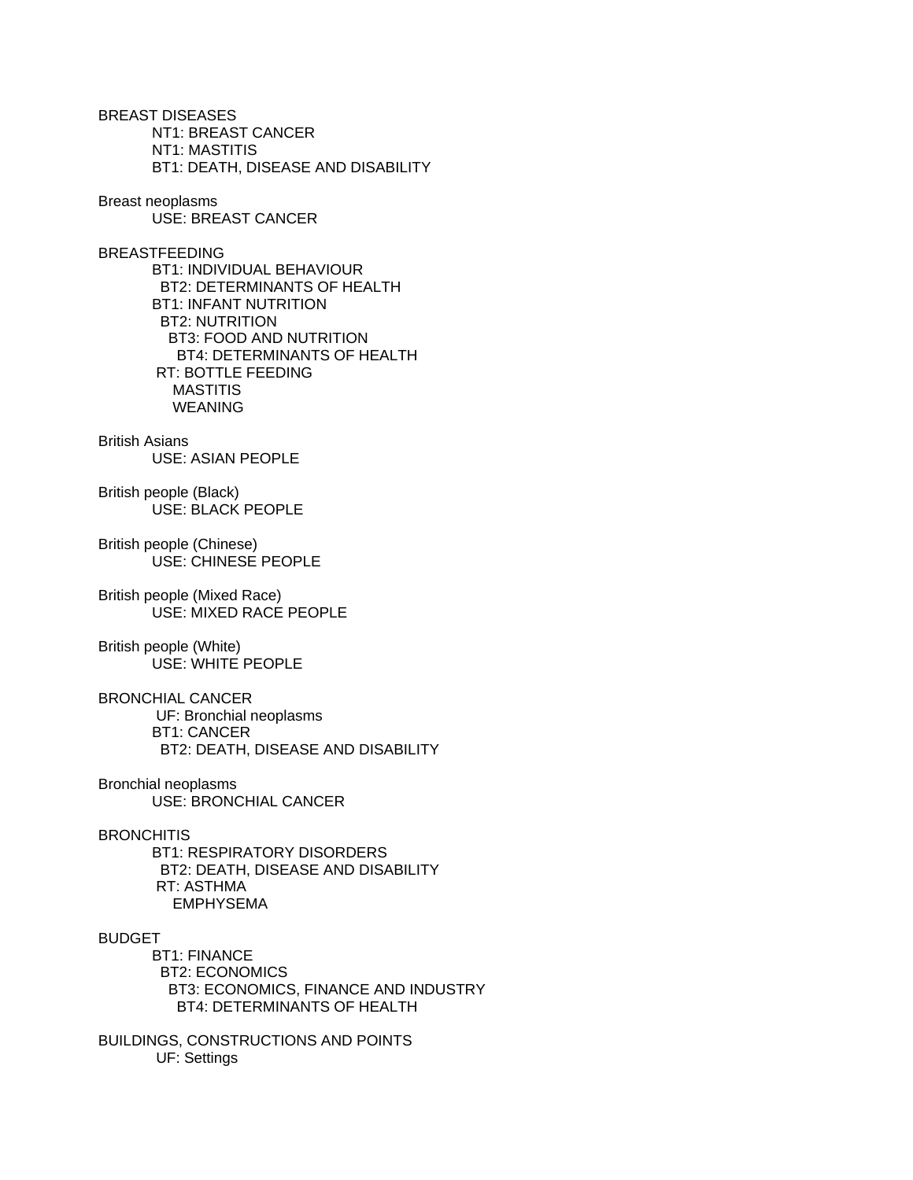BREAST DISEASES
NT1: BREAST CANCER
NT1: MASTITIS
BT1: DEATH, DISEASE AND DISABILITY

Breast neoplasms
USE: BREAST CANCER

BREASTFEEDING
BT1: INDIVIDUAL BEHAVIOUR
BT2: DETERMINANTS OF HEALTH
BT1: INFANT NUTRITION
BT2: NUTRITION
BT3: FOOD AND NUTRITION
BT4: DETERMINANTS OF HEALTH
RT: BOTTLE FEEDING
MASTITIS
WEANING

British Asians
USE: ASIAN PEOPLE

British people (Black)
USE: BLACK PEOPLE

British people (Chinese)
USE: CHINESE PEOPLE

British people (Mixed Race)
USE: MIXED RACE PEOPLE

British people (White)
USE: WHITE PEOPLE

BRONCHIAL CANCER
UF: Bronchial neoplasms
BT1: CANCER
BT2: DEATH, DISEASE AND DISABILITY

Bronchial neoplasms
USE: BRONCHIAL CANCER

BRONCHITIS
BT1: RESPIRATORY DISORDERS
BT2: DEATH, DISEASE AND DISABILITY
RT: ASTHMA
EMPHYSEMA

BUDGET
BT1: FINANCE
BT2: ECONOMICS
BT3: ECONOMICS, FINANCE AND INDUSTRY
BT4: DETERMINANTS OF HEALTH

BUILDINGS, CONSTRUCTIONS AND POINTS
UF: Settings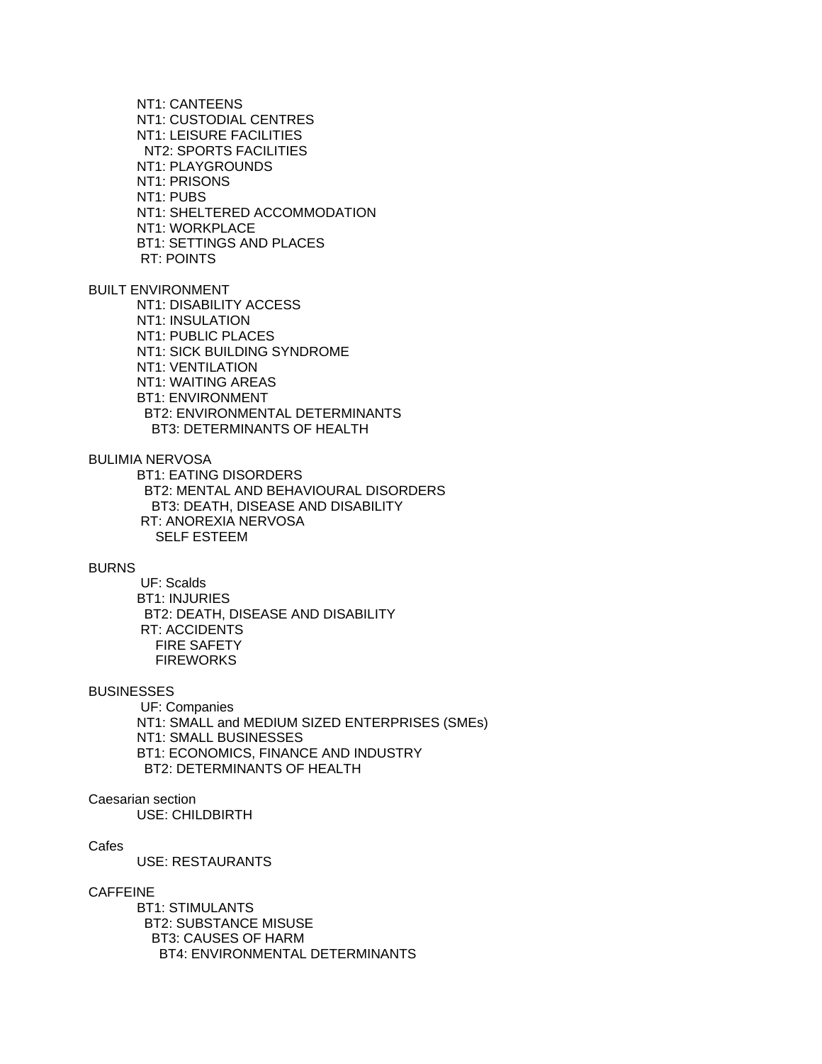NT1: CANTEENS
NT1: CUSTODIAL CENTRES
NT1: LEISURE FACILITIES
  NT2: SPORTS FACILITIES
NT1: PLAYGROUNDS
NT1: PRISONS
NT1: PUBS
NT1: SHELTERED ACCOMMODATION
NT1: WORKPLACE
BT1: SETTINGS AND PLACES
 RT: POINTS

BUILT ENVIRONMENT
  NT1: DISABILITY ACCESS
  NT1: INSULATION
  NT1: PUBLIC PLACES
  NT1: SICK BUILDING SYNDROME
  NT1: VENTILATION
  NT1: WAITING AREAS
  BT1: ENVIRONMENT
    BT2: ENVIRONMENTAL DETERMINANTS
      BT3: DETERMINANTS OF HEALTH

BULIMIA NERVOSA
  BT1: EATING DISORDERS
    BT2: MENTAL AND BEHAVIOURAL DISORDERS
      BT3: DEATH, DISEASE AND DISABILITY
   RT: ANOREXIA NERVOSA
     SELF ESTEEM

BURNS
   UF: Scalds
  BT1: INJURIES
    BT2: DEATH, DISEASE AND DISABILITY
   RT: ACCIDENTS
     FIRE SAFETY
     FIREWORKS

BUSINESSES
   UF: Companies
  NT1: SMALL and MEDIUM SIZED ENTERPRISES (SMEs)
  NT1: SMALL BUSINESSES
  BT1: ECONOMICS, FINANCE AND INDUSTRY
    BT2: DETERMINANTS OF HEALTH

Caesarian section
  USE: CHILDBIRTH

Cafes
  USE: RESTAURANTS

CAFFEINE
  BT1: STIMULANTS
    BT2: SUBSTANCE MISUSE
      BT3: CAUSES OF HARM
        BT4: ENVIRONMENTAL DETERMINANTS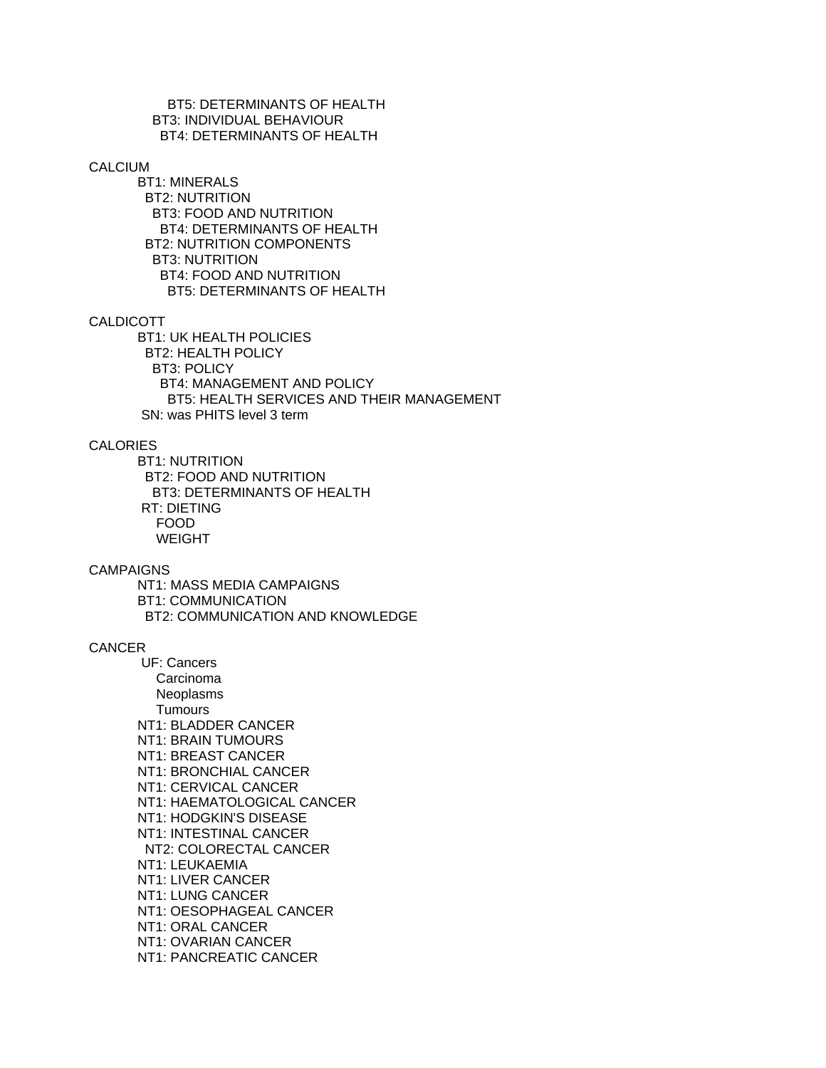BT5: DETERMINANTS OF HEALTH
BT3: INDIVIDUAL BEHAVIOUR
BT4: DETERMINANTS OF HEALTH

CALCIUM
BT1: MINERALS
BT2: NUTRITION
BT3: FOOD AND NUTRITION
BT4: DETERMINANTS OF HEALTH
BT2: NUTRITION COMPONENTS
BT3: NUTRITION
BT4: FOOD AND NUTRITION
BT5: DETERMINANTS OF HEALTH

CALDICOTT
BT1: UK HEALTH POLICIES
BT2: HEALTH POLICY
BT3: POLICY
BT4: MANAGEMENT AND POLICY
BT5: HEALTH SERVICES AND THEIR MANAGEMENT
SN: was PHITS level 3 term

CALORIES
BT1: NUTRITION
BT2: FOOD AND NUTRITION
BT3: DETERMINANTS OF HEALTH
RT: DIETING
FOOD
WEIGHT

CAMPAIGNS
NT1: MASS MEDIA CAMPAIGNS
BT1: COMMUNICATION
BT2: COMMUNICATION AND KNOWLEDGE

CANCER
UF: Cancers
Carcinoma
Neoplasms
Tumours
NT1: BLADDER CANCER
NT1: BRAIN TUMOURS
NT1: BREAST CANCER
NT1: BRONCHIAL CANCER
NT1: CERVICAL CANCER
NT1: HAEMATOLOGICAL CANCER
NT1: HODGKIN'S DISEASE
NT1: INTESTINAL CANCER
NT2: COLORECTAL CANCER
NT1: LEUKAEMIA
NT1: LIVER CANCER
NT1: LUNG CANCER
NT1: OESOPHAGEAL CANCER
NT1: ORAL CANCER
NT1: OVARIAN CANCER
NT1: PANCREATIC CANCER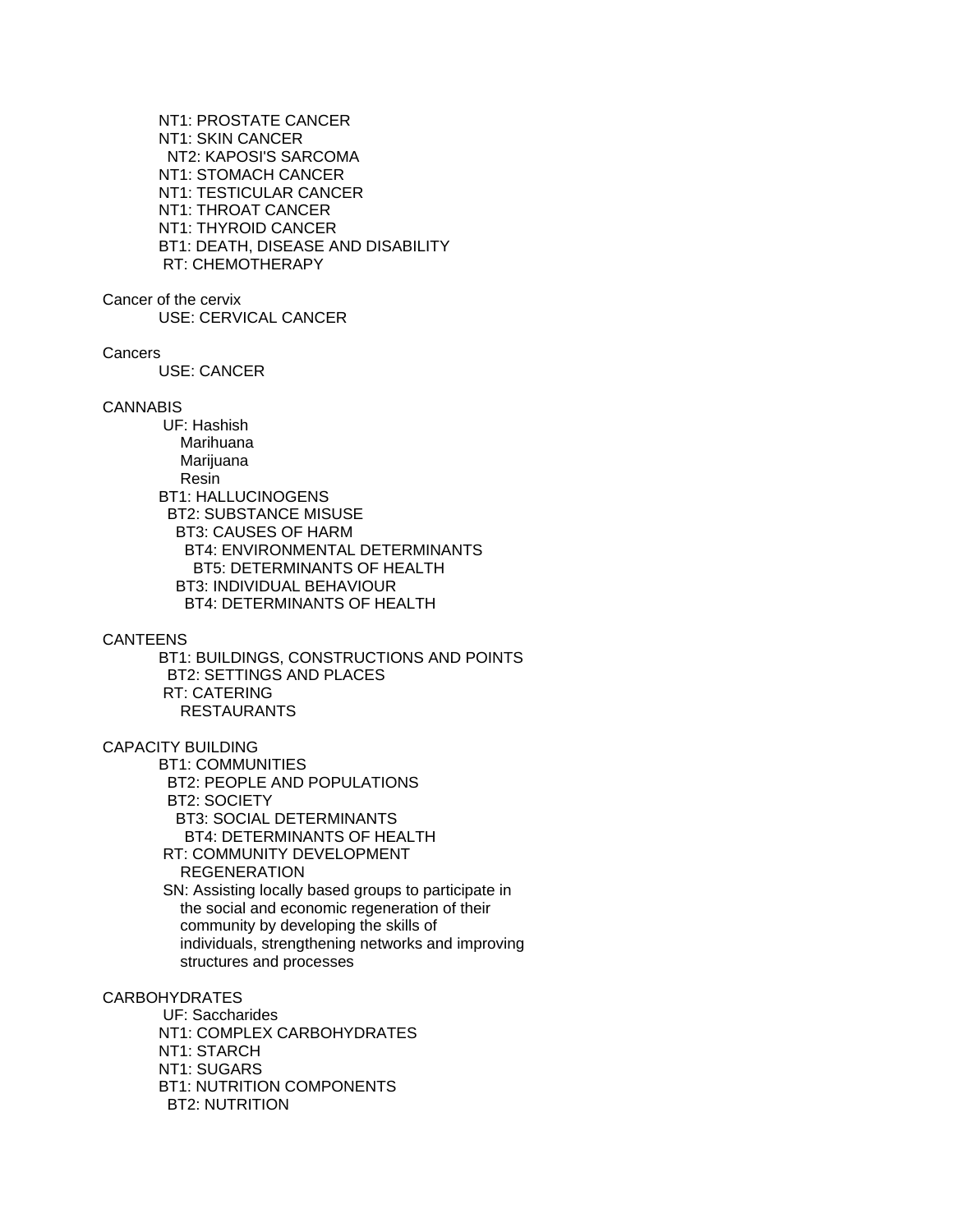NT1: PROSTATE CANCER
NT1: SKIN CANCER
  NT2: KAPOSI'S SARCOMA
NT1: STOMACH CANCER
NT1: TESTICULAR CANCER
NT1: THROAT CANCER
NT1: THYROID CANCER
BT1: DEATH, DISEASE AND DISABILITY
 RT: CHEMOTHERAPY

Cancer of the cervix
  USE: CERVICAL CANCER

Cancers
  USE: CANCER

CANNABIS
  UF: Hashish
    Marihuana
    Marijuana
    Resin
  BT1: HALLUCINOGENS
    BT2: SUBSTANCE MISUSE
      BT3: CAUSES OF HARM
        BT4: ENVIRONMENTAL DETERMINANTS
          BT5: DETERMINANTS OF HEALTH
      BT3: INDIVIDUAL BEHAVIOUR
        BT4: DETERMINANTS OF HEALTH

CANTEENS
  BT1: BUILDINGS, CONSTRUCTIONS AND POINTS
    BT2: SETTINGS AND PLACES
  RT: CATERING
    RESTAURANTS

CAPACITY BUILDING
  BT1: COMMUNITIES
    BT2: PEOPLE AND POPULATIONS
    BT2: SOCIETY
      BT3: SOCIAL DETERMINANTS
        BT4: DETERMINANTS OF HEALTH
  RT: COMMUNITY DEVELOPMENT
    REGENERATION
  SN: Assisting locally based groups to participate in
    the social and economic regeneration of their
    community by developing the skills of
    individuals, strengthening networks and improving
    structures and processes

CARBOHYDRATES
  UF: Saccharides
  NT1: COMPLEX CARBOHYDRATES
  NT1: STARCH
  NT1: SUGARS
  BT1: NUTRITION COMPONENTS
    BT2: NUTRITION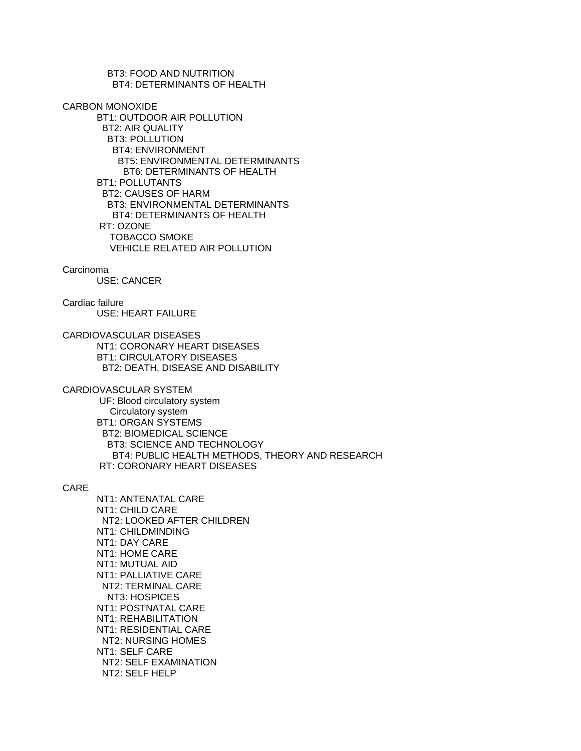BT3: FOOD AND NUTRITION
        BT4: DETERMINANTS OF HEALTH

CARBON MONOXIDE
  BT1: OUTDOOR AIR POLLUTION
    BT2: AIR QUALITY
      BT3: POLLUTION
        BT4: ENVIRONMENT
          BT5: ENVIRONMENTAL DETERMINANTS
            BT6: DETERMINANTS OF HEALTH
  BT1: POLLUTANTS
    BT2: CAUSES OF HARM
      BT3: ENVIRONMENTAL DETERMINANTS
        BT4: DETERMINANTS OF HEALTH
  RT: OZONE
    TOBACCO SMOKE
    VEHICLE RELATED AIR POLLUTION

Carcinoma
  USE: CANCER

Cardiac failure
  USE: HEART FAILURE

CARDIOVASCULAR DISEASES
  NT1: CORONARY HEART DISEASES
  BT1: CIRCULATORY DISEASES
    BT2: DEATH, DISEASE AND DISABILITY

CARDIOVASCULAR SYSTEM
  UF: Blood circulatory system
    Circulatory system
  BT1: ORGAN SYSTEMS
    BT2: BIOMEDICAL SCIENCE
      BT3: SCIENCE AND TECHNOLOGY
        BT4: PUBLIC HEALTH METHODS, THEORY AND RESEARCH
  RT: CORONARY HEART DISEASES

CARE
  NT1: ANTENATAL CARE
  NT1: CHILD CARE
    NT2: LOOKED AFTER CHILDREN
  NT1: CHILDMINDING
  NT1: DAY CARE
  NT1: HOME CARE
  NT1: MUTUAL AID
  NT1: PALLIATIVE CARE
    NT2: TERMINAL CARE
      NT3: HOSPICES
  NT1: POSTNATAL CARE
  NT1: REHABILITATION
  NT1: RESIDENTIAL CARE
    NT2: NURSING HOMES
  NT1: SELF CARE
    NT2: SELF EXAMINATION
    NT2: SELF HELP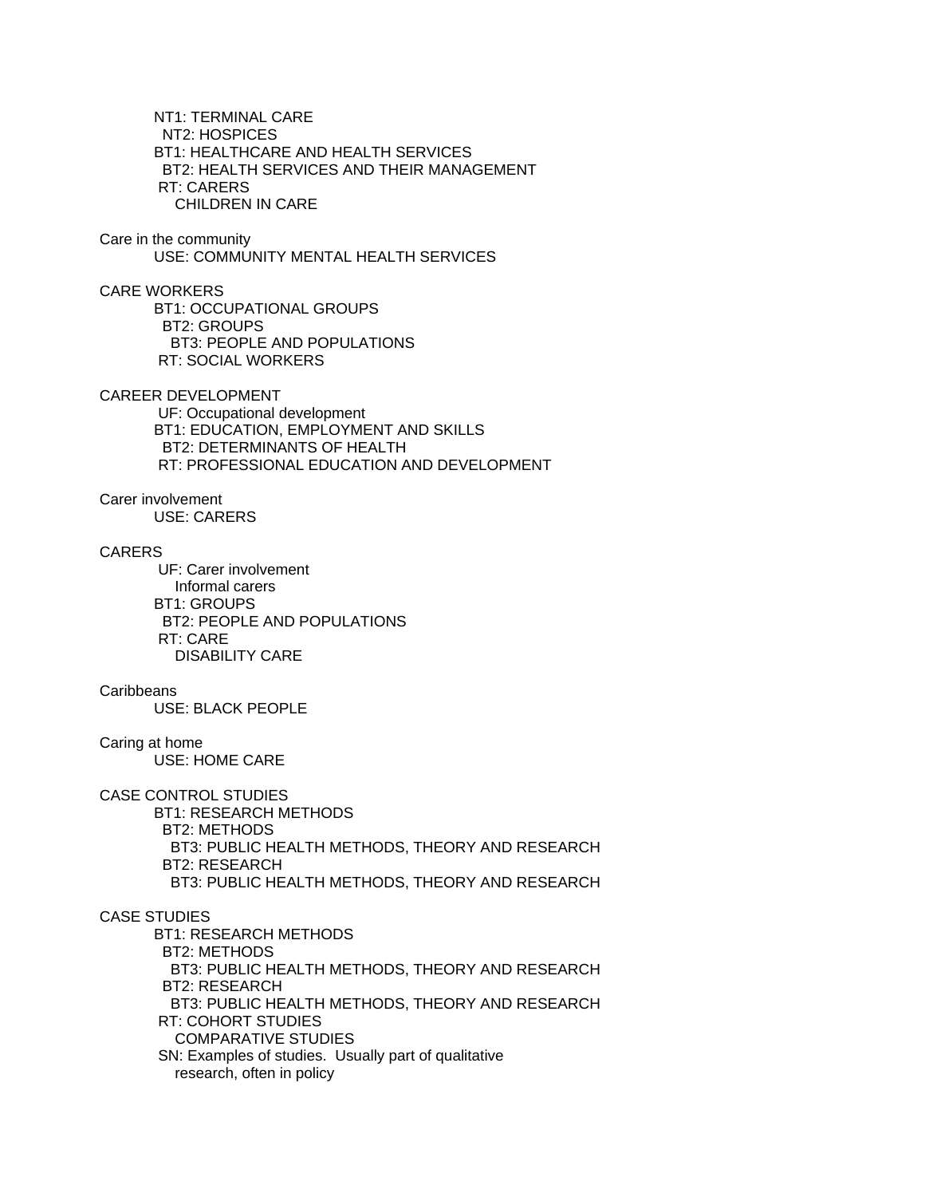NT1: TERMINAL CARE
  NT2: HOSPICES
BT1: HEALTHCARE AND HEALTH SERVICES
  BT2: HEALTH SERVICES AND THEIR MANAGEMENT
RT: CARERS
  CHILDREN IN CARE

Care in the community
  USE: COMMUNITY MENTAL HEALTH SERVICES

CARE WORKERS
  BT1: OCCUPATIONAL GROUPS
    BT2: GROUPS
      BT3: PEOPLE AND POPULATIONS
  RT: SOCIAL WORKERS

CAREER DEVELOPMENT
  UF: Occupational development
  BT1: EDUCATION, EMPLOYMENT AND SKILLS
    BT2: DETERMINANTS OF HEALTH
  RT: PROFESSIONAL EDUCATION AND DEVELOPMENT

Carer involvement
  USE: CARERS

CARERS
  UF: Carer involvement
    Informal carers
  BT1: GROUPS
    BT2: PEOPLE AND POPULATIONS
  RT: CARE
    DISABILITY CARE

Caribbeans
  USE: BLACK PEOPLE

Caring at home
  USE: HOME CARE

CASE CONTROL STUDIES
  BT1: RESEARCH METHODS
    BT2: METHODS
      BT3: PUBLIC HEALTH METHODS, THEORY AND RESEARCH
    BT2: RESEARCH
      BT3: PUBLIC HEALTH METHODS, THEORY AND RESEARCH

CASE STUDIES
  BT1: RESEARCH METHODS
    BT2: METHODS
      BT3: PUBLIC HEALTH METHODS, THEORY AND RESEARCH
    BT2: RESEARCH
      BT3: PUBLIC HEALTH METHODS, THEORY AND RESEARCH
  RT: COHORT STUDIES
    COMPARATIVE STUDIES
  SN: Examples of studies. Usually part of qualitative
    research, often in policy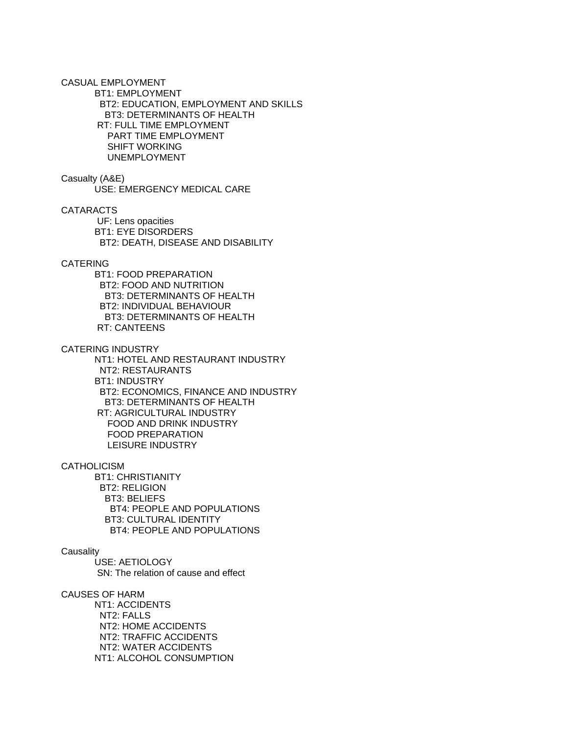CASUAL EMPLOYMENT
  BT1: EMPLOYMENT
    BT2: EDUCATION, EMPLOYMENT AND SKILLS
      BT3: DETERMINANTS OF HEALTH
  RT: FULL TIME EMPLOYMENT
    PART TIME EMPLOYMENT
    SHIFT WORKING
    UNEMPLOYMENT

Casualty (A&E)
  USE: EMERGENCY MEDICAL CARE

CATARACTS
  UF: Lens opacities
  BT1: EYE DISORDERS
    BT2: DEATH, DISEASE AND DISABILITY

CATERING
  BT1: FOOD PREPARATION
    BT2: FOOD AND NUTRITION
      BT3: DETERMINANTS OF HEALTH
    BT2: INDIVIDUAL BEHAVIOUR
      BT3: DETERMINANTS OF HEALTH
  RT: CANTEENS

CATERING INDUSTRY
  NT1: HOTEL AND RESTAURANT INDUSTRY
    NT2: RESTAURANTS
  BT1: INDUSTRY
    BT2: ECONOMICS, FINANCE AND INDUSTRY
      BT3: DETERMINANTS OF HEALTH
  RT: AGRICULTURAL INDUSTRY
    FOOD AND DRINK INDUSTRY
    FOOD PREPARATION
    LEISURE INDUSTRY

CATHOLICISM
  BT1: CHRISTIANITY
    BT2: RELIGION
      BT3: BELIEFS
        BT4: PEOPLE AND POPULATIONS
      BT3: CULTURAL IDENTITY
        BT4: PEOPLE AND POPULATIONS

Causality
  USE: AETIOLOGY
  SN: The relation of cause and effect

CAUSES OF HARM
  NT1: ACCIDENTS
    NT2: FALLS
    NT2: HOME ACCIDENTS
    NT2: TRAFFIC ACCIDENTS
    NT2: WATER ACCIDENTS
  NT1: ALCOHOL CONSUMPTION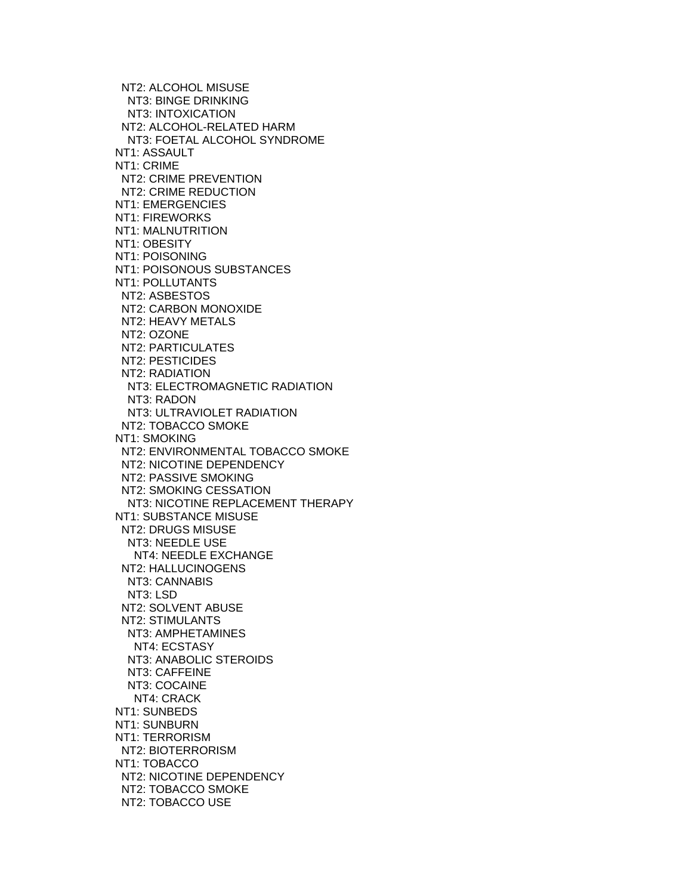NT2: ALCOHOL MISUSE
  NT3: BINGE DRINKING
  NT3: INTOXICATION
NT2: ALCOHOL-RELATED HARM
  NT3: FOETAL ALCOHOL SYNDROME
NT1: ASSAULT
NT1: CRIME
  NT2: CRIME PREVENTION
  NT2: CRIME REDUCTION
NT1: EMERGENCIES
NT1: FIREWORKS
NT1: MALNUTRITION
NT1: OBESITY
NT1: POISONING
NT1: POISONOUS SUBSTANCES
NT1: POLLUTANTS
  NT2: ASBESTOS
  NT2: CARBON MONOXIDE
  NT2: HEAVY METALS
  NT2: OZONE
  NT2: PARTICULATES
  NT2: PESTICIDES
  NT2: RADIATION
    NT3: ELECTROMAGNETIC RADIATION
    NT3: RADON
    NT3: ULTRAVIOLET RADIATION
  NT2: TOBACCO SMOKE
NT1: SMOKING
  NT2: ENVIRONMENTAL TOBACCO SMOKE
  NT2: NICOTINE DEPENDENCY
  NT2: PASSIVE SMOKING
  NT2: SMOKING CESSATION
    NT3: NICOTINE REPLACEMENT THERAPY
NT1: SUBSTANCE MISUSE
  NT2: DRUGS MISUSE
    NT3: NEEDLE USE
      NT4: NEEDLE EXCHANGE
  NT2: HALLUCINOGENS
    NT3: CANNABIS
    NT3: LSD
  NT2: SOLVENT ABUSE
  NT2: STIMULANTS
    NT3: AMPHETAMINES
      NT4: ECSTASY
    NT3: ANABOLIC STEROIDS
    NT3: CAFFEINE
    NT3: COCAINE
      NT4: CRACK
NT1: SUNBEDS
NT1: SUNBURN
NT1: TERRORISM
  NT2: BIOTERRORISM
NT1: TOBACCO
  NT2: NICOTINE DEPENDENCY
  NT2: TOBACCO SMOKE
  NT2: TOBACCO USE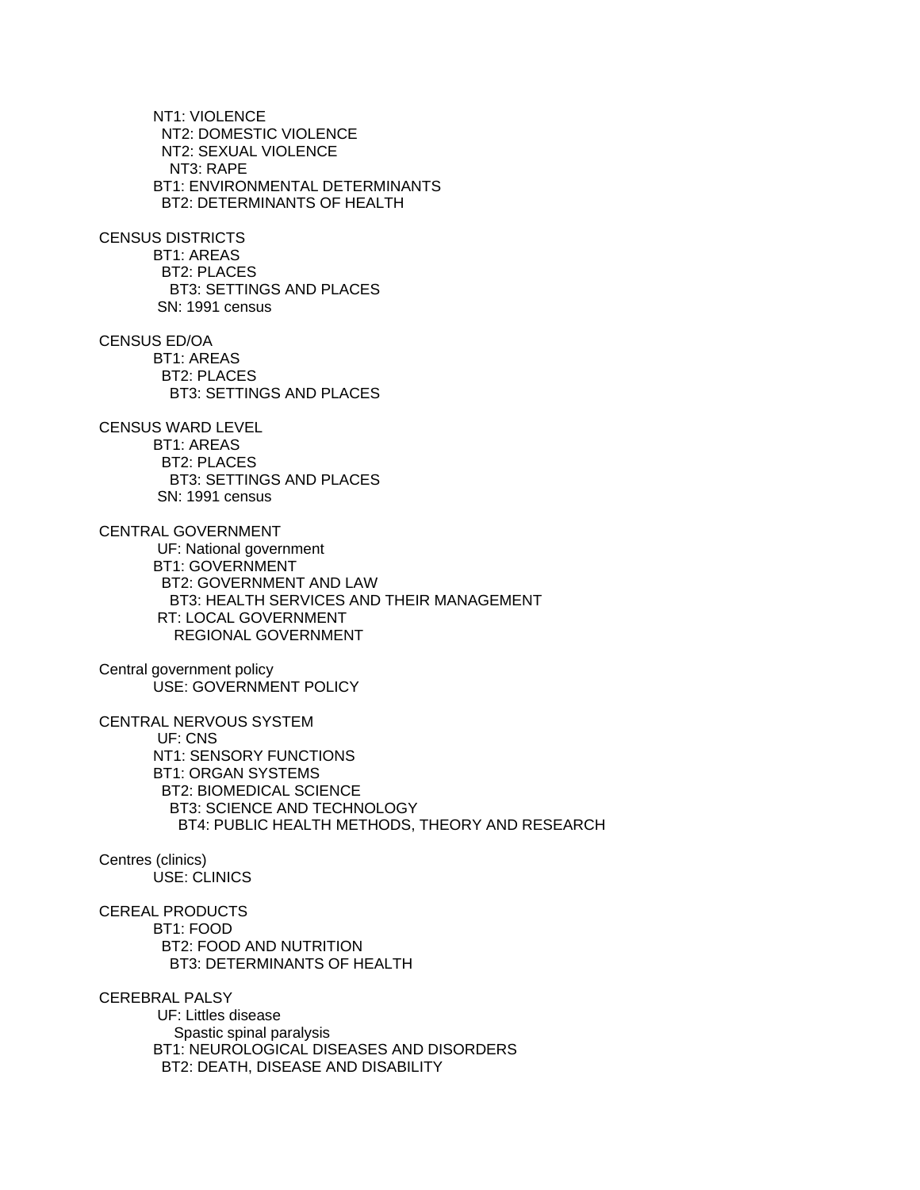NT1: VIOLENCE
  NT2: DOMESTIC VIOLENCE
  NT2: SEXUAL VIOLENCE
    NT3: RAPE
BT1: ENVIRONMENTAL DETERMINANTS
  BT2: DETERMINANTS OF HEALTH

CENSUS DISTRICTS
  BT1: AREAS
    BT2: PLACES
      BT3: SETTINGS AND PLACES
  SN: 1991 census

CENSUS ED/OA
  BT1: AREAS
    BT2: PLACES
      BT3: SETTINGS AND PLACES

CENSUS WARD LEVEL
  BT1: AREAS
    BT2: PLACES
      BT3: SETTINGS AND PLACES
  SN: 1991 census

CENTRAL GOVERNMENT
  UF: National government
  BT1: GOVERNMENT
    BT2: GOVERNMENT AND LAW
      BT3: HEALTH SERVICES AND THEIR MANAGEMENT
  RT: LOCAL GOVERNMENT
    REGIONAL GOVERNMENT

Central government policy
  USE: GOVERNMENT POLICY

CENTRAL NERVOUS SYSTEM
  UF: CNS
  NT1: SENSORY FUNCTIONS
  BT1: ORGAN SYSTEMS
    BT2: BIOMEDICAL SCIENCE
      BT3: SCIENCE AND TECHNOLOGY
        BT4: PUBLIC HEALTH METHODS, THEORY AND RESEARCH

Centres (clinics)
  USE: CLINICS

CEREAL PRODUCTS
  BT1: FOOD
    BT2: FOOD AND NUTRITION
      BT3: DETERMINANTS OF HEALTH

CEREBRAL PALSY
  UF: Littles disease
    Spastic spinal paralysis
  BT1: NEUROLOGICAL DISEASES AND DISORDERS
    BT2: DEATH, DISEASE AND DISABILITY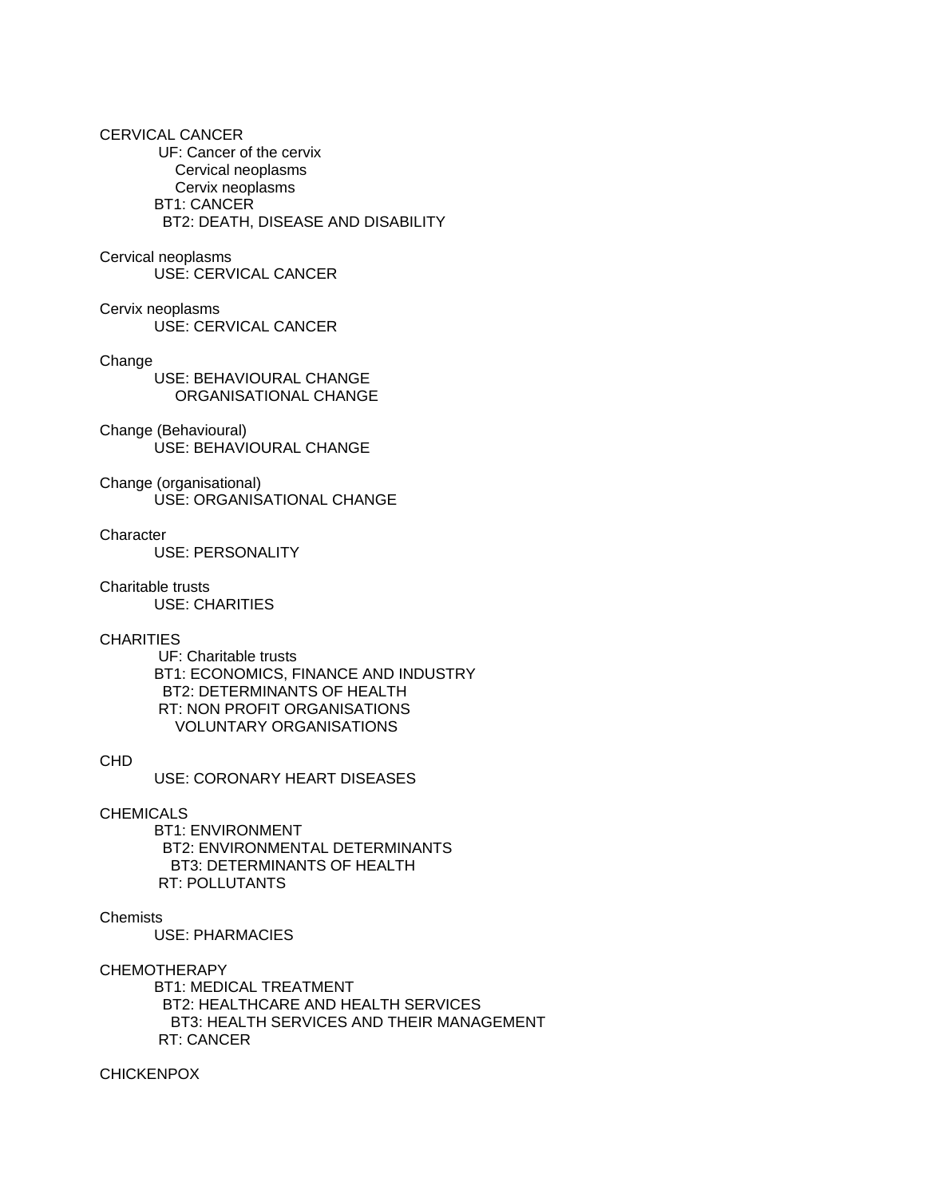CERVICAL CANCER
UF: Cancer of the cervix
Cervical neoplasms
Cervix neoplasms
BT1: CANCER
BT2: DEATH, DISEASE AND DISABILITY

Cervical neoplasms
USE: CERVICAL CANCER

Cervix neoplasms
USE: CERVICAL CANCER

Change
USE: BEHAVIOURAL CHANGE
ORGANISATIONAL CHANGE

Change (Behavioural)
USE: BEHAVIOURAL CHANGE

Change (organisational)
USE: ORGANISATIONAL CHANGE

Character
USE: PERSONALITY

Charitable trusts
USE: CHARITIES

CHARITIES
UF: Charitable trusts
BT1: ECONOMICS, FINANCE AND INDUSTRY
BT2: DETERMINANTS OF HEALTH
RT: NON PROFIT ORGANISATIONS
VOLUNTARY ORGANISATIONS

CHD
USE: CORONARY HEART DISEASES

CHEMICALS
BT1: ENVIRONMENT
BT2: ENVIRONMENTAL DETERMINANTS
BT3: DETERMINANTS OF HEALTH
RT: POLLUTANTS

Chemists
USE: PHARMACIES

CHEMOTHERAPY
BT1: MEDICAL TREATMENT
BT2: HEALTHCARE AND HEALTH SERVICES
BT3: HEALTH SERVICES AND THEIR MANAGEMENT
RT: CANCER

CHICKENPOX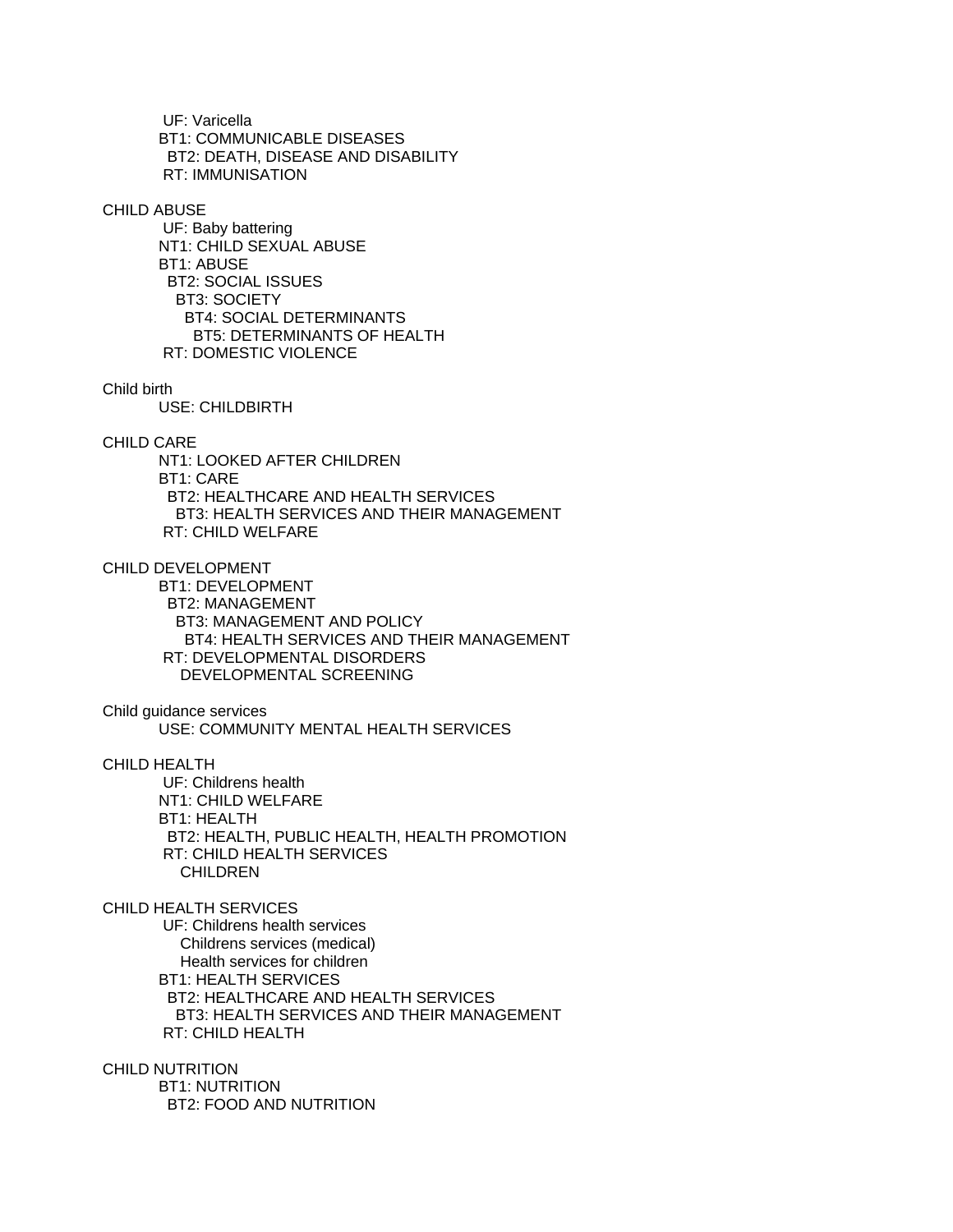UF: Varicella
BT1: COMMUNICABLE DISEASES
BT2: DEATH, DISEASE AND DISABILITY
RT: IMMUNISATION

CHILD ABUSE
UF: Baby battering
NT1: CHILD SEXUAL ABUSE
BT1: ABUSE
BT2: SOCIAL ISSUES
BT3: SOCIETY
BT4: SOCIAL DETERMINANTS
BT5: DETERMINANTS OF HEALTH
RT: DOMESTIC VIOLENCE

Child birth
USE: CHILDBIRTH

CHILD CARE
NT1: LOOKED AFTER CHILDREN
BT1: CARE
BT2: HEALTHCARE AND HEALTH SERVICES
BT3: HEALTH SERVICES AND THEIR MANAGEMENT
RT: CHILD WELFARE

CHILD DEVELOPMENT
BT1: DEVELOPMENT
BT2: MANAGEMENT
BT3: MANAGEMENT AND POLICY
BT4: HEALTH SERVICES AND THEIR MANAGEMENT
RT: DEVELOPMENTAL DISORDERS
DEVELOPMENTAL SCREENING

Child guidance services
USE: COMMUNITY MENTAL HEALTH SERVICES

CHILD HEALTH
UF: Childrens health
NT1: CHILD WELFARE
BT1: HEALTH
BT2: HEALTH, PUBLIC HEALTH, HEALTH PROMOTION
RT: CHILD HEALTH SERVICES
CHILDREN

CHILD HEALTH SERVICES
UF: Childrens health services
Childrens services (medical)
Health services for children
BT1: HEALTH SERVICES
BT2: HEALTHCARE AND HEALTH SERVICES
BT3: HEALTH SERVICES AND THEIR MANAGEMENT
RT: CHILD HEALTH

CHILD NUTRITION
BT1: NUTRITION
BT2: FOOD AND NUTRITION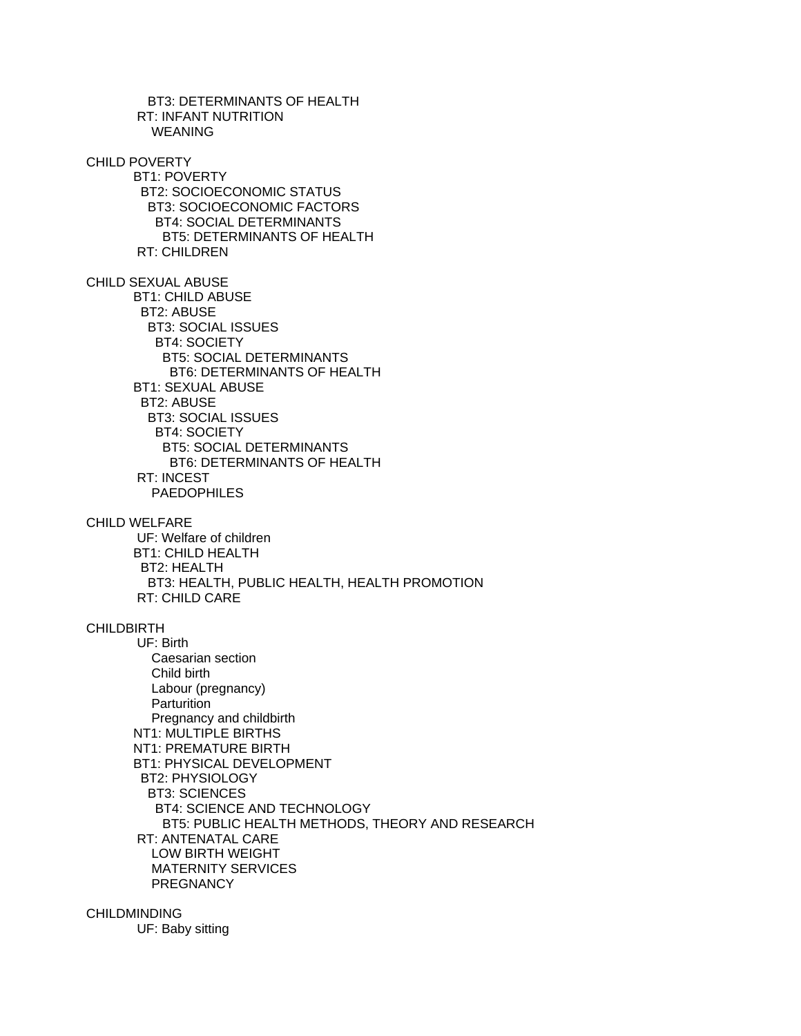BT3: DETERMINANTS OF HEALTH
RT: INFANT NUTRITION
WEANING

CHILD POVERTY
BT1: POVERTY
BT2: SOCIOECONOMIC STATUS
BT3: SOCIOECONOMIC FACTORS
BT4: SOCIAL DETERMINANTS
BT5: DETERMINANTS OF HEALTH
RT: CHILDREN

CHILD SEXUAL ABUSE
BT1: CHILD ABUSE
BT2: ABUSE
BT3: SOCIAL ISSUES
BT4: SOCIETY
BT5: SOCIAL DETERMINANTS
BT6: DETERMINANTS OF HEALTH
BT1: SEXUAL ABUSE
BT2: ABUSE
BT3: SOCIAL ISSUES
BT4: SOCIETY
BT5: SOCIAL DETERMINANTS
BT6: DETERMINANTS OF HEALTH
RT: INCEST
PAEDOPHILES

CHILD WELFARE
UF: Welfare of children
BT1: CHILD HEALTH
BT2: HEALTH
BT3: HEALTH, PUBLIC HEALTH, HEALTH PROMOTION
RT: CHILD CARE

CHILDBIRTH
UF: Birth
Caesarian section
Child birth
Labour (pregnancy)
Parturition
Pregnancy and childbirth
NT1: MULTIPLE BIRTHS
NT1: PREMATURE BIRTH
BT1: PHYSICAL DEVELOPMENT
BT2: PHYSIOLOGY
BT3: SCIENCES
BT4: SCIENCE AND TECHNOLOGY
BT5: PUBLIC HEALTH METHODS, THEORY AND RESEARCH
RT: ANTENATAL CARE
LOW BIRTH WEIGHT
MATERNITY SERVICES
PREGNANCY

CHILDMINDING
UF: Baby sitting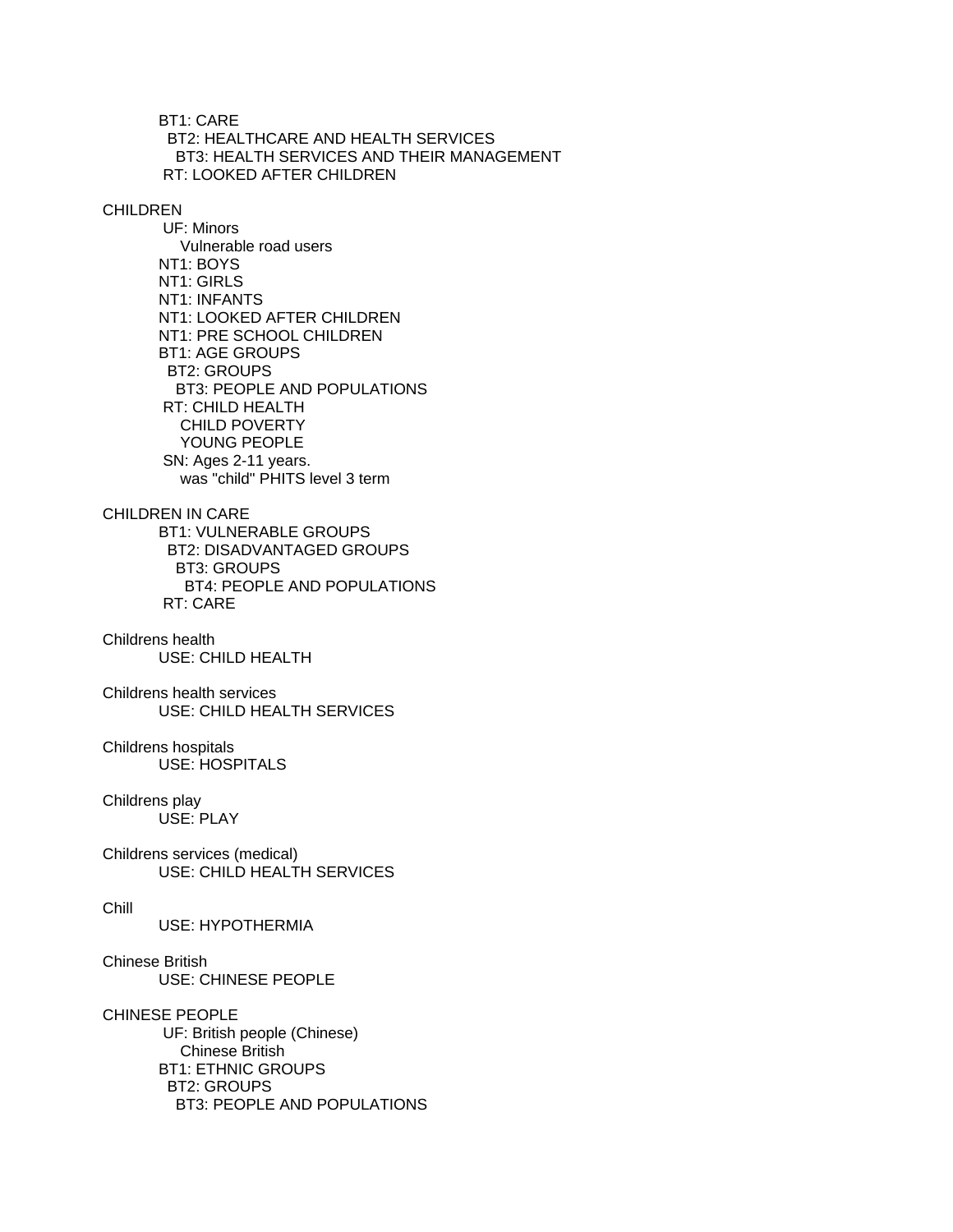BT1: CARE
  BT2: HEALTHCARE AND HEALTH SERVICES
    BT3: HEALTH SERVICES AND THEIR MANAGEMENT
 RT: LOOKED AFTER CHILDREN

CHILDREN
 UF: Minors
   Vulnerable road users
NT1: BOYS
NT1: GIRLS
NT1: INFANTS
NT1: LOOKED AFTER CHILDREN
NT1: PRE SCHOOL CHILDREN
BT1: AGE GROUPS
  BT2: GROUPS
    BT3: PEOPLE AND POPULATIONS
 RT: CHILD HEALTH
   CHILD POVERTY
   YOUNG PEOPLE
 SN: Ages 2-11 years.
   was "child" PHITS level 3 term

CHILDREN IN CARE
BT1: VULNERABLE GROUPS
  BT2: DISADVANTAGED GROUPS
    BT3: GROUPS
      BT4: PEOPLE AND POPULATIONS
 RT: CARE

Childrens health
USE: CHILD HEALTH

Childrens health services
USE: CHILD HEALTH SERVICES

Childrens hospitals
USE: HOSPITALS

Childrens play
USE: PLAY

Childrens services (medical)
USE: CHILD HEALTH SERVICES

Chill
USE: HYPOTHERMIA

Chinese British
USE: CHINESE PEOPLE

CHINESE PEOPLE
 UF: British people (Chinese)
   Chinese British
BT1: ETHNIC GROUPS
  BT2: GROUPS
    BT3: PEOPLE AND POPULATIONS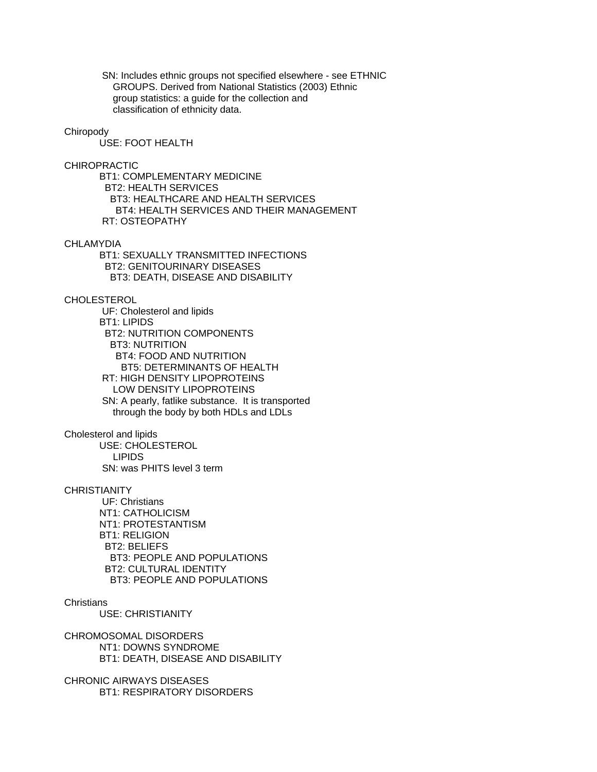SN: Includes ethnic groups not specified elsewhere - see ETHNIC GROUPS. Derived from National Statistics (2003) Ethnic group statistics: a guide for the collection and classification of ethnicity data.

Chiropody
  USE: FOOT HEALTH

CHIROPRACTIC
  BT1: COMPLEMENTARY MEDICINE
    BT2: HEALTH SERVICES
      BT3: HEALTHCARE AND HEALTH SERVICES
        BT4: HEALTH SERVICES AND THEIR MANAGEMENT
  RT: OSTEOPATHY

CHLAMYDIA
  BT1: SEXUALLY TRANSMITTED INFECTIONS
    BT2: GENITOURINARY DISEASES
      BT3: DEATH, DISEASE AND DISABILITY

CHOLESTEROL
  UF: Cholesterol and lipids
  BT1: LIPIDS
    BT2: NUTRITION COMPONENTS
      BT3: NUTRITION
        BT4: FOOD AND NUTRITION
          BT5: DETERMINANTS OF HEALTH
  RT: HIGH DENSITY LIPOPROTEINS
    LOW DENSITY LIPOPROTEINS
  SN: A pearly, fatlike substance. It is transported through the body by both HDLs and LDLs

Cholesterol and lipids
  USE: CHOLESTEROL
    LIPIDS
  SN: was PHITS level 3 term

CHRISTIANITY
  UF: Christians
  NT1: CATHOLICISM
  NT1: PROTESTANTISM
  BT1: RELIGION
    BT2: BELIEFS
      BT3: PEOPLE AND POPULATIONS
    BT2: CULTURAL IDENTITY
      BT3: PEOPLE AND POPULATIONS

Christians
  USE: CHRISTIANITY

CHROMOSOMAL DISORDERS
  NT1: DOWNS SYNDROME
  BT1: DEATH, DISEASE AND DISABILITY

CHRONIC AIRWAYS DISEASES
  BT1: RESPIRATORY DISORDERS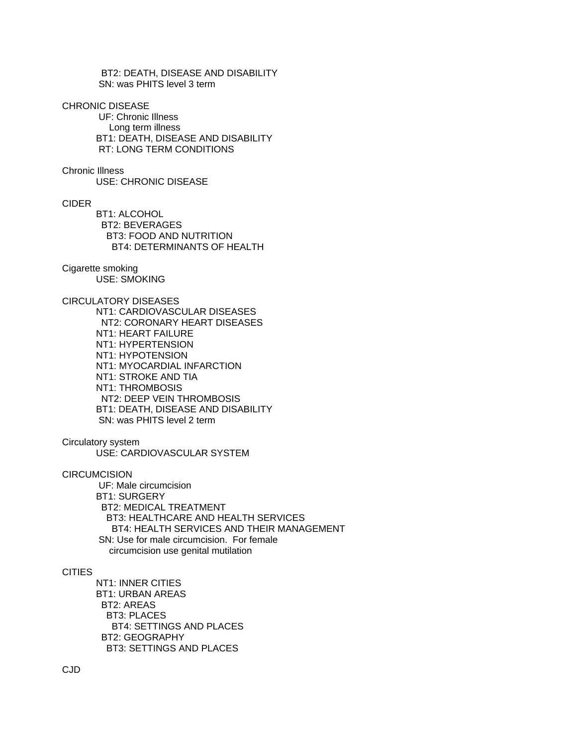BT2: DEATH, DISEASE AND DISABILITY
SN: was PHITS level 3 term

CHRONIC DISEASE
UF: Chronic Illness
Long term illness
BT1: DEATH, DISEASE AND DISABILITY
RT: LONG TERM CONDITIONS

Chronic Illness
USE: CHRONIC DISEASE

CIDER
BT1: ALCOHOL
BT2: BEVERAGES
BT3: FOOD AND NUTRITION
BT4: DETERMINANTS OF HEALTH

Cigarette smoking
USE: SMOKING

CIRCULATORY DISEASES
NT1: CARDIOVASCULAR DISEASES
NT2: CORONARY HEART DISEASES
NT1: HEART FAILURE
NT1: HYPERTENSION
NT1: HYPOTENSION
NT1: MYOCARDIAL INFARCTION
NT1: STROKE AND TIA
NT1: THROMBOSIS
NT2: DEEP VEIN THROMBOSIS
BT1: DEATH, DISEASE AND DISABILITY
SN: was PHITS level 2 term

Circulatory system
USE: CARDIOVASCULAR SYSTEM

CIRCUMCISION
UF: Male circumcision
BT1: SURGERY
BT2: MEDICAL TREATMENT
BT3: HEALTHCARE AND HEALTH SERVICES
BT4: HEALTH SERVICES AND THEIR MANAGEMENT
SN: Use for male circumcision. For female circumcision use genital mutilation

CITIES
NT1: INNER CITIES
BT1: URBAN AREAS
BT2: AREAS
BT3: PLACES
BT4: SETTINGS AND PLACES
BT2: GEOGRAPHY
BT3: SETTINGS AND PLACES

CJD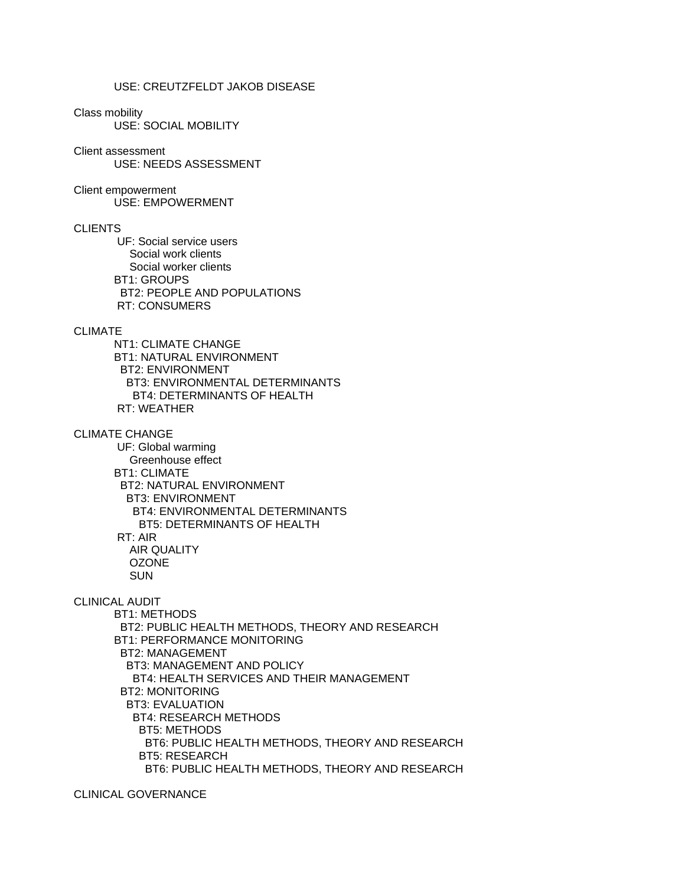USE: CREUTZFELDT JAKOB DISEASE

Class mobility
    USE: SOCIAL MOBILITY

Client assessment
    USE: NEEDS ASSESSMENT

Client empowerment
    USE: EMPOWERMENT

CLIENTS
    UF: Social service users
        Social work clients
        Social worker clients
    BT1: GROUPS
      BT2: PEOPLE AND POPULATIONS
    RT: CONSUMERS

CLIMATE
    NT1: CLIMATE CHANGE
    BT1: NATURAL ENVIRONMENT
      BT2: ENVIRONMENT
        BT3: ENVIRONMENTAL DETERMINANTS
          BT4: DETERMINANTS OF HEALTH
    RT: WEATHER

CLIMATE CHANGE
    UF: Global warming
        Greenhouse effect
    BT1: CLIMATE
      BT2: NATURAL ENVIRONMENT
        BT3: ENVIRONMENT
          BT4: ENVIRONMENTAL DETERMINANTS
            BT5: DETERMINANTS OF HEALTH
    RT: AIR
        AIR QUALITY
        OZONE
        SUN

CLINICAL AUDIT
    BT1: METHODS
      BT2: PUBLIC HEALTH METHODS, THEORY AND RESEARCH
    BT1: PERFORMANCE MONITORING
      BT2: MANAGEMENT
        BT3: MANAGEMENT AND POLICY
          BT4: HEALTH SERVICES AND THEIR MANAGEMENT
      BT2: MONITORING
        BT3: EVALUATION
          BT4: RESEARCH METHODS
            BT5: METHODS
              BT6: PUBLIC HEALTH METHODS, THEORY AND RESEARCH
            BT5: RESEARCH
              BT6: PUBLIC HEALTH METHODS, THEORY AND RESEARCH

CLINICAL GOVERNANCE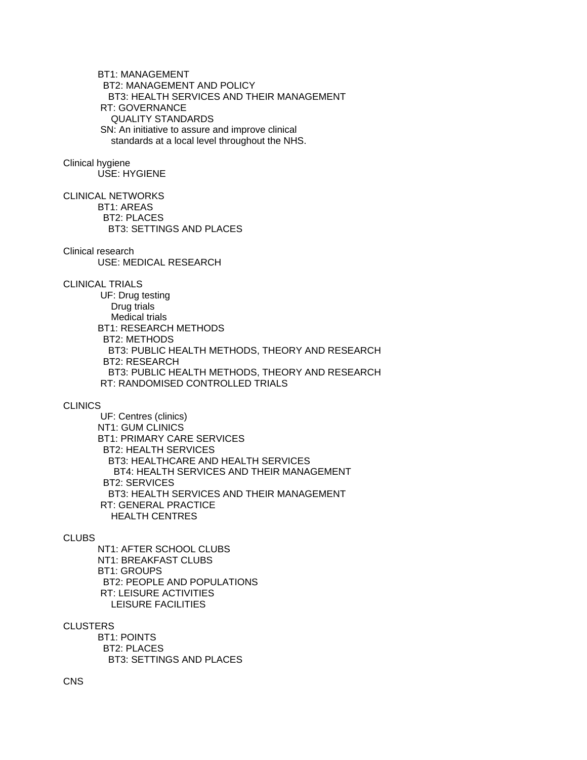BT1: MANAGEMENT
  BT2: MANAGEMENT AND POLICY
    BT3: HEALTH SERVICES AND THEIR MANAGEMENT
 RT: GOVERNANCE
   QUALITY STANDARDS
 SN: An initiative to assure and improve clinical
   standards at a local level throughout the NHS.

Clinical hygiene
USE: HYGIENE

CLINICAL NETWORKS
BT1: AREAS
  BT2: PLACES
    BT3: SETTINGS AND PLACES

Clinical research
USE: MEDICAL RESEARCH

CLINICAL TRIALS
 UF: Drug testing
   Drug trials
   Medical trials
BT1: RESEARCH METHODS
  BT2: METHODS
    BT3: PUBLIC HEALTH METHODS, THEORY AND RESEARCH
  BT2: RESEARCH
    BT3: PUBLIC HEALTH METHODS, THEORY AND RESEARCH
 RT: RANDOMISED CONTROLLED TRIALS

CLINICS
 UF: Centres (clinics)
NT1: GUM CLINICS
BT1: PRIMARY CARE SERVICES
  BT2: HEALTH SERVICES
    BT3: HEALTHCARE AND HEALTH SERVICES
      BT4: HEALTH SERVICES AND THEIR MANAGEMENT
  BT2: SERVICES
    BT3: HEALTH SERVICES AND THEIR MANAGEMENT
 RT: GENERAL PRACTICE
   HEALTH CENTRES

CLUBS
NT1: AFTER SCHOOL CLUBS
NT1: BREAKFAST CLUBS
BT1: GROUPS
  BT2: PEOPLE AND POPULATIONS
 RT: LEISURE ACTIVITIES
   LEISURE FACILITIES

CLUSTERS
BT1: POINTS
  BT2: PLACES
    BT3: SETTINGS AND PLACES

CNS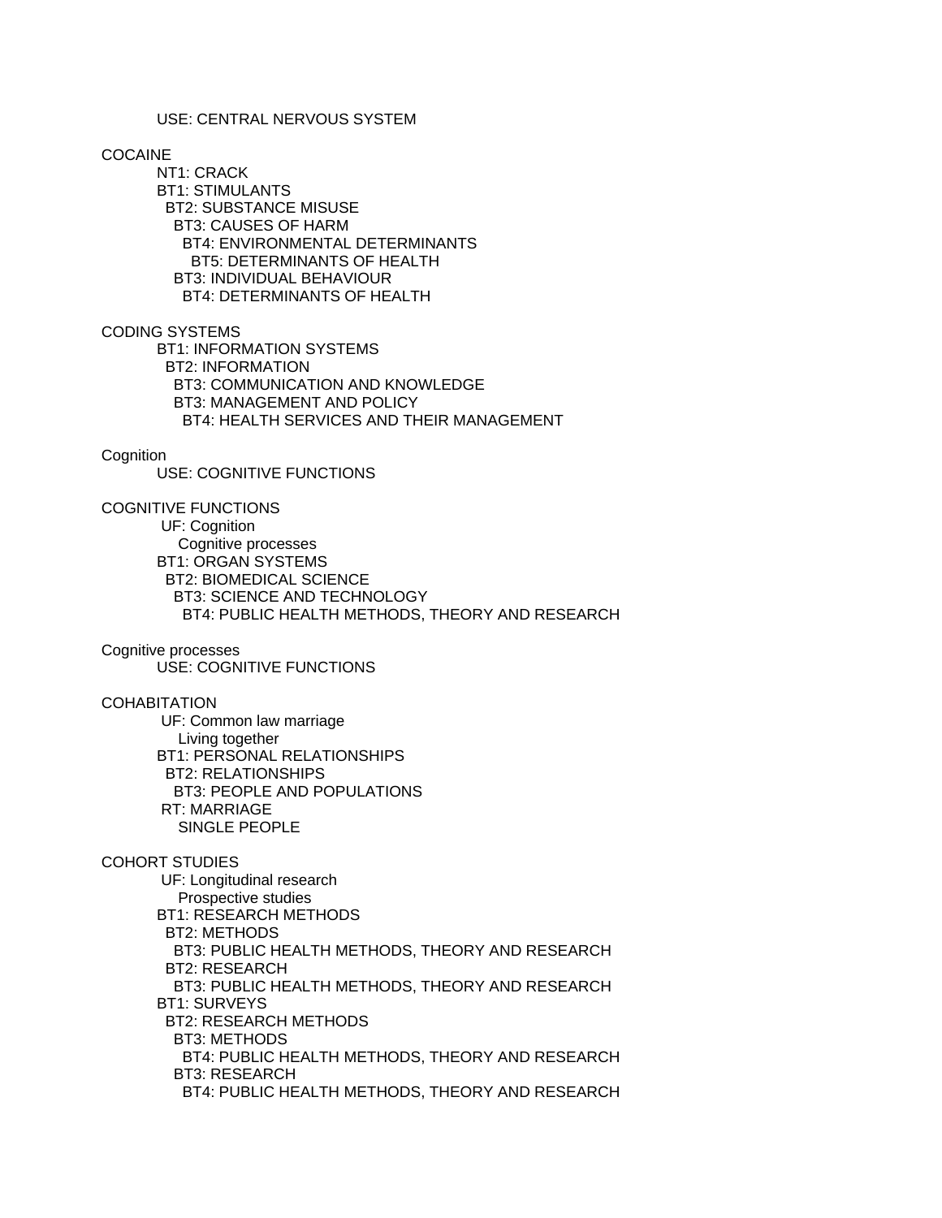USE: CENTRAL NERVOUS SYSTEM

COCAINE
NT1: CRACK
BT1: STIMULANTS
BT2: SUBSTANCE MISUSE
BT3: CAUSES OF HARM
BT4: ENVIRONMENTAL DETERMINANTS
BT5: DETERMINANTS OF HEALTH
BT3: INDIVIDUAL BEHAVIOUR
BT4: DETERMINANTS OF HEALTH

CODING SYSTEMS
BT1: INFORMATION SYSTEMS
BT2: INFORMATION
BT3: COMMUNICATION AND KNOWLEDGE
BT3: MANAGEMENT AND POLICY
BT4: HEALTH SERVICES AND THEIR MANAGEMENT

Cognition
USE: COGNITIVE FUNCTIONS

COGNITIVE FUNCTIONS
UF: Cognition
Cognitive processes
BT1: ORGAN SYSTEMS
BT2: BIOMEDICAL SCIENCE
BT3: SCIENCE AND TECHNOLOGY
BT4: PUBLIC HEALTH METHODS, THEORY AND RESEARCH

Cognitive processes
USE: COGNITIVE FUNCTIONS

COHABITATION
UF: Common law marriage
Living together
BT1: PERSONAL RELATIONSHIPS
BT2: RELATIONSHIPS
BT3: PEOPLE AND POPULATIONS
RT: MARRIAGE
SINGLE PEOPLE

COHORT STUDIES
UF: Longitudinal research
Prospective studies
BT1: RESEARCH METHODS
BT2: METHODS
BT3: PUBLIC HEALTH METHODS, THEORY AND RESEARCH
BT2: RESEARCH
BT3: PUBLIC HEALTH METHODS, THEORY AND RESEARCH
BT1: SURVEYS
BT2: RESEARCH METHODS
BT3: METHODS
BT4: PUBLIC HEALTH METHODS, THEORY AND RESEARCH
BT3: RESEARCH
BT4: PUBLIC HEALTH METHODS, THEORY AND RESEARCH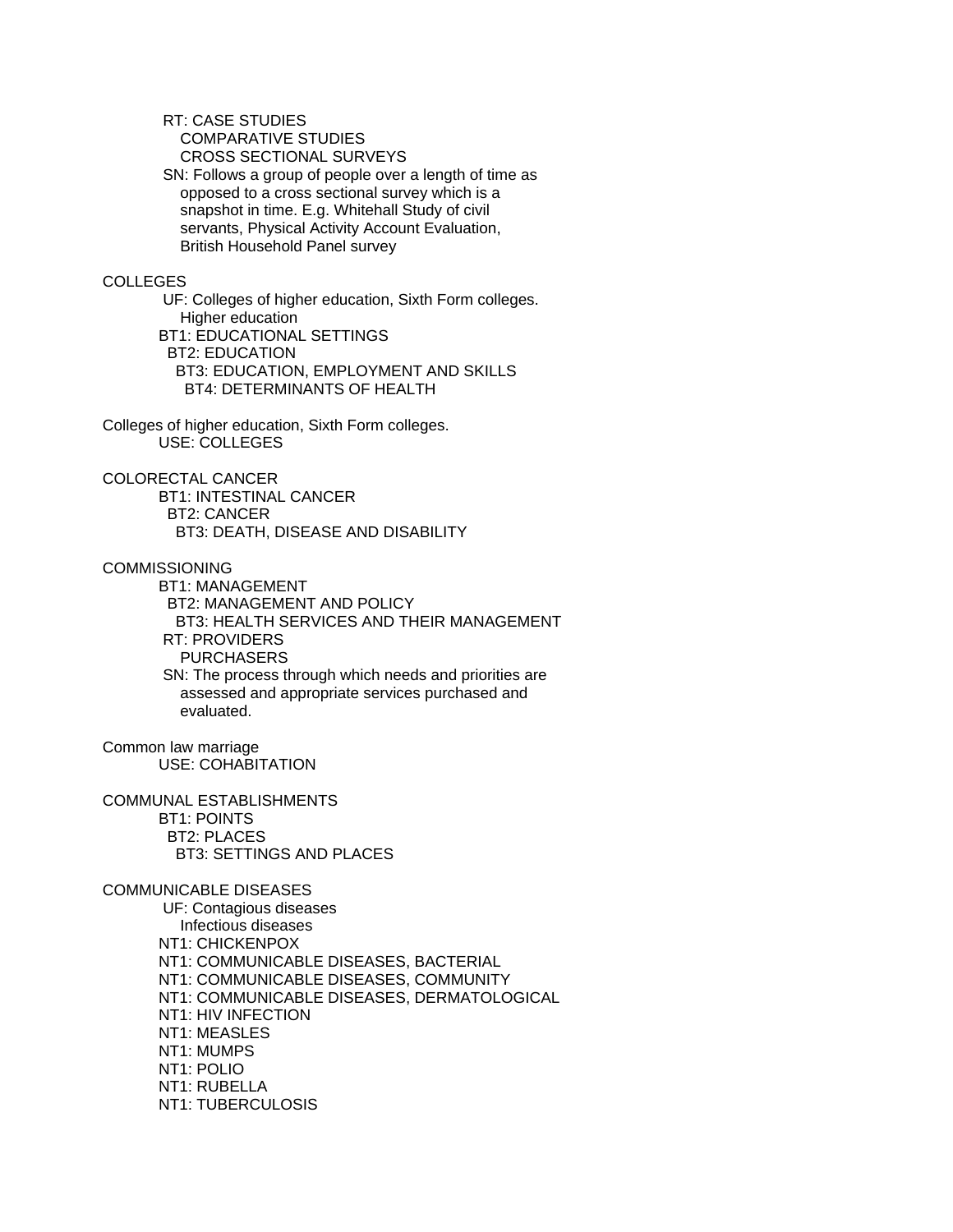RT: CASE STUDIES
    COMPARATIVE STUDIES
    CROSS SECTIONAL SURVEYS
SN: Follows a group of people over a length of time as opposed to a cross sectional survey which is a snapshot in time. E.g. Whitehall Study of civil servants, Physical Activity Account Evaluation, British Household Panel survey

COLLEGES
    UF: Colleges of higher education, Sixth Form colleges. Higher education
    BT1: EDUCATIONAL SETTINGS
      BT2: EDUCATION
        BT3: EDUCATION, EMPLOYMENT AND SKILLS
          BT4: DETERMINANTS OF HEALTH

Colleges of higher education, Sixth Form colleges.
    USE: COLLEGES

COLORECTAL CANCER
    BT1: INTESTINAL CANCER
      BT2: CANCER
        BT3: DEATH, DISEASE AND DISABILITY

COMMISSIONING
    BT1: MANAGEMENT
      BT2: MANAGEMENT AND POLICY
        BT3: HEALTH SERVICES AND THEIR MANAGEMENT
    RT: PROVIDERS
        PURCHASERS
    SN: The process through which needs and priorities are assessed and appropriate services purchased and evaluated.

Common law marriage
    USE: COHABITATION

COMMUNAL ESTABLISHMENTS
    BT1: POINTS
      BT2: PLACES
        BT3: SETTINGS AND PLACES

COMMUNICABLE DISEASES
    UF: Contagious diseases
        Infectious diseases
    NT1: CHICKENPOX
    NT1: COMMUNICABLE DISEASES, BACTERIAL
    NT1: COMMUNICABLE DISEASES, COMMUNITY
    NT1: COMMUNICABLE DISEASES, DERMATOLOGICAL
    NT1: HIV INFECTION
    NT1: MEASLES
    NT1: MUMPS
    NT1: POLIO
    NT1: RUBELLA
    NT1: TUBERCULOSIS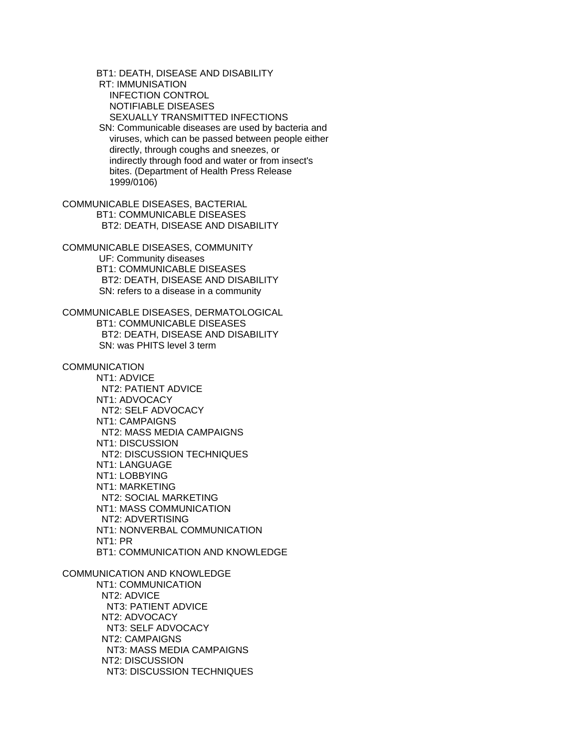BT1: DEATH, DISEASE AND DISABILITY
RT: IMMUNISATION
INFECTION CONTROL
NOTIFIABLE DISEASES
SEXUALLY TRANSMITTED INFECTIONS
SN: Communicable diseases are used by bacteria and viruses, which can be passed between people either directly, through coughs and sneezes, or indirectly through food and water or from insect's bites. (Department of Health Press Release 1999/0106)

COMMUNICABLE DISEASES, BACTERIAL
BT1: COMMUNICABLE DISEASES
BT2: DEATH, DISEASE AND DISABILITY

COMMUNICABLE DISEASES, COMMUNITY
UF: Community diseases
BT1: COMMUNICABLE DISEASES
BT2: DEATH, DISEASE AND DISABILITY
SN: refers to a disease in a community

COMMUNICABLE DISEASES, DERMATOLOGICAL
BT1: COMMUNICABLE DISEASES
BT2: DEATH, DISEASE AND DISABILITY
SN: was PHITS level 3 term

COMMUNICATION
NT1: ADVICE
NT2: PATIENT ADVICE
NT1: ADVOCACY
NT2: SELF ADVOCACY
NT1: CAMPAIGNS
NT2: MASS MEDIA CAMPAIGNS
NT1: DISCUSSION
NT2: DISCUSSION TECHNIQUES
NT1: LANGUAGE
NT1: LOBBYING
NT1: MARKETING
NT2: SOCIAL MARKETING
NT1: MASS COMMUNICATION
NT2: ADVERTISING
NT1: NONVERBAL COMMUNICATION
NT1: PR
BT1: COMMUNICATION AND KNOWLEDGE

COMMUNICATION AND KNOWLEDGE
NT1: COMMUNICATION
NT2: ADVICE
NT3: PATIENT ADVICE
NT2: ADVOCACY
NT3: SELF ADVOCACY
NT2: CAMPAIGNS
NT3: MASS MEDIA CAMPAIGNS
NT2: DISCUSSION
NT3: DISCUSSION TECHNIQUES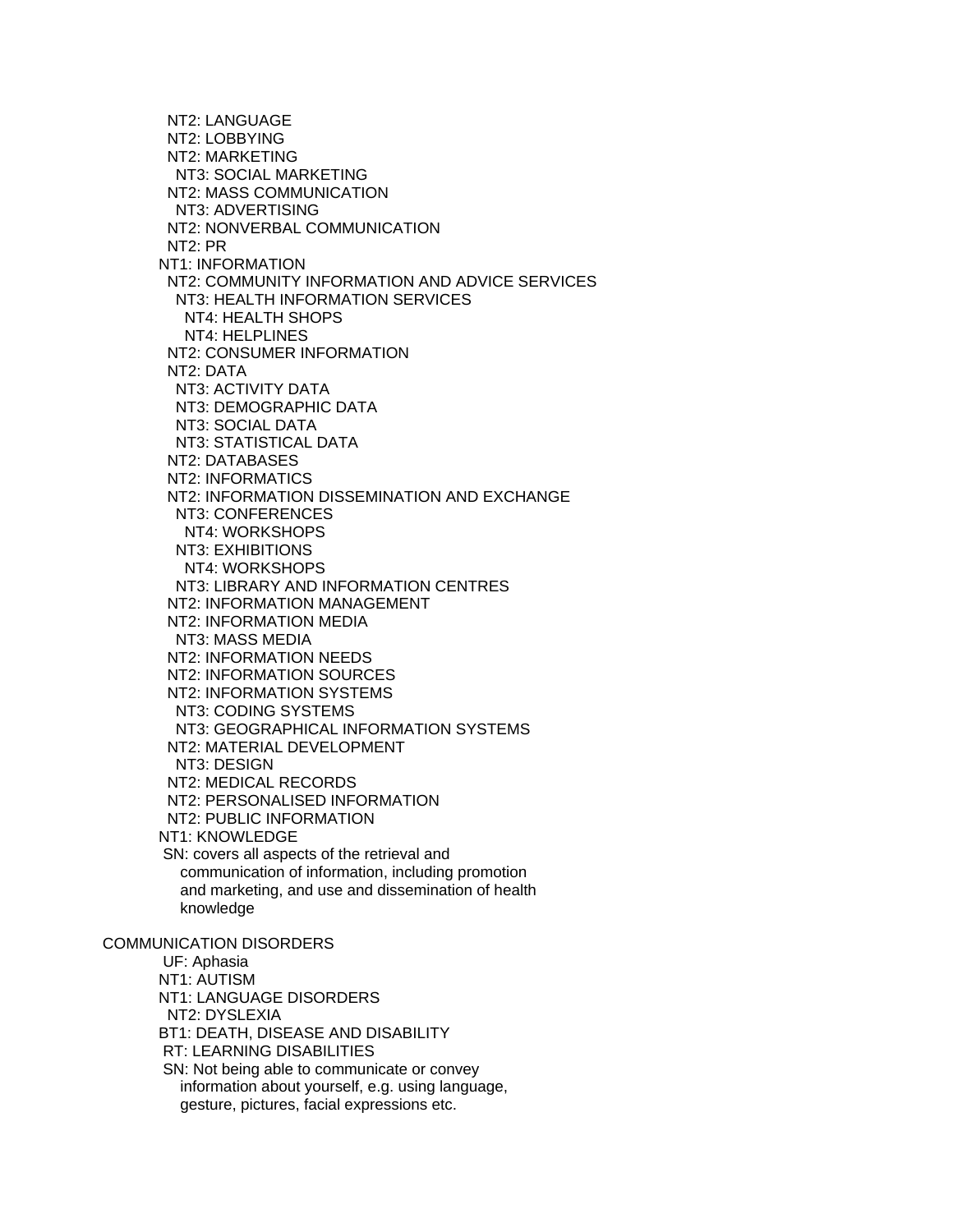NT2: LANGUAGE
NT2: LOBBYING
NT2: MARKETING
NT3: SOCIAL MARKETING
NT2: MASS COMMUNICATION
NT3: ADVERTISING
NT2: NONVERBAL COMMUNICATION
NT2: PR
NT1: INFORMATION
NT2: COMMUNITY INFORMATION AND ADVICE SERVICES
NT3: HEALTH INFORMATION SERVICES
NT4: HEALTH SHOPS
NT4: HELPLINES
NT2: CONSUMER INFORMATION
NT2: DATA
NT3: ACTIVITY DATA
NT3: DEMOGRAPHIC DATA
NT3: SOCIAL DATA
NT3: STATISTICAL DATA
NT2: DATABASES
NT2: INFORMATICS
NT2: INFORMATION DISSEMINATION AND EXCHANGE
NT3: CONFERENCES
NT4: WORKSHOPS
NT3: EXHIBITIONS
NT4: WORKSHOPS
NT3: LIBRARY AND INFORMATION CENTRES
NT2: INFORMATION MANAGEMENT
NT2: INFORMATION MEDIA
NT3: MASS MEDIA
NT2: INFORMATION NEEDS
NT2: INFORMATION SOURCES
NT2: INFORMATION SYSTEMS
NT3: CODING SYSTEMS
NT3: GEOGRAPHICAL INFORMATION SYSTEMS
NT2: MATERIAL DEVELOPMENT
NT3: DESIGN
NT2: MEDICAL RECORDS
NT2: PERSONALISED INFORMATION
NT2: PUBLIC INFORMATION
NT1: KNOWLEDGE
SN: covers all aspects of the retrieval and communication of information, including promotion and marketing, and use and dissemination of health knowledge

COMMUNICATION DISORDERS
UF: Aphasia
NT1: AUTISM
NT1: LANGUAGE DISORDERS
NT2: DYSLEXIA
BT1: DEATH, DISEASE AND DISABILITY
RT: LEARNING DISABILITIES
SN: Not being able to communicate or convey information about yourself, e.g. using language, gesture, pictures, facial expressions etc.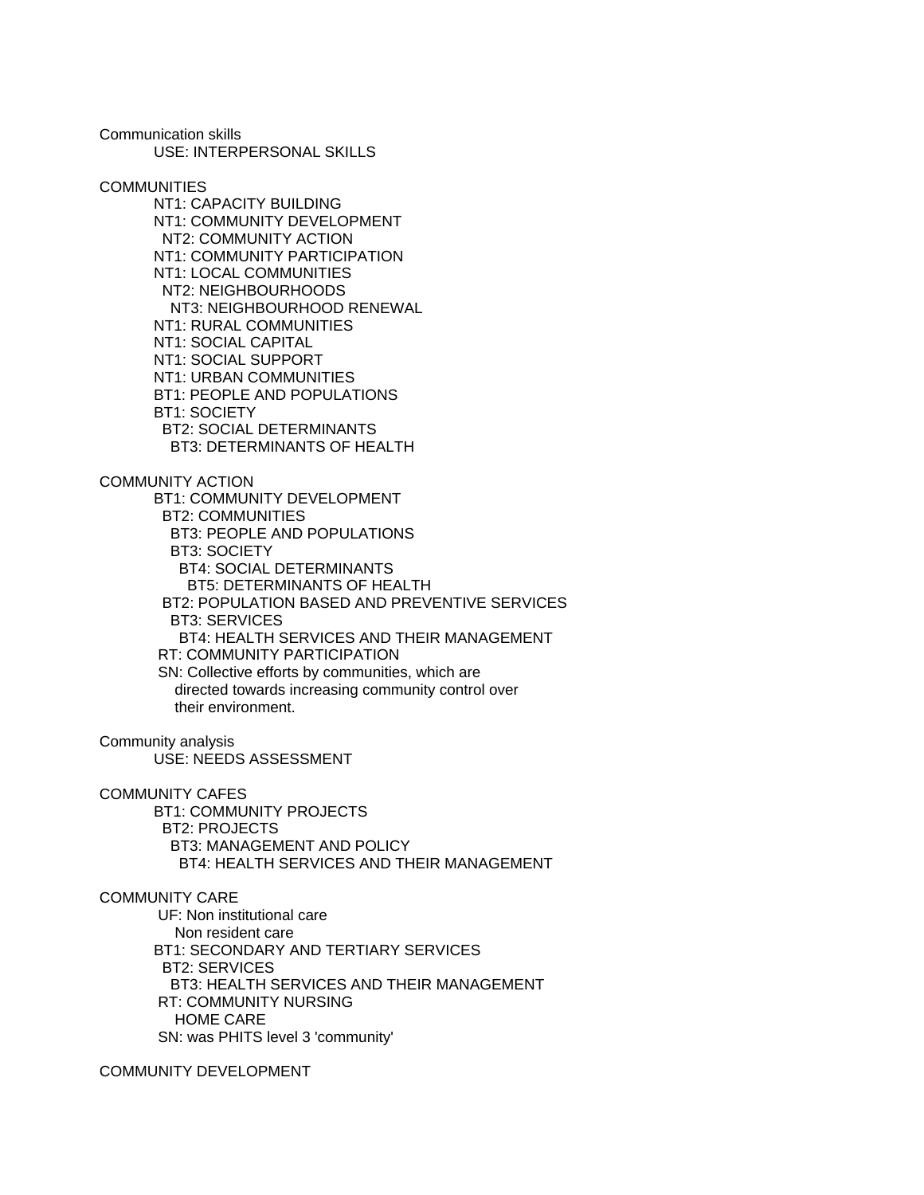Communication skills
    USE: INTERPERSONAL SKILLS

COMMUNITIES
    NT1: CAPACITY BUILDING
    NT1: COMMUNITY DEVELOPMENT
      NT2: COMMUNITY ACTION
    NT1: COMMUNITY PARTICIPATION
    NT1: LOCAL COMMUNITIES
      NT2: NEIGHBOURHOODS
        NT3: NEIGHBOURHOOD RENEWAL
    NT1: RURAL COMMUNITIES
    NT1: SOCIAL CAPITAL
    NT1: SOCIAL SUPPORT
    NT1: URBAN COMMUNITIES
    BT1: PEOPLE AND POPULATIONS
    BT1: SOCIETY
      BT2: SOCIAL DETERMINANTS
        BT3: DETERMINANTS OF HEALTH

COMMUNITY ACTION
    BT1: COMMUNITY DEVELOPMENT
      BT2: COMMUNITIES
        BT3: PEOPLE AND POPULATIONS
        BT3: SOCIETY
          BT4: SOCIAL DETERMINANTS
            BT5: DETERMINANTS OF HEALTH
      BT2: POPULATION BASED AND PREVENTIVE SERVICES
        BT3: SERVICES
          BT4: HEALTH SERVICES AND THEIR MANAGEMENT
    RT: COMMUNITY PARTICIPATION
    SN: Collective efforts by communities, which are
      directed towards increasing community control over
      their environment.

Community analysis
    USE: NEEDS ASSESSMENT

COMMUNITY CAFES
    BT1: COMMUNITY PROJECTS
      BT2: PROJECTS
        BT3: MANAGEMENT AND POLICY
          BT4: HEALTH SERVICES AND THEIR MANAGEMENT

COMMUNITY CARE
    UF: Non institutional care
      Non resident care
    BT1: SECONDARY AND TERTIARY SERVICES
      BT2: SERVICES
        BT3: HEALTH SERVICES AND THEIR MANAGEMENT
    RT: COMMUNITY NURSING
      HOME CARE
    SN: was PHITS level 3 'community'

COMMUNITY DEVELOPMENT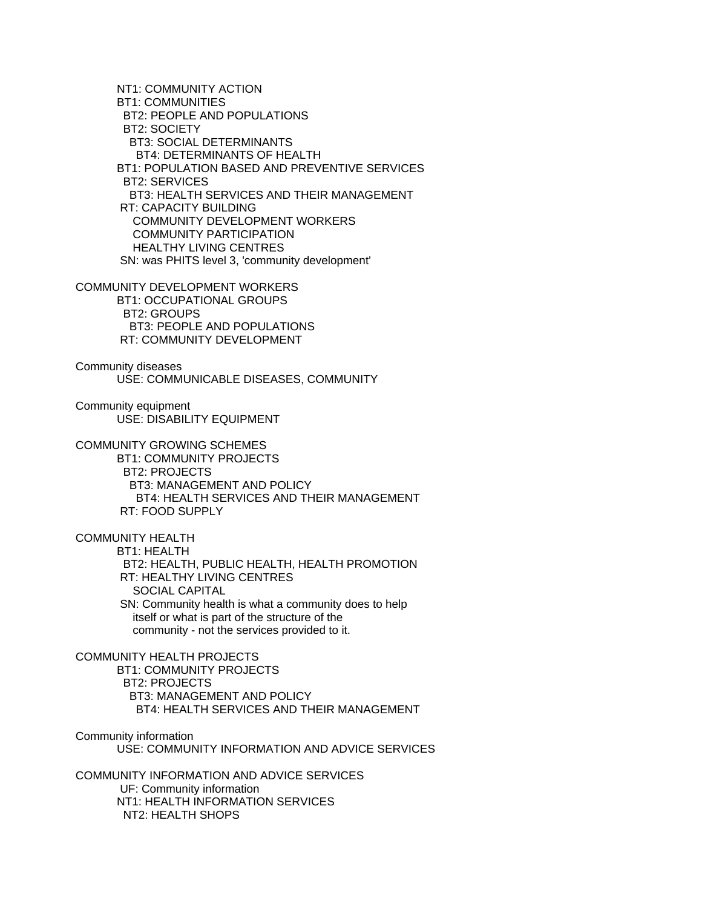NT1: COMMUNITY ACTION
BT1: COMMUNITIES
  BT2: PEOPLE AND POPULATIONS
  BT2: SOCIETY
    BT3: SOCIAL DETERMINANTS
      BT4: DETERMINANTS OF HEALTH
BT1: POPULATION BASED AND PREVENTIVE SERVICES
  BT2: SERVICES
    BT3: HEALTH SERVICES AND THEIR MANAGEMENT
RT: CAPACITY BUILDING
  COMMUNITY DEVELOPMENT WORKERS
  COMMUNITY PARTICIPATION
  HEALTHY LIVING CENTRES
SN: was PHITS level 3, 'community development'

COMMUNITY DEVELOPMENT WORKERS
BT1: OCCUPATIONAL GROUPS
  BT2: GROUPS
    BT3: PEOPLE AND POPULATIONS
RT: COMMUNITY DEVELOPMENT

Community diseases
USE: COMMUNICABLE DISEASES, COMMUNITY

Community equipment
USE: DISABILITY EQUIPMENT

COMMUNITY GROWING SCHEMES
BT1: COMMUNITY PROJECTS
  BT2: PROJECTS
    BT3: MANAGEMENT AND POLICY
      BT4: HEALTH SERVICES AND THEIR MANAGEMENT
RT: FOOD SUPPLY

COMMUNITY HEALTH
BT1: HEALTH
  BT2: HEALTH, PUBLIC HEALTH, HEALTH PROMOTION
RT: HEALTHY LIVING CENTRES
  SOCIAL CAPITAL
SN: Community health is what a community does to help itself or what is part of the structure of the community - not the services provided to it.

COMMUNITY HEALTH PROJECTS
BT1: COMMUNITY PROJECTS
  BT2: PROJECTS
    BT3: MANAGEMENT AND POLICY
      BT4: HEALTH SERVICES AND THEIR MANAGEMENT

Community information
USE: COMMUNITY INFORMATION AND ADVICE SERVICES

COMMUNITY INFORMATION AND ADVICE SERVICES
UF: Community information
NT1: HEALTH INFORMATION SERVICES
  NT2: HEALTH SHOPS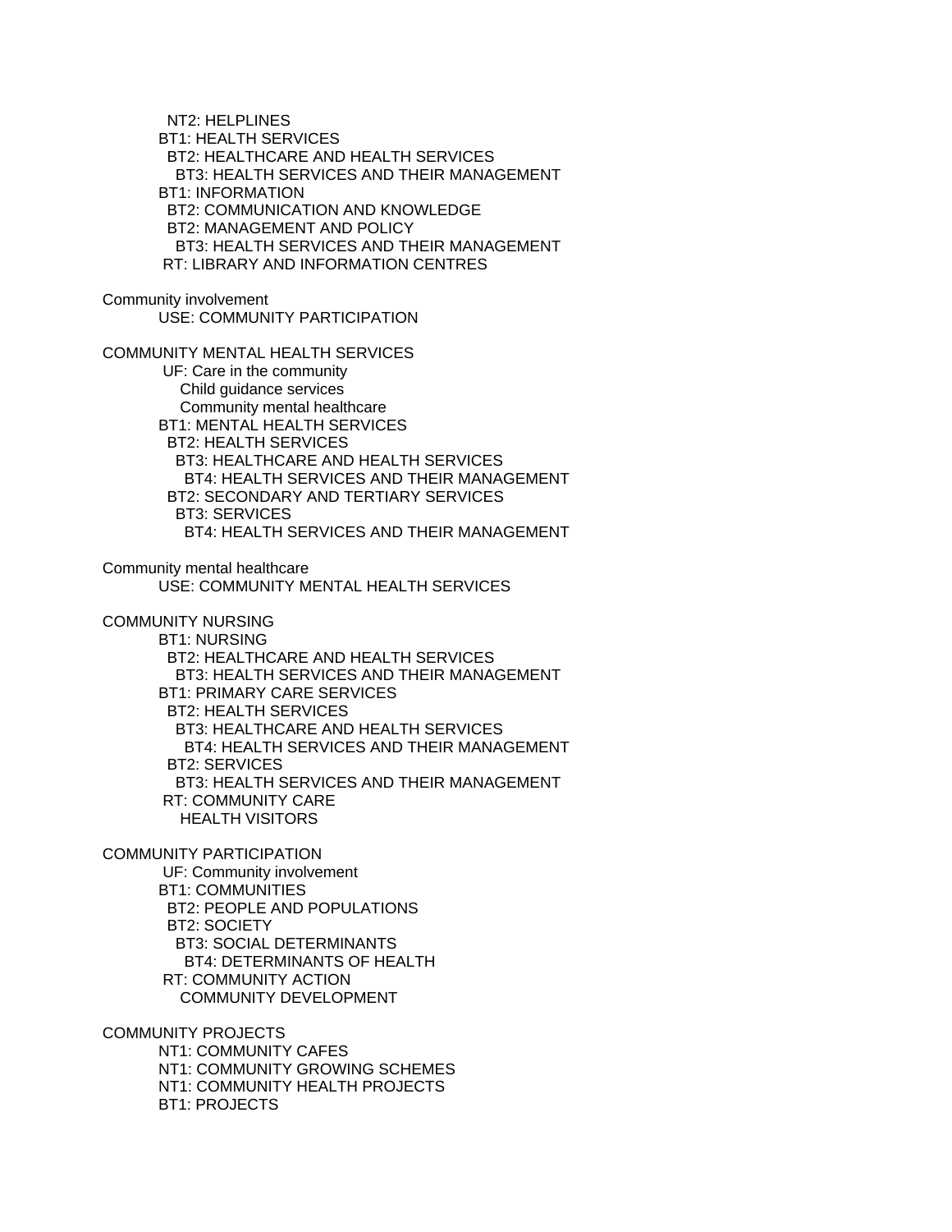NT2: HELPLINES
BT1: HEALTH SERVICES
  BT2: HEALTHCARE AND HEALTH SERVICES
    BT3: HEALTH SERVICES AND THEIR MANAGEMENT
BT1: INFORMATION
  BT2: COMMUNICATION AND KNOWLEDGE
  BT2: MANAGEMENT AND POLICY
    BT3: HEALTH SERVICES AND THEIR MANAGEMENT
RT: LIBRARY AND INFORMATION CENTRES

Community involvement
USE: COMMUNITY PARTICIPATION

COMMUNITY MENTAL HEALTH SERVICES
UF: Care in the community
  Child guidance services
  Community mental healthcare
BT1: MENTAL HEALTH SERVICES
  BT2: HEALTH SERVICES
    BT3: HEALTHCARE AND HEALTH SERVICES
      BT4: HEALTH SERVICES AND THEIR MANAGEMENT
  BT2: SECONDARY AND TERTIARY SERVICES
    BT3: SERVICES
      BT4: HEALTH SERVICES AND THEIR MANAGEMENT

Community mental healthcare
USE: COMMUNITY MENTAL HEALTH SERVICES

COMMUNITY NURSING
BT1: NURSING
  BT2: HEALTHCARE AND HEALTH SERVICES
    BT3: HEALTH SERVICES AND THEIR MANAGEMENT
BT1: PRIMARY CARE SERVICES
  BT2: HEALTH SERVICES
    BT3: HEALTHCARE AND HEALTH SERVICES
      BT4: HEALTH SERVICES AND THEIR MANAGEMENT
  BT2: SERVICES
    BT3: HEALTH SERVICES AND THEIR MANAGEMENT
RT: COMMUNITY CARE
  HEALTH VISITORS

COMMUNITY PARTICIPATION
UF: Community involvement
BT1: COMMUNITIES
  BT2: PEOPLE AND POPULATIONS
  BT2: SOCIETY
    BT3: SOCIAL DETERMINANTS
      BT4: DETERMINANTS OF HEALTH
RT: COMMUNITY ACTION
  COMMUNITY DEVELOPMENT

COMMUNITY PROJECTS
NT1: COMMUNITY CAFES
NT1: COMMUNITY GROWING SCHEMES
NT1: COMMUNITY HEALTH PROJECTS
BT1: PROJECTS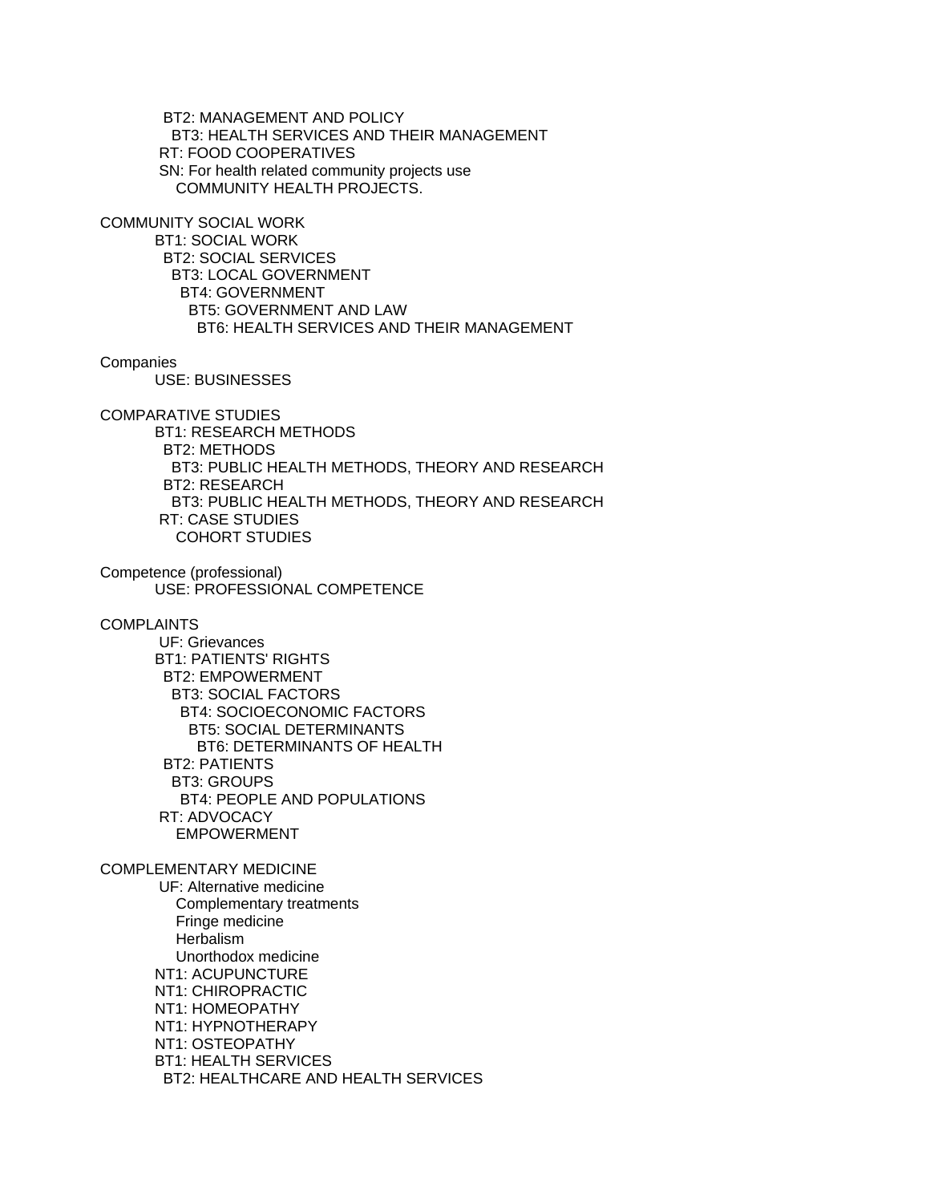BT2: MANAGEMENT AND POLICY
  BT3: HEALTH SERVICES AND THEIR MANAGEMENT
RT: FOOD COOPERATIVES
SN: For health related community projects use
  COMMUNITY HEALTH PROJECTS.

COMMUNITY SOCIAL WORK
BT1: SOCIAL WORK
  BT2: SOCIAL SERVICES
    BT3: LOCAL GOVERNMENT
      BT4: GOVERNMENT
        BT5: GOVERNMENT AND LAW
          BT6: HEALTH SERVICES AND THEIR MANAGEMENT

Companies
USE: BUSINESSES

COMPARATIVE STUDIES
BT1: RESEARCH METHODS
  BT2: METHODS
    BT3: PUBLIC HEALTH METHODS, THEORY AND RESEARCH
  BT2: RESEARCH
    BT3: PUBLIC HEALTH METHODS, THEORY AND RESEARCH
RT: CASE STUDIES
  COHORT STUDIES

Competence (professional)
USE: PROFESSIONAL COMPETENCE

COMPLAINTS
UF: Grievances
BT1: PATIENTS' RIGHTS
  BT2: EMPOWERMENT
    BT3: SOCIAL FACTORS
      BT4: SOCIOECONOMIC FACTORS
        BT5: SOCIAL DETERMINANTS
          BT6: DETERMINANTS OF HEALTH
  BT2: PATIENTS
    BT3: GROUPS
      BT4: PEOPLE AND POPULATIONS
RT: ADVOCACY
  EMPOWERMENT

COMPLEMENTARY MEDICINE
UF: Alternative medicine
  Complementary treatments
  Fringe medicine
  Herbalism
  Unorthodox medicine
NT1: ACUPUNCTURE
NT1: CHIROPRACTIC
NT1: HOMEOPATHY
NT1: HYPNOTHERAPY
NT1: OSTEOPATHY
BT1: HEALTH SERVICES
  BT2: HEALTHCARE AND HEALTH SERVICES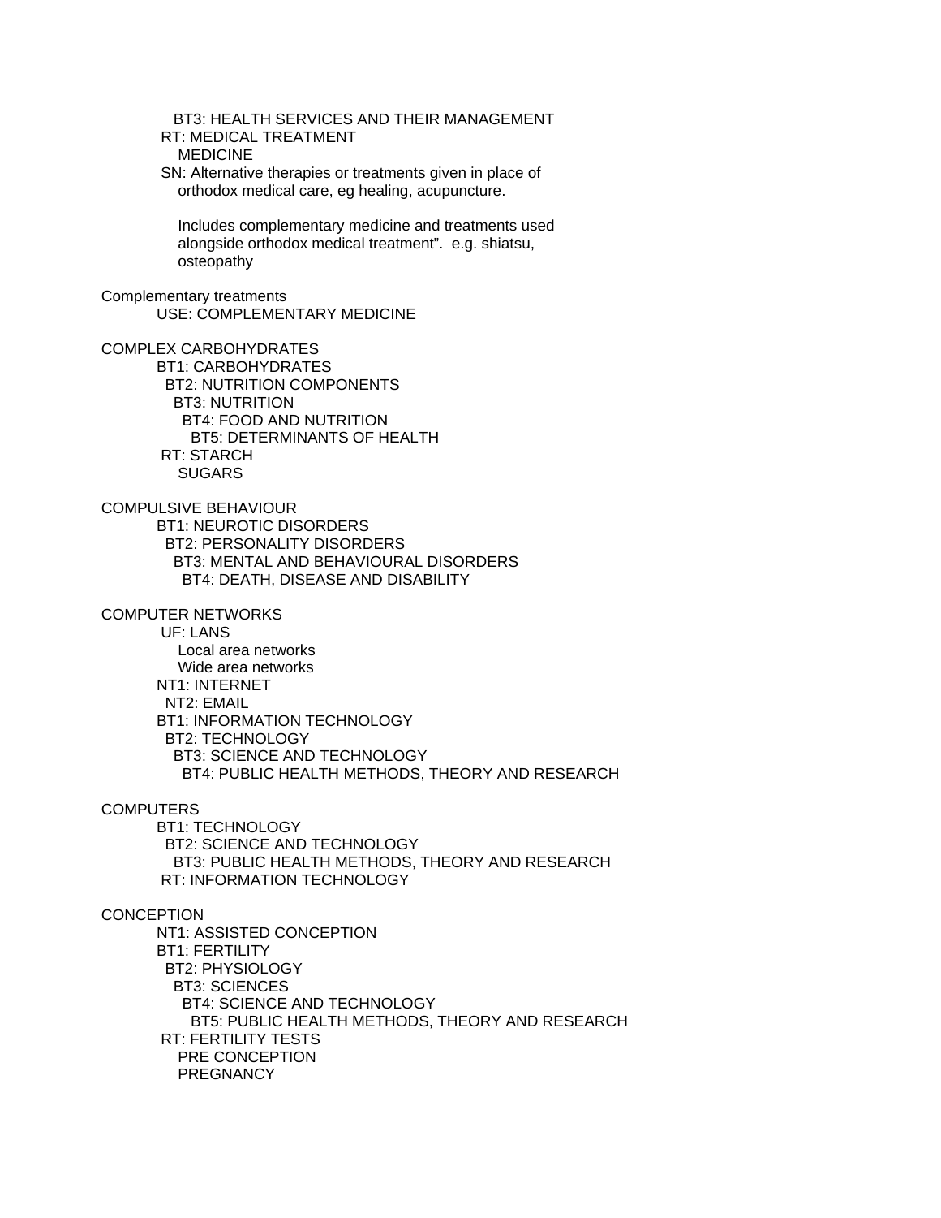BT3: HEALTH SERVICES AND THEIR MANAGEMENT
  RT: MEDICAL TREATMENT
    MEDICINE
  SN: Alternative therapies or treatments given in place of
    orthodox medical care, eg healing, acupuncture.

    Includes complementary medicine and treatments used
    alongside orthodox medical treatment".  e.g. shiatsu,
    osteopathy

Complementary treatments
  USE: COMPLEMENTARY MEDICINE

COMPLEX CARBOHYDRATES
  BT1: CARBOHYDRATES
    BT2: NUTRITION COMPONENTS
      BT3: NUTRITION
        BT4: FOOD AND NUTRITION
          BT5: DETERMINANTS OF HEALTH
  RT: STARCH
    SUGARS

COMPULSIVE BEHAVIOUR
  BT1: NEUROTIC DISORDERS
    BT2: PERSONALITY DISORDERS
      BT3: MENTAL AND BEHAVIOURAL DISORDERS
        BT4: DEATH, DISEASE AND DISABILITY

COMPUTER NETWORKS
  UF: LANS
    Local area networks
    Wide area networks
  NT1: INTERNET
    NT2: EMAIL
  BT1: INFORMATION TECHNOLOGY
    BT2: TECHNOLOGY
      BT3: SCIENCE AND TECHNOLOGY
        BT4: PUBLIC HEALTH METHODS, THEORY AND RESEARCH

COMPUTERS
  BT1: TECHNOLOGY
    BT2: SCIENCE AND TECHNOLOGY
      BT3: PUBLIC HEALTH METHODS, THEORY AND RESEARCH
  RT: INFORMATION TECHNOLOGY

CONCEPTION
  NT1: ASSISTED CONCEPTION
  BT1: FERTILITY
    BT2: PHYSIOLOGY
      BT3: SCIENCES
        BT4: SCIENCE AND TECHNOLOGY
          BT5: PUBLIC HEALTH METHODS, THEORY AND RESEARCH
  RT: FERTILITY TESTS
    PRE CONCEPTION
    PREGNANCY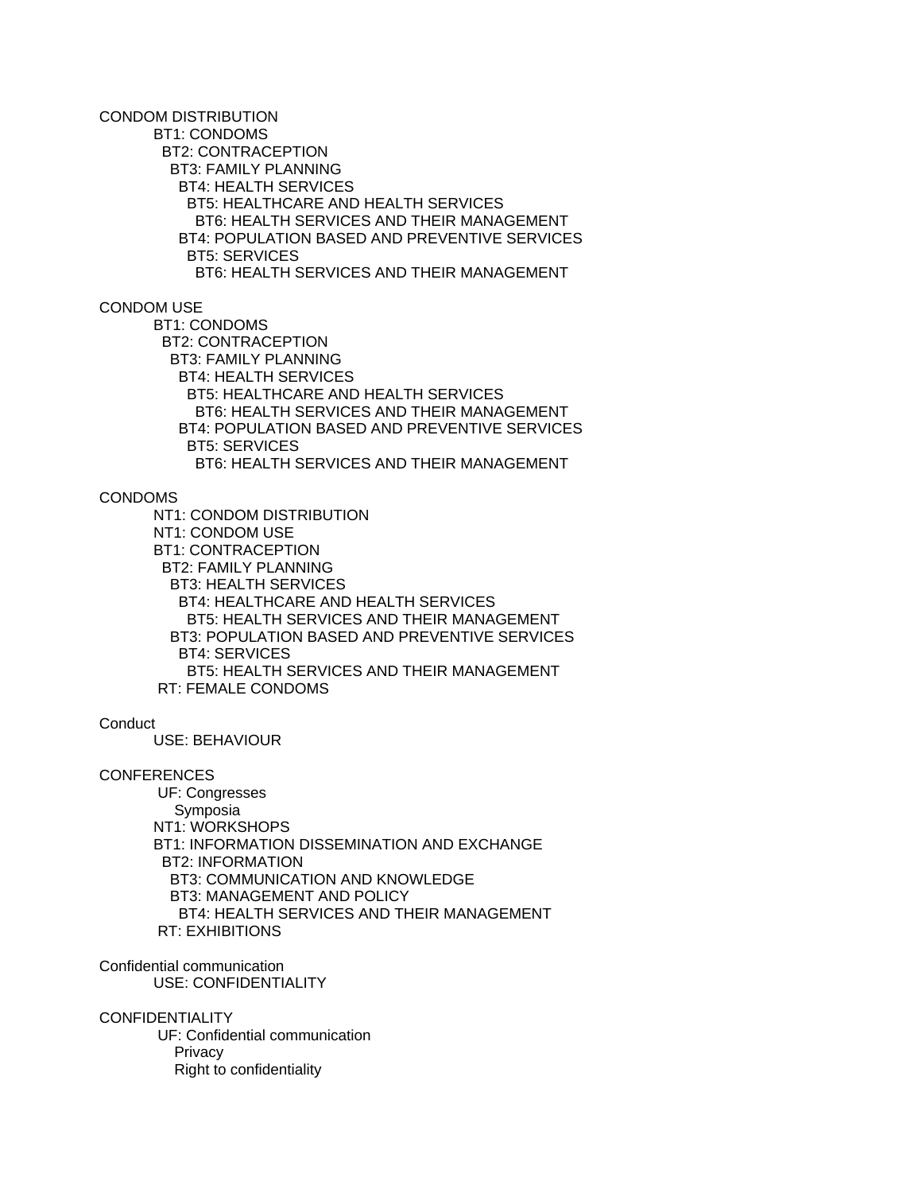CONDOM DISTRIBUTION
BT1: CONDOMS
BT2: CONTRACEPTION
BT3: FAMILY PLANNING
BT4: HEALTH SERVICES
BT5: HEALTHCARE AND HEALTH SERVICES
BT6: HEALTH SERVICES AND THEIR MANAGEMENT
BT4: POPULATION BASED AND PREVENTIVE SERVICES
BT5: SERVICES
BT6: HEALTH SERVICES AND THEIR MANAGEMENT

CONDOM USE
BT1: CONDOMS
BT2: CONTRACEPTION
BT3: FAMILY PLANNING
BT4: HEALTH SERVICES
BT5: HEALTHCARE AND HEALTH SERVICES
BT6: HEALTH SERVICES AND THEIR MANAGEMENT
BT4: POPULATION BASED AND PREVENTIVE SERVICES
BT5: SERVICES
BT6: HEALTH SERVICES AND THEIR MANAGEMENT

CONDOMS
NT1: CONDOM DISTRIBUTION
NT1: CONDOM USE
BT1: CONTRACEPTION
BT2: FAMILY PLANNING
BT3: HEALTH SERVICES
BT4: HEALTHCARE AND HEALTH SERVICES
BT5: HEALTH SERVICES AND THEIR MANAGEMENT
BT3: POPULATION BASED AND PREVENTIVE SERVICES
BT4: SERVICES
BT5: HEALTH SERVICES AND THEIR MANAGEMENT
RT: FEMALE CONDOMS

Conduct
USE: BEHAVIOUR

CONFERENCES
UF: Congresses
Symposia
NT1: WORKSHOPS
BT1: INFORMATION DISSEMINATION AND EXCHANGE
BT2: INFORMATION
BT3: COMMUNICATION AND KNOWLEDGE
BT3: MANAGEMENT AND POLICY
BT4: HEALTH SERVICES AND THEIR MANAGEMENT
RT: EXHIBITIONS

Confidential communication
USE: CONFIDENTIALITY

CONFIDENTIALITY
UF: Confidential communication
Privacy
Right to confidentiality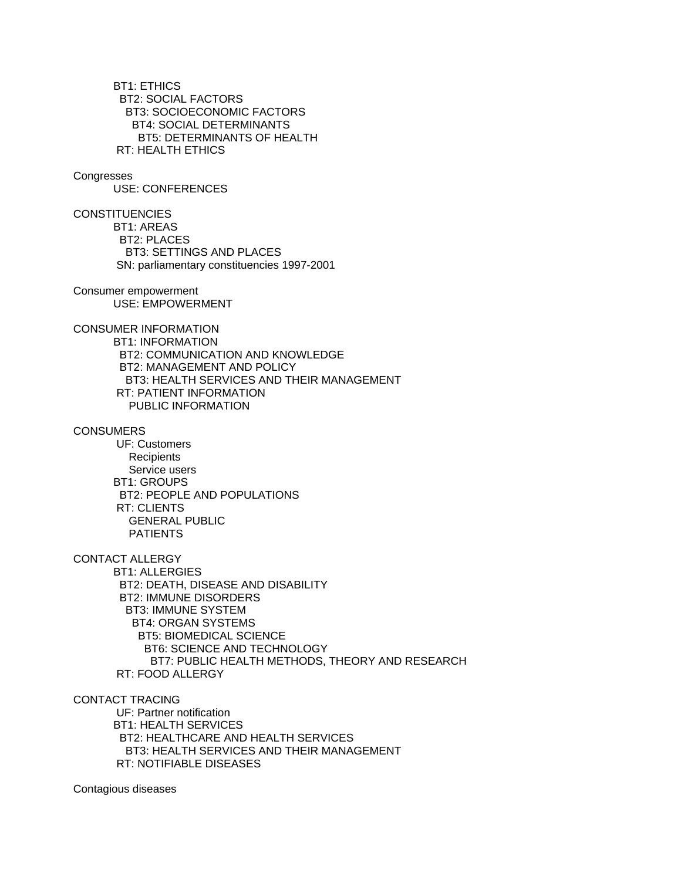BT1: ETHICS
  BT2: SOCIAL FACTORS
    BT3: SOCIOECONOMIC FACTORS
      BT4: SOCIAL DETERMINANTS
        BT5: DETERMINANTS OF HEALTH
 RT: HEALTH ETHICS

Congresses
 USE: CONFERENCES

CONSTITUENCIES
 BT1: AREAS
  BT2: PLACES
    BT3: SETTINGS AND PLACES
 SN: parliamentary constituencies 1997-2001

Consumer empowerment
 USE: EMPOWERMENT

CONSUMER INFORMATION
 BT1: INFORMATION
  BT2: COMMUNICATION AND KNOWLEDGE
  BT2: MANAGEMENT AND POLICY
    BT3: HEALTH SERVICES AND THEIR MANAGEMENT
 RT: PATIENT INFORMATION
   PUBLIC INFORMATION

CONSUMERS
 UF: Customers
   Recipients
   Service users
 BT1: GROUPS
  BT2: PEOPLE AND POPULATIONS
 RT: CLIENTS
   GENERAL PUBLIC
   PATIENTS

CONTACT ALLERGY
 BT1: ALLERGIES
  BT2: DEATH, DISEASE AND DISABILITY
  BT2: IMMUNE DISORDERS
    BT3: IMMUNE SYSTEM
      BT4: ORGAN SYSTEMS
        BT5: BIOMEDICAL SCIENCE
          BT6: SCIENCE AND TECHNOLOGY
            BT7: PUBLIC HEALTH METHODS, THEORY AND RESEARCH
 RT: FOOD ALLERGY

CONTACT TRACING
 UF: Partner notification
 BT1: HEALTH SERVICES
  BT2: HEALTHCARE AND HEALTH SERVICES
    BT3: HEALTH SERVICES AND THEIR MANAGEMENT
 RT: NOTIFIABLE DISEASES

Contagious diseases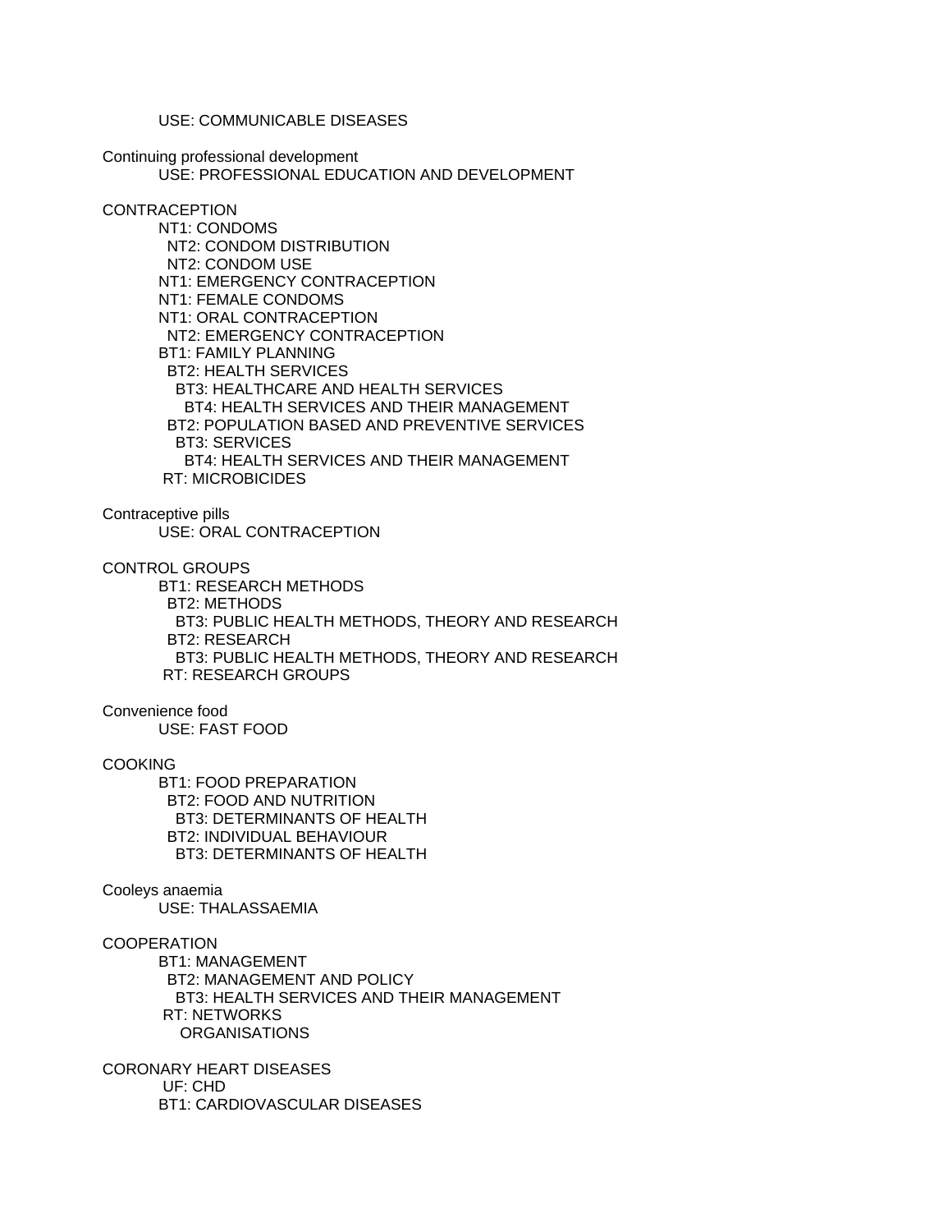USE: COMMUNICABLE DISEASES

Continuing professional development
    USE: PROFESSIONAL EDUCATION AND DEVELOPMENT

CONTRACEPTION
    NT1: CONDOMS
      NT2: CONDOM DISTRIBUTION
      NT2: CONDOM USE
    NT1: EMERGENCY CONTRACEPTION
    NT1: FEMALE CONDOMS
    NT1: ORAL CONTRACEPTION
      NT2: EMERGENCY CONTRACEPTION
    BT1: FAMILY PLANNING
      BT2: HEALTH SERVICES
        BT3: HEALTHCARE AND HEALTH SERVICES
          BT4: HEALTH SERVICES AND THEIR MANAGEMENT
      BT2: POPULATION BASED AND PREVENTIVE SERVICES
        BT3: SERVICES
          BT4: HEALTH SERVICES AND THEIR MANAGEMENT
    RT: MICROBICIDES

Contraceptive pills
    USE: ORAL CONTRACEPTION

CONTROL GROUPS
    BT1: RESEARCH METHODS
      BT2: METHODS
        BT3: PUBLIC HEALTH METHODS, THEORY AND RESEARCH
      BT2: RESEARCH
        BT3: PUBLIC HEALTH METHODS, THEORY AND RESEARCH
    RT: RESEARCH GROUPS

Convenience food
    USE: FAST FOOD

COOKING
    BT1: FOOD PREPARATION
      BT2: FOOD AND NUTRITION
        BT3: DETERMINANTS OF HEALTH
      BT2: INDIVIDUAL BEHAVIOUR
        BT3: DETERMINANTS OF HEALTH

Cooleys anaemia
    USE: THALASSAEMIA

COOPERATION
    BT1: MANAGEMENT
      BT2: MANAGEMENT AND POLICY
        BT3: HEALTH SERVICES AND THEIR MANAGEMENT
    RT: NETWORKS
      ORGANISATIONS

CORONARY HEART DISEASES
    UF: CHD
    BT1: CARDIOVASCULAR DISEASES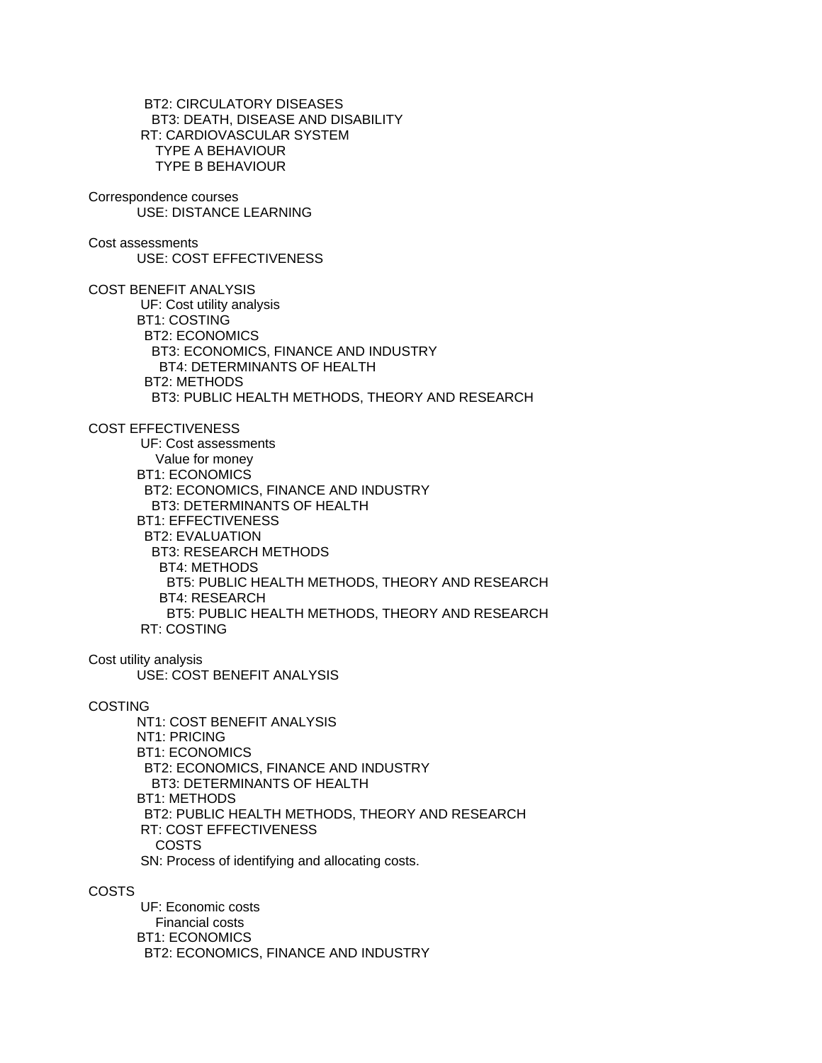BT2: CIRCULATORY DISEASES
  BT3: DEATH, DISEASE AND DISABILITY
RT: CARDIOVASCULAR SYSTEM
  TYPE A BEHAVIOUR
  TYPE B BEHAVIOUR

Correspondence courses
  USE: DISTANCE LEARNING

Cost assessments
  USE: COST EFFECTIVENESS

COST BENEFIT ANALYSIS
  UF: Cost utility analysis
  BT1: COSTING
    BT2: ECONOMICS
      BT3: ECONOMICS, FINANCE AND INDUSTRY
        BT4: DETERMINANTS OF HEALTH
    BT2: METHODS
      BT3: PUBLIC HEALTH METHODS, THEORY AND RESEARCH

COST EFFECTIVENESS
  UF: Cost assessments
    Value for money
  BT1: ECONOMICS
    BT2: ECONOMICS, FINANCE AND INDUSTRY
      BT3: DETERMINANTS OF HEALTH
  BT1: EFFECTIVENESS
    BT2: EVALUATION
      BT3: RESEARCH METHODS
        BT4: METHODS
          BT5: PUBLIC HEALTH METHODS, THEORY AND RESEARCH
        BT4: RESEARCH
          BT5: PUBLIC HEALTH METHODS, THEORY AND RESEARCH
  RT: COSTING

Cost utility analysis
  USE: COST BENEFIT ANALYSIS

COSTING
  NT1: COST BENEFIT ANALYSIS
  NT1: PRICING
  BT1: ECONOMICS
    BT2: ECONOMICS, FINANCE AND INDUSTRY
      BT3: DETERMINANTS OF HEALTH
  BT1: METHODS
    BT2: PUBLIC HEALTH METHODS, THEORY AND RESEARCH
  RT: COST EFFECTIVENESS
    COSTS
  SN: Process of identifying and allocating costs.

COSTS
  UF: Economic costs
    Financial costs
  BT1: ECONOMICS
    BT2: ECONOMICS, FINANCE AND INDUSTRY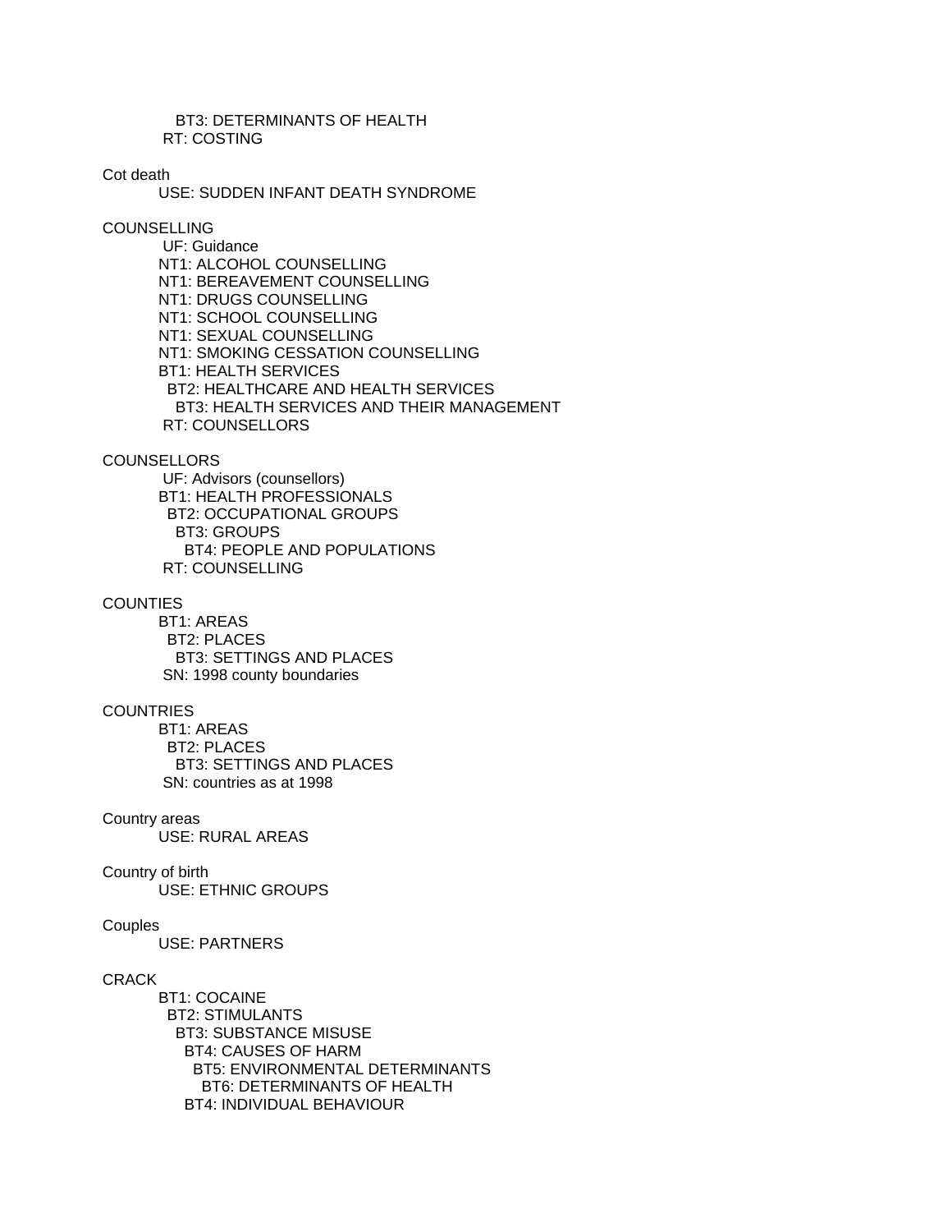BT3: DETERMINANTS OF HEALTH
RT: COSTING

Cot death
USE: SUDDEN INFANT DEATH SYNDROME

COUNSELLING
UF: Guidance
NT1: ALCOHOL COUNSELLING
NT1: BEREAVEMENT COUNSELLING
NT1: DRUGS COUNSELLING
NT1: SCHOOL COUNSELLING
NT1: SEXUAL COUNSELLING
NT1: SMOKING CESSATION COUNSELLING
BT1: HEALTH SERVICES
BT2: HEALTHCARE AND HEALTH SERVICES
BT3: HEALTH SERVICES AND THEIR MANAGEMENT
RT: COUNSELLORS

COUNSELLORS
UF: Advisors (counsellors)
BT1: HEALTH PROFESSIONALS
BT2: OCCUPATIONAL GROUPS
BT3: GROUPS
BT4: PEOPLE AND POPULATIONS
RT: COUNSELLING

COUNTIES
BT1: AREAS
BT2: PLACES
BT3: SETTINGS AND PLACES
SN: 1998 county boundaries

COUNTRIES
BT1: AREAS
BT2: PLACES
BT3: SETTINGS AND PLACES
SN: countries as at 1998

Country areas
USE: RURAL AREAS

Country of birth
USE: ETHNIC GROUPS

Couples
USE: PARTNERS

CRACK
BT1: COCAINE
BT2: STIMULANTS
BT3: SUBSTANCE MISUSE
BT4: CAUSES OF HARM
BT5: ENVIRONMENTAL DETERMINANTS
BT6: DETERMINANTS OF HEALTH
BT4: INDIVIDUAL BEHAVIOUR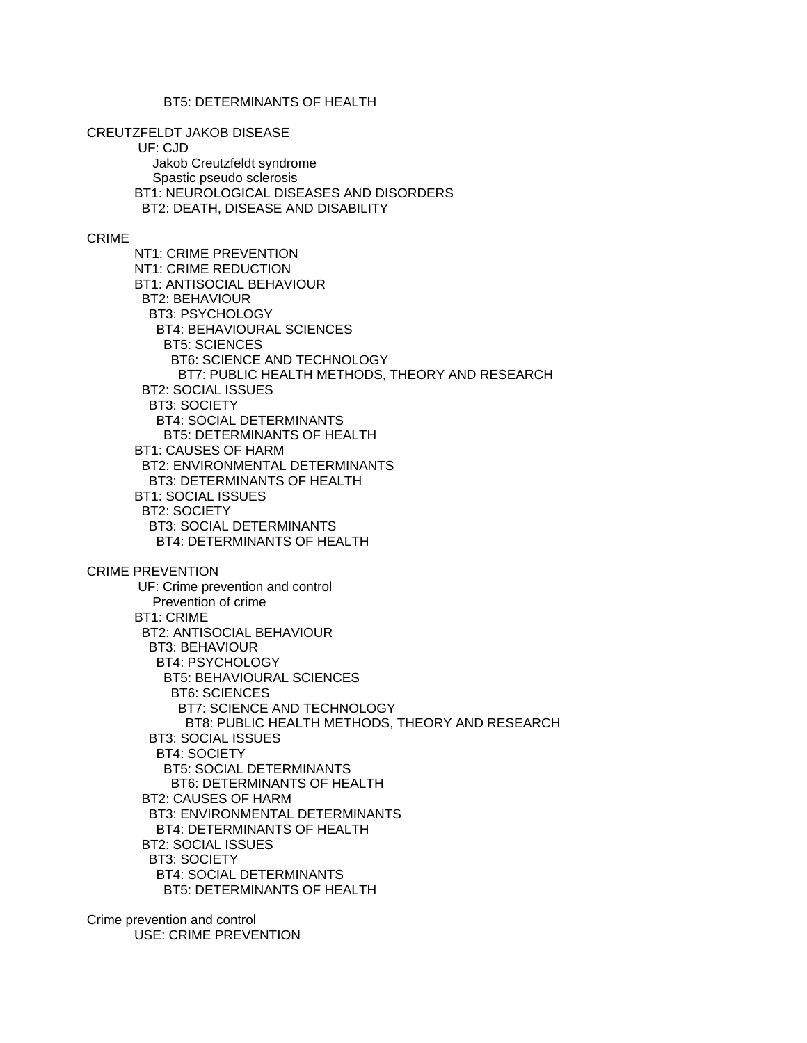BT5: DETERMINANTS OF HEALTH

CREUTZFELDT JAKOB DISEASE
  UF: CJD
    Jakob Creutzfeldt syndrome
    Spastic pseudo sclerosis
  BT1: NEUROLOGICAL DISEASES AND DISORDERS
    BT2: DEATH, DISEASE AND DISABILITY

CRIME
  NT1: CRIME PREVENTION
  NT1: CRIME REDUCTION
  BT1: ANTISOCIAL BEHAVIOUR
    BT2: BEHAVIOUR
      BT3: PSYCHOLOGY
        BT4: BEHAVIOURAL SCIENCES
          BT5: SCIENCES
            BT6: SCIENCE AND TECHNOLOGY
              BT7: PUBLIC HEALTH METHODS, THEORY AND RESEARCH
    BT2: SOCIAL ISSUES
      BT3: SOCIETY
        BT4: SOCIAL DETERMINANTS
          BT5: DETERMINANTS OF HEALTH
  BT1: CAUSES OF HARM
    BT2: ENVIRONMENTAL DETERMINANTS
      BT3: DETERMINANTS OF HEALTH
  BT1: SOCIAL ISSUES
    BT2: SOCIETY
      BT3: SOCIAL DETERMINANTS
        BT4: DETERMINANTS OF HEALTH

CRIME PREVENTION
  UF: Crime prevention and control
    Prevention of crime
  BT1: CRIME
    BT2: ANTISOCIAL BEHAVIOUR
      BT3: BEHAVIOUR
        BT4: PSYCHOLOGY
          BT5: BEHAVIOURAL SCIENCES
            BT6: SCIENCES
              BT7: SCIENCE AND TECHNOLOGY
                BT8: PUBLIC HEALTH METHODS, THEORY AND RESEARCH
      BT3: SOCIAL ISSUES
        BT4: SOCIETY
          BT5: SOCIAL DETERMINANTS
            BT6: DETERMINANTS OF HEALTH
    BT2: CAUSES OF HARM
      BT3: ENVIRONMENTAL DETERMINANTS
        BT4: DETERMINANTS OF HEALTH
    BT2: SOCIAL ISSUES
      BT3: SOCIETY
        BT4: SOCIAL DETERMINANTS
          BT5: DETERMINANTS OF HEALTH

Crime prevention and control
  USE: CRIME PREVENTION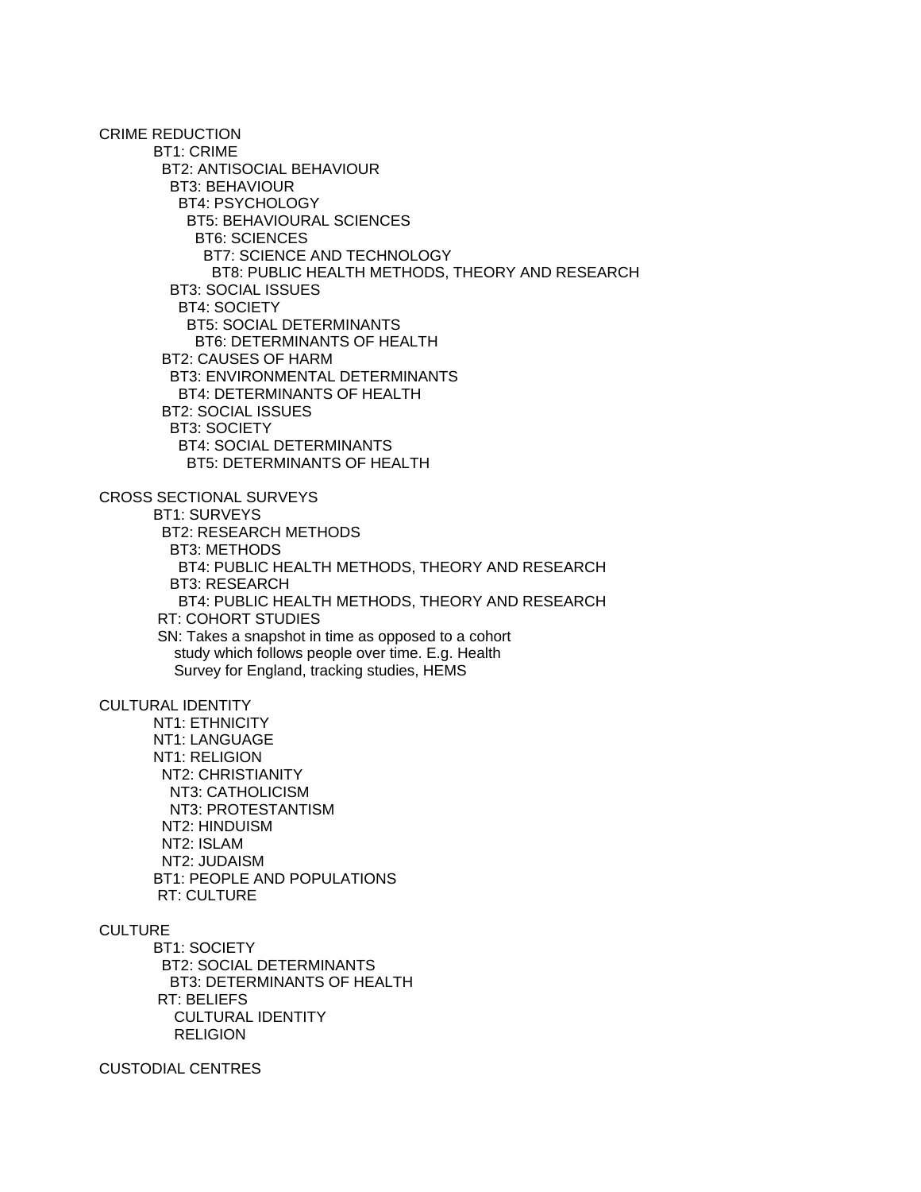CRIME REDUCTION
```
        BT1: CRIME
          BT2: ANTISOCIAL BEHAVIOUR
            BT3: BEHAVIOUR
              BT4: PSYCHOLOGY
                BT5: BEHAVIOURAL SCIENCES
                  BT6: SCIENCES
                    BT7: SCIENCE AND TECHNOLOGY
                      BT8: PUBLIC HEALTH METHODS, THEORY AND RESEARCH
            BT3: SOCIAL ISSUES
              BT4: SOCIETY
                BT5: SOCIAL DETERMINANTS
                  BT6: DETERMINANTS OF HEALTH
          BT2: CAUSES OF HARM
            BT3: ENVIRONMENTAL DETERMINANTS
              BT4: DETERMINANTS OF HEALTH
          BT2: SOCIAL ISSUES
            BT3: SOCIETY
              BT4: SOCIAL DETERMINANTS
                BT5: DETERMINANTS OF HEALTH
```

CROSS SECTIONAL SURVEYS
```
        BT1: SURVEYS
          BT2: RESEARCH METHODS
            BT3: METHODS
              BT4: PUBLIC HEALTH METHODS, THEORY AND RESEARCH
            BT3: RESEARCH
              BT4: PUBLIC HEALTH METHODS, THEORY AND RESEARCH
         RT: COHORT STUDIES
         SN: Takes a snapshot in time as opposed to a cohort
             study which follows people over time. E.g. Health
             Survey for England, tracking studies, HEMS
```

CULTURAL IDENTITY
```
        NT1: ETHNICITY
        NT1: LANGUAGE
        NT1: RELIGION
          NT2: CHRISTIANITY
            NT3: CATHOLICISM
            NT3: PROTESTANTISM
          NT2: HINDUISM
          NT2: ISLAM
          NT2: JUDAISM
        BT1: PEOPLE AND POPULATIONS
         RT: CULTURE
```

CULTURE
```
        BT1: SOCIETY
          BT2: SOCIAL DETERMINANTS
            BT3: DETERMINANTS OF HEALTH
         RT: BELIEFS
             CULTURAL IDENTITY
             RELIGION
```

CUSTODIAL CENTRES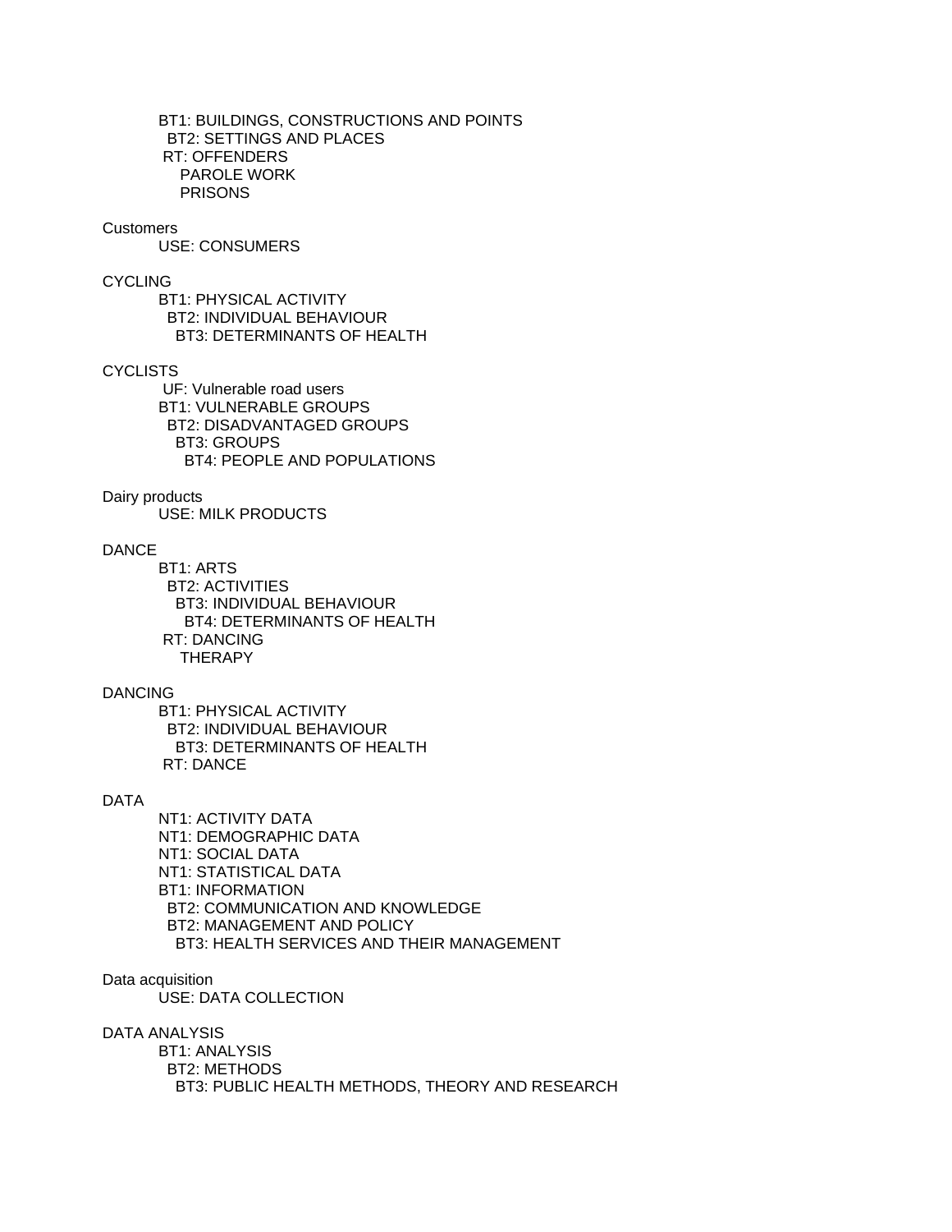BT1: BUILDINGS, CONSTRUCTIONS AND POINTS
  BT2: SETTINGS AND PLACES
 RT: OFFENDERS
   PAROLE WORK
   PRISONS

Customers
  USE: CONSUMERS

CYCLING
  BT1: PHYSICAL ACTIVITY
    BT2: INDIVIDUAL BEHAVIOUR
      BT3: DETERMINANTS OF HEALTH

CYCLISTS
  UF: Vulnerable road users
  BT1: VULNERABLE GROUPS
    BT2: DISADVANTAGED GROUPS
      BT3: GROUPS
        BT4: PEOPLE AND POPULATIONS

Dairy products
  USE: MILK PRODUCTS

DANCE
  BT1: ARTS
    BT2: ACTIVITIES
      BT3: INDIVIDUAL BEHAVIOUR
        BT4: DETERMINANTS OF HEALTH
  RT: DANCING
    THERAPY

DANCING
  BT1: PHYSICAL ACTIVITY
    BT2: INDIVIDUAL BEHAVIOUR
      BT3: DETERMINANTS OF HEALTH
  RT: DANCE

DATA
  NT1: ACTIVITY DATA
  NT1: DEMOGRAPHIC DATA
  NT1: SOCIAL DATA
  NT1: STATISTICAL DATA
  BT1: INFORMATION
    BT2: COMMUNICATION AND KNOWLEDGE
    BT2: MANAGEMENT AND POLICY
      BT3: HEALTH SERVICES AND THEIR MANAGEMENT

Data acquisition
  USE: DATA COLLECTION

DATA ANALYSIS
  BT1: ANALYSIS
    BT2: METHODS
      BT3: PUBLIC HEALTH METHODS, THEORY AND RESEARCH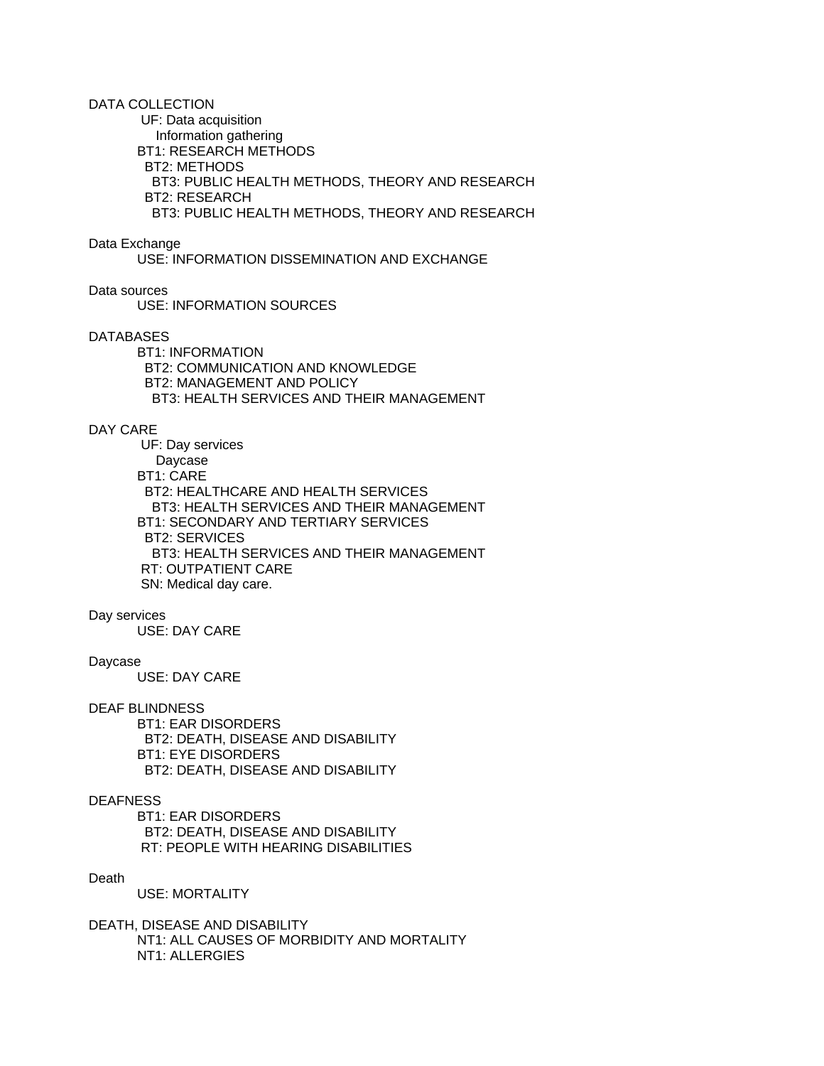DATA COLLECTION
UF: Data acquisition
Information gathering
BT1: RESEARCH METHODS
BT2: METHODS
BT3: PUBLIC HEALTH METHODS, THEORY AND RESEARCH
BT2: RESEARCH
BT3: PUBLIC HEALTH METHODS, THEORY AND RESEARCH

Data Exchange
USE: INFORMATION DISSEMINATION AND EXCHANGE

Data sources
USE: INFORMATION SOURCES

DATABASES
BT1: INFORMATION
BT2: COMMUNICATION AND KNOWLEDGE
BT2: MANAGEMENT AND POLICY
BT3: HEALTH SERVICES AND THEIR MANAGEMENT

DAY CARE
UF: Day services
Daycase
BT1: CARE
BT2: HEALTHCARE AND HEALTH SERVICES
BT3: HEALTH SERVICES AND THEIR MANAGEMENT
BT1: SECONDARY AND TERTIARY SERVICES
BT2: SERVICES
BT3: HEALTH SERVICES AND THEIR MANAGEMENT
RT: OUTPATIENT CARE
SN: Medical day care.

Day services
USE: DAY CARE

Daycase
USE: DAY CARE

DEAF BLINDNESS
BT1: EAR DISORDERS
BT2: DEATH, DISEASE AND DISABILITY
BT1: EYE DISORDERS
BT2: DEATH, DISEASE AND DISABILITY

DEAFNESS
BT1: EAR DISORDERS
BT2: DEATH, DISEASE AND DISABILITY
RT: PEOPLE WITH HEARING DISABILITIES

Death
USE: MORTALITY

DEATH, DISEASE AND DISABILITY
NT1: ALL CAUSES OF MORBIDITY AND MORTALITY
NT1: ALLERGIES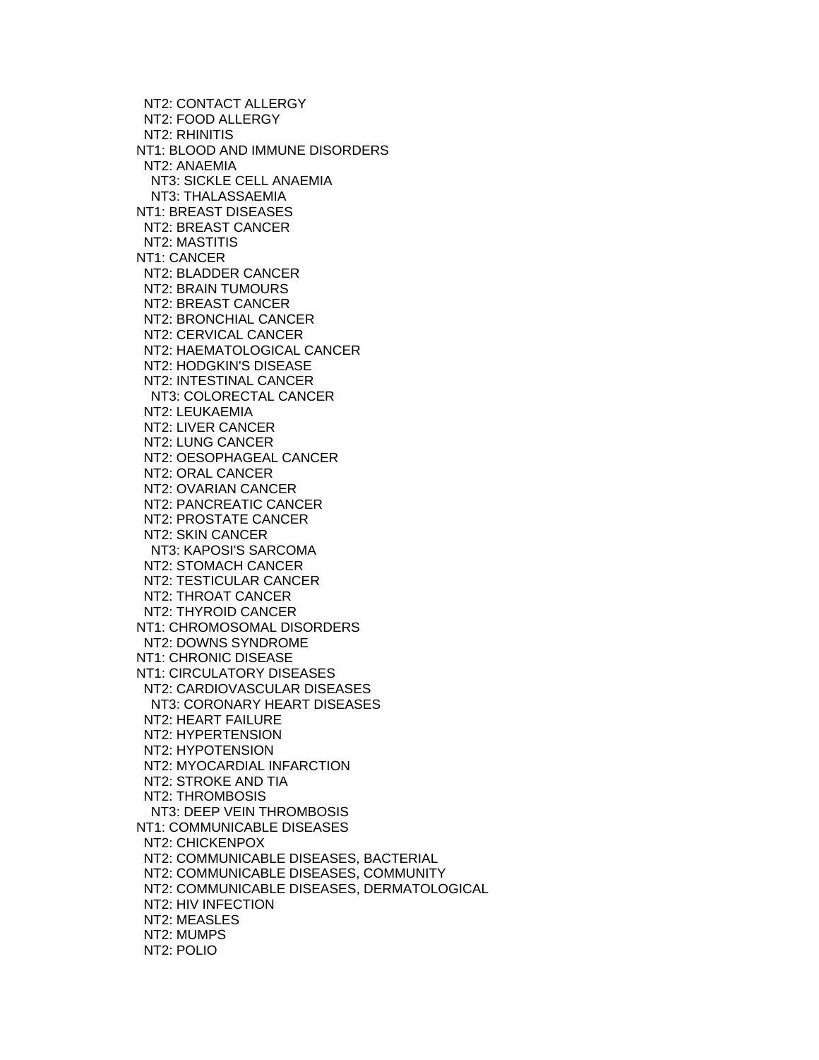NT2: CONTACT ALLERGY
  NT2: FOOD ALLERGY
  NT2: RHINITIS
NT1: BLOOD AND IMMUNE DISORDERS
  NT2: ANAEMIA
    NT3: SICKLE CELL ANAEMIA
    NT3: THALASSAEMIA
NT1: BREAST DISEASES
  NT2: BREAST CANCER
  NT2: MASTITIS
NT1: CANCER
  NT2: BLADDER CANCER
  NT2: BRAIN TUMOURS
  NT2: BREAST CANCER
  NT2: BRONCHIAL CANCER
  NT2: CERVICAL CANCER
  NT2: HAEMATOLOGICAL CANCER
  NT2: HODGKIN'S DISEASE
  NT2: INTESTINAL CANCER
    NT3: COLORECTAL CANCER
  NT2: LEUKAEMIA
  NT2: LIVER CANCER
  NT2: LUNG CANCER
  NT2: OESOPHAGEAL CANCER
  NT2: ORAL CANCER
  NT2: OVARIAN CANCER
  NT2: PANCREATIC CANCER
  NT2: PROSTATE CANCER
  NT2: SKIN CANCER
    NT3: KAPOSI'S SARCOMA
  NT2: STOMACH CANCER
  NT2: TESTICULAR CANCER
  NT2: THROAT CANCER
  NT2: THYROID CANCER
NT1: CHROMOSOMAL DISORDERS
  NT2: DOWNS SYNDROME
NT1: CHRONIC DISEASE
NT1: CIRCULATORY DISEASES
  NT2: CARDIOVASCULAR DISEASES
    NT3: CORONARY HEART DISEASES
  NT2: HEART FAILURE
  NT2: HYPERTENSION
  NT2: HYPOTENSION
  NT2: MYOCARDIAL INFARCTION
  NT2: STROKE AND TIA
  NT2: THROMBOSIS
    NT3: DEEP VEIN THROMBOSIS
NT1: COMMUNICABLE DISEASES
  NT2: CHICKENPOX
  NT2: COMMUNICABLE DISEASES, BACTERIAL
  NT2: COMMUNICABLE DISEASES, COMMUNITY
  NT2: COMMUNICABLE DISEASES, DERMATOLOGICAL
  NT2: HIV INFECTION
  NT2: MEASLES
  NT2: MUMPS
  NT2: POLIO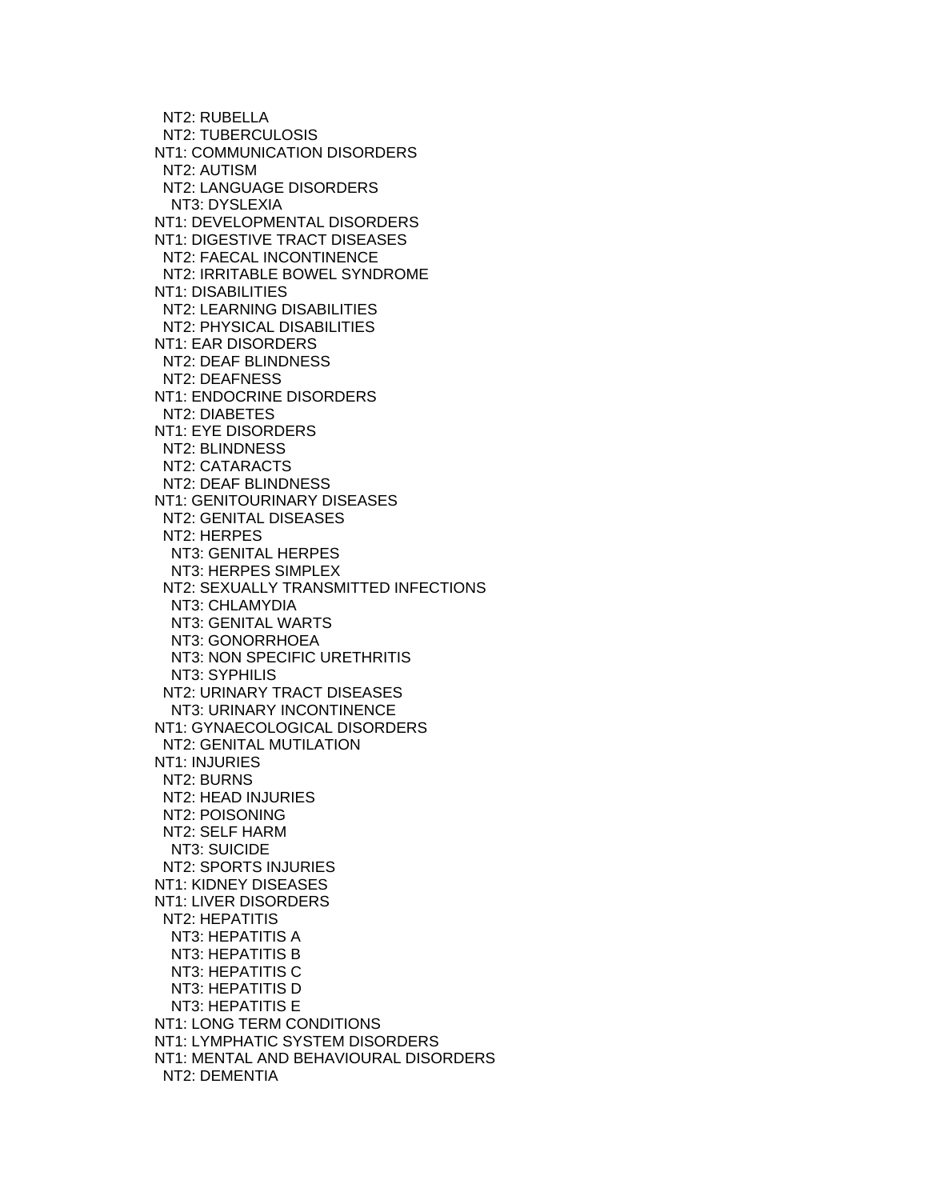NT2: RUBELLA
  NT2: TUBERCULOSIS
 NT1: COMMUNICATION DISORDERS
  NT2: AUTISM
  NT2: LANGUAGE DISORDERS
   NT3: DYSLEXIA
 NT1: DEVELOPMENTAL DISORDERS
 NT1: DIGESTIVE TRACT DISEASES
  NT2: FAECAL INCONTINENCE
  NT2: IRRITABLE BOWEL SYNDROME
 NT1: DISABILITIES
  NT2: LEARNING DISABILITIES
  NT2: PHYSICAL DISABILITIES
 NT1: EAR DISORDERS
  NT2: DEAF BLINDNESS
  NT2: DEAFNESS
 NT1: ENDOCRINE DISORDERS
  NT2: DIABETES
 NT1: EYE DISORDERS
  NT2: BLINDNESS
  NT2: CATARACTS
  NT2: DEAF BLINDNESS
 NT1: GENITOURINARY DISEASES
  NT2: GENITAL DISEASES
  NT2: HERPES
   NT3: GENITAL HERPES
   NT3: HERPES SIMPLEX
  NT2: SEXUALLY TRANSMITTED INFECTIONS
   NT3: CHLAMYDIA
   NT3: GENITAL WARTS
   NT3: GONORRHOEA
   NT3: NON SPECIFIC URETHRITIS
   NT3: SYPHILIS
  NT2: URINARY TRACT DISEASES
   NT3: URINARY INCONTINENCE
 NT1: GYNAECOLOGICAL DISORDERS
  NT2: GENITAL MUTILATION
 NT1: INJURIES
  NT2: BURNS
  NT2: HEAD INJURIES
  NT2: POISONING
  NT2: SELF HARM
   NT3: SUICIDE
  NT2: SPORTS INJURIES
 NT1: KIDNEY DISEASES
 NT1: LIVER DISORDERS
  NT2: HEPATITIS
   NT3: HEPATITIS A
   NT3: HEPATITIS B
   NT3: HEPATITIS C
   NT3: HEPATITIS D
   NT3: HEPATITIS E
 NT1: LONG TERM CONDITIONS
 NT1: LYMPHATIC SYSTEM DISORDERS
 NT1: MENTAL AND BEHAVIOURAL DISORDERS
  NT2: DEMENTIA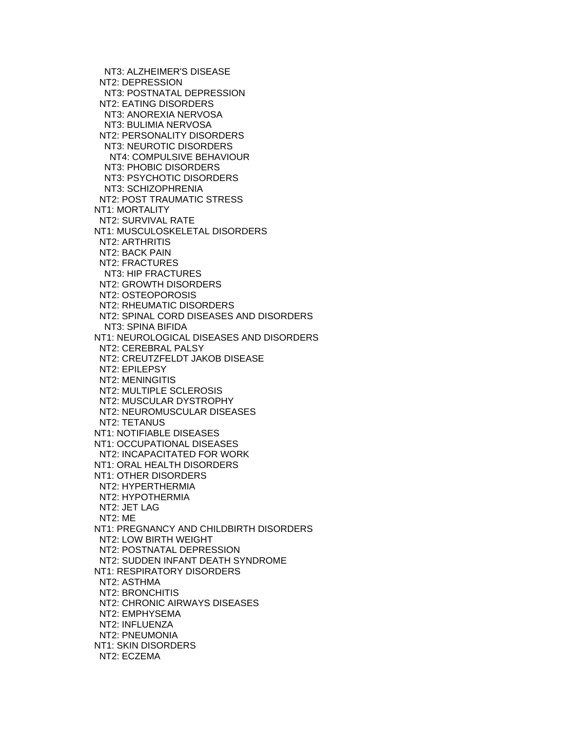NT3: ALZHEIMER'S DISEASE
NT2: DEPRESSION
NT3: POSTNATAL DEPRESSION
NT2: EATING DISORDERS
NT3: ANOREXIA NERVOSA
NT3: BULIMIA NERVOSA
NT2: PERSONALITY DISORDERS
NT3: NEUROTIC DISORDERS
NT4: COMPULSIVE BEHAVIOUR
NT3: PHOBIC DISORDERS
NT3: PSYCHOTIC DISORDERS
NT3: SCHIZOPHRENIA
NT2: POST TRAUMATIC STRESS
NT1: MORTALITY
NT2: SURVIVAL RATE
NT1: MUSCULOSKELETAL DISORDERS
NT2: ARTHRITIS
NT2: BACK PAIN
NT2: FRACTURES
NT3: HIP FRACTURES
NT2: GROWTH DISORDERS
NT2: OSTEOPOROSIS
NT2: RHEUMATIC DISORDERS
NT2: SPINAL CORD DISEASES AND DISORDERS
NT3: SPINA BIFIDA
NT1: NEUROLOGICAL DISEASES AND DISORDERS
NT2: CEREBRAL PALSY
NT2: CREUTZFELDT JAKOB DISEASE
NT2: EPILEPSY
NT2: MENINGITIS
NT2: MULTIPLE SCLEROSIS
NT2: MUSCULAR DYSTROPHY
NT2: NEUROMUSCULAR DISEASES
NT2: TETANUS
NT1: NOTIFIABLE DISEASES
NT1: OCCUPATIONAL DISEASES
NT2: INCAPACITATED FOR WORK
NT1: ORAL HEALTH DISORDERS
NT1: OTHER DISORDERS
NT2: HYPERTHERMIA
NT2: HYPOTHERMIA
NT2: JET LAG
NT2: ME
NT1: PREGNANCY AND CHILDBIRTH DISORDERS
NT2: LOW BIRTH WEIGHT
NT2: POSTNATAL DEPRESSION
NT2: SUDDEN INFANT DEATH SYNDROME
NT1: RESPIRATORY DISORDERS
NT2: ASTHMA
NT2: BRONCHITIS
NT2: CHRONIC AIRWAYS DISEASES
NT2: EMPHYSEMA
NT2: INFLUENZA
NT2: PNEUMONIA
NT1: SKIN DISORDERS
NT2: ECZEMA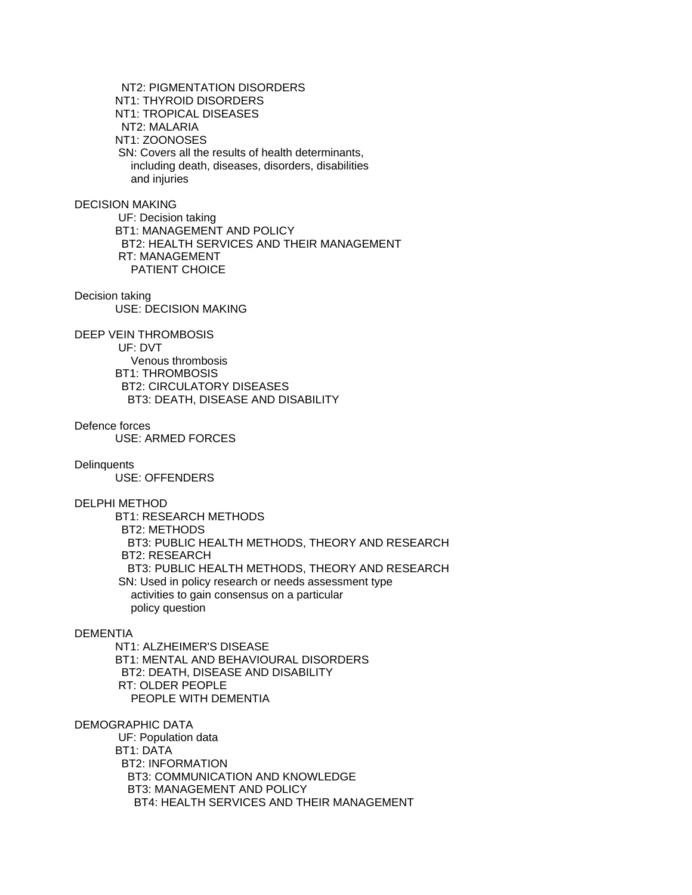NT2: PIGMENTATION DISORDERS
NT1: THYROID DISORDERS
NT1: TROPICAL DISEASES
NT2: MALARIA
NT1: ZOONOSES
SN: Covers all the results of health determinants, including death, diseases, disorders, disabilities and injuries

DECISION MAKING
UF: Decision taking
BT1: MANAGEMENT AND POLICY
BT2: HEALTH SERVICES AND THEIR MANAGEMENT
RT: MANAGEMENT
PATIENT CHOICE

Decision taking
USE: DECISION MAKING

DEEP VEIN THROMBOSIS
UF: DVT
Venous thrombosis
BT1: THROMBOSIS
BT2: CIRCULATORY DISEASES
BT3: DEATH, DISEASE AND DISABILITY

Defence forces
USE: ARMED FORCES

Delinquents
USE: OFFENDERS

DELPHI METHOD
BT1: RESEARCH METHODS
BT2: METHODS
BT3: PUBLIC HEALTH METHODS, THEORY AND RESEARCH
BT2: RESEARCH
BT3: PUBLIC HEALTH METHODS, THEORY AND RESEARCH
SN: Used in policy research or needs assessment type activities to gain consensus on a particular policy question

DEMENTIA
NT1: ALZHEIMER'S DISEASE
BT1: MENTAL AND BEHAVIOURAL DISORDERS
BT2: DEATH, DISEASE AND DISABILITY
RT: OLDER PEOPLE
PEOPLE WITH DEMENTIA

DEMOGRAPHIC DATA
UF: Population data
BT1: DATA
BT2: INFORMATION
BT3: COMMUNICATION AND KNOWLEDGE
BT3: MANAGEMENT AND POLICY
BT4: HEALTH SERVICES AND THEIR MANAGEMENT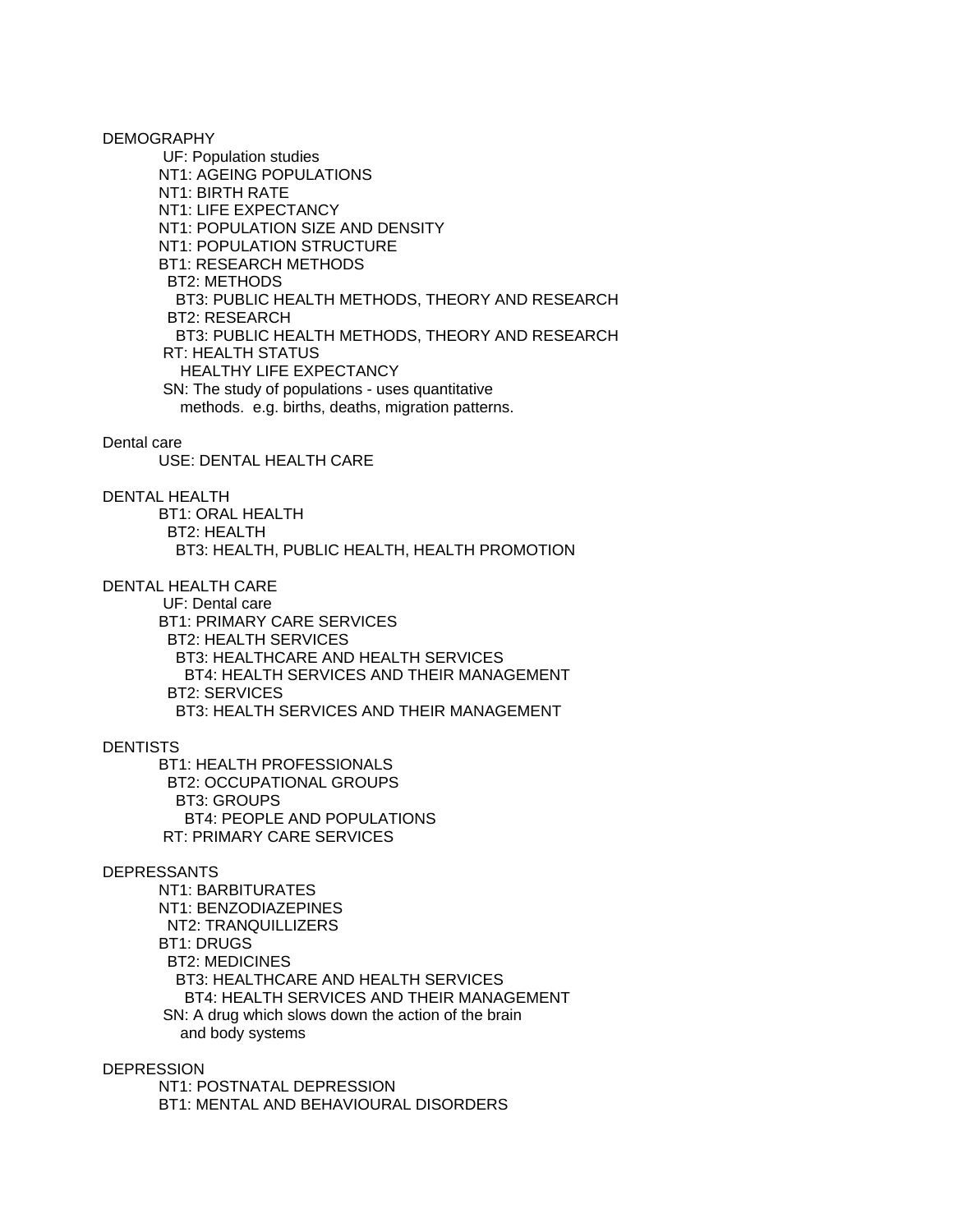DEMOGRAPHY

UF: Population studies
NT1: AGEING POPULATIONS
NT1: BIRTH RATE
NT1: LIFE EXPECTANCY
NT1: POPULATION SIZE AND DENSITY
NT1: POPULATION STRUCTURE
BT1: RESEARCH METHODS
  BT2: METHODS
    BT3: PUBLIC HEALTH METHODS, THEORY AND RESEARCH
  BT2: RESEARCH
    BT3: PUBLIC HEALTH METHODS, THEORY AND RESEARCH
RT: HEALTH STATUS
  HEALTHY LIFE EXPECTANCY
SN: The study of populations - uses quantitative methods. e.g. births, deaths, migration patterns.

Dental care

USE: DENTAL HEALTH CARE

DENTAL HEALTH

BT1: ORAL HEALTH
  BT2: HEALTH
    BT3: HEALTH, PUBLIC HEALTH, HEALTH PROMOTION

DENTAL HEALTH CARE

UF: Dental care
BT1: PRIMARY CARE SERVICES
  BT2: HEALTH SERVICES
    BT3: HEALTHCARE AND HEALTH SERVICES
      BT4: HEALTH SERVICES AND THEIR MANAGEMENT
  BT2: SERVICES
    BT3: HEALTH SERVICES AND THEIR MANAGEMENT

DENTISTS

BT1: HEALTH PROFESSIONALS
  BT2: OCCUPATIONAL GROUPS
    BT3: GROUPS
      BT4: PEOPLE AND POPULATIONS
RT: PRIMARY CARE SERVICES

DEPRESSANTS

NT1: BARBITURATES
NT1: BENZODIAZEPINES
  NT2: TRANQUILLIZERS
BT1: DRUGS
  BT2: MEDICINES
    BT3: HEALTHCARE AND HEALTH SERVICES
      BT4: HEALTH SERVICES AND THEIR MANAGEMENT
SN: A drug which slows down the action of the brain and body systems

DEPRESSION

NT1: POSTNATAL DEPRESSION
BT1: MENTAL AND BEHAVIOURAL DISORDERS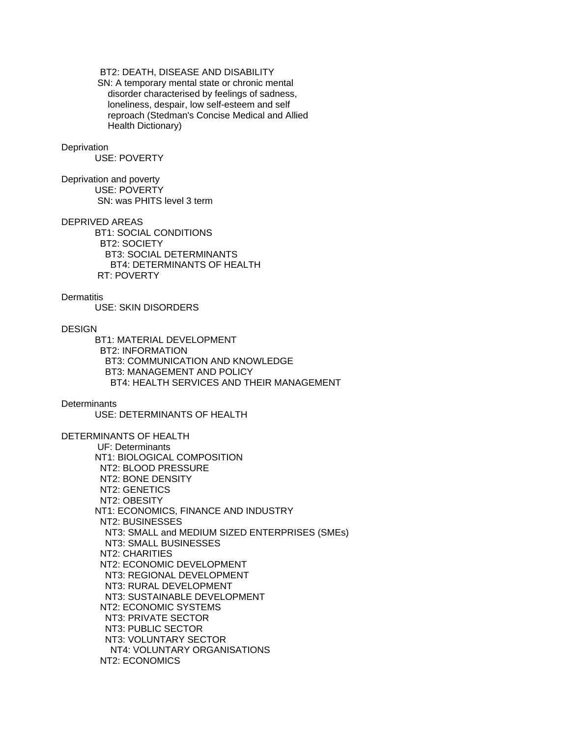BT2: DEATH, DISEASE AND DISABILITY
SN: A temporary mental state or chronic mental disorder characterised by feelings of sadness, loneliness, despair, low self-esteem and self reproach (Stedman's Concise Medical and Allied Health Dictionary)

Deprivation
USE: POVERTY

Deprivation and poverty
USE: POVERTY
SN: was PHITS level 3 term

DEPRIVED AREAS
BT1: SOCIAL CONDITIONS
BT2: SOCIETY
BT3: SOCIAL DETERMINANTS
BT4: DETERMINANTS OF HEALTH
RT: POVERTY

Dermatitis
USE: SKIN DISORDERS

DESIGN
BT1: MATERIAL DEVELOPMENT
BT2: INFORMATION
BT3: COMMUNICATION AND KNOWLEDGE
BT3: MANAGEMENT AND POLICY
BT4: HEALTH SERVICES AND THEIR MANAGEMENT

Determinants
USE: DETERMINANTS OF HEALTH

DETERMINANTS OF HEALTH
UF: Determinants
NT1: BIOLOGICAL COMPOSITION
NT2: BLOOD PRESSURE
NT2: BONE DENSITY
NT2: GENETICS
NT2: OBESITY
NT1: ECONOMICS, FINANCE AND INDUSTRY
NT2: BUSINESSES
NT3: SMALL and MEDIUM SIZED ENTERPRISES (SMEs)
NT3: SMALL BUSINESSES
NT2: CHARITIES
NT2: ECONOMIC DEVELOPMENT
NT3: REGIONAL DEVELOPMENT
NT3: RURAL DEVELOPMENT
NT3: SUSTAINABLE DEVELOPMENT
NT2: ECONOMIC SYSTEMS
NT3: PRIVATE SECTOR
NT3: PUBLIC SECTOR
NT3: VOLUNTARY SECTOR
NT4: VOLUNTARY ORGANISATIONS
NT2: ECONOMICS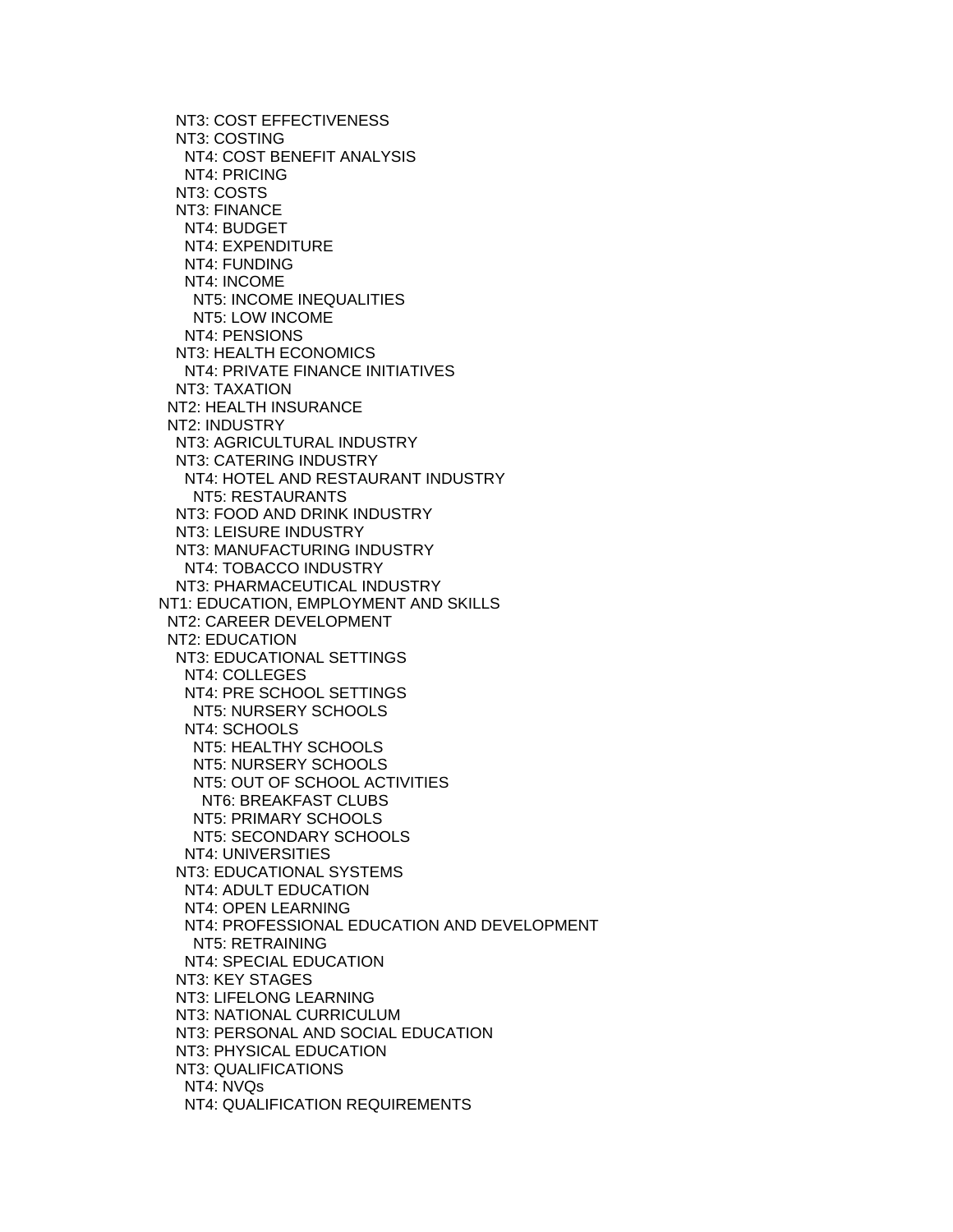NT3: COST EFFECTIVENESS
  NT3: COSTING
    NT4: COST BENEFIT ANALYSIS
    NT4: PRICING
  NT3: COSTS
  NT3: FINANCE
    NT4: BUDGET
    NT4: EXPENDITURE
    NT4: FUNDING
    NT4: INCOME
      NT5: INCOME INEQUALITIES
      NT5: LOW INCOME
    NT4: PENSIONS
  NT3: HEALTH ECONOMICS
    NT4: PRIVATE FINANCE INITIATIVES
  NT3: TAXATION
 NT2: HEALTH INSURANCE
 NT2: INDUSTRY
  NT3: AGRICULTURAL INDUSTRY
  NT3: CATERING INDUSTRY
    NT4: HOTEL AND RESTAURANT INDUSTRY
      NT5: RESTAURANTS
  NT3: FOOD AND DRINK INDUSTRY
  NT3: LEISURE INDUSTRY
  NT3: MANUFACTURING INDUSTRY
    NT4: TOBACCO INDUSTRY
  NT3: PHARMACEUTICAL INDUSTRY
NT1: EDUCATION, EMPLOYMENT AND SKILLS
 NT2: CAREER DEVELOPMENT
 NT2: EDUCATION
  NT3: EDUCATIONAL SETTINGS
    NT4: COLLEGES
    NT4: PRE SCHOOL SETTINGS
      NT5: NURSERY SCHOOLS
    NT4: SCHOOLS
      NT5: HEALTHY SCHOOLS
      NT5: NURSERY SCHOOLS
      NT5: OUT OF SCHOOL ACTIVITIES
        NT6: BREAKFAST CLUBS
      NT5: PRIMARY SCHOOLS
      NT5: SECONDARY SCHOOLS
    NT4: UNIVERSITIES
  NT3: EDUCATIONAL SYSTEMS
    NT4: ADULT EDUCATION
    NT4: OPEN LEARNING
    NT4: PROFESSIONAL EDUCATION AND DEVELOPMENT
      NT5: RETRAINING
    NT4: SPECIAL EDUCATION
  NT3: KEY STAGES
  NT3: LIFELONG LEARNING
  NT3: NATIONAL CURRICULUM
  NT3: PERSONAL AND SOCIAL EDUCATION
  NT3: PHYSICAL EDUCATION
  NT3: QUALIFICATIONS
    NT4: NVQs
    NT4: QUALIFICATION REQUIREMENTS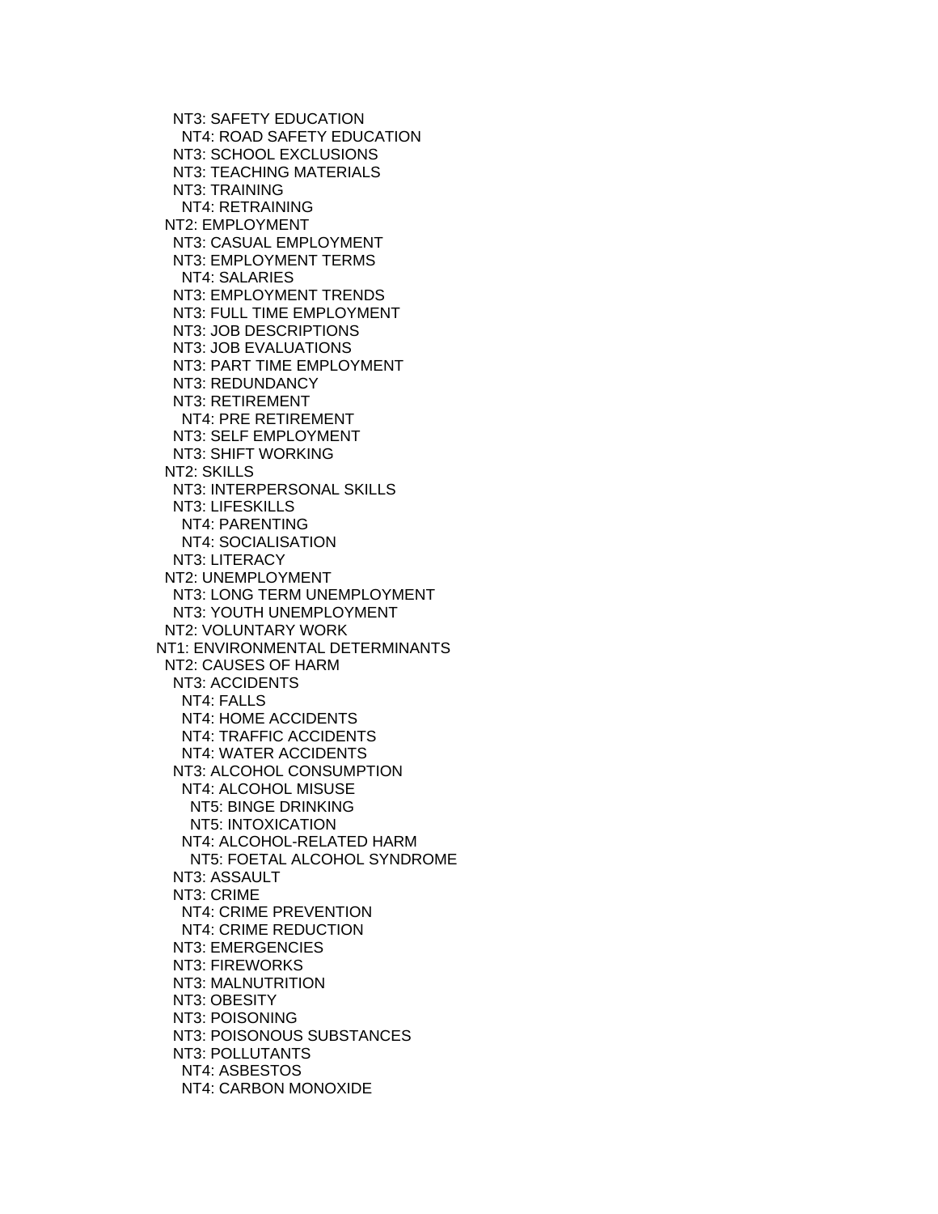NT3: SAFETY EDUCATION
  NT4: ROAD SAFETY EDUCATION
NT3: SCHOOL EXCLUSIONS
NT3: TEACHING MATERIALS
NT3: TRAINING
  NT4: RETRAINING
NT2: EMPLOYMENT
  NT3: CASUAL EMPLOYMENT
  NT3: EMPLOYMENT TERMS
    NT4: SALARIES
  NT3: EMPLOYMENT TRENDS
  NT3: FULL TIME EMPLOYMENT
  NT3: JOB DESCRIPTIONS
  NT3: JOB EVALUATIONS
  NT3: PART TIME EMPLOYMENT
  NT3: REDUNDANCY
  NT3: RETIREMENT
    NT4: PRE RETIREMENT
  NT3: SELF EMPLOYMENT
  NT3: SHIFT WORKING
NT2: SKILLS
  NT3: INTERPERSONAL SKILLS
  NT3: LIFESKILLS
    NT4: PARENTING
    NT4: SOCIALISATION
  NT3: LITERACY
NT2: UNEMPLOYMENT
  NT3: LONG TERM UNEMPLOYMENT
  NT3: YOUTH UNEMPLOYMENT
NT2: VOLUNTARY WORK
NT1: ENVIRONMENTAL DETERMINANTS
  NT2: CAUSES OF HARM
    NT3: ACCIDENTS
      NT4: FALLS
      NT4: HOME ACCIDENTS
      NT4: TRAFFIC ACCIDENTS
      NT4: WATER ACCIDENTS
    NT3: ALCOHOL CONSUMPTION
      NT4: ALCOHOL MISUSE
        NT5: BINGE DRINKING
        NT5: INTOXICATION
      NT4: ALCOHOL-RELATED HARM
        NT5: FOETAL ALCOHOL SYNDROME
    NT3: ASSAULT
    NT3: CRIME
      NT4: CRIME PREVENTION
      NT4: CRIME REDUCTION
    NT3: EMERGENCIES
    NT3: FIREWORKS
    NT3: MALNUTRITION
    NT3: OBESITY
    NT3: POISONING
    NT3: POISONOUS SUBSTANCES
    NT3: POLLUTANTS
      NT4: ASBESTOS
      NT4: CARBON MONOXIDE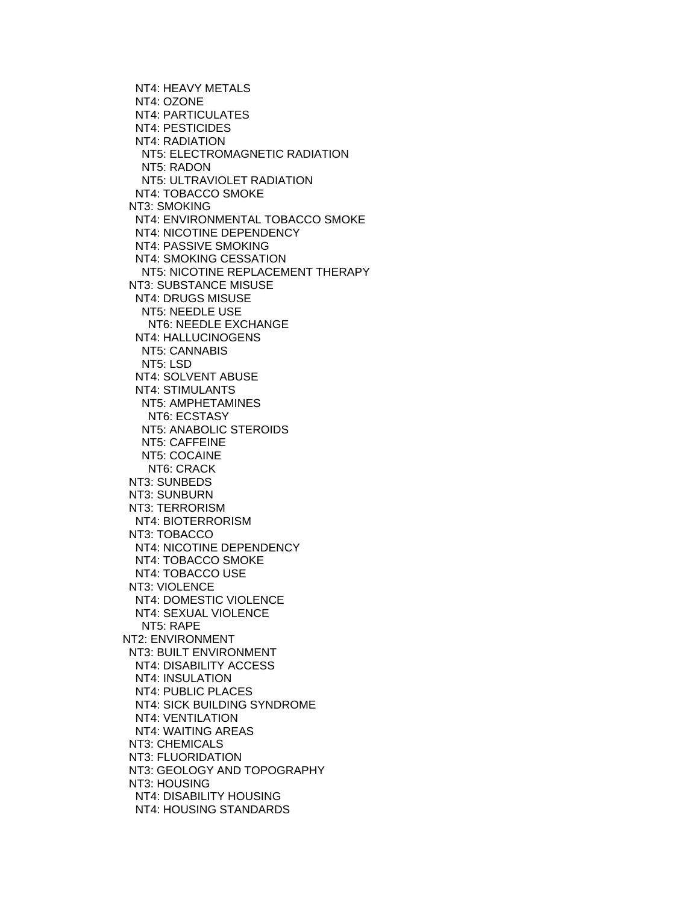NT4: HEAVY METALS
    NT4: OZONE
    NT4: PARTICULATES
    NT4: PESTICIDES
    NT4: RADIATION
      NT5: ELECTROMAGNETIC RADIATION
      NT5: RADON
      NT5: ULTRAVIOLET RADIATION
    NT4: TOBACCO SMOKE
  NT3: SMOKING
    NT4: ENVIRONMENTAL TOBACCO SMOKE
    NT4: NICOTINE DEPENDENCY
    NT4: PASSIVE SMOKING
    NT4: SMOKING CESSATION
      NT5: NICOTINE REPLACEMENT THERAPY
  NT3: SUBSTANCE MISUSE
    NT4: DRUGS MISUSE
      NT5: NEEDLE USE
        NT6: NEEDLE EXCHANGE
    NT4: HALLUCINOGENS
      NT5: CANNABIS
      NT5: LSD
    NT4: SOLVENT ABUSE
    NT4: STIMULANTS
      NT5: AMPHETAMINES
        NT6: ECSTASY
      NT5: ANABOLIC STEROIDS
      NT5: CAFFEINE
      NT5: COCAINE
        NT6: CRACK
  NT3: SUNBEDS
  NT3: SUNBURN
  NT3: TERRORISM
    NT4: BIOTERRORISM
  NT3: TOBACCO
    NT4: NICOTINE DEPENDENCY
    NT4: TOBACCO SMOKE
    NT4: TOBACCO USE
  NT3: VIOLENCE
    NT4: DOMESTIC VIOLENCE
    NT4: SEXUAL VIOLENCE
      NT5: RAPE
NT2: ENVIRONMENT
  NT3: BUILT ENVIRONMENT
    NT4: DISABILITY ACCESS
    NT4: INSULATION
    NT4: PUBLIC PLACES
    NT4: SICK BUILDING SYNDROME
    NT4: VENTILATION
    NT4: WAITING AREAS
  NT3: CHEMICALS
  NT3: FLUORIDATION
  NT3: GEOLOGY AND TOPOGRAPHY
  NT3: HOUSING
    NT4: DISABILITY HOUSING
    NT4: HOUSING STANDARDS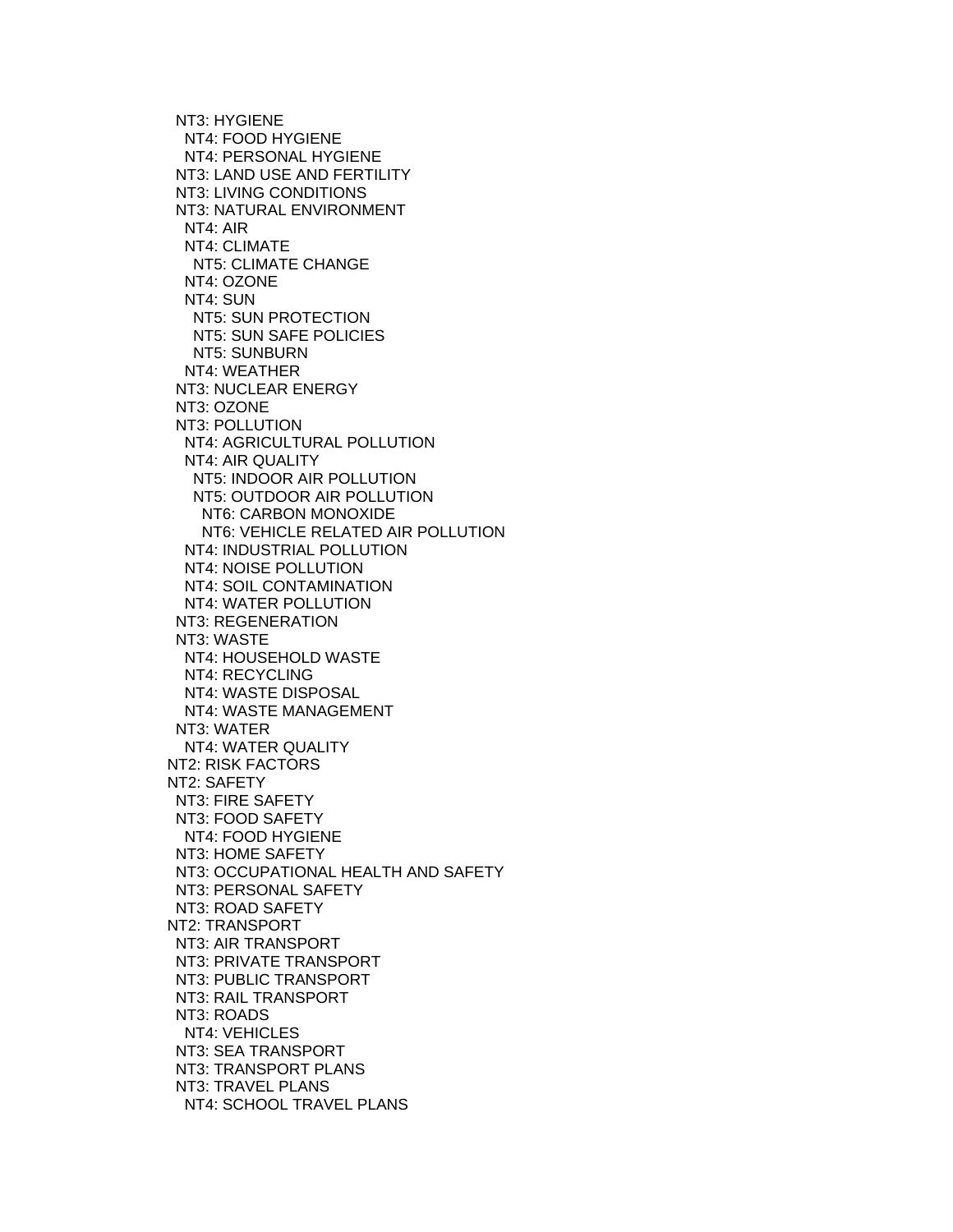NT3: HYGIENE
  NT4: FOOD HYGIENE
  NT4: PERSONAL HYGIENE
NT3: LAND USE AND FERTILITY
NT3: LIVING CONDITIONS
NT3: NATURAL ENVIRONMENT
  NT4: AIR
  NT4: CLIMATE
    NT5: CLIMATE CHANGE
  NT4: OZONE
  NT4: SUN
    NT5: SUN PROTECTION
    NT5: SUN SAFE POLICIES
    NT5: SUNBURN
  NT4: WEATHER
NT3: NUCLEAR ENERGY
NT3: OZONE
NT3: POLLUTION
  NT4: AGRICULTURAL POLLUTION
  NT4: AIR QUALITY
    NT5: INDOOR AIR POLLUTION
    NT5: OUTDOOR AIR POLLUTION
      NT6: CARBON MONOXIDE
      NT6: VEHICLE RELATED AIR POLLUTION
  NT4: INDUSTRIAL POLLUTION
  NT4: NOISE POLLUTION
  NT4: SOIL CONTAMINATION
  NT4: WATER POLLUTION
NT3: REGENERATION
NT3: WASTE
  NT4: HOUSEHOLD WASTE
  NT4: RECYCLING
  NT4: WASTE DISPOSAL
  NT4: WASTE MANAGEMENT
NT3: WATER
  NT4: WATER QUALITY
NT2: RISK FACTORS
NT2: SAFETY
NT3: FIRE SAFETY
NT3: FOOD SAFETY
  NT4: FOOD HYGIENE
NT3: HOME SAFETY
NT3: OCCUPATIONAL HEALTH AND SAFETY
NT3: PERSONAL SAFETY
NT3: ROAD SAFETY
NT2: TRANSPORT
NT3: AIR TRANSPORT
NT3: PRIVATE TRANSPORT
NT3: PUBLIC TRANSPORT
NT3: RAIL TRANSPORT
NT3: ROADS
  NT4: VEHICLES
NT3: SEA TRANSPORT
NT3: TRANSPORT PLANS
NT3: TRAVEL PLANS
  NT4: SCHOOL TRAVEL PLANS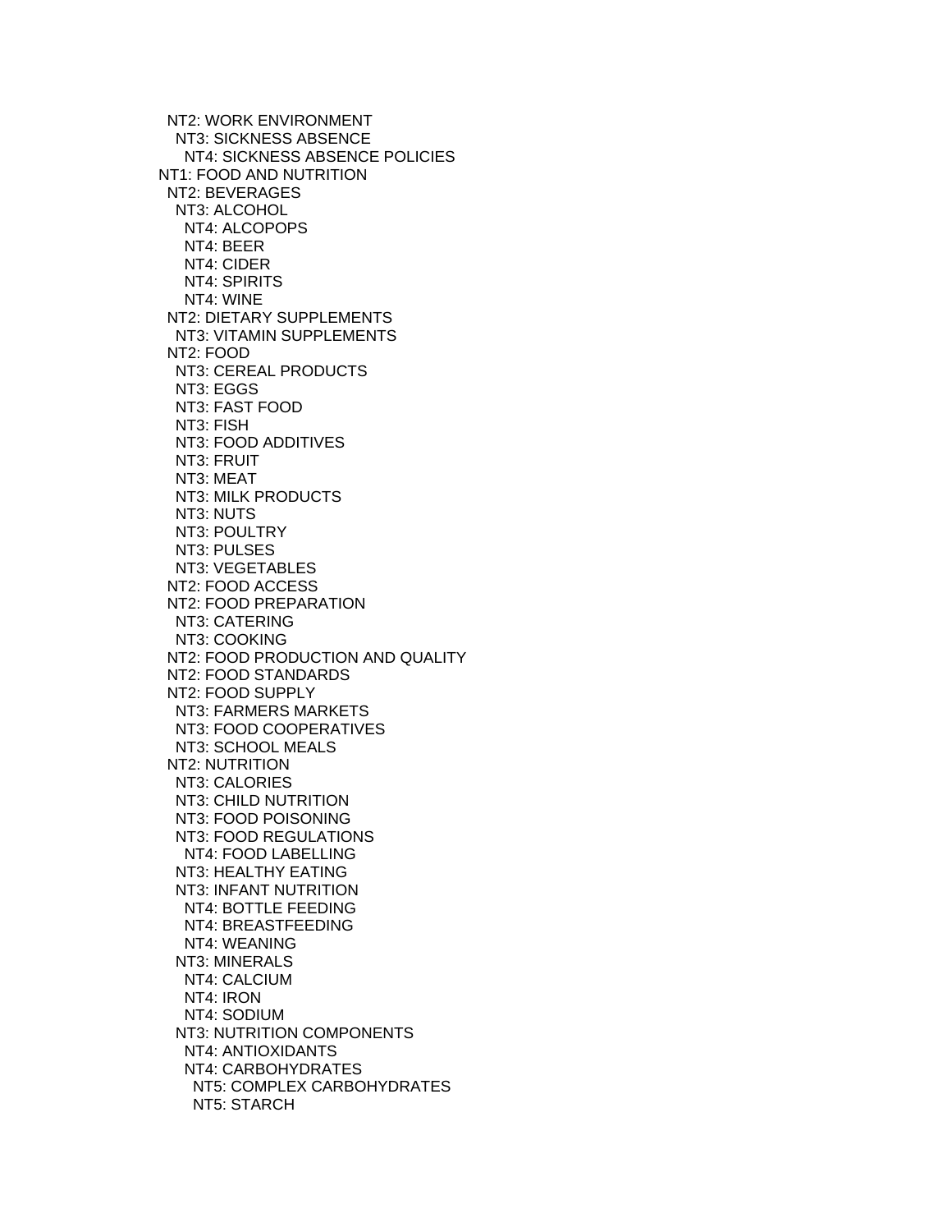NT2: WORK ENVIRONMENT
  NT3: SICKNESS ABSENCE
    NT4: SICKNESS ABSENCE POLICIES
NT1: FOOD AND NUTRITION
  NT2: BEVERAGES
    NT3: ALCOHOL
      NT4: ALCOPOPS
      NT4: BEER
      NT4: CIDER
      NT4: SPIRITS
      NT4: WINE
  NT2: DIETARY SUPPLEMENTS
    NT3: VITAMIN SUPPLEMENTS
  NT2: FOOD
    NT3: CEREAL PRODUCTS
    NT3: EGGS
    NT3: FAST FOOD
    NT3: FISH
    NT3: FOOD ADDITIVES
    NT3: FRUIT
    NT3: MEAT
    NT3: MILK PRODUCTS
    NT3: NUTS
    NT3: POULTRY
    NT3: PULSES
    NT3: VEGETABLES
  NT2: FOOD ACCESS
  NT2: FOOD PREPARATION
    NT3: CATERING
    NT3: COOKING
  NT2: FOOD PRODUCTION AND QUALITY
  NT2: FOOD STANDARDS
  NT2: FOOD SUPPLY
    NT3: FARMERS MARKETS
    NT3: FOOD COOPERATIVES
    NT3: SCHOOL MEALS
  NT2: NUTRITION
    NT3: CALORIES
    NT3: CHILD NUTRITION
    NT3: FOOD POISONING
    NT3: FOOD REGULATIONS
      NT4: FOOD LABELLING
    NT3: HEALTHY EATING
    NT3: INFANT NUTRITION
      NT4: BOTTLE FEEDING
      NT4: BREASTFEEDING
      NT4: WEANING
    NT3: MINERALS
      NT4: CALCIUM
      NT4: IRON
      NT4: SODIUM
    NT3: NUTRITION COMPONENTS
      NT4: ANTIOXIDANTS
      NT4: CARBOHYDRATES
        NT5: COMPLEX CARBOHYDRATES
        NT5: STARCH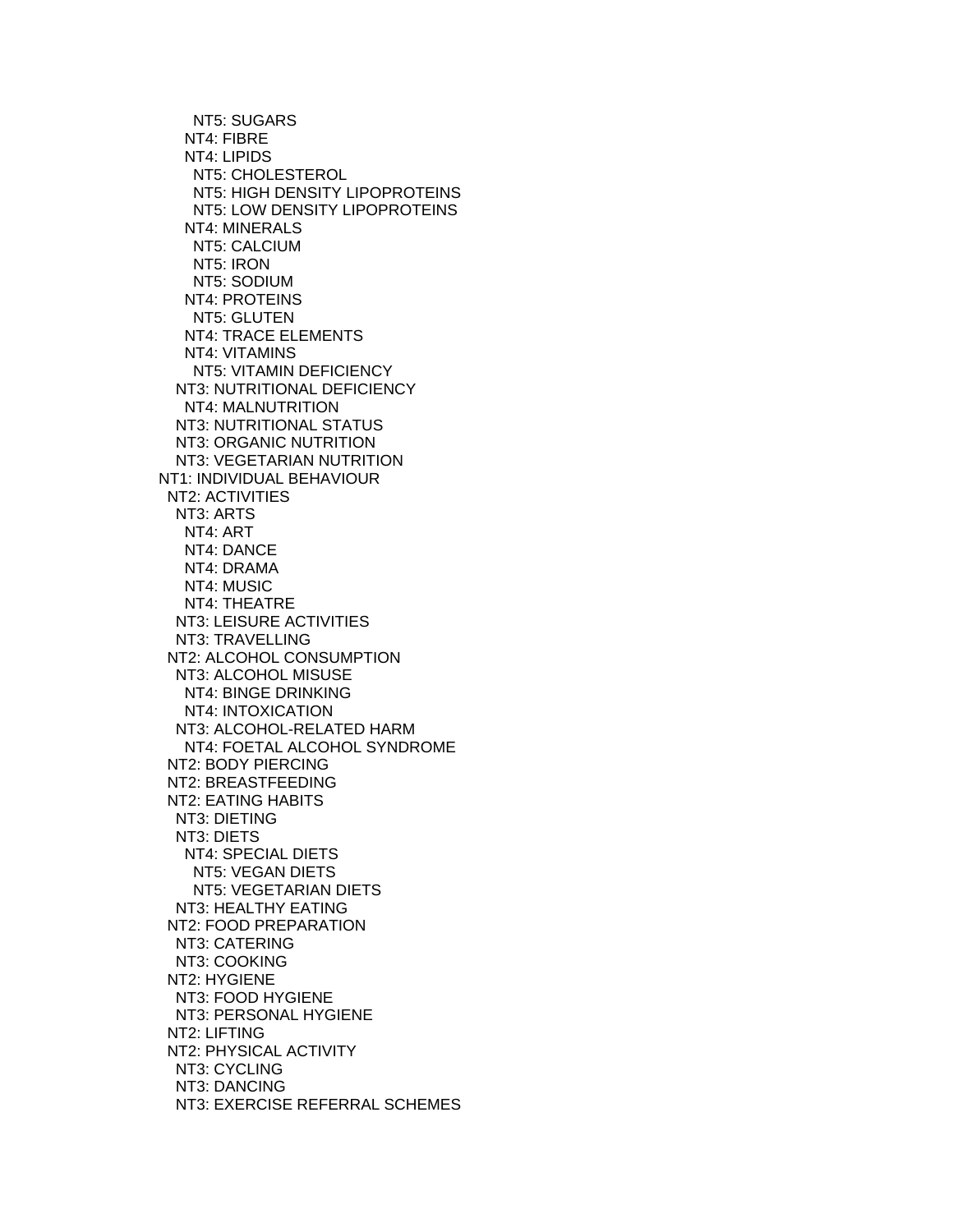NT5: SUGARS
  NT4: FIBRE
  NT4: LIPIDS
    NT5: CHOLESTEROL
    NT5: HIGH DENSITY LIPOPROTEINS
    NT5: LOW DENSITY LIPOPROTEINS
  NT4: MINERALS
    NT5: CALCIUM
    NT5: IRON
    NT5: SODIUM
  NT4: PROTEINS
    NT5: GLUTEN
  NT4: TRACE ELEMENTS
  NT4: VITAMINS
    NT5: VITAMIN DEFICIENCY
 NT3: NUTRITIONAL DEFICIENCY
  NT4: MALNUTRITION
 NT3: NUTRITIONAL STATUS
 NT3: ORGANIC NUTRITION
 NT3: VEGETARIAN NUTRITION
NT1: INDIVIDUAL BEHAVIOUR
 NT2: ACTIVITIES
  NT3: ARTS
   NT4: ART
   NT4: DANCE
   NT4: DRAMA
   NT4: MUSIC
   NT4: THEATRE
  NT3: LEISURE ACTIVITIES
  NT3: TRAVELLING
 NT2: ALCOHOL CONSUMPTION
  NT3: ALCOHOL MISUSE
   NT4: BINGE DRINKING
   NT4: INTOXICATION
  NT3: ALCOHOL-RELATED HARM
   NT4: FOETAL ALCOHOL SYNDROME
 NT2: BODY PIERCING
 NT2: BREASTFEEDING
 NT2: EATING HABITS
  NT3: DIETING
  NT3: DIETS
   NT4: SPECIAL DIETS
    NT5: VEGAN DIETS
    NT5: VEGETARIAN DIETS
  NT3: HEALTHY EATING
 NT2: FOOD PREPARATION
  NT3: CATERING
  NT3: COOKING
 NT2: HYGIENE
  NT3: FOOD HYGIENE
  NT3: PERSONAL HYGIENE
 NT2: LIFTING
 NT2: PHYSICAL ACTIVITY
  NT3: CYCLING
  NT3: DANCING
  NT3: EXERCISE REFERRAL SCHEMES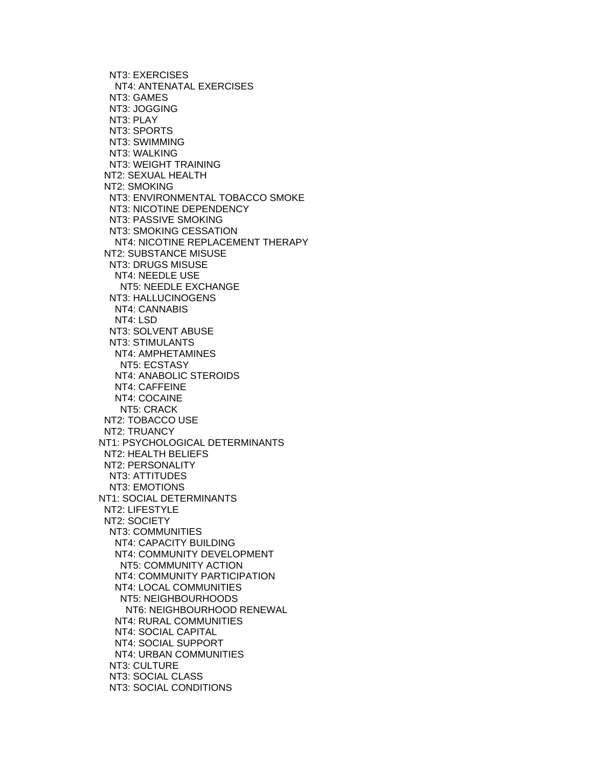NT3: EXERCISES
  NT4: ANTENATAL EXERCISES
NT3: GAMES
NT3: JOGGING
NT3: PLAY
NT3: SPORTS
NT3: SWIMMING
NT3: WALKING
NT3: WEIGHT TRAINING
NT2: SEXUAL HEALTH
NT2: SMOKING
NT3: ENVIRONMENTAL TOBACCO SMOKE
NT3: NICOTINE DEPENDENCY
NT3: PASSIVE SMOKING
NT3: SMOKING CESSATION
  NT4: NICOTINE REPLACEMENT THERAPY
NT2: SUBSTANCE MISUSE
NT3: DRUGS MISUSE
  NT4: NEEDLE USE
    NT5: NEEDLE EXCHANGE
NT3: HALLUCINOGENS
  NT4: CANNABIS
  NT4: LSD
NT3: SOLVENT ABUSE
NT3: STIMULANTS
  NT4: AMPHETAMINES
    NT5: ECSTASY
  NT4: ANABOLIC STEROIDS
  NT4: CAFFEINE
  NT4: COCAINE
    NT5: CRACK
NT2: TOBACCO USE
NT2: TRUANCY
NT1: PSYCHOLOGICAL DETERMINANTS
NT2: HEALTH BELIEFS
NT2: PERSONALITY
NT3: ATTITUDES
NT3: EMOTIONS
NT1: SOCIAL DETERMINANTS
NT2: LIFESTYLE
NT2: SOCIETY
NT3: COMMUNITIES
  NT4: CAPACITY BUILDING
  NT4: COMMUNITY DEVELOPMENT
    NT5: COMMUNITY ACTION
  NT4: COMMUNITY PARTICIPATION
  NT4: LOCAL COMMUNITIES
    NT5: NEIGHBOURHOODS
      NT6: NEIGHBOURHOOD RENEWAL
  NT4: RURAL COMMUNITIES
  NT4: SOCIAL CAPITAL
  NT4: SOCIAL SUPPORT
  NT4: URBAN COMMUNITIES
NT3: CULTURE
NT3: SOCIAL CLASS
NT3: SOCIAL CONDITIONS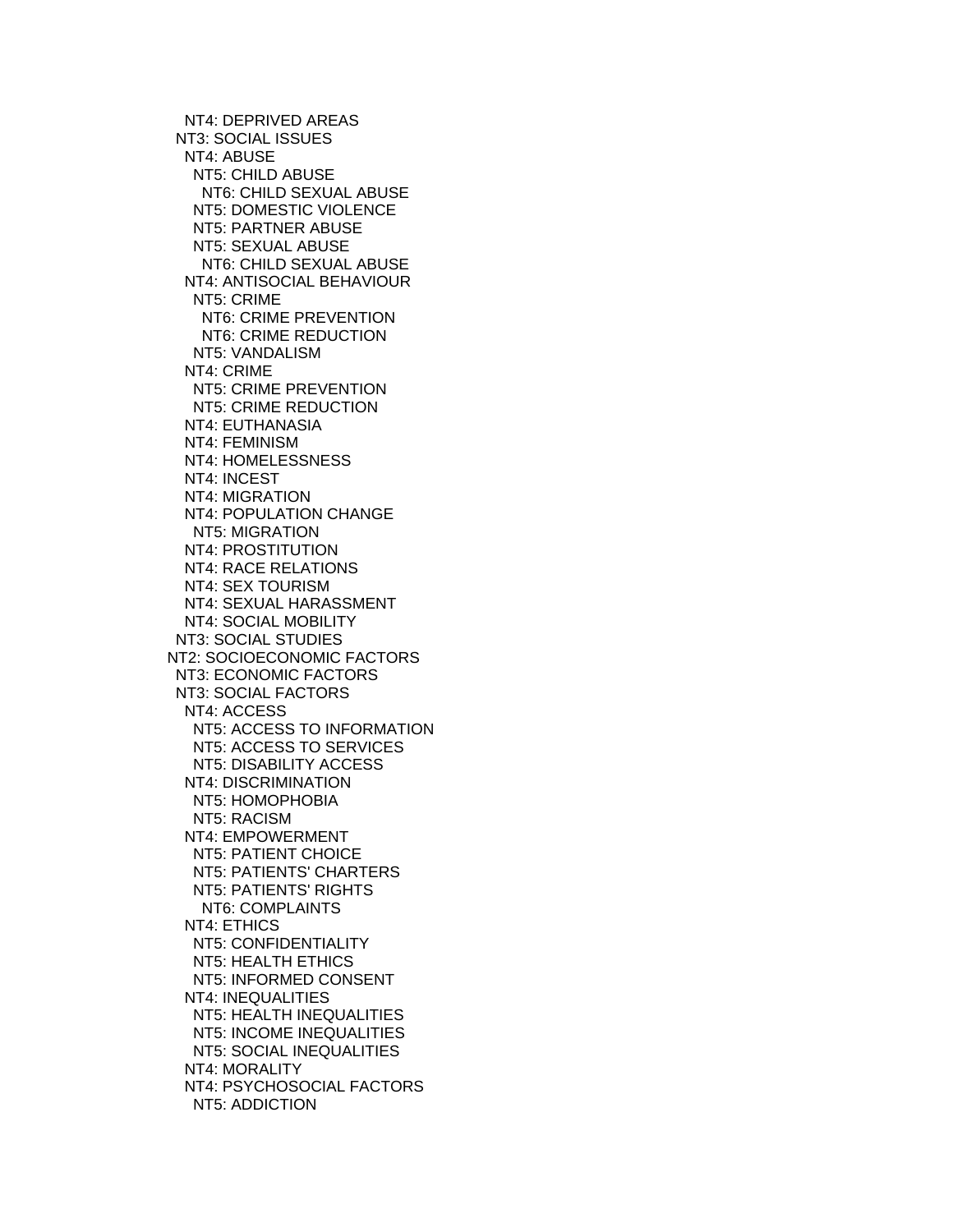NT4: DEPRIVED AREAS
NT3: SOCIAL ISSUES
NT4: ABUSE
NT5: CHILD ABUSE
NT6: CHILD SEXUAL ABUSE
NT5: DOMESTIC VIOLENCE
NT5: PARTNER ABUSE
NT5: SEXUAL ABUSE
NT6: CHILD SEXUAL ABUSE
NT4: ANTISOCIAL BEHAVIOUR
NT5: CRIME
NT6: CRIME PREVENTION
NT6: CRIME REDUCTION
NT5: VANDALISM
NT4: CRIME
NT5: CRIME PREVENTION
NT5: CRIME REDUCTION
NT4: EUTHANASIA
NT4: FEMINISM
NT4: HOMELESSNESS
NT4: INCEST
NT4: MIGRATION
NT4: POPULATION CHANGE
NT5: MIGRATION
NT4: PROSTITUTION
NT4: RACE RELATIONS
NT4: SEX TOURISM
NT4: SEXUAL HARASSMENT
NT4: SOCIAL MOBILITY
NT3: SOCIAL STUDIES
NT2: SOCIOECONOMIC FACTORS
NT3: ECONOMIC FACTORS
NT3: SOCIAL FACTORS
NT4: ACCESS
NT5: ACCESS TO INFORMATION
NT5: ACCESS TO SERVICES
NT5: DISABILITY ACCESS
NT4: DISCRIMINATION
NT5: HOMOPHOBIA
NT5: RACISM
NT4: EMPOWERMENT
NT5: PATIENT CHOICE
NT5: PATIENTS' CHARTERS
NT5: PATIENTS' RIGHTS
NT6: COMPLAINTS
NT4: ETHICS
NT5: CONFIDENTIALITY
NT5: HEALTH ETHICS
NT5: INFORMED CONSENT
NT4: INEQUALITIES
NT5: HEALTH INEQUALITIES
NT5: INCOME INEQUALITIES
NT5: SOCIAL INEQUALITIES
NT4: MORALITY
NT4: PSYCHOSOCIAL FACTORS
NT5: ADDICTION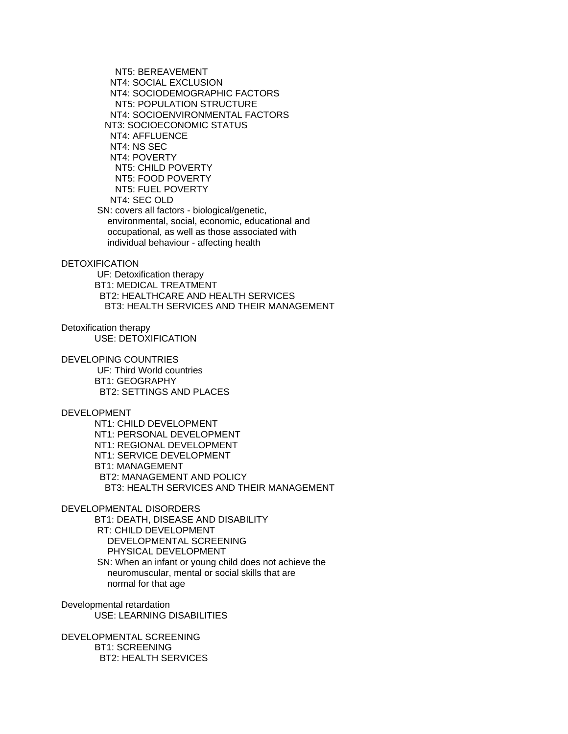NT5: BEREAVEMENT
NT4: SOCIAL EXCLUSION
NT4: SOCIODEMOGRAPHIC FACTORS
NT5: POPULATION STRUCTURE
NT4: SOCIOENVIRONMENTAL FACTORS
NT3: SOCIOECONOMIC STATUS
NT4: AFFLUENCE
NT4: NS SEC
NT4: POVERTY
NT5: CHILD POVERTY
NT5: FOOD POVERTY
NT5: FUEL POVERTY
NT4: SEC OLD
SN: covers all factors - biological/genetic, environmental, social, economic, educational and occupational, as well as those associated with individual behaviour - affecting health

DETOXIFICATION
UF: Detoxification therapy
BT1: MEDICAL TREATMENT
BT2: HEALTHCARE AND HEALTH SERVICES
BT3: HEALTH SERVICES AND THEIR MANAGEMENT

Detoxification therapy
USE: DETOXIFICATION

DEVELOPING COUNTRIES
UF: Third World countries
BT1: GEOGRAPHY
BT2: SETTINGS AND PLACES

DEVELOPMENT
NT1: CHILD DEVELOPMENT
NT1: PERSONAL DEVELOPMENT
NT1: REGIONAL DEVELOPMENT
NT1: SERVICE DEVELOPMENT
BT1: MANAGEMENT
BT2: MANAGEMENT AND POLICY
BT3: HEALTH SERVICES AND THEIR MANAGEMENT

DEVELOPMENTAL DISORDERS
BT1: DEATH, DISEASE AND DISABILITY
RT: CHILD DEVELOPMENT
DEVELOPMENTAL SCREENING
PHYSICAL DEVELOPMENT
SN: When an infant or young child does not achieve the neuromuscular, mental or social skills that are normal for that age

Developmental retardation
USE: LEARNING DISABILITIES

DEVELOPMENTAL SCREENING
BT1: SCREENING
BT2: HEALTH SERVICES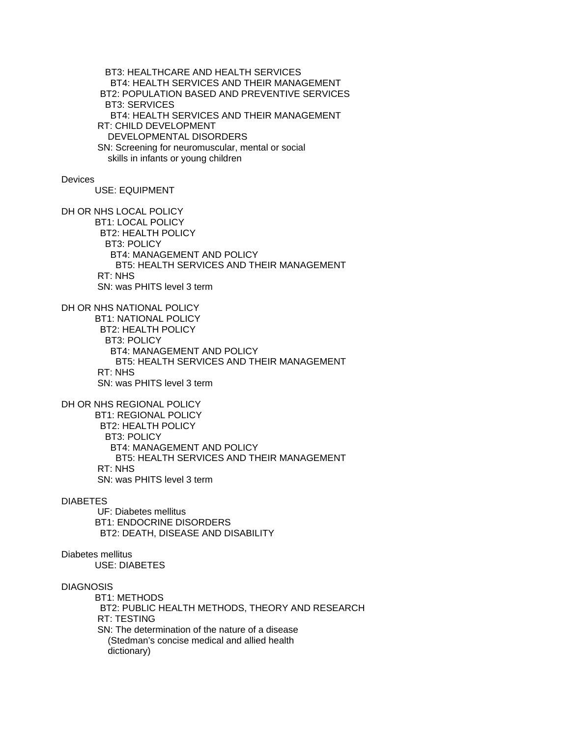BT3: HEALTHCARE AND HEALTH SERVICES
  BT4: HEALTH SERVICES AND THEIR MANAGEMENT
BT2: POPULATION BASED AND PREVENTIVE SERVICES
  BT3: SERVICES
    BT4: HEALTH SERVICES AND THEIR MANAGEMENT
RT: CHILD DEVELOPMENT
  DEVELOPMENTAL DISORDERS
SN: Screening for neuromuscular, mental or social
  skills in infants or young children

Devices
  USE: EQUIPMENT

DH OR NHS LOCAL POLICY
  BT1: LOCAL POLICY
    BT2: HEALTH POLICY
      BT3: POLICY
        BT4: MANAGEMENT AND POLICY
          BT5: HEALTH SERVICES AND THEIR MANAGEMENT
  RT: NHS
  SN: was PHITS level 3 term

DH OR NHS NATIONAL POLICY
  BT1: NATIONAL POLICY
    BT2: HEALTH POLICY
      BT3: POLICY
        BT4: MANAGEMENT AND POLICY
          BT5: HEALTH SERVICES AND THEIR MANAGEMENT
  RT: NHS
  SN: was PHITS level 3 term

DH OR NHS REGIONAL POLICY
  BT1: REGIONAL POLICY
    BT2: HEALTH POLICY
      BT3: POLICY
        BT4: MANAGEMENT AND POLICY
          BT5: HEALTH SERVICES AND THEIR MANAGEMENT
  RT: NHS
  SN: was PHITS level 3 term

DIABETES
  UF: Diabetes mellitus
  BT1: ENDOCRINE DISORDERS
    BT2: DEATH, DISEASE AND DISABILITY

Diabetes mellitus
  USE: DIABETES

DIAGNOSIS
  BT1: METHODS
    BT2: PUBLIC HEALTH METHODS, THEORY AND RESEARCH
  RT: TESTING
  SN: The determination of the nature of a disease
    (Stedman's concise medical and allied health
    dictionary)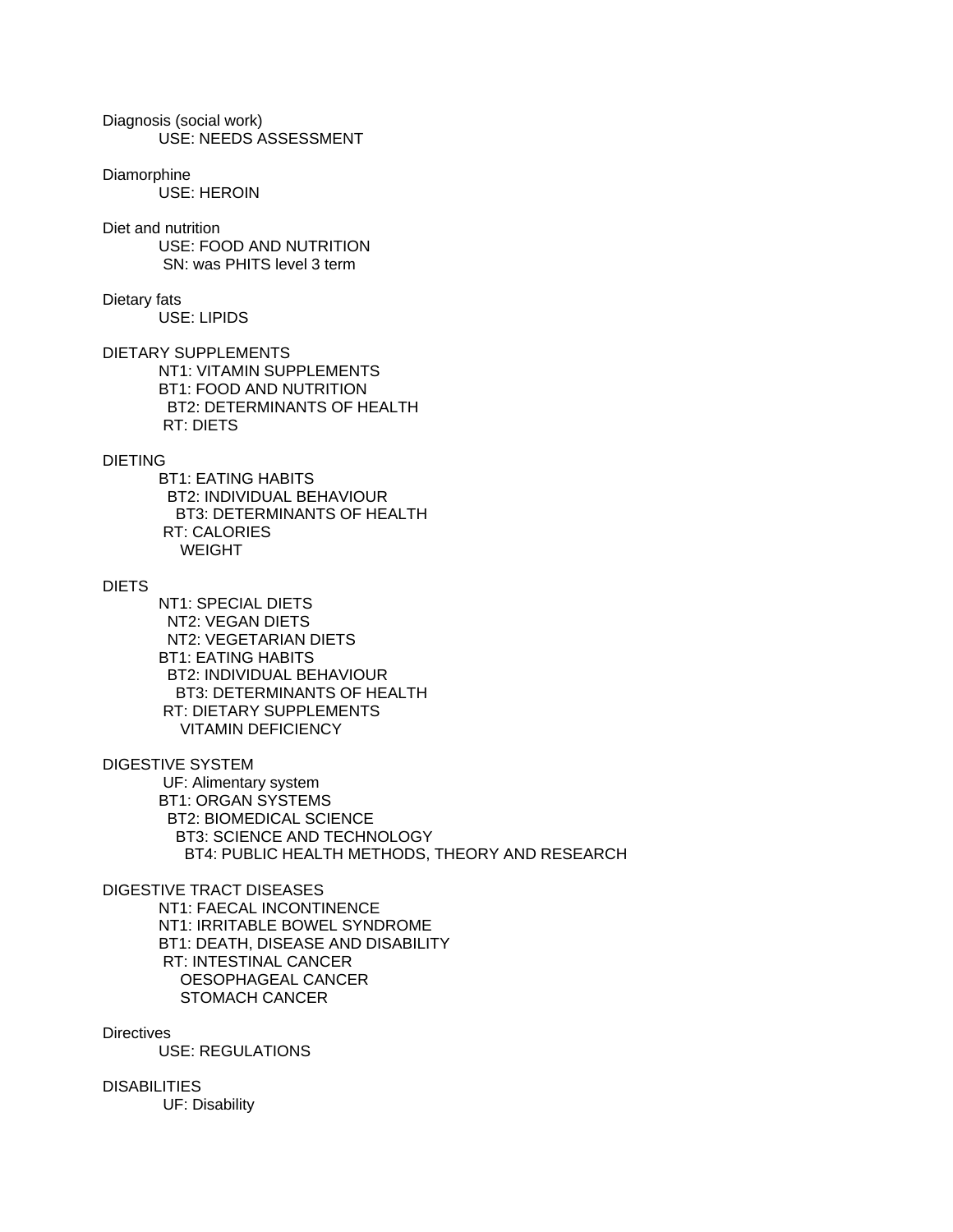Diagnosis (social work)
    USE: NEEDS ASSESSMENT

Diamorphine
    USE: HEROIN

Diet and nutrition
    USE: FOOD AND NUTRITION
    SN: was PHITS level 3 term

Dietary fats
    USE: LIPIDS

DIETARY SUPPLEMENTS
    NT1: VITAMIN SUPPLEMENTS
    BT1: FOOD AND NUTRITION
      BT2: DETERMINANTS OF HEALTH
    RT: DIETS

DIETING
    BT1: EATING HABITS
      BT2: INDIVIDUAL BEHAVIOUR
        BT3: DETERMINANTS OF HEALTH
    RT: CALORIES
        WEIGHT

DIETS
    NT1: SPECIAL DIETS
      NT2: VEGAN DIETS
      NT2: VEGETARIAN DIETS
    BT1: EATING HABITS
      BT2: INDIVIDUAL BEHAVIOUR
        BT3: DETERMINANTS OF HEALTH
    RT: DIETARY SUPPLEMENTS
        VITAMIN DEFICIENCY

DIGESTIVE SYSTEM
    UF: Alimentary system
    BT1: ORGAN SYSTEMS
      BT2: BIOMEDICAL SCIENCE
        BT3: SCIENCE AND TECHNOLOGY
          BT4: PUBLIC HEALTH METHODS, THEORY AND RESEARCH

DIGESTIVE TRACT DISEASES
    NT1: FAECAL INCONTINENCE
    NT1: IRRITABLE BOWEL SYNDROME
    BT1: DEATH, DISEASE AND DISABILITY
    RT: INTESTINAL CANCER
        OESOPHAGEAL CANCER
        STOMACH CANCER

Directives
    USE: REGULATIONS

DISABILITIES
    UF: Disability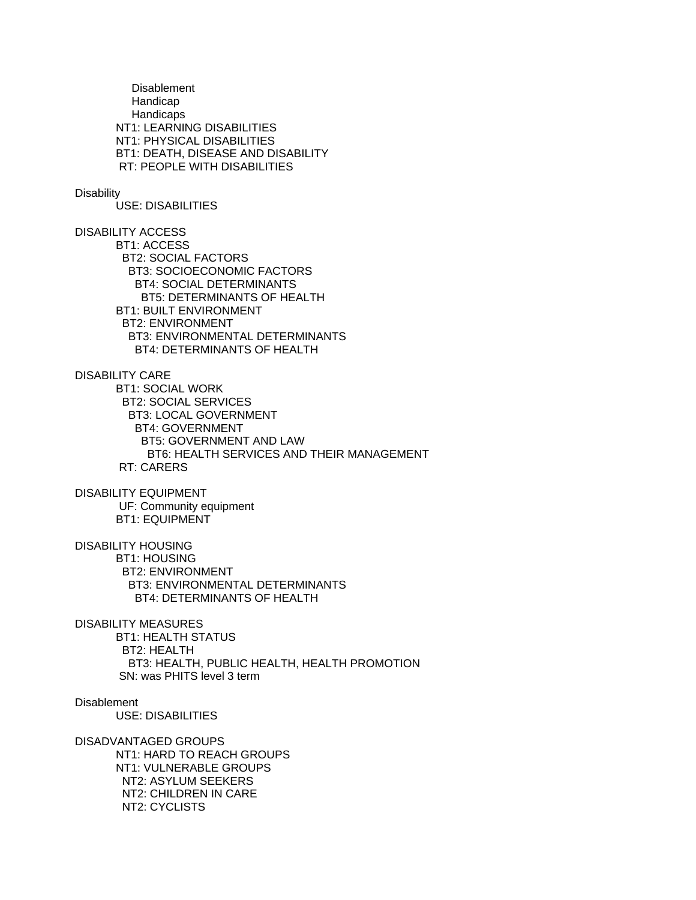Disablement
Handicap
Handicaps
NT1: LEARNING DISABILITIES
NT1: PHYSICAL DISABILITIES
BT1: DEATH, DISEASE AND DISABILITY
RT: PEOPLE WITH DISABILITIES

Disability
USE: DISABILITIES

DISABILITY ACCESS
BT1: ACCESS
BT2: SOCIAL FACTORS
BT3: SOCIOECONOMIC FACTORS
BT4: SOCIAL DETERMINANTS
BT5: DETERMINANTS OF HEALTH
BT1: BUILT ENVIRONMENT
BT2: ENVIRONMENT
BT3: ENVIRONMENTAL DETERMINANTS
BT4: DETERMINANTS OF HEALTH

DISABILITY CARE
BT1: SOCIAL WORK
BT2: SOCIAL SERVICES
BT3: LOCAL GOVERNMENT
BT4: GOVERNMENT
BT5: GOVERNMENT AND LAW
BT6: HEALTH SERVICES AND THEIR MANAGEMENT
RT: CARERS

DISABILITY EQUIPMENT
UF: Community equipment
BT1: EQUIPMENT

DISABILITY HOUSING
BT1: HOUSING
BT2: ENVIRONMENT
BT3: ENVIRONMENTAL DETERMINANTS
BT4: DETERMINANTS OF HEALTH

DISABILITY MEASURES
BT1: HEALTH STATUS
BT2: HEALTH
BT3: HEALTH, PUBLIC HEALTH, HEALTH PROMOTION
SN: was PHITS level 3 term

Disablement
USE: DISABILITIES

DISADVANTAGED GROUPS
NT1: HARD TO REACH GROUPS
NT1: VULNERABLE GROUPS
NT2: ASYLUM SEEKERS
NT2: CHILDREN IN CARE
NT2: CYCLISTS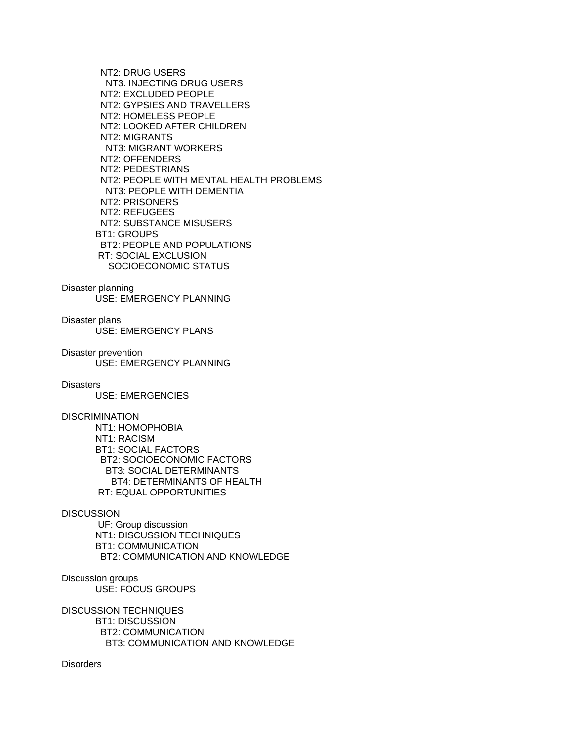NT2: DRUG USERS
  NT3: INJECTING DRUG USERS
NT2: EXCLUDED PEOPLE
NT2: GYPSIES AND TRAVELLERS
NT2: HOMELESS PEOPLE
NT2: LOOKED AFTER CHILDREN
NT2: MIGRANTS
  NT3: MIGRANT WORKERS
NT2: OFFENDERS
NT2: PEDESTRIANS
NT2: PEOPLE WITH MENTAL HEALTH PROBLEMS
  NT3: PEOPLE WITH DEMENTIA
NT2: PRISONERS
NT2: REFUGEES
NT2: SUBSTANCE MISUSERS
BT1: GROUPS
  BT2: PEOPLE AND POPULATIONS
RT: SOCIAL EXCLUSION
  SOCIOECONOMIC STATUS

Disaster planning
  USE: EMERGENCY PLANNING

Disaster plans
  USE: EMERGENCY PLANS

Disaster prevention
  USE: EMERGENCY PLANNING

Disasters
  USE: EMERGENCIES

DISCRIMINATION
  NT1: HOMOPHOBIA
  NT1: RACISM
  BT1: SOCIAL FACTORS
    BT2: SOCIOECONOMIC FACTORS
      BT3: SOCIAL DETERMINANTS
        BT4: DETERMINANTS OF HEALTH
  RT: EQUAL OPPORTUNITIES

DISCUSSION
  UF: Group discussion
  NT1: DISCUSSION TECHNIQUES
  BT1: COMMUNICATION
    BT2: COMMUNICATION AND KNOWLEDGE

Discussion groups
  USE: FOCUS GROUPS

DISCUSSION TECHNIQUES
  BT1: DISCUSSION
    BT2: COMMUNICATION
      BT3: COMMUNICATION AND KNOWLEDGE

Disorders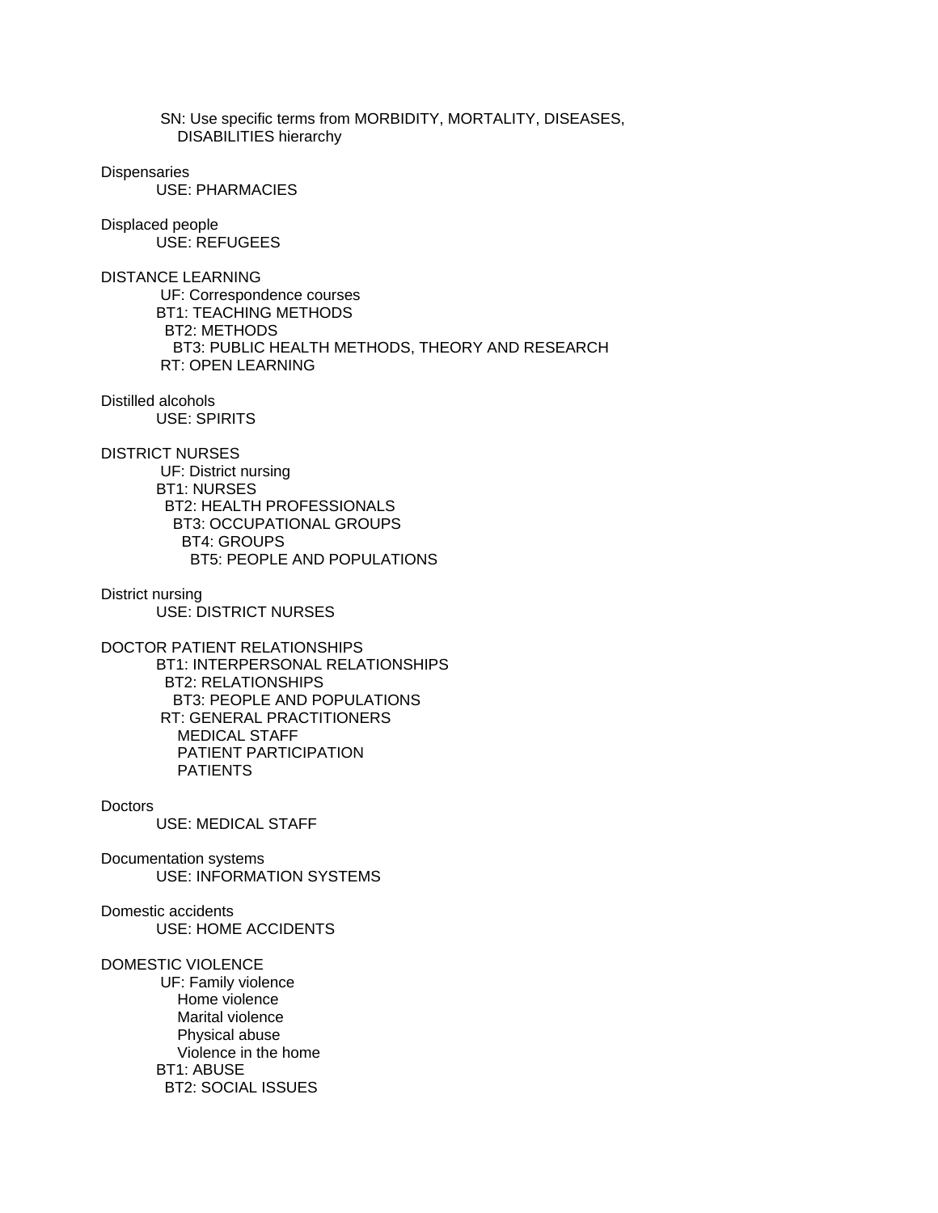SN: Use specific terms from MORBIDITY, MORTALITY, DISEASES, DISABILITIES hierarchy

Dispensaries
USE: PHARMACIES

Displaced people
USE: REFUGEES

DISTANCE LEARNING
UF: Correspondence courses
BT1: TEACHING METHODS
BT2: METHODS
BT3: PUBLIC HEALTH METHODS, THEORY AND RESEARCH
RT: OPEN LEARNING

Distilled alcohols
USE: SPIRITS

DISTRICT NURSES
UF: District nursing
BT1: NURSES
BT2: HEALTH PROFESSIONALS
BT3: OCCUPATIONAL GROUPS
BT4: GROUPS
BT5: PEOPLE AND POPULATIONS

District nursing
USE: DISTRICT NURSES

DOCTOR PATIENT RELATIONSHIPS
BT1: INTERPERSONAL RELATIONSHIPS
BT2: RELATIONSHIPS
BT3: PEOPLE AND POPULATIONS
RT: GENERAL PRACTITIONERS
MEDICAL STAFF
PATIENT PARTICIPATION
PATIENTS

Doctors
USE: MEDICAL STAFF

Documentation systems
USE: INFORMATION SYSTEMS

Domestic accidents
USE: HOME ACCIDENTS

DOMESTIC VIOLENCE
UF: Family violence
Home violence
Marital violence
Physical abuse
Violence in the home
BT1: ABUSE
BT2: SOCIAL ISSUES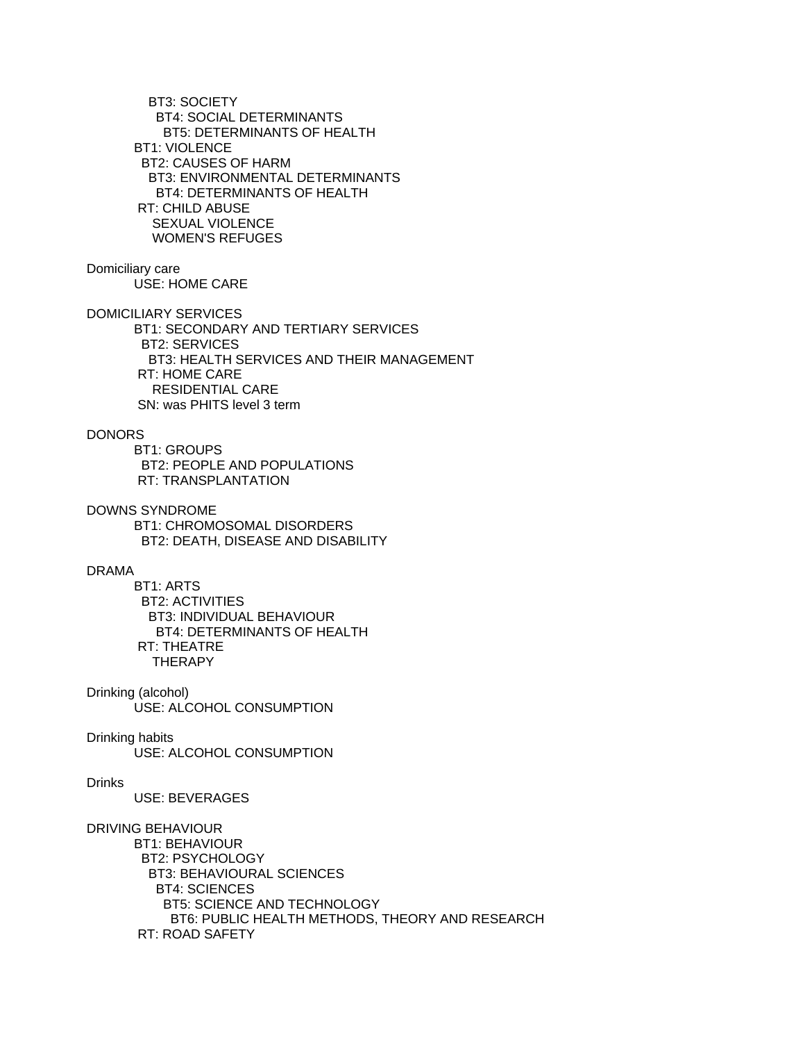BT3: SOCIETY
BT4: SOCIAL DETERMINANTS
BT5: DETERMINANTS OF HEALTH
BT1: VIOLENCE
BT2: CAUSES OF HARM
BT3: ENVIRONMENTAL DETERMINANTS
BT4: DETERMINANTS OF HEALTH
RT: CHILD ABUSE
SEXUAL VIOLENCE
WOMEN'S REFUGES

Domiciliary care
USE: HOME CARE

DOMICILIARY SERVICES
BT1: SECONDARY AND TERTIARY SERVICES
BT2: SERVICES
BT3: HEALTH SERVICES AND THEIR MANAGEMENT
RT: HOME CARE
RESIDENTIAL CARE
SN: was PHITS level 3 term

DONORS
BT1: GROUPS
BT2: PEOPLE AND POPULATIONS
RT: TRANSPLANTATION

DOWNS SYNDROME
BT1: CHROMOSOMAL DISORDERS
BT2: DEATH, DISEASE AND DISABILITY

DRAMA
BT1: ARTS
BT2: ACTIVITIES
BT3: INDIVIDUAL BEHAVIOUR
BT4: DETERMINANTS OF HEALTH
RT: THEATRE
THERAPY

Drinking (alcohol)
USE: ALCOHOL CONSUMPTION

Drinking habits
USE: ALCOHOL CONSUMPTION

Drinks
USE: BEVERAGES

DRIVING BEHAVIOUR
BT1: BEHAVIOUR
BT2: PSYCHOLOGY
BT3: BEHAVIOURAL SCIENCES
BT4: SCIENCES
BT5: SCIENCE AND TECHNOLOGY
BT6: PUBLIC HEALTH METHODS, THEORY AND RESEARCH
RT: ROAD SAFETY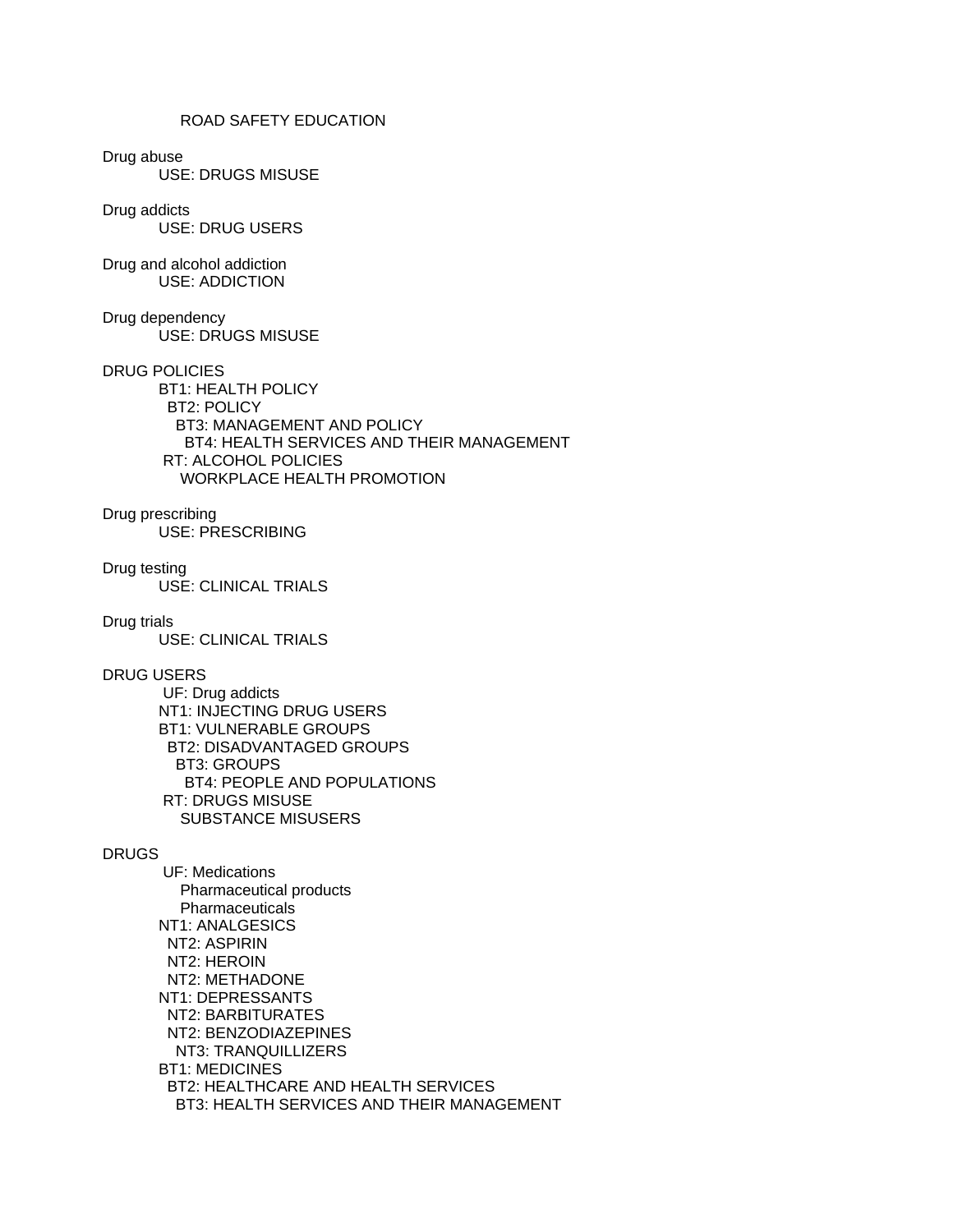ROAD SAFETY EDUCATION

Drug abuse
USE: DRUGS MISUSE

Drug addicts
USE: DRUG USERS

Drug and alcohol addiction
USE: ADDICTION

Drug dependency
USE: DRUGS MISUSE

DRUG POLICIES
BT1: HEALTH POLICY
BT2: POLICY
BT3: MANAGEMENT AND POLICY
BT4: HEALTH SERVICES AND THEIR MANAGEMENT
RT: ALCOHOL POLICIES
WORKPLACE HEALTH PROMOTION

Drug prescribing
USE: PRESCRIBING

Drug testing
USE: CLINICAL TRIALS

Drug trials
USE: CLINICAL TRIALS

DRUG USERS
UF: Drug addicts
NT1: INJECTING DRUG USERS
BT1: VULNERABLE GROUPS
BT2: DISADVANTAGED GROUPS
BT3: GROUPS
BT4: PEOPLE AND POPULATIONS
RT: DRUGS MISUSE
SUBSTANCE MISUSERS

DRUGS
UF: Medications
Pharmaceutical products
Pharmaceuticals
NT1: ANALGESICS
NT2: ASPIRIN
NT2: HEROIN
NT2: METHADONE
NT1: DEPRESSANTS
NT2: BARBITURATES
NT2: BENZODIAZEPINES
NT3: TRANQUILLIZERS
BT1: MEDICINES
BT2: HEALTHCARE AND HEALTH SERVICES
BT3: HEALTH SERVICES AND THEIR MANAGEMENT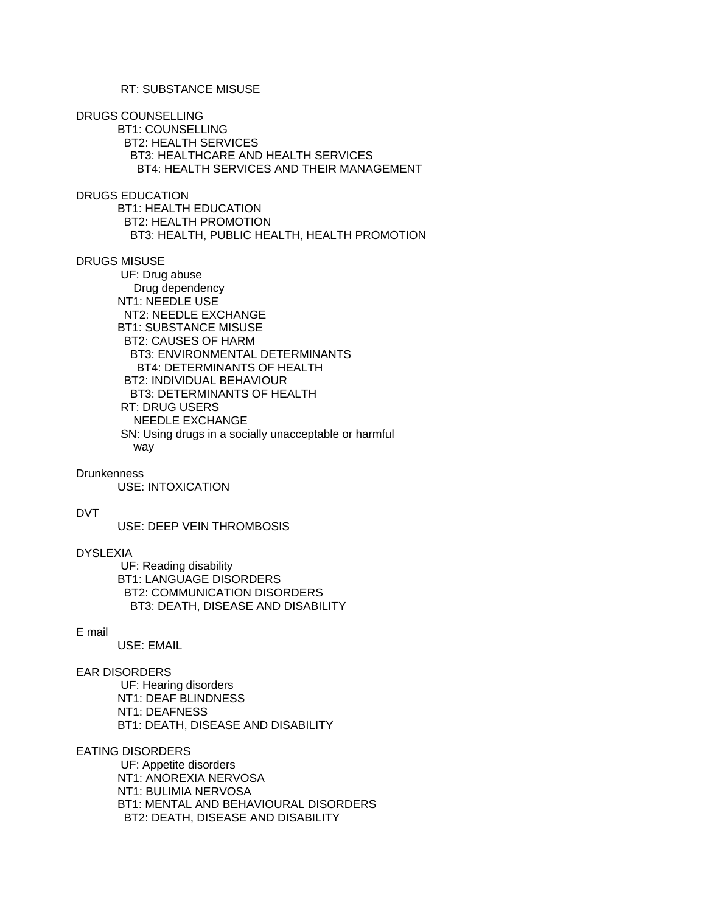RT: SUBSTANCE MISUSE

DRUGS COUNSELLING
BT1: COUNSELLING
BT2: HEALTH SERVICES
BT3: HEALTHCARE AND HEALTH SERVICES
BT4: HEALTH SERVICES AND THEIR MANAGEMENT

DRUGS EDUCATION
BT1: HEALTH EDUCATION
BT2: HEALTH PROMOTION
BT3: HEALTH, PUBLIC HEALTH, HEALTH PROMOTION

DRUGS MISUSE
UF: Drug abuse
Drug dependency
NT1: NEEDLE USE
NT2: NEEDLE EXCHANGE
BT1: SUBSTANCE MISUSE
BT2: CAUSES OF HARM
BT3: ENVIRONMENTAL DETERMINANTS
BT4: DETERMINANTS OF HEALTH
BT2: INDIVIDUAL BEHAVIOUR
BT3: DETERMINANTS OF HEALTH
RT: DRUG USERS
NEEDLE EXCHANGE
SN: Using drugs in a socially unacceptable or harmful way

Drunkenness
USE: INTOXICATION

DVT
USE: DEEP VEIN THROMBOSIS

DYSLEXIA
UF: Reading disability
BT1: LANGUAGE DISORDERS
BT2: COMMUNICATION DISORDERS
BT3: DEATH, DISEASE AND DISABILITY

E mail
USE: EMAIL

EAR DISORDERS
UF: Hearing disorders
NT1: DEAF BLINDNESS
NT1: DEAFNESS
BT1: DEATH, DISEASE AND DISABILITY

EATING DISORDERS
UF: Appetite disorders
NT1: ANOREXIA NERVOSA
NT1: BULIMIA NERVOSA
BT1: MENTAL AND BEHAVIOURAL DISORDERS
BT2: DEATH, DISEASE AND DISABILITY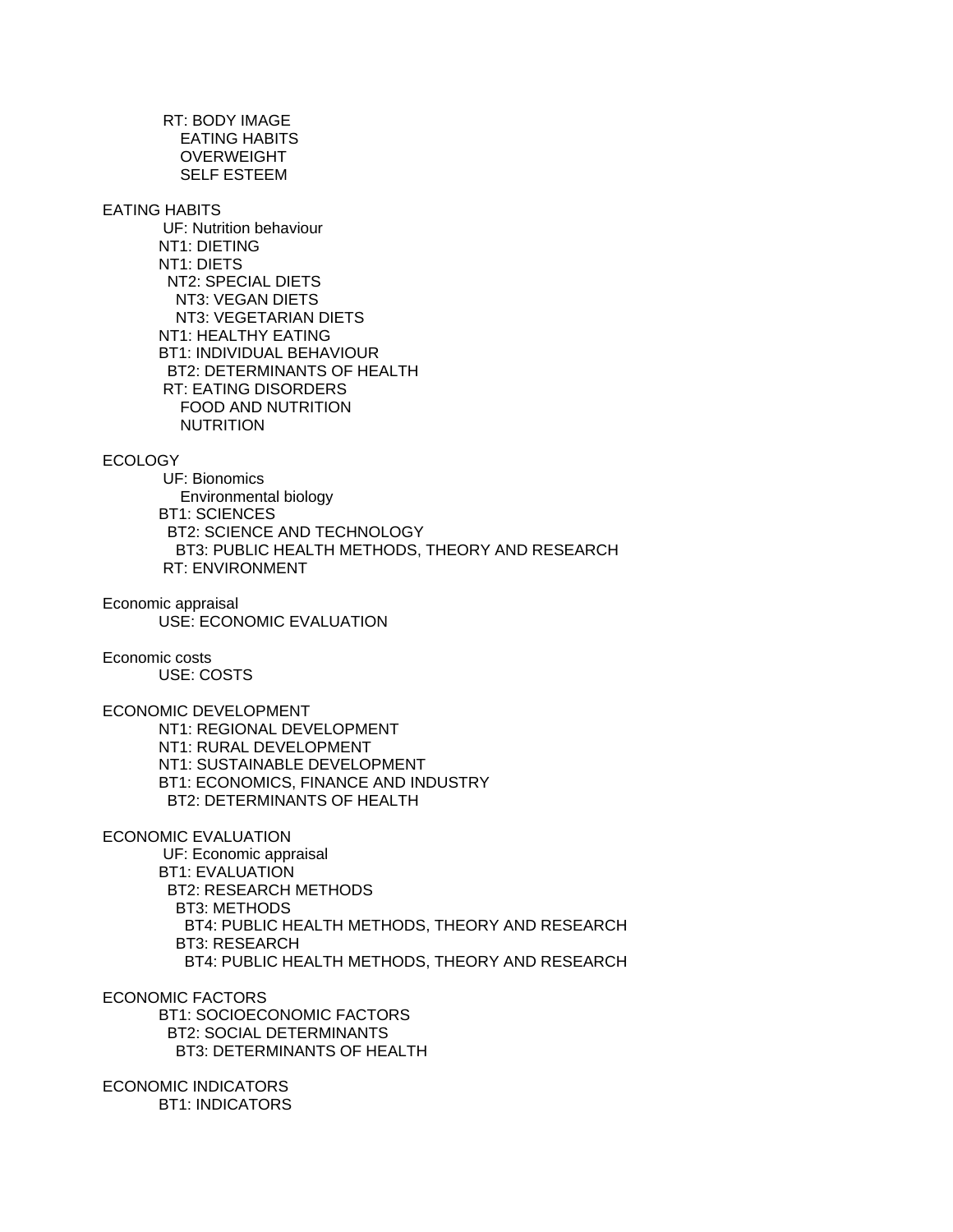RT: BODY IMAGE
    EATING HABITS
    OVERWEIGHT
    SELF ESTEEM

EATING HABITS
    UF: Nutrition behaviour
    NT1: DIETING
    NT1: DIETS
      NT2: SPECIAL DIETS
        NT3: VEGAN DIETS
        NT3: VEGETARIAN DIETS
    NT1: HEALTHY EATING
    BT1: INDIVIDUAL BEHAVIOUR
      BT2: DETERMINANTS OF HEALTH
    RT: EATING DISORDERS
        FOOD AND NUTRITION
        NUTRITION

ECOLOGY
    UF: Bionomics
        Environmental biology
    BT1: SCIENCES
      BT2: SCIENCE AND TECHNOLOGY
        BT3: PUBLIC HEALTH METHODS, THEORY AND RESEARCH
    RT: ENVIRONMENT

Economic appraisal
    USE: ECONOMIC EVALUATION

Economic costs
    USE: COSTS

ECONOMIC DEVELOPMENT
    NT1: REGIONAL DEVELOPMENT
    NT1: RURAL DEVELOPMENT
    NT1: SUSTAINABLE DEVELOPMENT
    BT1: ECONOMICS, FINANCE AND INDUSTRY
      BT2: DETERMINANTS OF HEALTH

ECONOMIC EVALUATION
    UF: Economic appraisal
    BT1: EVALUATION
      BT2: RESEARCH METHODS
        BT3: METHODS
          BT4: PUBLIC HEALTH METHODS, THEORY AND RESEARCH
        BT3: RESEARCH
          BT4: PUBLIC HEALTH METHODS, THEORY AND RESEARCH

ECONOMIC FACTORS
    BT1: SOCIOECONOMIC FACTORS
      BT2: SOCIAL DETERMINANTS
        BT3: DETERMINANTS OF HEALTH

ECONOMIC INDICATORS
    BT1: INDICATORS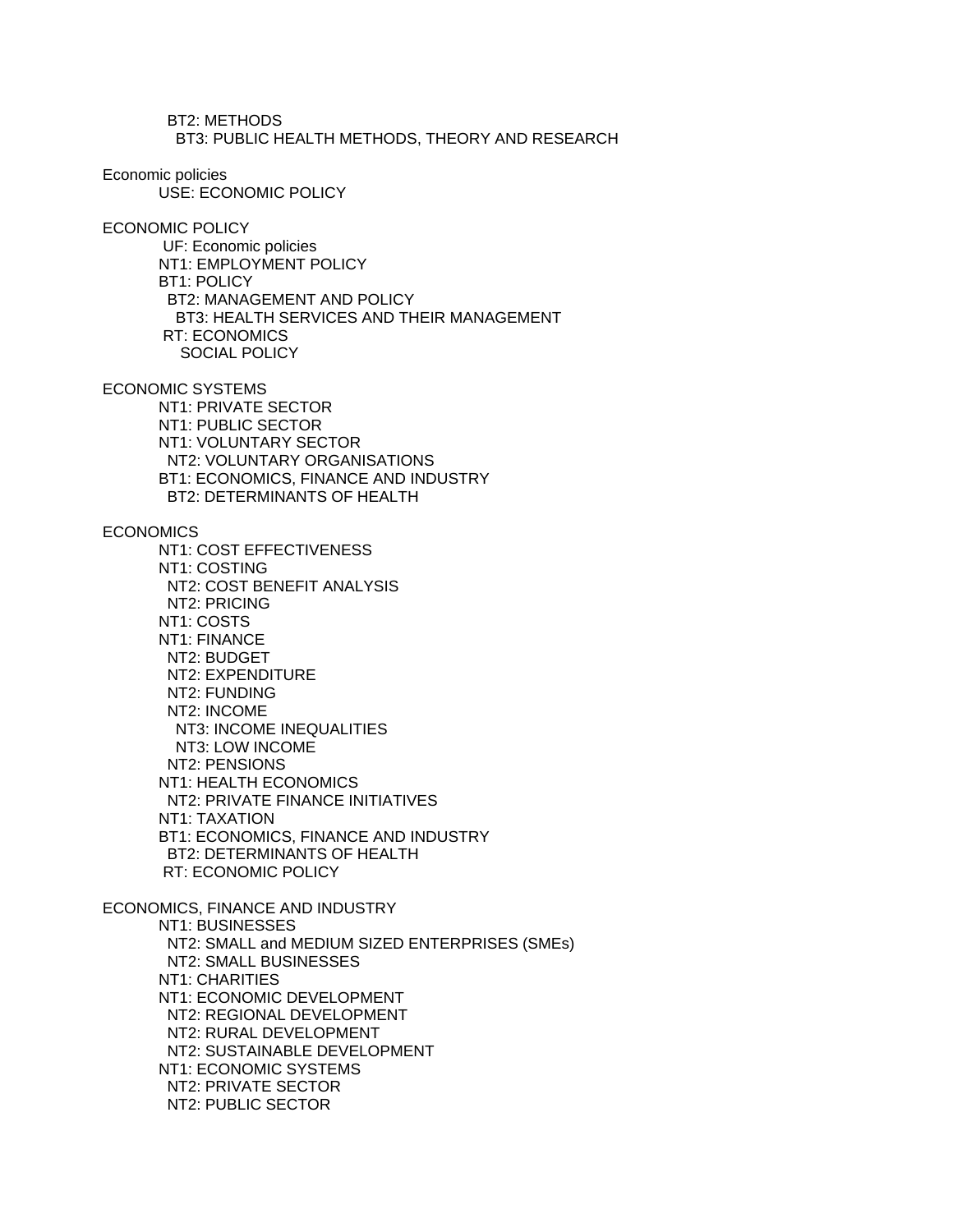BT2: METHODS
  BT3: PUBLIC HEALTH METHODS, THEORY AND RESEARCH

Economic policies
  USE: ECONOMIC POLICY

ECONOMIC POLICY
  UF: Economic policies
  NT1: EMPLOYMENT POLICY
  BT1: POLICY
    BT2: MANAGEMENT AND POLICY
      BT3: HEALTH SERVICES AND THEIR MANAGEMENT
  RT: ECONOMICS
    SOCIAL POLICY

ECONOMIC SYSTEMS
  NT1: PRIVATE SECTOR
  NT1: PUBLIC SECTOR
  NT1: VOLUNTARY SECTOR
    NT2: VOLUNTARY ORGANISATIONS
  BT1: ECONOMICS, FINANCE AND INDUSTRY
    BT2: DETERMINANTS OF HEALTH

ECONOMICS
  NT1: COST EFFECTIVENESS
  NT1: COSTING
    NT2: COST BENEFIT ANALYSIS
    NT2: PRICING
  NT1: COSTS
  NT1: FINANCE
    NT2: BUDGET
    NT2: EXPENDITURE
    NT2: FUNDING
    NT2: INCOME
      NT3: INCOME INEQUALITIES
      NT3: LOW INCOME
    NT2: PENSIONS
  NT1: HEALTH ECONOMICS
    NT2: PRIVATE FINANCE INITIATIVES
  NT1: TAXATION
  BT1: ECONOMICS, FINANCE AND INDUSTRY
    BT2: DETERMINANTS OF HEALTH
  RT: ECONOMIC POLICY

ECONOMICS, FINANCE AND INDUSTRY
  NT1: BUSINESSES
    NT2: SMALL and MEDIUM SIZED ENTERPRISES (SMEs)
    NT2: SMALL BUSINESSES
  NT1: CHARITIES
  NT1: ECONOMIC DEVELOPMENT
    NT2: REGIONAL DEVELOPMENT
    NT2: RURAL DEVELOPMENT
    NT2: SUSTAINABLE DEVELOPMENT
  NT1: ECONOMIC SYSTEMS
    NT2: PRIVATE SECTOR
    NT2: PUBLIC SECTOR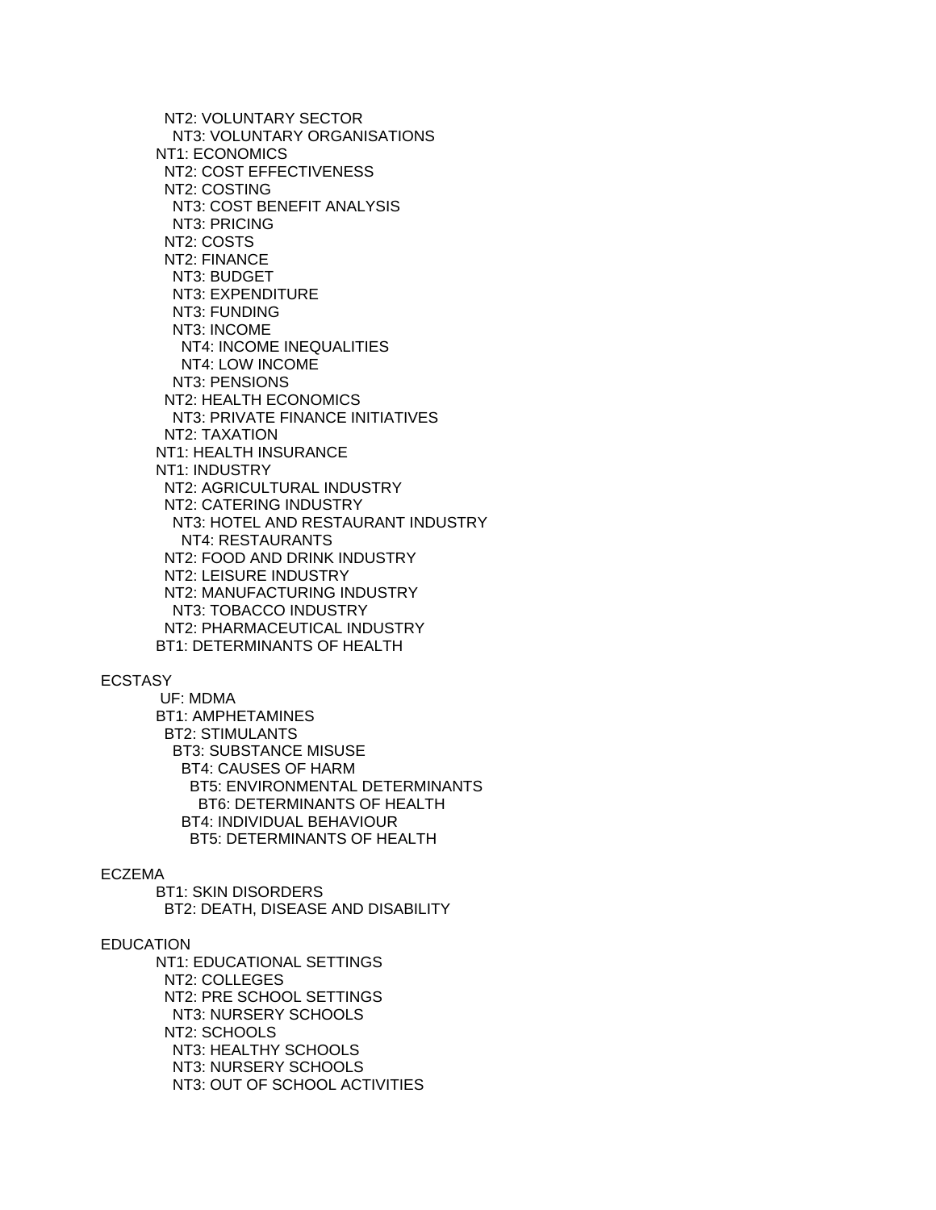NT2: VOLUNTARY SECTOR
      NT3: VOLUNTARY ORGANISATIONS
    NT1: ECONOMICS
      NT2: COST EFFECTIVENESS
      NT2: COSTING
        NT3: COST BENEFIT ANALYSIS
        NT3: PRICING
      NT2: COSTS
      NT2: FINANCE
        NT3: BUDGET
        NT3: EXPENDITURE
        NT3: FUNDING
        NT3: INCOME
          NT4: INCOME INEQUALITIES
          NT4: LOW INCOME
        NT3: PENSIONS
      NT2: HEALTH ECONOMICS
        NT3: PRIVATE FINANCE INITIATIVES
      NT2: TAXATION
    NT1: HEALTH INSURANCE
    NT1: INDUSTRY
      NT2: AGRICULTURAL INDUSTRY
      NT2: CATERING INDUSTRY
        NT3: HOTEL AND RESTAURANT INDUSTRY
          NT4: RESTAURANTS
      NT2: FOOD AND DRINK INDUSTRY
      NT2: LEISURE INDUSTRY
      NT2: MANUFACTURING INDUSTRY
        NT3: TOBACCO INDUSTRY
      NT2: PHARMACEUTICAL INDUSTRY
    BT1: DETERMINANTS OF HEALTH

ECSTASY
    UF: MDMA
    BT1: AMPHETAMINES
      BT2: STIMULANTS
        BT3: SUBSTANCE MISUSE
          BT4: CAUSES OF HARM
            BT5: ENVIRONMENTAL DETERMINANTS
              BT6: DETERMINANTS OF HEALTH
          BT4: INDIVIDUAL BEHAVIOUR
            BT5: DETERMINANTS OF HEALTH

ECZEMA
    BT1: SKIN DISORDERS
      BT2: DEATH, DISEASE AND DISABILITY

EDUCATION
    NT1: EDUCATIONAL SETTINGS
      NT2: COLLEGES
      NT2: PRE SCHOOL SETTINGS
        NT3: NURSERY SCHOOLS
      NT2: SCHOOLS
        NT3: HEALTHY SCHOOLS
        NT3: NURSERY SCHOOLS
        NT3: OUT OF SCHOOL ACTIVITIES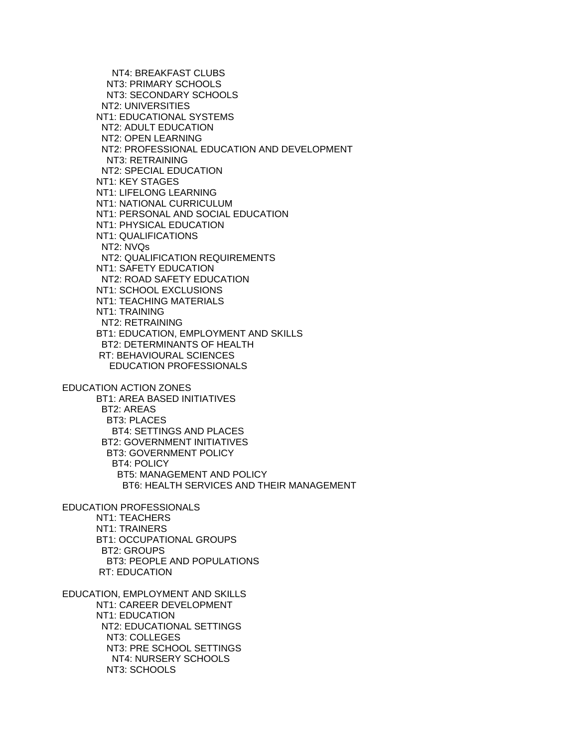NT4: BREAKFAST CLUBS
NT3: PRIMARY SCHOOLS
NT3: SECONDARY SCHOOLS
NT2: UNIVERSITIES
NT1: EDUCATIONAL SYSTEMS
NT2: ADULT EDUCATION
NT2: OPEN LEARNING
NT2: PROFESSIONAL EDUCATION AND DEVELOPMENT
NT3: RETRAINING
NT2: SPECIAL EDUCATION
NT1: KEY STAGES
NT1: LIFELONG LEARNING
NT1: NATIONAL CURRICULUM
NT1: PERSONAL AND SOCIAL EDUCATION
NT1: PHYSICAL EDUCATION
NT1: QUALIFICATIONS
NT2: NVQs
NT2: QUALIFICATION REQUIREMENTS
NT1: SAFETY EDUCATION
NT2: ROAD SAFETY EDUCATION
NT1: SCHOOL EXCLUSIONS
NT1: TEACHING MATERIALS
NT1: TRAINING
NT2: RETRAINING
BT1: EDUCATION, EMPLOYMENT AND SKILLS
BT2: DETERMINANTS OF HEALTH
RT: BEHAVIOURAL SCIENCES
EDUCATION PROFESSIONALS

EDUCATION ACTION ZONES
BT1: AREA BASED INITIATIVES
BT2: AREAS
BT3: PLACES
BT4: SETTINGS AND PLACES
BT2: GOVERNMENT INITIATIVES
BT3: GOVERNMENT POLICY
BT4: POLICY
BT5: MANAGEMENT AND POLICY
BT6: HEALTH SERVICES AND THEIR MANAGEMENT

EDUCATION PROFESSIONALS
NT1: TEACHERS
NT1: TRAINERS
BT1: OCCUPATIONAL GROUPS
BT2: GROUPS
BT3: PEOPLE AND POPULATIONS
RT: EDUCATION

EDUCATION, EMPLOYMENT AND SKILLS
NT1: CAREER DEVELOPMENT
NT1: EDUCATION
NT2: EDUCATIONAL SETTINGS
NT3: COLLEGES
NT3: PRE SCHOOL SETTINGS
NT4: NURSERY SCHOOLS
NT3: SCHOOLS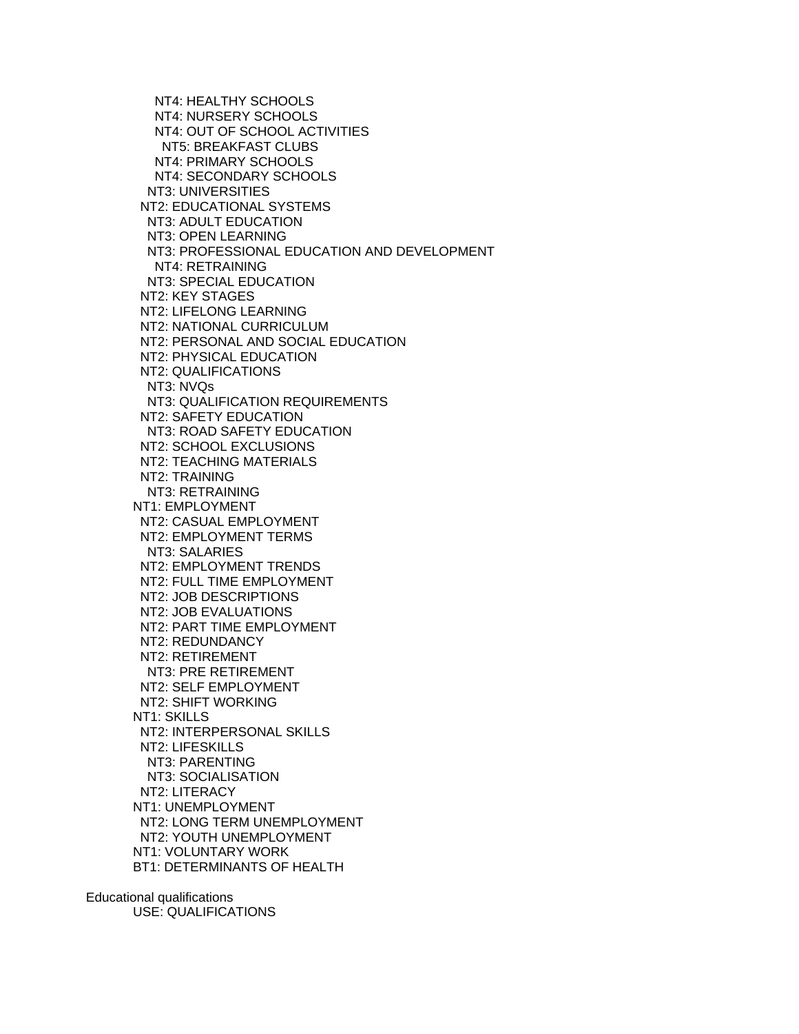NT4: HEALTHY SCHOOLS
NT4: NURSERY SCHOOLS
NT4: OUT OF SCHOOL ACTIVITIES
NT5: BREAKFAST CLUBS
NT4: PRIMARY SCHOOLS
NT4: SECONDARY SCHOOLS
NT3: UNIVERSITIES
NT2: EDUCATIONAL SYSTEMS
NT3: ADULT EDUCATION
NT3: OPEN LEARNING
NT3: PROFESSIONAL EDUCATION AND DEVELOPMENT
NT4: RETRAINING
NT3: SPECIAL EDUCATION
NT2: KEY STAGES
NT2: LIFELONG LEARNING
NT2: NATIONAL CURRICULUM
NT2: PERSONAL AND SOCIAL EDUCATION
NT2: PHYSICAL EDUCATION
NT2: QUALIFICATIONS
NT3: NVQs
NT3: QUALIFICATION REQUIREMENTS
NT2: SAFETY EDUCATION
NT3: ROAD SAFETY EDUCATION
NT2: SCHOOL EXCLUSIONS
NT2: TEACHING MATERIALS
NT2: TRAINING
NT3: RETRAINING
NT1: EMPLOYMENT
NT2: CASUAL EMPLOYMENT
NT2: EMPLOYMENT TERMS
NT3: SALARIES
NT2: EMPLOYMENT TRENDS
NT2: FULL TIME EMPLOYMENT
NT2: JOB DESCRIPTIONS
NT2: JOB EVALUATIONS
NT2: PART TIME EMPLOYMENT
NT2: REDUNDANCY
NT2: RETIREMENT
NT3: PRE RETIREMENT
NT2: SELF EMPLOYMENT
NT2: SHIFT WORKING
NT1: SKILLS
NT2: INTERPERSONAL SKILLS
NT2: LIFESKILLS
NT3: PARENTING
NT3: SOCIALISATION
NT2: LITERACY
NT1: UNEMPLOYMENT
NT2: LONG TERM UNEMPLOYMENT
NT2: YOUTH UNEMPLOYMENT
NT1: VOLUNTARY WORK
BT1: DETERMINANTS OF HEALTH

Educational qualifications
USE: QUALIFICATIONS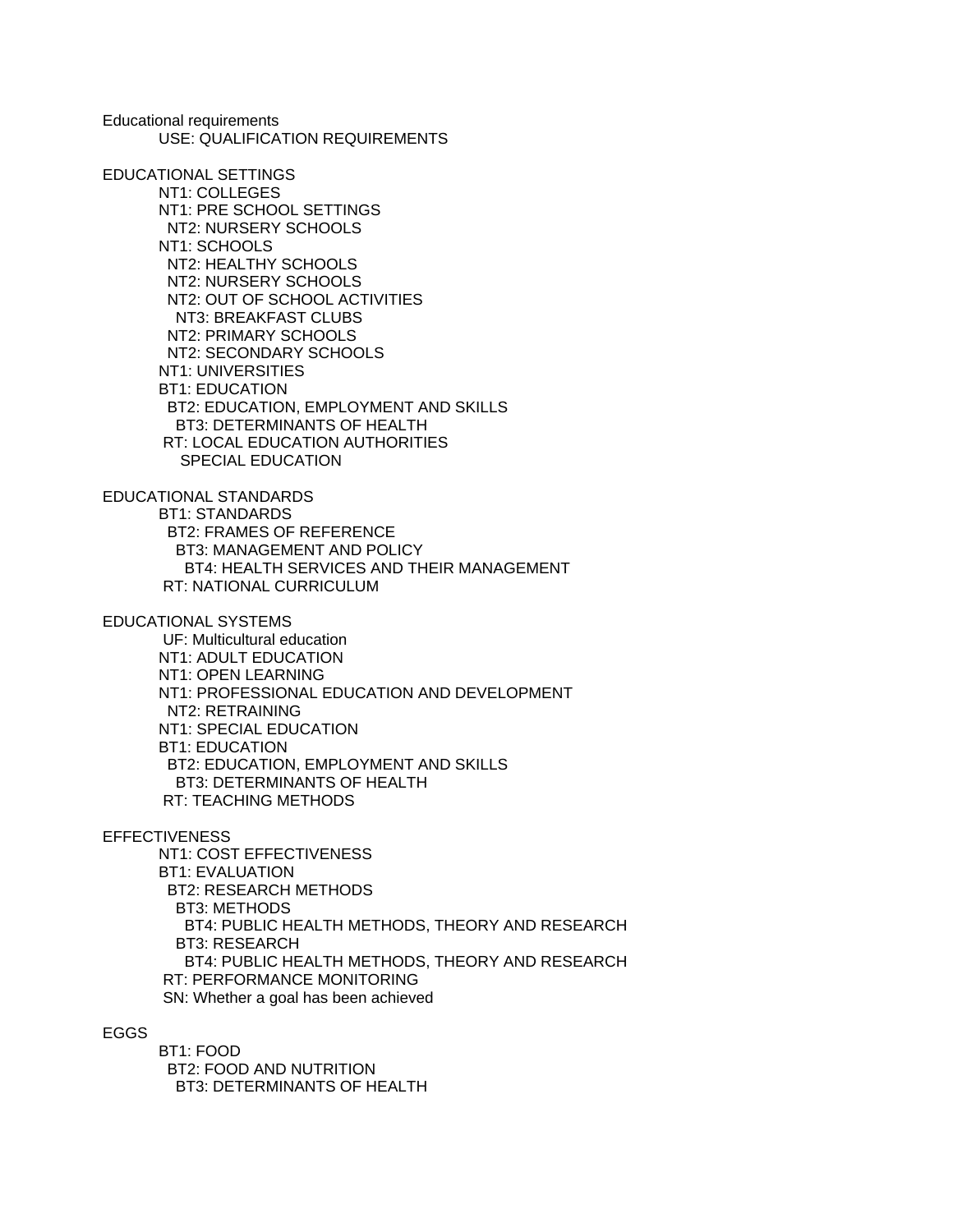Educational requirements
USE: QUALIFICATION REQUIREMENTS

EDUCATIONAL SETTINGS
NT1: COLLEGES
NT1: PRE SCHOOL SETTINGS
NT2: NURSERY SCHOOLS
NT1: SCHOOLS
NT2: HEALTHY SCHOOLS
NT2: NURSERY SCHOOLS
NT2: OUT OF SCHOOL ACTIVITIES
NT3: BREAKFAST CLUBS
NT2: PRIMARY SCHOOLS
NT2: SECONDARY SCHOOLS
NT1: UNIVERSITIES
BT1: EDUCATION
BT2: EDUCATION, EMPLOYMENT AND SKILLS
BT3: DETERMINANTS OF HEALTH
RT: LOCAL EDUCATION AUTHORITIES
SPECIAL EDUCATION

EDUCATIONAL STANDARDS
BT1: STANDARDS
BT2: FRAMES OF REFERENCE
BT3: MANAGEMENT AND POLICY
BT4: HEALTH SERVICES AND THEIR MANAGEMENT
RT: NATIONAL CURRICULUM

EDUCATIONAL SYSTEMS
UF: Multicultural education
NT1: ADULT EDUCATION
NT1: OPEN LEARNING
NT1: PROFESSIONAL EDUCATION AND DEVELOPMENT
NT2: RETRAINING
NT1: SPECIAL EDUCATION
BT1: EDUCATION
BT2: EDUCATION, EMPLOYMENT AND SKILLS
BT3: DETERMINANTS OF HEALTH
RT: TEACHING METHODS

EFFECTIVENESS
NT1: COST EFFECTIVENESS
BT1: EVALUATION
BT2: RESEARCH METHODS
BT3: METHODS
BT4: PUBLIC HEALTH METHODS, THEORY AND RESEARCH
BT3: RESEARCH
BT4: PUBLIC HEALTH METHODS, THEORY AND RESEARCH
RT: PERFORMANCE MONITORING
SN: Whether a goal has been achieved

EGGS
BT1: FOOD
BT2: FOOD AND NUTRITION
BT3: DETERMINANTS OF HEALTH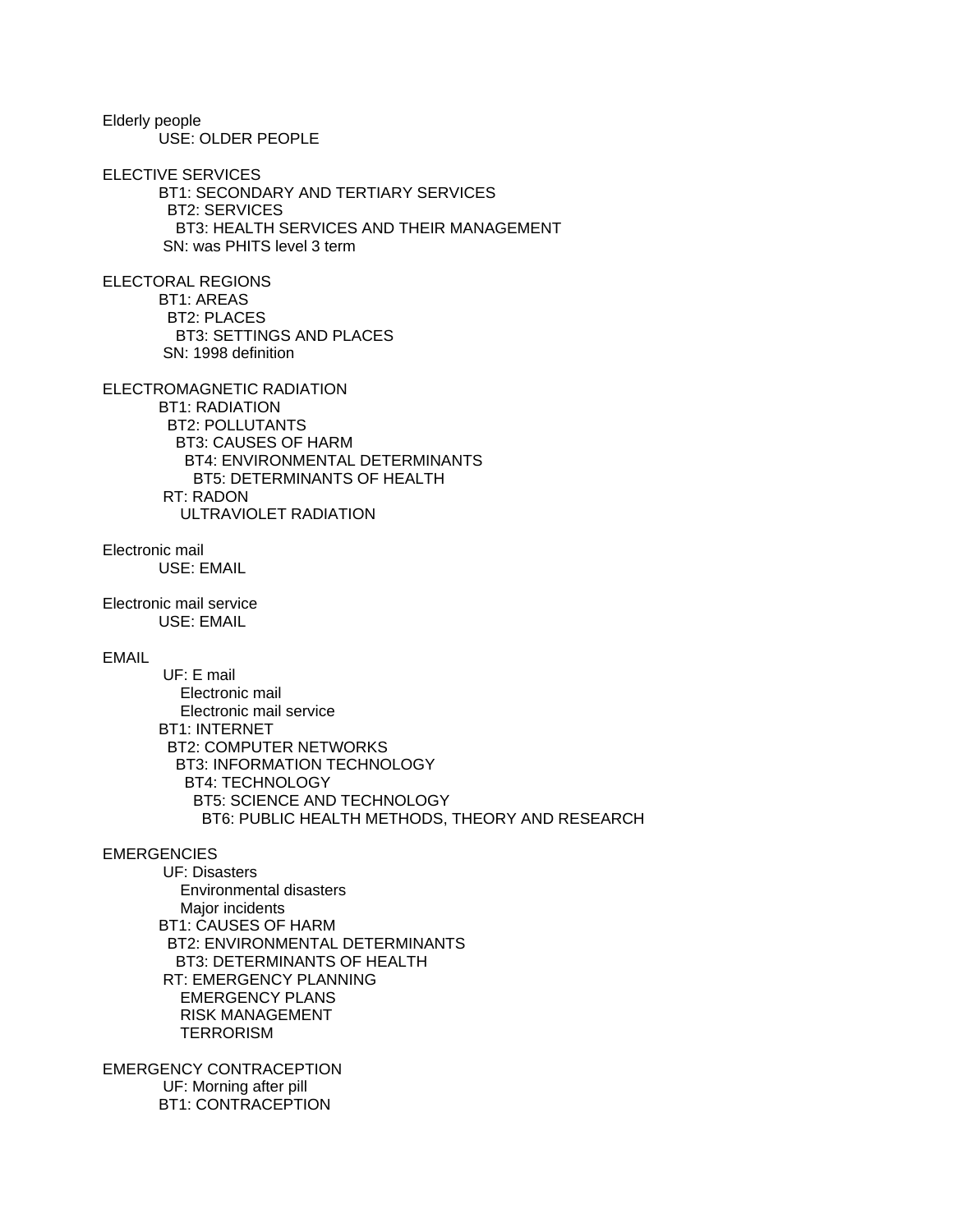Elderly people
    USE: OLDER PEOPLE

ELECTIVE SERVICES
    BT1: SECONDARY AND TERTIARY SERVICES
      BT2: SERVICES
        BT3: HEALTH SERVICES AND THEIR MANAGEMENT
    SN: was PHITS level 3 term

ELECTORAL REGIONS
    BT1: AREAS
      BT2: PLACES
        BT3: SETTINGS AND PLACES
    SN: 1998 definition

ELECTROMAGNETIC RADIATION
    BT1: RADIATION
      BT2: POLLUTANTS
        BT3: CAUSES OF HARM
          BT4: ENVIRONMENTAL DETERMINANTS
            BT5: DETERMINANTS OF HEALTH
    RT: RADON
        ULTRAVIOLET RADIATION

Electronic mail
    USE: EMAIL

Electronic mail service
    USE: EMAIL

EMAIL
    UF: E mail
        Electronic mail
        Electronic mail service
    BT1: INTERNET
      BT2: COMPUTER NETWORKS
        BT3: INFORMATION TECHNOLOGY
          BT4: TECHNOLOGY
            BT5: SCIENCE AND TECHNOLOGY
              BT6: PUBLIC HEALTH METHODS, THEORY AND RESEARCH

EMERGENCIES
    UF: Disasters
        Environmental disasters
        Major incidents
    BT1: CAUSES OF HARM
      BT2: ENVIRONMENTAL DETERMINANTS
        BT3: DETERMINANTS OF HEALTH
    RT: EMERGENCY PLANNING
        EMERGENCY PLANS
        RISK MANAGEMENT
        TERRORISM

EMERGENCY CONTRACEPTION
    UF: Morning after pill
    BT1: CONTRACEPTION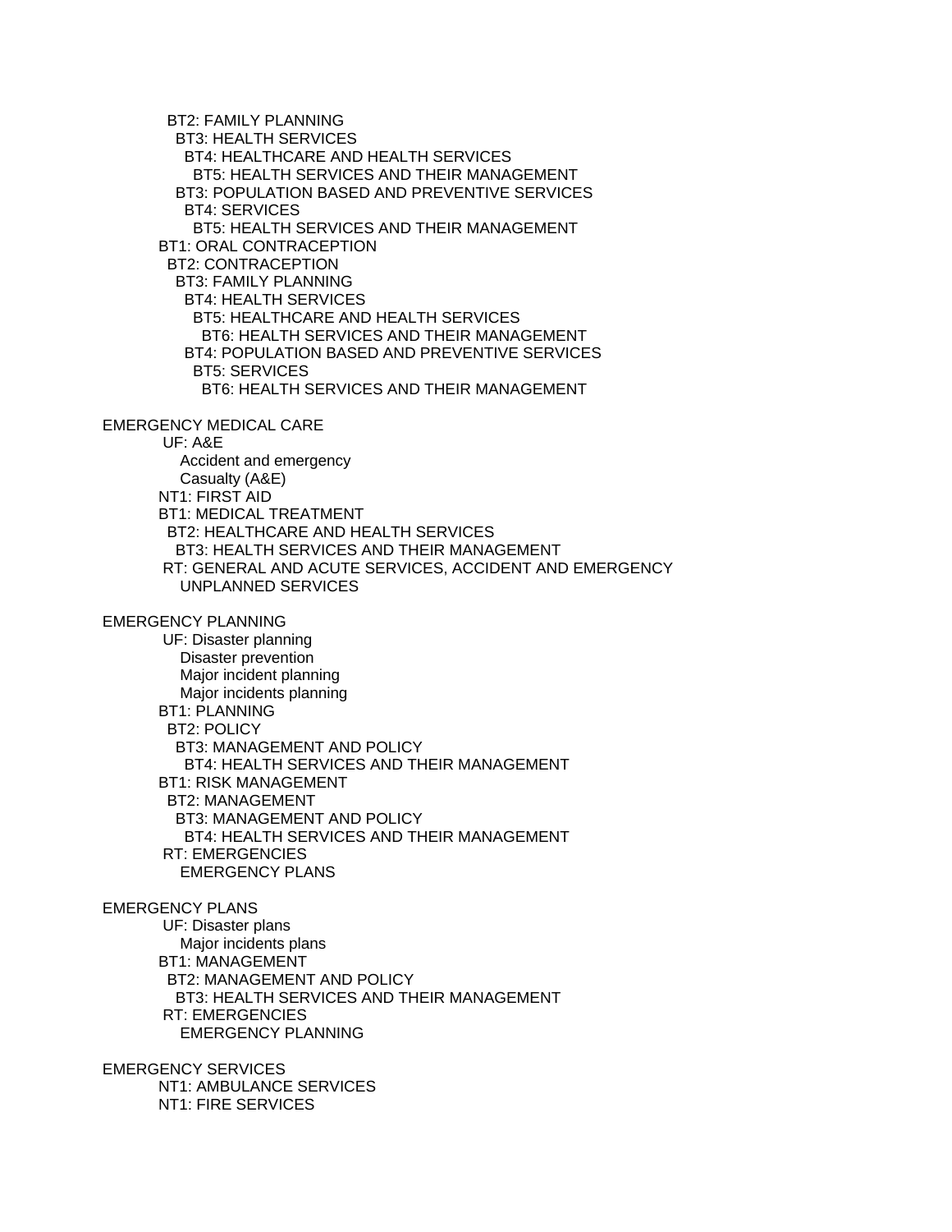BT2: FAMILY PLANNING
  BT3: HEALTH SERVICES
    BT4: HEALTHCARE AND HEALTH SERVICES
      BT5: HEALTH SERVICES AND THEIR MANAGEMENT
  BT3: POPULATION BASED AND PREVENTIVE SERVICES
    BT4: SERVICES
      BT5: HEALTH SERVICES AND THEIR MANAGEMENT
BT1: ORAL CONTRACEPTION
  BT2: CONTRACEPTION
    BT3: FAMILY PLANNING
      BT4: HEALTH SERVICES
        BT5: HEALTHCARE AND HEALTH SERVICES
          BT6: HEALTH SERVICES AND THEIR MANAGEMENT
      BT4: POPULATION BASED AND PREVENTIVE SERVICES
        BT5: SERVICES
          BT6: HEALTH SERVICES AND THEIR MANAGEMENT

EMERGENCY MEDICAL CARE
  UF: A&E
    Accident and emergency
    Casualty (A&E)
  NT1: FIRST AID
  BT1: MEDICAL TREATMENT
    BT2: HEALTHCARE AND HEALTH SERVICES
      BT3: HEALTH SERVICES AND THEIR MANAGEMENT
  RT: GENERAL AND ACUTE SERVICES, ACCIDENT AND EMERGENCY
    UNPLANNED SERVICES

EMERGENCY PLANNING
  UF: Disaster planning
    Disaster prevention
    Major incident planning
    Major incidents planning
  BT1: PLANNING
    BT2: POLICY
      BT3: MANAGEMENT AND POLICY
        BT4: HEALTH SERVICES AND THEIR MANAGEMENT
  BT1: RISK MANAGEMENT
    BT2: MANAGEMENT
      BT3: MANAGEMENT AND POLICY
        BT4: HEALTH SERVICES AND THEIR MANAGEMENT
  RT: EMERGENCIES
    EMERGENCY PLANS

EMERGENCY PLANS
  UF: Disaster plans
    Major incidents plans
  BT1: MANAGEMENT
    BT2: MANAGEMENT AND POLICY
      BT3: HEALTH SERVICES AND THEIR MANAGEMENT
  RT: EMERGENCIES
    EMERGENCY PLANNING

EMERGENCY SERVICES
  NT1: AMBULANCE SERVICES
  NT1: FIRE SERVICES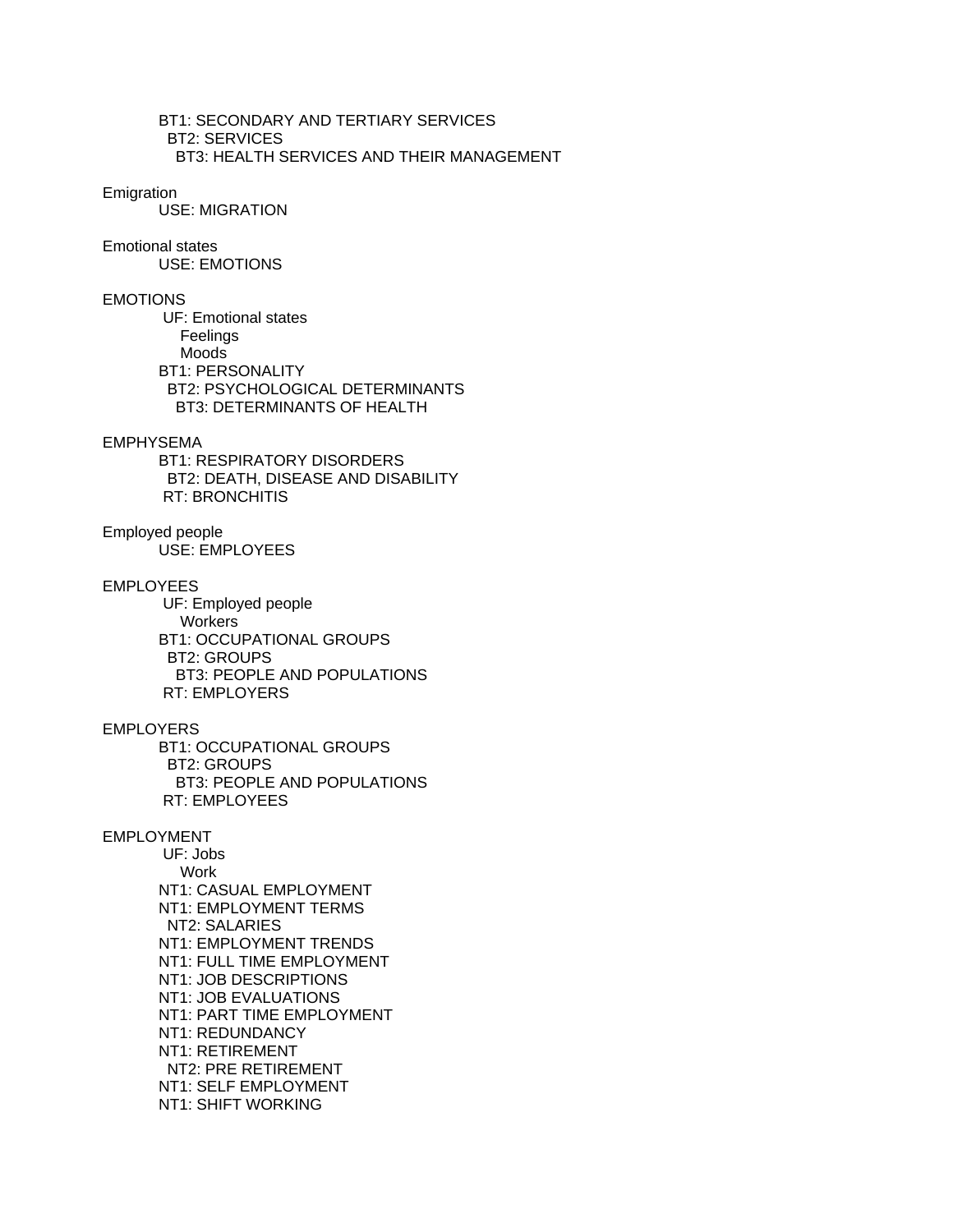BT1: SECONDARY AND TERTIARY SERVICES
  BT2: SERVICES
    BT3: HEALTH SERVICES AND THEIR MANAGEMENT

Emigration
  USE: MIGRATION

Emotional states
  USE: EMOTIONS

EMOTIONS
  UF: Emotional states
    Feelings
    Moods
  BT1: PERSONALITY
    BT2: PSYCHOLOGICAL DETERMINANTS
      BT3: DETERMINANTS OF HEALTH

EMPHYSEMA
  BT1: RESPIRATORY DISORDERS
    BT2: DEATH, DISEASE AND DISABILITY
  RT: BRONCHITIS

Employed people
  USE: EMPLOYEES

EMPLOYEES
  UF: Employed people
    Workers
  BT1: OCCUPATIONAL GROUPS
    BT2: GROUPS
      BT3: PEOPLE AND POPULATIONS
  RT: EMPLOYERS

EMPLOYERS
  BT1: OCCUPATIONAL GROUPS
    BT2: GROUPS
      BT3: PEOPLE AND POPULATIONS
  RT: EMPLOYEES

EMPLOYMENT
  UF: Jobs
    Work
  NT1: CASUAL EMPLOYMENT
  NT1: EMPLOYMENT TERMS
    NT2: SALARIES
  NT1: EMPLOYMENT TRENDS
  NT1: FULL TIME EMPLOYMENT
  NT1: JOB DESCRIPTIONS
  NT1: JOB EVALUATIONS
  NT1: PART TIME EMPLOYMENT
  NT1: REDUNDANCY
  NT1: RETIREMENT
    NT2: PRE RETIREMENT
  NT1: SELF EMPLOYMENT
  NT1: SHIFT WORKING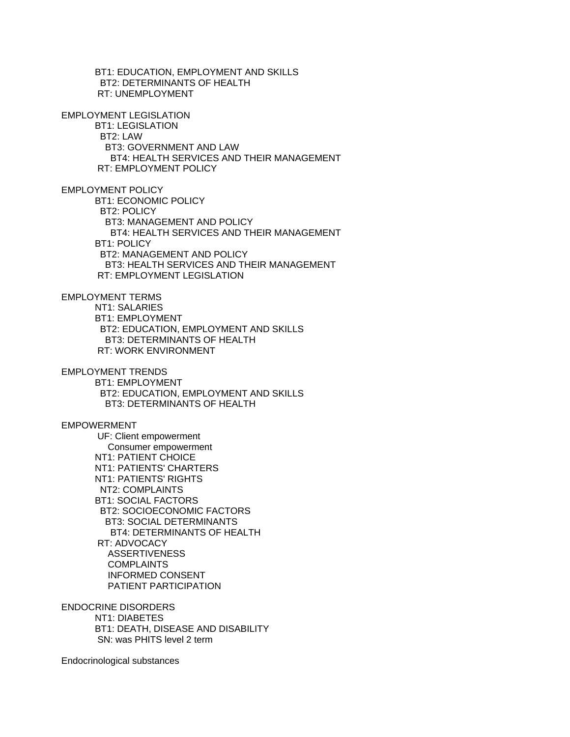BT1: EDUCATION, EMPLOYMENT AND SKILLS
  BT2: DETERMINANTS OF HEALTH
 RT: UNEMPLOYMENT

EMPLOYMENT LEGISLATION
 BT1: LEGISLATION
  BT2: LAW
   BT3: GOVERNMENT AND LAW
    BT4: HEALTH SERVICES AND THEIR MANAGEMENT
 RT: EMPLOYMENT POLICY

EMPLOYMENT POLICY
 BT1: ECONOMIC POLICY
  BT2: POLICY
   BT3: MANAGEMENT AND POLICY
    BT4: HEALTH SERVICES AND THEIR MANAGEMENT
 BT1: POLICY
  BT2: MANAGEMENT AND POLICY
   BT3: HEALTH SERVICES AND THEIR MANAGEMENT
 RT: EMPLOYMENT LEGISLATION

EMPLOYMENT TERMS
 NT1: SALARIES
 BT1: EMPLOYMENT
  BT2: EDUCATION, EMPLOYMENT AND SKILLS
   BT3: DETERMINANTS OF HEALTH
 RT: WORK ENVIRONMENT

EMPLOYMENT TRENDS
 BT1: EMPLOYMENT
  BT2: EDUCATION, EMPLOYMENT AND SKILLS
   BT3: DETERMINANTS OF HEALTH

EMPOWERMENT
 UF: Client empowerment
  Consumer empowerment
 NT1: PATIENT CHOICE
 NT1: PATIENTS' CHARTERS
 NT1: PATIENTS' RIGHTS
  NT2: COMPLAINTS
 BT1: SOCIAL FACTORS
  BT2: SOCIOECONOMIC FACTORS
   BT3: SOCIAL DETERMINANTS
    BT4: DETERMINANTS OF HEALTH
 RT: ADVOCACY
  ASSERTIVENESS
  COMPLAINTS
  INFORMED CONSENT
  PATIENT PARTICIPATION

ENDOCRINE DISORDERS
 NT1: DIABETES
 BT1: DEATH, DISEASE AND DISABILITY
 SN: was PHITS level 2 term

Endocrinological substances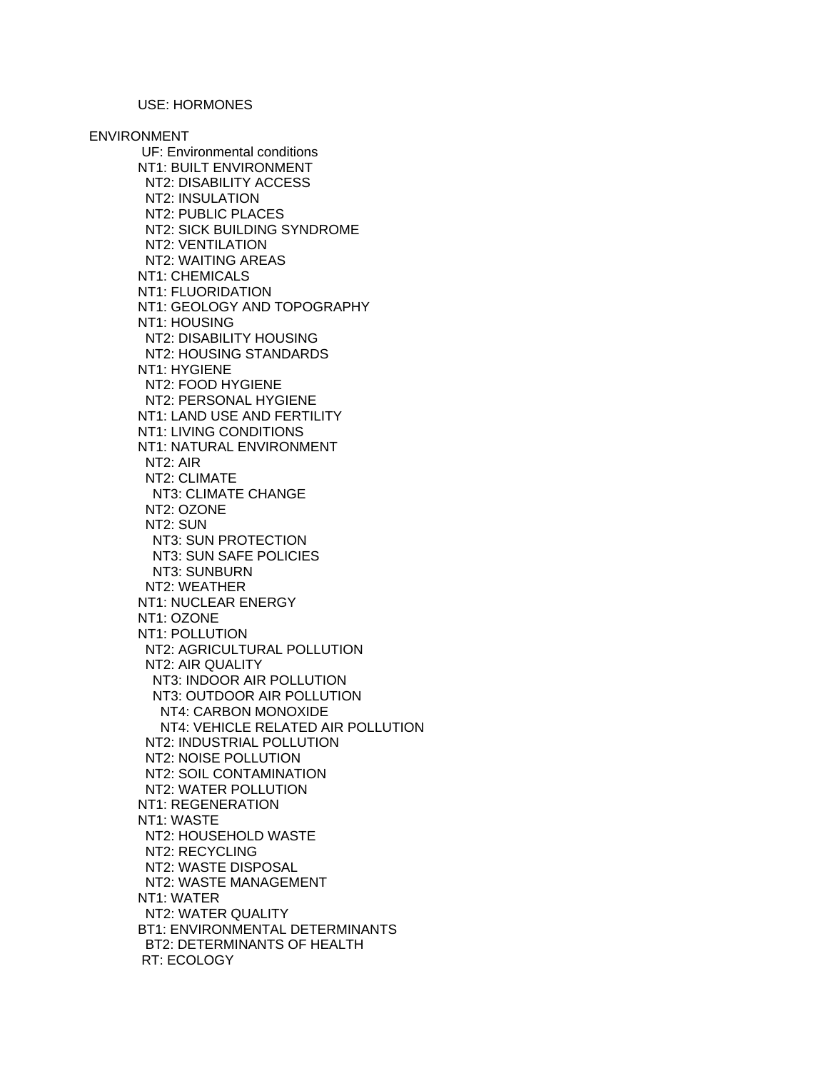USE: HORMONES

ENVIRONMENT

UF: Environmental conditions
NT1: BUILT ENVIRONMENT
  NT2: DISABILITY ACCESS
  NT2: INSULATION
  NT2: PUBLIC PLACES
  NT2: SICK BUILDING SYNDROME
  NT2: VENTILATION
  NT2: WAITING AREAS
NT1: CHEMICALS
NT1: FLUORIDATION
NT1: GEOLOGY AND TOPOGRAPHY
NT1: HOUSING
  NT2: DISABILITY HOUSING
  NT2: HOUSING STANDARDS
NT1: HYGIENE
  NT2: FOOD HYGIENE
  NT2: PERSONAL HYGIENE
NT1: LAND USE AND FERTILITY
NT1: LIVING CONDITIONS
NT1: NATURAL ENVIRONMENT
  NT2: AIR
  NT2: CLIMATE
    NT3: CLIMATE CHANGE
  NT2: OZONE
  NT2: SUN
    NT3: SUN PROTECTION
    NT3: SUN SAFE POLICIES
    NT3: SUNBURN
  NT2: WEATHER
NT1: NUCLEAR ENERGY
NT1: OZONE
NT1: POLLUTION
  NT2: AGRICULTURAL POLLUTION
  NT2: AIR QUALITY
    NT3: INDOOR AIR POLLUTION
    NT3: OUTDOOR AIR POLLUTION
      NT4: CARBON MONOXIDE
      NT4: VEHICLE RELATED AIR POLLUTION
  NT2: INDUSTRIAL POLLUTION
  NT2: NOISE POLLUTION
  NT2: SOIL CONTAMINATION
  NT2: WATER POLLUTION
NT1: REGENERATION
NT1: WASTE
  NT2: HOUSEHOLD WASTE
  NT2: RECYCLING
  NT2: WASTE DISPOSAL
  NT2: WASTE MANAGEMENT
NT1: WATER
  NT2: WATER QUALITY
BT1: ENVIRONMENTAL DETERMINANTS
  BT2: DETERMINANTS OF HEALTH
RT: ECOLOGY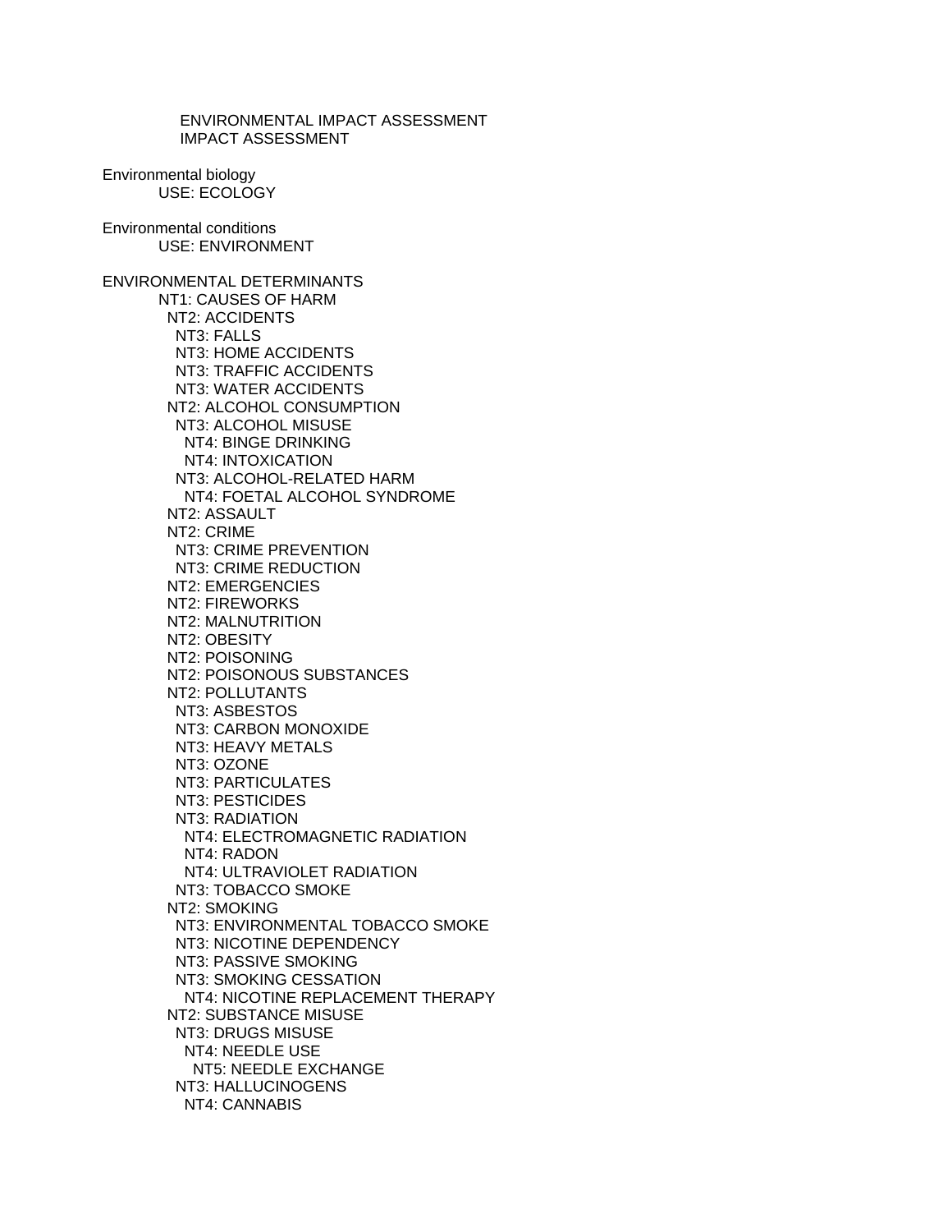ENVIRONMENTAL IMPACT ASSESSMENT
IMPACT ASSESSMENT

Environmental biology
USE: ECOLOGY

Environmental conditions
USE: ENVIRONMENT

ENVIRONMENTAL DETERMINANTS
- NT1: CAUSES OF HARM
  - NT2: ACCIDENTS
    - NT3: FALLS
    - NT3: HOME ACCIDENTS
    - NT3: TRAFFIC ACCIDENTS
    - NT3: WATER ACCIDENTS
  - NT2: ALCOHOL CONSUMPTION
    - NT3: ALCOHOL MISUSE
      - NT4: BINGE DRINKING
      - NT4: INTOXICATION
    - NT3: ALCOHOL-RELATED HARM
      - NT4: FOETAL ALCOHOL SYNDROME
  - NT2: ASSAULT
  - NT2: CRIME
    - NT3: CRIME PREVENTION
    - NT3: CRIME REDUCTION
  - NT2: EMERGENCIES
  - NT2: FIREWORKS
  - NT2: MALNUTRITION
  - NT2: OBESITY
  - NT2: POISONING
  - NT2: POISONOUS SUBSTANCES
  - NT2: POLLUTANTS
    - NT3: ASBESTOS
    - NT3: CARBON MONOXIDE
    - NT3: HEAVY METALS
    - NT3: OZONE
    - NT3: PARTICULATES
    - NT3: PESTICIDES
    - NT3: RADIATION
      - NT4: ELECTROMAGNETIC RADIATION
      - NT4: RADON
      - NT4: ULTRAVIOLET RADIATION
    - NT3: TOBACCO SMOKE
  - NT2: SMOKING
    - NT3: ENVIRONMENTAL TOBACCO SMOKE
    - NT3: NICOTINE DEPENDENCY
    - NT3: PASSIVE SMOKING
    - NT3: SMOKING CESSATION
      - NT4: NICOTINE REPLACEMENT THERAPY
  - NT2: SUBSTANCE MISUSE
    - NT3: DRUGS MISUSE
      - NT4: NEEDLE USE
        - NT5: NEEDLE EXCHANGE
    - NT3: HALLUCINOGENS
      - NT4: CANNABIS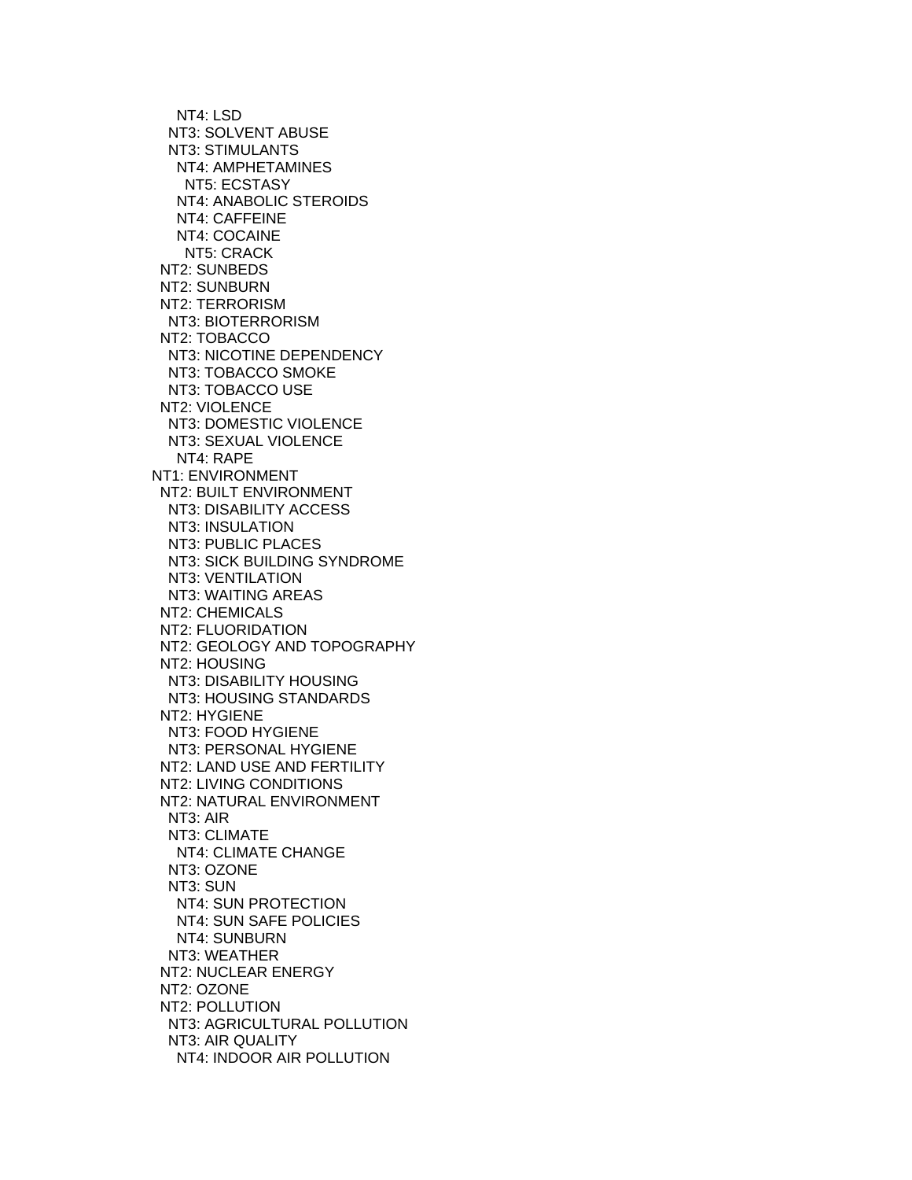NT4: LSD
    NT3: SOLVENT ABUSE
    NT3: STIMULANTS
      NT4: AMPHETAMINES
        NT5: ECSTASY
      NT4: ANABOLIC STEROIDS
      NT4: CAFFEINE
      NT4: COCAINE
        NT5: CRACK
  NT2: SUNBEDS
  NT2: SUNBURN
  NT2: TERRORISM
    NT3: BIOTERRORISM
  NT2: TOBACCO
    NT3: NICOTINE DEPENDENCY
    NT3: TOBACCO SMOKE
    NT3: TOBACCO USE
  NT2: VIOLENCE
    NT3: DOMESTIC VIOLENCE
    NT3: SEXUAL VIOLENCE
      NT4: RAPE
NT1: ENVIRONMENT
  NT2: BUILT ENVIRONMENT
    NT3: DISABILITY ACCESS
    NT3: INSULATION
    NT3: PUBLIC PLACES
    NT3: SICK BUILDING SYNDROME
    NT3: VENTILATION
    NT3: WAITING AREAS
  NT2: CHEMICALS
  NT2: FLUORIDATION
  NT2: GEOLOGY AND TOPOGRAPHY
  NT2: HOUSING
    NT3: DISABILITY HOUSING
    NT3: HOUSING STANDARDS
  NT2: HYGIENE
    NT3: FOOD HYGIENE
    NT3: PERSONAL HYGIENE
  NT2: LAND USE AND FERTILITY
  NT2: LIVING CONDITIONS
  NT2: NATURAL ENVIRONMENT
    NT3: AIR
    NT3: CLIMATE
      NT4: CLIMATE CHANGE
    NT3: OZONE
    NT3: SUN
      NT4: SUN PROTECTION
      NT4: SUN SAFE POLICIES
      NT4: SUNBURN
    NT3: WEATHER
  NT2: NUCLEAR ENERGY
  NT2: OZONE
  NT2: POLLUTION
    NT3: AGRICULTURAL POLLUTION
    NT3: AIR QUALITY
      NT4: INDOOR AIR POLLUTION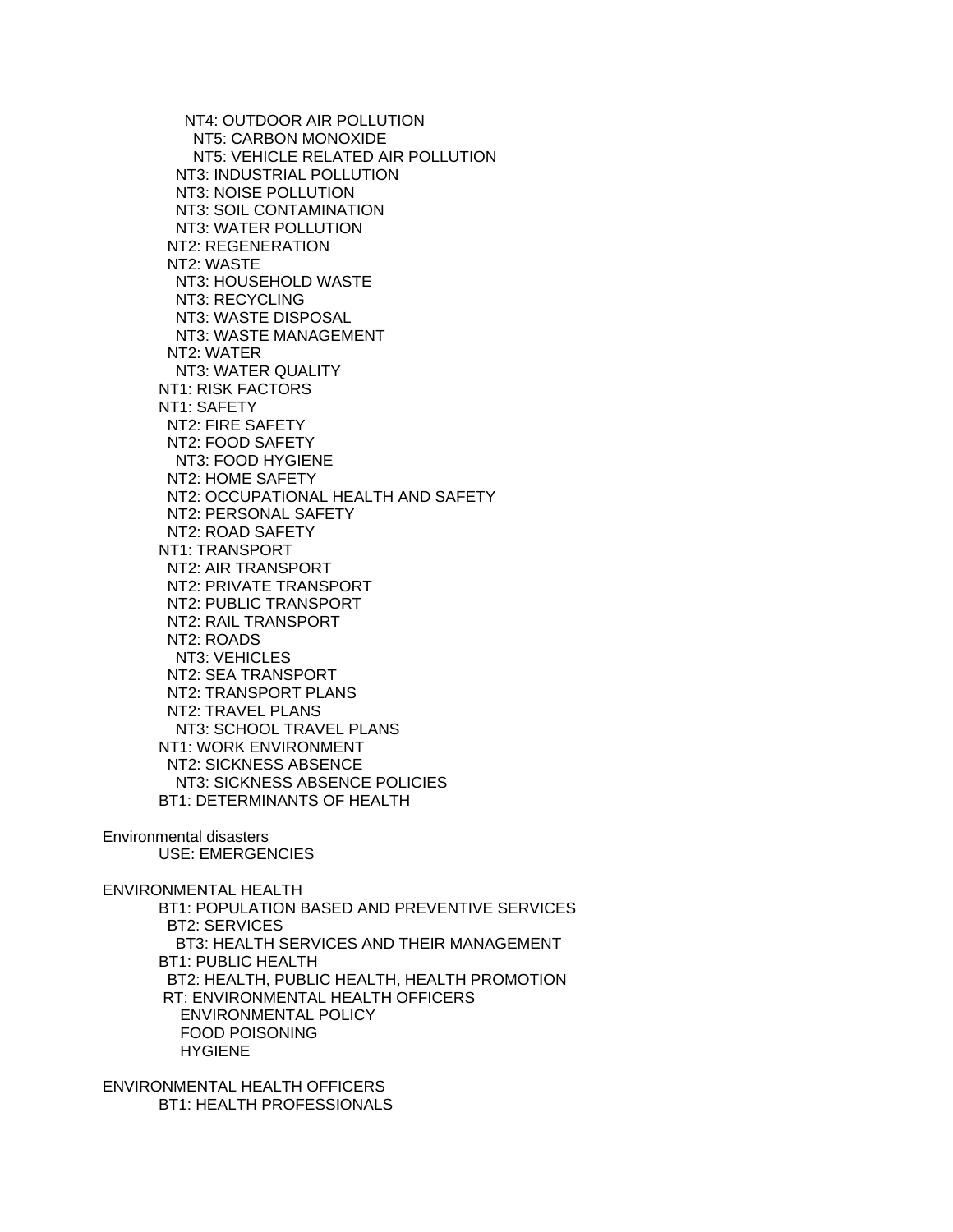NT4: OUTDOOR AIR POLLUTION
NT5: CARBON MONOXIDE
NT5: VEHICLE RELATED AIR POLLUTION
NT3: INDUSTRIAL POLLUTION
NT3: NOISE POLLUTION
NT3: SOIL CONTAMINATION
NT3: WATER POLLUTION
NT2: REGENERATION
NT2: WASTE
NT3: HOUSEHOLD WASTE
NT3: RECYCLING
NT3: WASTE DISPOSAL
NT3: WASTE MANAGEMENT
NT2: WATER
NT3: WATER QUALITY
NT1: RISK FACTORS
NT1: SAFETY
NT2: FIRE SAFETY
NT2: FOOD SAFETY
NT3: FOOD HYGIENE
NT2: HOME SAFETY
NT2: OCCUPATIONAL HEALTH AND SAFETY
NT2: PERSONAL SAFETY
NT2: ROAD SAFETY
NT1: TRANSPORT
NT2: AIR TRANSPORT
NT2: PRIVATE TRANSPORT
NT2: PUBLIC TRANSPORT
NT2: RAIL TRANSPORT
NT2: ROADS
NT3: VEHICLES
NT2: SEA TRANSPORT
NT2: TRANSPORT PLANS
NT2: TRAVEL PLANS
NT3: SCHOOL TRAVEL PLANS
NT1: WORK ENVIRONMENT
NT2: SICKNESS ABSENCE
NT3: SICKNESS ABSENCE POLICIES
BT1: DETERMINANTS OF HEALTH

Environmental disasters
USE: EMERGENCIES

ENVIRONMENTAL HEALTH
BT1: POPULATION BASED AND PREVENTIVE SERVICES
BT2: SERVICES
BT3: HEALTH SERVICES AND THEIR MANAGEMENT
BT1: PUBLIC HEALTH
BT2: HEALTH, PUBLIC HEALTH, HEALTH PROMOTION
RT: ENVIRONMENTAL HEALTH OFFICERS
ENVIRONMENTAL POLICY
FOOD POISONING
HYGIENE

ENVIRONMENTAL HEALTH OFFICERS
BT1: HEALTH PROFESSIONALS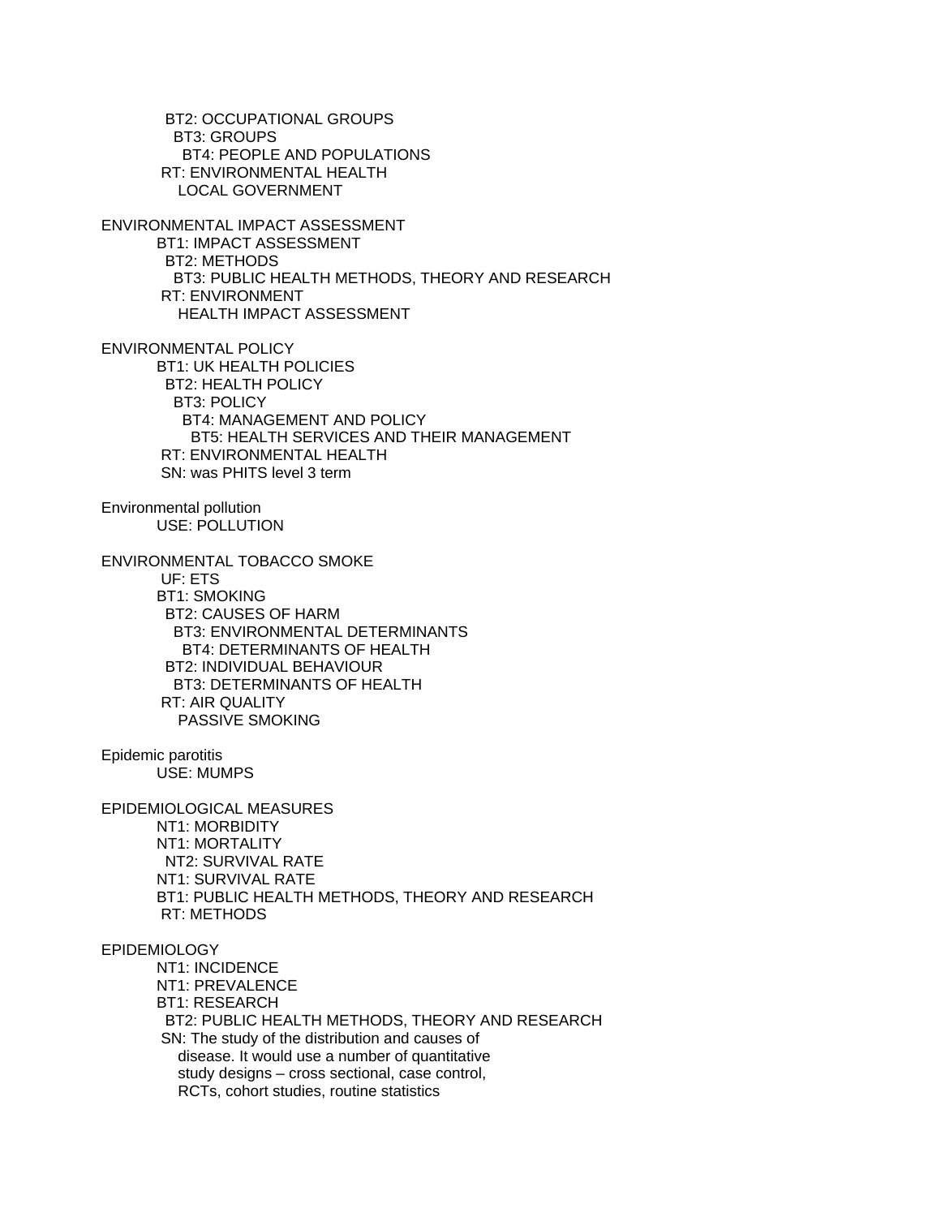BT2: OCCUPATIONAL GROUPS
  BT3: GROUPS
    BT4: PEOPLE AND POPULATIONS
RT: ENVIRONMENTAL HEALTH
  LOCAL GOVERNMENT

ENVIRONMENTAL IMPACT ASSESSMENT
BT1: IMPACT ASSESSMENT
  BT2: METHODS
    BT3: PUBLIC HEALTH METHODS, THEORY AND RESEARCH
RT: ENVIRONMENT
  HEALTH IMPACT ASSESSMENT

ENVIRONMENTAL POLICY
BT1: UK HEALTH POLICIES
  BT2: HEALTH POLICY
    BT3: POLICY
      BT4: MANAGEMENT AND POLICY
        BT5: HEALTH SERVICES AND THEIR MANAGEMENT
RT: ENVIRONMENTAL HEALTH
SN: was PHITS level 3 term

Environmental pollution
USE: POLLUTION

ENVIRONMENTAL TOBACCO SMOKE
UF: ETS
BT1: SMOKING
  BT2: CAUSES OF HARM
    BT3: ENVIRONMENTAL DETERMINANTS
      BT4: DETERMINANTS OF HEALTH
  BT2: INDIVIDUAL BEHAVIOUR
    BT3: DETERMINANTS OF HEALTH
RT: AIR QUALITY
  PASSIVE SMOKING

Epidemic parotitis
USE: MUMPS

EPIDEMIOLOGICAL MEASURES
NT1: MORBIDITY
NT1: MORTALITY
  NT2: SURVIVAL RATE
NT1: SURVIVAL RATE
BT1: PUBLIC HEALTH METHODS, THEORY AND RESEARCH
RT: METHODS

EPIDEMIOLOGY
NT1: INCIDENCE
NT1: PREVALENCE
BT1: RESEARCH
  BT2: PUBLIC HEALTH METHODS, THEORY AND RESEARCH
SN: The study of the distribution and causes of disease. It would use a number of quantitative study designs – cross sectional, case control, RCTs, cohort studies, routine statistics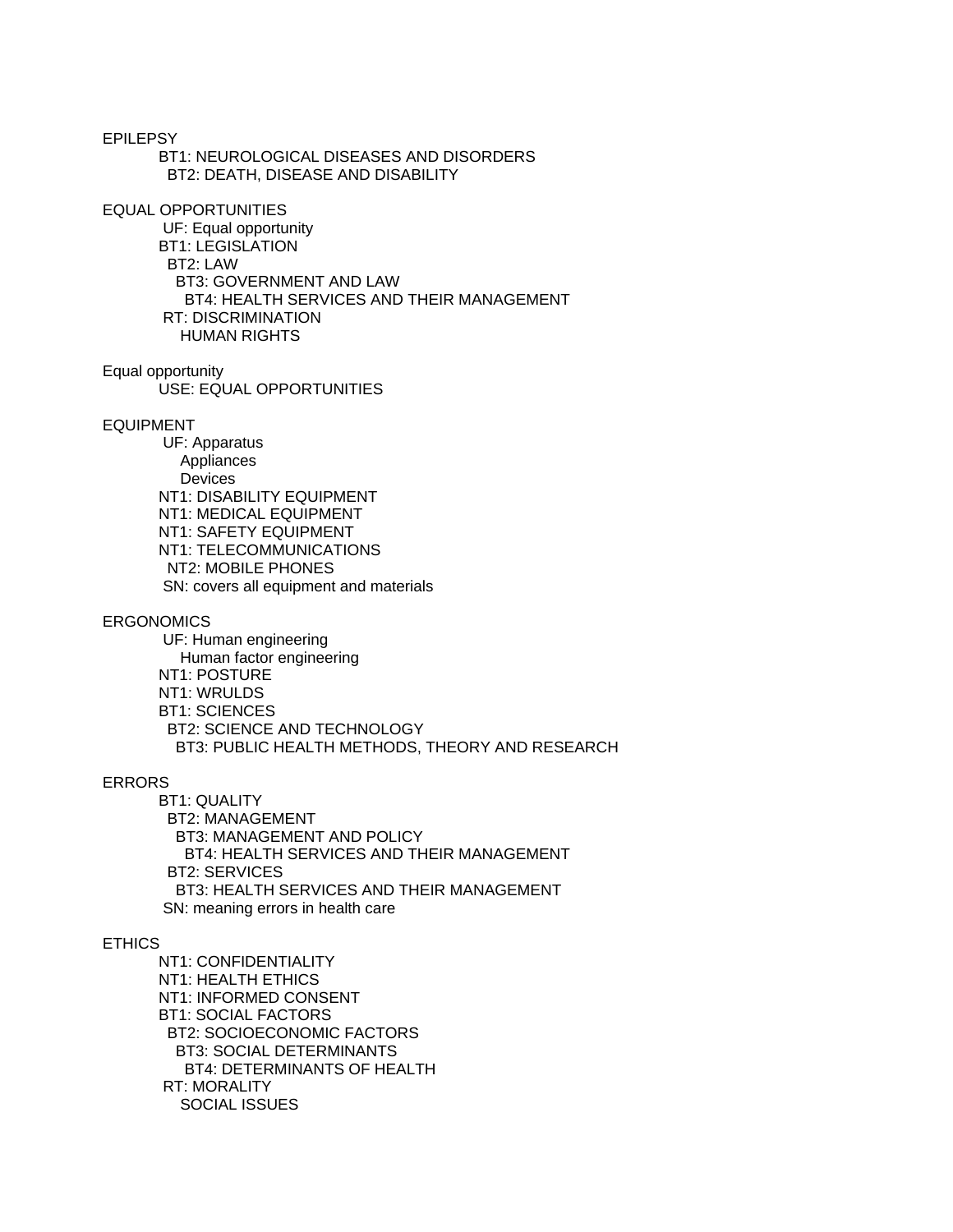EPILEPSY
BT1: NEUROLOGICAL DISEASES AND DISORDERS
BT2: DEATH, DISEASE AND DISABILITY

EQUAL OPPORTUNITIES
UF: Equal opportunity
BT1: LEGISLATION
BT2: LAW
BT3: GOVERNMENT AND LAW
BT4: HEALTH SERVICES AND THEIR MANAGEMENT
RT: DISCRIMINATION
HUMAN RIGHTS

Equal opportunity
USE: EQUAL OPPORTUNITIES

EQUIPMENT
UF: Apparatus
Appliances
Devices
NT1: DISABILITY EQUIPMENT
NT1: MEDICAL EQUIPMENT
NT1: SAFETY EQUIPMENT
NT1: TELECOMMUNICATIONS
NT2: MOBILE PHONES
SN: covers all equipment and materials

ERGONOMICS
UF: Human engineering
Human factor engineering
NT1: POSTURE
NT1: WRULDS
BT1: SCIENCES
BT2: SCIENCE AND TECHNOLOGY
BT3: PUBLIC HEALTH METHODS, THEORY AND RESEARCH

ERRORS
BT1: QUALITY
BT2: MANAGEMENT
BT3: MANAGEMENT AND POLICY
BT4: HEALTH SERVICES AND THEIR MANAGEMENT
BT2: SERVICES
BT3: HEALTH SERVICES AND THEIR MANAGEMENT
SN: meaning errors in health care

ETHICS
NT1: CONFIDENTIALITY
NT1: HEALTH ETHICS
NT1: INFORMED CONSENT
BT1: SOCIAL FACTORS
BT2: SOCIOECONOMIC FACTORS
BT3: SOCIAL DETERMINANTS
BT4: DETERMINANTS OF HEALTH
RT: MORALITY
SOCIAL ISSUES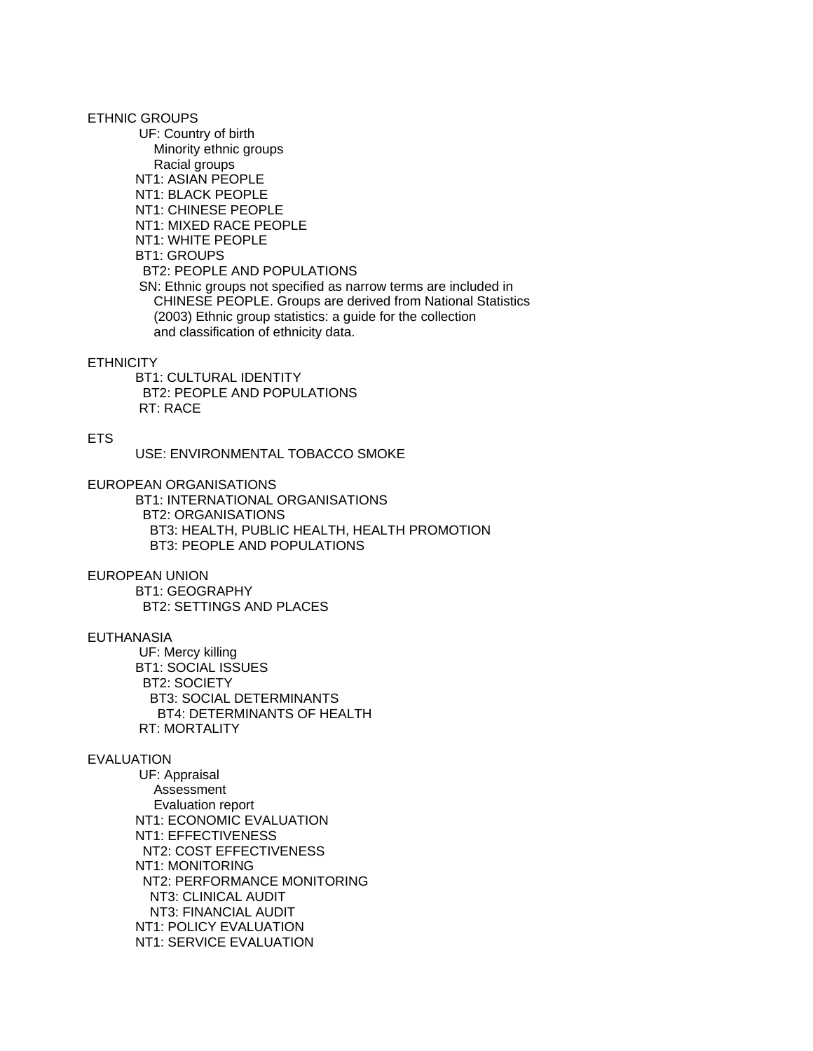ETHNIC GROUPS

UF: Country of birth
Minority ethnic groups
Racial groups
NT1: ASIAN PEOPLE
NT1: BLACK PEOPLE
NT1: CHINESE PEOPLE
NT1: MIXED RACE PEOPLE
NT1: WHITE PEOPLE
BT1: GROUPS
BT2: PEOPLE AND POPULATIONS
SN: Ethnic groups not specified as narrow terms are included in CHINESE PEOPLE. Groups are derived from National Statistics (2003) Ethnic group statistics: a guide for the collection and classification of ethnicity data.

ETHNICITY

BT1: CULTURAL IDENTITY
BT2: PEOPLE AND POPULATIONS
RT: RACE

ETS

USE: ENVIRONMENTAL TOBACCO SMOKE

EUROPEAN ORGANISATIONS

BT1: INTERNATIONAL ORGANISATIONS
BT2: ORGANISATIONS
BT3: HEALTH, PUBLIC HEALTH, HEALTH PROMOTION
BT3: PEOPLE AND POPULATIONS

EUROPEAN UNION

BT1: GEOGRAPHY
BT2: SETTINGS AND PLACES

EUTHANASIA

UF: Mercy killing
BT1: SOCIAL ISSUES
BT2: SOCIETY
BT3: SOCIAL DETERMINANTS
BT4: DETERMINANTS OF HEALTH
RT: MORTALITY

EVALUATION

UF: Appraisal
Assessment
Evaluation report
NT1: ECONOMIC EVALUATION
NT1: EFFECTIVENESS
NT2: COST EFFECTIVENESS
NT1: MONITORING
NT2: PERFORMANCE MONITORING
NT3: CLINICAL AUDIT
NT3: FINANCIAL AUDIT
NT1: POLICY EVALUATION
NT1: SERVICE EVALUATION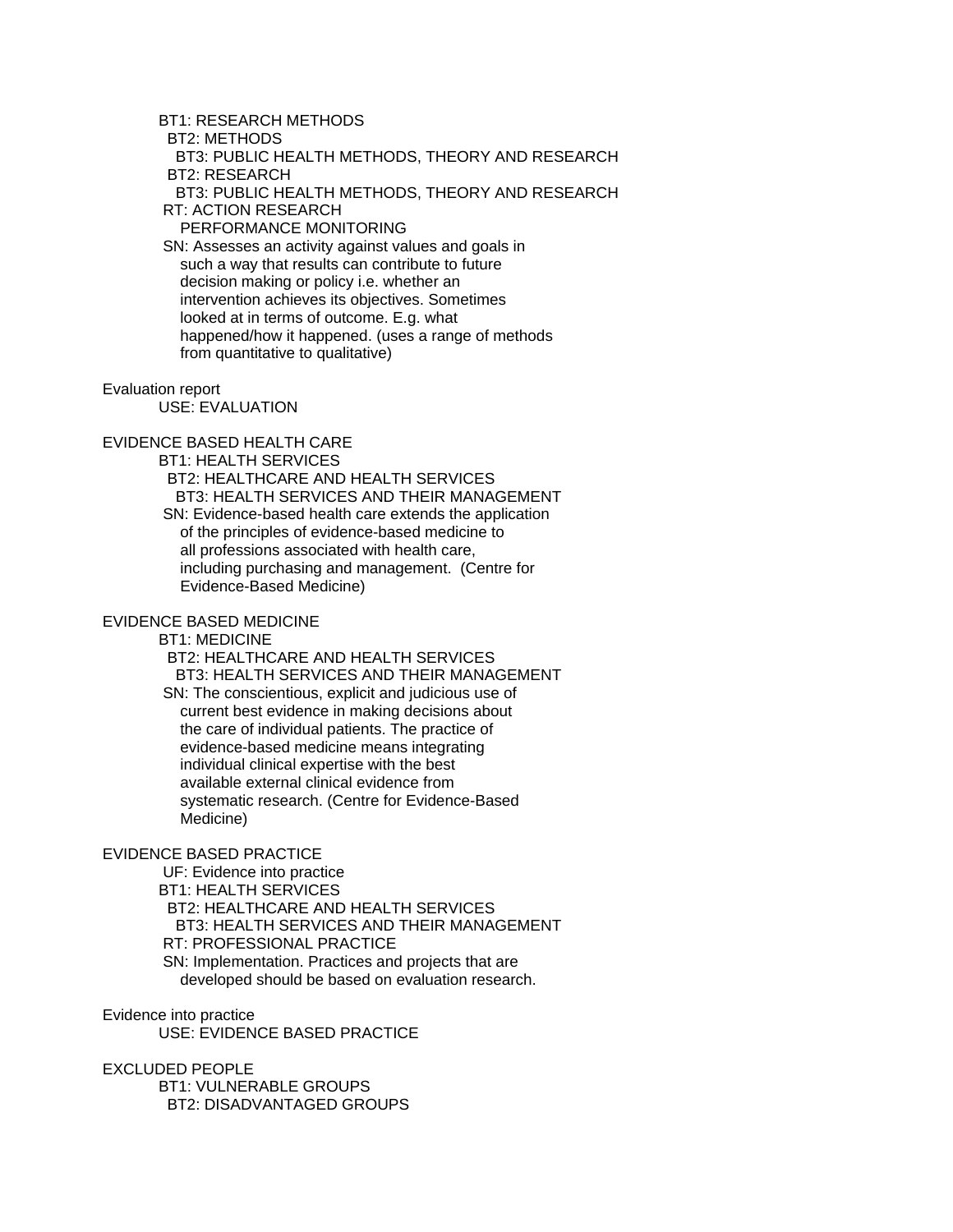BT1: RESEARCH METHODS
  BT2: METHODS
    BT3: PUBLIC HEALTH METHODS, THEORY AND RESEARCH
  BT2: RESEARCH
    BT3: PUBLIC HEALTH METHODS, THEORY AND RESEARCH
 RT: ACTION RESEARCH
    PERFORMANCE MONITORING
 SN: Assesses an activity against values and goals in such a way that results can contribute to future decision making or policy i.e. whether an intervention achieves its objectives. Sometimes looked at in terms of outcome. E.g. what happened/how it happened. (uses a range of methods from quantitative to qualitative)

Evaluation report
USE: EVALUATION

EVIDENCE BASED HEALTH CARE
BT1: HEALTH SERVICES
  BT2: HEALTHCARE AND HEALTH SERVICES
    BT3: HEALTH SERVICES AND THEIR MANAGEMENT
 SN: Evidence-based health care extends the application of the principles of evidence-based medicine to all professions associated with health care, including purchasing and management. (Centre for Evidence-Based Medicine)

EVIDENCE BASED MEDICINE
BT1: MEDICINE
  BT2: HEALTHCARE AND HEALTH SERVICES
    BT3: HEALTH SERVICES AND THEIR MANAGEMENT
 SN: The conscientious, explicit and judicious use of current best evidence in making decisions about the care of individual patients. The practice of evidence-based medicine means integrating individual clinical expertise with the best available external clinical evidence from systematic research. (Centre for Evidence-Based Medicine)

EVIDENCE BASED PRACTICE
 UF: Evidence into practice
BT1: HEALTH SERVICES
  BT2: HEALTHCARE AND HEALTH SERVICES
    BT3: HEALTH SERVICES AND THEIR MANAGEMENT
 RT: PROFESSIONAL PRACTICE
 SN: Implementation. Practices and projects that are developed should be based on evaluation research.

Evidence into practice
USE: EVIDENCE BASED PRACTICE

EXCLUDED PEOPLE
BT1: VULNERABLE GROUPS
  BT2: DISADVANTAGED GROUPS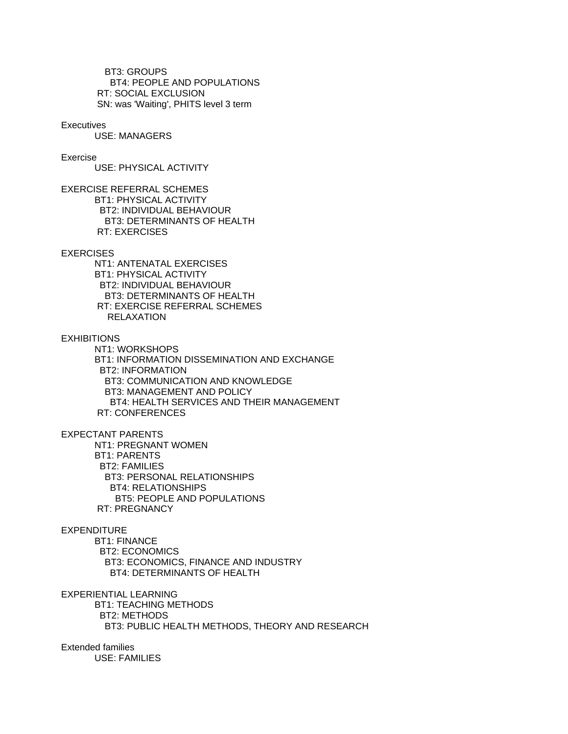BT3: GROUPS
      BT4: PEOPLE AND POPULATIONS
  RT: SOCIAL EXCLUSION
  SN: was 'Waiting', PHITS level 3 term

Executives
  USE: MANAGERS

Exercise
  USE: PHYSICAL ACTIVITY

EXERCISE REFERRAL SCHEMES
  BT1: PHYSICAL ACTIVITY
    BT2: INDIVIDUAL BEHAVIOUR
      BT3: DETERMINANTS OF HEALTH
  RT: EXERCISES

EXERCISES
  NT1: ANTENATAL EXERCISES
  BT1: PHYSICAL ACTIVITY
    BT2: INDIVIDUAL BEHAVIOUR
      BT3: DETERMINANTS OF HEALTH
  RT: EXERCISE REFERRAL SCHEMES
    RELAXATION

EXHIBITIONS
  NT1: WORKSHOPS
  BT1: INFORMATION DISSEMINATION AND EXCHANGE
    BT2: INFORMATION
      BT3: COMMUNICATION AND KNOWLEDGE
      BT3: MANAGEMENT AND POLICY
        BT4: HEALTH SERVICES AND THEIR MANAGEMENT
  RT: CONFERENCES

EXPECTANT PARENTS
  NT1: PREGNANT WOMEN
  BT1: PARENTS
    BT2: FAMILIES
      BT3: PERSONAL RELATIONSHIPS
        BT4: RELATIONSHIPS
          BT5: PEOPLE AND POPULATIONS
  RT: PREGNANCY

EXPENDITURE
  BT1: FINANCE
    BT2: ECONOMICS
      BT3: ECONOMICS, FINANCE AND INDUSTRY
        BT4: DETERMINANTS OF HEALTH

EXPERIENTIAL LEARNING
  BT1: TEACHING METHODS
    BT2: METHODS
      BT3: PUBLIC HEALTH METHODS, THEORY AND RESEARCH

Extended families
  USE: FAMILIES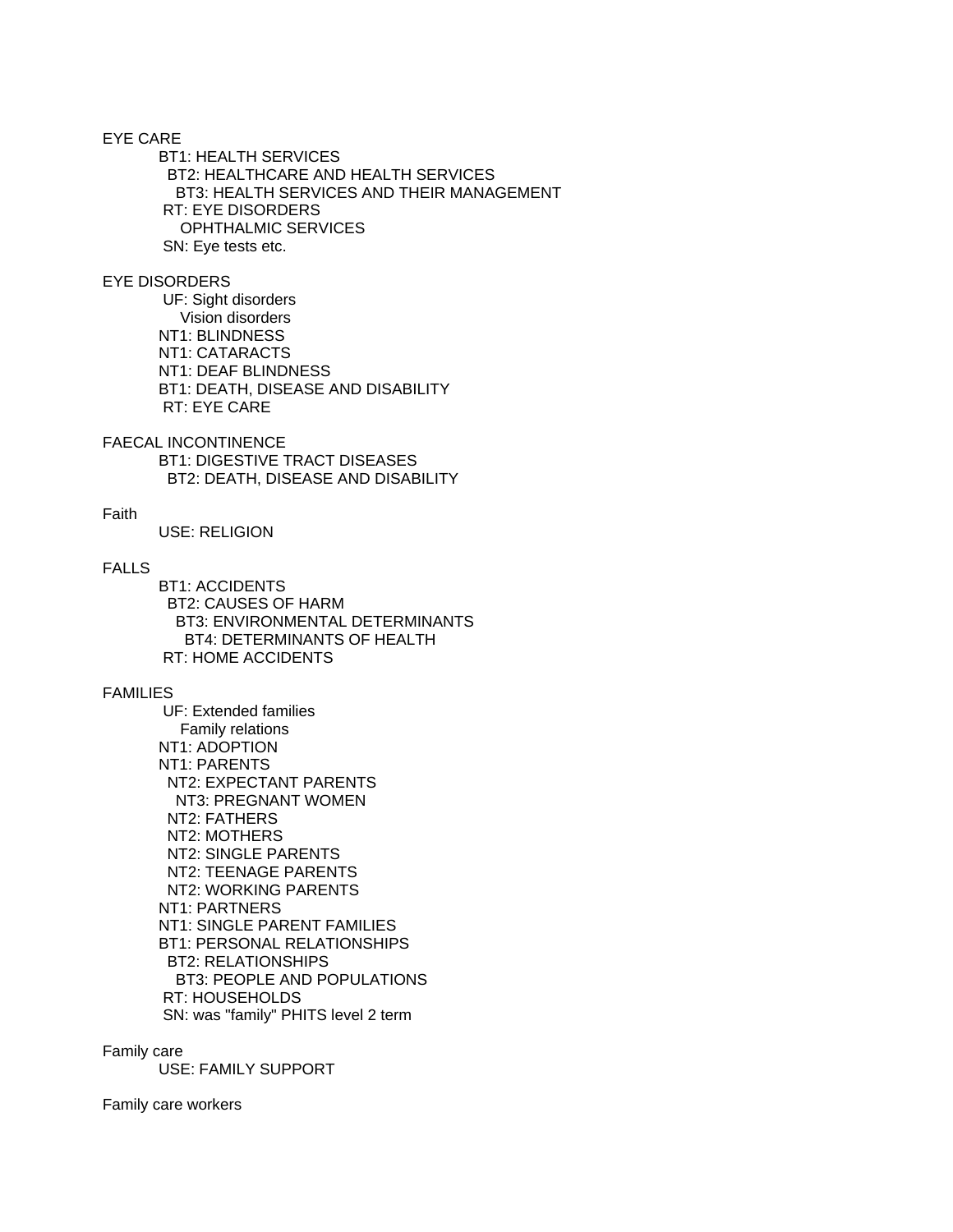EYE CARE
  BT1: HEALTH SERVICES
    BT2: HEALTHCARE AND HEALTH SERVICES
      BT3: HEALTH SERVICES AND THEIR MANAGEMENT
  RT: EYE DISORDERS
    OPHTHALMIC SERVICES
  SN: Eye tests etc.

EYE DISORDERS
  UF: Sight disorders
    Vision disorders
  NT1: BLINDNESS
  NT1: CATARACTS
  NT1: DEAF BLINDNESS
  BT1: DEATH, DISEASE AND DISABILITY
  RT: EYE CARE

FAECAL INCONTINENCE
  BT1: DIGESTIVE TRACT DISEASES
    BT2: DEATH, DISEASE AND DISABILITY

Faith
  USE: RELIGION

FALLS
  BT1: ACCIDENTS
    BT2: CAUSES OF HARM
      BT3: ENVIRONMENTAL DETERMINANTS
        BT4: DETERMINANTS OF HEALTH
  RT: HOME ACCIDENTS

FAMILIES
  UF: Extended families
    Family relations
  NT1: ADOPTION
  NT1: PARENTS
    NT2: EXPECTANT PARENTS
      NT3: PREGNANT WOMEN
    NT2: FATHERS
    NT2: MOTHERS
    NT2: SINGLE PARENTS
    NT2: TEENAGE PARENTS
    NT2: WORKING PARENTS
  NT1: PARTNERS
  NT1: SINGLE PARENT FAMILIES
  BT1: PERSONAL RELATIONSHIPS
    BT2: RELATIONSHIPS
      BT3: PEOPLE AND POPULATIONS
  RT: HOUSEHOLDS
  SN: was "family" PHITS level 2 term

Family care
  USE: FAMILY SUPPORT

Family care workers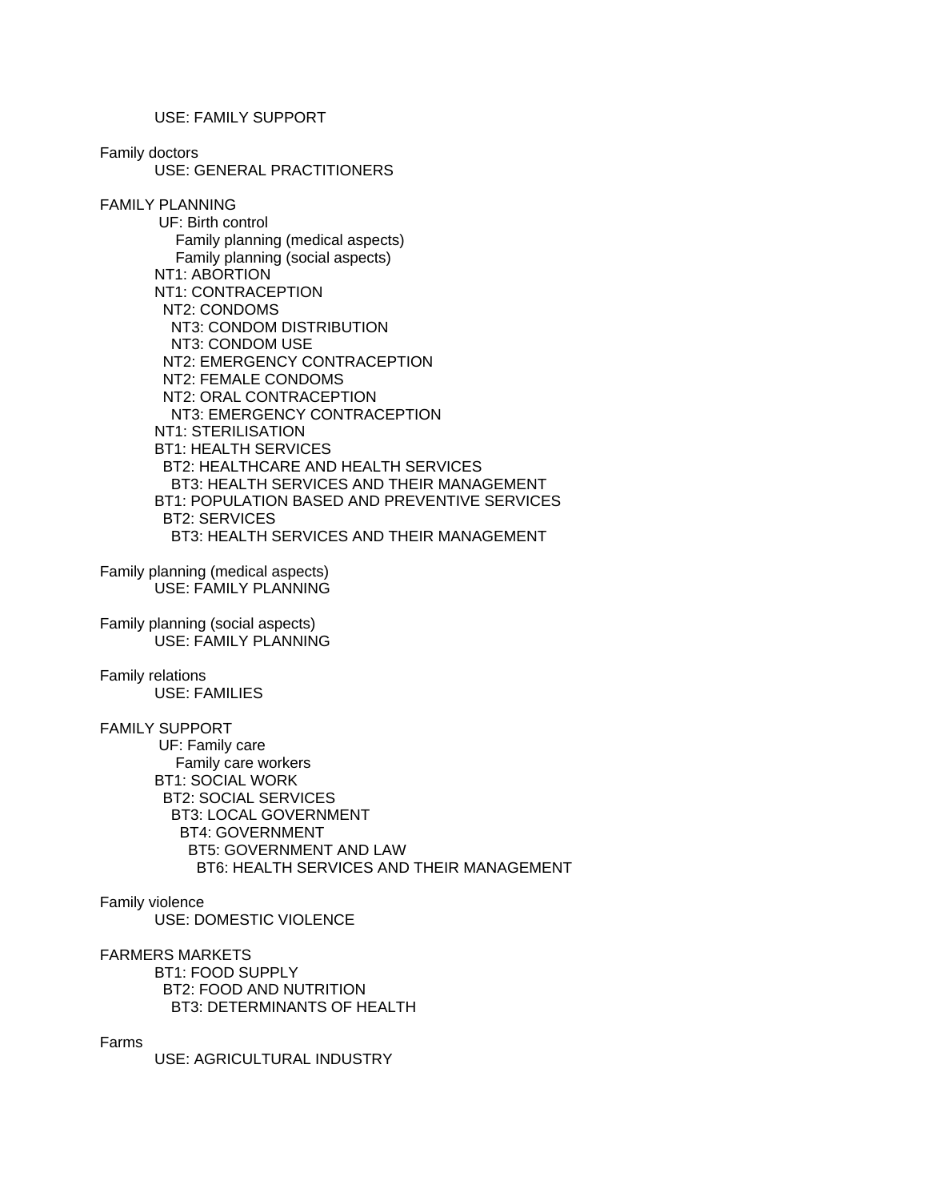USE: FAMILY SUPPORT

Family doctors
    USE: GENERAL PRACTITIONERS

FAMILY PLANNING
    UF: Birth control
        Family planning (medical aspects)
        Family planning (social aspects)
    NT1: ABORTION
    NT1: CONTRACEPTION
      NT2: CONDOMS
        NT3: CONDOM DISTRIBUTION
        NT3: CONDOM USE
      NT2: EMERGENCY CONTRACEPTION
      NT2: FEMALE CONDOMS
      NT2: ORAL CONTRACEPTION
        NT3: EMERGENCY CONTRACEPTION
    NT1: STERILISATION
    BT1: HEALTH SERVICES
      BT2: HEALTHCARE AND HEALTH SERVICES
        BT3: HEALTH SERVICES AND THEIR MANAGEMENT
    BT1: POPULATION BASED AND PREVENTIVE SERVICES
      BT2: SERVICES
        BT3: HEALTH SERVICES AND THEIR MANAGEMENT

Family planning (medical aspects)
    USE: FAMILY PLANNING

Family planning (social aspects)
    USE: FAMILY PLANNING

Family relations
    USE: FAMILIES

FAMILY SUPPORT
    UF: Family care
        Family care workers
    BT1: SOCIAL WORK
      BT2: SOCIAL SERVICES
        BT3: LOCAL GOVERNMENT
          BT4: GOVERNMENT
            BT5: GOVERNMENT AND LAW
              BT6: HEALTH SERVICES AND THEIR MANAGEMENT

Family violence
    USE: DOMESTIC VIOLENCE

FARMERS MARKETS
    BT1: FOOD SUPPLY
      BT2: FOOD AND NUTRITION
        BT3: DETERMINANTS OF HEALTH

Farms
    USE: AGRICULTURAL INDUSTRY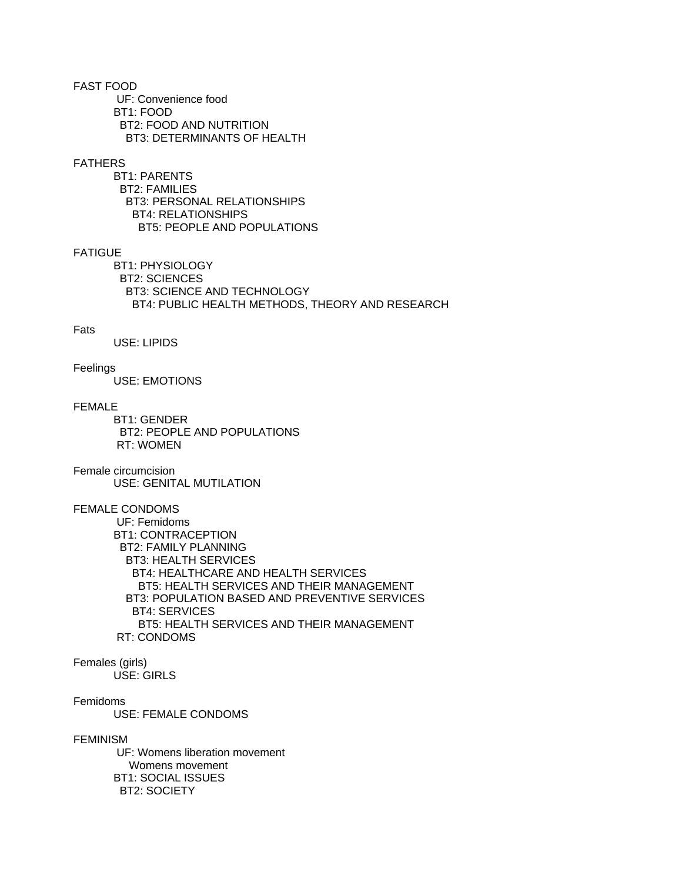FAST FOOD
UF: Convenience food
BT1: FOOD
BT2: FOOD AND NUTRITION
BT3: DETERMINANTS OF HEALTH

FATHERS
BT1: PARENTS
BT2: FAMILIES
BT3: PERSONAL RELATIONSHIPS
BT4: RELATIONSHIPS
BT5: PEOPLE AND POPULATIONS

FATIGUE
BT1: PHYSIOLOGY
BT2: SCIENCES
BT3: SCIENCE AND TECHNOLOGY
BT4: PUBLIC HEALTH METHODS, THEORY AND RESEARCH

Fats
USE: LIPIDS

Feelings
USE: EMOTIONS

FEMALE
BT1: GENDER
BT2: PEOPLE AND POPULATIONS
RT: WOMEN

Female circumcision
USE: GENITAL MUTILATION

FEMALE CONDOMS
UF: Femidoms
BT1: CONTRACEPTION
BT2: FAMILY PLANNING
BT3: HEALTH SERVICES
BT4: HEALTHCARE AND HEALTH SERVICES
BT5: HEALTH SERVICES AND THEIR MANAGEMENT
BT3: POPULATION BASED AND PREVENTIVE SERVICES
BT4: SERVICES
BT5: HEALTH SERVICES AND THEIR MANAGEMENT
RT: CONDOMS

Females (girls)
USE: GIRLS

Femidoms
USE: FEMALE CONDOMS

FEMINISM
UF: Womens liberation movement
Womens movement
BT1: SOCIAL ISSUES
BT2: SOCIETY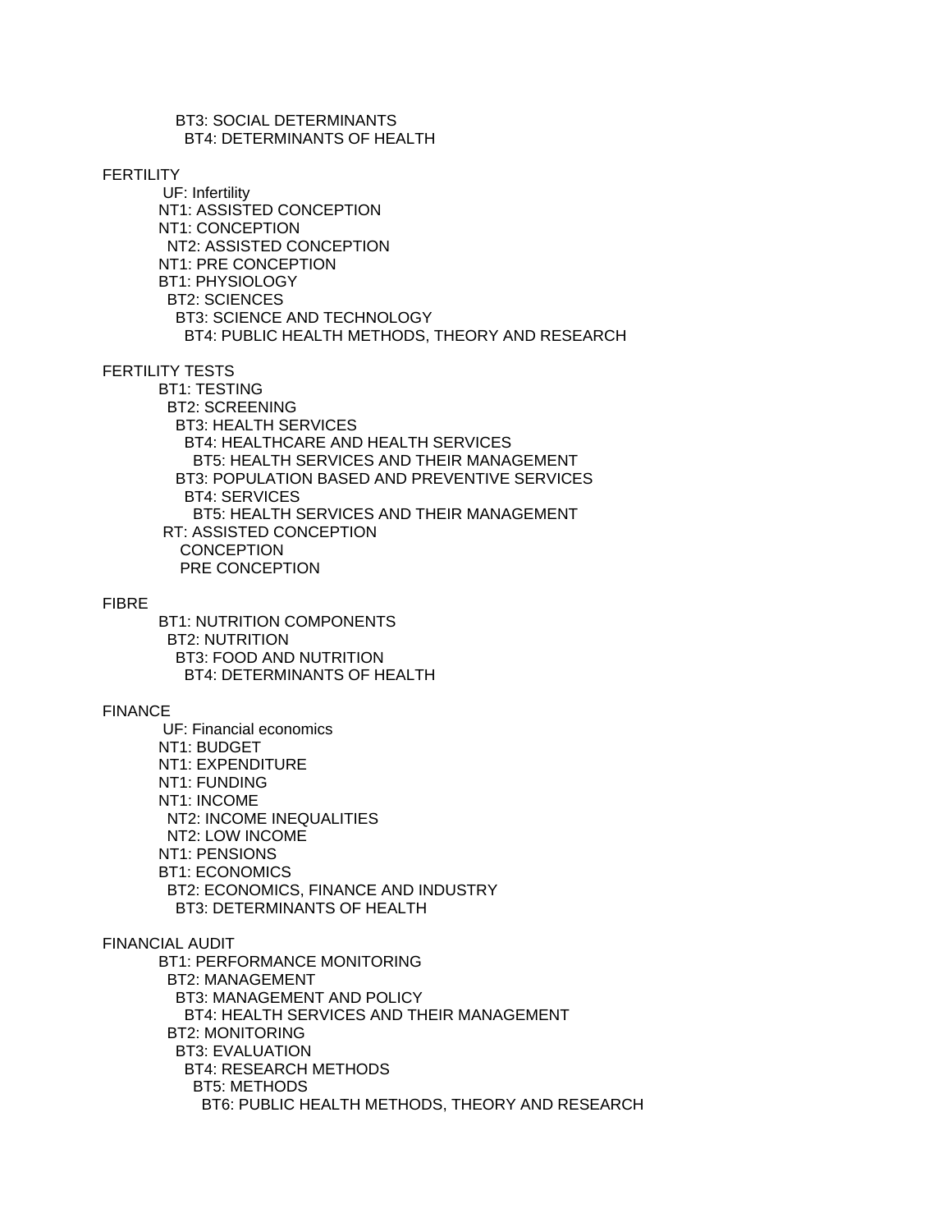BT3: SOCIAL DETERMINANTS
    BT4: DETERMINANTS OF HEALTH

FERTILITY
  UF: Infertility
  NT1: ASSISTED CONCEPTION
  NT1: CONCEPTION
    NT2: ASSISTED CONCEPTION
  NT1: PRE CONCEPTION
  BT1: PHYSIOLOGY
    BT2: SCIENCES
      BT3: SCIENCE AND TECHNOLOGY
        BT4: PUBLIC HEALTH METHODS, THEORY AND RESEARCH

FERTILITY TESTS
  BT1: TESTING
    BT2: SCREENING
      BT3: HEALTH SERVICES
        BT4: HEALTHCARE AND HEALTH SERVICES
          BT5: HEALTH SERVICES AND THEIR MANAGEMENT
      BT3: POPULATION BASED AND PREVENTIVE SERVICES
        BT4: SERVICES
          BT5: HEALTH SERVICES AND THEIR MANAGEMENT
  RT: ASSISTED CONCEPTION
    CONCEPTION
    PRE CONCEPTION

FIBRE
  BT1: NUTRITION COMPONENTS
    BT2: NUTRITION
      BT3: FOOD AND NUTRITION
        BT4: DETERMINANTS OF HEALTH

FINANCE
  UF: Financial economics
  NT1: BUDGET
  NT1: EXPENDITURE
  NT1: FUNDING
  NT1: INCOME
    NT2: INCOME INEQUALITIES
    NT2: LOW INCOME
  NT1: PENSIONS
  BT1: ECONOMICS
    BT2: ECONOMICS, FINANCE AND INDUSTRY
      BT3: DETERMINANTS OF HEALTH

FINANCIAL AUDIT
  BT1: PERFORMANCE MONITORING
    BT2: MANAGEMENT
      BT3: MANAGEMENT AND POLICY
        BT4: HEALTH SERVICES AND THEIR MANAGEMENT
    BT2: MONITORING
      BT3: EVALUATION
        BT4: RESEARCH METHODS
          BT5: METHODS
            BT6: PUBLIC HEALTH METHODS, THEORY AND RESEARCH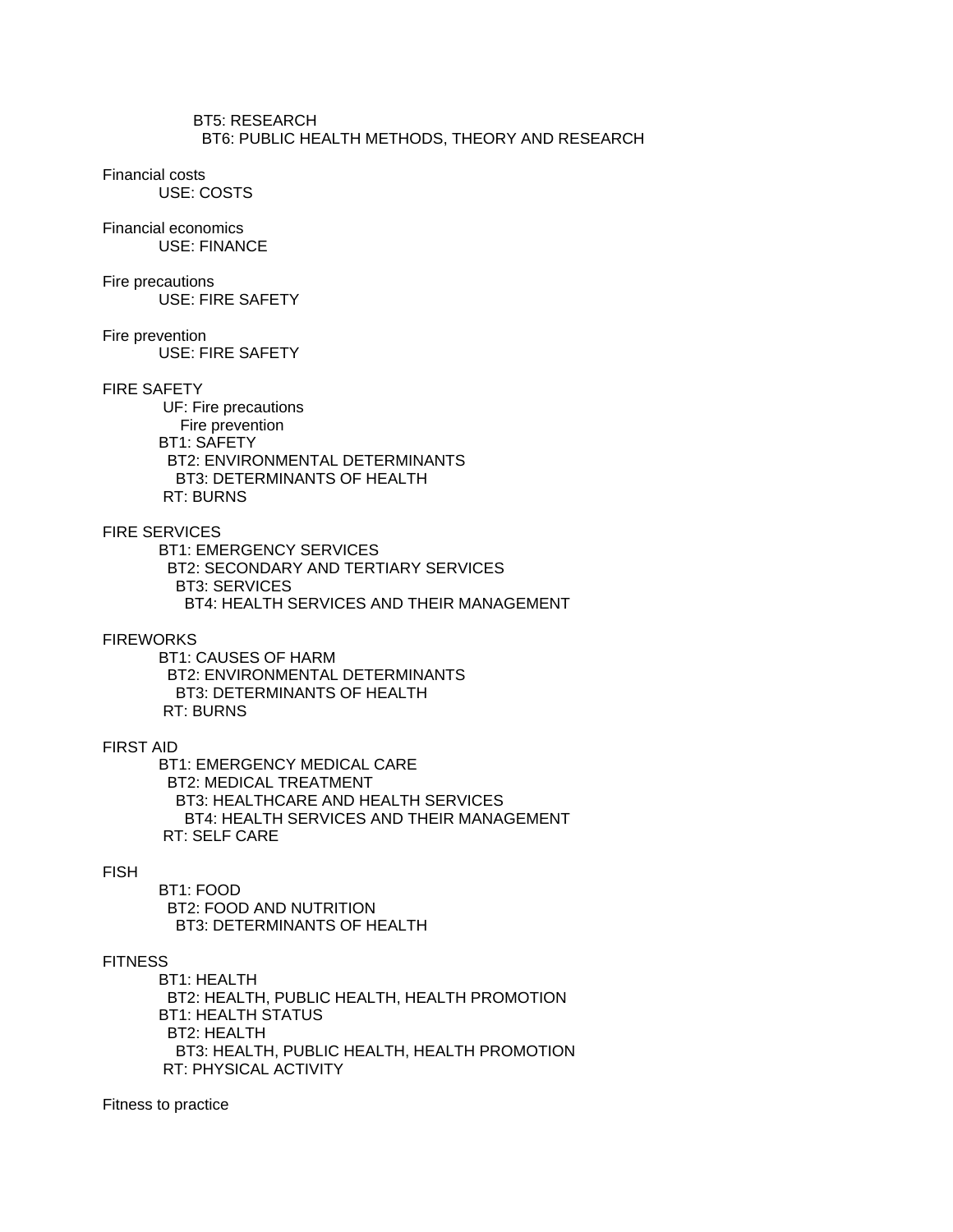BT5: RESEARCH
  BT6: PUBLIC HEALTH METHODS, THEORY AND RESEARCH

Financial costs
USE: COSTS

Financial economics
USE: FINANCE

Fire precautions
USE: FIRE SAFETY

Fire prevention
USE: FIRE SAFETY

FIRE SAFETY
UF: Fire precautions
  Fire prevention
BT1: SAFETY
  BT2: ENVIRONMENTAL DETERMINANTS
    BT3: DETERMINANTS OF HEALTH
RT: BURNS

FIRE SERVICES
BT1: EMERGENCY SERVICES
  BT2: SECONDARY AND TERTIARY SERVICES
    BT3: SERVICES
      BT4: HEALTH SERVICES AND THEIR MANAGEMENT

FIREWORKS
BT1: CAUSES OF HARM
  BT2: ENVIRONMENTAL DETERMINANTS
    BT3: DETERMINANTS OF HEALTH
RT: BURNS

FIRST AID
BT1: EMERGENCY MEDICAL CARE
  BT2: MEDICAL TREATMENT
    BT3: HEALTHCARE AND HEALTH SERVICES
      BT4: HEALTH SERVICES AND THEIR MANAGEMENT
RT: SELF CARE

FISH
BT1: FOOD
  BT2: FOOD AND NUTRITION
    BT3: DETERMINANTS OF HEALTH

FITNESS
BT1: HEALTH
  BT2: HEALTH, PUBLIC HEALTH, HEALTH PROMOTION
BT1: HEALTH STATUS
  BT2: HEALTH
    BT3: HEALTH, PUBLIC HEALTH, HEALTH PROMOTION
RT: PHYSICAL ACTIVITY

Fitness to practice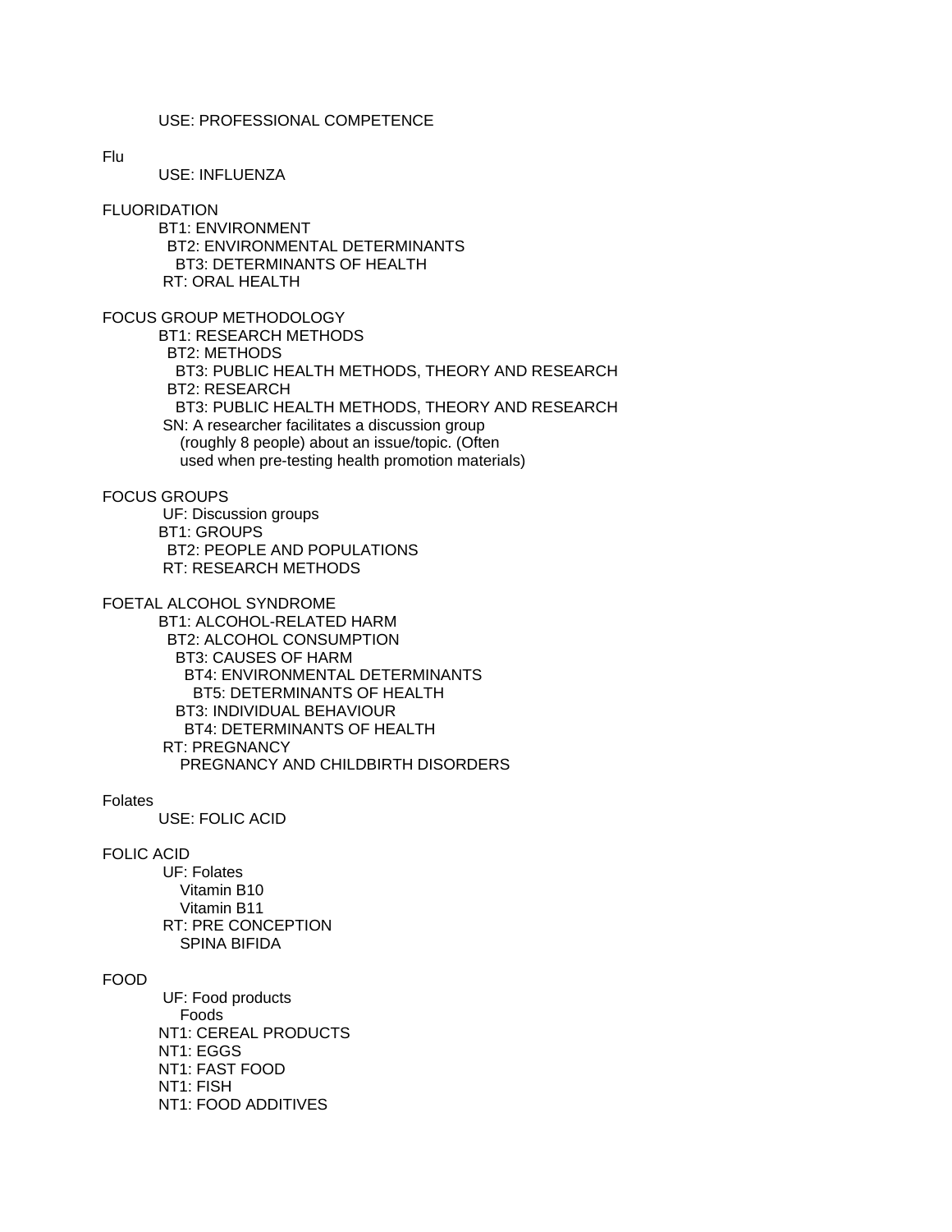USE: PROFESSIONAL COMPETENCE

Flu

USE: INFLUENZA

FLUORIDATION

BT1: ENVIRONMENT
  BT2: ENVIRONMENTAL DETERMINANTS
    BT3: DETERMINANTS OF HEALTH
RT: ORAL HEALTH

FOCUS GROUP METHODOLOGY

BT1: RESEARCH METHODS
  BT2: METHODS
    BT3: PUBLIC HEALTH METHODS, THEORY AND RESEARCH
  BT2: RESEARCH
    BT3: PUBLIC HEALTH METHODS, THEORY AND RESEARCH
SN: A researcher facilitates a discussion group (roughly 8 people) about an issue/topic. (Often used when pre-testing health promotion materials)

FOCUS GROUPS

UF: Discussion groups
BT1: GROUPS
  BT2: PEOPLE AND POPULATIONS
RT: RESEARCH METHODS

FOETAL ALCOHOL SYNDROME

BT1: ALCOHOL-RELATED HARM
  BT2: ALCOHOL CONSUMPTION
    BT3: CAUSES OF HARM
      BT4: ENVIRONMENTAL DETERMINANTS
        BT5: DETERMINANTS OF HEALTH
    BT3: INDIVIDUAL BEHAVIOUR
      BT4: DETERMINANTS OF HEALTH
RT: PREGNANCY
  PREGNANCY AND CHILDBIRTH DISORDERS

Folates

USE: FOLIC ACID

FOLIC ACID

UF: Folates
  Vitamin B10
  Vitamin B11
RT: PRE CONCEPTION
  SPINA BIFIDA

FOOD

UF: Food products
  Foods
NT1: CEREAL PRODUCTS
NT1: EGGS
NT1: FAST FOOD
NT1: FISH
NT1: FOOD ADDITIVES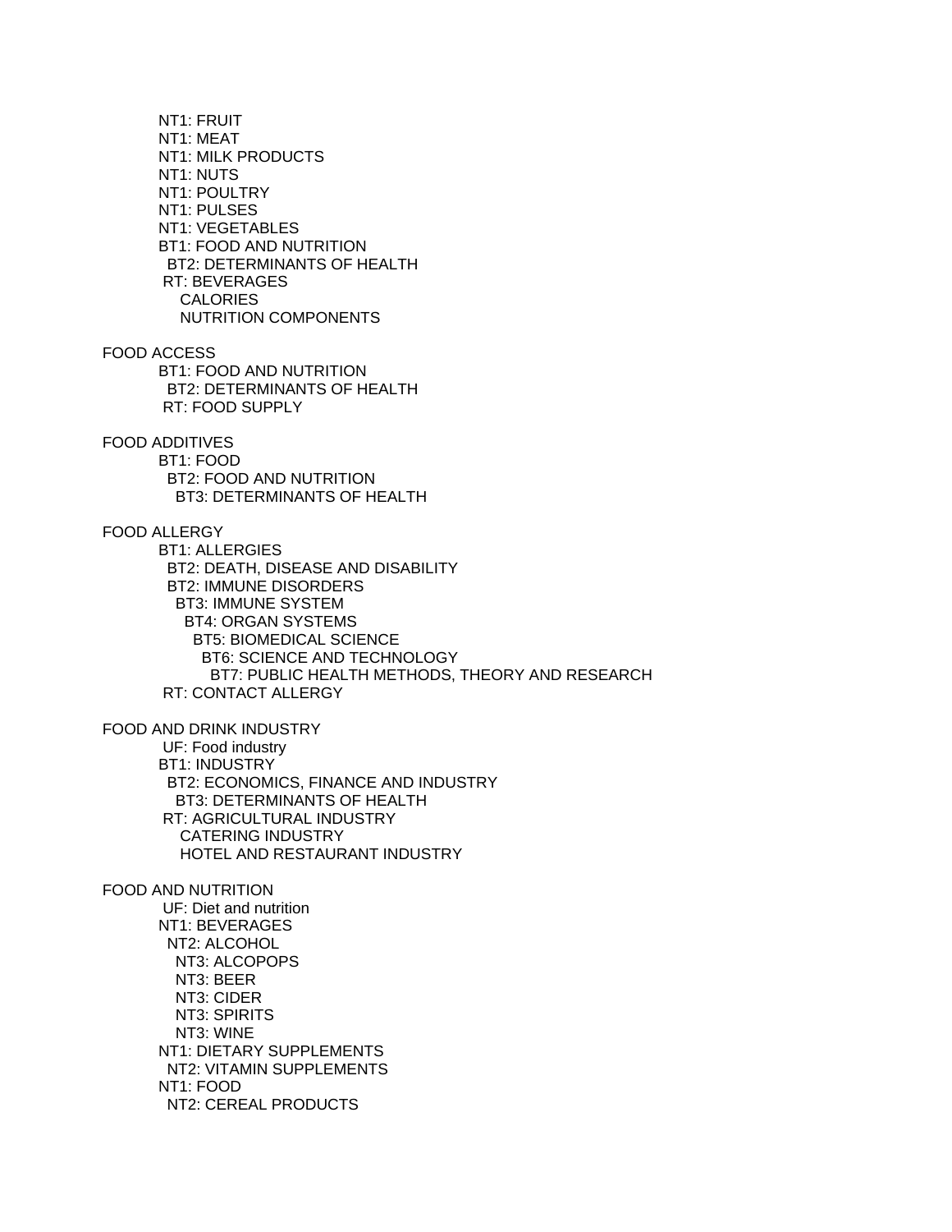NT1: FRUIT
NT1: MEAT
NT1: MILK PRODUCTS
NT1: NUTS
NT1: POULTRY
NT1: PULSES
NT1: VEGETABLES
BT1: FOOD AND NUTRITION
 BT2: DETERMINANTS OF HEALTH
 RT: BEVERAGES
  CALORIES
  NUTRITION COMPONENTS

FOOD ACCESS
 BT1: FOOD AND NUTRITION
  BT2: DETERMINANTS OF HEALTH
 RT: FOOD SUPPLY

FOOD ADDITIVES
 BT1: FOOD
  BT2: FOOD AND NUTRITION
   BT3: DETERMINANTS OF HEALTH

FOOD ALLERGY
 BT1: ALLERGIES
  BT2: DEATH, DISEASE AND DISABILITY
  BT2: IMMUNE DISORDERS
   BT3: IMMUNE SYSTEM
    BT4: ORGAN SYSTEMS
     BT5: BIOMEDICAL SCIENCE
      BT6: SCIENCE AND TECHNOLOGY
       BT7: PUBLIC HEALTH METHODS, THEORY AND RESEARCH
 RT: CONTACT ALLERGY

FOOD AND DRINK INDUSTRY
 UF: Food industry
 BT1: INDUSTRY
  BT2: ECONOMICS, FINANCE AND INDUSTRY
   BT3: DETERMINANTS OF HEALTH
 RT: AGRICULTURAL INDUSTRY
  CATERING INDUSTRY
  HOTEL AND RESTAURANT INDUSTRY

FOOD AND NUTRITION
 UF: Diet and nutrition
 NT1: BEVERAGES
  NT2: ALCOHOL
   NT3: ALCOPOPS
   NT3: BEER
   NT3: CIDER
   NT3: SPIRITS
   NT3: WINE
 NT1: DIETARY SUPPLEMENTS
  NT2: VITAMIN SUPPLEMENTS
 NT1: FOOD
  NT2: CEREAL PRODUCTS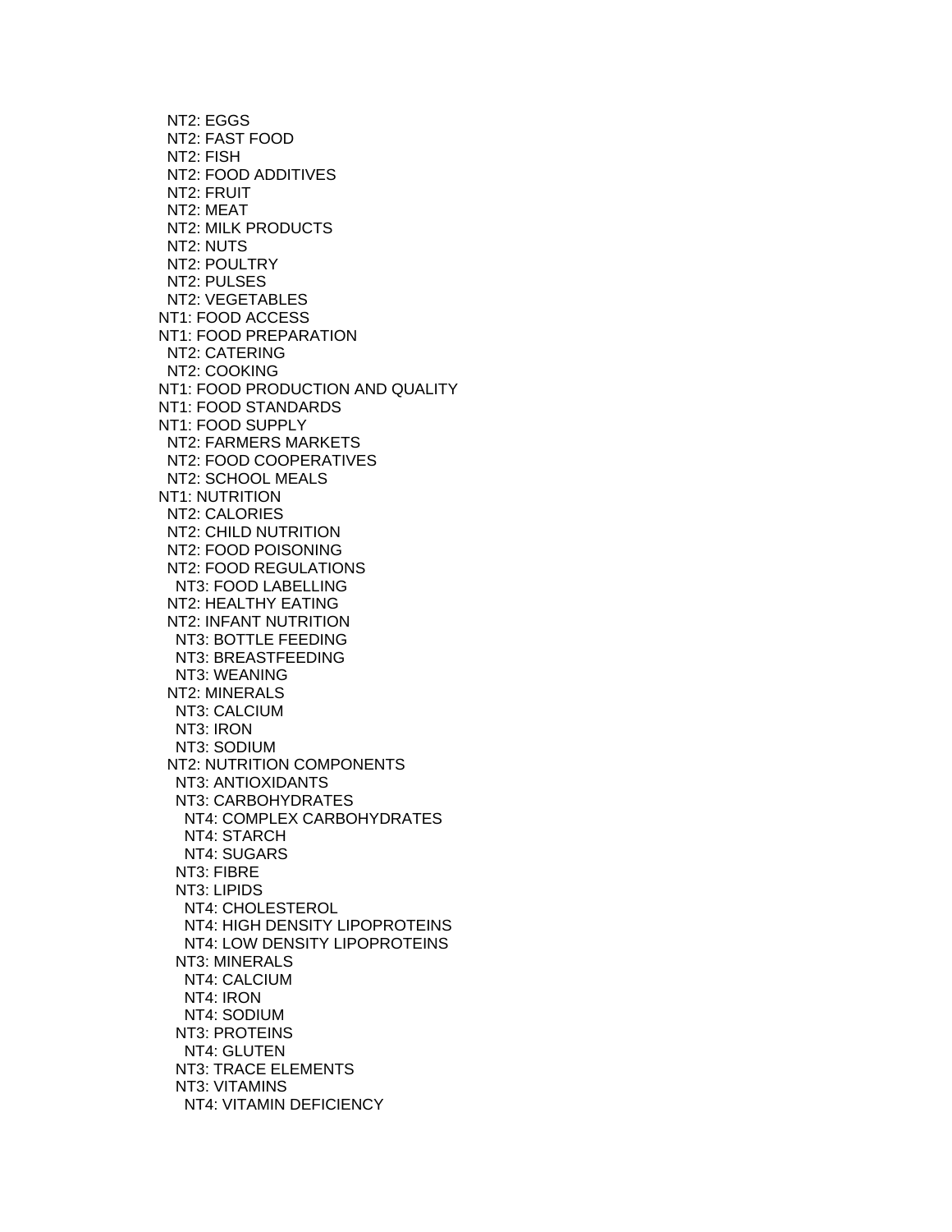NT2: EGGS
  NT2: FAST FOOD
  NT2: FISH
  NT2: FOOD ADDITIVES
  NT2: FRUIT
  NT2: MEAT
  NT2: MILK PRODUCTS
  NT2: NUTS
  NT2: POULTRY
  NT2: PULSES
  NT2: VEGETABLES
NT1: FOOD ACCESS
NT1: FOOD PREPARATION
  NT2: CATERING
  NT2: COOKING
NT1: FOOD PRODUCTION AND QUALITY
NT1: FOOD STANDARDS
NT1: FOOD SUPPLY
  NT2: FARMERS MARKETS
  NT2: FOOD COOPERATIVES
  NT2: SCHOOL MEALS
NT1: NUTRITION
  NT2: CALORIES
  NT2: CHILD NUTRITION
  NT2: FOOD POISONING
  NT2: FOOD REGULATIONS
    NT3: FOOD LABELLING
  NT2: HEALTHY EATING
  NT2: INFANT NUTRITION
    NT3: BOTTLE FEEDING
    NT3: BREASTFEEDING
    NT3: WEANING
  NT2: MINERALS
    NT3: CALCIUM
    NT3: IRON
    NT3: SODIUM
  NT2: NUTRITION COMPONENTS
    NT3: ANTIOXIDANTS
    NT3: CARBOHYDRATES
      NT4: COMPLEX CARBOHYDRATES
      NT4: STARCH
      NT4: SUGARS
    NT3: FIBRE
    NT3: LIPIDS
      NT4: CHOLESTEROL
      NT4: HIGH DENSITY LIPOPROTEINS
      NT4: LOW DENSITY LIPOPROTEINS
    NT3: MINERALS
      NT4: CALCIUM
      NT4: IRON
      NT4: SODIUM
    NT3: PROTEINS
      NT4: GLUTEN
    NT3: TRACE ELEMENTS
    NT3: VITAMINS
      NT4: VITAMIN DEFICIENCY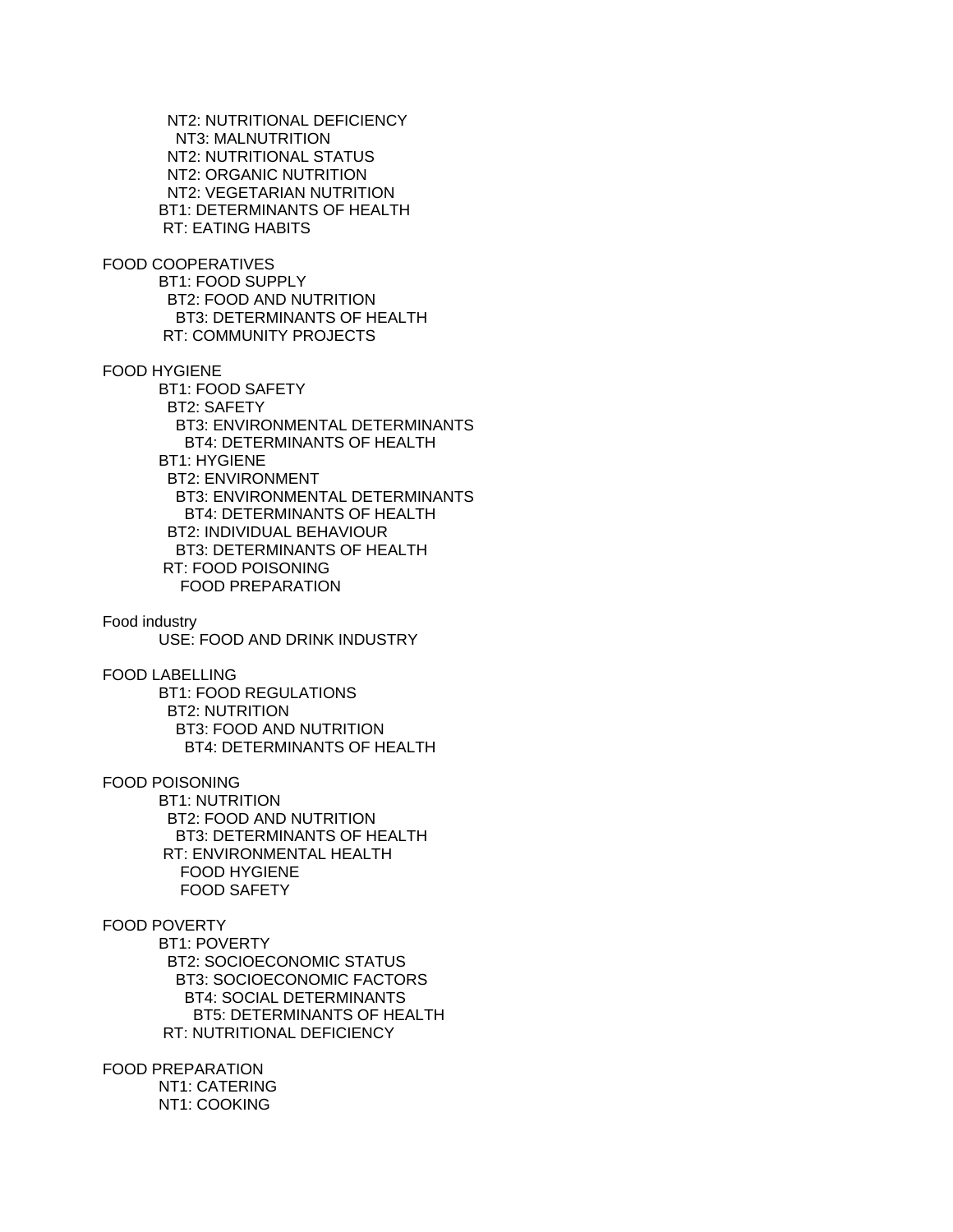NT2: NUTRITIONAL DEFICIENCY
 NT3: MALNUTRITION
NT2: NUTRITIONAL STATUS
NT2: ORGANIC NUTRITION
NT2: VEGETARIAN NUTRITION
BT1: DETERMINANTS OF HEALTH
RT: EATING HABITS

FOOD COOPERATIVES
 BT1: FOOD SUPPLY
 BT2: FOOD AND NUTRITION
 BT3: DETERMINANTS OF HEALTH
 RT: COMMUNITY PROJECTS

FOOD HYGIENE
 BT1: FOOD SAFETY
 BT2: SAFETY
 BT3: ENVIRONMENTAL DETERMINANTS
 BT4: DETERMINANTS OF HEALTH
 BT1: HYGIENE
 BT2: ENVIRONMENT
 BT3: ENVIRONMENTAL DETERMINANTS
 BT4: DETERMINANTS OF HEALTH
 BT2: INDIVIDUAL BEHAVIOUR
 BT3: DETERMINANTS OF HEALTH
 RT: FOOD POISONING
 FOOD PREPARATION

Food industry
 USE: FOOD AND DRINK INDUSTRY

FOOD LABELLING
 BT1: FOOD REGULATIONS
 BT2: NUTRITION
 BT3: FOOD AND NUTRITION
 BT4: DETERMINANTS OF HEALTH

FOOD POISONING
 BT1: NUTRITION
 BT2: FOOD AND NUTRITION
 BT3: DETERMINANTS OF HEALTH
 RT: ENVIRONMENTAL HEALTH
 FOOD HYGIENE
 FOOD SAFETY

FOOD POVERTY
 BT1: POVERTY
 BT2: SOCIOECONOMIC STATUS
 BT3: SOCIOECONOMIC FACTORS
 BT4: SOCIAL DETERMINANTS
 BT5: DETERMINANTS OF HEALTH
 RT: NUTRITIONAL DEFICIENCY

FOOD PREPARATION
 NT1: CATERING
 NT1: COOKING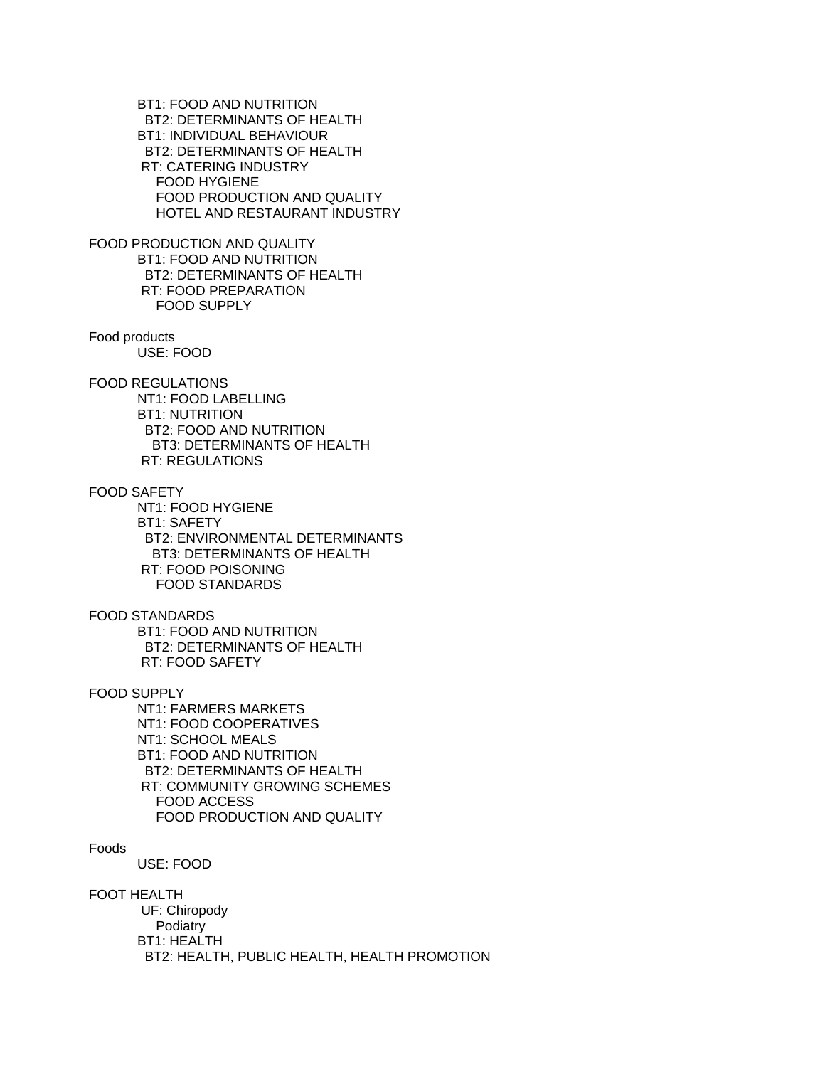BT1: FOOD AND NUTRITION
  BT2: DETERMINANTS OF HEALTH
BT1: INDIVIDUAL BEHAVIOUR
  BT2: DETERMINANTS OF HEALTH
 RT: CATERING INDUSTRY
   FOOD HYGIENE
   FOOD PRODUCTION AND QUALITY
   HOTEL AND RESTAURANT INDUSTRY

FOOD PRODUCTION AND QUALITY
BT1: FOOD AND NUTRITION
  BT2: DETERMINANTS OF HEALTH
 RT: FOOD PREPARATION
   FOOD SUPPLY

Food products
USE: FOOD

FOOD REGULATIONS
NT1: FOOD LABELLING
BT1: NUTRITION
  BT2: FOOD AND NUTRITION
    BT3: DETERMINANTS OF HEALTH
 RT: REGULATIONS

FOOD SAFETY
NT1: FOOD HYGIENE
BT1: SAFETY
  BT2: ENVIRONMENTAL DETERMINANTS
    BT3: DETERMINANTS OF HEALTH
 RT: FOOD POISONING
   FOOD STANDARDS

FOOD STANDARDS
BT1: FOOD AND NUTRITION
  BT2: DETERMINANTS OF HEALTH
 RT: FOOD SAFETY

FOOD SUPPLY
NT1: FARMERS MARKETS
NT1: FOOD COOPERATIVES
NT1: SCHOOL MEALS
BT1: FOOD AND NUTRITION
  BT2: DETERMINANTS OF HEALTH
 RT: COMMUNITY GROWING SCHEMES
   FOOD ACCESS
   FOOD PRODUCTION AND QUALITY

Foods
USE: FOOD

FOOT HEALTH
 UF: Chiropody
   Podiatry
BT1: HEALTH
  BT2: HEALTH, PUBLIC HEALTH, HEALTH PROMOTION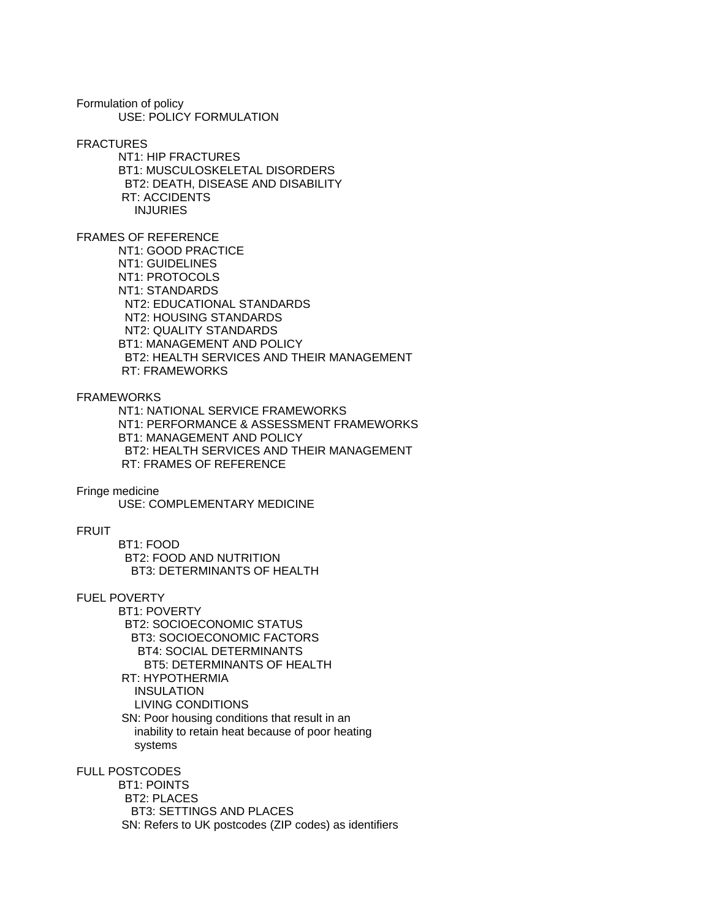Formulation of policy
    USE: POLICY FORMULATION

FRACTURES
    NT1: HIP FRACTURES
    BT1: MUSCULOSKELETAL DISORDERS
      BT2: DEATH, DISEASE AND DISABILITY
    RT: ACCIDENTS
        INJURIES

FRAMES OF REFERENCE
    NT1: GOOD PRACTICE
    NT1: GUIDELINES
    NT1: PROTOCOLS
    NT1: STANDARDS
      NT2: EDUCATIONAL STANDARDS
      NT2: HOUSING STANDARDS
      NT2: QUALITY STANDARDS
    BT1: MANAGEMENT AND POLICY
      BT2: HEALTH SERVICES AND THEIR MANAGEMENT
    RT: FRAMEWORKS

FRAMEWORKS
    NT1: NATIONAL SERVICE FRAMEWORKS
    NT1: PERFORMANCE & ASSESSMENT FRAMEWORKS
    BT1: MANAGEMENT AND POLICY
      BT2: HEALTH SERVICES AND THEIR MANAGEMENT
    RT: FRAMES OF REFERENCE

Fringe medicine
    USE: COMPLEMENTARY MEDICINE

FRUIT
    BT1: FOOD
      BT2: FOOD AND NUTRITION
        BT3: DETERMINANTS OF HEALTH

FUEL POVERTY
    BT1: POVERTY
      BT2: SOCIOECONOMIC STATUS
        BT3: SOCIOECONOMIC FACTORS
          BT4: SOCIAL DETERMINANTS
            BT5: DETERMINANTS OF HEALTH
    RT: HYPOTHERMIA
        INSULATION
        LIVING CONDITIONS
    SN: Poor housing conditions that result in an
        inability to retain heat because of poor heating
        systems

FULL POSTCODES
    BT1: POINTS
      BT2: PLACES
        BT3: SETTINGS AND PLACES
    SN: Refers to UK postcodes (ZIP codes) as identifiers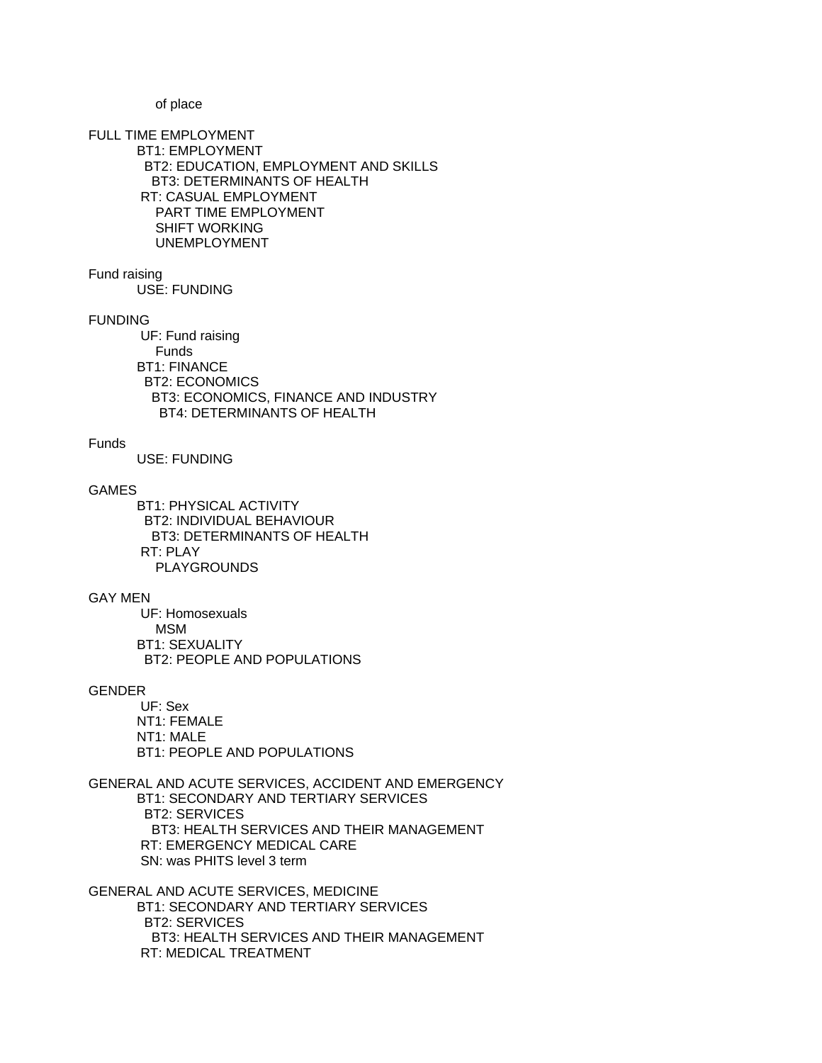of place

FULL TIME EMPLOYMENT
    BT1: EMPLOYMENT
      BT2: EDUCATION, EMPLOYMENT AND SKILLS
        BT3: DETERMINANTS OF HEALTH
    RT: CASUAL EMPLOYMENT
        PART TIME EMPLOYMENT
        SHIFT WORKING
        UNEMPLOYMENT

Fund raising
    USE: FUNDING

FUNDING
    UF: Fund raising
        Funds
    BT1: FINANCE
      BT2: ECONOMICS
        BT3: ECONOMICS, FINANCE AND INDUSTRY
          BT4: DETERMINANTS OF HEALTH

Funds
    USE: FUNDING

GAMES
    BT1: PHYSICAL ACTIVITY
      BT2: INDIVIDUAL BEHAVIOUR
        BT3: DETERMINANTS OF HEALTH
    RT: PLAY
        PLAYGROUNDS

GAY MEN
    UF: Homosexuals
        MSM
    BT1: SEXUALITY
      BT2: PEOPLE AND POPULATIONS

GENDER
    UF: Sex
    NT1: FEMALE
    NT1: MALE
    BT1: PEOPLE AND POPULATIONS

GENERAL AND ACUTE SERVICES, ACCIDENT AND EMERGENCY
    BT1: SECONDARY AND TERTIARY SERVICES
      BT2: SERVICES
        BT3: HEALTH SERVICES AND THEIR MANAGEMENT
    RT: EMERGENCY MEDICAL CARE
    SN: was PHITS level 3 term

GENERAL AND ACUTE SERVICES, MEDICINE
    BT1: SECONDARY AND TERTIARY SERVICES
      BT2: SERVICES
        BT3: HEALTH SERVICES AND THEIR MANAGEMENT
    RT: MEDICAL TREATMENT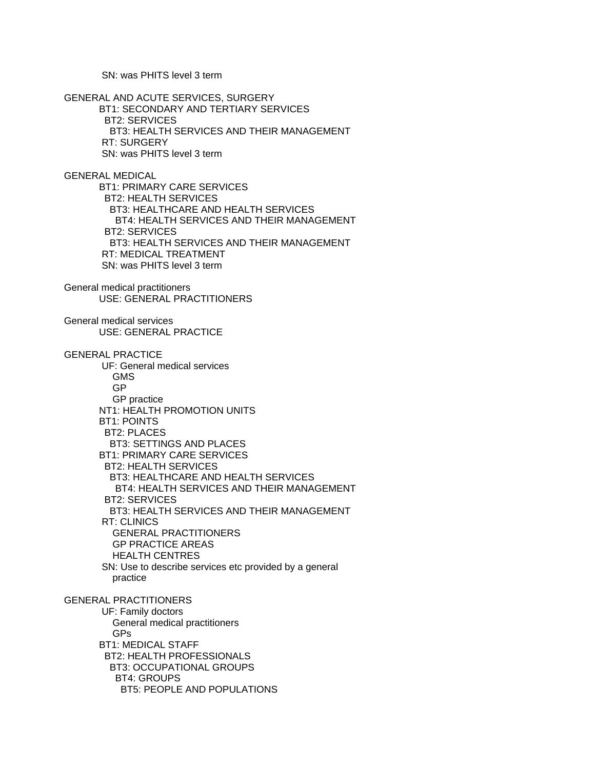SN: was PHITS level 3 term

GENERAL AND ACUTE SERVICES, SURGERY
BT1: SECONDARY AND TERTIARY SERVICES
BT2: SERVICES
BT3: HEALTH SERVICES AND THEIR MANAGEMENT
RT: SURGERY
SN: was PHITS level 3 term

GENERAL MEDICAL
BT1: PRIMARY CARE SERVICES
BT2: HEALTH SERVICES
BT3: HEALTHCARE AND HEALTH SERVICES
BT4: HEALTH SERVICES AND THEIR MANAGEMENT
BT2: SERVICES
BT3: HEALTH SERVICES AND THEIR MANAGEMENT
RT: MEDICAL TREATMENT
SN: was PHITS level 3 term

General medical practitioners
USE: GENERAL PRACTITIONERS

General medical services
USE: GENERAL PRACTICE

GENERAL PRACTICE
UF: General medical services
GMS
GP
GP practice
NT1: HEALTH PROMOTION UNITS
BT1: POINTS
BT2: PLACES
BT3: SETTINGS AND PLACES
BT1: PRIMARY CARE SERVICES
BT2: HEALTH SERVICES
BT3: HEALTHCARE AND HEALTH SERVICES
BT4: HEALTH SERVICES AND THEIR MANAGEMENT
BT2: SERVICES
BT3: HEALTH SERVICES AND THEIR MANAGEMENT
RT: CLINICS
GENERAL PRACTITIONERS
GP PRACTICE AREAS
HEALTH CENTRES
SN: Use to describe services etc provided by a general practice

GENERAL PRACTITIONERS
UF: Family doctors
General medical practitioners
GPs
BT1: MEDICAL STAFF
BT2: HEALTH PROFESSIONALS
BT3: OCCUPATIONAL GROUPS
BT4: GROUPS
BT5: PEOPLE AND POPULATIONS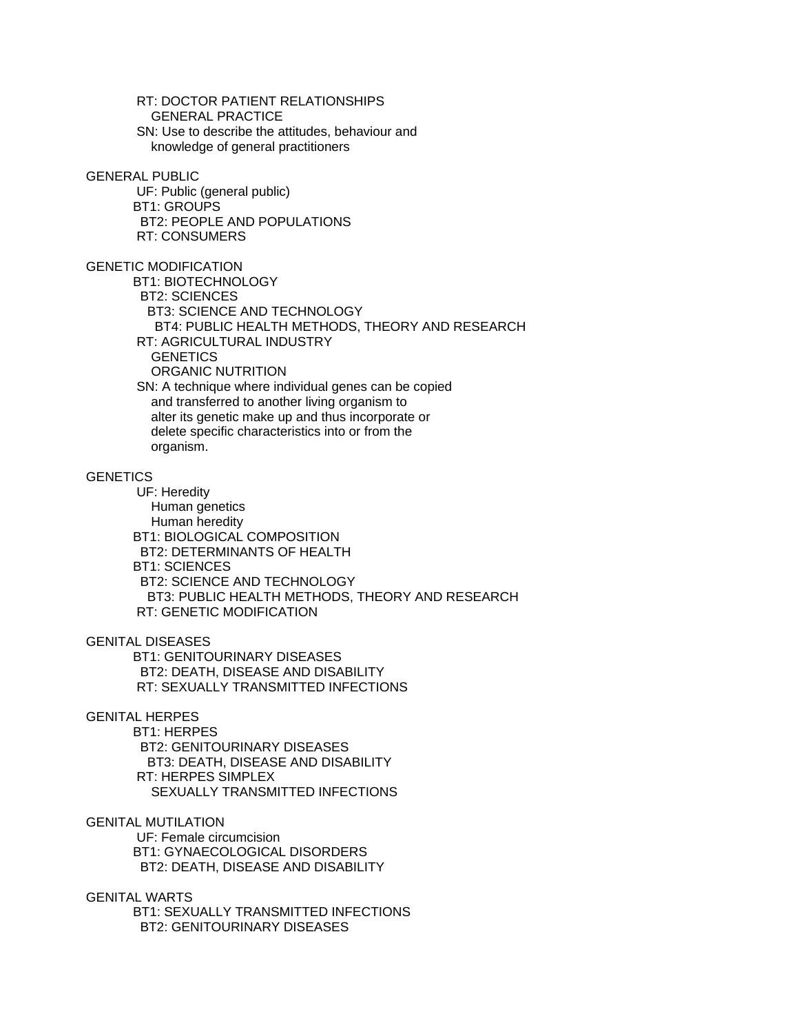RT: DOCTOR PATIENT RELATIONSHIPS
GENERAL PRACTICE
SN: Use to describe the attitudes, behaviour and knowledge of general practitioners

GENERAL PUBLIC
UF: Public (general public)
BT1: GROUPS
BT2: PEOPLE AND POPULATIONS
RT: CONSUMERS

GENETIC MODIFICATION
BT1: BIOTECHNOLOGY
BT2: SCIENCES
BT3: SCIENCE AND TECHNOLOGY
BT4: PUBLIC HEALTH METHODS, THEORY AND RESEARCH
RT: AGRICULTURAL INDUSTRY
GENETICS
ORGANIC NUTRITION
SN: A technique where individual genes can be copied and transferred to another living organism to alter its genetic make up and thus incorporate or delete specific characteristics into or from the organism.

GENETICS
UF: Heredity
Human genetics
Human heredity
BT1: BIOLOGICAL COMPOSITION
BT2: DETERMINANTS OF HEALTH
BT1: SCIENCES
BT2: SCIENCE AND TECHNOLOGY
BT3: PUBLIC HEALTH METHODS, THEORY AND RESEARCH
RT: GENETIC MODIFICATION

GENITAL DISEASES
BT1: GENITOURINARY DISEASES
BT2: DEATH, DISEASE AND DISABILITY
RT: SEXUALLY TRANSMITTED INFECTIONS

GENITAL HERPES
BT1: HERPES
BT2: GENITOURINARY DISEASES
BT3: DEATH, DISEASE AND DISABILITY
RT: HERPES SIMPLEX
SEXUALLY TRANSMITTED INFECTIONS

GENITAL MUTILATION
UF: Female circumcision
BT1: GYNAECOLOGICAL DISORDERS
BT2: DEATH, DISEASE AND DISABILITY

GENITAL WARTS
BT1: SEXUALLY TRANSMITTED INFECTIONS
BT2: GENITOURINARY DISEASES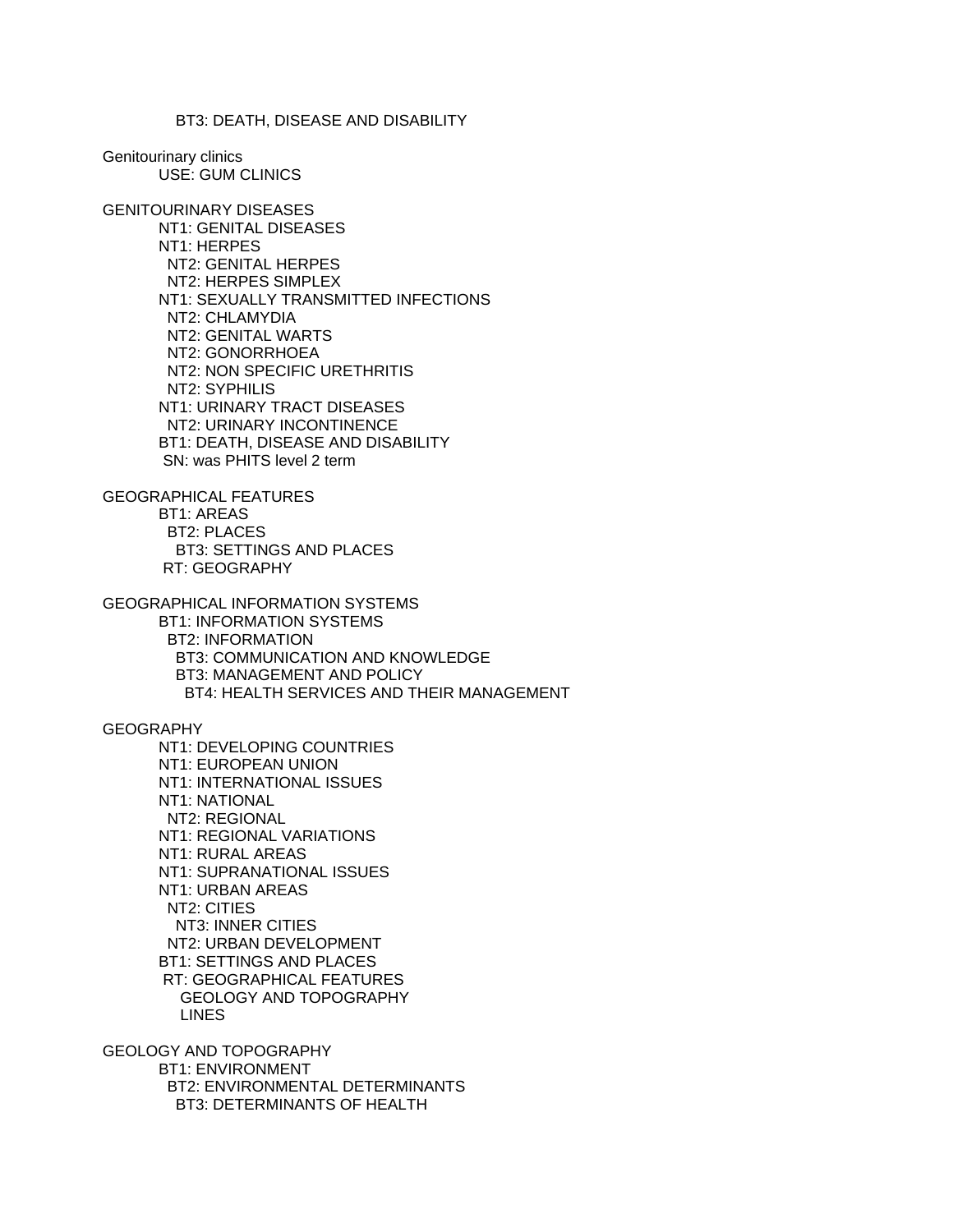BT3: DEATH, DISEASE AND DISABILITY

Genitourinary clinics
USE: GUM CLINICS

GENITOURINARY DISEASES
NT1: GENITAL DISEASES
NT1: HERPES
NT2: GENITAL HERPES
NT2: HERPES SIMPLEX
NT1: SEXUALLY TRANSMITTED INFECTIONS
NT2: CHLAMYDIA
NT2: GENITAL WARTS
NT2: GONORRHOEA
NT2: NON SPECIFIC URETHRITIS
NT2: SYPHILIS
NT1: URINARY TRACT DISEASES
NT2: URINARY INCONTINENCE
BT1: DEATH, DISEASE AND DISABILITY
SN: was PHITS level 2 term

GEOGRAPHICAL FEATURES
BT1: AREAS
BT2: PLACES
BT3: SETTINGS AND PLACES
RT: GEOGRAPHY

GEOGRAPHICAL INFORMATION SYSTEMS
BT1: INFORMATION SYSTEMS
BT2: INFORMATION
BT3: COMMUNICATION AND KNOWLEDGE
BT3: MANAGEMENT AND POLICY
BT4: HEALTH SERVICES AND THEIR MANAGEMENT

GEOGRAPHY
NT1: DEVELOPING COUNTRIES
NT1: EUROPEAN UNION
NT1: INTERNATIONAL ISSUES
NT1: NATIONAL
NT2: REGIONAL
NT1: REGIONAL VARIATIONS
NT1: RURAL AREAS
NT1: SUPRANATIONAL ISSUES
NT1: URBAN AREAS
NT2: CITIES
NT3: INNER CITIES
NT2: URBAN DEVELOPMENT
BT1: SETTINGS AND PLACES
RT: GEOGRAPHICAL FEATURES
GEOLOGY AND TOPOGRAPHY
LINES

GEOLOGY AND TOPOGRAPHY
BT1: ENVIRONMENT
BT2: ENVIRONMENTAL DETERMINANTS
BT3: DETERMINANTS OF HEALTH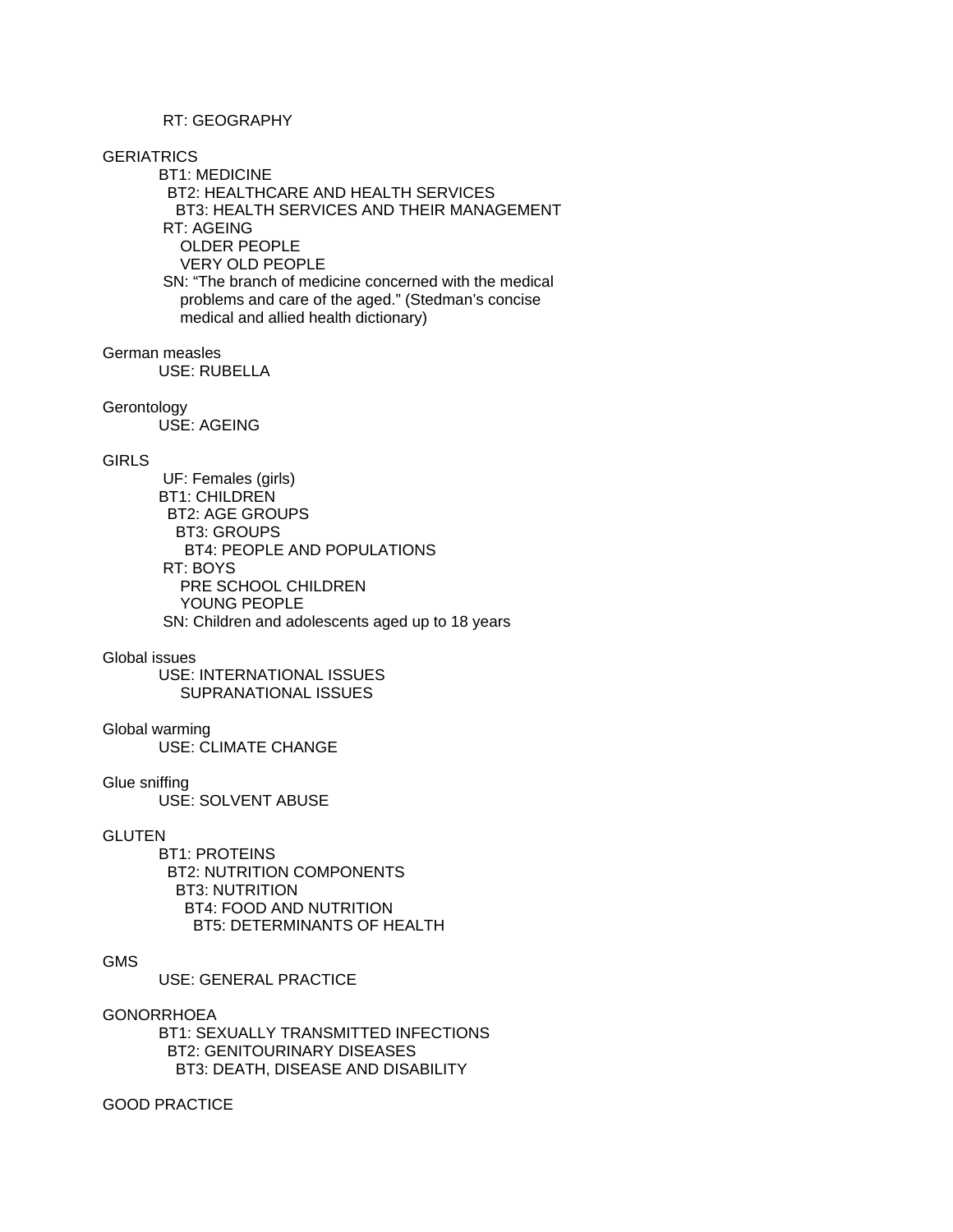RT: GEOGRAPHY

GERIATRICS
BT1: MEDICINE
BT2: HEALTHCARE AND HEALTH SERVICES
BT3: HEALTH SERVICES AND THEIR MANAGEMENT
RT: AGEING
OLDER PEOPLE
VERY OLD PEOPLE
SN: "The branch of medicine concerned with the medical problems and care of the aged." (Stedman's concise medical and allied health dictionary)

German measles
USE: RUBELLA

Gerontology
USE: AGEING

GIRLS
UF: Females (girls)
BT1: CHILDREN
BT2: AGE GROUPS
BT3: GROUPS
BT4: PEOPLE AND POPULATIONS
RT: BOYS
PRE SCHOOL CHILDREN
YOUNG PEOPLE
SN: Children and adolescents aged up to 18 years

Global issues
USE: INTERNATIONAL ISSUES
SUPRANATIONAL ISSUES

Global warming
USE: CLIMATE CHANGE

Glue sniffing
USE: SOLVENT ABUSE

GLUTEN
BT1: PROTEINS
BT2: NUTRITION COMPONENTS
BT3: NUTRITION
BT4: FOOD AND NUTRITION
BT5: DETERMINANTS OF HEALTH

GMS
USE: GENERAL PRACTICE

GONORRHOEA
BT1: SEXUALLY TRANSMITTED INFECTIONS
BT2: GENITOURINARY DISEASES
BT3: DEATH, DISEASE AND DISABILITY

GOOD PRACTICE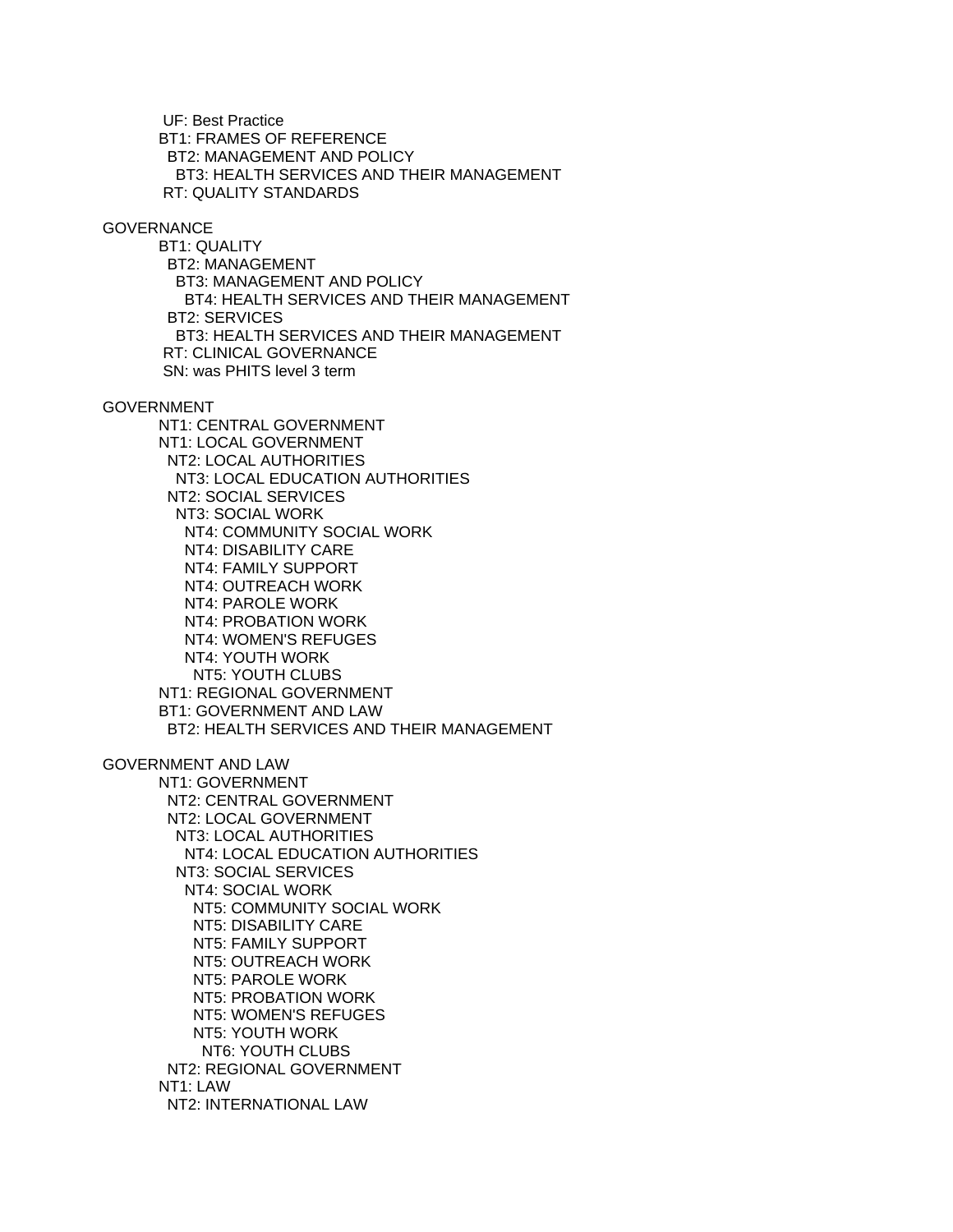UF: Best Practice
BT1: FRAMES OF REFERENCE
  BT2: MANAGEMENT AND POLICY
    BT3: HEALTH SERVICES AND THEIR MANAGEMENT
RT: QUALITY STANDARDS

GOVERNANCE
BT1: QUALITY
  BT2: MANAGEMENT
    BT3: MANAGEMENT AND POLICY
      BT4: HEALTH SERVICES AND THEIR MANAGEMENT
  BT2: SERVICES
    BT3: HEALTH SERVICES AND THEIR MANAGEMENT
RT: CLINICAL GOVERNANCE
SN: was PHITS level 3 term

GOVERNMENT
NT1: CENTRAL GOVERNMENT
NT1: LOCAL GOVERNMENT
  NT2: LOCAL AUTHORITIES
    NT3: LOCAL EDUCATION AUTHORITIES
  NT2: SOCIAL SERVICES
    NT3: SOCIAL WORK
      NT4: COMMUNITY SOCIAL WORK
      NT4: DISABILITY CARE
      NT4: FAMILY SUPPORT
      NT4: OUTREACH WORK
      NT4: PAROLE WORK
      NT4: PROBATION WORK
      NT4: WOMEN'S REFUGES
      NT4: YOUTH WORK
        NT5: YOUTH CLUBS
NT1: REGIONAL GOVERNMENT
BT1: GOVERNMENT AND LAW
  BT2: HEALTH SERVICES AND THEIR MANAGEMENT

GOVERNMENT AND LAW
NT1: GOVERNMENT
  NT2: CENTRAL GOVERNMENT
  NT2: LOCAL GOVERNMENT
    NT3: LOCAL AUTHORITIES
      NT4: LOCAL EDUCATION AUTHORITIES
    NT3: SOCIAL SERVICES
      NT4: SOCIAL WORK
        NT5: COMMUNITY SOCIAL WORK
        NT5: DISABILITY CARE
        NT5: FAMILY SUPPORT
        NT5: OUTREACH WORK
        NT5: PAROLE WORK
        NT5: PROBATION WORK
        NT5: WOMEN'S REFUGES
        NT5: YOUTH WORK
          NT6: YOUTH CLUBS
  NT2: REGIONAL GOVERNMENT
NT1: LAW
  NT2: INTERNATIONAL LAW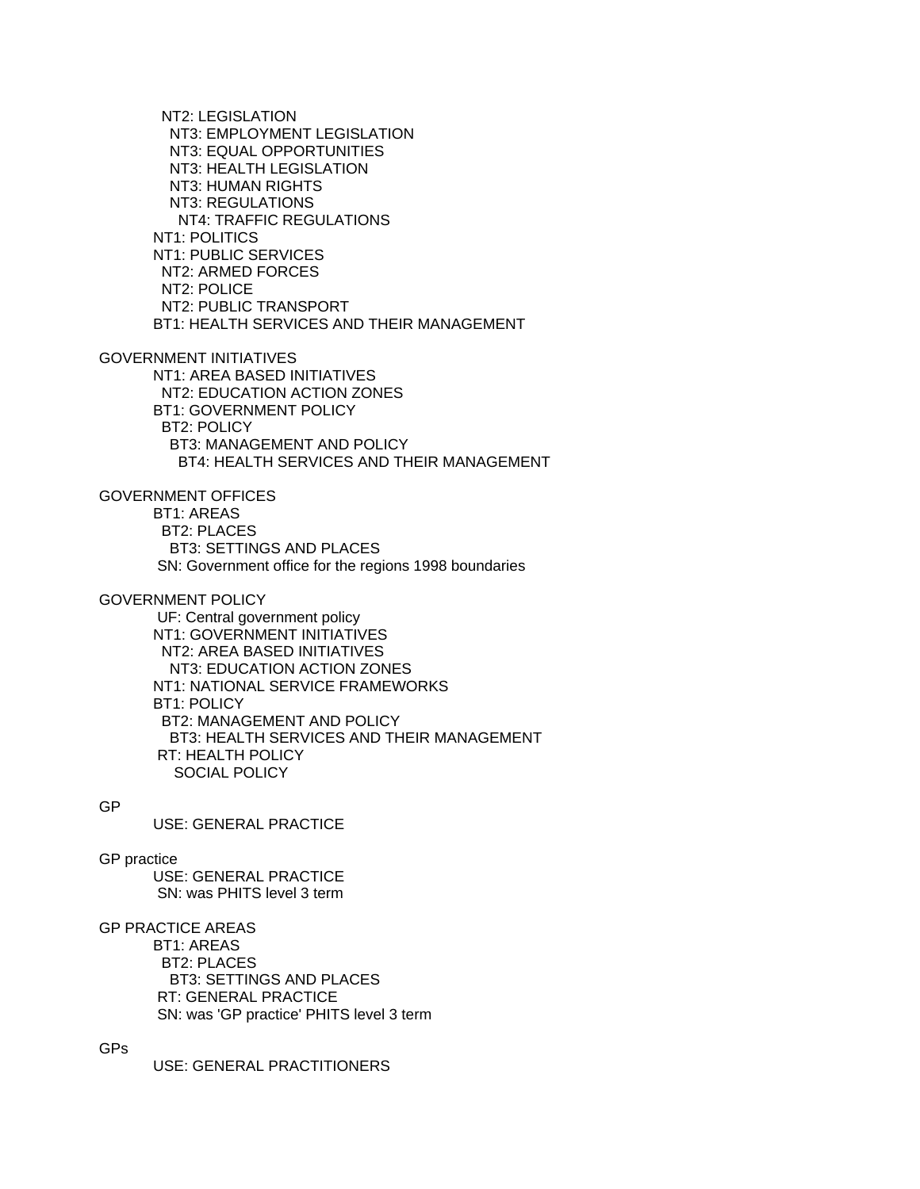NT2: LEGISLATION
  NT3: EMPLOYMENT LEGISLATION
  NT3: EQUAL OPPORTUNITIES
  NT3: HEALTH LEGISLATION
  NT3: HUMAN RIGHTS
  NT3: REGULATIONS
    NT4: TRAFFIC REGULATIONS
NT1: POLITICS
NT1: PUBLIC SERVICES
  NT2: ARMED FORCES
  NT2: POLICE
  NT2: PUBLIC TRANSPORT
BT1: HEALTH SERVICES AND THEIR MANAGEMENT

GOVERNMENT INITIATIVES
  NT1: AREA BASED INITIATIVES
    NT2: EDUCATION ACTION ZONES
  BT1: GOVERNMENT POLICY
    BT2: POLICY
      BT3: MANAGEMENT AND POLICY
        BT4: HEALTH SERVICES AND THEIR MANAGEMENT

GOVERNMENT OFFICES
  BT1: AREAS
    BT2: PLACES
      BT3: SETTINGS AND PLACES
  SN: Government office for the regions 1998 boundaries

GOVERNMENT POLICY
  UF: Central government policy
  NT1: GOVERNMENT INITIATIVES
    NT2: AREA BASED INITIATIVES
      NT3: EDUCATION ACTION ZONES
  NT1: NATIONAL SERVICE FRAMEWORKS
  BT1: POLICY
    BT2: MANAGEMENT AND POLICY
      BT3: HEALTH SERVICES AND THEIR MANAGEMENT
  RT: HEALTH POLICY
    SOCIAL POLICY

GP
  USE: GENERAL PRACTICE

GP practice
  USE: GENERAL PRACTICE
  SN: was PHITS level 3 term

GP PRACTICE AREAS
  BT1: AREAS
    BT2: PLACES
      BT3: SETTINGS AND PLACES
  RT: GENERAL PRACTICE
  SN: was 'GP practice' PHITS level 3 term

GPs
  USE: GENERAL PRACTITIONERS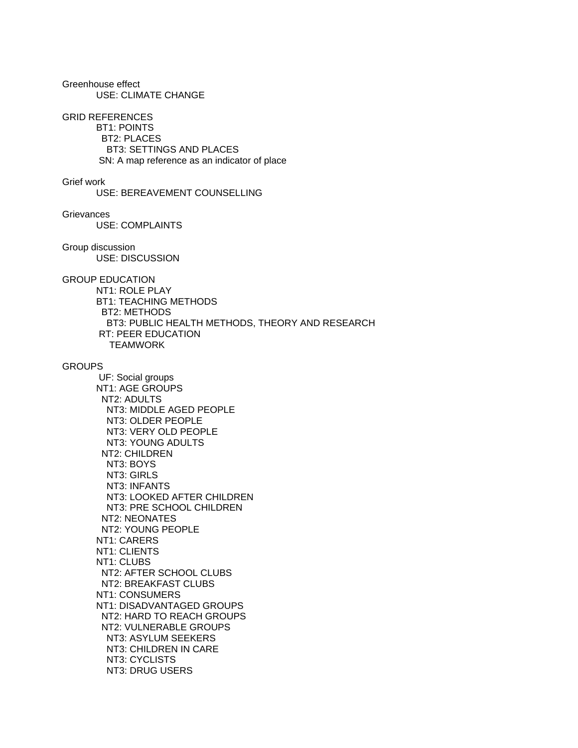Greenhouse effect
    USE: CLIMATE CHANGE

GRID REFERENCES
    BT1: POINTS
      BT2: PLACES
        BT3: SETTINGS AND PLACES
    SN: A map reference as an indicator of place

Grief work
    USE: BEREAVEMENT COUNSELLING

Grievances
    USE: COMPLAINTS

Group discussion
    USE: DISCUSSION

GROUP EDUCATION
    NT1: ROLE PLAY
    BT1: TEACHING METHODS
      BT2: METHODS
        BT3: PUBLIC HEALTH METHODS, THEORY AND RESEARCH
    RT: PEER EDUCATION
        TEAMWORK

GROUPS
    UF: Social groups
    NT1: AGE GROUPS
      NT2: ADULTS
        NT3: MIDDLE AGED PEOPLE
        NT3: OLDER PEOPLE
        NT3: VERY OLD PEOPLE
        NT3: YOUNG ADULTS
      NT2: CHILDREN
        NT3: BOYS
        NT3: GIRLS
        NT3: INFANTS
        NT3: LOOKED AFTER CHILDREN
        NT3: PRE SCHOOL CHILDREN
      NT2: NEONATES
      NT2: YOUNG PEOPLE
    NT1: CARERS
    NT1: CLIENTS
    NT1: CLUBS
      NT2: AFTER SCHOOL CLUBS
      NT2: BREAKFAST CLUBS
    NT1: CONSUMERS
    NT1: DISADVANTAGED GROUPS
      NT2: HARD TO REACH GROUPS
      NT2: VULNERABLE GROUPS
        NT3: ASYLUM SEEKERS
        NT3: CHILDREN IN CARE
        NT3: CYCLISTS
        NT3: DRUG USERS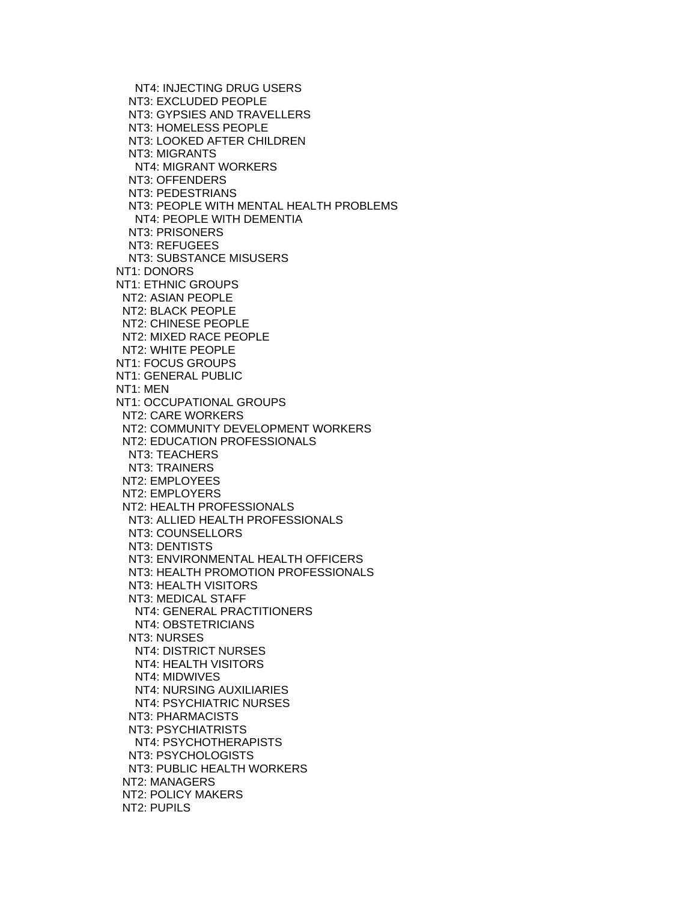NT4: INJECTING DRUG USERS
   NT3: EXCLUDED PEOPLE
   NT3: GYPSIES AND TRAVELLERS
   NT3: HOMELESS PEOPLE
   NT3: LOOKED AFTER CHILDREN
   NT3: MIGRANTS
    NT4: MIGRANT WORKERS
   NT3: OFFENDERS
   NT3: PEDESTRIANS
   NT3: PEOPLE WITH MENTAL HEALTH PROBLEMS
    NT4: PEOPLE WITH DEMENTIA
   NT3: PRISONERS
   NT3: REFUGEES
   NT3: SUBSTANCE MISUSERS
 NT1: DONORS
 NT1: ETHNIC GROUPS
  NT2: ASIAN PEOPLE
  NT2: BLACK PEOPLE
  NT2: CHINESE PEOPLE
  NT2: MIXED RACE PEOPLE
  NT2: WHITE PEOPLE
 NT1: FOCUS GROUPS
 NT1: GENERAL PUBLIC
 NT1: MEN
 NT1: OCCUPATIONAL GROUPS
  NT2: CARE WORKERS
  NT2: COMMUNITY DEVELOPMENT WORKERS
  NT2: EDUCATION PROFESSIONALS
   NT3: TEACHERS
   NT3: TRAINERS
  NT2: EMPLOYEES
  NT2: EMPLOYERS
  NT2: HEALTH PROFESSIONALS
   NT3: ALLIED HEALTH PROFESSIONALS
   NT3: COUNSELLORS
   NT3: DENTISTS
   NT3: ENVIRONMENTAL HEALTH OFFICERS
   NT3: HEALTH PROMOTION PROFESSIONALS
   NT3: HEALTH VISITORS
   NT3: MEDICAL STAFF
    NT4: GENERAL PRACTITIONERS
    NT4: OBSTETRICIANS
   NT3: NURSES
    NT4: DISTRICT NURSES
    NT4: HEALTH VISITORS
    NT4: MIDWIVES
    NT4: NURSING AUXILIARIES
    NT4: PSYCHIATRIC NURSES
   NT3: PHARMACISTS
   NT3: PSYCHIATRISTS
    NT4: PSYCHOTHERAPISTS
   NT3: PSYCHOLOGISTS
   NT3: PUBLIC HEALTH WORKERS
  NT2: MANAGERS
  NT2: POLICY MAKERS
  NT2: PUPILS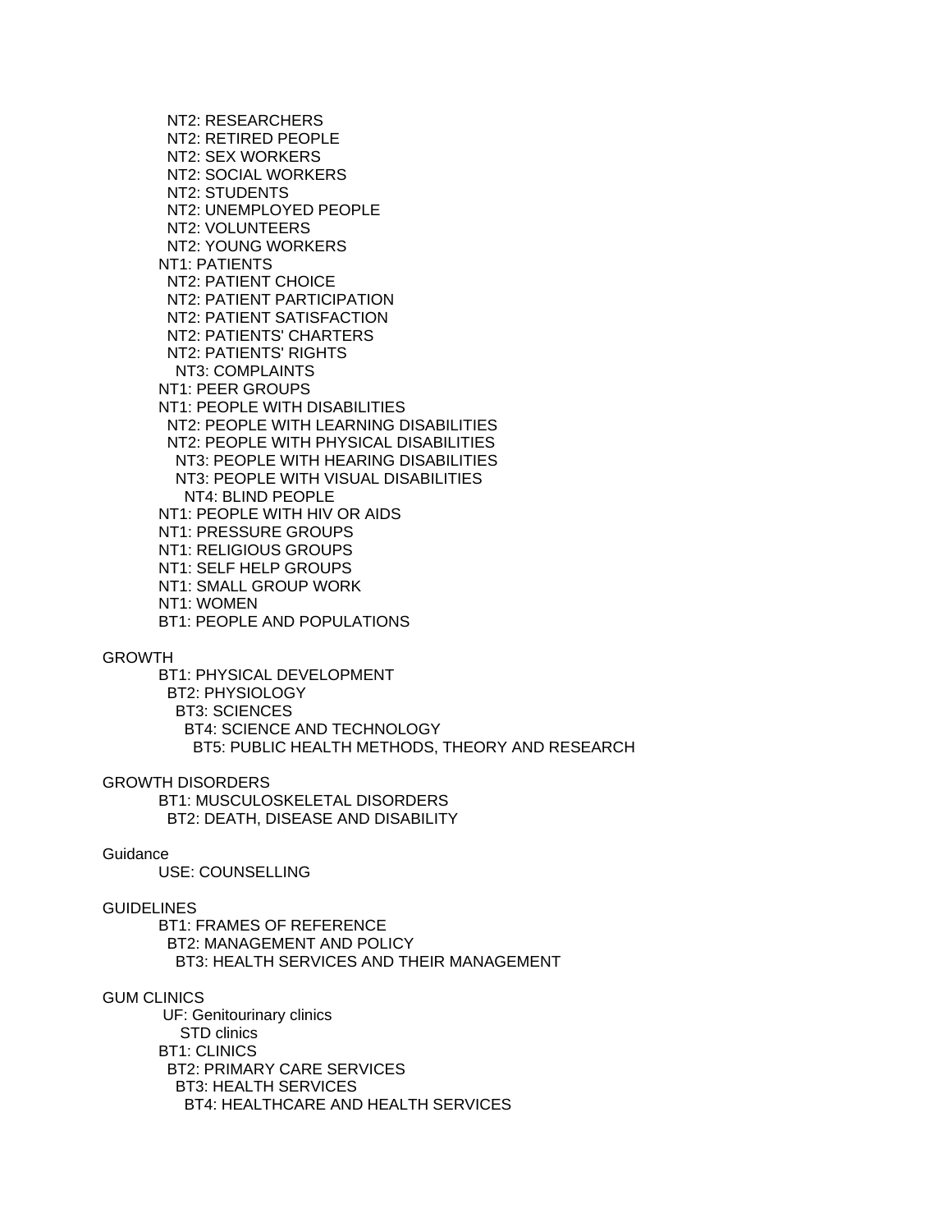NT2: RESEARCHERS
NT2: RETIRED PEOPLE
NT2: SEX WORKERS
NT2: SOCIAL WORKERS
NT2: STUDENTS
NT2: UNEMPLOYED PEOPLE
NT2: VOLUNTEERS
NT2: YOUNG WORKERS
NT1: PATIENTS
NT2: PATIENT CHOICE
NT2: PATIENT PARTICIPATION
NT2: PATIENT SATISFACTION
NT2: PATIENTS' CHARTERS
NT2: PATIENTS' RIGHTS
NT3: COMPLAINTS
NT1: PEER GROUPS
NT1: PEOPLE WITH DISABILITIES
NT2: PEOPLE WITH LEARNING DISABILITIES
NT2: PEOPLE WITH PHYSICAL DISABILITIES
NT3: PEOPLE WITH HEARING DISABILITIES
NT3: PEOPLE WITH VISUAL DISABILITIES
NT4: BLIND PEOPLE
NT1: PEOPLE WITH HIV OR AIDS
NT1: PRESSURE GROUPS
NT1: RELIGIOUS GROUPS
NT1: SELF HELP GROUPS
NT1: SMALL GROUP WORK
NT1: WOMEN
BT1: PEOPLE AND POPULATIONS

GROWTH
BT1: PHYSICAL DEVELOPMENT
BT2: PHYSIOLOGY
BT3: SCIENCES
BT4: SCIENCE AND TECHNOLOGY
BT5: PUBLIC HEALTH METHODS, THEORY AND RESEARCH

GROWTH DISORDERS
BT1: MUSCULOSKELETAL DISORDERS
BT2: DEATH, DISEASE AND DISABILITY

Guidance
USE: COUNSELLING

GUIDELINES
BT1: FRAMES OF REFERENCE
BT2: MANAGEMENT AND POLICY
BT3: HEALTH SERVICES AND THEIR MANAGEMENT

GUM CLINICS
UF: Genitourinary clinics
STD clinics
BT1: CLINICS
BT2: PRIMARY CARE SERVICES
BT3: HEALTH SERVICES
BT4: HEALTHCARE AND HEALTH SERVICES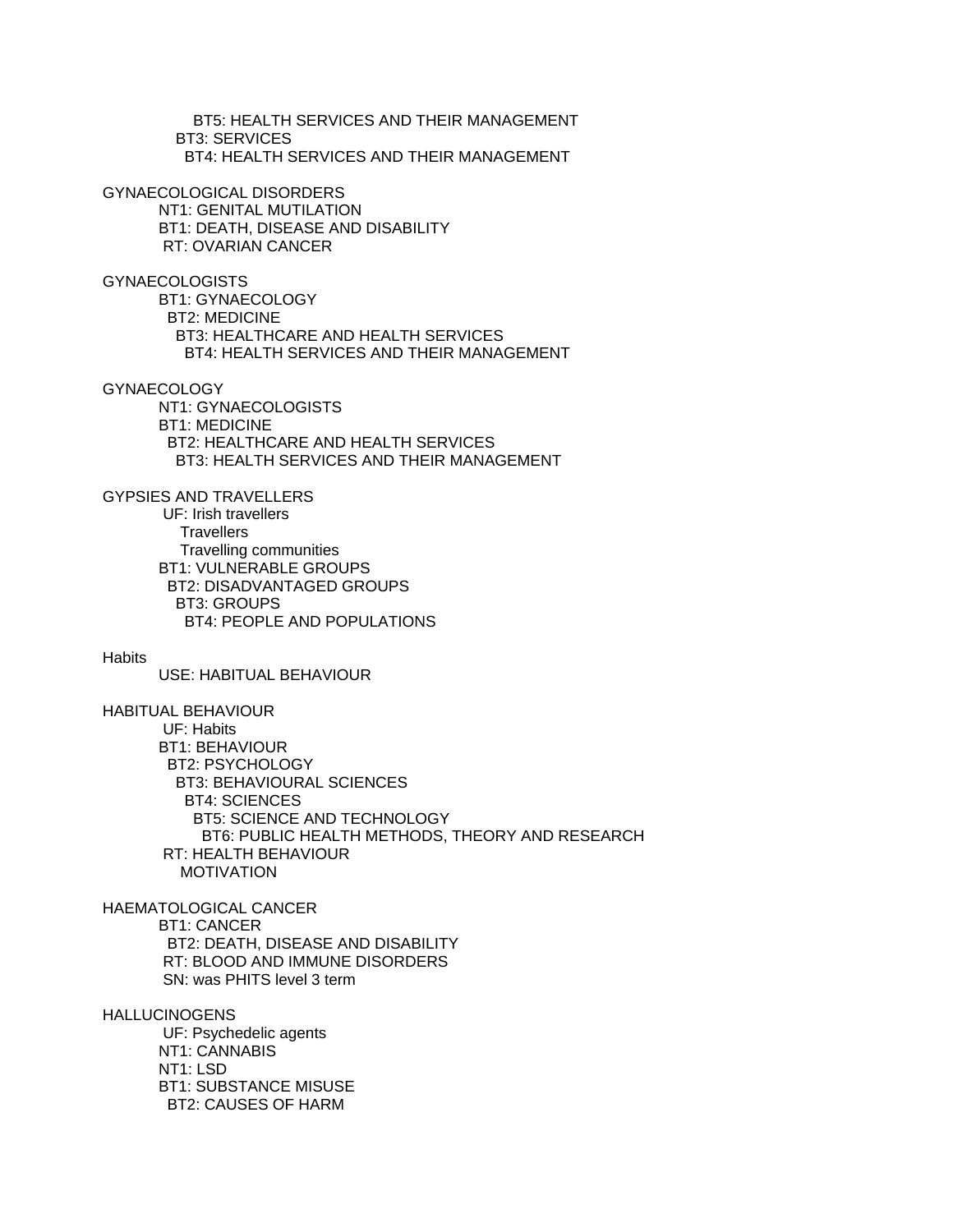BT5: HEALTH SERVICES AND THEIR MANAGEMENT
BT3: SERVICES
BT4: HEALTH SERVICES AND THEIR MANAGEMENT

GYNAECOLOGICAL DISORDERS
NT1: GENITAL MUTILATION
BT1: DEATH, DISEASE AND DISABILITY
RT: OVARIAN CANCER

GYNAECOLOGISTS
BT1: GYNAECOLOGY
BT2: MEDICINE
BT3: HEALTHCARE AND HEALTH SERVICES
BT4: HEALTH SERVICES AND THEIR MANAGEMENT

GYNAECOLOGY
NT1: GYNAECOLOGISTS
BT1: MEDICINE
BT2: HEALTHCARE AND HEALTH SERVICES
BT3: HEALTH SERVICES AND THEIR MANAGEMENT

GYPSIES AND TRAVELLERS
UF: Irish travellers
Travellers
Travelling communities
BT1: VULNERABLE GROUPS
BT2: DISADVANTAGED GROUPS
BT3: GROUPS
BT4: PEOPLE AND POPULATIONS

Habits
USE: HABITUAL BEHAVIOUR

HABITUAL BEHAVIOUR
UF: Habits
BT1: BEHAVIOUR
BT2: PSYCHOLOGY
BT3: BEHAVIOURAL SCIENCES
BT4: SCIENCES
BT5: SCIENCE AND TECHNOLOGY
BT6: PUBLIC HEALTH METHODS, THEORY AND RESEARCH
RT: HEALTH BEHAVIOUR
MOTIVATION

HAEMATOLOGICAL CANCER
BT1: CANCER
BT2: DEATH, DISEASE AND DISABILITY
RT: BLOOD AND IMMUNE DISORDERS
SN: was PHITS level 3 term

HALLUCINOGENS
UF: Psychedelic agents
NT1: CANNABIS
NT1: LSD
BT1: SUBSTANCE MISUSE
BT2: CAUSES OF HARM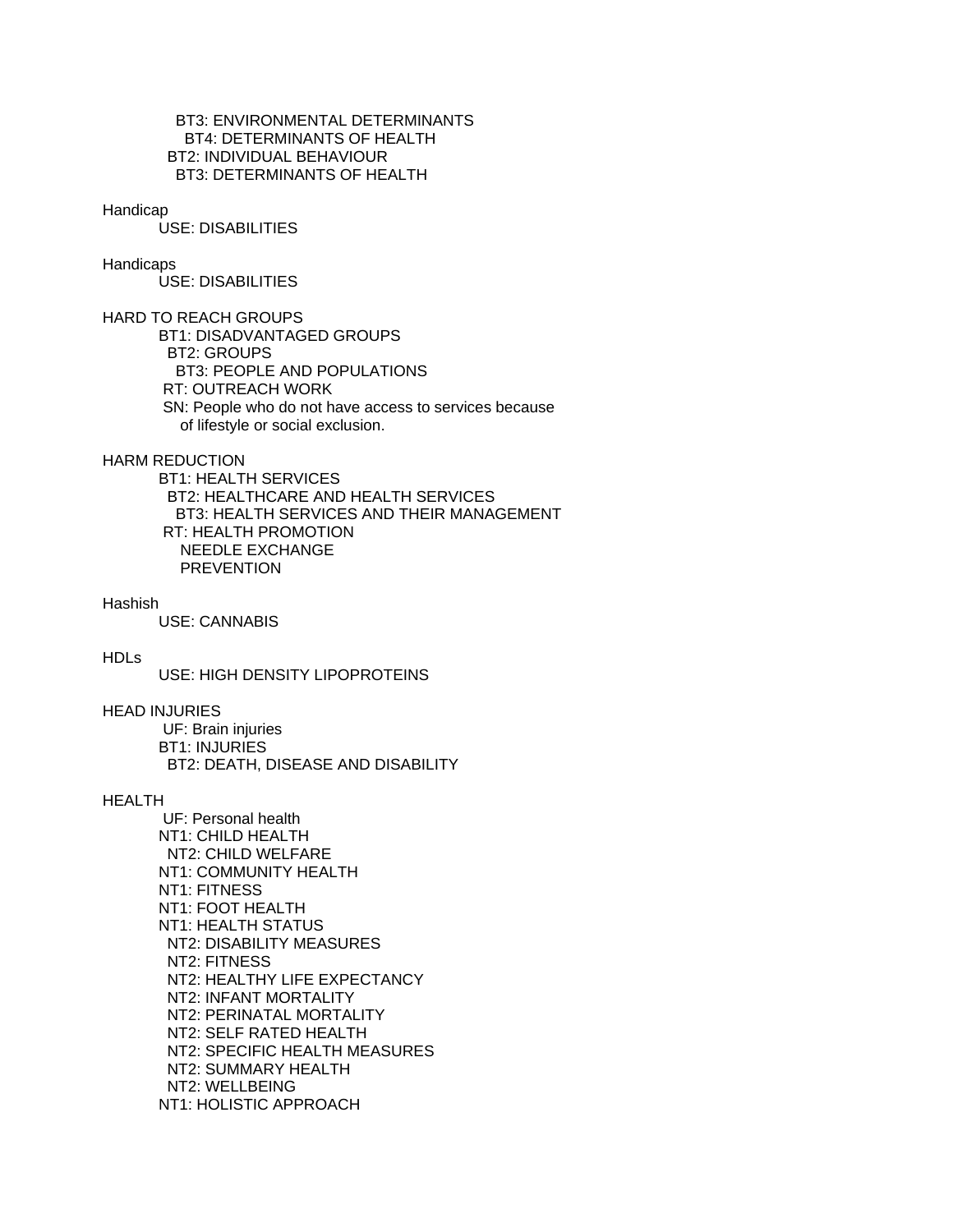BT3: ENVIRONMENTAL DETERMINANTS
  BT4: DETERMINANTS OF HEALTH
BT2: INDIVIDUAL BEHAVIOUR
  BT3: DETERMINANTS OF HEALTH

Handicap
USE: DISABILITIES

Handicaps
USE: DISABILITIES

HARD TO REACH GROUPS
BT1: DISADVANTAGED GROUPS
  BT2: GROUPS
    BT3: PEOPLE AND POPULATIONS
RT: OUTREACH WORK
SN: People who do not have access to services because of lifestyle or social exclusion.

HARM REDUCTION
BT1: HEALTH SERVICES
  BT2: HEALTHCARE AND HEALTH SERVICES
    BT3: HEALTH SERVICES AND THEIR MANAGEMENT
RT: HEALTH PROMOTION
  NEEDLE EXCHANGE
  PREVENTION

Hashish
USE: CANNABIS

HDLs
USE: HIGH DENSITY LIPOPROTEINS

HEAD INJURIES
UF: Brain injuries
BT1: INJURIES
  BT2: DEATH, DISEASE AND DISABILITY

HEALTH
UF: Personal health
NT1: CHILD HEALTH
  NT2: CHILD WELFARE
NT1: COMMUNITY HEALTH
NT1: FITNESS
NT1: FOOT HEALTH
NT1: HEALTH STATUS
  NT2: DISABILITY MEASURES
  NT2: FITNESS
  NT2: HEALTHY LIFE EXPECTANCY
  NT2: INFANT MORTALITY
  NT2: PERINATAL MORTALITY
  NT2: SELF RATED HEALTH
  NT2: SPECIFIC HEALTH MEASURES
  NT2: SUMMARY HEALTH
  NT2: WELLBEING
NT1: HOLISTIC APPROACH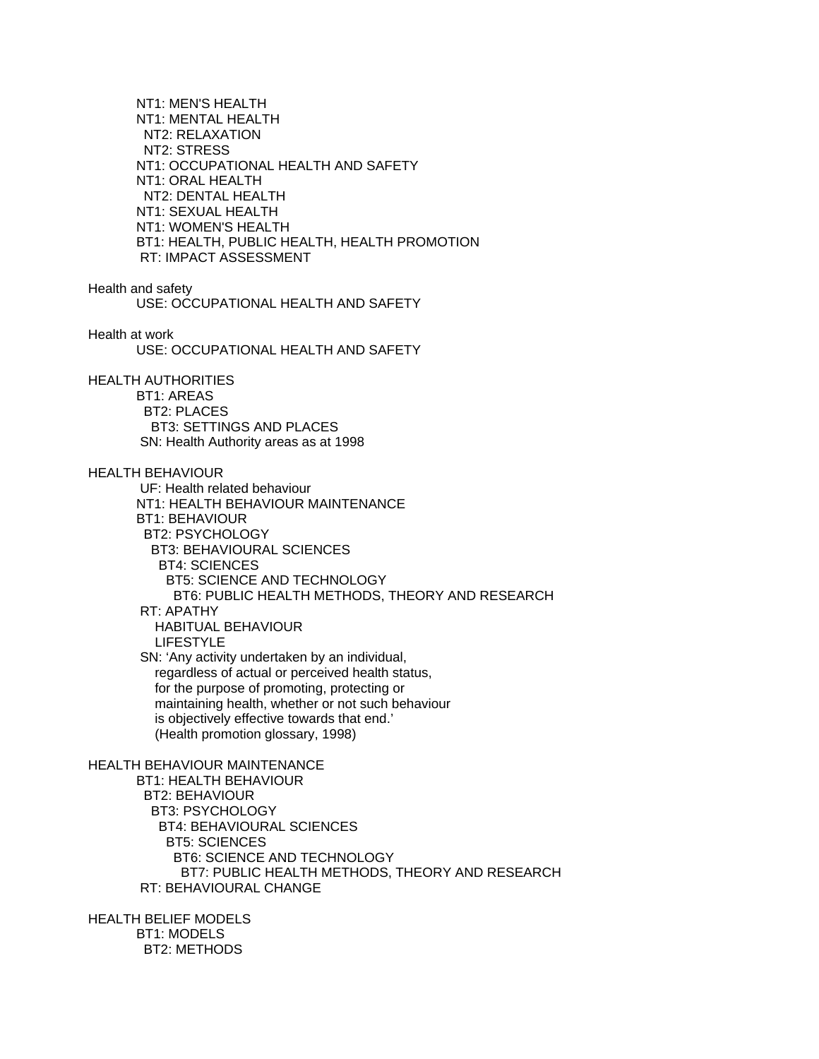NT1: MEN'S HEALTH
NT1: MENTAL HEALTH
  NT2: RELAXATION
  NT2: STRESS
NT1: OCCUPATIONAL HEALTH AND SAFETY
NT1: ORAL HEALTH
  NT2: DENTAL HEALTH
NT1: SEXUAL HEALTH
NT1: WOMEN'S HEALTH
BT1: HEALTH, PUBLIC HEALTH, HEALTH PROMOTION
RT: IMPACT ASSESSMENT

Health and safety
    USE: OCCUPATIONAL HEALTH AND SAFETY

Health at work
    USE: OCCUPATIONAL HEALTH AND SAFETY

HEALTH AUTHORITIES
    BT1: AREAS
      BT2: PLACES
        BT3: SETTINGS AND PLACES
    SN: Health Authority areas as at 1998

HEALTH BEHAVIOUR
    UF: Health related behaviour
    NT1: HEALTH BEHAVIOUR MAINTENANCE
    BT1: BEHAVIOUR
      BT2: PSYCHOLOGY
        BT3: BEHAVIOURAL SCIENCES
          BT4: SCIENCES
            BT5: SCIENCE AND TECHNOLOGY
              BT6: PUBLIC HEALTH METHODS, THEORY AND RESEARCH
    RT: APATHY
      HABITUAL BEHAVIOUR
      LIFESTYLE
    SN: 'Any activity undertaken by an individual,
      regardless of actual or perceived health status,
      for the purpose of promoting, protecting or
      maintaining health, whether or not such behaviour
      is objectively effective towards that end.'
      (Health promotion glossary, 1998)

HEALTH BEHAVIOUR MAINTENANCE
    BT1: HEALTH BEHAVIOUR
      BT2: BEHAVIOUR
        BT3: PSYCHOLOGY
          BT4: BEHAVIOURAL SCIENCES
            BT5: SCIENCES
              BT6: SCIENCE AND TECHNOLOGY
                BT7: PUBLIC HEALTH METHODS, THEORY AND RESEARCH
    RT: BEHAVIOURAL CHANGE

HEALTH BELIEF MODELS
    BT1: MODELS
      BT2: METHODS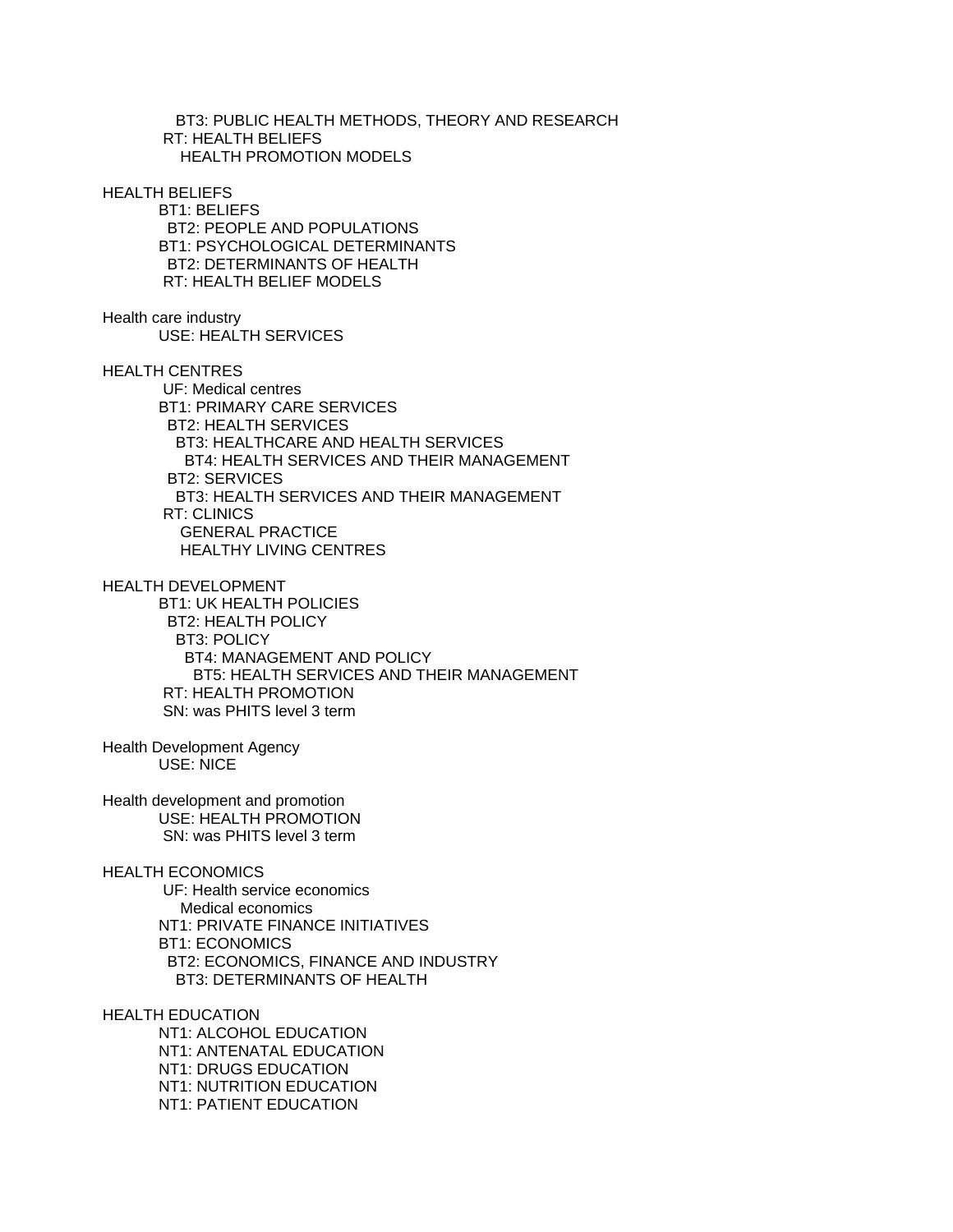BT3: PUBLIC HEALTH METHODS, THEORY AND RESEARCH
RT: HEALTH BELIEFS
HEALTH PROMOTION MODELS

HEALTH BELIEFS
BT1: BELIEFS
BT2: PEOPLE AND POPULATIONS
BT1: PSYCHOLOGICAL DETERMINANTS
BT2: DETERMINANTS OF HEALTH
RT: HEALTH BELIEF MODELS

Health care industry
USE: HEALTH SERVICES

HEALTH CENTRES
UF: Medical centres
BT1: PRIMARY CARE SERVICES
BT2: HEALTH SERVICES
BT3: HEALTHCARE AND HEALTH SERVICES
BT4: HEALTH SERVICES AND THEIR MANAGEMENT
BT2: SERVICES
BT3: HEALTH SERVICES AND THEIR MANAGEMENT
RT: CLINICS
GENERAL PRACTICE
HEALTHY LIVING CENTRES

HEALTH DEVELOPMENT
BT1: UK HEALTH POLICIES
BT2: HEALTH POLICY
BT3: POLICY
BT4: MANAGEMENT AND POLICY
BT5: HEALTH SERVICES AND THEIR MANAGEMENT
RT: HEALTH PROMOTION
SN: was PHITS level 3 term

Health Development Agency
USE: NICE

Health development and promotion
USE: HEALTH PROMOTION
SN: was PHITS level 3 term

HEALTH ECONOMICS
UF: Health service economics
Medical economics
NT1: PRIVATE FINANCE INITIATIVES
BT1: ECONOMICS
BT2: ECONOMICS, FINANCE AND INDUSTRY
BT3: DETERMINANTS OF HEALTH

HEALTH EDUCATION
NT1: ALCOHOL EDUCATION
NT1: ANTENATAL EDUCATION
NT1: DRUGS EDUCATION
NT1: NUTRITION EDUCATION
NT1: PATIENT EDUCATION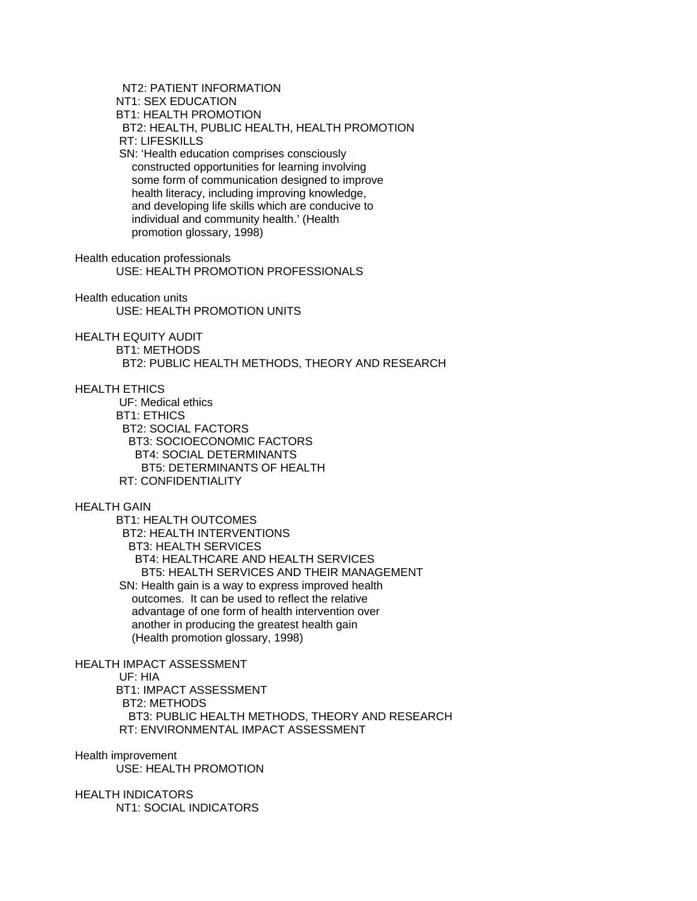NT2: PATIENT INFORMATION
NT1: SEX EDUCATION
BT1: HEALTH PROMOTION
BT2: HEALTH, PUBLIC HEALTH, HEALTH PROMOTION
RT: LIFESKILLS
SN: 'Health education comprises consciously constructed opportunities for learning involving some form of communication designed to improve health literacy, including improving knowledge, and developing life skills which are conducive to individual and community health.' (Health promotion glossary, 1998)

Health education professionals
USE: HEALTH PROMOTION PROFESSIONALS

Health education units
USE: HEALTH PROMOTION UNITS

HEALTH EQUITY AUDIT
BT1: METHODS
BT2: PUBLIC HEALTH METHODS, THEORY AND RESEARCH

HEALTH ETHICS
UF: Medical ethics
BT1: ETHICS
BT2: SOCIAL FACTORS
BT3: SOCIOECONOMIC FACTORS
BT4: SOCIAL DETERMINANTS
BT5: DETERMINANTS OF HEALTH
RT: CONFIDENTIALITY

HEALTH GAIN
BT1: HEALTH OUTCOMES
BT2: HEALTH INTERVENTIONS
BT3: HEALTH SERVICES
BT4: HEALTHCARE AND HEALTH SERVICES
BT5: HEALTH SERVICES AND THEIR MANAGEMENT
SN: Health gain is a way to express improved health outcomes. It can be used to reflect the relative advantage of one form of health intervention over another in producing the greatest health gain (Health promotion glossary, 1998)

HEALTH IMPACT ASSESSMENT
UF: HIA
BT1: IMPACT ASSESSMENT
BT2: METHODS
BT3: PUBLIC HEALTH METHODS, THEORY AND RESEARCH
RT: ENVIRONMENTAL IMPACT ASSESSMENT

Health improvement
USE: HEALTH PROMOTION

HEALTH INDICATORS
NT1: SOCIAL INDICATORS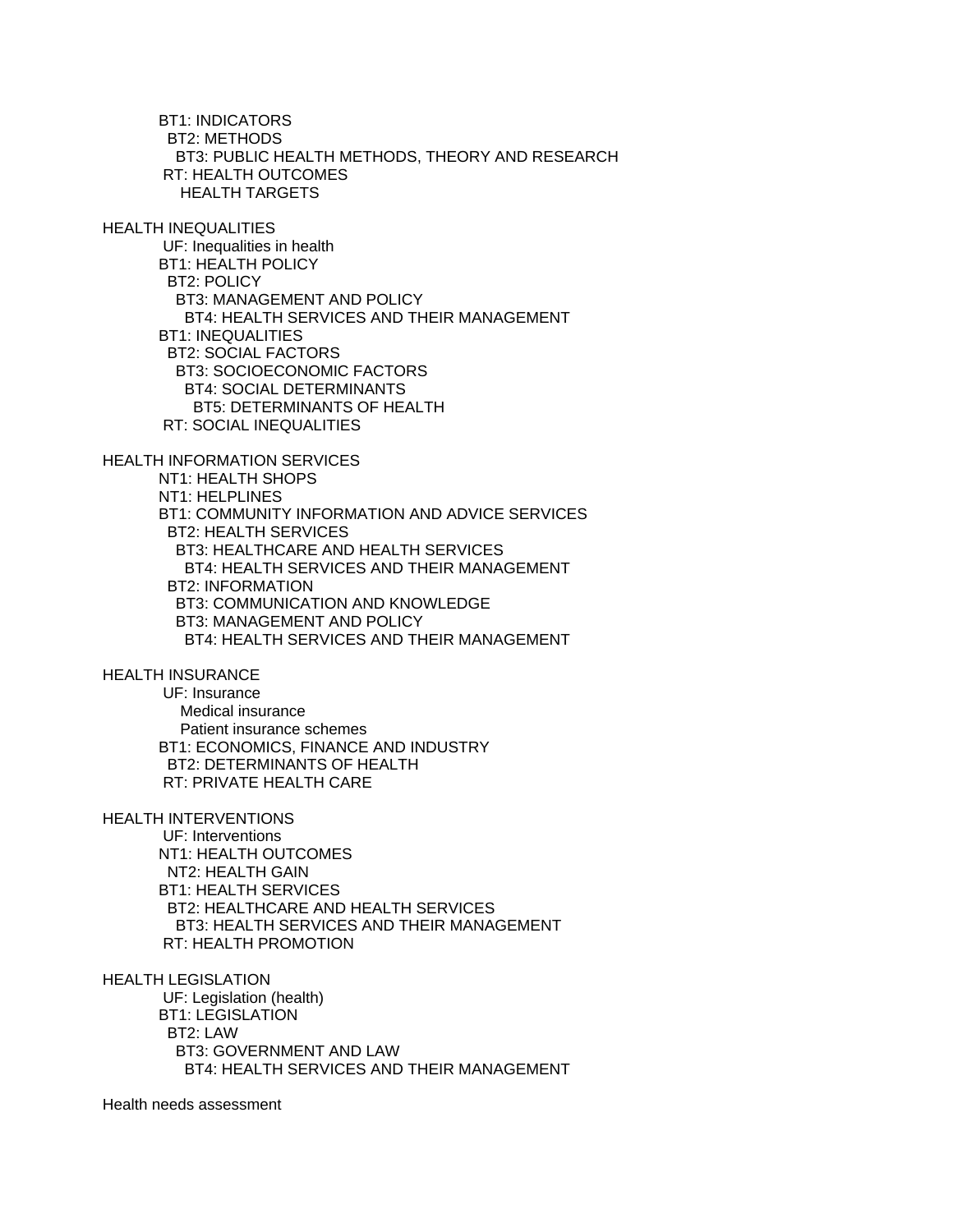BT1: INDICATORS
  BT2: METHODS
    BT3: PUBLIC HEALTH METHODS, THEORY AND RESEARCH
 RT: HEALTH OUTCOMES
   HEALTH TARGETS

HEALTH INEQUALITIES
 UF: Inequalities in health
 BT1: HEALTH POLICY
  BT2: POLICY
   BT3: MANAGEMENT AND POLICY
    BT4: HEALTH SERVICES AND THEIR MANAGEMENT
 BT1: INEQUALITIES
  BT2: SOCIAL FACTORS
   BT3: SOCIOECONOMIC FACTORS
    BT4: SOCIAL DETERMINANTS
     BT5: DETERMINANTS OF HEALTH
 RT: SOCIAL INEQUALITIES

HEALTH INFORMATION SERVICES
 NT1: HEALTH SHOPS
 NT1: HELPLINES
 BT1: COMMUNITY INFORMATION AND ADVICE SERVICES
  BT2: HEALTH SERVICES
   BT3: HEALTHCARE AND HEALTH SERVICES
    BT4: HEALTH SERVICES AND THEIR MANAGEMENT
  BT2: INFORMATION
   BT3: COMMUNICATION AND KNOWLEDGE
   BT3: MANAGEMENT AND POLICY
    BT4: HEALTH SERVICES AND THEIR MANAGEMENT

HEALTH INSURANCE
 UF: Insurance
   Medical insurance
   Patient insurance schemes
 BT1: ECONOMICS, FINANCE AND INDUSTRY
  BT2: DETERMINANTS OF HEALTH
 RT: PRIVATE HEALTH CARE

HEALTH INTERVENTIONS
 UF: Interventions
 NT1: HEALTH OUTCOMES
  NT2: HEALTH GAIN
 BT1: HEALTH SERVICES
  BT2: HEALTHCARE AND HEALTH SERVICES
   BT3: HEALTH SERVICES AND THEIR MANAGEMENT
 RT: HEALTH PROMOTION

HEALTH LEGISLATION
 UF: Legislation (health)
 BT1: LEGISLATION
  BT2: LAW
   BT3: GOVERNMENT AND LAW
    BT4: HEALTH SERVICES AND THEIR MANAGEMENT

Health needs assessment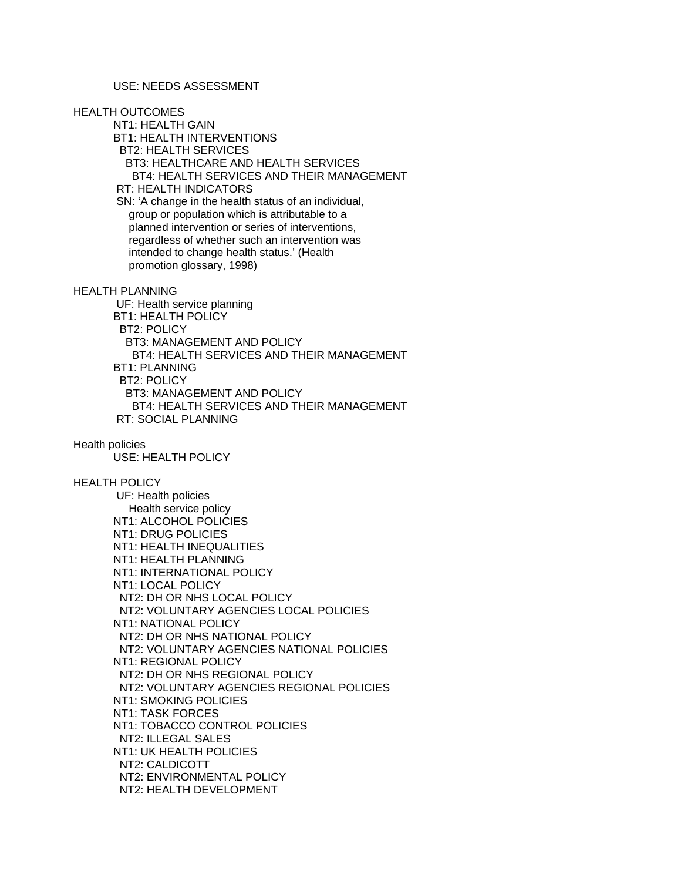USE: NEEDS ASSESSMENT

HEALTH OUTCOMES
NT1: HEALTH GAIN
BT1: HEALTH INTERVENTIONS
  BT2: HEALTH SERVICES
    BT3: HEALTHCARE AND HEALTH SERVICES
      BT4: HEALTH SERVICES AND THEIR MANAGEMENT
RT: HEALTH INDICATORS
SN: 'A change in the health status of an individual, group or population which is attributable to a planned intervention or series of interventions, regardless of whether such an intervention was intended to change health status.' (Health promotion glossary, 1998)

HEALTH PLANNING
UF: Health service planning
BT1: HEALTH POLICY
  BT2: POLICY
    BT3: MANAGEMENT AND POLICY
      BT4: HEALTH SERVICES AND THEIR MANAGEMENT
BT1: PLANNING
  BT2: POLICY
    BT3: MANAGEMENT AND POLICY
      BT4: HEALTH SERVICES AND THEIR MANAGEMENT
RT: SOCIAL PLANNING

Health policies
USE: HEALTH POLICY

HEALTH POLICY
UF: Health policies
  Health service policy
NT1: ALCOHOL POLICIES
NT1: DRUG POLICIES
NT1: HEALTH INEQUALITIES
NT1: HEALTH PLANNING
NT1: INTERNATIONAL POLICY
NT1: LOCAL POLICY
  NT2: DH OR NHS LOCAL POLICY
  NT2: VOLUNTARY AGENCIES LOCAL POLICIES
NT1: NATIONAL POLICY
  NT2: DH OR NHS NATIONAL POLICY
  NT2: VOLUNTARY AGENCIES NATIONAL POLICIES
NT1: REGIONAL POLICY
  NT2: DH OR NHS REGIONAL POLICY
  NT2: VOLUNTARY AGENCIES REGIONAL POLICIES
NT1: SMOKING POLICIES
NT1: TASK FORCES
NT1: TOBACCO CONTROL POLICIES
  NT2: ILLEGAL SALES
NT1: UK HEALTH POLICIES
  NT2: CALDICOTT
  NT2: ENVIRONMENTAL POLICY
  NT2: HEALTH DEVELOPMENT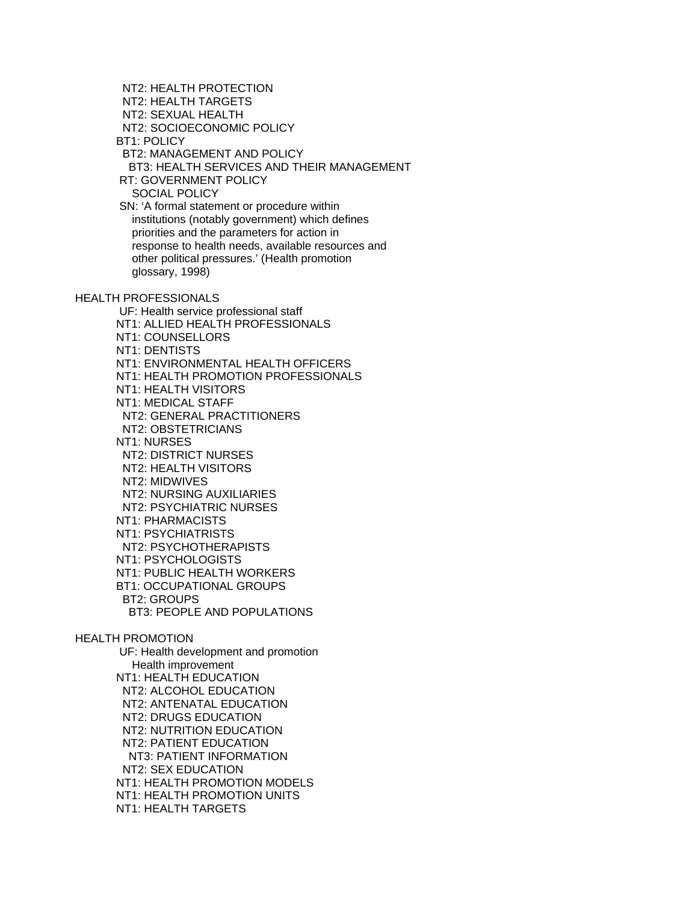NT2: HEALTH PROTECTION
NT2: HEALTH TARGETS
NT2: SEXUAL HEALTH
NT2: SOCIOECONOMIC POLICY
BT1: POLICY
BT2: MANAGEMENT AND POLICY
BT3: HEALTH SERVICES AND THEIR MANAGEMENT
RT: GOVERNMENT POLICY
SOCIAL POLICY
SN: 'A formal statement or procedure within institutions (notably government) which defines priorities and the parameters for action in response to health needs, available resources and other political pressures.' (Health promotion glossary, 1998)

HEALTH PROFESSIONALS
UF: Health service professional staff
NT1: ALLIED HEALTH PROFESSIONALS
NT1: COUNSELLORS
NT1: DENTISTS
NT1: ENVIRONMENTAL HEALTH OFFICERS
NT1: HEALTH PROMOTION PROFESSIONALS
NT1: HEALTH VISITORS
NT1: MEDICAL STAFF
NT2: GENERAL PRACTITIONERS
NT2: OBSTETRICIANS
NT1: NURSES
NT2: DISTRICT NURSES
NT2: HEALTH VISITORS
NT2: MIDWIVES
NT2: NURSING AUXILIARIES
NT2: PSYCHIATRIC NURSES
NT1: PHARMACISTS
NT1: PSYCHIATRISTS
NT2: PSYCHOTHERAPISTS
NT1: PSYCHOLOGISTS
NT1: PUBLIC HEALTH WORKERS
BT1: OCCUPATIONAL GROUPS
BT2: GROUPS
BT3: PEOPLE AND POPULATIONS

HEALTH PROMOTION
UF: Health development and promotion
Health improvement
NT1: HEALTH EDUCATION
NT2: ALCOHOL EDUCATION
NT2: ANTENATAL EDUCATION
NT2: DRUGS EDUCATION
NT2: NUTRITION EDUCATION
NT2: PATIENT EDUCATION
NT3: PATIENT INFORMATION
NT2: SEX EDUCATION
NT1: HEALTH PROMOTION MODELS
NT1: HEALTH PROMOTION UNITS
NT1: HEALTH TARGETS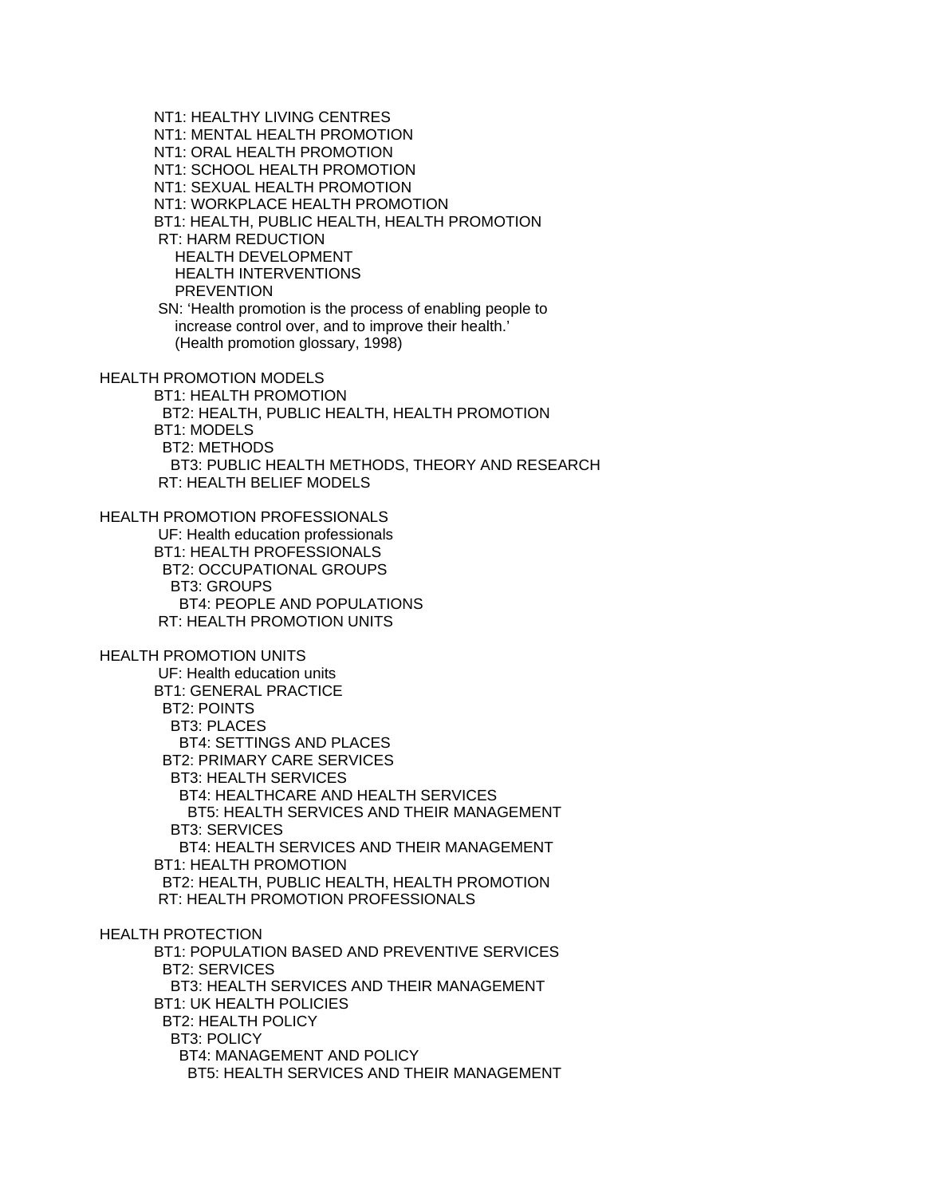NT1: HEALTHY LIVING CENTRES
NT1: MENTAL HEALTH PROMOTION
NT1: ORAL HEALTH PROMOTION
NT1: SCHOOL HEALTH PROMOTION
NT1: SEXUAL HEALTH PROMOTION
NT1: WORKPLACE HEALTH PROMOTION
BT1: HEALTH, PUBLIC HEALTH, HEALTH PROMOTION
RT: HARM REDUCTION
HEALTH DEVELOPMENT
HEALTH INTERVENTIONS
PREVENTION
SN: 'Health promotion is the process of enabling people to increase control over, and to improve their health.' (Health promotion glossary, 1998)

HEALTH PROMOTION MODELS
BT1: HEALTH PROMOTION
BT2: HEALTH, PUBLIC HEALTH, HEALTH PROMOTION
BT1: MODELS
BT2: METHODS
BT3: PUBLIC HEALTH METHODS, THEORY AND RESEARCH
RT: HEALTH BELIEF MODELS

HEALTH PROMOTION PROFESSIONALS
UF: Health education professionals
BT1: HEALTH PROFESSIONALS
BT2: OCCUPATIONAL GROUPS
BT3: GROUPS
BT4: PEOPLE AND POPULATIONS
RT: HEALTH PROMOTION UNITS

HEALTH PROMOTION UNITS
UF: Health education units
BT1: GENERAL PRACTICE
BT2: POINTS
BT3: PLACES
BT4: SETTINGS AND PLACES
BT2: PRIMARY CARE SERVICES
BT3: HEALTH SERVICES
BT4: HEALTHCARE AND HEALTH SERVICES
BT5: HEALTH SERVICES AND THEIR MANAGEMENT
BT3: SERVICES
BT4: HEALTH SERVICES AND THEIR MANAGEMENT
BT1: HEALTH PROMOTION
BT2: HEALTH, PUBLIC HEALTH, HEALTH PROMOTION
RT: HEALTH PROMOTION PROFESSIONALS

HEALTH PROTECTION
BT1: POPULATION BASED AND PREVENTIVE SERVICES
BT2: SERVICES
BT3: HEALTH SERVICES AND THEIR MANAGEMENT
BT1: UK HEALTH POLICIES
BT2: HEALTH POLICY
BT3: POLICY
BT4: MANAGEMENT AND POLICY
BT5: HEALTH SERVICES AND THEIR MANAGEMENT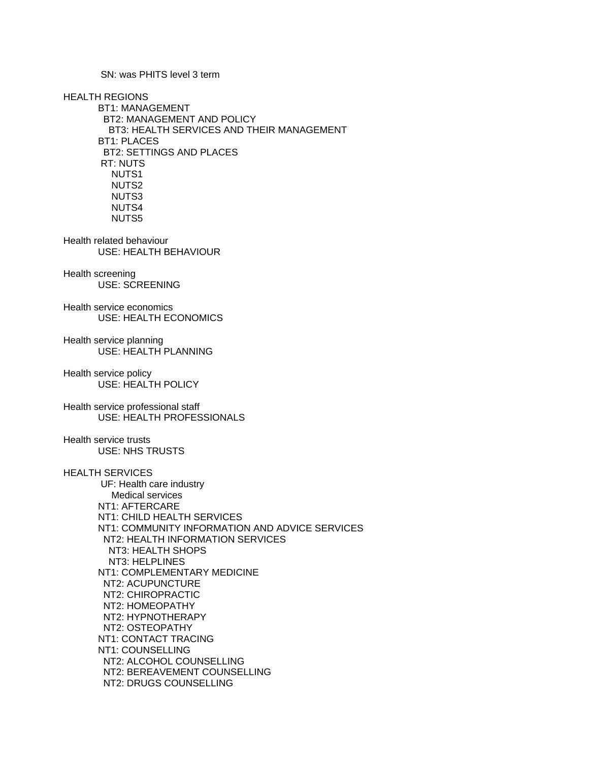SN: was PHITS level 3 term

HEALTH REGIONS
    BT1: MANAGEMENT
      BT2: MANAGEMENT AND POLICY
        BT3: HEALTH SERVICES AND THEIR MANAGEMENT
    BT1: PLACES
      BT2: SETTINGS AND PLACES
    RT: NUTS
      NUTS1
      NUTS2
      NUTS3
      NUTS4
      NUTS5

Health related behaviour
    USE: HEALTH BEHAVIOUR

Health screening
    USE: SCREENING

Health service economics
    USE: HEALTH ECONOMICS

Health service planning
    USE: HEALTH PLANNING

Health service policy
    USE: HEALTH POLICY

Health service professional staff
    USE: HEALTH PROFESSIONALS

Health service trusts
    USE: NHS TRUSTS

HEALTH SERVICES
    UF: Health care industry
      Medical services
    NT1: AFTERCARE
    NT1: CHILD HEALTH SERVICES
    NT1: COMMUNITY INFORMATION AND ADVICE SERVICES
      NT2: HEALTH INFORMATION SERVICES
        NT3: HEALTH SHOPS
        NT3: HELPLINES
    NT1: COMPLEMENTARY MEDICINE
      NT2: ACUPUNCTURE
      NT2: CHIROPRACTIC
      NT2: HOMEOPATHY
      NT2: HYPNOTHERAPY
      NT2: OSTEOPATHY
    NT1: CONTACT TRACING
    NT1: COUNSELLING
      NT2: ALCOHOL COUNSELLING
      NT2: BEREAVEMENT COUNSELLING
      NT2: DRUGS COUNSELLING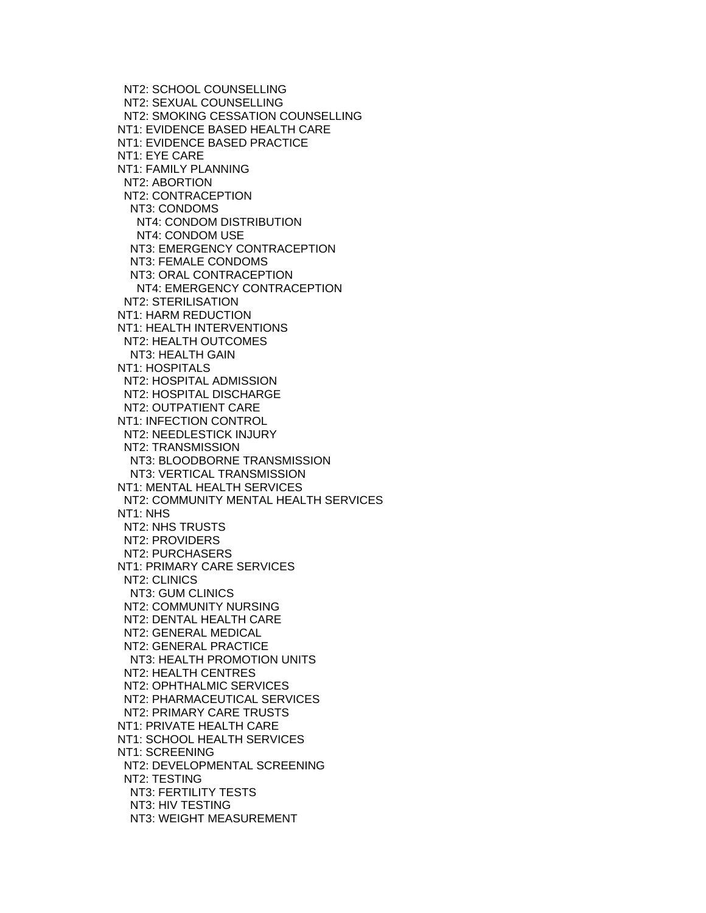NT2: SCHOOL COUNSELLING
  NT2: SEXUAL COUNSELLING
  NT2: SMOKING CESSATION COUNSELLING
 NT1: EVIDENCE BASED HEALTH CARE
 NT1: EVIDENCE BASED PRACTICE
 NT1: EYE CARE
 NT1: FAMILY PLANNING
  NT2: ABORTION
  NT2: CONTRACEPTION
   NT3: CONDOMS
    NT4: CONDOM DISTRIBUTION
    NT4: CONDOM USE
   NT3: EMERGENCY CONTRACEPTION
   NT3: FEMALE CONDOMS
   NT3: ORAL CONTRACEPTION
    NT4: EMERGENCY CONTRACEPTION
  NT2: STERILISATION
 NT1: HARM REDUCTION
 NT1: HEALTH INTERVENTIONS
  NT2: HEALTH OUTCOMES
   NT3: HEALTH GAIN
 NT1: HOSPITALS
  NT2: HOSPITAL ADMISSION
  NT2: HOSPITAL DISCHARGE
  NT2: OUTPATIENT CARE
 NT1: INFECTION CONTROL
  NT2: NEEDLESTICK INJURY
  NT2: TRANSMISSION
   NT3: BLOODBORNE TRANSMISSION
   NT3: VERTICAL TRANSMISSION
 NT1: MENTAL HEALTH SERVICES
  NT2: COMMUNITY MENTAL HEALTH SERVICES
 NT1: NHS
  NT2: NHS TRUSTS
  NT2: PROVIDERS
  NT2: PURCHASERS
 NT1: PRIMARY CARE SERVICES
  NT2: CLINICS
   NT3: GUM CLINICS
  NT2: COMMUNITY NURSING
  NT2: DENTAL HEALTH CARE
  NT2: GENERAL MEDICAL
  NT2: GENERAL PRACTICE
   NT3: HEALTH PROMOTION UNITS
  NT2: HEALTH CENTRES
  NT2: OPHTHALMIC SERVICES
  NT2: PHARMACEUTICAL SERVICES
  NT2: PRIMARY CARE TRUSTS
 NT1: PRIVATE HEALTH CARE
 NT1: SCHOOL HEALTH SERVICES
 NT1: SCREENING
  NT2: DEVELOPMENTAL SCREENING
  NT2: TESTING
   NT3: FERTILITY TESTS
   NT3: HIV TESTING
   NT3: WEIGHT MEASUREMENT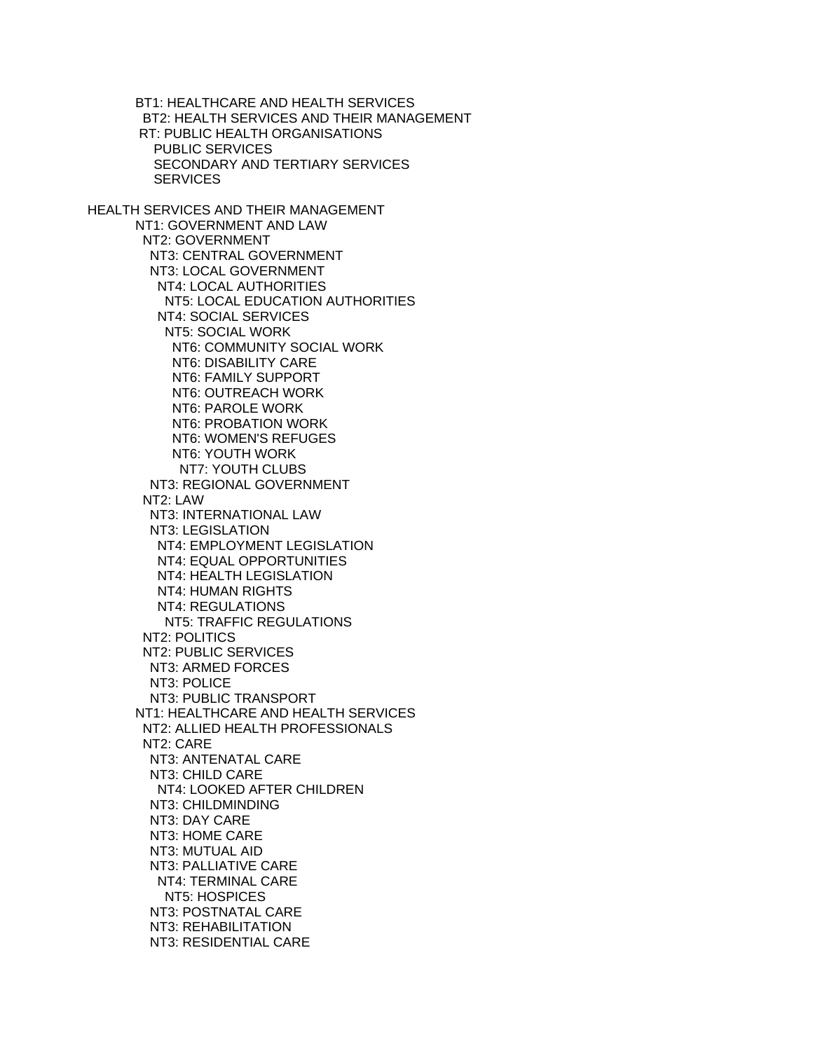BT1: HEALTHCARE AND HEALTH SERVICES
  BT2: HEALTH SERVICES AND THEIR MANAGEMENT
 RT: PUBLIC HEALTH ORGANISATIONS
    PUBLIC SERVICES
    SECONDARY AND TERTIARY SERVICES
    SERVICES

HEALTH SERVICES AND THEIR MANAGEMENT
 NT1: GOVERNMENT AND LAW
  NT2: GOVERNMENT
   NT3: CENTRAL GOVERNMENT
   NT3: LOCAL GOVERNMENT
    NT4: LOCAL AUTHORITIES
     NT5: LOCAL EDUCATION AUTHORITIES
    NT4: SOCIAL SERVICES
     NT5: SOCIAL WORK
      NT6: COMMUNITY SOCIAL WORK
      NT6: DISABILITY CARE
      NT6: FAMILY SUPPORT
      NT6: OUTREACH WORK
      NT6: PAROLE WORK
      NT6: PROBATION WORK
      NT6: WOMEN'S REFUGES
      NT6: YOUTH WORK
       NT7: YOUTH CLUBS
   NT3: REGIONAL GOVERNMENT
  NT2: LAW
   NT3: INTERNATIONAL LAW
   NT3: LEGISLATION
    NT4: EMPLOYMENT LEGISLATION
    NT4: EQUAL OPPORTUNITIES
    NT4: HEALTH LEGISLATION
    NT4: HUMAN RIGHTS
    NT4: REGULATIONS
     NT5: TRAFFIC REGULATIONS
  NT2: POLITICS
  NT2: PUBLIC SERVICES
   NT3: ARMED FORCES
   NT3: POLICE
   NT3: PUBLIC TRANSPORT
 NT1: HEALTHCARE AND HEALTH SERVICES
  NT2: ALLIED HEALTH PROFESSIONALS
  NT2: CARE
   NT3: ANTENATAL CARE
   NT3: CHILD CARE
    NT4: LOOKED AFTER CHILDREN
   NT3: CHILDMINDING
   NT3: DAY CARE
   NT3: HOME CARE
   NT3: MUTUAL AID
   NT3: PALLIATIVE CARE
    NT4: TERMINAL CARE
     NT5: HOSPICES
   NT3: POSTNATAL CARE
   NT3: REHABILITATION
   NT3: RESIDENTIAL CARE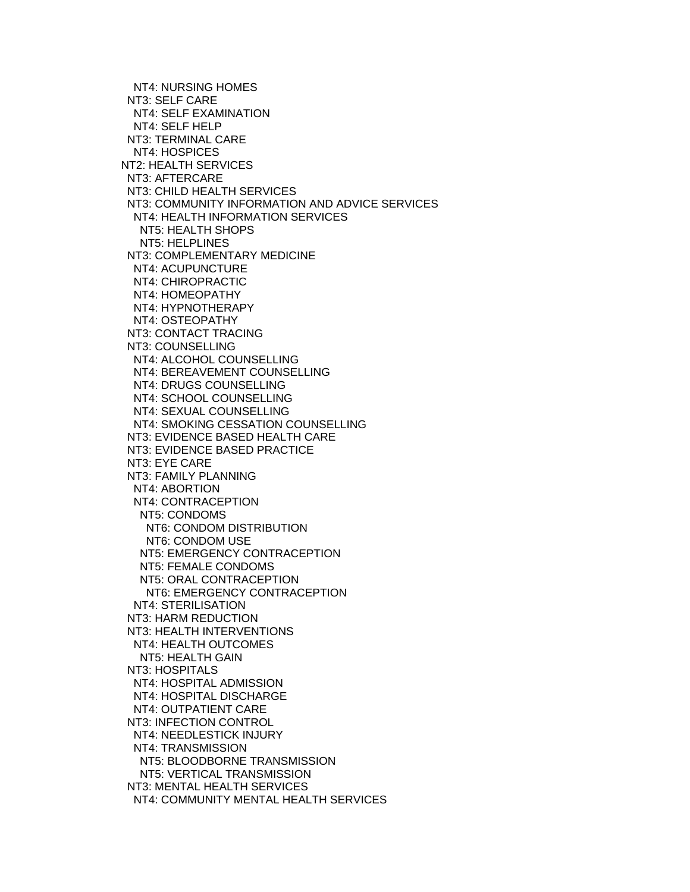NT4: NURSING HOMES
   NT3: SELF CARE
    NT4: SELF EXAMINATION
    NT4: SELF HELP
   NT3: TERMINAL CARE
    NT4: HOSPICES
  NT2: HEALTH SERVICES
   NT3: AFTERCARE
   NT3: CHILD HEALTH SERVICES
   NT3: COMMUNITY INFORMATION AND ADVICE SERVICES
    NT4: HEALTH INFORMATION SERVICES
     NT5: HEALTH SHOPS
     NT5: HELPLINES
   NT3: COMPLEMENTARY MEDICINE
    NT4: ACUPUNCTURE
    NT4: CHIROPRACTIC
    NT4: HOMEOPATHY
    NT4: HYPNOTHERAPY
    NT4: OSTEOPATHY
   NT3: CONTACT TRACING
   NT3: COUNSELLING
    NT4: ALCOHOL COUNSELLING
    NT4: BEREAVEMENT COUNSELLING
    NT4: DRUGS COUNSELLING
    NT4: SCHOOL COUNSELLING
    NT4: SEXUAL COUNSELLING
    NT4: SMOKING CESSATION COUNSELLING
   NT3: EVIDENCE BASED HEALTH CARE
   NT3: EVIDENCE BASED PRACTICE
   NT3: EYE CARE
   NT3: FAMILY PLANNING
    NT4: ABORTION
    NT4: CONTRACEPTION
     NT5: CONDOMS
      NT6: CONDOM DISTRIBUTION
      NT6: CONDOM USE
     NT5: EMERGENCY CONTRACEPTION
     NT5: FEMALE CONDOMS
     NT5: ORAL CONTRACEPTION
      NT6: EMERGENCY CONTRACEPTION
    NT4: STERILISATION
   NT3: HARM REDUCTION
   NT3: HEALTH INTERVENTIONS
    NT4: HEALTH OUTCOMES
     NT5: HEALTH GAIN
   NT3: HOSPITALS
    NT4: HOSPITAL ADMISSION
    NT4: HOSPITAL DISCHARGE
    NT4: OUTPATIENT CARE
   NT3: INFECTION CONTROL
    NT4: NEEDLESTICK INJURY
    NT4: TRANSMISSION
     NT5: BLOODBORNE TRANSMISSION
     NT5: VERTICAL TRANSMISSION
   NT3: MENTAL HEALTH SERVICES
    NT4: COMMUNITY MENTAL HEALTH SERVICES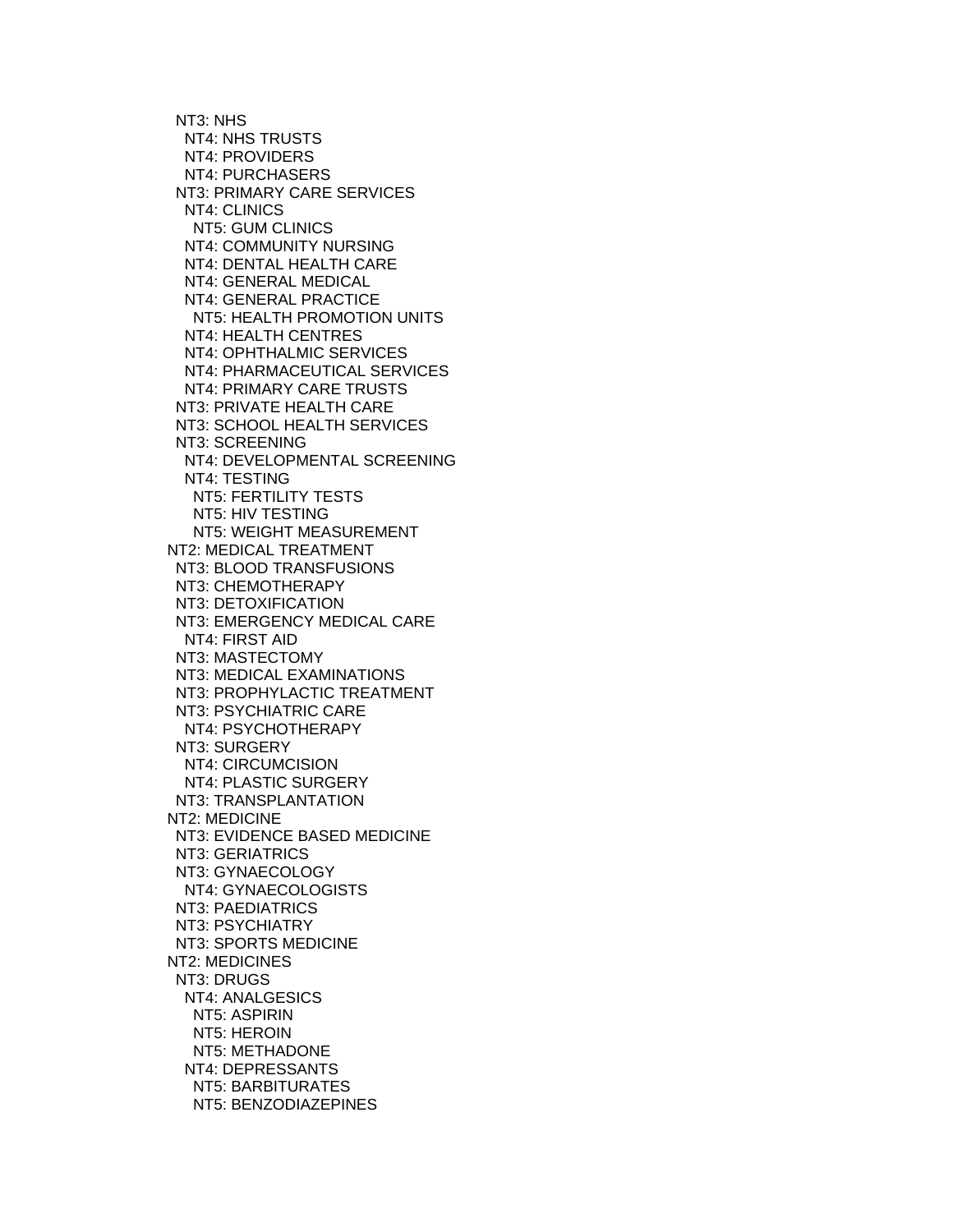NT3: NHS
  NT4: NHS TRUSTS
  NT4: PROVIDERS
  NT4: PURCHASERS
NT3: PRIMARY CARE SERVICES
  NT4: CLINICS
    NT5: GUM CLINICS
  NT4: COMMUNITY NURSING
  NT4: DENTAL HEALTH CARE
  NT4: GENERAL MEDICAL
  NT4: GENERAL PRACTICE
    NT5: HEALTH PROMOTION UNITS
  NT4: HEALTH CENTRES
  NT4: OPHTHALMIC SERVICES
  NT4: PHARMACEUTICAL SERVICES
  NT4: PRIMARY CARE TRUSTS
NT3: PRIVATE HEALTH CARE
NT3: SCHOOL HEALTH SERVICES
NT3: SCREENING
  NT4: DEVELOPMENTAL SCREENING
  NT4: TESTING
    NT5: FERTILITY TESTS
    NT5: HIV TESTING
    NT5: WEIGHT MEASUREMENT
NT2: MEDICAL TREATMENT
NT3: BLOOD TRANSFUSIONS
NT3: CHEMOTHERAPY
NT3: DETOXIFICATION
NT3: EMERGENCY MEDICAL CARE
  NT4: FIRST AID
NT3: MASTECTOMY
NT3: MEDICAL EXAMINATIONS
NT3: PROPHYLACTIC TREATMENT
NT3: PSYCHIATRIC CARE
  NT4: PSYCHOTHERAPY
NT3: SURGERY
  NT4: CIRCUMCISION
  NT4: PLASTIC SURGERY
NT3: TRANSPLANTATION
NT2: MEDICINE
NT3: EVIDENCE BASED MEDICINE
NT3: GERIATRICS
NT3: GYNAECOLOGY
  NT4: GYNAECOLOGISTS
NT3: PAEDIATRICS
NT3: PSYCHIATRY
NT3: SPORTS MEDICINE
NT2: MEDICINES
NT3: DRUGS
  NT4: ANALGESICS
    NT5: ASPIRIN
    NT5: HEROIN
    NT5: METHADONE
  NT4: DEPRESSANTS
    NT5: BARBITURATES
    NT5: BENZODIAZEPINES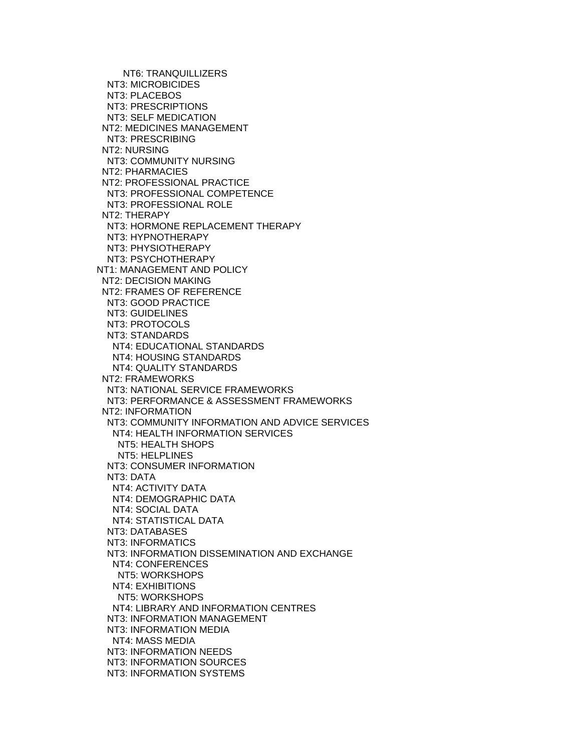NT6: TRANQUILLIZERS
NT3: MICROBICIDES
NT3: PLACEBOS
NT3: PRESCRIPTIONS
NT3: SELF MEDICATION
NT2: MEDICINES MANAGEMENT
NT3: PRESCRIBING
NT2: NURSING
NT3: COMMUNITY NURSING
NT2: PHARMACIES
NT2: PROFESSIONAL PRACTICE
NT3: PROFESSIONAL COMPETENCE
NT3: PROFESSIONAL ROLE
NT2: THERAPY
NT3: HORMONE REPLACEMENT THERAPY
NT3: HYPNOTHERAPY
NT3: PHYSIOTHERAPY
NT3: PSYCHOTHERAPY
NT1: MANAGEMENT AND POLICY
NT2: DECISION MAKING
NT2: FRAMES OF REFERENCE
NT3: GOOD PRACTICE
NT3: GUIDELINES
NT3: PROTOCOLS
NT3: STANDARDS
NT4: EDUCATIONAL STANDARDS
NT4: HOUSING STANDARDS
NT4: QUALITY STANDARDS
NT2: FRAMEWORKS
NT3: NATIONAL SERVICE FRAMEWORKS
NT3: PERFORMANCE & ASSESSMENT FRAMEWORKS
NT2: INFORMATION
NT3: COMMUNITY INFORMATION AND ADVICE SERVICES
NT4: HEALTH INFORMATION SERVICES
NT5: HEALTH SHOPS
NT5: HELPLINES
NT3: CONSUMER INFORMATION
NT3: DATA
NT4: ACTIVITY DATA
NT4: DEMOGRAPHIC DATA
NT4: SOCIAL DATA
NT4: STATISTICAL DATA
NT3: DATABASES
NT3: INFORMATICS
NT3: INFORMATION DISSEMINATION AND EXCHANGE
NT4: CONFERENCES
NT5: WORKSHOPS
NT4: EXHIBITIONS
NT5: WORKSHOPS
NT4: LIBRARY AND INFORMATION CENTRES
NT3: INFORMATION MANAGEMENT
NT3: INFORMATION MEDIA
NT4: MASS MEDIA
NT3: INFORMATION NEEDS
NT3: INFORMATION SOURCES
NT3: INFORMATION SYSTEMS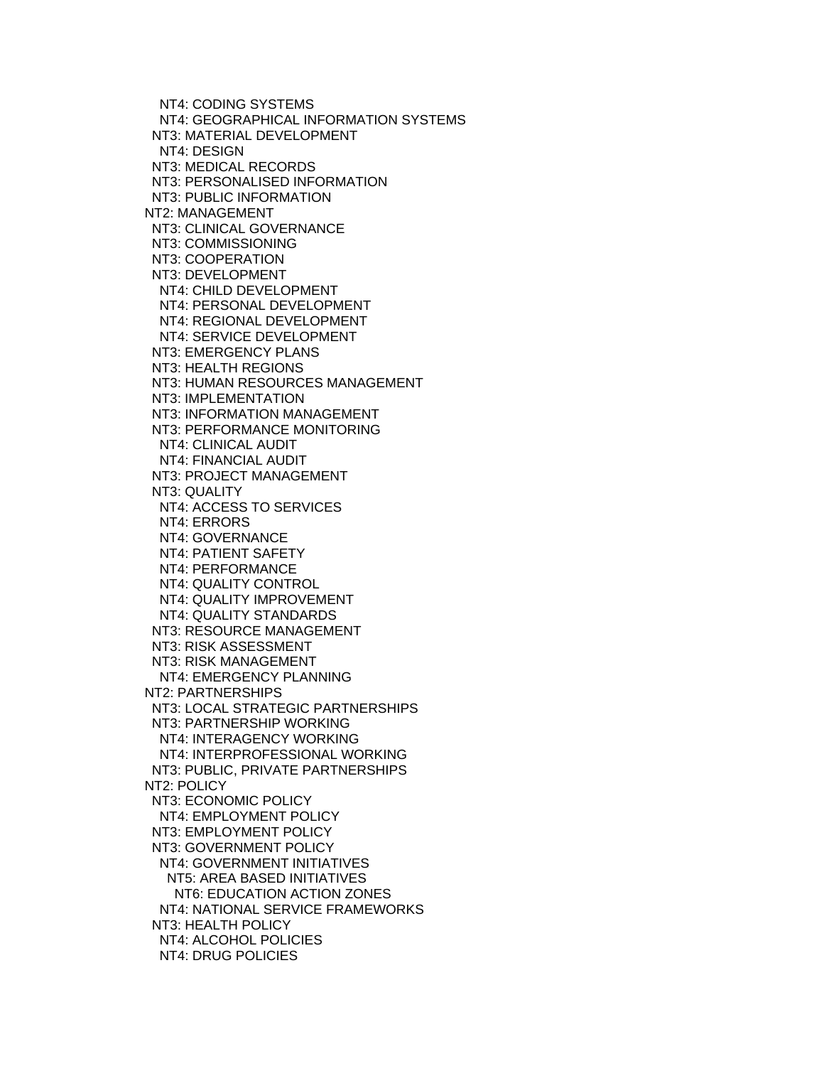NT4: CODING SYSTEMS
    NT4: GEOGRAPHICAL INFORMATION SYSTEMS
  NT3: MATERIAL DEVELOPMENT
    NT4: DESIGN
  NT3: MEDICAL RECORDS
  NT3: PERSONALISED INFORMATION
  NT3: PUBLIC INFORMATION
NT2: MANAGEMENT
  NT3: CLINICAL GOVERNANCE
  NT3: COMMISSIONING
  NT3: COOPERATION
  NT3: DEVELOPMENT
    NT4: CHILD DEVELOPMENT
    NT4: PERSONAL DEVELOPMENT
    NT4: REGIONAL DEVELOPMENT
    NT4: SERVICE DEVELOPMENT
  NT3: EMERGENCY PLANS
  NT3: HEALTH REGIONS
  NT3: HUMAN RESOURCES MANAGEMENT
  NT3: IMPLEMENTATION
  NT3: INFORMATION MANAGEMENT
  NT3: PERFORMANCE MONITORING
    NT4: CLINICAL AUDIT
    NT4: FINANCIAL AUDIT
  NT3: PROJECT MANAGEMENT
  NT3: QUALITY
    NT4: ACCESS TO SERVICES
    NT4: ERRORS
    NT4: GOVERNANCE
    NT4: PATIENT SAFETY
    NT4: PERFORMANCE
    NT4: QUALITY CONTROL
    NT4: QUALITY IMPROVEMENT
    NT4: QUALITY STANDARDS
  NT3: RESOURCE MANAGEMENT
  NT3: RISK ASSESSMENT
  NT3: RISK MANAGEMENT
    NT4: EMERGENCY PLANNING
NT2: PARTNERSHIPS
  NT3: LOCAL STRATEGIC PARTNERSHIPS
  NT3: PARTNERSHIP WORKING
    NT4: INTERAGENCY WORKING
    NT4: INTERPROFESSIONAL WORKING
  NT3: PUBLIC, PRIVATE PARTNERSHIPS
NT2: POLICY
  NT3: ECONOMIC POLICY
    NT4: EMPLOYMENT POLICY
  NT3: EMPLOYMENT POLICY
  NT3: GOVERNMENT POLICY
    NT4: GOVERNMENT INITIATIVES
      NT5: AREA BASED INITIATIVES
        NT6: EDUCATION ACTION ZONES
    NT4: NATIONAL SERVICE FRAMEWORKS
  NT3: HEALTH POLICY
    NT4: ALCOHOL POLICIES
    NT4: DRUG POLICIES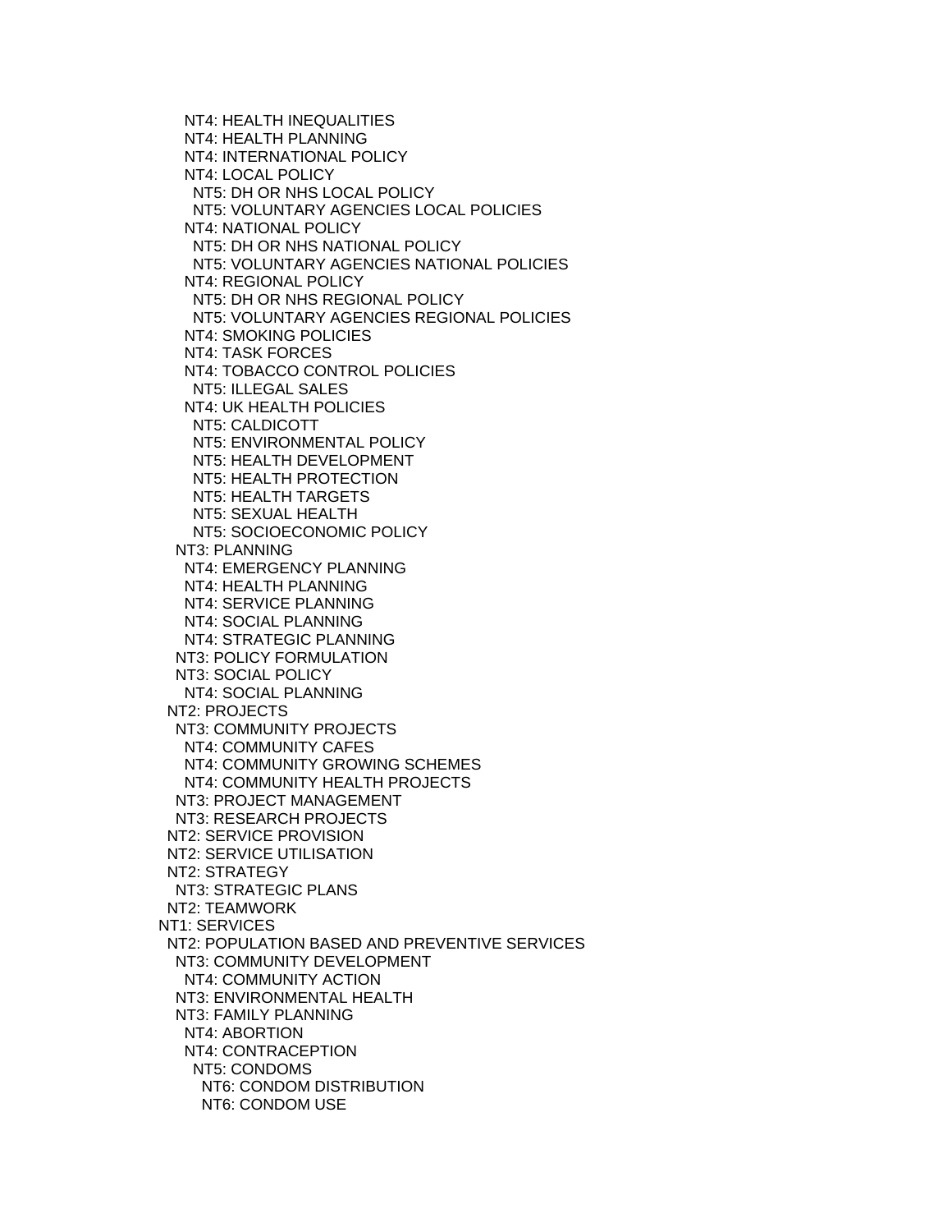NT4: HEALTH INEQUALITIES
NT4: HEALTH PLANNING
NT4: INTERNATIONAL POLICY
NT4: LOCAL POLICY
NT5: DH OR NHS LOCAL POLICY
NT5: VOLUNTARY AGENCIES LOCAL POLICIES
NT4: NATIONAL POLICY
NT5: DH OR NHS NATIONAL POLICY
NT5: VOLUNTARY AGENCIES NATIONAL POLICIES
NT4: REGIONAL POLICY
NT5: DH OR NHS REGIONAL POLICY
NT5: VOLUNTARY AGENCIES REGIONAL POLICIES
NT4: SMOKING POLICIES
NT4: TASK FORCES
NT4: TOBACCO CONTROL POLICIES
NT5: ILLEGAL SALES
NT4: UK HEALTH POLICIES
NT5: CALDICOTT
NT5: ENVIRONMENTAL POLICY
NT5: HEALTH DEVELOPMENT
NT5: HEALTH PROTECTION
NT5: HEALTH TARGETS
NT5: SEXUAL HEALTH
NT5: SOCIOECONOMIC POLICY
NT3: PLANNING
NT4: EMERGENCY PLANNING
NT4: HEALTH PLANNING
NT4: SERVICE PLANNING
NT4: SOCIAL PLANNING
NT4: STRATEGIC PLANNING
NT3: POLICY FORMULATION
NT3: SOCIAL POLICY
NT4: SOCIAL PLANNING
NT2: PROJECTS
NT3: COMMUNITY PROJECTS
NT4: COMMUNITY CAFES
NT4: COMMUNITY GROWING SCHEMES
NT4: COMMUNITY HEALTH PROJECTS
NT3: PROJECT MANAGEMENT
NT3: RESEARCH PROJECTS
NT2: SERVICE PROVISION
NT2: SERVICE UTILISATION
NT2: STRATEGY
NT3: STRATEGIC PLANS
NT2: TEAMWORK
NT1: SERVICES
NT2: POPULATION BASED AND PREVENTIVE SERVICES
NT3: COMMUNITY DEVELOPMENT
NT4: COMMUNITY ACTION
NT3: ENVIRONMENTAL HEALTH
NT3: FAMILY PLANNING
NT4: ABORTION
NT4: CONTRACEPTION
NT5: CONDOMS
NT6: CONDOM DISTRIBUTION
NT6: CONDOM USE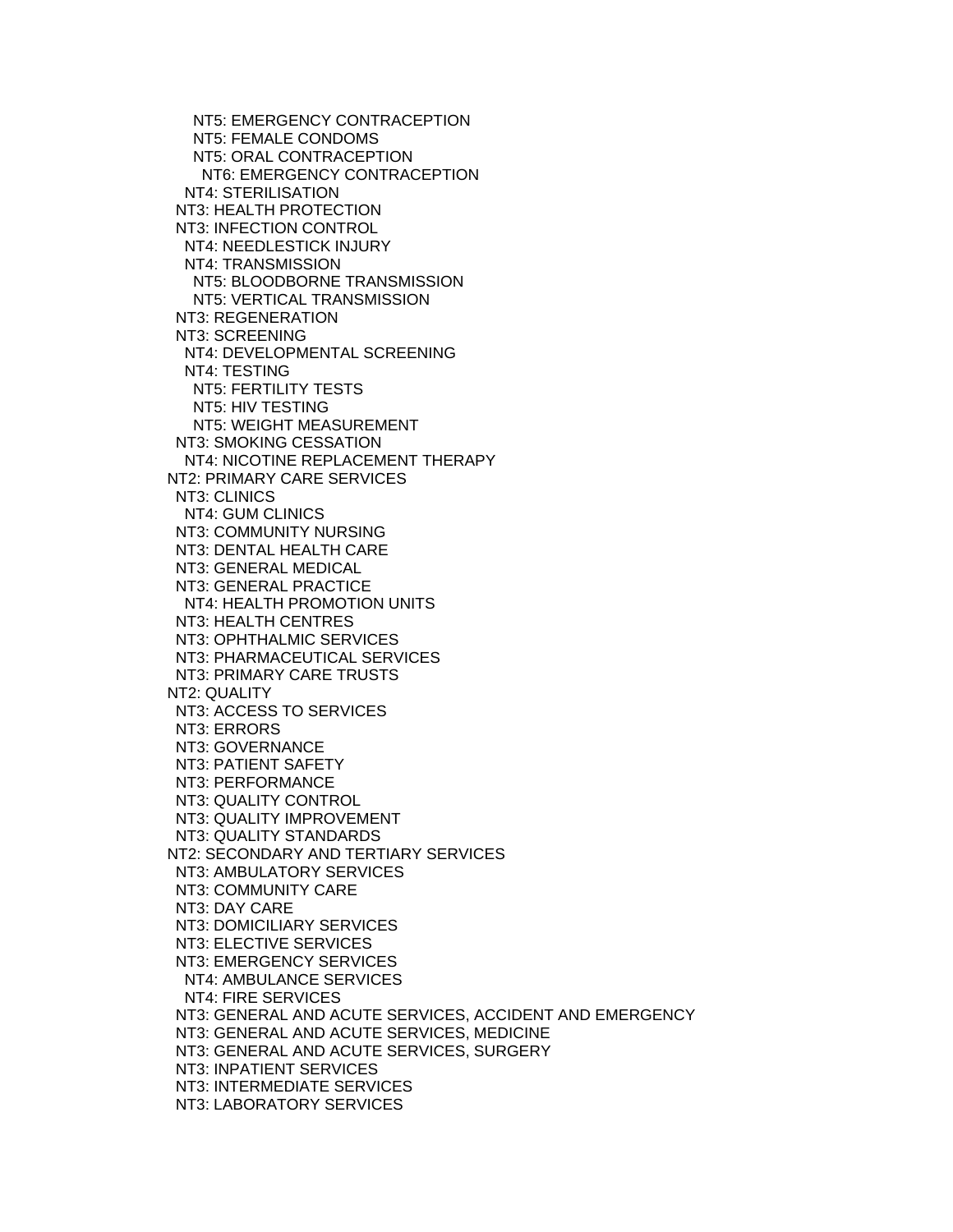NT5: EMERGENCY CONTRACEPTION
      NT5: FEMALE CONDOMS
      NT5: ORAL CONTRACEPTION
        NT6: EMERGENCY CONTRACEPTION
    NT4: STERILISATION
  NT3: HEALTH PROTECTION
  NT3: INFECTION CONTROL
    NT4: NEEDLESTICK INJURY
    NT4: TRANSMISSION
      NT5: BLOODBORNE TRANSMISSION
      NT5: VERTICAL TRANSMISSION
  NT3: REGENERATION
  NT3: SCREENING
    NT4: DEVELOPMENTAL SCREENING
    NT4: TESTING
      NT5: FERTILITY TESTS
      NT5: HIV TESTING
      NT5: WEIGHT MEASUREMENT
  NT3: SMOKING CESSATION
    NT4: NICOTINE REPLACEMENT THERAPY
NT2: PRIMARY CARE SERVICES
  NT3: CLINICS
    NT4: GUM CLINICS
  NT3: COMMUNITY NURSING
  NT3: DENTAL HEALTH CARE
  NT3: GENERAL MEDICAL
  NT3: GENERAL PRACTICE
    NT4: HEALTH PROMOTION UNITS
  NT3: HEALTH CENTRES
  NT3: OPHTHALMIC SERVICES
  NT3: PHARMACEUTICAL SERVICES
  NT3: PRIMARY CARE TRUSTS
NT2: QUALITY
  NT3: ACCESS TO SERVICES
  NT3: ERRORS
  NT3: GOVERNANCE
  NT3: PATIENT SAFETY
  NT3: PERFORMANCE
  NT3: QUALITY CONTROL
  NT3: QUALITY IMPROVEMENT
  NT3: QUALITY STANDARDS
NT2: SECONDARY AND TERTIARY SERVICES
  NT3: AMBULATORY SERVICES
  NT3: COMMUNITY CARE
  NT3: DAY CARE
  NT3: DOMICILIARY SERVICES
  NT3: ELECTIVE SERVICES
  NT3: EMERGENCY SERVICES
    NT4: AMBULANCE SERVICES
    NT4: FIRE SERVICES
  NT3: GENERAL AND ACUTE SERVICES, ACCIDENT AND EMERGENCY
  NT3: GENERAL AND ACUTE SERVICES, MEDICINE
  NT3: GENERAL AND ACUTE SERVICES, SURGERY
  NT3: INPATIENT SERVICES
  NT3: INTERMEDIATE SERVICES
  NT3: LABORATORY SERVICES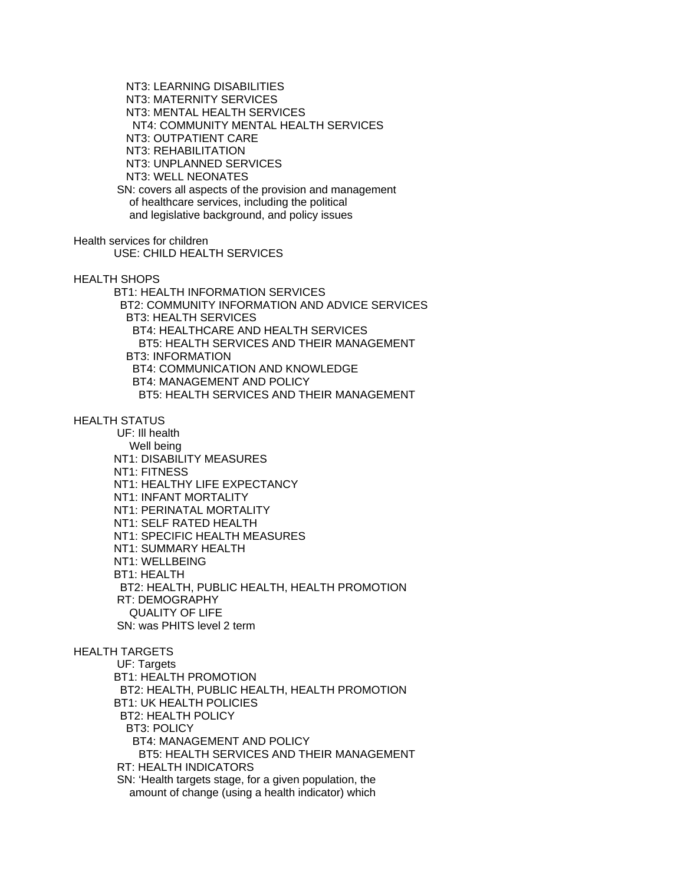NT3: LEARNING DISABILITIES
NT3: MATERNITY SERVICES
NT3: MENTAL HEALTH SERVICES
NT4: COMMUNITY MENTAL HEALTH SERVICES
NT3: OUTPATIENT CARE
NT3: REHABILITATION
NT3: UNPLANNED SERVICES
NT3: WELL NEONATES
SN: covers all aspects of the provision and management of healthcare services, including the political and legislative background, and policy issues

Health services for children
USE: CHILD HEALTH SERVICES

HEALTH SHOPS
BT1: HEALTH INFORMATION SERVICES
BT2: COMMUNITY INFORMATION AND ADVICE SERVICES
BT3: HEALTH SERVICES
BT4: HEALTHCARE AND HEALTH SERVICES
BT5: HEALTH SERVICES AND THEIR MANAGEMENT
BT3: INFORMATION
BT4: COMMUNICATION AND KNOWLEDGE
BT4: MANAGEMENT AND POLICY
BT5: HEALTH SERVICES AND THEIR MANAGEMENT

HEALTH STATUS
UF: Ill health
Well being
NT1: DISABILITY MEASURES
NT1: FITNESS
NT1: HEALTHY LIFE EXPECTANCY
NT1: INFANT MORTALITY
NT1: PERINATAL MORTALITY
NT1: SELF RATED HEALTH
NT1: SPECIFIC HEALTH MEASURES
NT1: SUMMARY HEALTH
NT1: WELLBEING
BT1: HEALTH
BT2: HEALTH, PUBLIC HEALTH, HEALTH PROMOTION
RT: DEMOGRAPHY
QUALITY OF LIFE
SN: was PHITS level 2 term

HEALTH TARGETS
UF: Targets
BT1: HEALTH PROMOTION
BT2: HEALTH, PUBLIC HEALTH, HEALTH PROMOTION
BT1: UK HEALTH POLICIES
BT2: HEALTH POLICY
BT3: POLICY
BT4: MANAGEMENT AND POLICY
BT5: HEALTH SERVICES AND THEIR MANAGEMENT
RT: HEALTH INDICATORS
SN: 'Health targets stage, for a given population, the amount of change (using a health indicator) which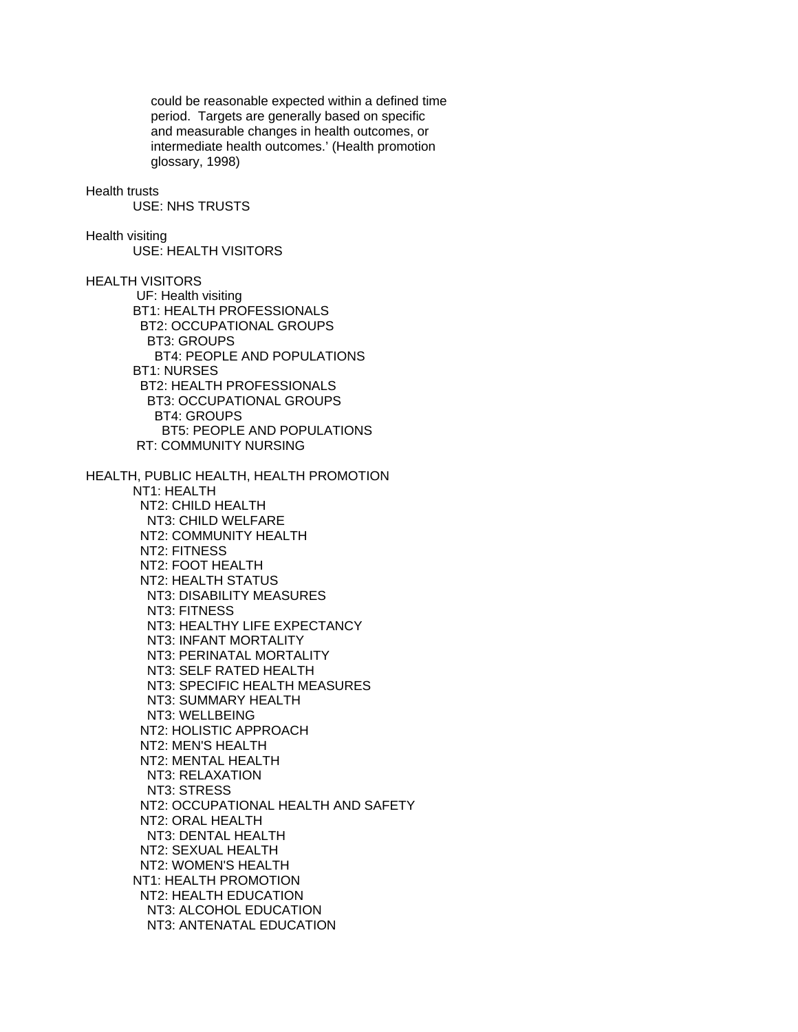could be reasonable expected within a defined time period. Targets are generally based on specific and measurable changes in health outcomes, or intermediate health outcomes.' (Health promotion glossary, 1998)

Health trusts
    USE: NHS TRUSTS

Health visiting
    USE: HEALTH VISITORS

HEALTH VISITORS
    UF: Health visiting
    BT1: HEALTH PROFESSIONALS
      BT2: OCCUPATIONAL GROUPS
        BT3: GROUPS
          BT4: PEOPLE AND POPULATIONS
    BT1: NURSES
      BT2: HEALTH PROFESSIONALS
        BT3: OCCUPATIONAL GROUPS
          BT4: GROUPS
            BT5: PEOPLE AND POPULATIONS
    RT: COMMUNITY NURSING

HEALTH, PUBLIC HEALTH, HEALTH PROMOTION
    NT1: HEALTH
      NT2: CHILD HEALTH
        NT3: CHILD WELFARE
      NT2: COMMUNITY HEALTH
      NT2: FITNESS
      NT2: FOOT HEALTH
      NT2: HEALTH STATUS
        NT3: DISABILITY MEASURES
        NT3: FITNESS
        NT3: HEALTHY LIFE EXPECTANCY
        NT3: INFANT MORTALITY
        NT3: PERINATAL MORTALITY
        NT3: SELF RATED HEALTH
        NT3: SPECIFIC HEALTH MEASURES
        NT3: SUMMARY HEALTH
        NT3: WELLBEING
      NT2: HOLISTIC APPROACH
      NT2: MEN'S HEALTH
      NT2: MENTAL HEALTH
        NT3: RELAXATION
        NT3: STRESS
      NT2: OCCUPATIONAL HEALTH AND SAFETY
      NT2: ORAL HEALTH
        NT3: DENTAL HEALTH
      NT2: SEXUAL HEALTH
      NT2: WOMEN'S HEALTH
    NT1: HEALTH PROMOTION
      NT2: HEALTH EDUCATION
        NT3: ALCOHOL EDUCATION
        NT3: ANTENATAL EDUCATION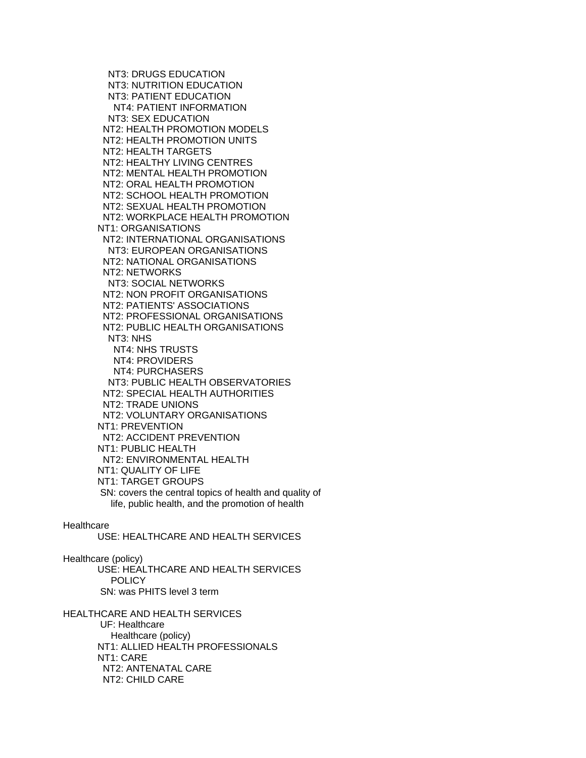NT3: DRUGS EDUCATION
NT3: NUTRITION EDUCATION
NT3: PATIENT EDUCATION
NT4: PATIENT INFORMATION
NT3: SEX EDUCATION
NT2: HEALTH PROMOTION MODELS
NT2: HEALTH PROMOTION UNITS
NT2: HEALTH TARGETS
NT2: HEALTHY LIVING CENTRES
NT2: MENTAL HEALTH PROMOTION
NT2: ORAL HEALTH PROMOTION
NT2: SCHOOL HEALTH PROMOTION
NT2: SEXUAL HEALTH PROMOTION
NT2: WORKPLACE HEALTH PROMOTION
NT1: ORGANISATIONS
NT2: INTERNATIONAL ORGANISATIONS
NT3: EUROPEAN ORGANISATIONS
NT2: NATIONAL ORGANISATIONS
NT2: NETWORKS
NT3: SOCIAL NETWORKS
NT2: NON PROFIT ORGANISATIONS
NT2: PATIENTS' ASSOCIATIONS
NT2: PROFESSIONAL ORGANISATIONS
NT2: PUBLIC HEALTH ORGANISATIONS
NT3: NHS
NT4: NHS TRUSTS
NT4: PROVIDERS
NT4: PURCHASERS
NT3: PUBLIC HEALTH OBSERVATORIES
NT2: SPECIAL HEALTH AUTHORITIES
NT2: TRADE UNIONS
NT2: VOLUNTARY ORGANISATIONS
NT1: PREVENTION
NT2: ACCIDENT PREVENTION
NT1: PUBLIC HEALTH
NT2: ENVIRONMENTAL HEALTH
NT1: QUALITY OF LIFE
NT1: TARGET GROUPS
SN: covers the central topics of health and quality of life, public health, and the promotion of health

Healthcare
USE: HEALTHCARE AND HEALTH SERVICES

Healthcare (policy)
USE: HEALTHCARE AND HEALTH SERVICES POLICY
SN: was PHITS level 3 term

HEALTHCARE AND HEALTH SERVICES
UF: Healthcare
Healthcare (policy)
NT1: ALLIED HEALTH PROFESSIONALS
NT1: CARE
NT2: ANTENATAL CARE
NT2: CHILD CARE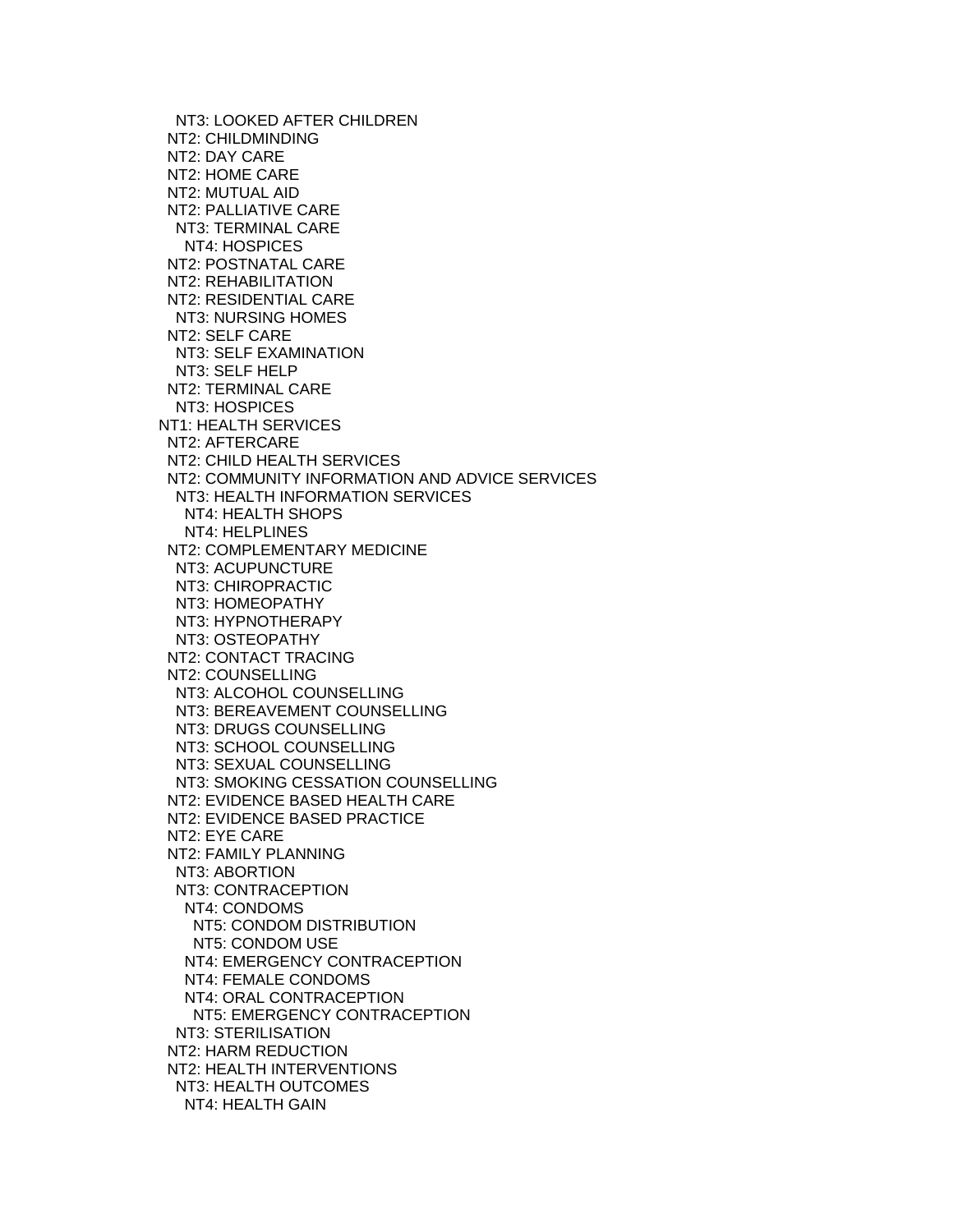NT3: LOOKED AFTER CHILDREN
  NT2: CHILDMINDING
  NT2: DAY CARE
  NT2: HOME CARE
  NT2: MUTUAL AID
  NT2: PALLIATIVE CARE
    NT3: TERMINAL CARE
      NT4: HOSPICES
  NT2: POSTNATAL CARE
  NT2: REHABILITATION
  NT2: RESIDENTIAL CARE
    NT3: NURSING HOMES
  NT2: SELF CARE
    NT3: SELF EXAMINATION
    NT3: SELF HELP
  NT2: TERMINAL CARE
    NT3: HOSPICES
NT1: HEALTH SERVICES
  NT2: AFTERCARE
  NT2: CHILD HEALTH SERVICES
  NT2: COMMUNITY INFORMATION AND ADVICE SERVICES
    NT3: HEALTH INFORMATION SERVICES
      NT4: HEALTH SHOPS
      NT4: HELPLINES
  NT2: COMPLEMENTARY MEDICINE
    NT3: ACUPUNCTURE
    NT3: CHIROPRACTIC
    NT3: HOMEOPATHY
    NT3: HYPNOTHERAPY
    NT3: OSTEOPATHY
  NT2: CONTACT TRACING
  NT2: COUNSELLING
    NT3: ALCOHOL COUNSELLING
    NT3: BEREAVEMENT COUNSELLING
    NT3: DRUGS COUNSELLING
    NT3: SCHOOL COUNSELLING
    NT3: SEXUAL COUNSELLING
    NT3: SMOKING CESSATION COUNSELLING
  NT2: EVIDENCE BASED HEALTH CARE
  NT2: EVIDENCE BASED PRACTICE
  NT2: EYE CARE
  NT2: FAMILY PLANNING
    NT3: ABORTION
    NT3: CONTRACEPTION
      NT4: CONDOMS
        NT5: CONDOM DISTRIBUTION
        NT5: CONDOM USE
      NT4: EMERGENCY CONTRACEPTION
      NT4: FEMALE CONDOMS
      NT4: ORAL CONTRACEPTION
        NT5: EMERGENCY CONTRACEPTION
    NT3: STERILISATION
  NT2: HARM REDUCTION
  NT2: HEALTH INTERVENTIONS
    NT3: HEALTH OUTCOMES
      NT4: HEALTH GAIN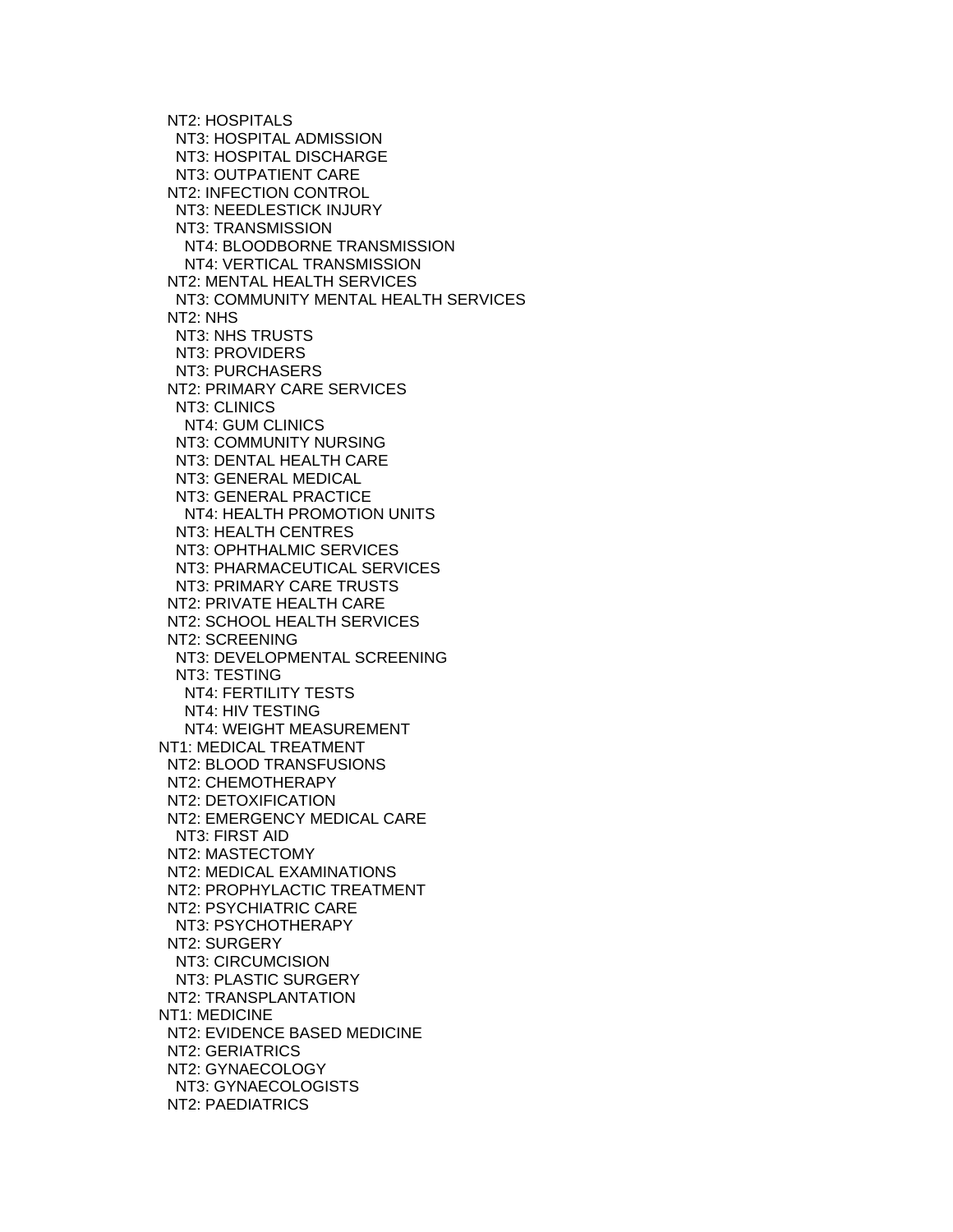NT2: HOSPITALS
  NT3: HOSPITAL ADMISSION
  NT3: HOSPITAL DISCHARGE
  NT3: OUTPATIENT CARE
NT2: INFECTION CONTROL
  NT3: NEEDLESTICK INJURY
  NT3: TRANSMISSION
    NT4: BLOODBORNE TRANSMISSION
    NT4: VERTICAL TRANSMISSION
NT2: MENTAL HEALTH SERVICES
  NT3: COMMUNITY MENTAL HEALTH SERVICES
NT2: NHS
  NT3: NHS TRUSTS
  NT3: PROVIDERS
  NT3: PURCHASERS
NT2: PRIMARY CARE SERVICES
  NT3: CLINICS
    NT4: GUM CLINICS
  NT3: COMMUNITY NURSING
  NT3: DENTAL HEALTH CARE
  NT3: GENERAL MEDICAL
  NT3: GENERAL PRACTICE
    NT4: HEALTH PROMOTION UNITS
  NT3: HEALTH CENTRES
  NT3: OPHTHALMIC SERVICES
  NT3: PHARMACEUTICAL SERVICES
  NT3: PRIMARY CARE TRUSTS
NT2: PRIVATE HEALTH CARE
NT2: SCHOOL HEALTH SERVICES
NT2: SCREENING
  NT3: DEVELOPMENTAL SCREENING
  NT3: TESTING
    NT4: FERTILITY TESTS
    NT4: HIV TESTING
    NT4: WEIGHT MEASUREMENT
NT1: MEDICAL TREATMENT
NT2: BLOOD TRANSFUSIONS
NT2: CHEMOTHERAPY
NT2: DETOXIFICATION
NT2: EMERGENCY MEDICAL CARE
  NT3: FIRST AID
NT2: MASTECTOMY
NT2: MEDICAL EXAMINATIONS
NT2: PROPHYLACTIC TREATMENT
NT2: PSYCHIATRIC CARE
  NT3: PSYCHOTHERAPY
NT2: SURGERY
  NT3: CIRCUMCISION
  NT3: PLASTIC SURGERY
NT2: TRANSPLANTATION
NT1: MEDICINE
NT2: EVIDENCE BASED MEDICINE
NT2: GERIATRICS
NT2: GYNAECOLOGY
  NT3: GYNAECOLOGISTS
NT2: PAEDIATRICS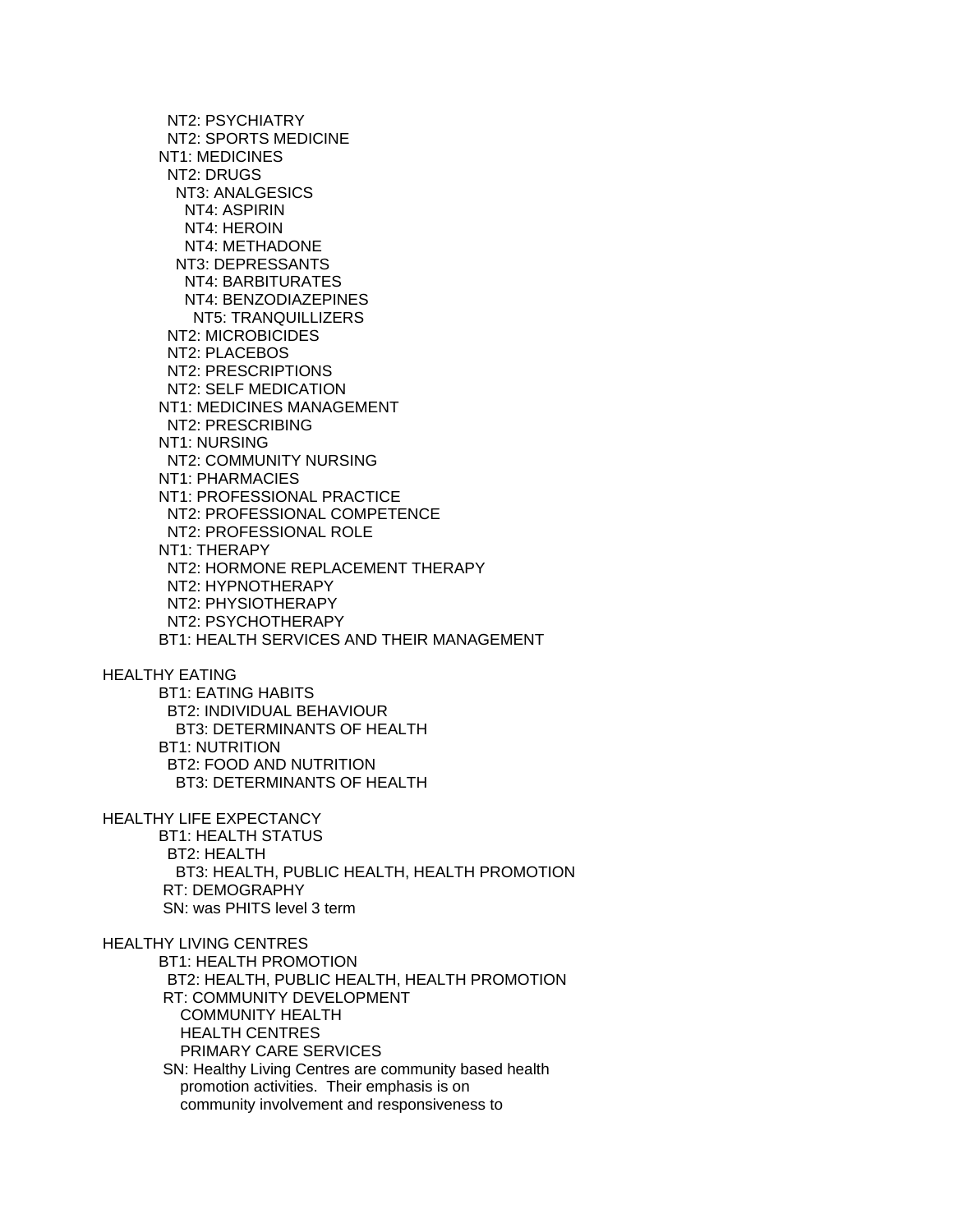```
      NT2: PSYCHIATRY
      NT2: SPORTS MEDICINE
     NT1: MEDICINES
      NT2: DRUGS
       NT3: ANALGESICS
        NT4: ASPIRIN
        NT4: HEROIN
        NT4: METHADONE
       NT3: DEPRESSANTS
        NT4: BARBITURATES
        NT4: BENZODIAZEPINES
         NT5: TRANQUILLIZERS
      NT2: MICROBICIDES
      NT2: PLACEBOS
      NT2: PRESCRIPTIONS
      NT2: SELF MEDICATION
     NT1: MEDICINES MANAGEMENT
      NT2: PRESCRIBING
     NT1: NURSING
      NT2: COMMUNITY NURSING
     NT1: PHARMACIES
     NT1: PROFESSIONAL PRACTICE
      NT2: PROFESSIONAL COMPETENCE
      NT2: PROFESSIONAL ROLE
     NT1: THERAPY
      NT2: HORMONE REPLACEMENT THERAPY
      NT2: HYPNOTHERAPY
      NT2: PHYSIOTHERAPY
      NT2: PSYCHOTHERAPY
     BT1: HEALTH SERVICES AND THEIR MANAGEMENT

HEALTHY EATING
     BT1: EATING HABITS
      BT2: INDIVIDUAL BEHAVIOUR
       BT3: DETERMINANTS OF HEALTH
     BT1: NUTRITION
      BT2: FOOD AND NUTRITION
       BT3: DETERMINANTS OF HEALTH

HEALTHY LIFE EXPECTANCY
     BT1: HEALTH STATUS
      BT2: HEALTH
       BT3: HEALTH, PUBLIC HEALTH, HEALTH PROMOTION
     RT: DEMOGRAPHY
     SN: was PHITS level 3 term

HEALTHY LIVING CENTRES
     BT1: HEALTH PROMOTION
      BT2: HEALTH, PUBLIC HEALTH, HEALTH PROMOTION
     RT: COMMUNITY DEVELOPMENT
        COMMUNITY HEALTH
        HEALTH CENTRES
        PRIMARY CARE SERVICES
     SN: Healthy Living Centres are community based health
        promotion activities.  Their emphasis is on
        community involvement and responsiveness to
```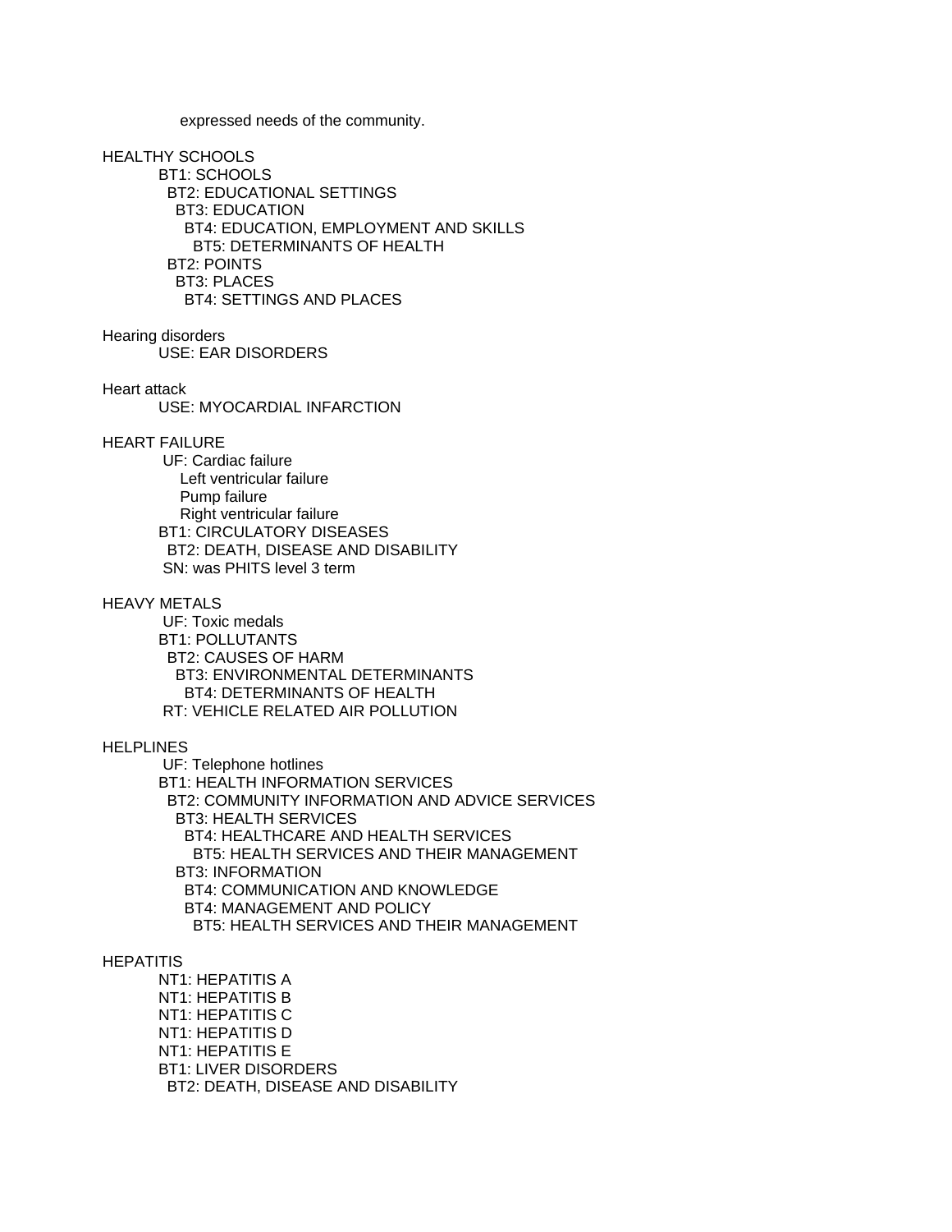expressed needs of the community.

HEALTHY SCHOOLS
BT1: SCHOOLS
BT2: EDUCATIONAL SETTINGS
BT3: EDUCATION
BT4: EDUCATION, EMPLOYMENT AND SKILLS
BT5: DETERMINANTS OF HEALTH
BT2: POINTS
BT3: PLACES
BT4: SETTINGS AND PLACES

Hearing disorders
USE: EAR DISORDERS

Heart attack
USE: MYOCARDIAL INFARCTION

HEART FAILURE
UF: Cardiac failure
Left ventricular failure
Pump failure
Right ventricular failure
BT1: CIRCULATORY DISEASES
BT2: DEATH, DISEASE AND DISABILITY
SN: was PHITS level 3 term

HEAVY METALS
UF: Toxic medals
BT1: POLLUTANTS
BT2: CAUSES OF HARM
BT3: ENVIRONMENTAL DETERMINANTS
BT4: DETERMINANTS OF HEALTH
RT: VEHICLE RELATED AIR POLLUTION

HELPLINES
UF: Telephone hotlines
BT1: HEALTH INFORMATION SERVICES
BT2: COMMUNITY INFORMATION AND ADVICE SERVICES
BT3: HEALTH SERVICES
BT4: HEALTHCARE AND HEALTH SERVICES
BT5: HEALTH SERVICES AND THEIR MANAGEMENT
BT3: INFORMATION
BT4: COMMUNICATION AND KNOWLEDGE
BT4: MANAGEMENT AND POLICY
BT5: HEALTH SERVICES AND THEIR MANAGEMENT

HEPATITIS
NT1: HEPATITIS A
NT1: HEPATITIS B
NT1: HEPATITIS C
NT1: HEPATITIS D
NT1: HEPATITIS E
BT1: LIVER DISORDERS
BT2: DEATH, DISEASE AND DISABILITY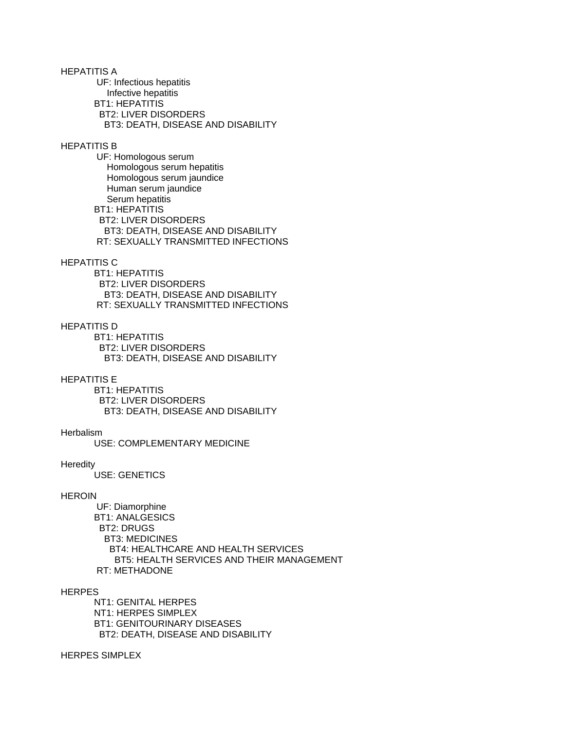HEPATITIS A

UF: Infectious hepatitis
  Infective hepatitis
BT1: HEPATITIS
  BT2: LIVER DISORDERS
    BT3: DEATH, DISEASE AND DISABILITY

HEPATITIS B

UF: Homologous serum
  Homologous serum hepatitis
  Homologous serum jaundice
  Human serum jaundice
  Serum hepatitis
BT1: HEPATITIS
  BT2: LIVER DISORDERS
    BT3: DEATH, DISEASE AND DISABILITY
RT: SEXUALLY TRANSMITTED INFECTIONS

HEPATITIS C

BT1: HEPATITIS
  BT2: LIVER DISORDERS
    BT3: DEATH, DISEASE AND DISABILITY
RT: SEXUALLY TRANSMITTED INFECTIONS

HEPATITIS D

BT1: HEPATITIS
  BT2: LIVER DISORDERS
    BT3: DEATH, DISEASE AND DISABILITY

HEPATITIS E

BT1: HEPATITIS
  BT2: LIVER DISORDERS
    BT3: DEATH, DISEASE AND DISABILITY

Herbalism

USE: COMPLEMENTARY MEDICINE

Heredity

USE: GENETICS

HEROIN

UF: Diamorphine
BT1: ANALGESICS
  BT2: DRUGS
    BT3: MEDICINES
      BT4: HEALTHCARE AND HEALTH SERVICES
        BT5: HEALTH SERVICES AND THEIR MANAGEMENT
RT: METHADONE

HERPES

NT1: GENITAL HERPES
NT1: HERPES SIMPLEX
BT1: GENITOURINARY DISEASES
  BT2: DEATH, DISEASE AND DISABILITY

HERPES SIMPLEX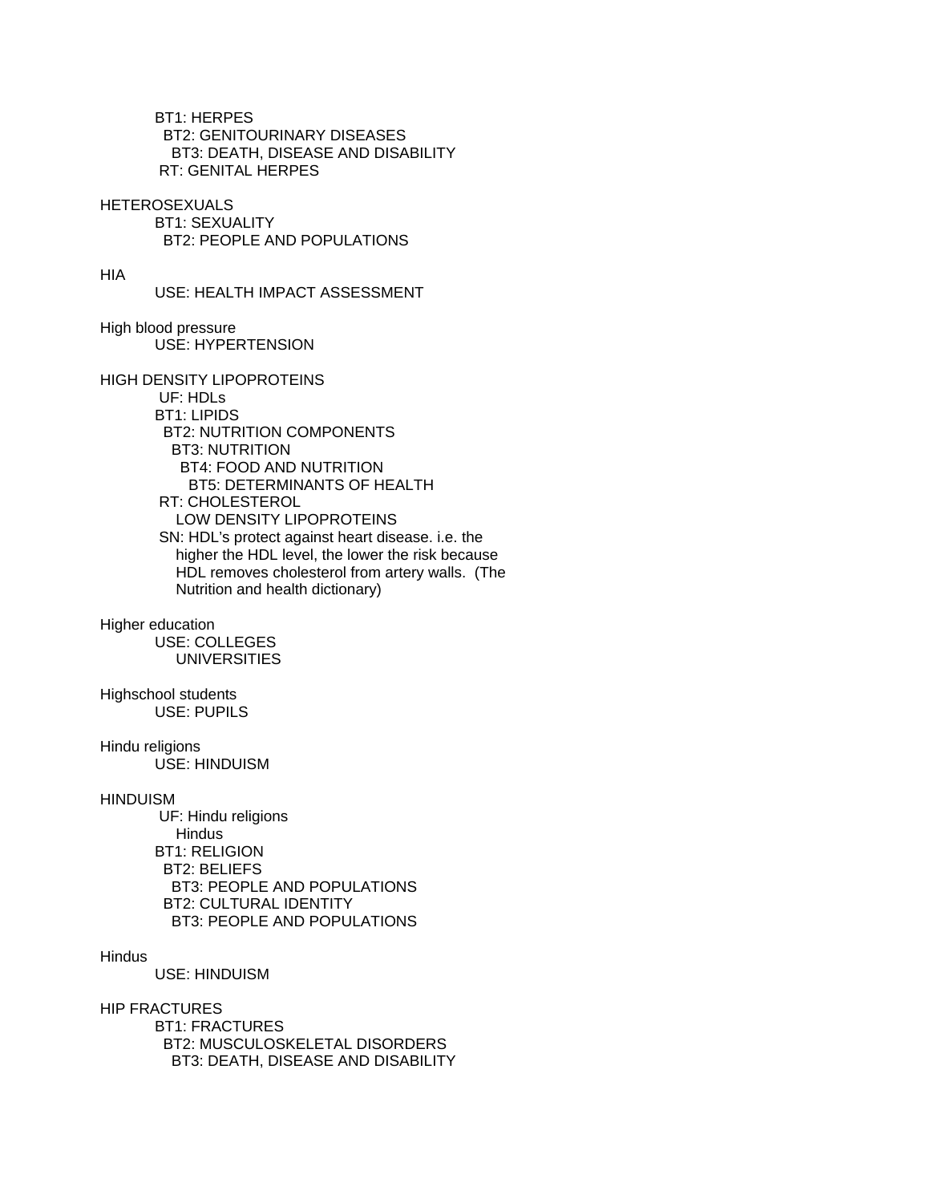BT1: HERPES
  BT2: GENITOURINARY DISEASES
    BT3: DEATH, DISEASE AND DISABILITY
 RT: GENITAL HERPES

HETEROSEXUALS
BT1: SEXUALITY
  BT2: PEOPLE AND POPULATIONS

HIA
USE: HEALTH IMPACT ASSESSMENT

High blood pressure
USE: HYPERTENSION

HIGH DENSITY LIPOPROTEINS
 UF: HDLs
BT1: LIPIDS
  BT2: NUTRITION COMPONENTS
    BT3: NUTRITION
      BT4: FOOD AND NUTRITION
        BT5: DETERMINANTS OF HEALTH
 RT: CHOLESTEROL
    LOW DENSITY LIPOPROTEINS
 SN: HDL's protect against heart disease. i.e. the higher the HDL level, the lower the risk because HDL removes cholesterol from artery walls. (The Nutrition and health dictionary)

Higher education
USE: COLLEGES
    UNIVERSITIES

Highschool students
USE: PUPILS

Hindu religions
USE: HINDUISM

HINDUISM
 UF: Hindu religions
    Hindus
BT1: RELIGION
  BT2: BELIEFS
    BT3: PEOPLE AND POPULATIONS
  BT2: CULTURAL IDENTITY
    BT3: PEOPLE AND POPULATIONS

Hindus
USE: HINDUISM

HIP FRACTURES
BT1: FRACTURES
  BT2: MUSCULOSKELETAL DISORDERS
    BT3: DEATH, DISEASE AND DISABILITY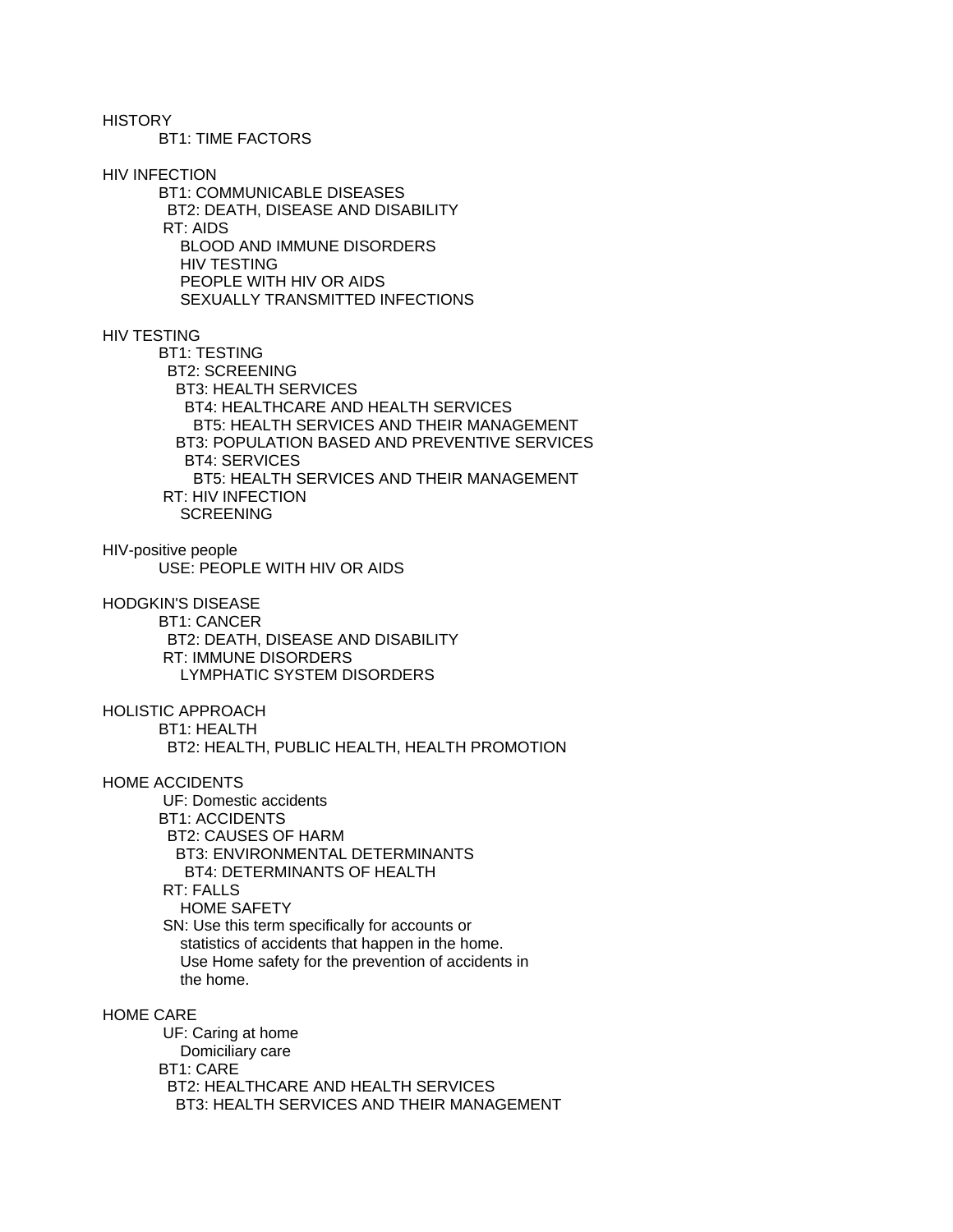HISTORY
BT1: TIME FACTORS

HIV INFECTION
BT1: COMMUNICABLE DISEASES
  BT2: DEATH, DISEASE AND DISABILITY
 RT: AIDS
  BLOOD AND IMMUNE DISORDERS
  HIV TESTING
  PEOPLE WITH HIV OR AIDS
  SEXUALLY TRANSMITTED INFECTIONS

HIV TESTING
BT1: TESTING
  BT2: SCREENING
    BT3: HEALTH SERVICES
      BT4: HEALTHCARE AND HEALTH SERVICES
        BT5: HEALTH SERVICES AND THEIR MANAGEMENT
    BT3: POPULATION BASED AND PREVENTIVE SERVICES
      BT4: SERVICES
        BT5: HEALTH SERVICES AND THEIR MANAGEMENT
 RT: HIV INFECTION
  SCREENING

HIV-positive people
USE: PEOPLE WITH HIV OR AIDS

HODGKIN'S DISEASE
BT1: CANCER
  BT2: DEATH, DISEASE AND DISABILITY
 RT: IMMUNE DISORDERS
  LYMPHATIC SYSTEM DISORDERS

HOLISTIC APPROACH
BT1: HEALTH
  BT2: HEALTH, PUBLIC HEALTH, HEALTH PROMOTION

HOME ACCIDENTS
 UF: Domestic accidents
BT1: ACCIDENTS
  BT2: CAUSES OF HARM
    BT3: ENVIRONMENTAL DETERMINANTS
      BT4: DETERMINANTS OF HEALTH
 RT: FALLS
  HOME SAFETY
 SN: Use this term specifically for accounts or
  statistics of accidents that happen in the home.
  Use Home safety for the prevention of accidents in
  the home.

HOME CARE
 UF: Caring at home
  Domiciliary care
BT1: CARE
  BT2: HEALTHCARE AND HEALTH SERVICES
    BT3: HEALTH SERVICES AND THEIR MANAGEMENT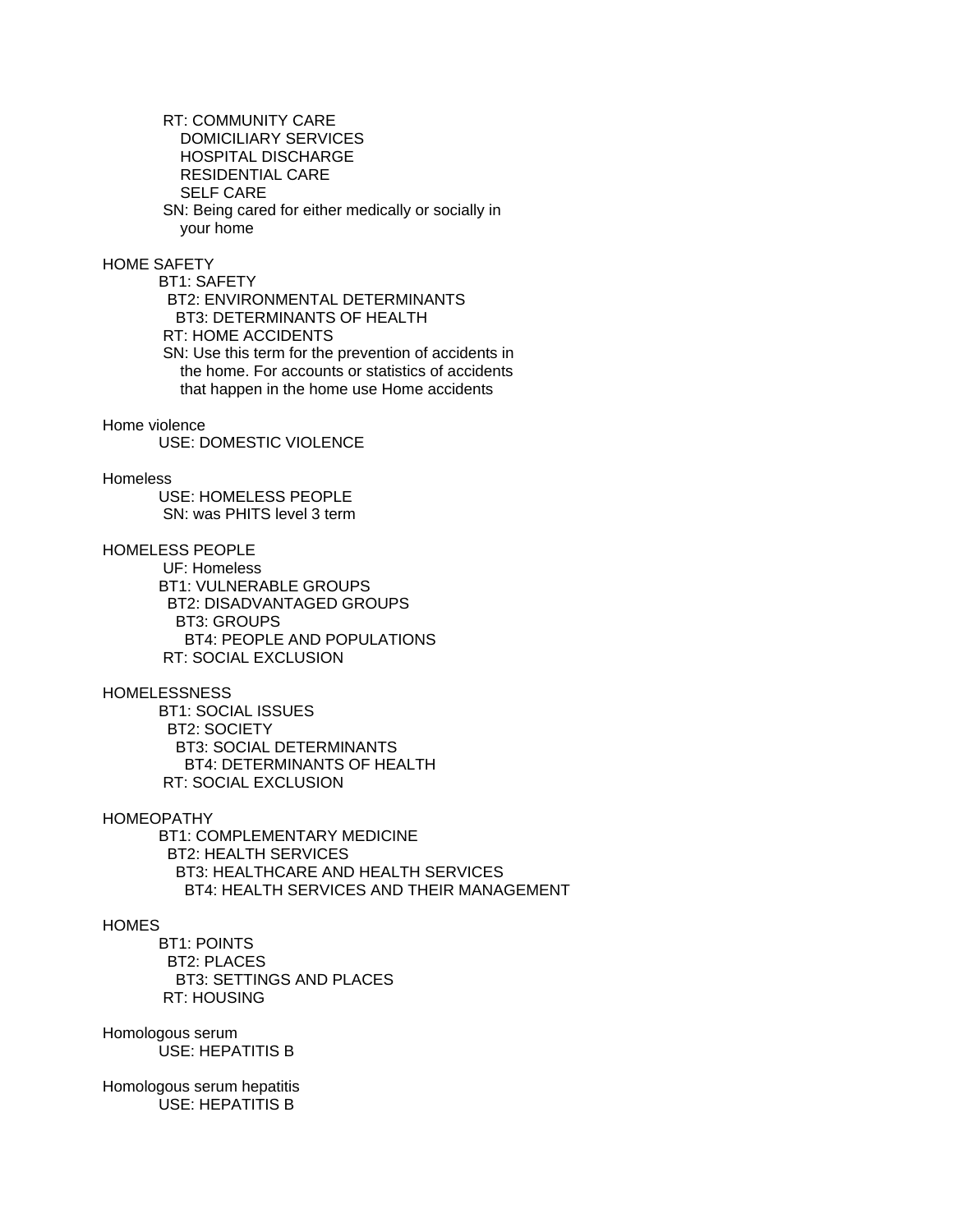RT: COMMUNITY CARE
   DOMICILIARY SERVICES
   HOSPITAL DISCHARGE
   RESIDENTIAL CARE
   SELF CARE
SN: Being cared for either medically or socially in your home

HOME SAFETY
  BT1: SAFETY
    BT2: ENVIRONMENTAL DETERMINANTS
      BT3: DETERMINANTS OF HEALTH
  RT: HOME ACCIDENTS
  SN: Use this term for the prevention of accidents in the home. For accounts or statistics of accidents that happen in the home use Home accidents

Home violence
  USE: DOMESTIC VIOLENCE

Homeless
  USE: HOMELESS PEOPLE
  SN: was PHITS level 3 term

HOMELESS PEOPLE
  UF: Homeless
  BT1: VULNERABLE GROUPS
    BT2: DISADVANTAGED GROUPS
      BT3: GROUPS
        BT4: PEOPLE AND POPULATIONS
  RT: SOCIAL EXCLUSION

HOMELESSNESS
  BT1: SOCIAL ISSUES
    BT2: SOCIETY
      BT3: SOCIAL DETERMINANTS
        BT4: DETERMINANTS OF HEALTH
  RT: SOCIAL EXCLUSION

HOMEOPATHY
  BT1: COMPLEMENTARY MEDICINE
    BT2: HEALTH SERVICES
      BT3: HEALTHCARE AND HEALTH SERVICES
        BT4: HEALTH SERVICES AND THEIR MANAGEMENT

HOMES
  BT1: POINTS
    BT2: PLACES
      BT3: SETTINGS AND PLACES
  RT: HOUSING

Homologous serum
  USE: HEPATITIS B

Homologous serum hepatitis
  USE: HEPATITIS B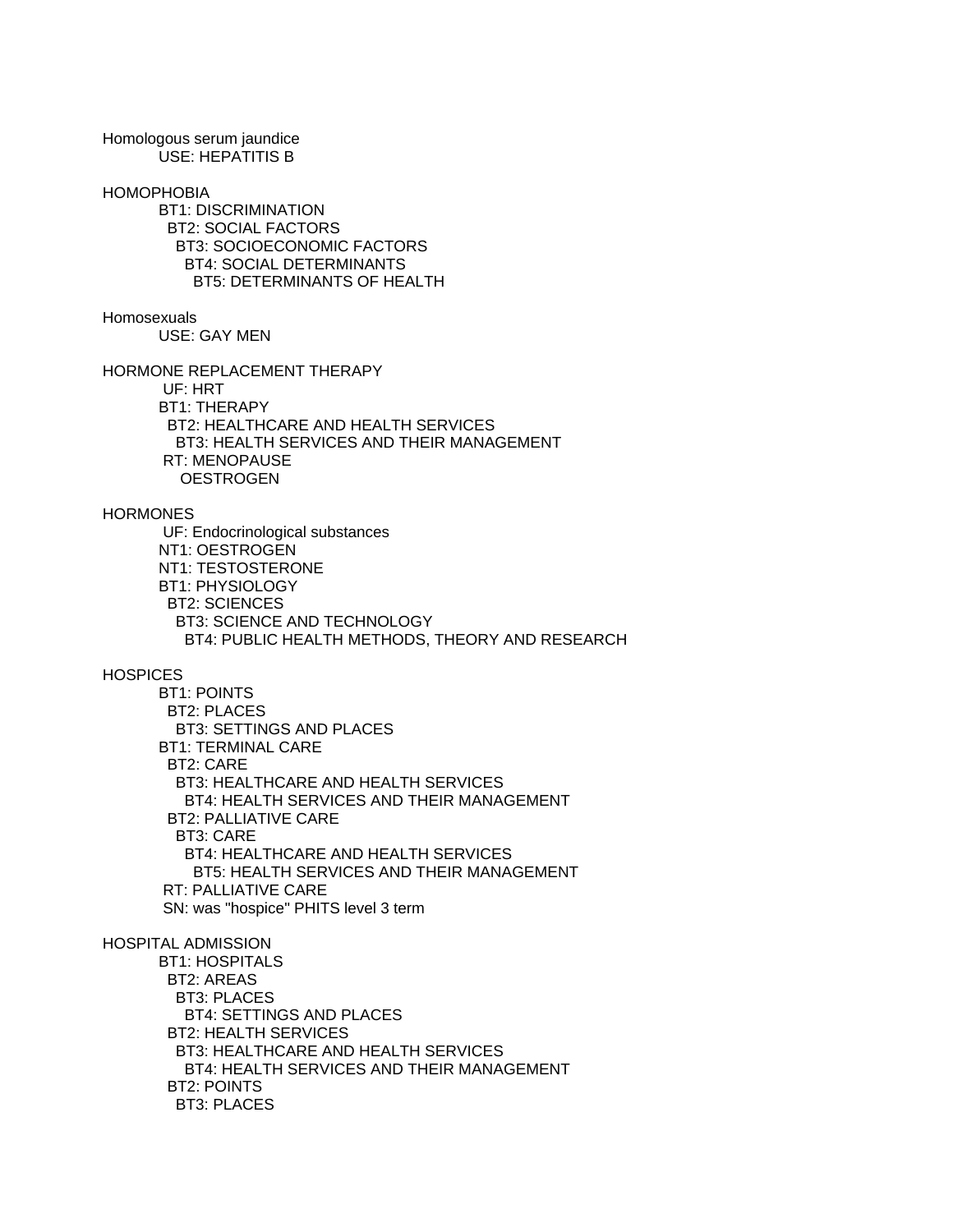Homologous serum jaundice
USE: HEPATITIS B

HOMOPHOBIA
BT1: DISCRIMINATION
BT2: SOCIAL FACTORS
BT3: SOCIOECONOMIC FACTORS
BT4: SOCIAL DETERMINANTS
BT5: DETERMINANTS OF HEALTH

Homosexuals
USE: GAY MEN

HORMONE REPLACEMENT THERAPY
UF: HRT
BT1: THERAPY
BT2: HEALTHCARE AND HEALTH SERVICES
BT3: HEALTH SERVICES AND THEIR MANAGEMENT
RT: MENOPAUSE
OESTROGEN

HORMONES
UF: Endocrinological substances
NT1: OESTROGEN
NT1: TESTOSTERONE
BT1: PHYSIOLOGY
BT2: SCIENCES
BT3: SCIENCE AND TECHNOLOGY
BT4: PUBLIC HEALTH METHODS, THEORY AND RESEARCH

HOSPICES
BT1: POINTS
BT2: PLACES
BT3: SETTINGS AND PLACES
BT1: TERMINAL CARE
BT2: CARE
BT3: HEALTHCARE AND HEALTH SERVICES
BT4: HEALTH SERVICES AND THEIR MANAGEMENT
BT2: PALLIATIVE CARE
BT3: CARE
BT4: HEALTHCARE AND HEALTH SERVICES
BT5: HEALTH SERVICES AND THEIR MANAGEMENT
RT: PALLIATIVE CARE
SN: was "hospice" PHITS level 3 term

HOSPITAL ADMISSION
BT1: HOSPITALS
BT2: AREAS
BT3: PLACES
BT4: SETTINGS AND PLACES
BT2: HEALTH SERVICES
BT3: HEALTHCARE AND HEALTH SERVICES
BT4: HEALTH SERVICES AND THEIR MANAGEMENT
BT2: POINTS
BT3: PLACES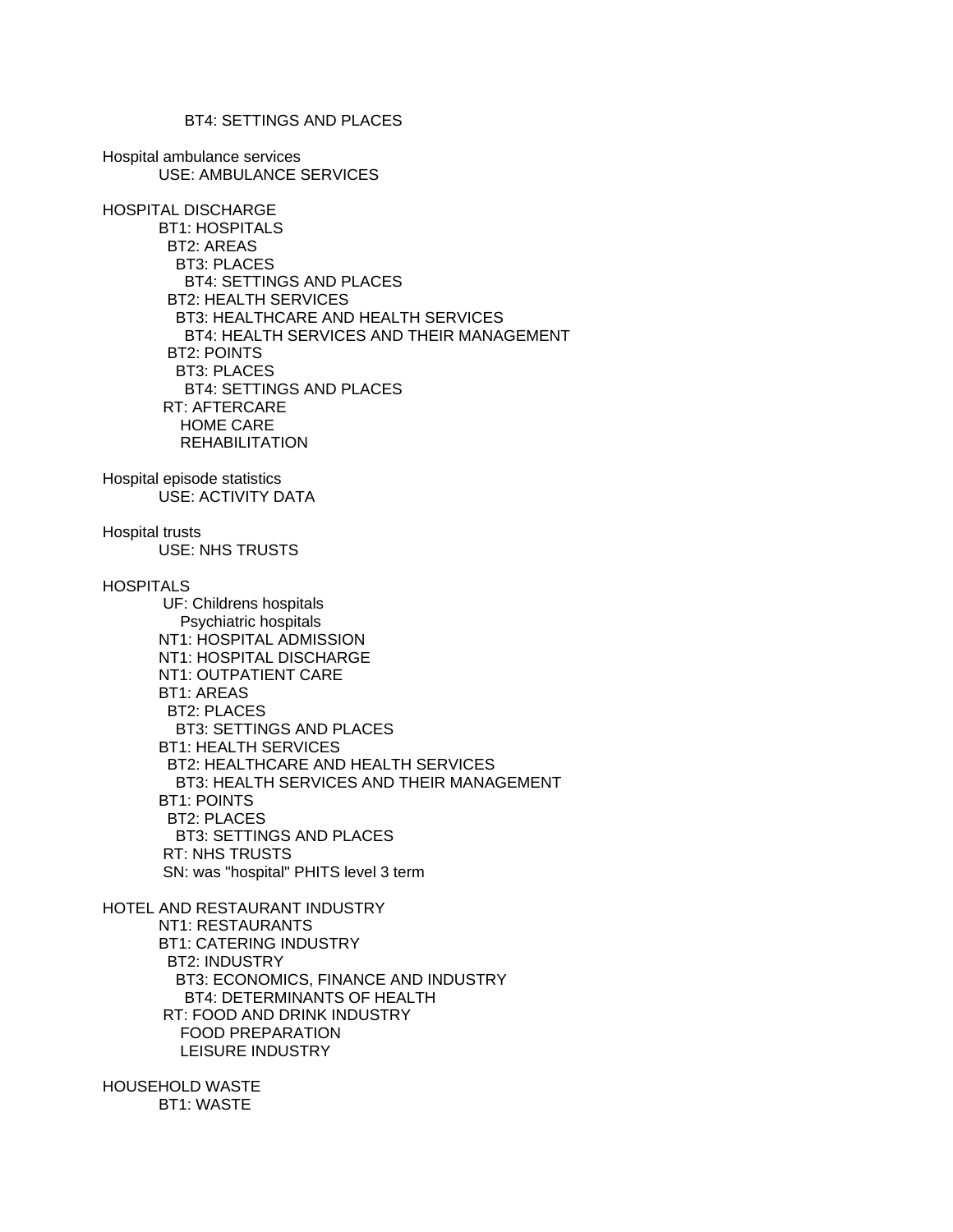BT4: SETTINGS AND PLACES

Hospital ambulance services
USE: AMBULANCE SERVICES

HOSPITAL DISCHARGE
BT1: HOSPITALS
  BT2: AREAS
    BT3: PLACES
      BT4: SETTINGS AND PLACES
  BT2: HEALTH SERVICES
    BT3: HEALTHCARE AND HEALTH SERVICES
      BT4: HEALTH SERVICES AND THEIR MANAGEMENT
  BT2: POINTS
    BT3: PLACES
      BT4: SETTINGS AND PLACES
RT: AFTERCARE
  HOME CARE
  REHABILITATION

Hospital episode statistics
USE: ACTIVITY DATA

Hospital trusts
USE: NHS TRUSTS

HOSPITALS
UF: Childrens hospitals
  Psychiatric hospitals
NT1: HOSPITAL ADMISSION
NT1: HOSPITAL DISCHARGE
NT1: OUTPATIENT CARE
BT1: AREAS
  BT2: PLACES
    BT3: SETTINGS AND PLACES
BT1: HEALTH SERVICES
  BT2: HEALTHCARE AND HEALTH SERVICES
    BT3: HEALTH SERVICES AND THEIR MANAGEMENT
BT1: POINTS
  BT2: PLACES
    BT3: SETTINGS AND PLACES
RT: NHS TRUSTS
SN: was "hospital" PHITS level 3 term

HOTEL AND RESTAURANT INDUSTRY
NT1: RESTAURANTS
BT1: CATERING INDUSTRY
  BT2: INDUSTRY
    BT3: ECONOMICS, FINANCE AND INDUSTRY
      BT4: DETERMINANTS OF HEALTH
RT: FOOD AND DRINK INDUSTRY
  FOOD PREPARATION
  LEISURE INDUSTRY

HOUSEHOLD WASTE
BT1: WASTE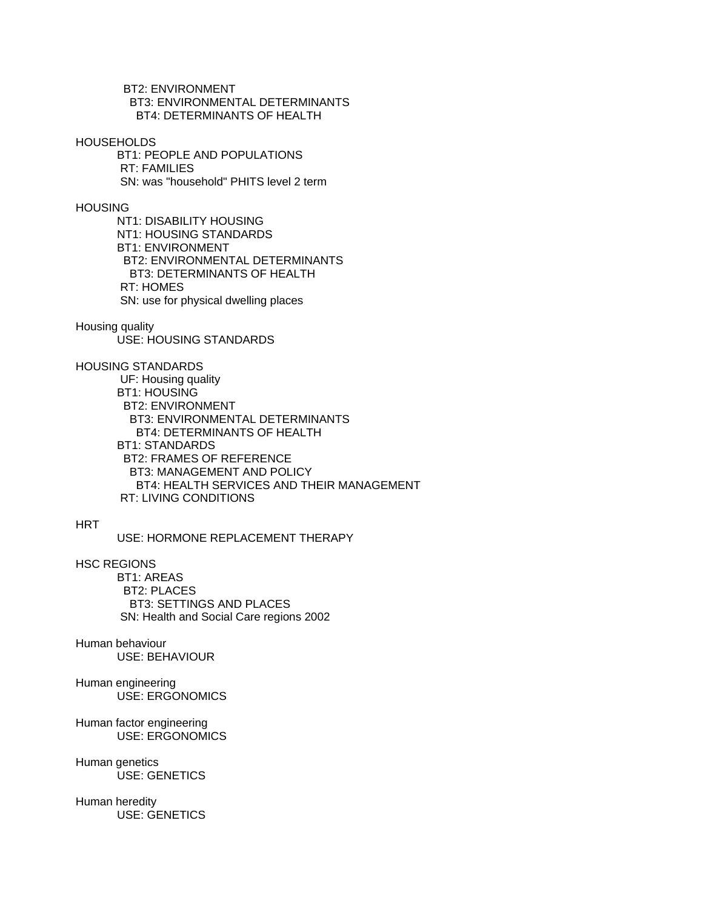BT2: ENVIRONMENT
BT3: ENVIRONMENTAL DETERMINANTS
BT4: DETERMINANTS OF HEALTH

HOUSEHOLDS
BT1: PEOPLE AND POPULATIONS
RT: FAMILIES
SN: was "household" PHITS level 2 term

HOUSING
NT1: DISABILITY HOUSING
NT1: HOUSING STANDARDS
BT1: ENVIRONMENT
BT2: ENVIRONMENTAL DETERMINANTS
BT3: DETERMINANTS OF HEALTH
RT: HOMES
SN: use for physical dwelling places

Housing quality
USE: HOUSING STANDARDS

HOUSING STANDARDS
UF: Housing quality
BT1: HOUSING
BT2: ENVIRONMENT
BT3: ENVIRONMENTAL DETERMINANTS
BT4: DETERMINANTS OF HEALTH
BT1: STANDARDS
BT2: FRAMES OF REFERENCE
BT3: MANAGEMENT AND POLICY
BT4: HEALTH SERVICES AND THEIR MANAGEMENT
RT: LIVING CONDITIONS

HRT
USE: HORMONE REPLACEMENT THERAPY

HSC REGIONS
BT1: AREAS
BT2: PLACES
BT3: SETTINGS AND PLACES
SN: Health and Social Care regions 2002

Human behaviour
USE: BEHAVIOUR

Human engineering
USE: ERGONOMICS

Human factor engineering
USE: ERGONOMICS

Human genetics
USE: GENETICS

Human heredity
USE: GENETICS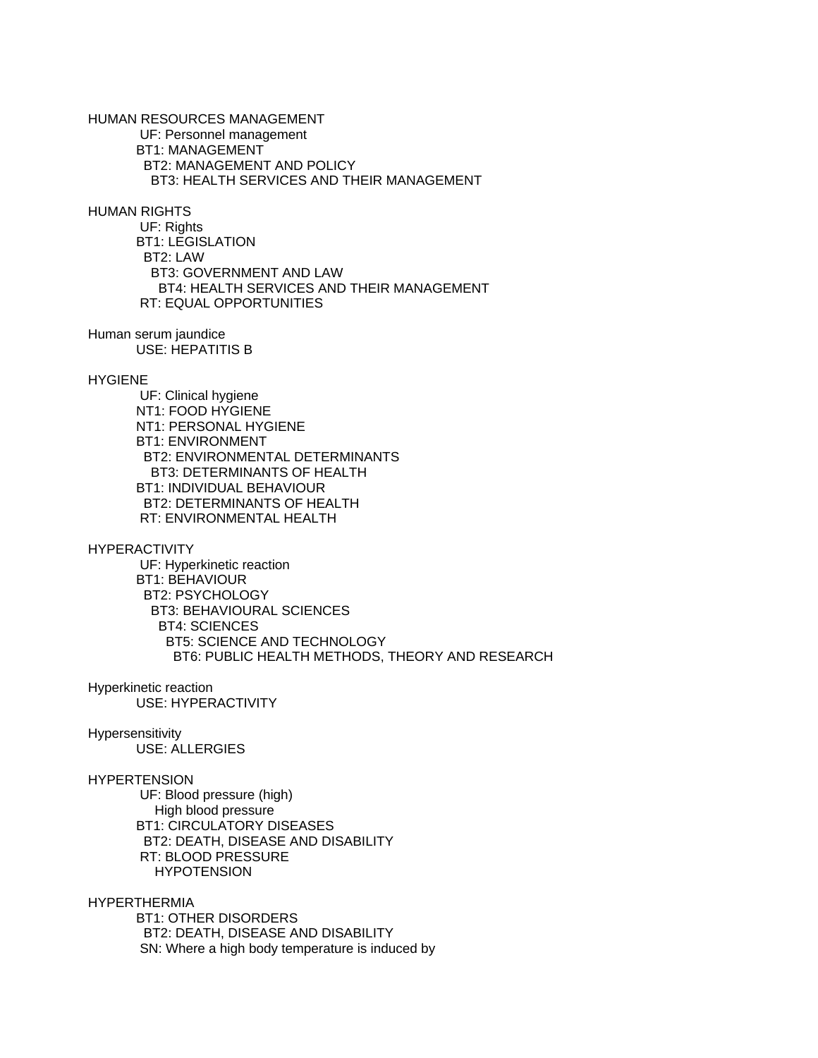HUMAN RESOURCES MANAGEMENT
UF: Personnel management
BT1: MANAGEMENT
BT2: MANAGEMENT AND POLICY
BT3: HEALTH SERVICES AND THEIR MANAGEMENT

HUMAN RIGHTS
UF: Rights
BT1: LEGISLATION
BT2: LAW
BT3: GOVERNMENT AND LAW
BT4: HEALTH SERVICES AND THEIR MANAGEMENT
RT: EQUAL OPPORTUNITIES

Human serum jaundice
USE: HEPATITIS B

HYGIENE
UF: Clinical hygiene
NT1: FOOD HYGIENE
NT1: PERSONAL HYGIENE
BT1: ENVIRONMENT
BT2: ENVIRONMENTAL DETERMINANTS
BT3: DETERMINANTS OF HEALTH
BT1: INDIVIDUAL BEHAVIOUR
BT2: DETERMINANTS OF HEALTH
RT: ENVIRONMENTAL HEALTH

HYPERACTIVITY
UF: Hyperkinetic reaction
BT1: BEHAVIOUR
BT2: PSYCHOLOGY
BT3: BEHAVIOURAL SCIENCES
BT4: SCIENCES
BT5: SCIENCE AND TECHNOLOGY
BT6: PUBLIC HEALTH METHODS, THEORY AND RESEARCH

Hyperkinetic reaction
USE: HYPERACTIVITY

Hypersensitivity
USE: ALLERGIES

HYPERTENSION
UF: Blood pressure (high)
High blood pressure
BT1: CIRCULATORY DISEASES
BT2: DEATH, DISEASE AND DISABILITY
RT: BLOOD PRESSURE
HYPOTENSION

HYPERTHERMIA
BT1: OTHER DISORDERS
BT2: DEATH, DISEASE AND DISABILITY
SN: Where a high body temperature is induced by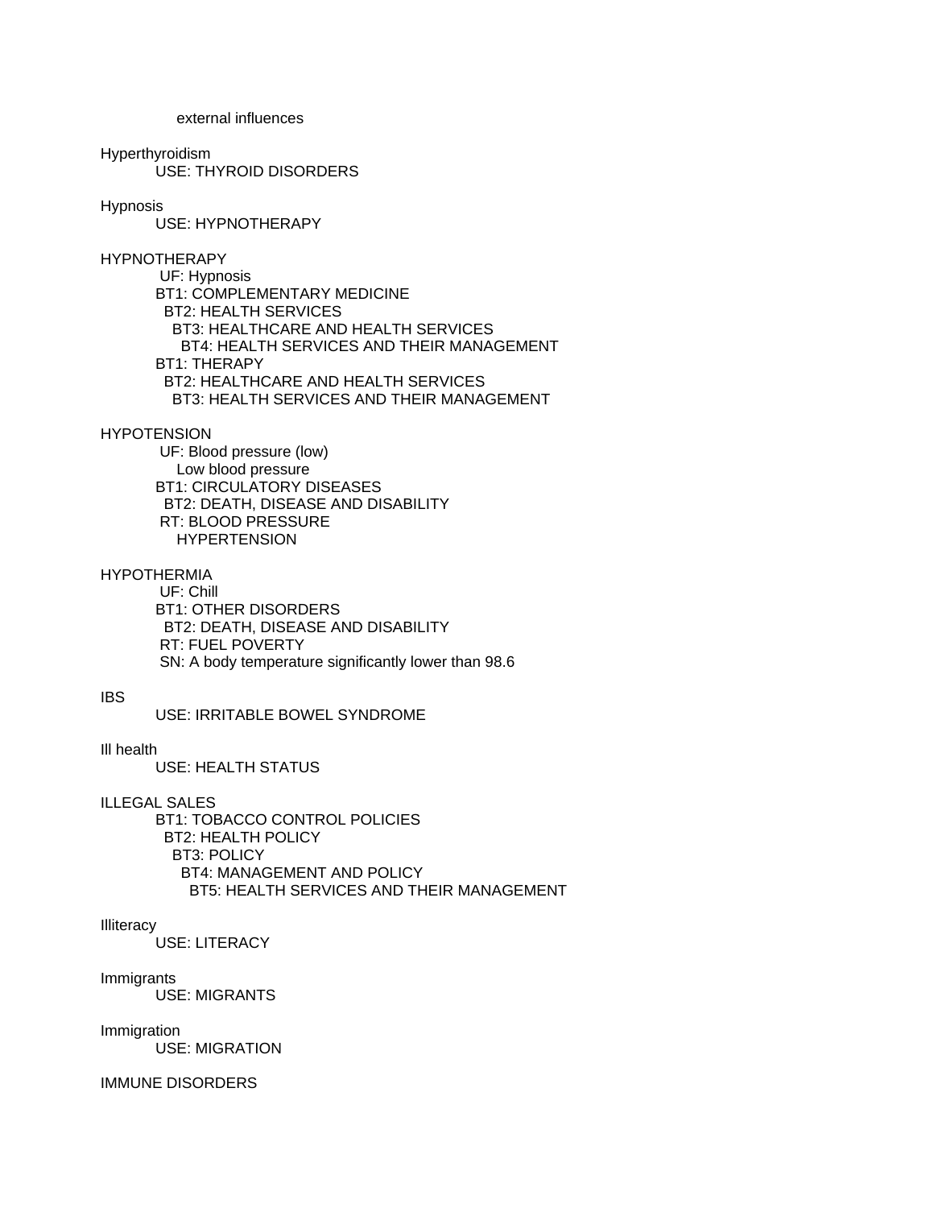external influences

Hyperthyroidism
    USE: THYROID DISORDERS

Hypnosis
    USE: HYPNOTHERAPY

HYPNOTHERAPY
    UF: Hypnosis
    BT1: COMPLEMENTARY MEDICINE
      BT2: HEALTH SERVICES
        BT3: HEALTHCARE AND HEALTH SERVICES
          BT4: HEALTH SERVICES AND THEIR MANAGEMENT
    BT1: THERAPY
      BT2: HEALTHCARE AND HEALTH SERVICES
        BT3: HEALTH SERVICES AND THEIR MANAGEMENT

HYPOTENSION
    UF: Blood pressure (low)
      Low blood pressure
    BT1: CIRCULATORY DISEASES
      BT2: DEATH, DISEASE AND DISABILITY
    RT: BLOOD PRESSURE
      HYPERTENSION

HYPOTHERMIA
    UF: Chill
    BT1: OTHER DISORDERS
      BT2: DEATH, DISEASE AND DISABILITY
    RT: FUEL POVERTY
    SN: A body temperature significantly lower than 98.6

IBS
    USE: IRRITABLE BOWEL SYNDROME

Ill health
    USE: HEALTH STATUS

ILLEGAL SALES
    BT1: TOBACCO CONTROL POLICIES
      BT2: HEALTH POLICY
        BT3: POLICY
          BT4: MANAGEMENT AND POLICY
            BT5: HEALTH SERVICES AND THEIR MANAGEMENT

Illiteracy
    USE: LITERACY

Immigrants
    USE: MIGRANTS

Immigration
    USE: MIGRATION

IMMUNE DISORDERS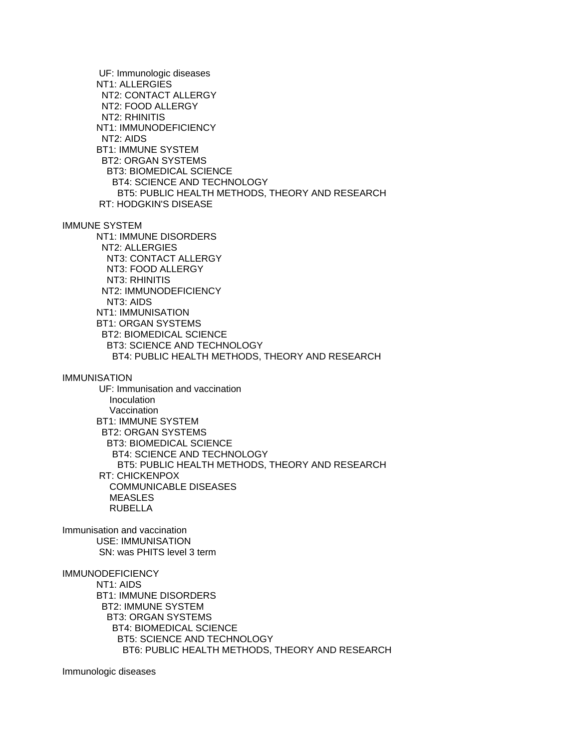UF: Immunologic diseases
NT1: ALLERGIES
  NT2: CONTACT ALLERGY
  NT2: FOOD ALLERGY
  NT2: RHINITIS
NT1: IMMUNODEFICIENCY
  NT2: AIDS
BT1: IMMUNE SYSTEM
  BT2: ORGAN SYSTEMS
    BT3: BIOMEDICAL SCIENCE
      BT4: SCIENCE AND TECHNOLOGY
        BT5: PUBLIC HEALTH METHODS, THEORY AND RESEARCH
RT: HODGKIN'S DISEASE

IMMUNE SYSTEM
NT1: IMMUNE DISORDERS
  NT2: ALLERGIES
    NT3: CONTACT ALLERGY
    NT3: FOOD ALLERGY
    NT3: RHINITIS
  NT2: IMMUNODEFICIENCY
    NT3: AIDS
NT1: IMMUNISATION
BT1: ORGAN SYSTEMS
  BT2: BIOMEDICAL SCIENCE
    BT3: SCIENCE AND TECHNOLOGY
      BT4: PUBLIC HEALTH METHODS, THEORY AND RESEARCH

IMMUNISATION
UF: Immunisation and vaccination
    Inoculation
    Vaccination
BT1: IMMUNE SYSTEM
  BT2: ORGAN SYSTEMS
    BT3: BIOMEDICAL SCIENCE
      BT4: SCIENCE AND TECHNOLOGY
        BT5: PUBLIC HEALTH METHODS, THEORY AND RESEARCH
RT: CHICKENPOX
    COMMUNICABLE DISEASES
    MEASLES
    RUBELLA

Immunisation and vaccination
USE: IMMUNISATION
SN: was PHITS level 3 term

IMMUNODEFICIENCY
NT1: AIDS
BT1: IMMUNE DISORDERS
  BT2: IMMUNE SYSTEM
    BT3: ORGAN SYSTEMS
      BT4: BIOMEDICAL SCIENCE
        BT5: SCIENCE AND TECHNOLOGY
          BT6: PUBLIC HEALTH METHODS, THEORY AND RESEARCH

Immunologic diseases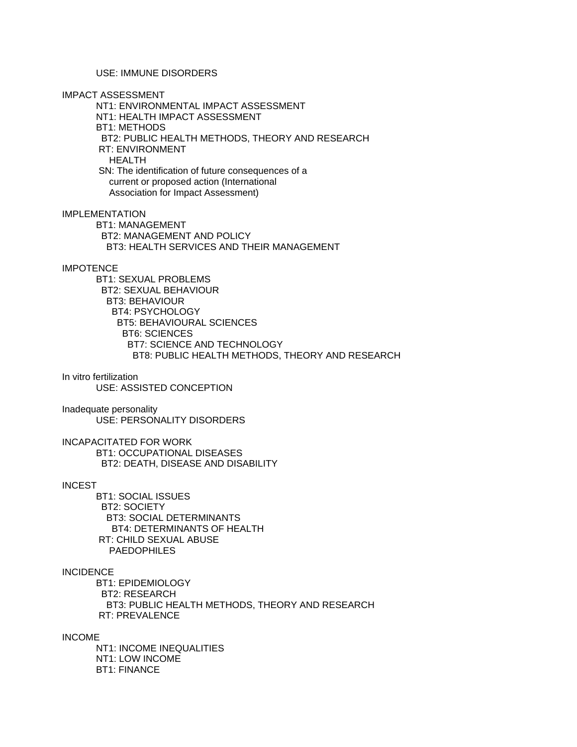USE: IMMUNE DISORDERS

IMPACT ASSESSMENT
- NT1: ENVIRONMENTAL IMPACT ASSESSMENT
- NT1: HEALTH IMPACT ASSESSMENT
- BT1: METHODS
  - BT2: PUBLIC HEALTH METHODS, THEORY AND RESEARCH
- RT: ENVIRONMENT
  - HEALTH
- SN: The identification of future consequences of a current or proposed action (International Association for Impact Assessment)

IMPLEMENTATION
- BT1: MANAGEMENT
  - BT2: MANAGEMENT AND POLICY
    - BT3: HEALTH SERVICES AND THEIR MANAGEMENT

IMPOTENCE
- BT1: SEXUAL PROBLEMS
  - BT2: SEXUAL BEHAVIOUR
    - BT3: BEHAVIOUR
      - BT4: PSYCHOLOGY
        - BT5: BEHAVIOURAL SCIENCES
          - BT6: SCIENCES
            - BT7: SCIENCE AND TECHNOLOGY
              - BT8: PUBLIC HEALTH METHODS, THEORY AND RESEARCH

In vitro fertilization
- USE: ASSISTED CONCEPTION

Inadequate personality
- USE: PERSONALITY DISORDERS

INCAPACITATED FOR WORK
- BT1: OCCUPATIONAL DISEASES
  - BT2: DEATH, DISEASE AND DISABILITY

INCEST
- BT1: SOCIAL ISSUES
  - BT2: SOCIETY
    - BT3: SOCIAL DETERMINANTS
      - BT4: DETERMINANTS OF HEALTH
- RT: CHILD SEXUAL ABUSE
  - PAEDOPHILES

INCIDENCE
- BT1: EPIDEMIOLOGY
  - BT2: RESEARCH
    - BT3: PUBLIC HEALTH METHODS, THEORY AND RESEARCH
- RT: PREVALENCE

INCOME
- NT1: INCOME INEQUALITIES
- NT1: LOW INCOME
- BT1: FINANCE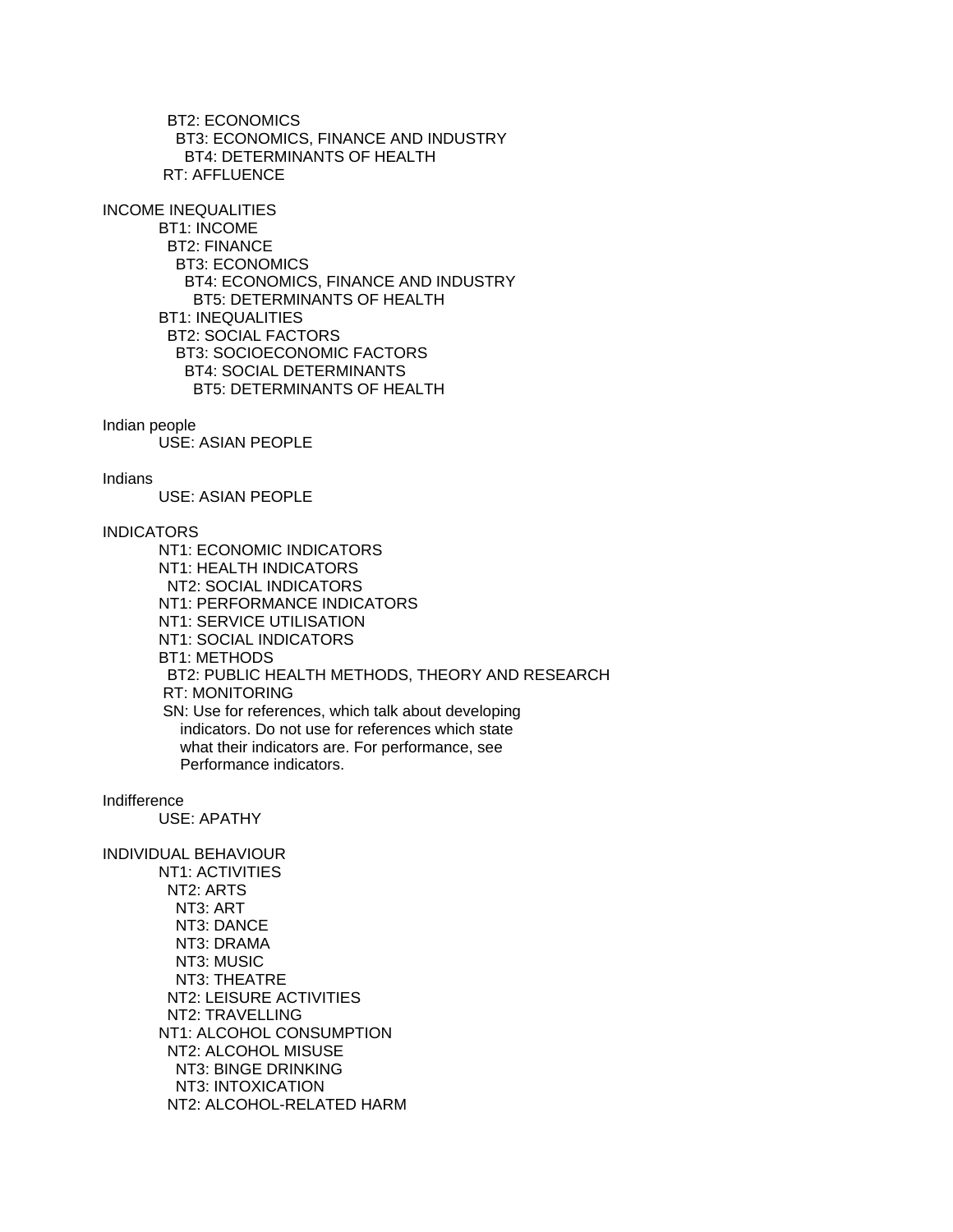BT2: ECONOMICS
  BT3: ECONOMICS, FINANCE AND INDUSTRY
    BT4: DETERMINANTS OF HEALTH
RT: AFFLUENCE

INCOME INEQUALITIES
BT1: INCOME
  BT2: FINANCE
    BT3: ECONOMICS
      BT4: ECONOMICS, FINANCE AND INDUSTRY
        BT5: DETERMINANTS OF HEALTH
BT1: INEQUALITIES
  BT2: SOCIAL FACTORS
    BT3: SOCIOECONOMIC FACTORS
      BT4: SOCIAL DETERMINANTS
        BT5: DETERMINANTS OF HEALTH

Indian people
USE: ASIAN PEOPLE

Indians
USE: ASIAN PEOPLE

INDICATORS
NT1: ECONOMIC INDICATORS
NT1: HEALTH INDICATORS
  NT2: SOCIAL INDICATORS
NT1: PERFORMANCE INDICATORS
NT1: SERVICE UTILISATION
NT1: SOCIAL INDICATORS
BT1: METHODS
  BT2: PUBLIC HEALTH METHODS, THEORY AND RESEARCH
RT: MONITORING
SN: Use for references, which talk about developing indicators. Do not use for references which state what their indicators are. For performance, see Performance indicators.

Indifference
USE: APATHY

INDIVIDUAL BEHAVIOUR
NT1: ACTIVITIES
  NT2: ARTS
    NT3: ART
    NT3: DANCE
    NT3: DRAMA
    NT3: MUSIC
    NT3: THEATRE
  NT2: LEISURE ACTIVITIES
  NT2: TRAVELLING
NT1: ALCOHOL CONSUMPTION
  NT2: ALCOHOL MISUSE
    NT3: BINGE DRINKING
    NT3: INTOXICATION
  NT2: ALCOHOL-RELATED HARM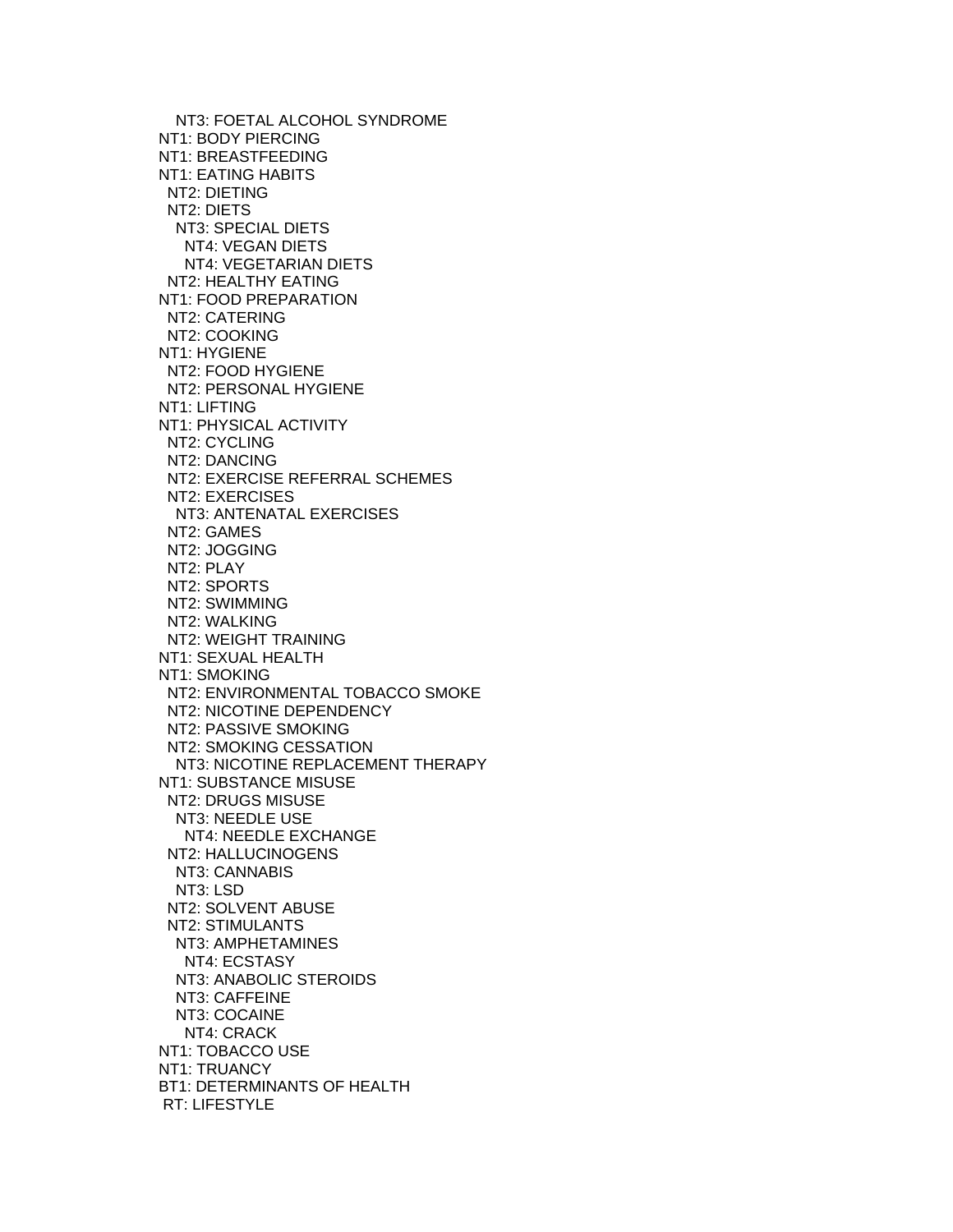NT3: FOETAL ALCOHOL SYNDROME
NT1: BODY PIERCING
NT1: BREASTFEEDING
NT1: EATING HABITS
 NT2: DIETING
 NT2: DIETS
  NT3: SPECIAL DIETS
   NT4: VEGAN DIETS
   NT4: VEGETARIAN DIETS
 NT2: HEALTHY EATING
NT1: FOOD PREPARATION
 NT2: CATERING
 NT2: COOKING
NT1: HYGIENE
 NT2: FOOD HYGIENE
 NT2: PERSONAL HYGIENE
NT1: LIFTING
NT1: PHYSICAL ACTIVITY
 NT2: CYCLING
 NT2: DANCING
 NT2: EXERCISE REFERRAL SCHEMES
 NT2: EXERCISES
  NT3: ANTENATAL EXERCISES
 NT2: GAMES
 NT2: JOGGING
 NT2: PLAY
 NT2: SPORTS
 NT2: SWIMMING
 NT2: WALKING
 NT2: WEIGHT TRAINING
NT1: SEXUAL HEALTH
NT1: SMOKING
 NT2: ENVIRONMENTAL TOBACCO SMOKE
 NT2: NICOTINE DEPENDENCY
 NT2: PASSIVE SMOKING
 NT2: SMOKING CESSATION
  NT3: NICOTINE REPLACEMENT THERAPY
NT1: SUBSTANCE MISUSE
 NT2: DRUGS MISUSE
  NT3: NEEDLE USE
   NT4: NEEDLE EXCHANGE
 NT2: HALLUCINOGENS
  NT3: CANNABIS
  NT3: LSD
 NT2: SOLVENT ABUSE
 NT2: STIMULANTS
  NT3: AMPHETAMINES
   NT4: ECSTASY
  NT3: ANABOLIC STEROIDS
  NT3: CAFFEINE
  NT3: COCAINE
   NT4: CRACK
NT1: TOBACCO USE
NT1: TRUANCY
BT1: DETERMINANTS OF HEALTH
 RT: LIFESTYLE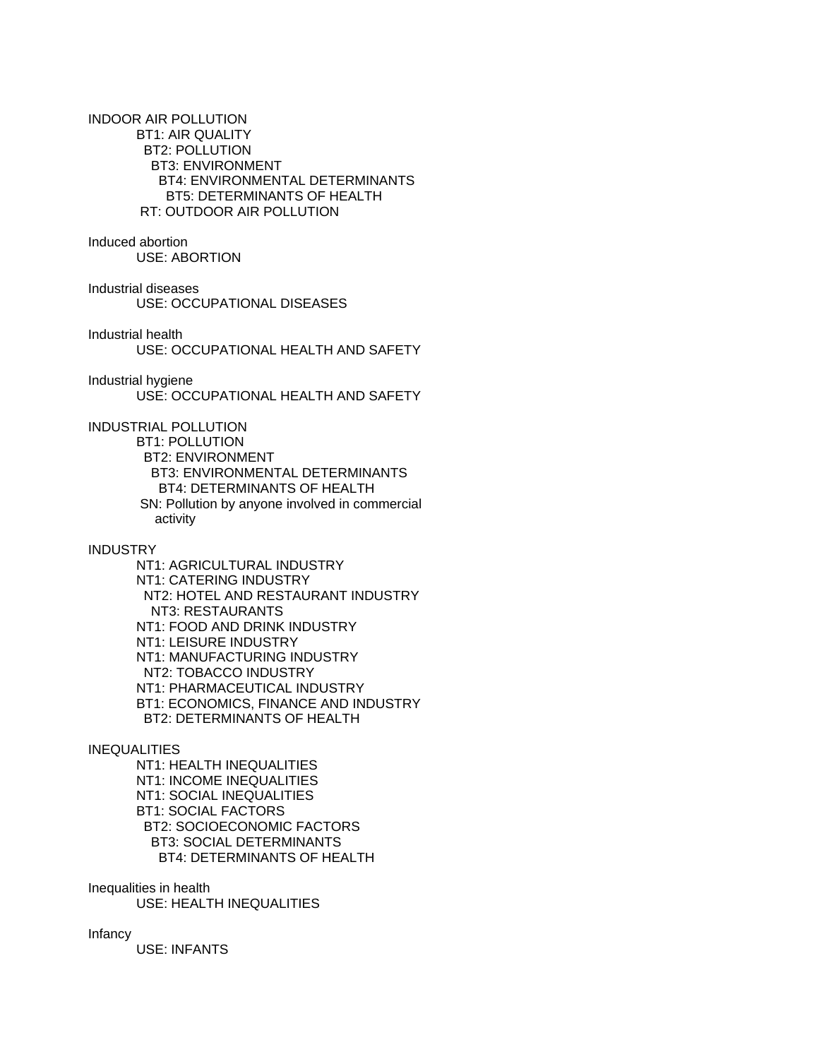INDOOR AIR POLLUTION
    BT1: AIR QUALITY
      BT2: POLLUTION
        BT3: ENVIRONMENT
          BT4: ENVIRONMENTAL DETERMINANTS
            BT5: DETERMINANTS OF HEALTH
    RT: OUTDOOR AIR POLLUTION

Induced abortion
    USE: ABORTION

Industrial diseases
    USE: OCCUPATIONAL DISEASES

Industrial health
    USE: OCCUPATIONAL HEALTH AND SAFETY

Industrial hygiene
    USE: OCCUPATIONAL HEALTH AND SAFETY

INDUSTRIAL POLLUTION
    BT1: POLLUTION
      BT2: ENVIRONMENT
        BT3: ENVIRONMENTAL DETERMINANTS
          BT4: DETERMINANTS OF HEALTH
    SN: Pollution by anyone involved in commercial activity

INDUSTRY
    NT1: AGRICULTURAL INDUSTRY
    NT1: CATERING INDUSTRY
      NT2: HOTEL AND RESTAURANT INDUSTRY
        NT3: RESTAURANTS
    NT1: FOOD AND DRINK INDUSTRY
    NT1: LEISURE INDUSTRY
    NT1: MANUFACTURING INDUSTRY
      NT2: TOBACCO INDUSTRY
    NT1: PHARMACEUTICAL INDUSTRY
    BT1: ECONOMICS, FINANCE AND INDUSTRY
      BT2: DETERMINANTS OF HEALTH

INEQUALITIES
    NT1: HEALTH INEQUALITIES
    NT1: INCOME INEQUALITIES
    NT1: SOCIAL INEQUALITIES
    BT1: SOCIAL FACTORS
      BT2: SOCIOECONOMIC FACTORS
        BT3: SOCIAL DETERMINANTS
          BT4: DETERMINANTS OF HEALTH

Inequalities in health
    USE: HEALTH INEQUALITIES

Infancy
    USE: INFANTS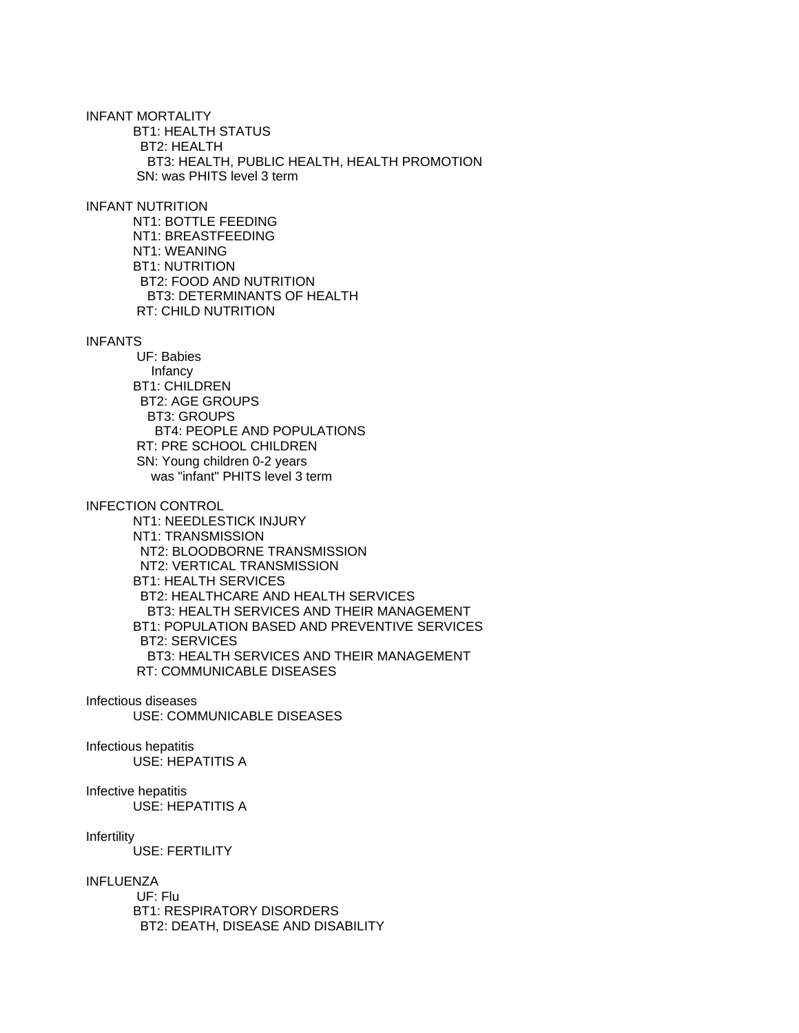INFANT MORTALITY
- BT1: HEALTH STATUS
  - BT2: HEALTH
    - BT3: HEALTH, PUBLIC HEALTH, HEALTH PROMOTION
- SN: was PHITS level 3 term

INFANT NUTRITION
- NT1: BOTTLE FEEDING
- NT1: BREASTFEEDING
- NT1: WEANING
- BT1: NUTRITION
  - BT2: FOOD AND NUTRITION
    - BT3: DETERMINANTS OF HEALTH
- RT: CHILD NUTRITION

INFANTS
- UF: Babies
  Infancy
- BT1: CHILDREN
  - BT2: AGE GROUPS
    - BT3: GROUPS
      - BT4: PEOPLE AND POPULATIONS
- RT: PRE SCHOOL CHILDREN
- SN: Young children 0-2 years
  was "infant" PHITS level 3 term

INFECTION CONTROL
- NT1: NEEDLESTICK INJURY
- NT1: TRANSMISSION
  - NT2: BLOODBORNE TRANSMISSION
  - NT2: VERTICAL TRANSMISSION
- BT1: HEALTH SERVICES
  - BT2: HEALTHCARE AND HEALTH SERVICES
    - BT3: HEALTH SERVICES AND THEIR MANAGEMENT
- BT1: POPULATION BASED AND PREVENTIVE SERVICES
  - BT2: SERVICES
    - BT3: HEALTH SERVICES AND THEIR MANAGEMENT
- RT: COMMUNICABLE DISEASES

Infectious diseases
- USE: COMMUNICABLE DISEASES

Infectious hepatitis
- USE: HEPATITIS A

Infective hepatitis
- USE: HEPATITIS A

Infertility
- USE: FERTILITY

INFLUENZA
- UF: Flu
- BT1: RESPIRATORY DISORDERS
  - BT2: DEATH, DISEASE AND DISABILITY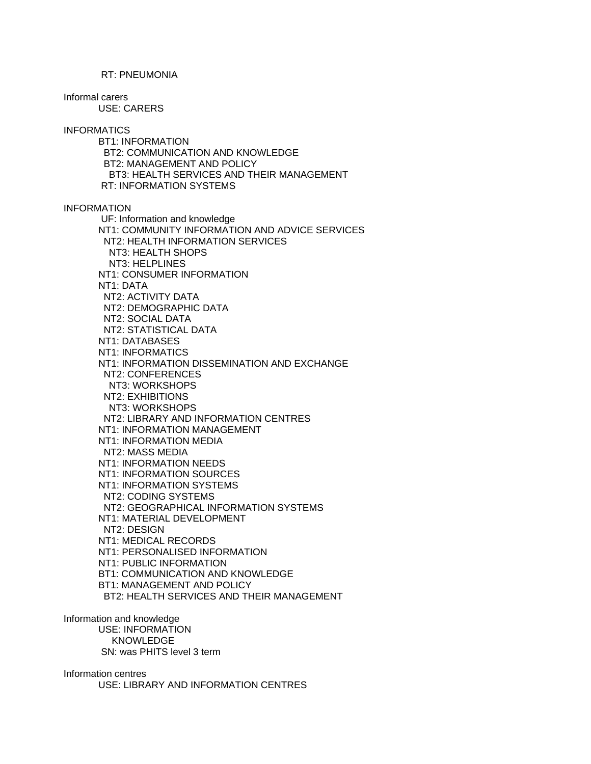RT: PNEUMONIA

Informal carers
USE: CARERS

INFORMATICS
BT1: INFORMATION
  BT2: COMMUNICATION AND KNOWLEDGE
  BT2: MANAGEMENT AND POLICY
    BT3: HEALTH SERVICES AND THEIR MANAGEMENT
RT: INFORMATION SYSTEMS

INFORMATION
UF: Information and knowledge
NT1: COMMUNITY INFORMATION AND ADVICE SERVICES
  NT2: HEALTH INFORMATION SERVICES
    NT3: HEALTH SHOPS
    NT3: HELPLINES
NT1: CONSUMER INFORMATION
NT1: DATA
  NT2: ACTIVITY DATA
  NT2: DEMOGRAPHIC DATA
  NT2: SOCIAL DATA
  NT2: STATISTICAL DATA
NT1: DATABASES
NT1: INFORMATICS
NT1: INFORMATION DISSEMINATION AND EXCHANGE
  NT2: CONFERENCES
    NT3: WORKSHOPS
  NT2: EXHIBITIONS
    NT3: WORKSHOPS
  NT2: LIBRARY AND INFORMATION CENTRES
NT1: INFORMATION MANAGEMENT
NT1: INFORMATION MEDIA
  NT2: MASS MEDIA
NT1: INFORMATION NEEDS
NT1: INFORMATION SOURCES
NT1: INFORMATION SYSTEMS
  NT2: CODING SYSTEMS
  NT2: GEOGRAPHICAL INFORMATION SYSTEMS
NT1: MATERIAL DEVELOPMENT
  NT2: DESIGN
NT1: MEDICAL RECORDS
NT1: PERSONALISED INFORMATION
NT1: PUBLIC INFORMATION
BT1: COMMUNICATION AND KNOWLEDGE
BT1: MANAGEMENT AND POLICY
  BT2: HEALTH SERVICES AND THEIR MANAGEMENT

Information and knowledge
USE: INFORMATION
    KNOWLEDGE
SN: was PHITS level 3 term

Information centres
USE: LIBRARY AND INFORMATION CENTRES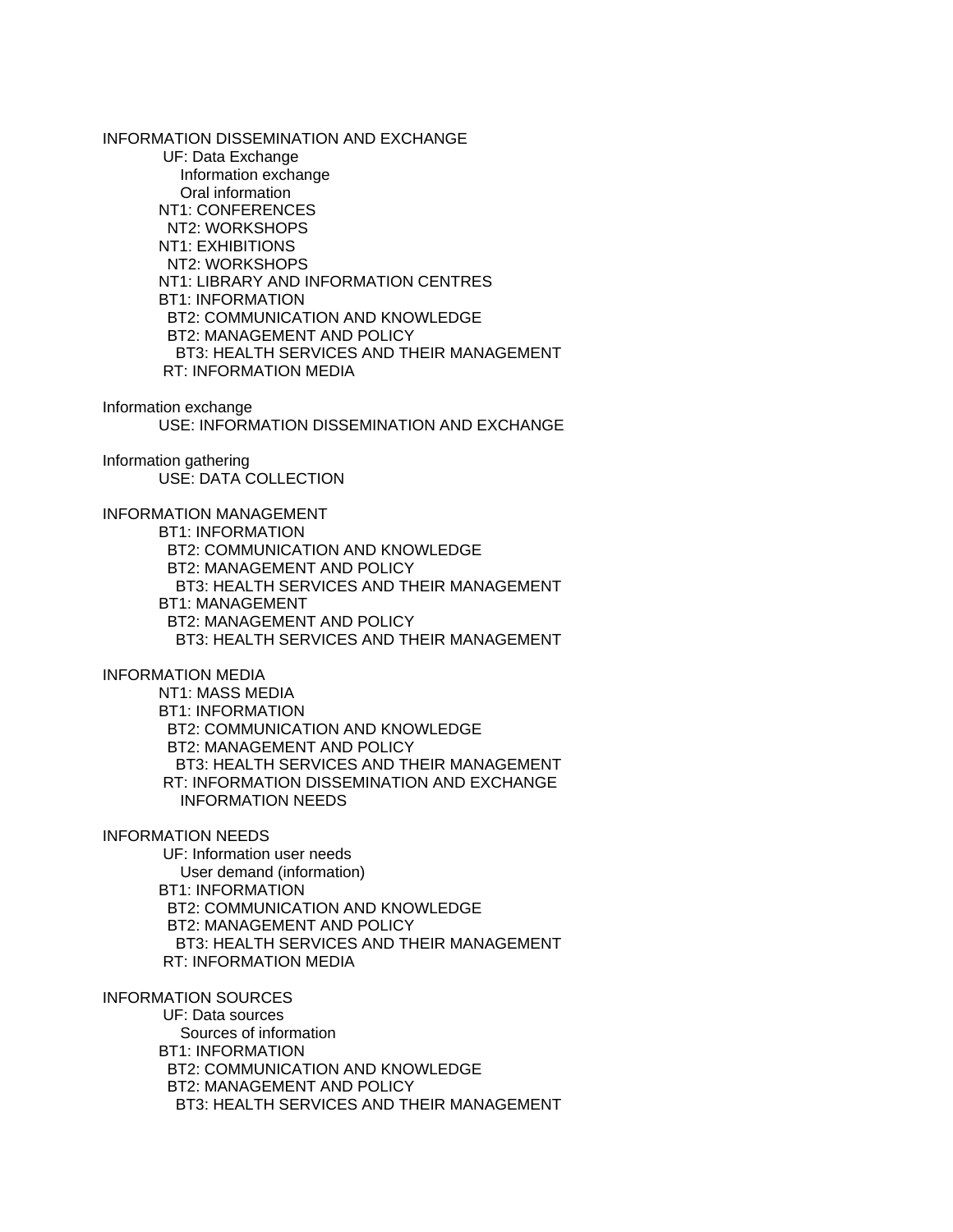INFORMATION DISSEMINATION AND EXCHANGE
    UF: Data Exchange
        Information exchange
        Oral information
    NT1: CONFERENCES
        NT2: WORKSHOPS
    NT1: EXHIBITIONS
        NT2: WORKSHOPS
    NT1: LIBRARY AND INFORMATION CENTRES
    BT1: INFORMATION
        BT2: COMMUNICATION AND KNOWLEDGE
        BT2: MANAGEMENT AND POLICY
            BT3: HEALTH SERVICES AND THEIR MANAGEMENT
    RT: INFORMATION MEDIA

Information exchange
    USE: INFORMATION DISSEMINATION AND EXCHANGE

Information gathering
    USE: DATA COLLECTION

INFORMATION MANAGEMENT
    BT1: INFORMATION
        BT2: COMMUNICATION AND KNOWLEDGE
        BT2: MANAGEMENT AND POLICY
            BT3: HEALTH SERVICES AND THEIR MANAGEMENT
    BT1: MANAGEMENT
        BT2: MANAGEMENT AND POLICY
            BT3: HEALTH SERVICES AND THEIR MANAGEMENT

INFORMATION MEDIA
    NT1: MASS MEDIA
    BT1: INFORMATION
        BT2: COMMUNICATION AND KNOWLEDGE
        BT2: MANAGEMENT AND POLICY
            BT3: HEALTH SERVICES AND THEIR MANAGEMENT
    RT: INFORMATION DISSEMINATION AND EXCHANGE
        INFORMATION NEEDS

INFORMATION NEEDS
    UF: Information user needs
        User demand (information)
    BT1: INFORMATION
        BT2: COMMUNICATION AND KNOWLEDGE
        BT2: MANAGEMENT AND POLICY
            BT3: HEALTH SERVICES AND THEIR MANAGEMENT
    RT: INFORMATION MEDIA

INFORMATION SOURCES
    UF: Data sources
        Sources of information
    BT1: INFORMATION
        BT2: COMMUNICATION AND KNOWLEDGE
        BT2: MANAGEMENT AND POLICY
            BT3: HEALTH SERVICES AND THEIR MANAGEMENT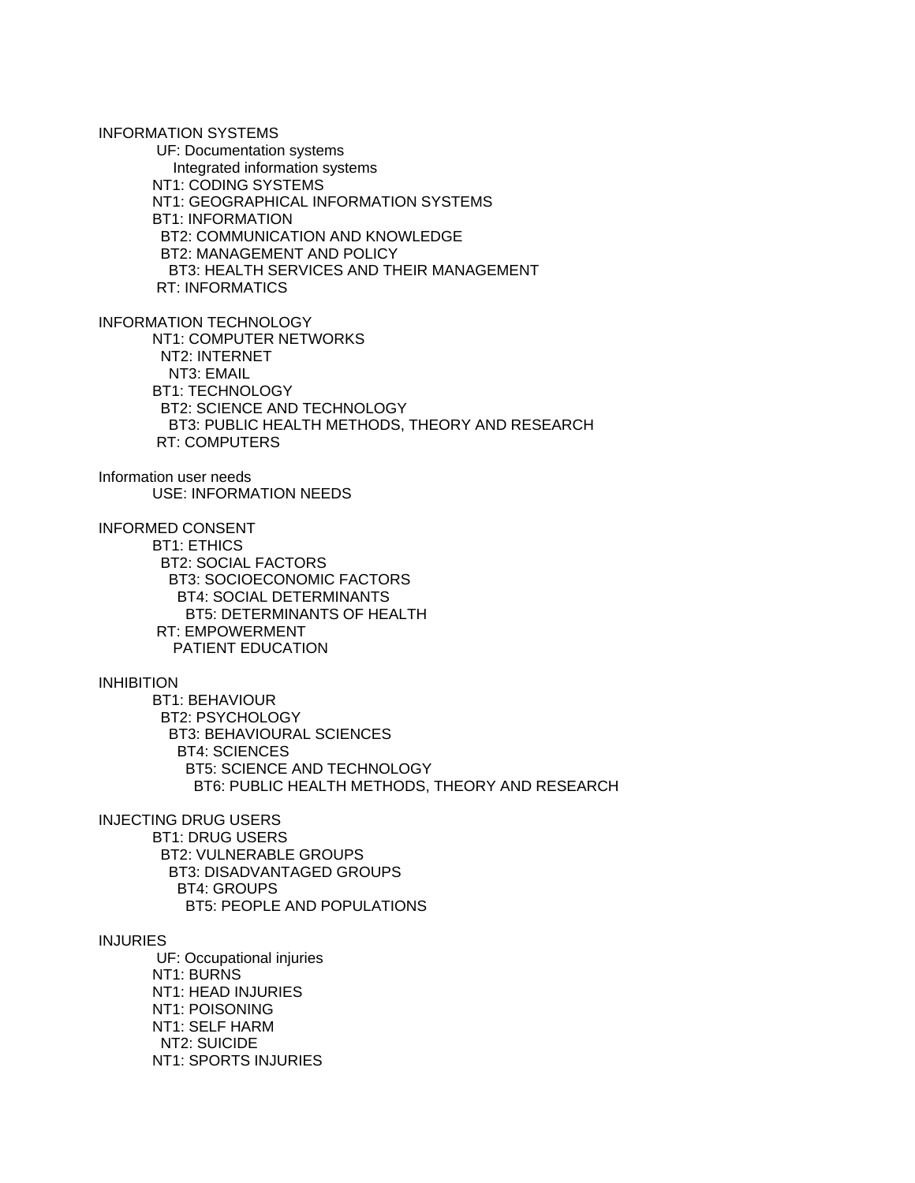INFORMATION SYSTEMS
    UF: Documentation systems
        Integrated information systems
    NT1: CODING SYSTEMS
    NT1: GEOGRAPHICAL INFORMATION SYSTEMS
    BT1: INFORMATION
      BT2: COMMUNICATION AND KNOWLEDGE
      BT2: MANAGEMENT AND POLICY
        BT3: HEALTH SERVICES AND THEIR MANAGEMENT
    RT: INFORMATICS

INFORMATION TECHNOLOGY
    NT1: COMPUTER NETWORKS
      NT2: INTERNET
        NT3: EMAIL
    BT1: TECHNOLOGY
      BT2: SCIENCE AND TECHNOLOGY
        BT3: PUBLIC HEALTH METHODS, THEORY AND RESEARCH
    RT: COMPUTERS

Information user needs
    USE: INFORMATION NEEDS

INFORMED CONSENT
    BT1: ETHICS
      BT2: SOCIAL FACTORS
        BT3: SOCIOECONOMIC FACTORS
          BT4: SOCIAL DETERMINANTS
            BT5: DETERMINANTS OF HEALTH
    RT: EMPOWERMENT
        PATIENT EDUCATION

INHIBITION
    BT1: BEHAVIOUR
      BT2: PSYCHOLOGY
        BT3: BEHAVIOURAL SCIENCES
          BT4: SCIENCES
            BT5: SCIENCE AND TECHNOLOGY
              BT6: PUBLIC HEALTH METHODS, THEORY AND RESEARCH

INJECTING DRUG USERS
    BT1: DRUG USERS
      BT2: VULNERABLE GROUPS
        BT3: DISADVANTAGED GROUPS
          BT4: GROUPS
            BT5: PEOPLE AND POPULATIONS

INJURIES
    UF: Occupational injuries
    NT1: BURNS
    NT1: HEAD INJURIES
    NT1: POISONING
    NT1: SELF HARM
      NT2: SUICIDE
    NT1: SPORTS INJURIES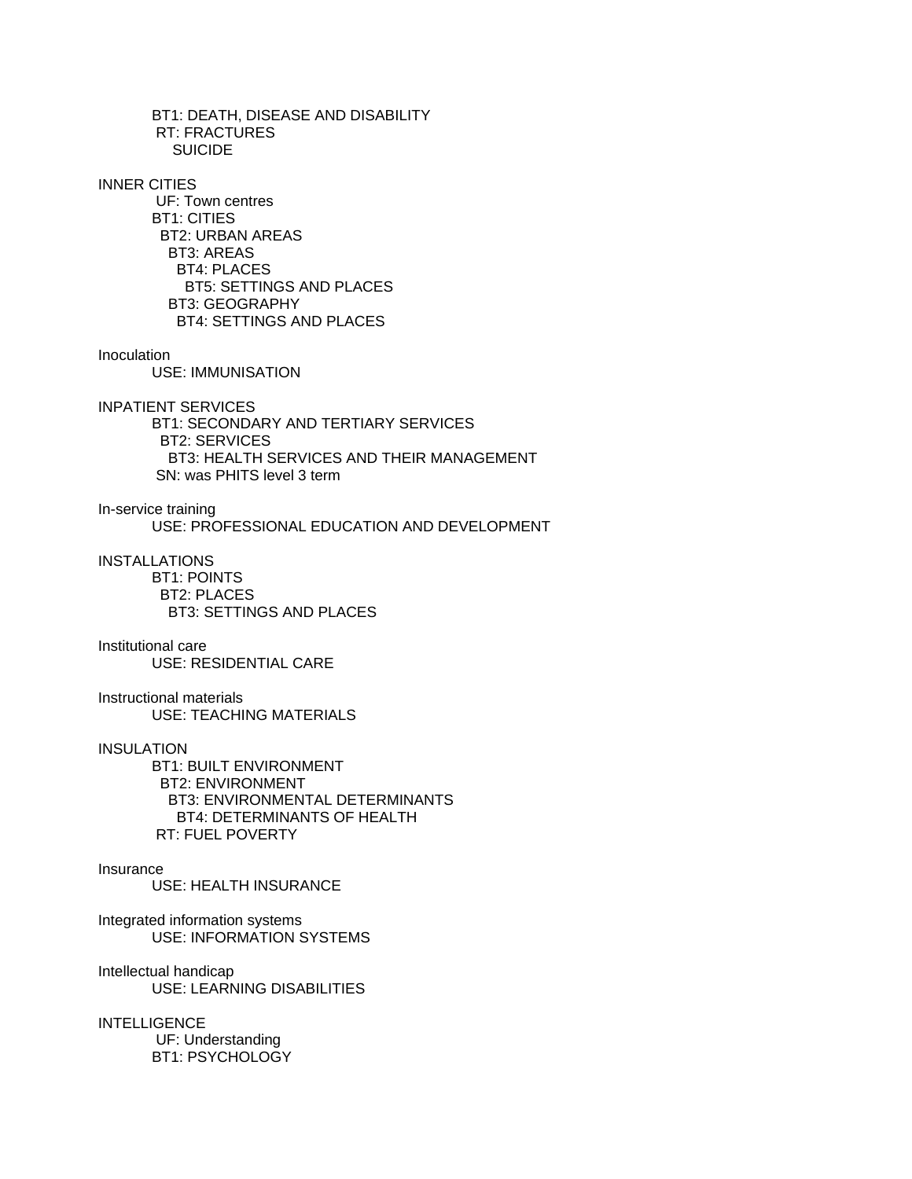BT1: DEATH, DISEASE AND DISABILITY
RT: FRACTURES
SUICIDE

INNER CITIES
UF: Town centres
BT1: CITIES
BT2: URBAN AREAS
BT3: AREAS
BT4: PLACES
BT5: SETTINGS AND PLACES
BT3: GEOGRAPHY
BT4: SETTINGS AND PLACES

Inoculation
USE: IMMUNISATION

INPATIENT SERVICES
BT1: SECONDARY AND TERTIARY SERVICES
BT2: SERVICES
BT3: HEALTH SERVICES AND THEIR MANAGEMENT
SN: was PHITS level 3 term

In-service training
USE: PROFESSIONAL EDUCATION AND DEVELOPMENT

INSTALLATIONS
BT1: POINTS
BT2: PLACES
BT3: SETTINGS AND PLACES

Institutional care
USE: RESIDENTIAL CARE

Instructional materials
USE: TEACHING MATERIALS

INSULATION
BT1: BUILT ENVIRONMENT
BT2: ENVIRONMENT
BT3: ENVIRONMENTAL DETERMINANTS
BT4: DETERMINANTS OF HEALTH
RT: FUEL POVERTY

Insurance
USE: HEALTH INSURANCE

Integrated information systems
USE: INFORMATION SYSTEMS

Intellectual handicap
USE: LEARNING DISABILITIES

INTELLIGENCE
UF: Understanding
BT1: PSYCHOLOGY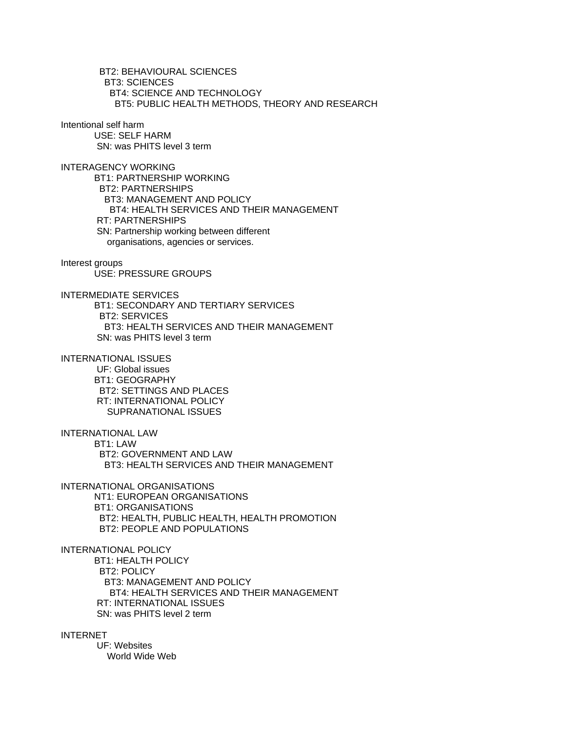BT2: BEHAVIOURAL SCIENCES
  BT3: SCIENCES
    BT4: SCIENCE AND TECHNOLOGY
      BT5: PUBLIC HEALTH METHODS, THEORY AND RESEARCH

Intentional self harm
  USE: SELF HARM
  SN: was PHITS level 3 term

INTERAGENCY WORKING
  BT1: PARTNERSHIP WORKING
    BT2: PARTNERSHIPS
      BT3: MANAGEMENT AND POLICY
        BT4: HEALTH SERVICES AND THEIR MANAGEMENT
  RT: PARTNERSHIPS
  SN: Partnership working between different organisations, agencies or services.

Interest groups
  USE: PRESSURE GROUPS

INTERMEDIATE SERVICES
  BT1: SECONDARY AND TERTIARY SERVICES
    BT2: SERVICES
      BT3: HEALTH SERVICES AND THEIR MANAGEMENT
  SN: was PHITS level 3 term

INTERNATIONAL ISSUES
  UF: Global issues
  BT1: GEOGRAPHY
    BT2: SETTINGS AND PLACES
  RT: INTERNATIONAL POLICY
    SUPRANATIONAL ISSUES

INTERNATIONAL LAW
  BT1: LAW
    BT2: GOVERNMENT AND LAW
      BT3: HEALTH SERVICES AND THEIR MANAGEMENT

INTERNATIONAL ORGANISATIONS
  NT1: EUROPEAN ORGANISATIONS
  BT1: ORGANISATIONS
    BT2: HEALTH, PUBLIC HEALTH, HEALTH PROMOTION
    BT2: PEOPLE AND POPULATIONS

INTERNATIONAL POLICY
  BT1: HEALTH POLICY
    BT2: POLICY
      BT3: MANAGEMENT AND POLICY
        BT4: HEALTH SERVICES AND THEIR MANAGEMENT
  RT: INTERNATIONAL ISSUES
  SN: was PHITS level 2 term

INTERNET
  UF: Websites
    World Wide Web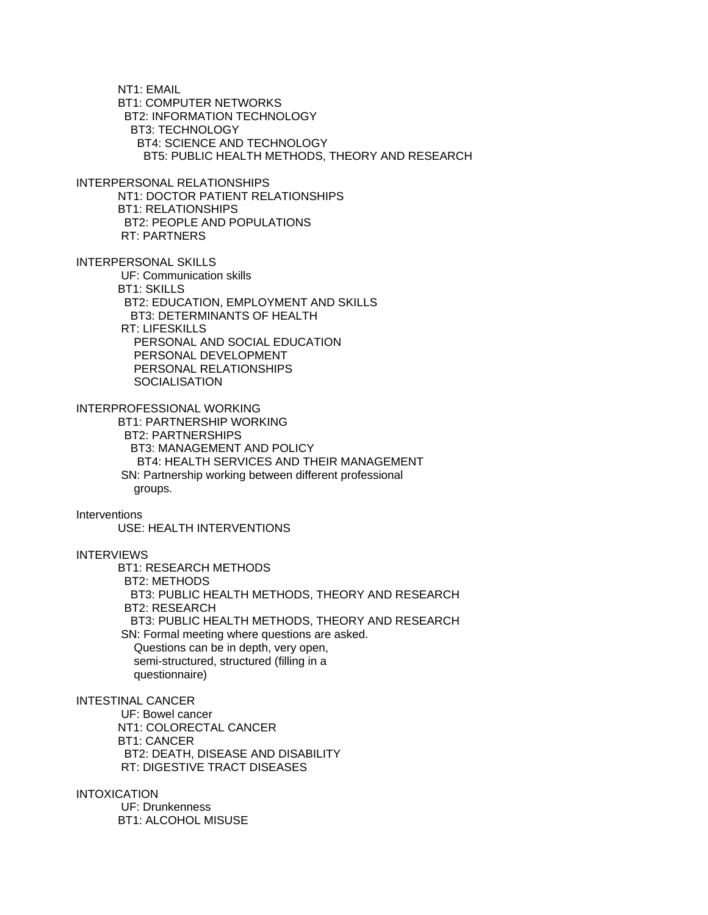NT1: EMAIL
BT1: COMPUTER NETWORKS
  BT2: INFORMATION TECHNOLOGY
    BT3: TECHNOLOGY
      BT4: SCIENCE AND TECHNOLOGY
        BT5: PUBLIC HEALTH METHODS, THEORY AND RESEARCH

INTERPERSONAL RELATIONSHIPS
NT1: DOCTOR PATIENT RELATIONSHIPS
BT1: RELATIONSHIPS
  BT2: PEOPLE AND POPULATIONS
RT: PARTNERS

INTERPERSONAL SKILLS
UF: Communication skills
BT1: SKILLS
  BT2: EDUCATION, EMPLOYMENT AND SKILLS
    BT3: DETERMINANTS OF HEALTH
RT: LIFESKILLS
  PERSONAL AND SOCIAL EDUCATION
  PERSONAL DEVELOPMENT
  PERSONAL RELATIONSHIPS
  SOCIALISATION

INTERPROFESSIONAL WORKING
BT1: PARTNERSHIP WORKING
  BT2: PARTNERSHIPS
    BT3: MANAGEMENT AND POLICY
      BT4: HEALTH SERVICES AND THEIR MANAGEMENT
SN: Partnership working between different professional groups.

Interventions
USE: HEALTH INTERVENTIONS

INTERVIEWS
BT1: RESEARCH METHODS
  BT2: METHODS
    BT3: PUBLIC HEALTH METHODS, THEORY AND RESEARCH
  BT2: RESEARCH
    BT3: PUBLIC HEALTH METHODS, THEORY AND RESEARCH
SN: Formal meeting where questions are asked. Questions can be in depth, very open, semi-structured, structured (filling in a questionnaire)

INTESTINAL CANCER
UF: Bowel cancer
NT1: COLORECTAL CANCER
BT1: CANCER
  BT2: DEATH, DISEASE AND DISABILITY
RT: DIGESTIVE TRACT DISEASES

INTOXICATION
UF: Drunkenness
BT1: ALCOHOL MISUSE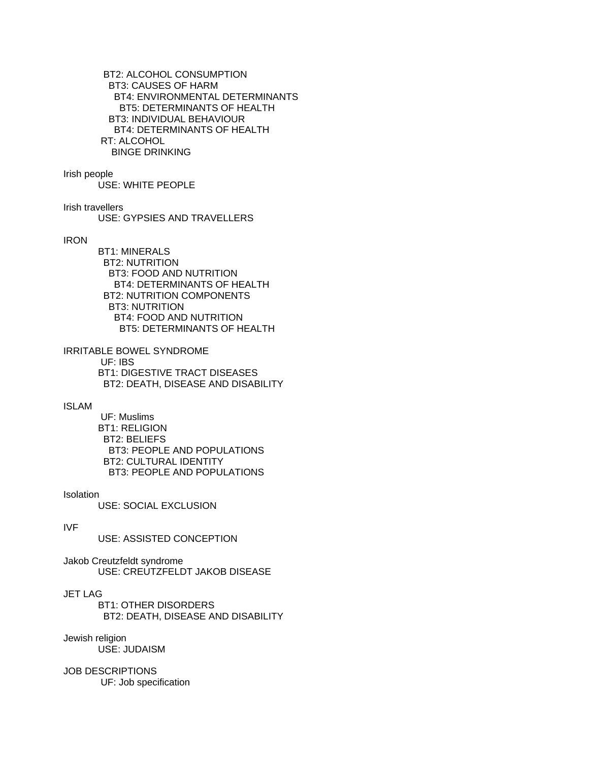BT2: ALCOHOL CONSUMPTION
  BT3: CAUSES OF HARM
    BT4: ENVIRONMENTAL DETERMINANTS
      BT5: DETERMINANTS OF HEALTH
  BT3: INDIVIDUAL BEHAVIOUR
    BT4: DETERMINANTS OF HEALTH
RT: ALCOHOL
  BINGE DRINKING

Irish people
  USE: WHITE PEOPLE

Irish travellers
  USE: GYPSIES AND TRAVELLERS

IRON
  BT1: MINERALS
    BT2: NUTRITION
      BT3: FOOD AND NUTRITION
        BT4: DETERMINANTS OF HEALTH
    BT2: NUTRITION COMPONENTS
      BT3: NUTRITION
        BT4: FOOD AND NUTRITION
          BT5: DETERMINANTS OF HEALTH

IRRITABLE BOWEL SYNDROME
  UF: IBS
  BT1: DIGESTIVE TRACT DISEASES
    BT2: DEATH, DISEASE AND DISABILITY

ISLAM
  UF: Muslims
  BT1: RELIGION
    BT2: BELIEFS
      BT3: PEOPLE AND POPULATIONS
    BT2: CULTURAL IDENTITY
      BT3: PEOPLE AND POPULATIONS

Isolation
  USE: SOCIAL EXCLUSION

IVF
  USE: ASSISTED CONCEPTION

Jakob Creutzfeldt syndrome
  USE: CREUTZFELDT JAKOB DISEASE

JET LAG
  BT1: OTHER DISORDERS
    BT2: DEATH, DISEASE AND DISABILITY

Jewish religion
  USE: JUDAISM

JOB DESCRIPTIONS
  UF: Job specification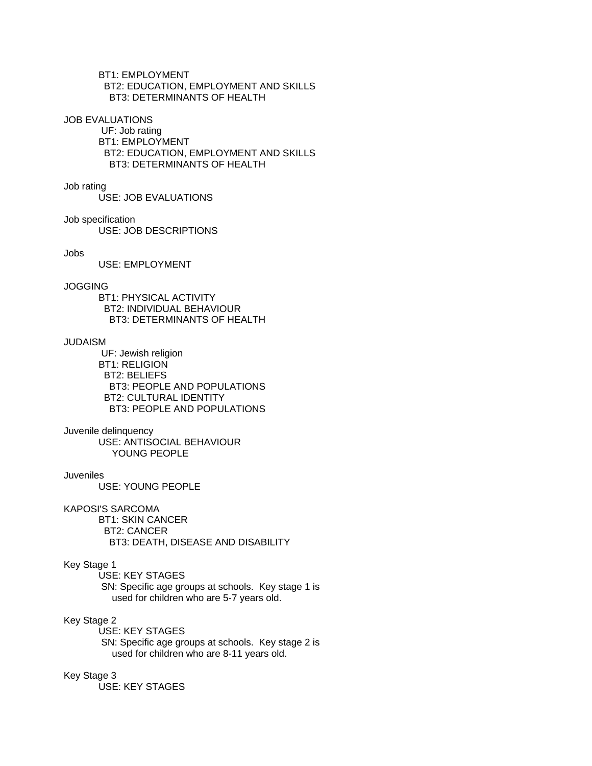BT1: EMPLOYMENT
  BT2: EDUCATION, EMPLOYMENT AND SKILLS
    BT3: DETERMINANTS OF HEALTH

JOB EVALUATIONS
 UF: Job rating
BT1: EMPLOYMENT
  BT2: EDUCATION, EMPLOYMENT AND SKILLS
    BT3: DETERMINANTS OF HEALTH

Job rating
USE: JOB EVALUATIONS

Job specification
USE: JOB DESCRIPTIONS

Jobs
USE: EMPLOYMENT

JOGGING
BT1: PHYSICAL ACTIVITY
  BT2: INDIVIDUAL BEHAVIOUR
    BT3: DETERMINANTS OF HEALTH

JUDAISM
 UF: Jewish religion
BT1: RELIGION
  BT2: BELIEFS
    BT3: PEOPLE AND POPULATIONS
  BT2: CULTURAL IDENTITY
    BT3: PEOPLE AND POPULATIONS

Juvenile delinquency
USE: ANTISOCIAL BEHAVIOUR
    YOUNG PEOPLE

Juveniles
USE: YOUNG PEOPLE

KAPOSI'S SARCOMA
BT1: SKIN CANCER
  BT2: CANCER
    BT3: DEATH, DISEASE AND DISABILITY

Key Stage 1
USE: KEY STAGES
 SN: Specific age groups at schools. Key stage 1 is
   used for children who are 5-7 years old.

Key Stage 2
USE: KEY STAGES
 SN: Specific age groups at schools. Key stage 2 is
   used for children who are 8-11 years old.

Key Stage 3
USE: KEY STAGES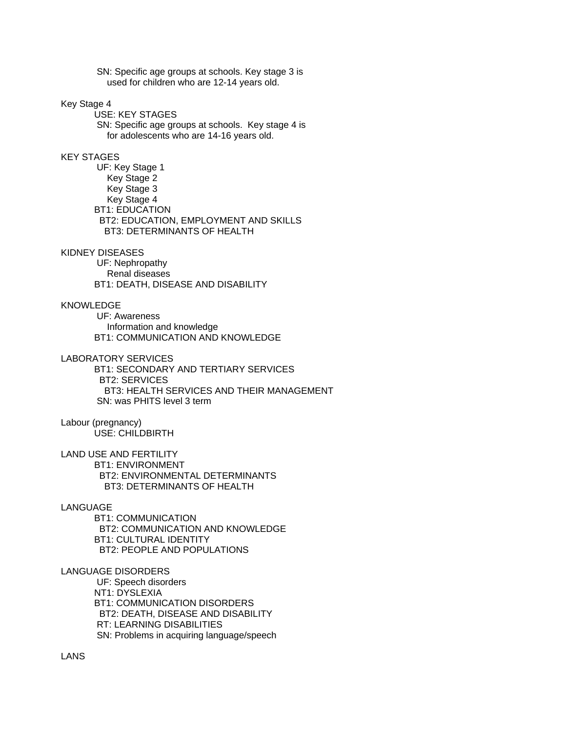SN: Specific age groups at schools. Key stage 3 is used for children who are 12-14 years old.

Key Stage 4
USE: KEY STAGES
SN: Specific age groups at schools. Key stage 4 is for adolescents who are 14-16 years old.

KEY STAGES
UF: Key Stage 1
Key Stage 2
Key Stage 3
Key Stage 4
BT1: EDUCATION
BT2: EDUCATION, EMPLOYMENT AND SKILLS
BT3: DETERMINANTS OF HEALTH

KIDNEY DISEASES
UF: Nephropathy
Renal diseases
BT1: DEATH, DISEASE AND DISABILITY

KNOWLEDGE
UF: Awareness
Information and knowledge
BT1: COMMUNICATION AND KNOWLEDGE

LABORATORY SERVICES
BT1: SECONDARY AND TERTIARY SERVICES
BT2: SERVICES
BT3: HEALTH SERVICES AND THEIR MANAGEMENT
SN: was PHITS level 3 term

Labour (pregnancy)
USE: CHILDBIRTH

LAND USE AND FERTILITY
BT1: ENVIRONMENT
BT2: ENVIRONMENTAL DETERMINANTS
BT3: DETERMINANTS OF HEALTH

LANGUAGE
BT1: COMMUNICATION
BT2: COMMUNICATION AND KNOWLEDGE
BT1: CULTURAL IDENTITY
BT2: PEOPLE AND POPULATIONS

LANGUAGE DISORDERS
UF: Speech disorders
NT1: DYSLEXIA
BT1: COMMUNICATION DISORDERS
BT2: DEATH, DISEASE AND DISABILITY
RT: LEARNING DISABILITIES
SN: Problems in acquiring language/speech

LANS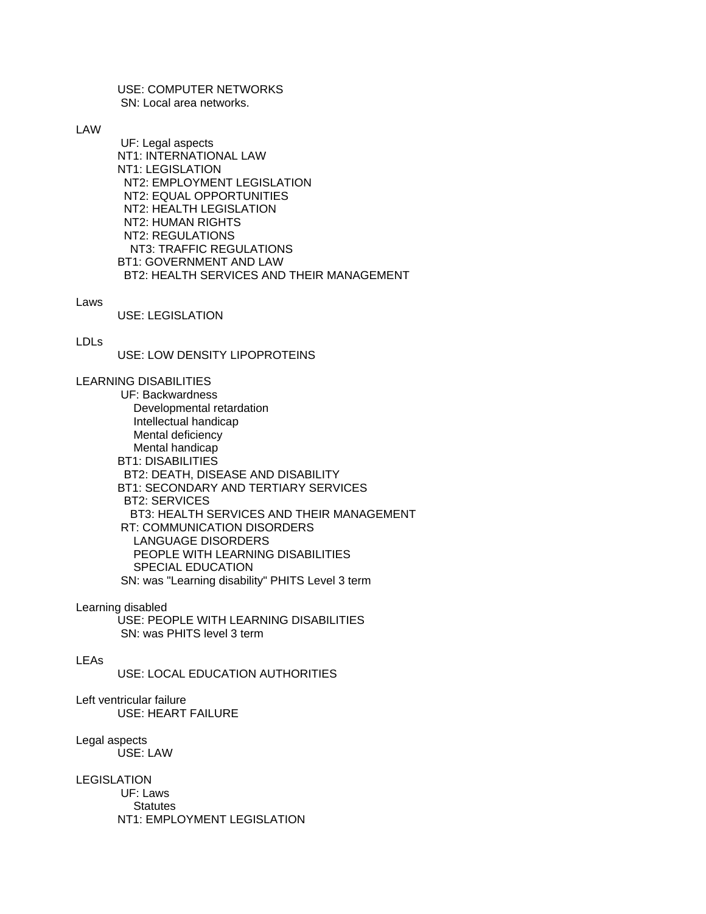USE: COMPUTER NETWORKS
SN: Local area networks.

LAW
UF: Legal aspects
NT1: INTERNATIONAL LAW
NT1: LEGISLATION
NT2: EMPLOYMENT LEGISLATION
NT2: EQUAL OPPORTUNITIES
NT2: HEALTH LEGISLATION
NT2: HUMAN RIGHTS
NT2: REGULATIONS
NT3: TRAFFIC REGULATIONS
BT1: GOVERNMENT AND LAW
BT2: HEALTH SERVICES AND THEIR MANAGEMENT

Laws
USE: LEGISLATION

LDLs
USE: LOW DENSITY LIPOPROTEINS

LEARNING DISABILITIES
UF: Backwardness
Developmental retardation
Intellectual handicap
Mental deficiency
Mental handicap
BT1: DISABILITIES
BT2: DEATH, DISEASE AND DISABILITY
BT1: SECONDARY AND TERTIARY SERVICES
BT2: SERVICES
BT3: HEALTH SERVICES AND THEIR MANAGEMENT
RT: COMMUNICATION DISORDERS
LANGUAGE DISORDERS
PEOPLE WITH LEARNING DISABILITIES
SPECIAL EDUCATION
SN: was "Learning disability" PHITS Level 3 term

Learning disabled
USE: PEOPLE WITH LEARNING DISABILITIES
SN: was PHITS level 3 term

LEAs
USE: LOCAL EDUCATION AUTHORITIES

Left ventricular failure
USE: HEART FAILURE

Legal aspects
USE: LAW

LEGISLATION
UF: Laws
Statutes
NT1: EMPLOYMENT LEGISLATION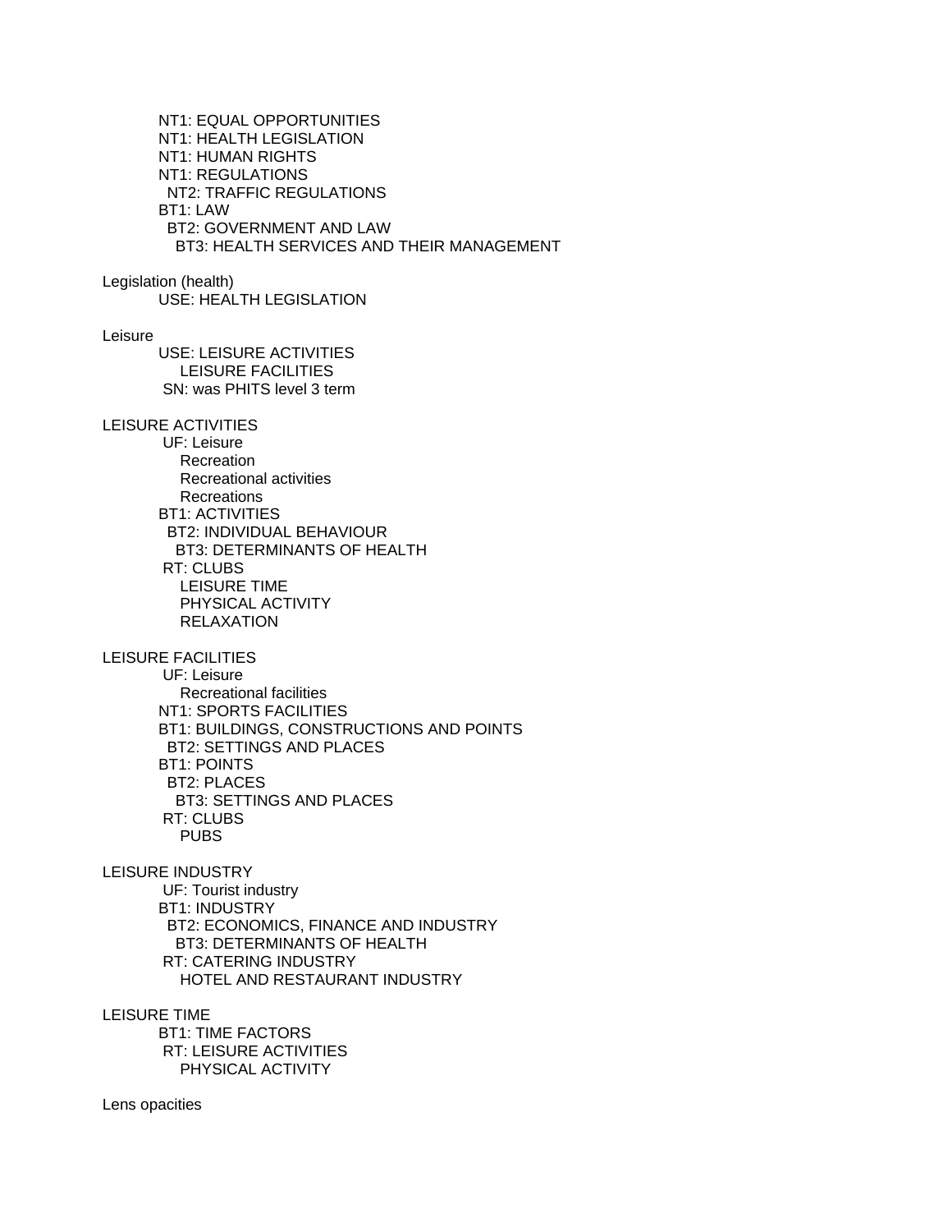NT1: EQUAL OPPORTUNITIES
NT1: HEALTH LEGISLATION
NT1: HUMAN RIGHTS
NT1: REGULATIONS
  NT2: TRAFFIC REGULATIONS
BT1: LAW
  BT2: GOVERNMENT AND LAW
    BT3: HEALTH SERVICES AND THEIR MANAGEMENT

Legislation (health)
USE: HEALTH LEGISLATION

Leisure
USE: LEISURE ACTIVITIES
  LEISURE FACILITIES
SN: was PHITS level 3 term

LEISURE ACTIVITIES
UF: Leisure
  Recreation
  Recreational activities
  Recreations
BT1: ACTIVITIES
  BT2: INDIVIDUAL BEHAVIOUR
    BT3: DETERMINANTS OF HEALTH
RT: CLUBS
  LEISURE TIME
  PHYSICAL ACTIVITY
  RELAXATION

LEISURE FACILITIES
UF: Leisure
  Recreational facilities
NT1: SPORTS FACILITIES
BT1: BUILDINGS, CONSTRUCTIONS AND POINTS
  BT2: SETTINGS AND PLACES
BT1: POINTS
  BT2: PLACES
    BT3: SETTINGS AND PLACES
RT: CLUBS
  PUBS

LEISURE INDUSTRY
UF: Tourist industry
BT1: INDUSTRY
  BT2: ECONOMICS, FINANCE AND INDUSTRY
    BT3: DETERMINANTS OF HEALTH
RT: CATERING INDUSTRY
  HOTEL AND RESTAURANT INDUSTRY

LEISURE TIME
BT1: TIME FACTORS
RT: LEISURE ACTIVITIES
  PHYSICAL ACTIVITY

Lens opacities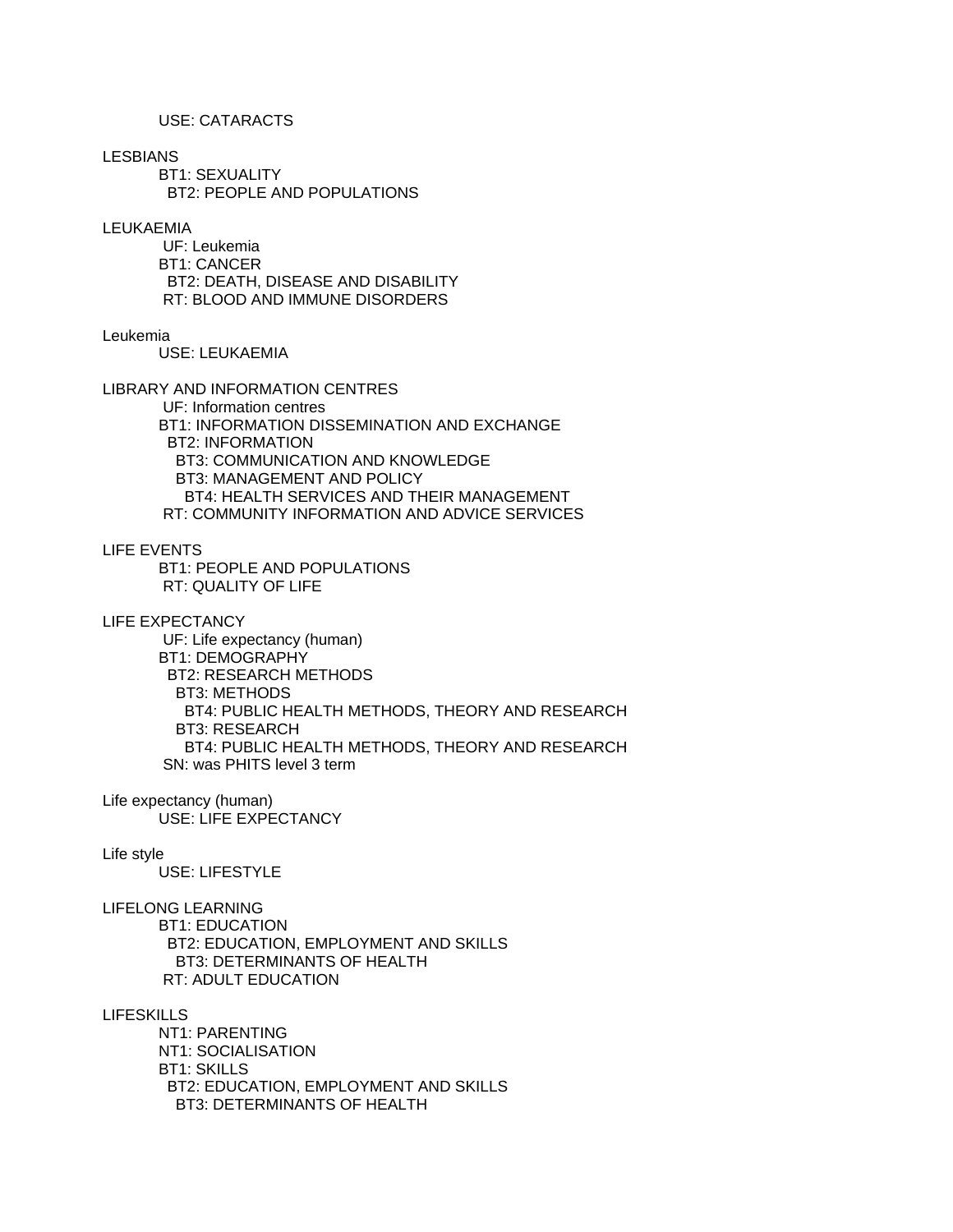USE: CATARACTS

LESBIANS
BT1: SEXUALITY
BT2: PEOPLE AND POPULATIONS

LEUKAEMIA
UF: Leukemia
BT1: CANCER
BT2: DEATH, DISEASE AND DISABILITY
RT: BLOOD AND IMMUNE DISORDERS

Leukemia
USE: LEUKAEMIA

LIBRARY AND INFORMATION CENTRES
UF: Information centres
BT1: INFORMATION DISSEMINATION AND EXCHANGE
BT2: INFORMATION
BT3: COMMUNICATION AND KNOWLEDGE
BT3: MANAGEMENT AND POLICY
BT4: HEALTH SERVICES AND THEIR MANAGEMENT
RT: COMMUNITY INFORMATION AND ADVICE SERVICES

LIFE EVENTS
BT1: PEOPLE AND POPULATIONS
RT: QUALITY OF LIFE

LIFE EXPECTANCY
UF: Life expectancy (human)
BT1: DEMOGRAPHY
BT2: RESEARCH METHODS
BT3: METHODS
BT4: PUBLIC HEALTH METHODS, THEORY AND RESEARCH
BT3: RESEARCH
BT4: PUBLIC HEALTH METHODS, THEORY AND RESEARCH
SN: was PHITS level 3 term

Life expectancy (human)
USE: LIFE EXPECTANCY

Life style
USE: LIFESTYLE

LIFELONG LEARNING
BT1: EDUCATION
BT2: EDUCATION, EMPLOYMENT AND SKILLS
BT3: DETERMINANTS OF HEALTH
RT: ADULT EDUCATION

LIFESKILLS
NT1: PARENTING
NT1: SOCIALISATION
BT1: SKILLS
BT2: EDUCATION, EMPLOYMENT AND SKILLS
BT3: DETERMINANTS OF HEALTH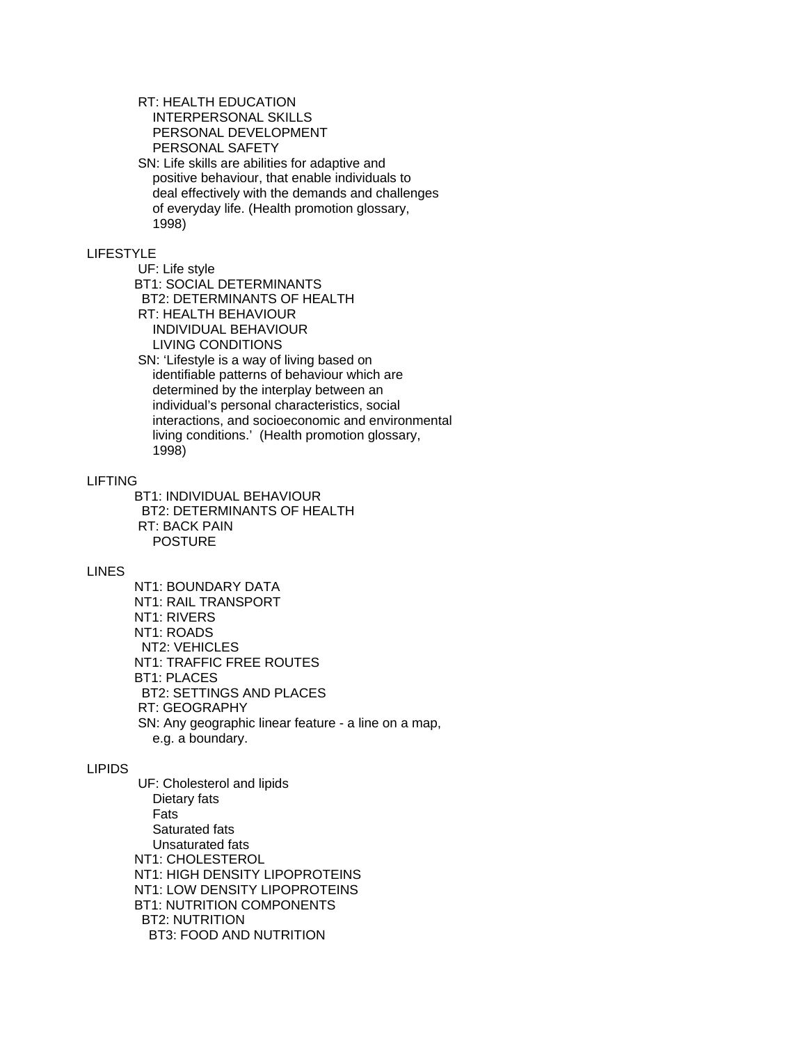RT: HEALTH EDUCATION
  INTERPERSONAL SKILLS
  PERSONAL DEVELOPMENT
  PERSONAL SAFETY
SN: Life skills are abilities for adaptive and
  positive behaviour, that enable individuals to
  deal effectively with the demands and challenges
  of everyday life. (Health promotion glossary,
  1998)

LIFESTYLE
  UF: Life style
  BT1: SOCIAL DETERMINANTS
   BT2: DETERMINANTS OF HEALTH
  RT: HEALTH BEHAVIOUR
   INDIVIDUAL BEHAVIOUR
   LIVING CONDITIONS
  SN: 'Lifestyle is a way of living based on
   identifiable patterns of behaviour which are
   determined by the interplay between an
   individual's personal characteristics, social
   interactions, and socioeconomic and environmental
   living conditions.' (Health promotion glossary,
   1998)

LIFTING
  BT1: INDIVIDUAL BEHAVIOUR
   BT2: DETERMINANTS OF HEALTH
  RT: BACK PAIN
   POSTURE

LINES
  NT1: BOUNDARY DATA
  NT1: RAIL TRANSPORT
  NT1: RIVERS
  NT1: ROADS
   NT2: VEHICLES
  NT1: TRAFFIC FREE ROUTES
  BT1: PLACES
   BT2: SETTINGS AND PLACES
  RT: GEOGRAPHY
  SN: Any geographic linear feature - a line on a map,
   e.g. a boundary.

LIPIDS
  UF: Cholesterol and lipids
   Dietary fats
   Fats
   Saturated fats
   Unsaturated fats
  NT1: CHOLESTEROL
  NT1: HIGH DENSITY LIPOPROTEINS
  NT1: LOW DENSITY LIPOPROTEINS
  BT1: NUTRITION COMPONENTS
   BT2: NUTRITION
    BT3: FOOD AND NUTRITION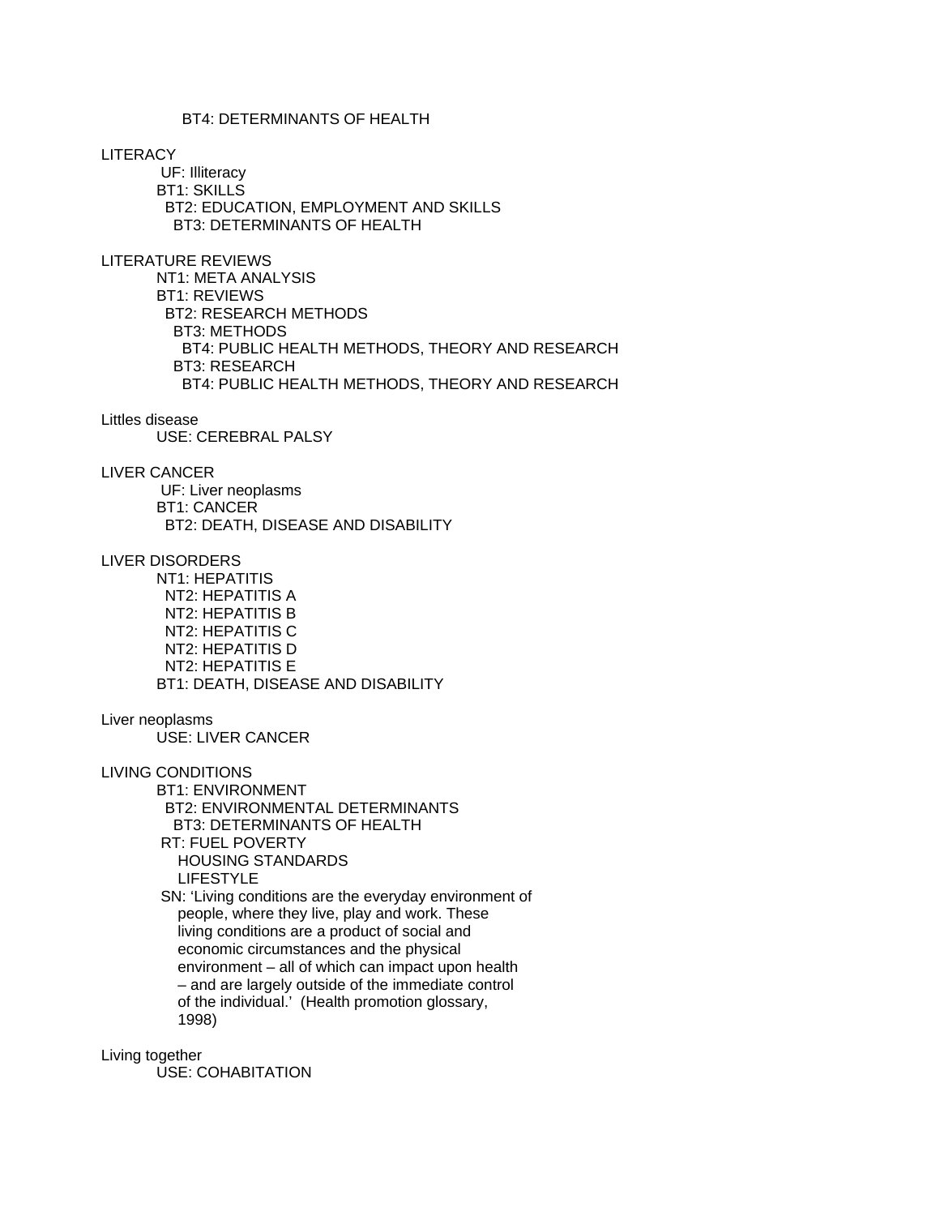BT4: DETERMINANTS OF HEALTH

LITERACY
UF: Illiteracy
BT1: SKILLS
BT2: EDUCATION, EMPLOYMENT AND SKILLS
BT3: DETERMINANTS OF HEALTH

LITERATURE REVIEWS
NT1: META ANALYSIS
BT1: REVIEWS
BT2: RESEARCH METHODS
BT3: METHODS
BT4: PUBLIC HEALTH METHODS, THEORY AND RESEARCH
BT3: RESEARCH
BT4: PUBLIC HEALTH METHODS, THEORY AND RESEARCH

Littles disease
USE: CEREBRAL PALSY

LIVER CANCER
UF: Liver neoplasms
BT1: CANCER
BT2: DEATH, DISEASE AND DISABILITY

LIVER DISORDERS
NT1: HEPATITIS
NT2: HEPATITIS A
NT2: HEPATITIS B
NT2: HEPATITIS C
NT2: HEPATITIS D
NT2: HEPATITIS E
BT1: DEATH, DISEASE AND DISABILITY

Liver neoplasms
USE: LIVER CANCER

LIVING CONDITIONS
BT1: ENVIRONMENT
BT2: ENVIRONMENTAL DETERMINANTS
BT3: DETERMINANTS OF HEALTH
RT: FUEL POVERTY
HOUSING STANDARDS
LIFESTYLE
SN: 'Living conditions are the everyday environment of people, where they live, play and work. These living conditions are a product of social and economic circumstances and the physical environment – all of which can impact upon health – and are largely outside of the immediate control of the individual.' (Health promotion glossary, 1998)

Living together
USE: COHABITATION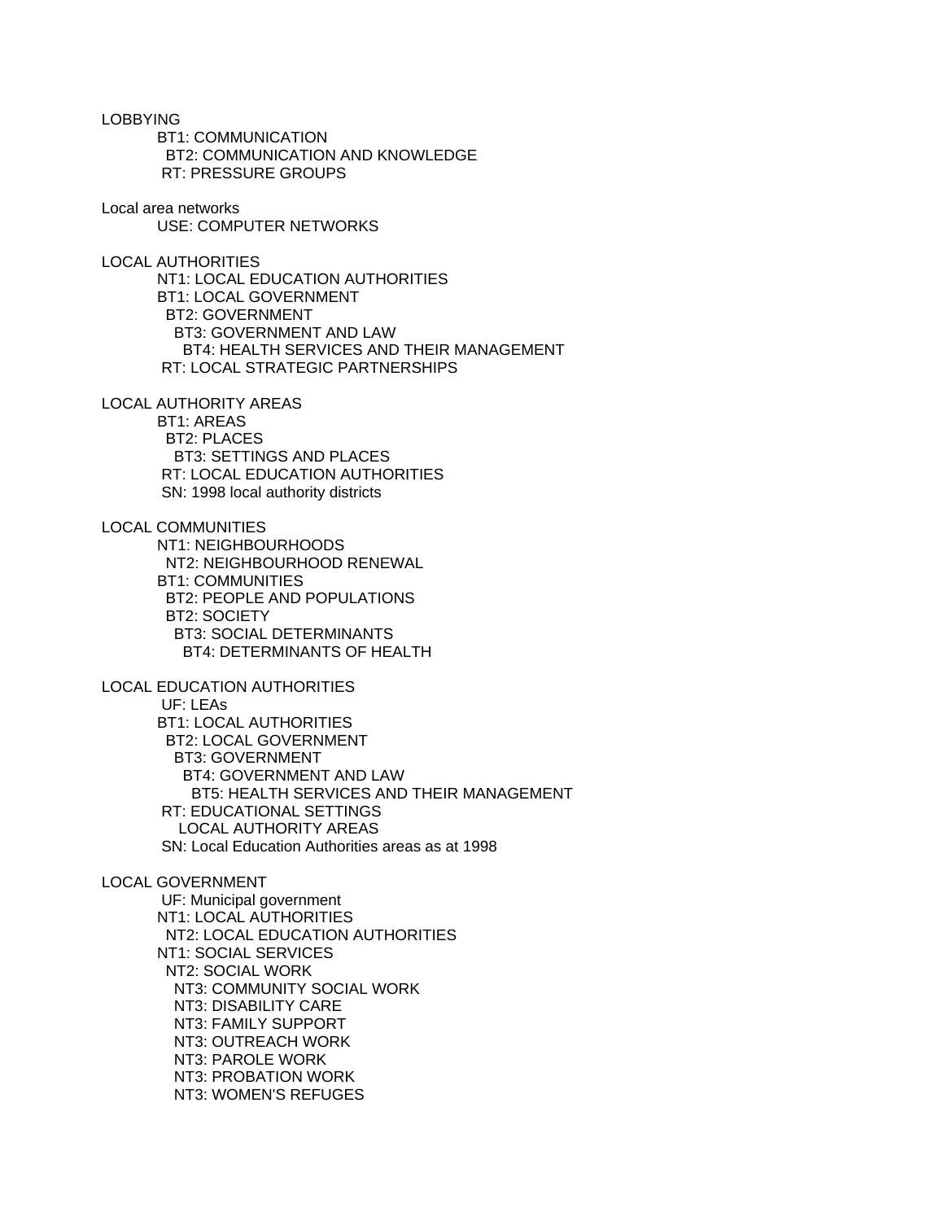LOBBYING
BT1: COMMUNICATION
BT2: COMMUNICATION AND KNOWLEDGE
RT: PRESSURE GROUPS

Local area networks
USE: COMPUTER NETWORKS

LOCAL AUTHORITIES
NT1: LOCAL EDUCATION AUTHORITIES
BT1: LOCAL GOVERNMENT
BT2: GOVERNMENT
BT3: GOVERNMENT AND LAW
BT4: HEALTH SERVICES AND THEIR MANAGEMENT
RT: LOCAL STRATEGIC PARTNERSHIPS

LOCAL AUTHORITY AREAS
BT1: AREAS
BT2: PLACES
BT3: SETTINGS AND PLACES
RT: LOCAL EDUCATION AUTHORITIES
SN: 1998 local authority districts

LOCAL COMMUNITIES
NT1: NEIGHBOURHOODS
NT2: NEIGHBOURHOOD RENEWAL
BT1: COMMUNITIES
BT2: PEOPLE AND POPULATIONS
BT2: SOCIETY
BT3: SOCIAL DETERMINANTS
BT4: DETERMINANTS OF HEALTH

LOCAL EDUCATION AUTHORITIES
UF: LEAs
BT1: LOCAL AUTHORITIES
BT2: LOCAL GOVERNMENT
BT3: GOVERNMENT
BT4: GOVERNMENT AND LAW
BT5: HEALTH SERVICES AND THEIR MANAGEMENT
RT: EDUCATIONAL SETTINGS
LOCAL AUTHORITY AREAS
SN: Local Education Authorities areas as at 1998

LOCAL GOVERNMENT
UF: Municipal government
NT1: LOCAL AUTHORITIES
NT2: LOCAL EDUCATION AUTHORITIES
NT1: SOCIAL SERVICES
NT2: SOCIAL WORK
NT3: COMMUNITY SOCIAL WORK
NT3: DISABILITY CARE
NT3: FAMILY SUPPORT
NT3: OUTREACH WORK
NT3: PAROLE WORK
NT3: PROBATION WORK
NT3: WOMEN'S REFUGES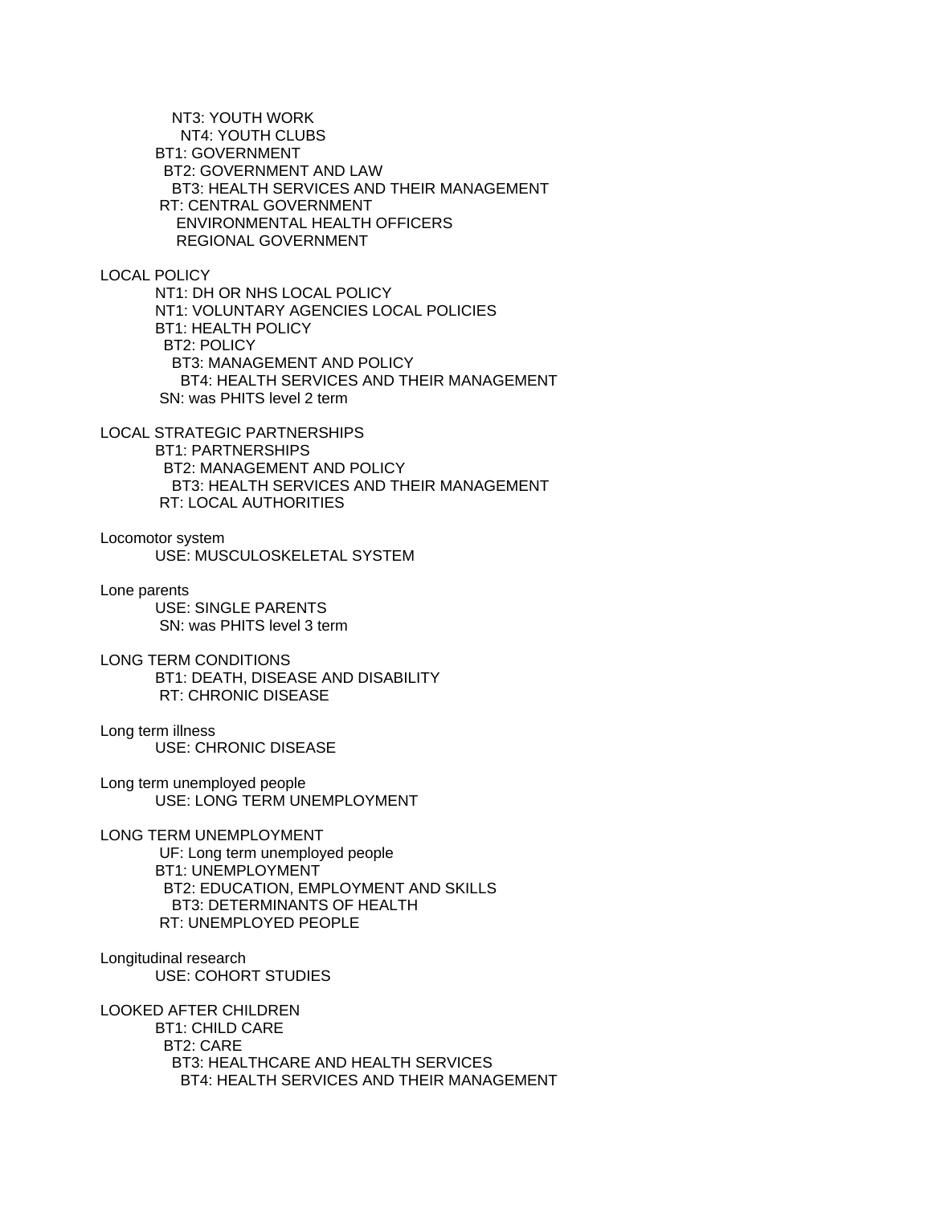NT3: YOUTH WORK
  NT4: YOUTH CLUBS
BT1: GOVERNMENT
  BT2: GOVERNMENT AND LAW
    BT3: HEALTH SERVICES AND THEIR MANAGEMENT
RT: CENTRAL GOVERNMENT
  ENVIRONMENTAL HEALTH OFFICERS
  REGIONAL GOVERNMENT

LOCAL POLICY
  NT1: DH OR NHS LOCAL POLICY
  NT1: VOLUNTARY AGENCIES LOCAL POLICIES
  BT1: HEALTH POLICY
    BT2: POLICY
      BT3: MANAGEMENT AND POLICY
        BT4: HEALTH SERVICES AND THEIR MANAGEMENT
  SN: was PHITS level 2 term

LOCAL STRATEGIC PARTNERSHIPS
  BT1: PARTNERSHIPS
    BT2: MANAGEMENT AND POLICY
      BT3: HEALTH SERVICES AND THEIR MANAGEMENT
  RT: LOCAL AUTHORITIES

Locomotor system
  USE: MUSCULOSKELETAL SYSTEM

Lone parents
  USE: SINGLE PARENTS
  SN: was PHITS level 3 term

LONG TERM CONDITIONS
  BT1: DEATH, DISEASE AND DISABILITY
  RT: CHRONIC DISEASE

Long term illness
  USE: CHRONIC DISEASE

Long term unemployed people
  USE: LONG TERM UNEMPLOYMENT

LONG TERM UNEMPLOYMENT
  UF: Long term unemployed people
  BT1: UNEMPLOYMENT
    BT2: EDUCATION, EMPLOYMENT AND SKILLS
      BT3: DETERMINANTS OF HEALTH
  RT: UNEMPLOYED PEOPLE

Longitudinal research
  USE: COHORT STUDIES

LOOKED AFTER CHILDREN
  BT1: CHILD CARE
    BT2: CARE
      BT3: HEALTHCARE AND HEALTH SERVICES
        BT4: HEALTH SERVICES AND THEIR MANAGEMENT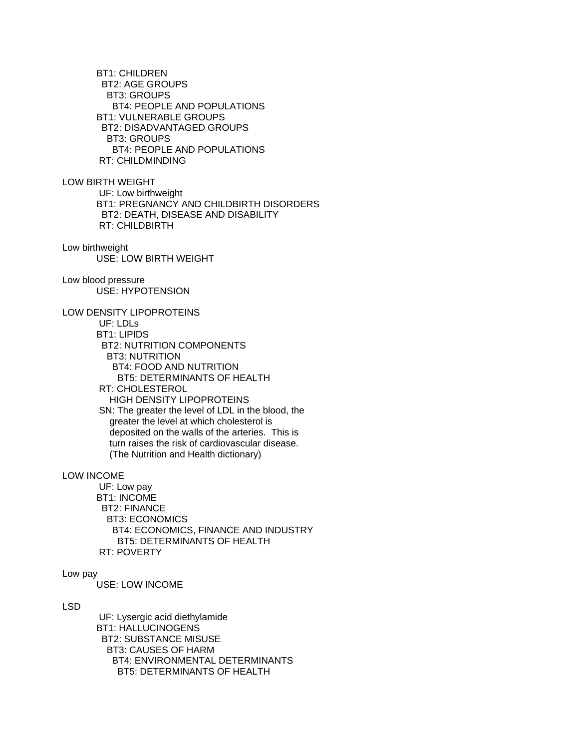BT1: CHILDREN
  BT2: AGE GROUPS
    BT3: GROUPS
      BT4: PEOPLE AND POPULATIONS
BT1: VULNERABLE GROUPS
  BT2: DISADVANTAGED GROUPS
    BT3: GROUPS
      BT4: PEOPLE AND POPULATIONS
RT: CHILDMINDING

LOW BIRTH WEIGHT
  UF: Low birthweight
  BT1: PREGNANCY AND CHILDBIRTH DISORDERS
    BT2: DEATH, DISEASE AND DISABILITY
  RT: CHILDBIRTH

Low birthweight
  USE: LOW BIRTH WEIGHT

Low blood pressure
  USE: HYPOTENSION

LOW DENSITY LIPOPROTEINS
  UF: LDLs
  BT1: LIPIDS
    BT2: NUTRITION COMPONENTS
      BT3: NUTRITION
        BT4: FOOD AND NUTRITION
          BT5: DETERMINANTS OF HEALTH
  RT: CHOLESTEROL
    HIGH DENSITY LIPOPROTEINS
  SN: The greater the level of LDL in the blood, the greater the level at which cholesterol is deposited on the walls of the arteries. This is turn raises the risk of cardiovascular disease. (The Nutrition and Health dictionary)

LOW INCOME
  UF: Low pay
  BT1: INCOME
    BT2: FINANCE
      BT3: ECONOMICS
        BT4: ECONOMICS, FINANCE AND INDUSTRY
          BT5: DETERMINANTS OF HEALTH
  RT: POVERTY

Low pay
  USE: LOW INCOME

LSD
  UF: Lysergic acid diethylamide
  BT1: HALLUCINOGENS
    BT2: SUBSTANCE MISUSE
      BT3: CAUSES OF HARM
        BT4: ENVIRONMENTAL DETERMINANTS
          BT5: DETERMINANTS OF HEALTH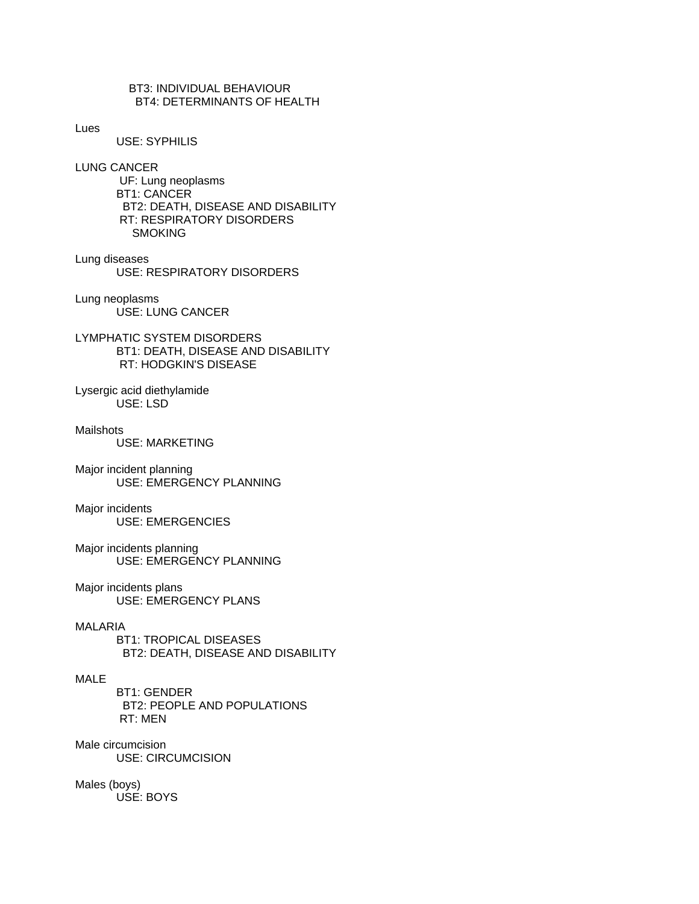BT3: INDIVIDUAL BEHAVIOUR
BT4: DETERMINANTS OF HEALTH

Lues
USE: SYPHILIS

LUNG CANCER
UF: Lung neoplasms
BT1: CANCER
BT2: DEATH, DISEASE AND DISABILITY
RT: RESPIRATORY DISORDERS
SMOKING

Lung diseases
USE: RESPIRATORY DISORDERS

Lung neoplasms
USE: LUNG CANCER

LYMPHATIC SYSTEM DISORDERS
BT1: DEATH, DISEASE AND DISABILITY
RT: HODGKIN'S DISEASE

Lysergic acid diethylamide
USE: LSD

Mailshots
USE: MARKETING

Major incident planning
USE: EMERGENCY PLANNING

Major incidents
USE: EMERGENCIES

Major incidents planning
USE: EMERGENCY PLANNING

Major incidents plans
USE: EMERGENCY PLANS

MALARIA
BT1: TROPICAL DISEASES
BT2: DEATH, DISEASE AND DISABILITY

MALE
BT1: GENDER
BT2: PEOPLE AND POPULATIONS
RT: MEN

Male circumcision
USE: CIRCUMCISION

Males (boys)
USE: BOYS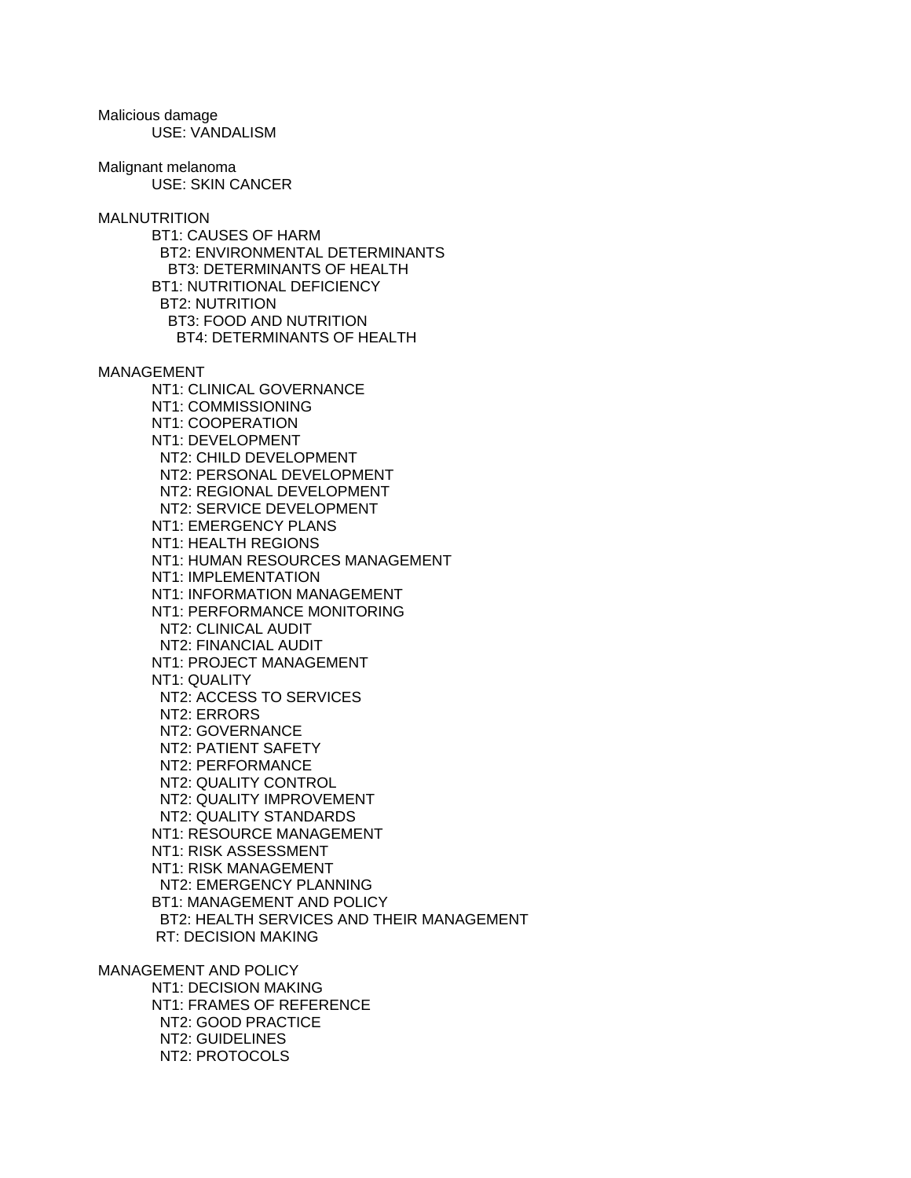Malicious damage

USE: VANDALISM

Malignant melanoma

USE: SKIN CANCER

MALNUTRITION

BT1: CAUSES OF HARM
  BT2: ENVIRONMENTAL DETERMINANTS
    BT3: DETERMINANTS OF HEALTH
BT1: NUTRITIONAL DEFICIENCY
  BT2: NUTRITION
    BT3: FOOD AND NUTRITION
      BT4: DETERMINANTS OF HEALTH

MANAGEMENT

NT1: CLINICAL GOVERNANCE
NT1: COMMISSIONING
NT1: COOPERATION
NT1: DEVELOPMENT
  NT2: CHILD DEVELOPMENT
  NT2: PERSONAL DEVELOPMENT
  NT2: REGIONAL DEVELOPMENT
  NT2: SERVICE DEVELOPMENT
NT1: EMERGENCY PLANS
NT1: HEALTH REGIONS
NT1: HUMAN RESOURCES MANAGEMENT
NT1: IMPLEMENTATION
NT1: INFORMATION MANAGEMENT
NT1: PERFORMANCE MONITORING
  NT2: CLINICAL AUDIT
  NT2: FINANCIAL AUDIT
NT1: PROJECT MANAGEMENT
NT1: QUALITY
  NT2: ACCESS TO SERVICES
  NT2: ERRORS
  NT2: GOVERNANCE
  NT2: PATIENT SAFETY
  NT2: PERFORMANCE
  NT2: QUALITY CONTROL
  NT2: QUALITY IMPROVEMENT
  NT2: QUALITY STANDARDS
NT1: RESOURCE MANAGEMENT
NT1: RISK ASSESSMENT
NT1: RISK MANAGEMENT
  NT2: EMERGENCY PLANNING
BT1: MANAGEMENT AND POLICY
  BT2: HEALTH SERVICES AND THEIR MANAGEMENT
RT: DECISION MAKING

MANAGEMENT AND POLICY

NT1: DECISION MAKING
NT1: FRAMES OF REFERENCE
  NT2: GOOD PRACTICE
  NT2: GUIDELINES
  NT2: PROTOCOLS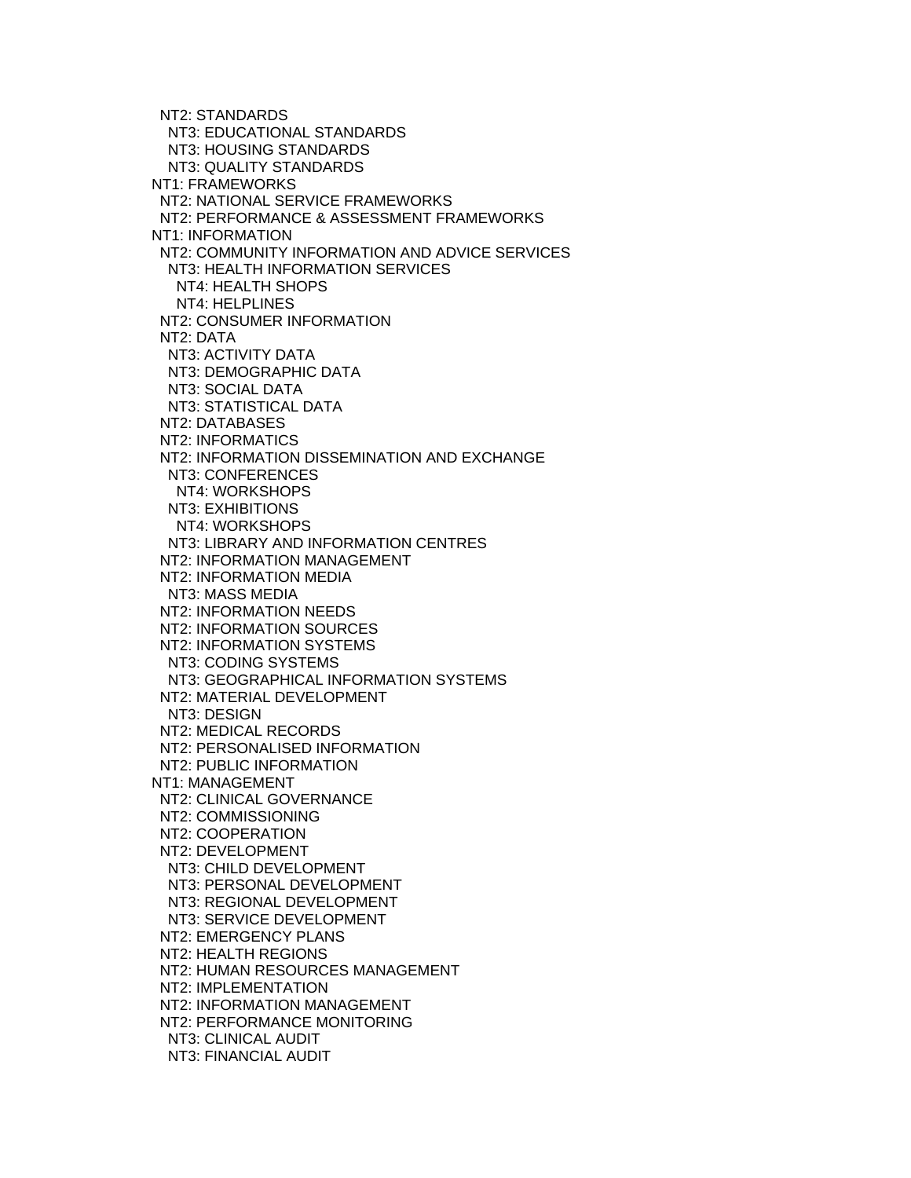NT2: STANDARDS
  NT3: EDUCATIONAL STANDARDS
  NT3: HOUSING STANDARDS
  NT3: QUALITY STANDARDS
NT1: FRAMEWORKS
  NT2: NATIONAL SERVICE FRAMEWORKS
  NT2: PERFORMANCE & ASSESSMENT FRAMEWORKS
NT1: INFORMATION
  NT2: COMMUNITY INFORMATION AND ADVICE SERVICES
    NT3: HEALTH INFORMATION SERVICES
      NT4: HEALTH SHOPS
      NT4: HELPLINES
  NT2: CONSUMER INFORMATION
  NT2: DATA
    NT3: ACTIVITY DATA
    NT3: DEMOGRAPHIC DATA
    NT3: SOCIAL DATA
    NT3: STATISTICAL DATA
  NT2: DATABASES
  NT2: INFORMATICS
  NT2: INFORMATION DISSEMINATION AND EXCHANGE
    NT3: CONFERENCES
      NT4: WORKSHOPS
    NT3: EXHIBITIONS
      NT4: WORKSHOPS
    NT3: LIBRARY AND INFORMATION CENTRES
  NT2: INFORMATION MANAGEMENT
  NT2: INFORMATION MEDIA
    NT3: MASS MEDIA
  NT2: INFORMATION NEEDS
  NT2: INFORMATION SOURCES
  NT2: INFORMATION SYSTEMS
    NT3: CODING SYSTEMS
    NT3: GEOGRAPHICAL INFORMATION SYSTEMS
  NT2: MATERIAL DEVELOPMENT
    NT3: DESIGN
  NT2: MEDICAL RECORDS
  NT2: PERSONALISED INFORMATION
  NT2: PUBLIC INFORMATION
NT1: MANAGEMENT
  NT2: CLINICAL GOVERNANCE
  NT2: COMMISSIONING
  NT2: COOPERATION
  NT2: DEVELOPMENT
    NT3: CHILD DEVELOPMENT
    NT3: PERSONAL DEVELOPMENT
    NT3: REGIONAL DEVELOPMENT
    NT3: SERVICE DEVELOPMENT
  NT2: EMERGENCY PLANS
  NT2: HEALTH REGIONS
  NT2: HUMAN RESOURCES MANAGEMENT
  NT2: IMPLEMENTATION
  NT2: INFORMATION MANAGEMENT
  NT2: PERFORMANCE MONITORING
    NT3: CLINICAL AUDIT
    NT3: FINANCIAL AUDIT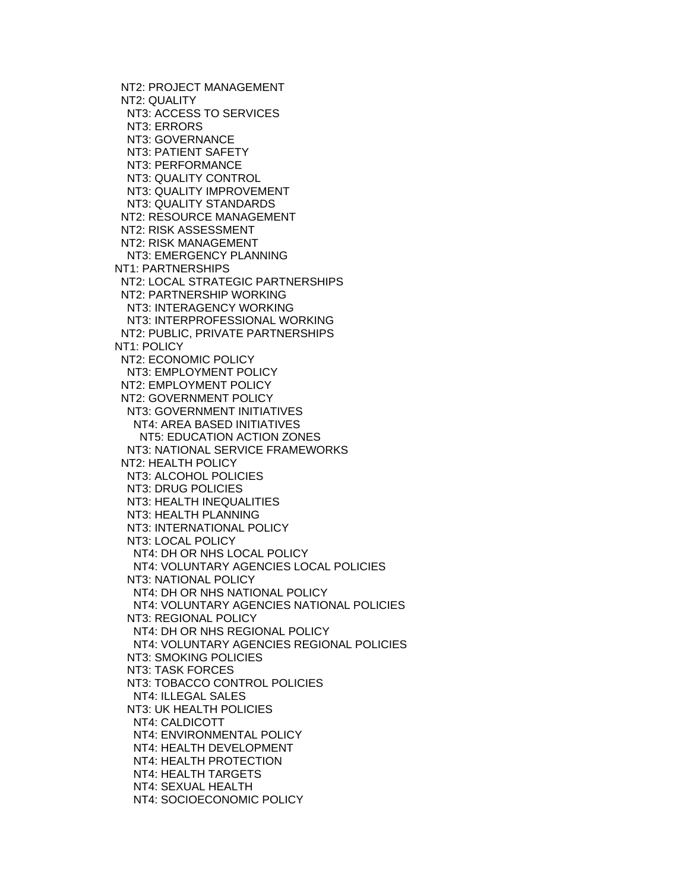NT2: PROJECT MANAGEMENT
  NT2: QUALITY
    NT3: ACCESS TO SERVICES
    NT3: ERRORS
    NT3: GOVERNANCE
    NT3: PATIENT SAFETY
    NT3: PERFORMANCE
    NT3: QUALITY CONTROL
    NT3: QUALITY IMPROVEMENT
    NT3: QUALITY STANDARDS
  NT2: RESOURCE MANAGEMENT
  NT2: RISK ASSESSMENT
  NT2: RISK MANAGEMENT
    NT3: EMERGENCY PLANNING
NT1: PARTNERSHIPS
  NT2: LOCAL STRATEGIC PARTNERSHIPS
  NT2: PARTNERSHIP WORKING
    NT3: INTERAGENCY WORKING
    NT3: INTERPROFESSIONAL WORKING
  NT2: PUBLIC, PRIVATE PARTNERSHIPS
NT1: POLICY
  NT2: ECONOMIC POLICY
    NT3: EMPLOYMENT POLICY
  NT2: EMPLOYMENT POLICY
  NT2: GOVERNMENT POLICY
    NT3: GOVERNMENT INITIATIVES
      NT4: AREA BASED INITIATIVES
        NT5: EDUCATION ACTION ZONES
    NT3: NATIONAL SERVICE FRAMEWORKS
  NT2: HEALTH POLICY
    NT3: ALCOHOL POLICIES
    NT3: DRUG POLICIES
    NT3: HEALTH INEQUALITIES
    NT3: HEALTH PLANNING
    NT3: INTERNATIONAL POLICY
    NT3: LOCAL POLICY
      NT4: DH OR NHS LOCAL POLICY
      NT4: VOLUNTARY AGENCIES LOCAL POLICIES
    NT3: NATIONAL POLICY
      NT4: DH OR NHS NATIONAL POLICY
      NT4: VOLUNTARY AGENCIES NATIONAL POLICIES
    NT3: REGIONAL POLICY
      NT4: DH OR NHS REGIONAL POLICY
      NT4: VOLUNTARY AGENCIES REGIONAL POLICIES
    NT3: SMOKING POLICIES
    NT3: TASK FORCES
    NT3: TOBACCO CONTROL POLICIES
      NT4: ILLEGAL SALES
    NT3: UK HEALTH POLICIES
      NT4: CALDICOTT
      NT4: ENVIRONMENTAL POLICY
      NT4: HEALTH DEVELOPMENT
      NT4: HEALTH PROTECTION
      NT4: HEALTH TARGETS
      NT4: SEXUAL HEALTH
      NT4: SOCIOECONOMIC POLICY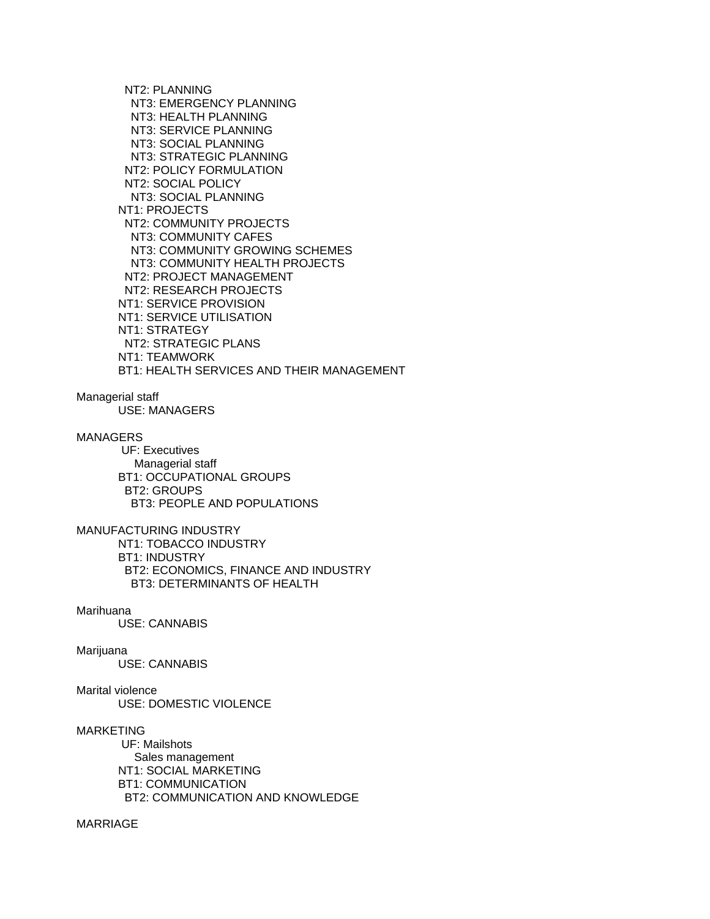NT2: PLANNING
  NT3: EMERGENCY PLANNING
  NT3: HEALTH PLANNING
  NT3: SERVICE PLANNING
  NT3: SOCIAL PLANNING
  NT3: STRATEGIC PLANNING
NT2: POLICY FORMULATION
NT2: SOCIAL POLICY
  NT3: SOCIAL PLANNING
NT1: PROJECTS
NT2: COMMUNITY PROJECTS
  NT3: COMMUNITY CAFES
  NT3: COMMUNITY GROWING SCHEMES
  NT3: COMMUNITY HEALTH PROJECTS
NT2: PROJECT MANAGEMENT
NT2: RESEARCH PROJECTS
NT1: SERVICE PROVISION
NT1: SERVICE UTILISATION
NT1: STRATEGY
NT2: STRATEGIC PLANS
NT1: TEAMWORK
BT1: HEALTH SERVICES AND THEIR MANAGEMENT

Managerial staff
USE: MANAGERS

MANAGERS
UF: Executives
  Managerial staff
BT1: OCCUPATIONAL GROUPS
  BT2: GROUPS
  BT3: PEOPLE AND POPULATIONS

MANUFACTURING INDUSTRY
NT1: TOBACCO INDUSTRY
BT1: INDUSTRY
  BT2: ECONOMICS, FINANCE AND INDUSTRY
  BT3: DETERMINANTS OF HEALTH

Marihuana
USE: CANNABIS

Marijuana
USE: CANNABIS

Marital violence
USE: DOMESTIC VIOLENCE

MARKETING
UF: Mailshots
  Sales management
NT1: SOCIAL MARKETING
BT1: COMMUNICATION
  BT2: COMMUNICATION AND KNOWLEDGE

MARRIAGE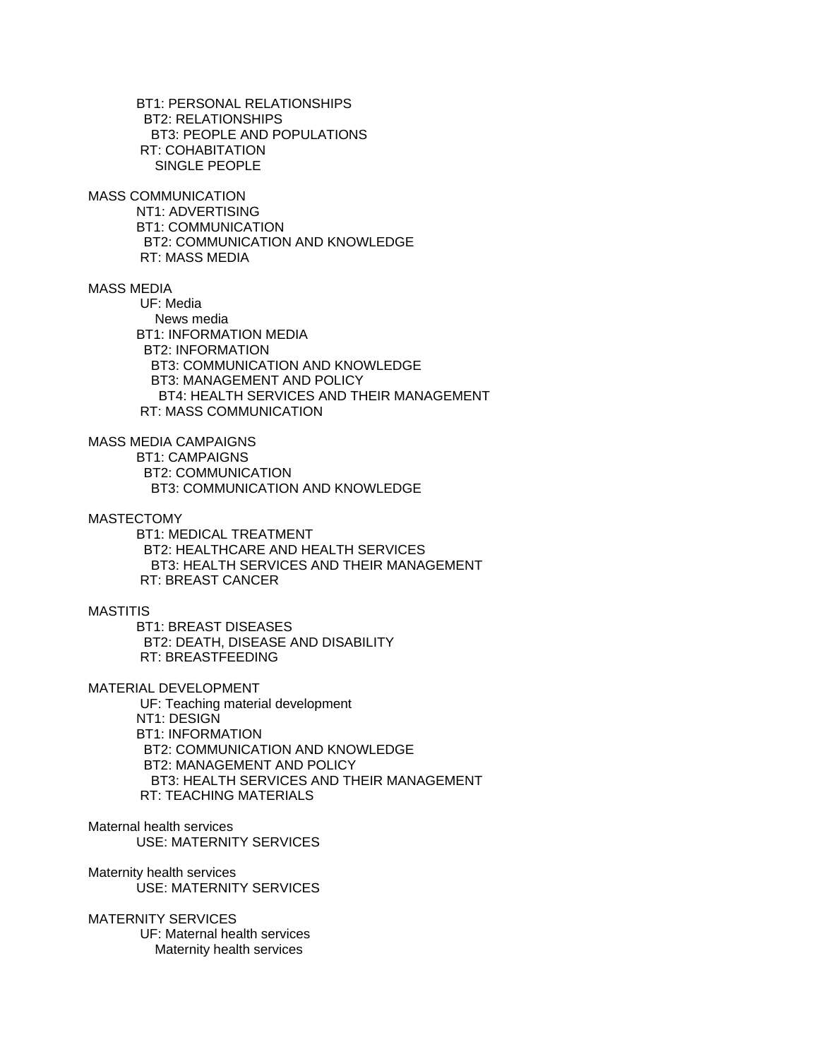BT1: PERSONAL RELATIONSHIPS
  BT2: RELATIONSHIPS
    BT3: PEOPLE AND POPULATIONS
 RT: COHABITATION
    SINGLE PEOPLE

MASS COMMUNICATION
NT1: ADVERTISING
BT1: COMMUNICATION
  BT2: COMMUNICATION AND KNOWLEDGE
 RT: MASS MEDIA

MASS MEDIA
 UF: Media
    News media
BT1: INFORMATION MEDIA
  BT2: INFORMATION
    BT3: COMMUNICATION AND KNOWLEDGE
    BT3: MANAGEMENT AND POLICY
      BT4: HEALTH SERVICES AND THEIR MANAGEMENT
 RT: MASS COMMUNICATION

MASS MEDIA CAMPAIGNS
BT1: CAMPAIGNS
  BT2: COMMUNICATION
    BT3: COMMUNICATION AND KNOWLEDGE

MASTECTOMY
BT1: MEDICAL TREATMENT
  BT2: HEALTHCARE AND HEALTH SERVICES
    BT3: HEALTH SERVICES AND THEIR MANAGEMENT
 RT: BREAST CANCER

MASTITIS
BT1: BREAST DISEASES
  BT2: DEATH, DISEASE AND DISABILITY
 RT: BREASTFEEDING

MATERIAL DEVELOPMENT
 UF: Teaching material development
NT1: DESIGN
BT1: INFORMATION
  BT2: COMMUNICATION AND KNOWLEDGE
  BT2: MANAGEMENT AND POLICY
    BT3: HEALTH SERVICES AND THEIR MANAGEMENT
 RT: TEACHING MATERIALS

Maternal health services
USE: MATERNITY SERVICES

Maternity health services
USE: MATERNITY SERVICES

MATERNITY SERVICES
 UF: Maternal health services
    Maternity health services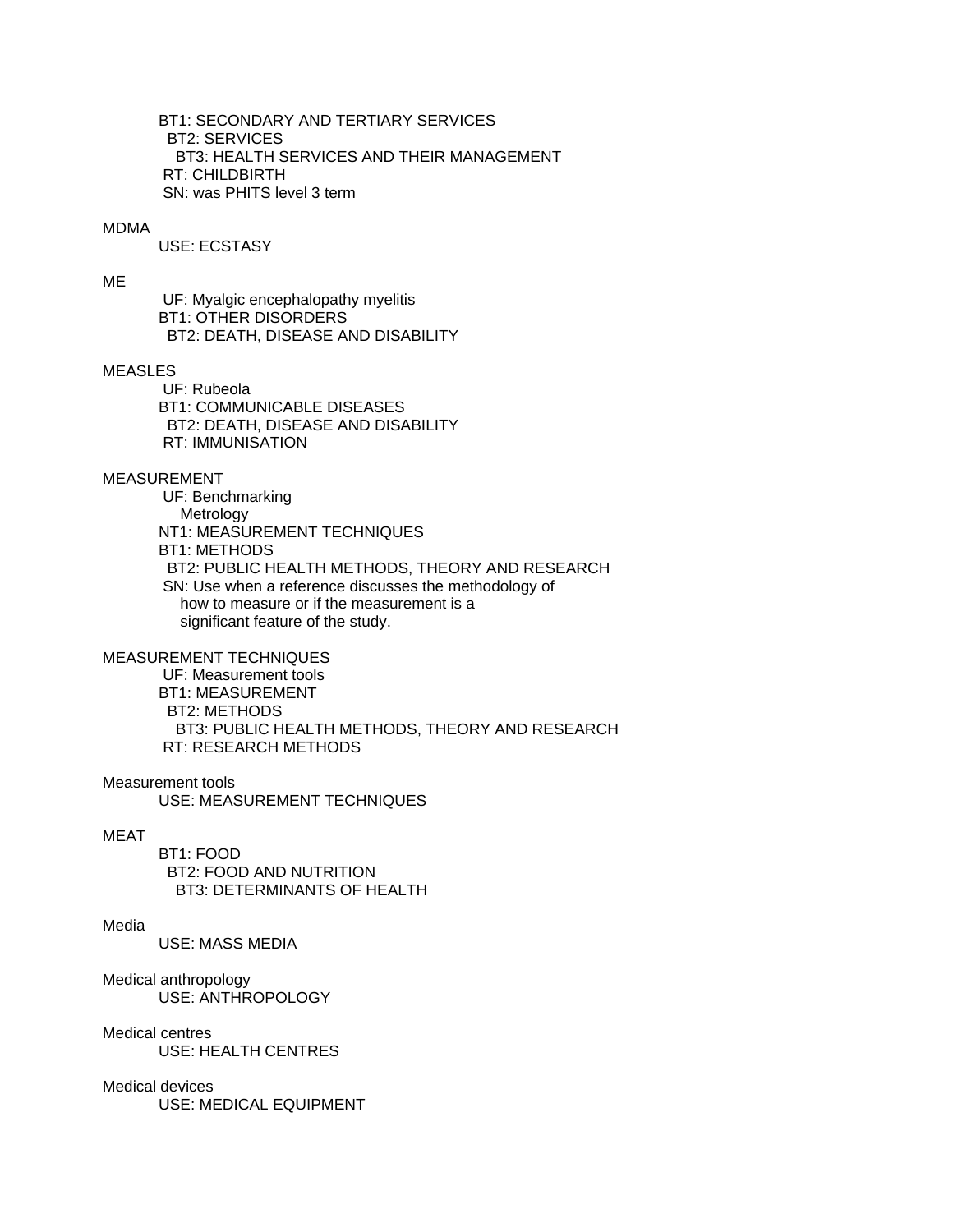BT1: SECONDARY AND TERTIARY SERVICES
  BT2: SERVICES
    BT3: HEALTH SERVICES AND THEIR MANAGEMENT
 RT: CHILDBIRTH
 SN: was PHITS level 3 term

MDMA
  USE: ECSTASY

ME
  UF: Myalgic encephalopathy myelitis
  BT1: OTHER DISORDERS
    BT2: DEATH, DISEASE AND DISABILITY

MEASLES
  UF: Rubeola
  BT1: COMMUNICABLE DISEASES
    BT2: DEATH, DISEASE AND DISABILITY
  RT: IMMUNISATION

MEASUREMENT
  UF: Benchmarking
    Metrology
  NT1: MEASUREMENT TECHNIQUES
  BT1: METHODS
    BT2: PUBLIC HEALTH METHODS, THEORY AND RESEARCH
  SN: Use when a reference discusses the methodology of
    how to measure or if the measurement is a
    significant feature of the study.

MEASUREMENT TECHNIQUES
  UF: Measurement tools
  BT1: MEASUREMENT
    BT2: METHODS
      BT3: PUBLIC HEALTH METHODS, THEORY AND RESEARCH
  RT: RESEARCH METHODS

Measurement tools
  USE: MEASUREMENT TECHNIQUES

MEAT
  BT1: FOOD
    BT2: FOOD AND NUTRITION
      BT3: DETERMINANTS OF HEALTH

Media
  USE: MASS MEDIA

Medical anthropology
  USE: ANTHROPOLOGY

Medical centres
  USE: HEALTH CENTRES

Medical devices
  USE: MEDICAL EQUIPMENT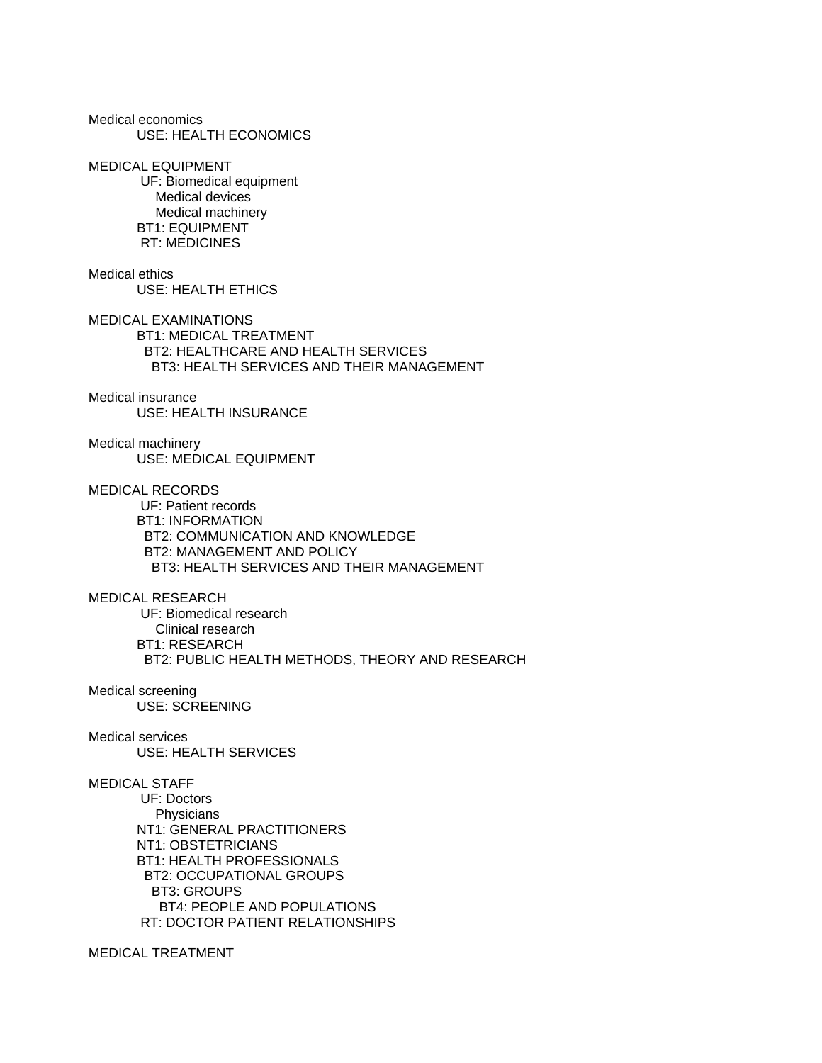Medical economics
    USE: HEALTH ECONOMICS

MEDICAL EQUIPMENT
    UF: Biomedical equipment
        Medical devices
        Medical machinery
    BT1: EQUIPMENT
    RT: MEDICINES

Medical ethics
    USE: HEALTH ETHICS

MEDICAL EXAMINATIONS
    BT1: MEDICAL TREATMENT
      BT2: HEALTHCARE AND HEALTH SERVICES
        BT3: HEALTH SERVICES AND THEIR MANAGEMENT

Medical insurance
    USE: HEALTH INSURANCE

Medical machinery
    USE: MEDICAL EQUIPMENT

MEDICAL RECORDS
    UF: Patient records
    BT1: INFORMATION
      BT2: COMMUNICATION AND KNOWLEDGE
      BT2: MANAGEMENT AND POLICY
        BT3: HEALTH SERVICES AND THEIR MANAGEMENT

MEDICAL RESEARCH
    UF: Biomedical research
        Clinical research
    BT1: RESEARCH
      BT2: PUBLIC HEALTH METHODS, THEORY AND RESEARCH

Medical screening
    USE: SCREENING

Medical services
    USE: HEALTH SERVICES

MEDICAL STAFF
    UF: Doctors
        Physicians
    NT1: GENERAL PRACTITIONERS
    NT1: OBSTETRICIANS
    BT1: HEALTH PROFESSIONALS
      BT2: OCCUPATIONAL GROUPS
        BT3: GROUPS
          BT4: PEOPLE AND POPULATIONS
    RT: DOCTOR PATIENT RELATIONSHIPS

MEDICAL TREATMENT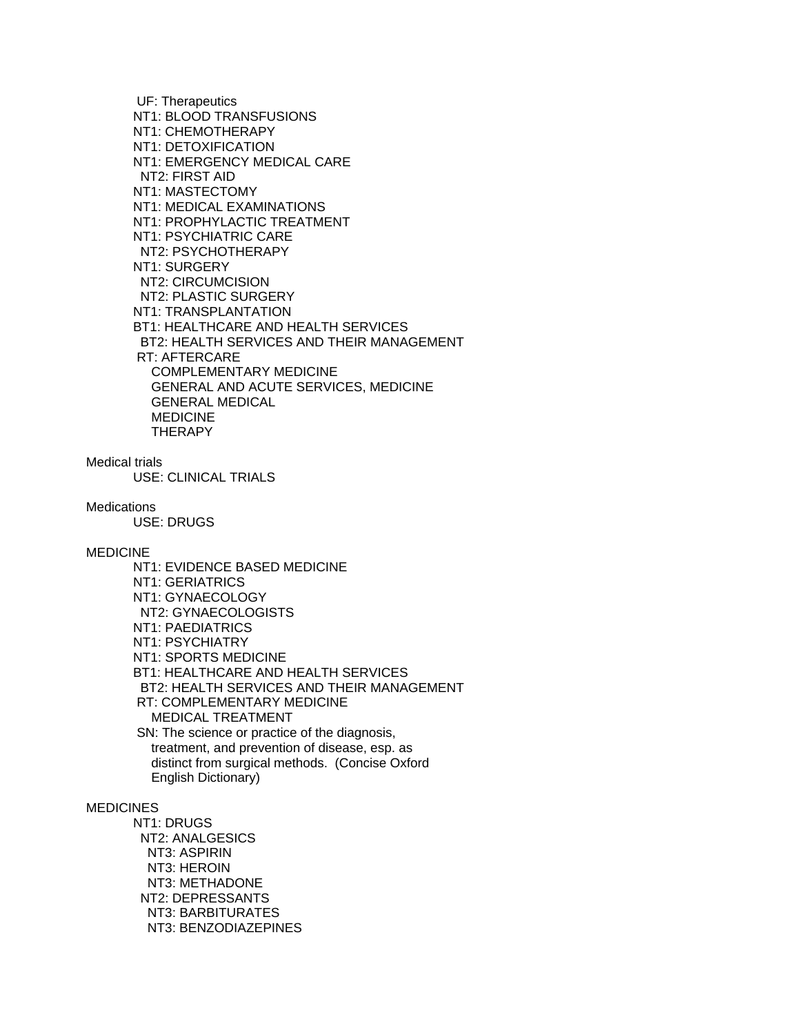UF: Therapeutics
NT1: BLOOD TRANSFUSIONS
NT1: CHEMOTHERAPY
NT1: DETOXIFICATION
NT1: EMERGENCY MEDICAL CARE
  NT2: FIRST AID
NT1: MASTECTOMY
NT1: MEDICAL EXAMINATIONS
NT1: PROPHYLACTIC TREATMENT
NT1: PSYCHIATRIC CARE
  NT2: PSYCHOTHERAPY
NT1: SURGERY
  NT2: CIRCUMCISION
  NT2: PLASTIC SURGERY
NT1: TRANSPLANTATION
BT1: HEALTHCARE AND HEALTH SERVICES
  BT2: HEALTH SERVICES AND THEIR MANAGEMENT
RT: AFTERCARE
  COMPLEMENTARY MEDICINE
  GENERAL AND ACUTE SERVICES, MEDICINE
  GENERAL MEDICAL
  MEDICINE
  THERAPY

Medical trials
  USE: CLINICAL TRIALS

Medications
  USE: DRUGS

MEDICINE
  NT1: EVIDENCE BASED MEDICINE
  NT1: GERIATRICS
  NT1: GYNAECOLOGY
    NT2: GYNAECOLOGISTS
  NT1: PAEDIATRICS
  NT1: PSYCHIATRY
  NT1: SPORTS MEDICINE
  BT1: HEALTHCARE AND HEALTH SERVICES
    BT2: HEALTH SERVICES AND THEIR MANAGEMENT
  RT: COMPLEMENTARY MEDICINE
    MEDICAL TREATMENT
  SN: The science or practice of the diagnosis, treatment, and prevention of disease, esp. as distinct from surgical methods. (Concise Oxford English Dictionary)

MEDICINES
  NT1: DRUGS
    NT2: ANALGESICS
      NT3: ASPIRIN
      NT3: HEROIN
      NT3: METHADONE
    NT2: DEPRESSANTS
      NT3: BARBITURATES
      NT3: BENZODIAZEPINES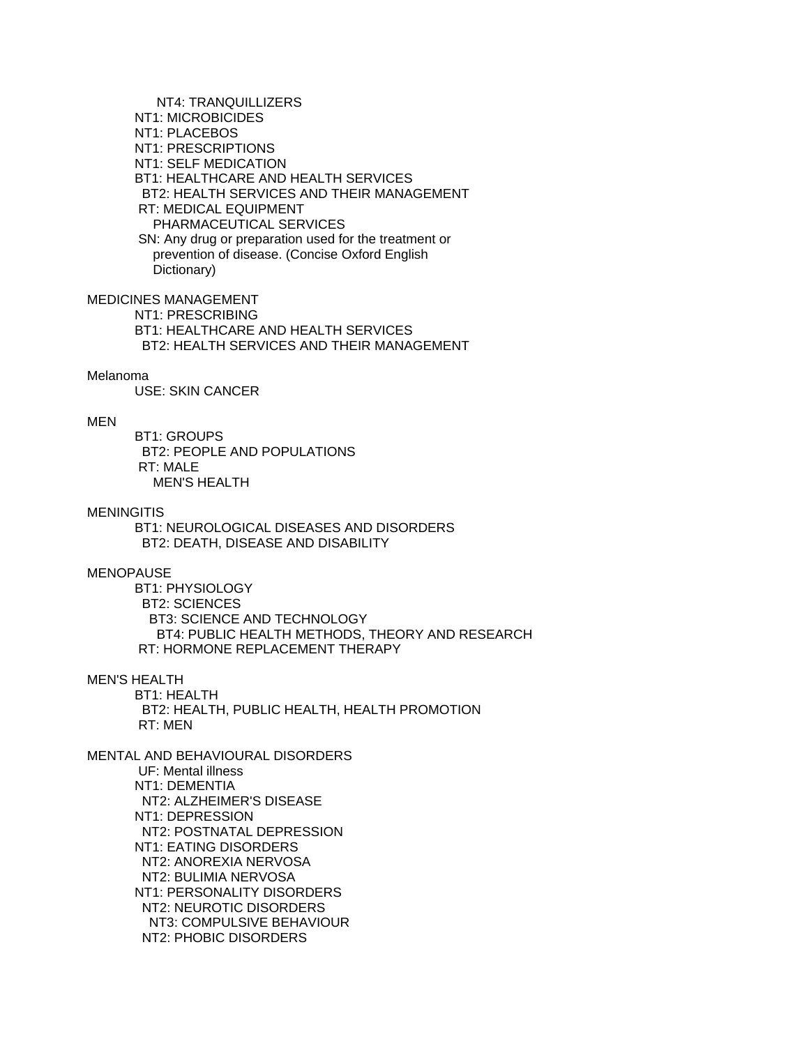NT4: TRANQUILLIZERS
NT1: MICROBICIDES
NT1: PLACEBOS
NT1: PRESCRIPTIONS
NT1: SELF MEDICATION
BT1: HEALTHCARE AND HEALTH SERVICES
BT2: HEALTH SERVICES AND THEIR MANAGEMENT
RT: MEDICAL EQUIPMENT
PHARMACEUTICAL SERVICES
SN: Any drug or preparation used for the treatment or prevention of disease. (Concise Oxford English Dictionary)

MEDICINES MANAGEMENT
NT1: PRESCRIBING
BT1: HEALTHCARE AND HEALTH SERVICES
BT2: HEALTH SERVICES AND THEIR MANAGEMENT

Melanoma
USE: SKIN CANCER

MEN
BT1: GROUPS
BT2: PEOPLE AND POPULATIONS
RT: MALE
MEN'S HEALTH

MENINGITIS
BT1: NEUROLOGICAL DISEASES AND DISORDERS
BT2: DEATH, DISEASE AND DISABILITY

MENOPAUSE
BT1: PHYSIOLOGY
BT2: SCIENCES
BT3: SCIENCE AND TECHNOLOGY
BT4: PUBLIC HEALTH METHODS, THEORY AND RESEARCH
RT: HORMONE REPLACEMENT THERAPY

MEN'S HEALTH
BT1: HEALTH
BT2: HEALTH, PUBLIC HEALTH, HEALTH PROMOTION
RT: MEN

MENTAL AND BEHAVIOURAL DISORDERS
UF: Mental illness
NT1: DEMENTIA
NT2: ALZHEIMER'S DISEASE
NT1: DEPRESSION
NT2: POSTNATAL DEPRESSION
NT1: EATING DISORDERS
NT2: ANOREXIA NERVOSA
NT2: BULIMIA NERVOSA
NT1: PERSONALITY DISORDERS
NT2: NEUROTIC DISORDERS
NT3: COMPULSIVE BEHAVIOUR
NT2: PHOBIC DISORDERS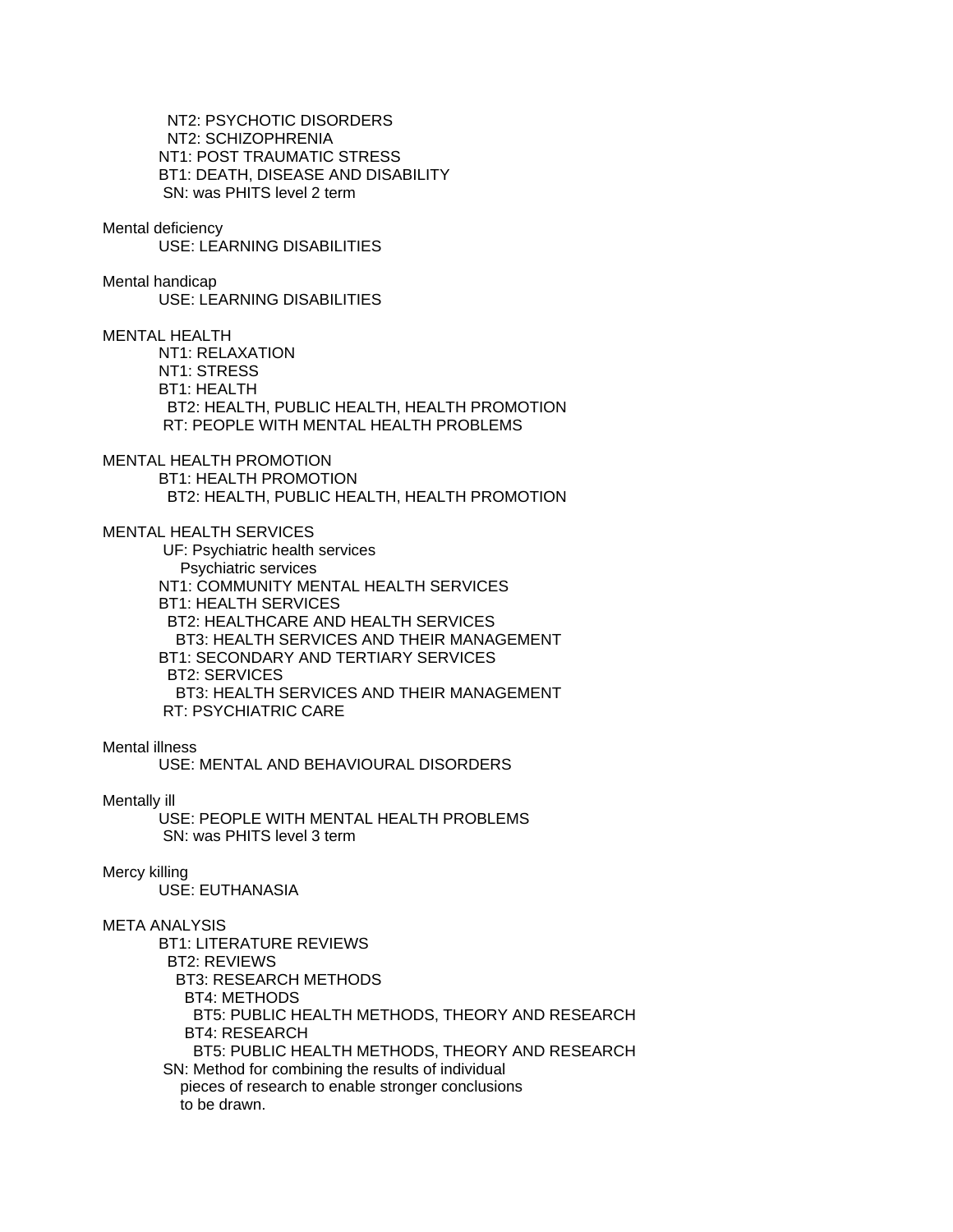NT2: PSYCHOTIC DISORDERS
NT2: SCHIZOPHRENIA
NT1: POST TRAUMATIC STRESS
BT1: DEATH, DISEASE AND DISABILITY
SN: was PHITS level 2 term

Mental deficiency
USE: LEARNING DISABILITIES

Mental handicap
USE: LEARNING DISABILITIES

MENTAL HEALTH
NT1: RELAXATION
NT1: STRESS
BT1: HEALTH
BT2: HEALTH, PUBLIC HEALTH, HEALTH PROMOTION
RT: PEOPLE WITH MENTAL HEALTH PROBLEMS

MENTAL HEALTH PROMOTION
BT1: HEALTH PROMOTION
BT2: HEALTH, PUBLIC HEALTH, HEALTH PROMOTION

MENTAL HEALTH SERVICES
UF: Psychiatric health services
Psychiatric services
NT1: COMMUNITY MENTAL HEALTH SERVICES
BT1: HEALTH SERVICES
BT2: HEALTHCARE AND HEALTH SERVICES
BT3: HEALTH SERVICES AND THEIR MANAGEMENT
BT1: SECONDARY AND TERTIARY SERVICES
BT2: SERVICES
BT3: HEALTH SERVICES AND THEIR MANAGEMENT
RT: PSYCHIATRIC CARE

Mental illness
USE: MENTAL AND BEHAVIOURAL DISORDERS

Mentally ill
USE: PEOPLE WITH MENTAL HEALTH PROBLEMS
SN: was PHITS level 3 term

Mercy killing
USE: EUTHANASIA

META ANALYSIS
BT1: LITERATURE REVIEWS
BT2: REVIEWS
BT3: RESEARCH METHODS
BT4: METHODS
BT5: PUBLIC HEALTH METHODS, THEORY AND RESEARCH
BT4: RESEARCH
BT5: PUBLIC HEALTH METHODS, THEORY AND RESEARCH
SN: Method for combining the results of individual pieces of research to enable stronger conclusions to be drawn.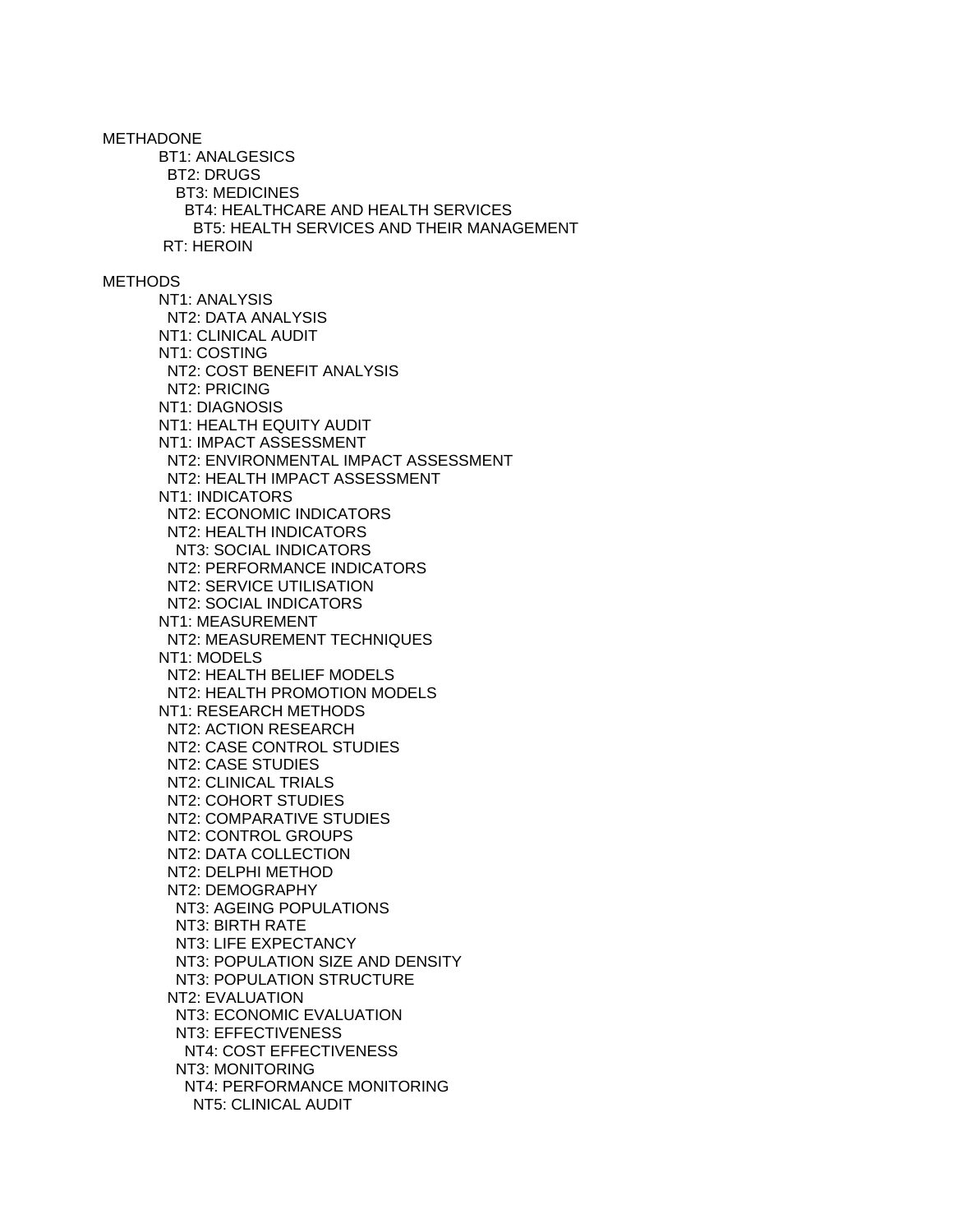METHADONE

BT1: ANALGESICS
  BT2: DRUGS
    BT3: MEDICINES
      BT4: HEALTHCARE AND HEALTH SERVICES
        BT5: HEALTH SERVICES AND THEIR MANAGEMENT
RT: HEROIN

METHODS

NT1: ANALYSIS
  NT2: DATA ANALYSIS
NT1: CLINICAL AUDIT
NT1: COSTING
  NT2: COST BENEFIT ANALYSIS
  NT2: PRICING
NT1: DIAGNOSIS
NT1: HEALTH EQUITY AUDIT
NT1: IMPACT ASSESSMENT
  NT2: ENVIRONMENTAL IMPACT ASSESSMENT
  NT2: HEALTH IMPACT ASSESSMENT
NT1: INDICATORS
  NT2: ECONOMIC INDICATORS
  NT2: HEALTH INDICATORS
    NT3: SOCIAL INDICATORS
  NT2: PERFORMANCE INDICATORS
  NT2: SERVICE UTILISATION
  NT2: SOCIAL INDICATORS
NT1: MEASUREMENT
  NT2: MEASUREMENT TECHNIQUES
NT1: MODELS
  NT2: HEALTH BELIEF MODELS
  NT2: HEALTH PROMOTION MODELS
NT1: RESEARCH METHODS
  NT2: ACTION RESEARCH
  NT2: CASE CONTROL STUDIES
  NT2: CASE STUDIES
  NT2: CLINICAL TRIALS
  NT2: COHORT STUDIES
  NT2: COMPARATIVE STUDIES
  NT2: CONTROL GROUPS
  NT2: DATA COLLECTION
  NT2: DELPHI METHOD
  NT2: DEMOGRAPHY
    NT3: AGEING POPULATIONS
    NT3: BIRTH RATE
    NT3: LIFE EXPECTANCY
    NT3: POPULATION SIZE AND DENSITY
    NT3: POPULATION STRUCTURE
  NT2: EVALUATION
    NT3: ECONOMIC EVALUATION
    NT3: EFFECTIVENESS
      NT4: COST EFFECTIVENESS
    NT3: MONITORING
      NT4: PERFORMANCE MONITORING
        NT5: CLINICAL AUDIT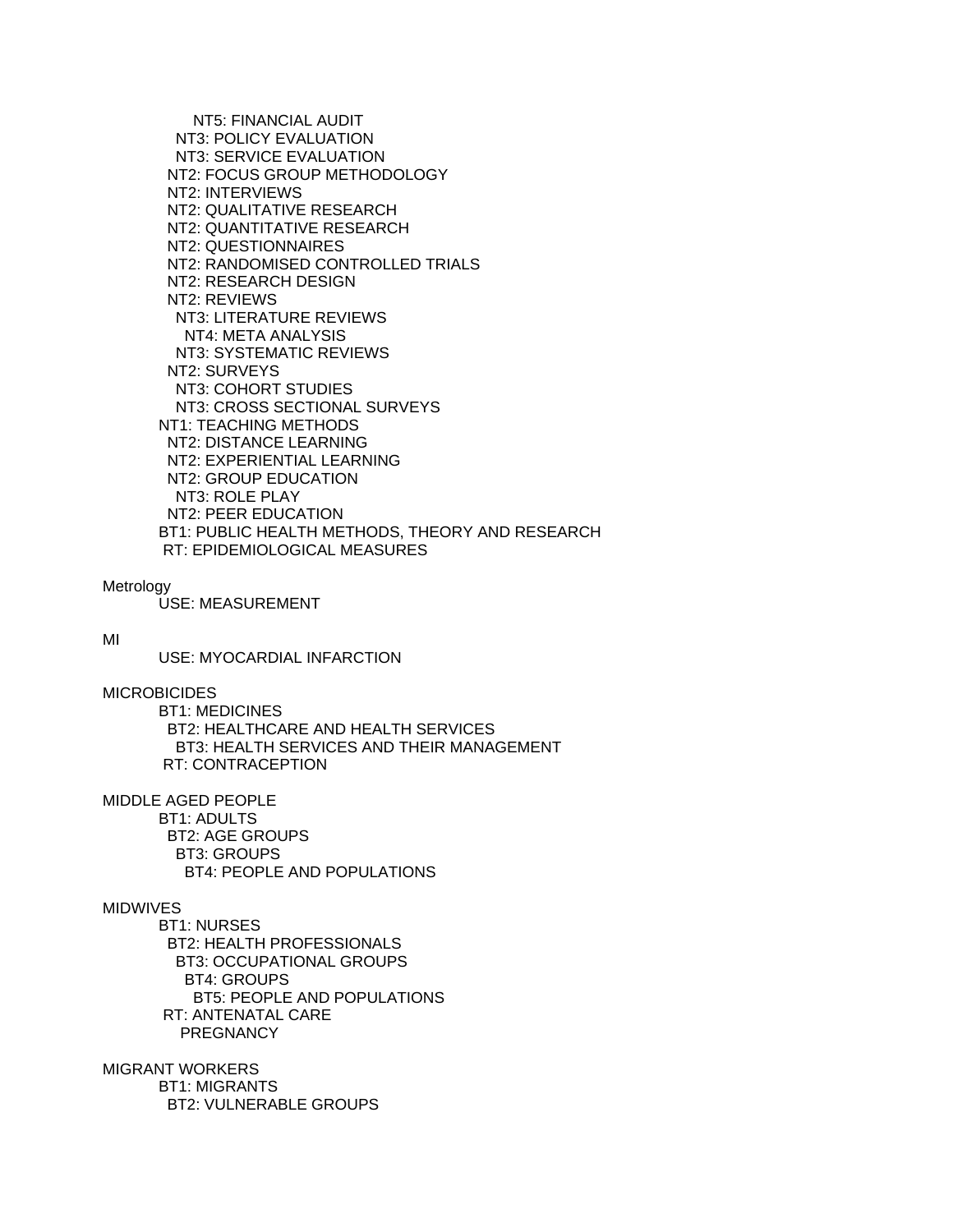NT5: FINANCIAL AUDIT
NT3: POLICY EVALUATION
NT3: SERVICE EVALUATION
NT2: FOCUS GROUP METHODOLOGY
NT2: INTERVIEWS
NT2: QUALITATIVE RESEARCH
NT2: QUANTITATIVE RESEARCH
NT2: QUESTIONNAIRES
NT2: RANDOMISED CONTROLLED TRIALS
NT2: RESEARCH DESIGN
NT2: REVIEWS
NT3: LITERATURE REVIEWS
NT4: META ANALYSIS
NT3: SYSTEMATIC REVIEWS
NT2: SURVEYS
NT3: COHORT STUDIES
NT3: CROSS SECTIONAL SURVEYS
NT1: TEACHING METHODS
NT2: DISTANCE LEARNING
NT2: EXPERIENTIAL LEARNING
NT2: GROUP EDUCATION
NT3: ROLE PLAY
NT2: PEER EDUCATION
BT1: PUBLIC HEALTH METHODS, THEORY AND RESEARCH
RT: EPIDEMIOLOGICAL MEASURES

Metrology
USE: MEASUREMENT

MI
USE: MYOCARDIAL INFARCTION

MICROBICIDES
BT1: MEDICINES
BT2: HEALTHCARE AND HEALTH SERVICES
BT3: HEALTH SERVICES AND THEIR MANAGEMENT
RT: CONTRACEPTION

MIDDLE AGED PEOPLE
BT1: ADULTS
BT2: AGE GROUPS
BT3: GROUPS
BT4: PEOPLE AND POPULATIONS

MIDWIVES
BT1: NURSES
BT2: HEALTH PROFESSIONALS
BT3: OCCUPATIONAL GROUPS
BT4: GROUPS
BT5: PEOPLE AND POPULATIONS
RT: ANTENATAL CARE
PREGNANCY

MIGRANT WORKERS
BT1: MIGRANTS
BT2: VULNERABLE GROUPS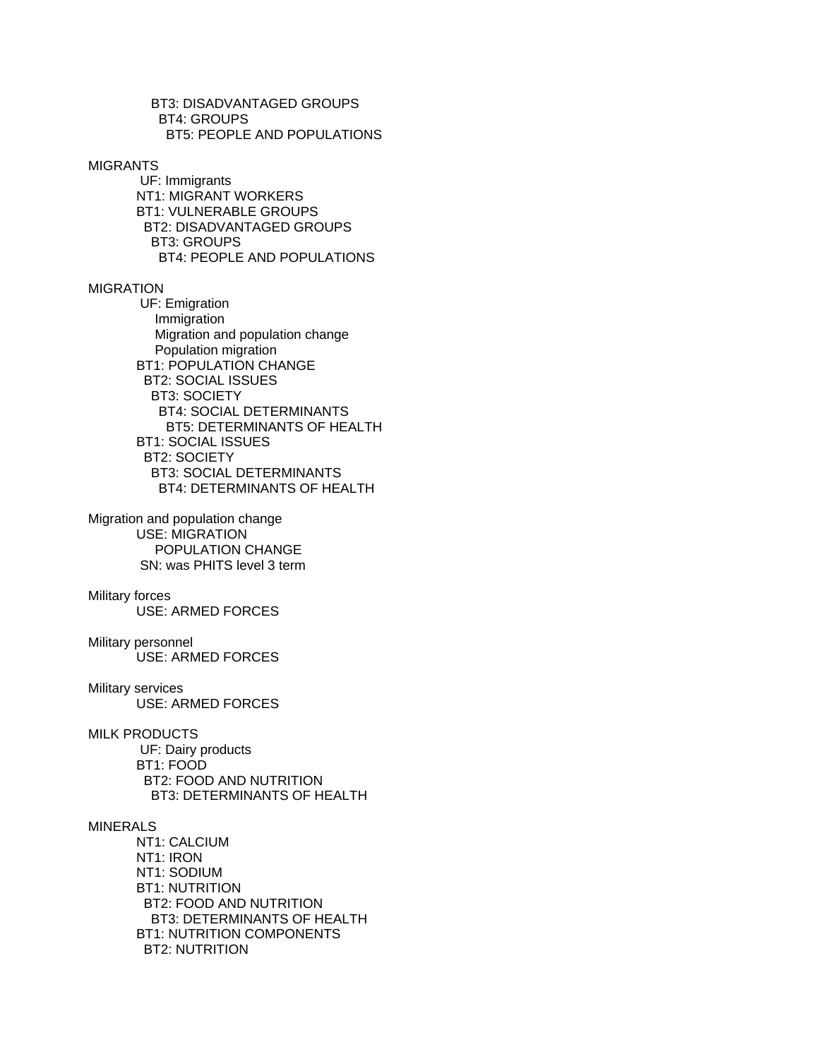BT3: DISADVANTAGED GROUPS
      BT4: GROUPS
        BT5: PEOPLE AND POPULATIONS

MIGRANTS
  UF: Immigrants
  NT1: MIGRANT WORKERS
  BT1: VULNERABLE GROUPS
    BT2: DISADVANTAGED GROUPS
      BT3: GROUPS
        BT4: PEOPLE AND POPULATIONS

MIGRATION
  UF: Emigration
    Immigration
    Migration and population change
    Population migration
  BT1: POPULATION CHANGE
    BT2: SOCIAL ISSUES
      BT3: SOCIETY
        BT4: SOCIAL DETERMINANTS
          BT5: DETERMINANTS OF HEALTH
  BT1: SOCIAL ISSUES
    BT2: SOCIETY
      BT3: SOCIAL DETERMINANTS
        BT4: DETERMINANTS OF HEALTH

Migration and population change
  USE: MIGRATION
    POPULATION CHANGE
  SN: was PHITS level 3 term

Military forces
  USE: ARMED FORCES

Military personnel
  USE: ARMED FORCES

Military services
  USE: ARMED FORCES

MILK PRODUCTS
  UF: Dairy products
  BT1: FOOD
    BT2: FOOD AND NUTRITION
      BT3: DETERMINANTS OF HEALTH

MINERALS
  NT1: CALCIUM
  NT1: IRON
  NT1: SODIUM
  BT1: NUTRITION
    BT2: FOOD AND NUTRITION
      BT3: DETERMINANTS OF HEALTH
  BT1: NUTRITION COMPONENTS
    BT2: NUTRITION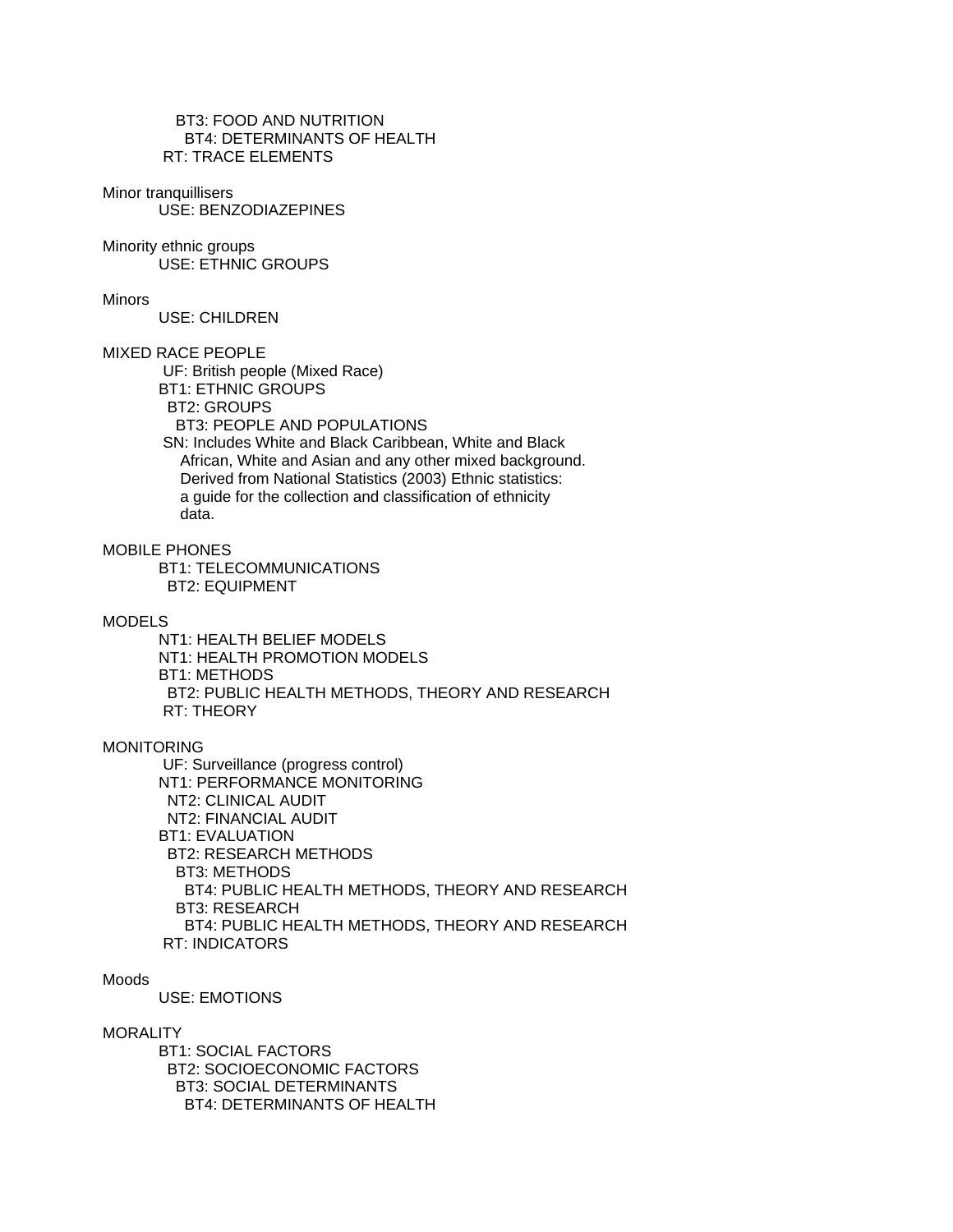BT3: FOOD AND NUTRITION
        BT4: DETERMINANTS OF HEALTH
  RT: TRACE ELEMENTS

Minor tranquillisers
  USE: BENZODIAZEPINES

Minority ethnic groups
  USE: ETHNIC GROUPS

Minors
  USE: CHILDREN

MIXED RACE PEOPLE
  UF: British people (Mixed Race)
  BT1: ETHNIC GROUPS
    BT2: GROUPS
      BT3: PEOPLE AND POPULATIONS
  SN: Includes White and Black Caribbean, White and Black African, White and Asian and any other mixed background. Derived from National Statistics (2003) Ethnic statistics: a guide for the collection and classification of ethnicity data.

MOBILE PHONES
  BT1: TELECOMMUNICATIONS
    BT2: EQUIPMENT

MODELS
  NT1: HEALTH BELIEF MODELS
  NT1: HEALTH PROMOTION MODELS
  BT1: METHODS
    BT2: PUBLIC HEALTH METHODS, THEORY AND RESEARCH
  RT: THEORY

MONITORING
  UF: Surveillance (progress control)
  NT1: PERFORMANCE MONITORING
    NT2: CLINICAL AUDIT
    NT2: FINANCIAL AUDIT
  BT1: EVALUATION
    BT2: RESEARCH METHODS
      BT3: METHODS
        BT4: PUBLIC HEALTH METHODS, THEORY AND RESEARCH
      BT3: RESEARCH
        BT4: PUBLIC HEALTH METHODS, THEORY AND RESEARCH
  RT: INDICATORS

Moods
  USE: EMOTIONS

MORALITY
  BT1: SOCIAL FACTORS
    BT2: SOCIOECONOMIC FACTORS
      BT3: SOCIAL DETERMINANTS
        BT4: DETERMINANTS OF HEALTH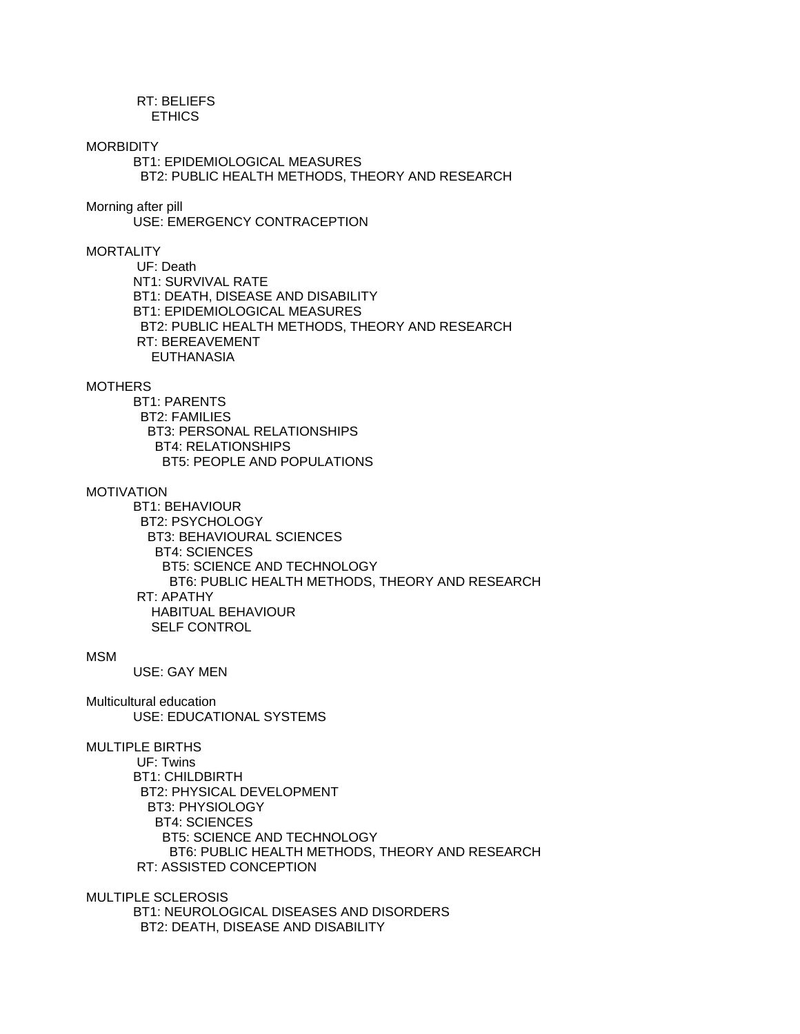RT: BELIEFS
  ETHICS

MORBIDITY
  BT1: EPIDEMIOLOGICAL MEASURES
    BT2: PUBLIC HEALTH METHODS, THEORY AND RESEARCH

Morning after pill
  USE: EMERGENCY CONTRACEPTION

MORTALITY
  UF: Death
  NT1: SURVIVAL RATE
  BT1: DEATH, DISEASE AND DISABILITY
  BT1: EPIDEMIOLOGICAL MEASURES
    BT2: PUBLIC HEALTH METHODS, THEORY AND RESEARCH
  RT: BEREAVEMENT
    EUTHANASIA

MOTHERS
  BT1: PARENTS
    BT2: FAMILIES
      BT3: PERSONAL RELATIONSHIPS
        BT4: RELATIONSHIPS
          BT5: PEOPLE AND POPULATIONS

MOTIVATION
  BT1: BEHAVIOUR
    BT2: PSYCHOLOGY
      BT3: BEHAVIOURAL SCIENCES
        BT4: SCIENCES
          BT5: SCIENCE AND TECHNOLOGY
            BT6: PUBLIC HEALTH METHODS, THEORY AND RESEARCH
  RT: APATHY
    HABITUAL BEHAVIOUR
    SELF CONTROL

MSM
  USE: GAY MEN

Multicultural education
  USE: EDUCATIONAL SYSTEMS

MULTIPLE BIRTHS
  UF: Twins
  BT1: CHILDBIRTH
    BT2: PHYSICAL DEVELOPMENT
      BT3: PHYSIOLOGY
        BT4: SCIENCES
          BT5: SCIENCE AND TECHNOLOGY
            BT6: PUBLIC HEALTH METHODS, THEORY AND RESEARCH
  RT: ASSISTED CONCEPTION

MULTIPLE SCLEROSIS
  BT1: NEUROLOGICAL DISEASES AND DISORDERS
    BT2: DEATH, DISEASE AND DISABILITY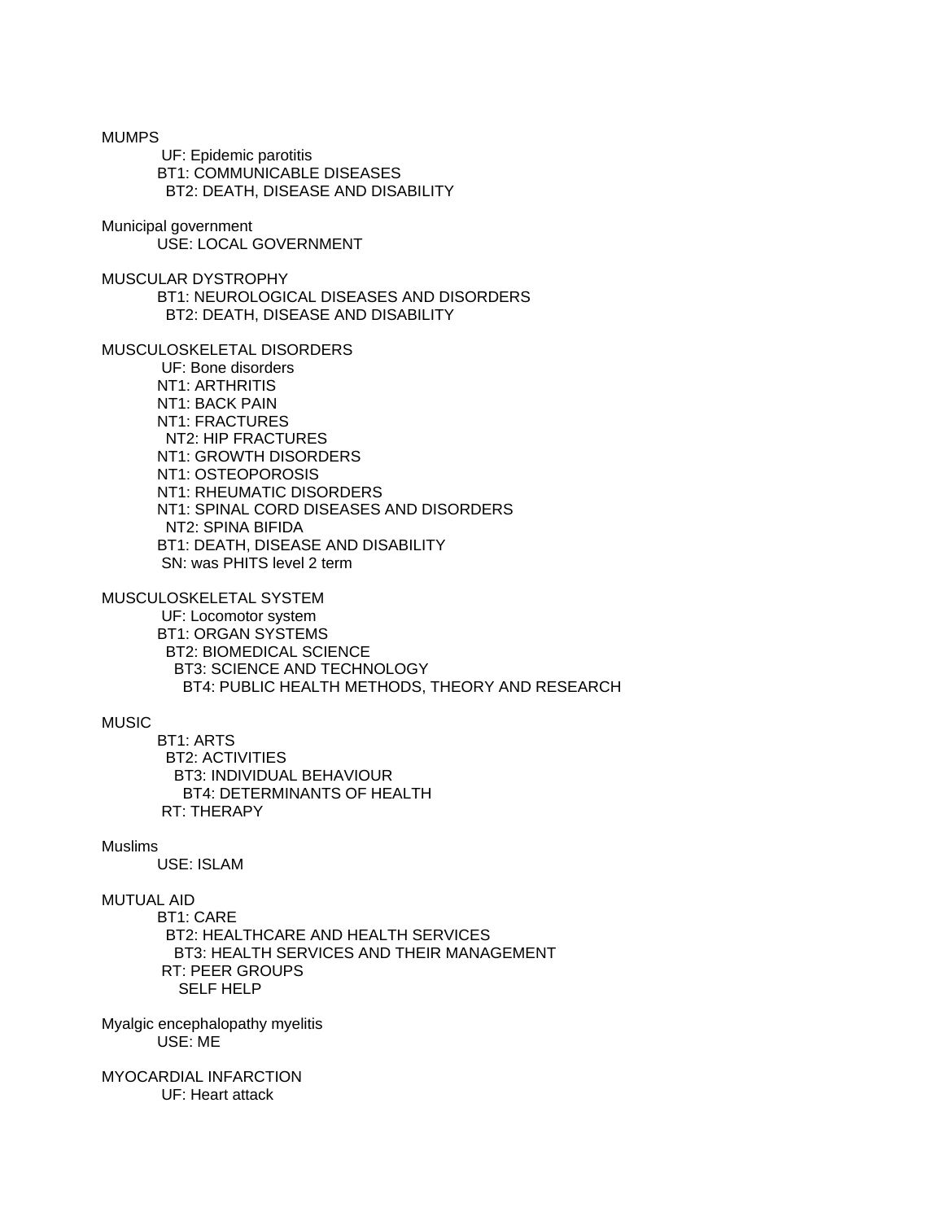MUMPS

UF: Epidemic parotitis
BT1: COMMUNICABLE DISEASES
BT2: DEATH, DISEASE AND DISABILITY

Municipal government

USE: LOCAL GOVERNMENT

MUSCULAR DYSTROPHY

BT1: NEUROLOGICAL DISEASES AND DISORDERS
BT2: DEATH, DISEASE AND DISABILITY

MUSCULOSKELETAL DISORDERS

UF: Bone disorders
NT1: ARTHRITIS
NT1: BACK PAIN
NT1: FRACTURES
NT2: HIP FRACTURES
NT1: GROWTH DISORDERS
NT1: OSTEOPOROSIS
NT1: RHEUMATIC DISORDERS
NT1: SPINAL CORD DISEASES AND DISORDERS
NT2: SPINA BIFIDA
BT1: DEATH, DISEASE AND DISABILITY
SN: was PHITS level 2 term

MUSCULOSKELETAL SYSTEM

UF: Locomotor system
BT1: ORGAN SYSTEMS
BT2: BIOMEDICAL SCIENCE
BT3: SCIENCE AND TECHNOLOGY
BT4: PUBLIC HEALTH METHODS, THEORY AND RESEARCH

MUSIC

BT1: ARTS
BT2: ACTIVITIES
BT3: INDIVIDUAL BEHAVIOUR
BT4: DETERMINANTS OF HEALTH
RT: THERAPY

Muslims

USE: ISLAM

MUTUAL AID

BT1: CARE
BT2: HEALTHCARE AND HEALTH SERVICES
BT3: HEALTH SERVICES AND THEIR MANAGEMENT
RT: PEER GROUPS
SELF HELP

Myalgic encephalopathy myelitis

USE: ME

MYOCARDIAL INFARCTION

UF: Heart attack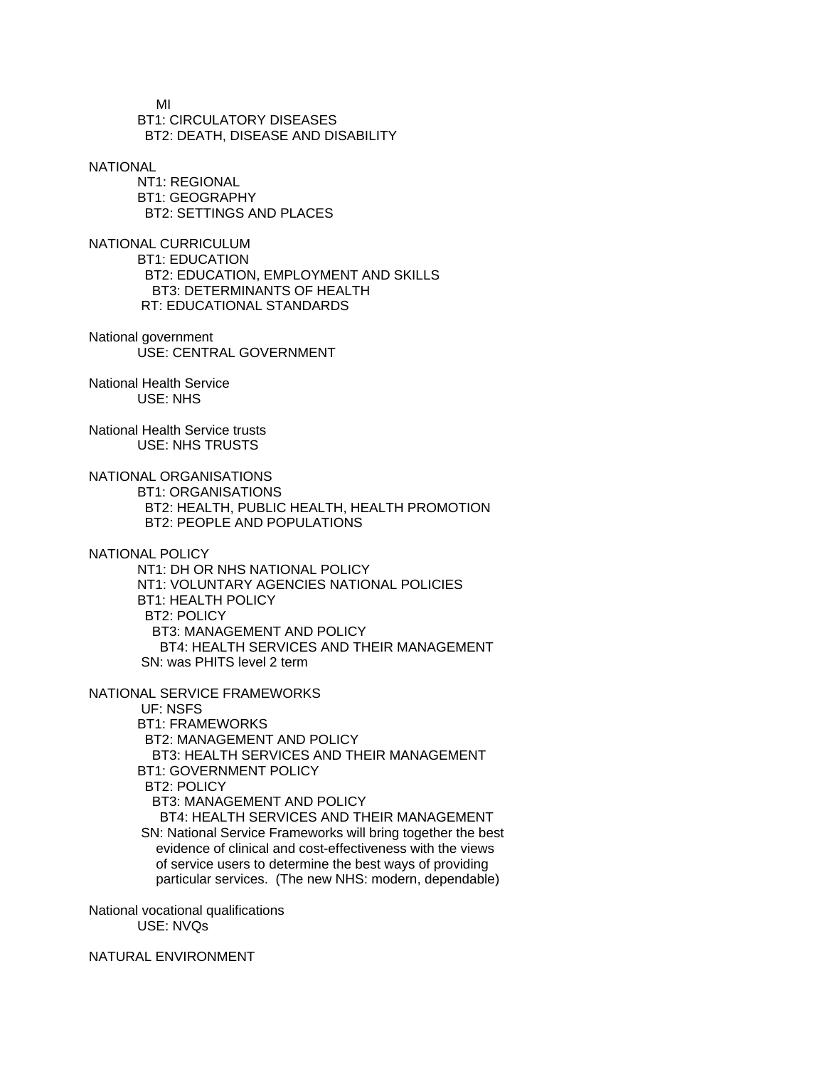MI
BT1: CIRCULATORY DISEASES
BT2: DEATH, DISEASE AND DISABILITY

NATIONAL
NT1: REGIONAL
BT1: GEOGRAPHY
BT2: SETTINGS AND PLACES

NATIONAL CURRICULUM
BT1: EDUCATION
BT2: EDUCATION, EMPLOYMENT AND SKILLS
BT3: DETERMINANTS OF HEALTH
RT: EDUCATIONAL STANDARDS

National government
USE: CENTRAL GOVERNMENT

National Health Service
USE: NHS

National Health Service trusts
USE: NHS TRUSTS

NATIONAL ORGANISATIONS
BT1: ORGANISATIONS
BT2: HEALTH, PUBLIC HEALTH, HEALTH PROMOTION
BT2: PEOPLE AND POPULATIONS

NATIONAL POLICY
NT1: DH OR NHS NATIONAL POLICY
NT1: VOLUNTARY AGENCIES NATIONAL POLICIES
BT1: HEALTH POLICY
BT2: POLICY
BT3: MANAGEMENT AND POLICY
BT4: HEALTH SERVICES AND THEIR MANAGEMENT
SN: was PHITS level 2 term

NATIONAL SERVICE FRAMEWORKS
UF: NSFS
BT1: FRAMEWORKS
BT2: MANAGEMENT AND POLICY
BT3: HEALTH SERVICES AND THEIR MANAGEMENT
BT1: GOVERNMENT POLICY
BT2: POLICY
BT3: MANAGEMENT AND POLICY
BT4: HEALTH SERVICES AND THEIR MANAGEMENT
SN: National Service Frameworks will bring together the best evidence of clinical and cost-effectiveness with the views of service users to determine the best ways of providing particular services. (The new NHS: modern, dependable)

National vocational qualifications
USE: NVQs

NATURAL ENVIRONMENT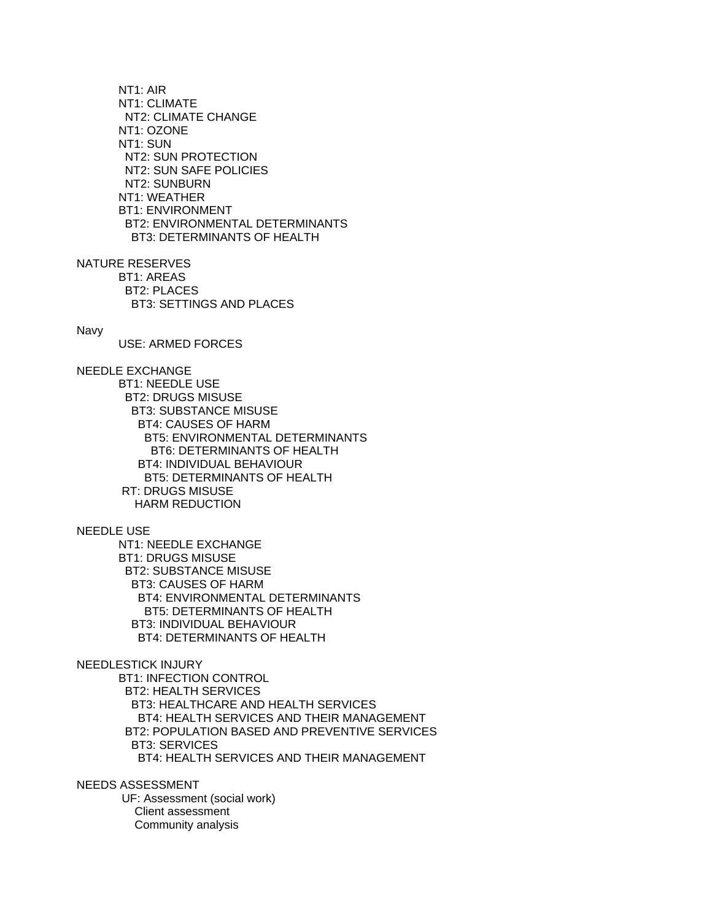NT1: AIR
NT1: CLIMATE
  NT2: CLIMATE CHANGE
NT1: OZONE
NT1: SUN
  NT2: SUN PROTECTION
  NT2: SUN SAFE POLICIES
  NT2: SUNBURN
NT1: WEATHER
BT1: ENVIRONMENT
  BT2: ENVIRONMENTAL DETERMINANTS
    BT3: DETERMINANTS OF HEALTH

NATURE RESERVES
  BT1: AREAS
    BT2: PLACES
      BT3: SETTINGS AND PLACES

Navy
  USE: ARMED FORCES

NEEDLE EXCHANGE
  BT1: NEEDLE USE
    BT2: DRUGS MISUSE
      BT3: SUBSTANCE MISUSE
        BT4: CAUSES OF HARM
          BT5: ENVIRONMENTAL DETERMINANTS
            BT6: DETERMINANTS OF HEALTH
        BT4: INDIVIDUAL BEHAVIOUR
          BT5: DETERMINANTS OF HEALTH
  RT: DRUGS MISUSE
    HARM REDUCTION

NEEDLE USE
  NT1: NEEDLE EXCHANGE
  BT1: DRUGS MISUSE
    BT2: SUBSTANCE MISUSE
      BT3: CAUSES OF HARM
        BT4: ENVIRONMENTAL DETERMINANTS
          BT5: DETERMINANTS OF HEALTH
      BT3: INDIVIDUAL BEHAVIOUR
        BT4: DETERMINANTS OF HEALTH

NEEDLESTICK INJURY
  BT1: INFECTION CONTROL
    BT2: HEALTH SERVICES
      BT3: HEALTHCARE AND HEALTH SERVICES
        BT4: HEALTH SERVICES AND THEIR MANAGEMENT
    BT2: POPULATION BASED AND PREVENTIVE SERVICES
      BT3: SERVICES
        BT4: HEALTH SERVICES AND THEIR MANAGEMENT

NEEDS ASSESSMENT
  UF: Assessment (social work)
    Client assessment
    Community analysis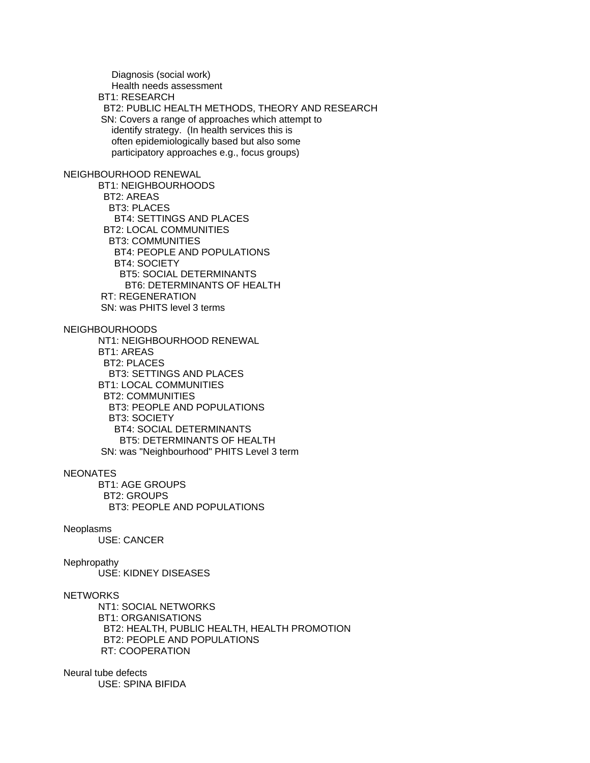Diagnosis (social work)
Health needs assessment
BT1: RESEARCH
BT2: PUBLIC HEALTH METHODS, THEORY AND RESEARCH
SN: Covers a range of approaches which attempt to identify strategy. (In health services this is often epidemiologically based but also some participatory approaches e.g., focus groups)

NEIGHBOURHOOD RENEWAL
BT1: NEIGHBOURHOODS
BT2: AREAS
BT3: PLACES
BT4: SETTINGS AND PLACES
BT2: LOCAL COMMUNITIES
BT3: COMMUNITIES
BT4: PEOPLE AND POPULATIONS
BT4: SOCIETY
BT5: SOCIAL DETERMINANTS
BT6: DETERMINANTS OF HEALTH
RT: REGENERATION
SN: was PHITS level 3 terms

NEIGHBOURHOODS
NT1: NEIGHBOURHOOD RENEWAL
BT1: AREAS
BT2: PLACES
BT3: SETTINGS AND PLACES
BT1: LOCAL COMMUNITIES
BT2: COMMUNITIES
BT3: PEOPLE AND POPULATIONS
BT3: SOCIETY
BT4: SOCIAL DETERMINANTS
BT5: DETERMINANTS OF HEALTH
SN: was "Neighbourhood" PHITS Level 3 term

NEONATES
BT1: AGE GROUPS
BT2: GROUPS
BT3: PEOPLE AND POPULATIONS

Neoplasms
USE: CANCER

Nephropathy
USE: KIDNEY DISEASES

NETWORKS
NT1: SOCIAL NETWORKS
BT1: ORGANISATIONS
BT2: HEALTH, PUBLIC HEALTH, HEALTH PROMOTION
BT2: PEOPLE AND POPULATIONS
RT: COOPERATION

Neural tube defects
USE: SPINA BIFIDA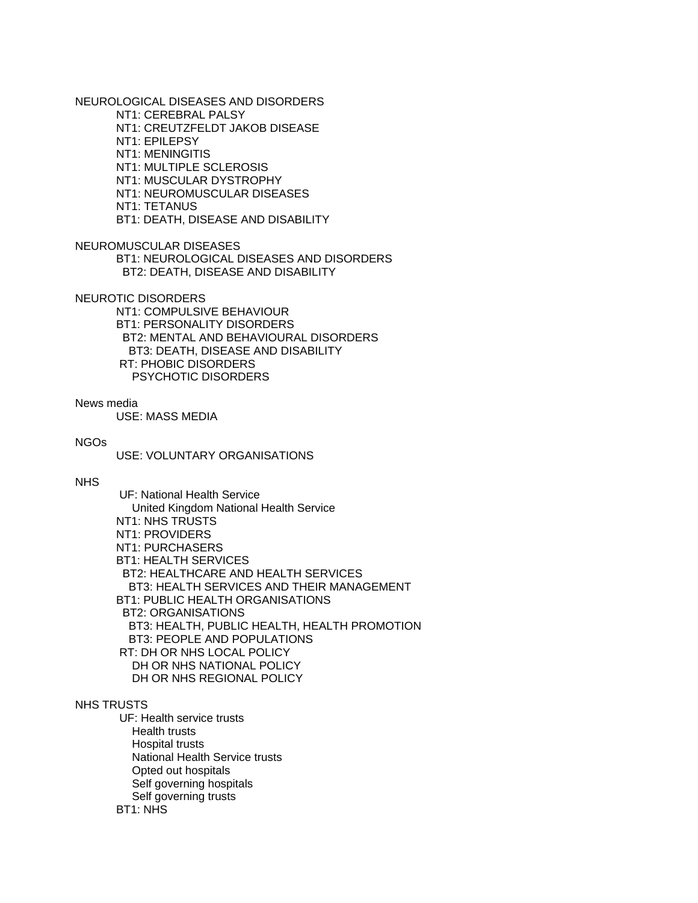NEUROLOGICAL DISEASES AND DISORDERS
- NT1: CEREBRAL PALSY
- NT1: CREUTZFELDT JAKOB DISEASE
- NT1: EPILEPSY
- NT1: MENINGITIS
- NT1: MULTIPLE SCLEROSIS
- NT1: MUSCULAR DYSTROPHY
- NT1: NEUROMUSCULAR DISEASES
- NT1: TETANUS
- BT1: DEATH, DISEASE AND DISABILITY

NEUROMUSCULAR DISEASES
- BT1: NEUROLOGICAL DISEASES AND DISORDERS
  - BT2: DEATH, DISEASE AND DISABILITY

NEUROTIC DISORDERS
- NT1: COMPULSIVE BEHAVIOUR
- BT1: PERSONALITY DISORDERS
  - BT2: MENTAL AND BEHAVIOURAL DISORDERS
    - BT3: DEATH, DISEASE AND DISABILITY
- RT: PHOBIC DISORDERS
  PSYCHOTIC DISORDERS

News media
- USE: MASS MEDIA

NGOs
- USE: VOLUNTARY ORGANISATIONS

NHS
- UF: National Health Service
  United Kingdom National Health Service
- NT1: NHS TRUSTS
- NT1: PROVIDERS
- NT1: PURCHASERS
- BT1: HEALTH SERVICES
  - BT2: HEALTHCARE AND HEALTH SERVICES
    - BT3: HEALTH SERVICES AND THEIR MANAGEMENT
- BT1: PUBLIC HEALTH ORGANISATIONS
  - BT2: ORGANISATIONS
    - BT3: HEALTH, PUBLIC HEALTH, HEALTH PROMOTION
    - BT3: PEOPLE AND POPULATIONS
- RT: DH OR NHS LOCAL POLICY
  DH OR NHS NATIONAL POLICY
  DH OR NHS REGIONAL POLICY

NHS TRUSTS
- UF: Health service trusts
  Health trusts
  Hospital trusts
  National Health Service trusts
  Opted out hospitals
  Self governing hospitals
  Self governing trusts
- BT1: NHS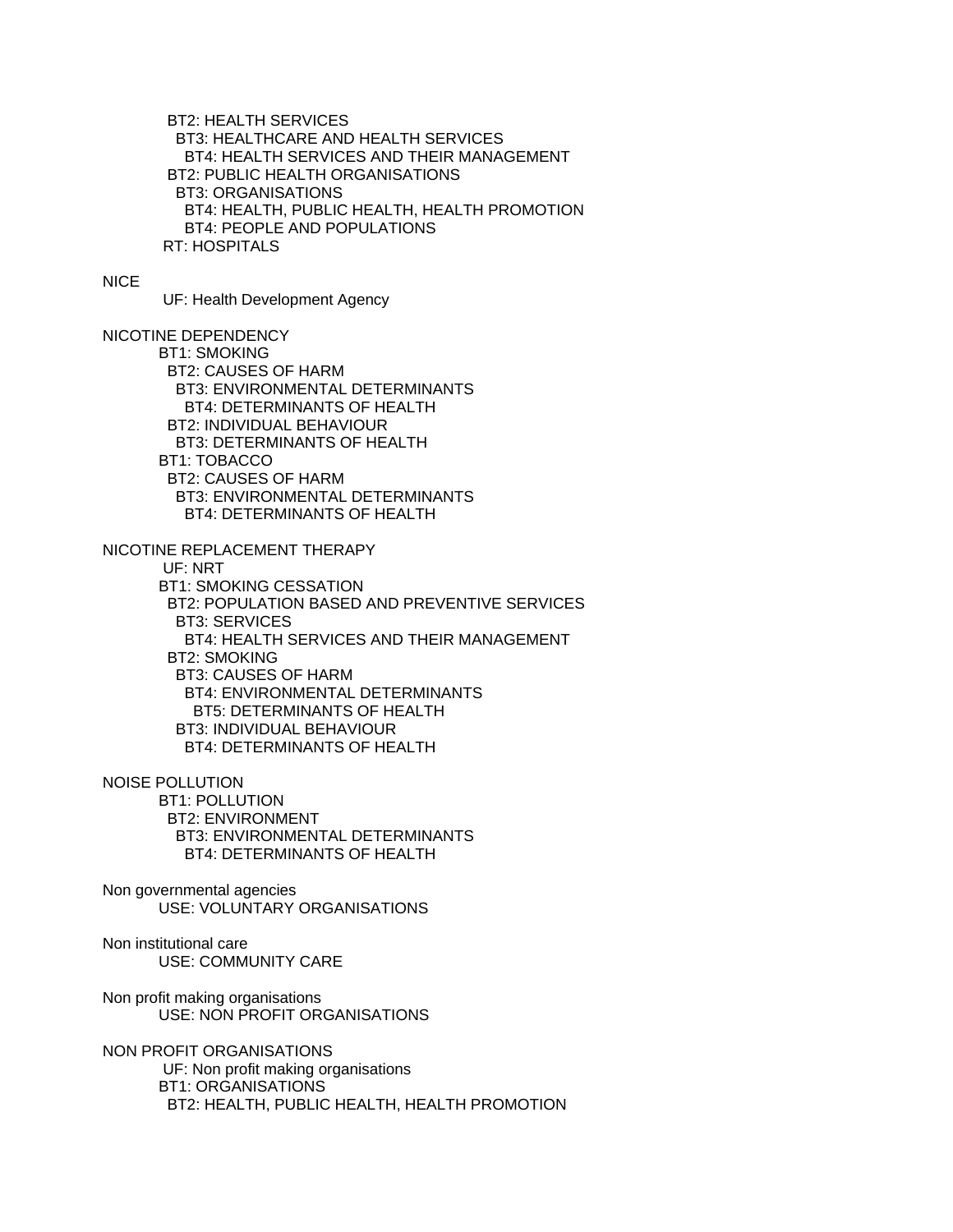BT2: HEALTH SERVICES
  BT3: HEALTHCARE AND HEALTH SERVICES
    BT4: HEALTH SERVICES AND THEIR MANAGEMENT
BT2: PUBLIC HEALTH ORGANISATIONS
  BT3: ORGANISATIONS
    BT4: HEALTH, PUBLIC HEALTH, HEALTH PROMOTION
    BT4: PEOPLE AND POPULATIONS
RT: HOSPITALS

NICE
UF: Health Development Agency

NICOTINE DEPENDENCY
BT1: SMOKING
  BT2: CAUSES OF HARM
    BT3: ENVIRONMENTAL DETERMINANTS
      BT4: DETERMINANTS OF HEALTH
  BT2: INDIVIDUAL BEHAVIOUR
    BT3: DETERMINANTS OF HEALTH
BT1: TOBACCO
  BT2: CAUSES OF HARM
    BT3: ENVIRONMENTAL DETERMINANTS
      BT4: DETERMINANTS OF HEALTH

NICOTINE REPLACEMENT THERAPY
UF: NRT
BT1: SMOKING CESSATION
  BT2: POPULATION BASED AND PREVENTIVE SERVICES
    BT3: SERVICES
      BT4: HEALTH SERVICES AND THEIR MANAGEMENT
  BT2: SMOKING
    BT3: CAUSES OF HARM
      BT4: ENVIRONMENTAL DETERMINANTS
        BT5: DETERMINANTS OF HEALTH
    BT3: INDIVIDUAL BEHAVIOUR
      BT4: DETERMINANTS OF HEALTH

NOISE POLLUTION
BT1: POLLUTION
  BT2: ENVIRONMENT
    BT3: ENVIRONMENTAL DETERMINANTS
      BT4: DETERMINANTS OF HEALTH

Non governmental agencies
USE: VOLUNTARY ORGANISATIONS

Non institutional care
USE: COMMUNITY CARE

Non profit making organisations
USE: NON PROFIT ORGANISATIONS

NON PROFIT ORGANISATIONS
UF: Non profit making organisations
BT1: ORGANISATIONS
  BT2: HEALTH, PUBLIC HEALTH, HEALTH PROMOTION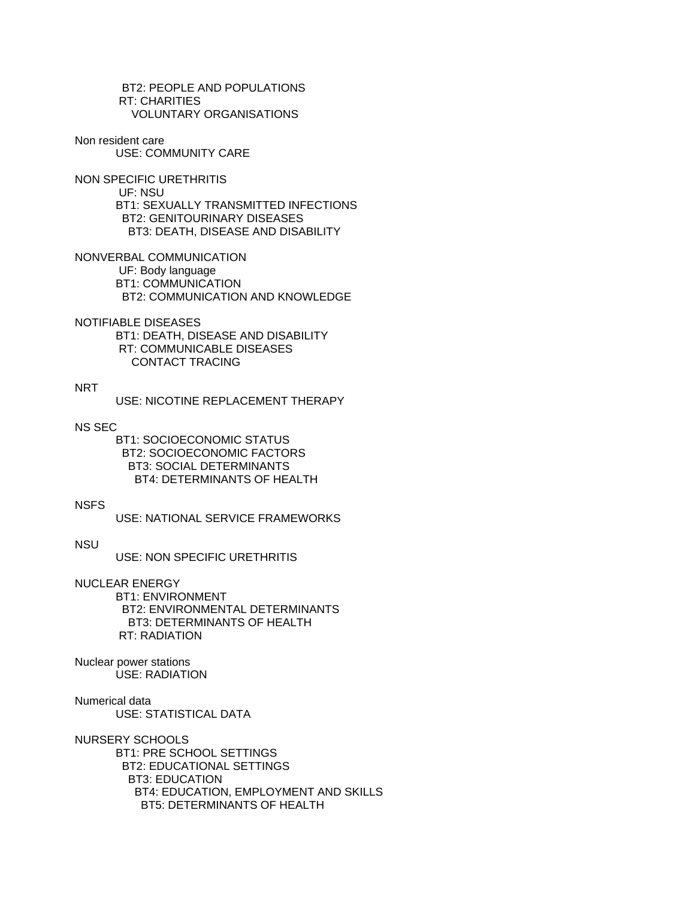BT2: PEOPLE AND POPULATIONS
RT: CHARITIES
VOLUNTARY ORGANISATIONS

Non resident care
USE: COMMUNITY CARE

NON SPECIFIC URETHRITIS
UF: NSU
BT1: SEXUALLY TRANSMITTED INFECTIONS
BT2: GENITOURINARY DISEASES
BT3: DEATH, DISEASE AND DISABILITY

NONVERBAL COMMUNICATION
UF: Body language
BT1: COMMUNICATION
BT2: COMMUNICATION AND KNOWLEDGE

NOTIFIABLE DISEASES
BT1: DEATH, DISEASE AND DISABILITY
RT: COMMUNICABLE DISEASES
CONTACT TRACING

NRT
USE: NICOTINE REPLACEMENT THERAPY

NS SEC
BT1: SOCIOECONOMIC STATUS
BT2: SOCIOECONOMIC FACTORS
BT3: SOCIAL DETERMINANTS
BT4: DETERMINANTS OF HEALTH

NSFS
USE: NATIONAL SERVICE FRAMEWORKS

NSU
USE: NON SPECIFIC URETHRITIS

NUCLEAR ENERGY
BT1: ENVIRONMENT
BT2: ENVIRONMENTAL DETERMINANTS
BT3: DETERMINANTS OF HEALTH
RT: RADIATION

Nuclear power stations
USE: RADIATION

Numerical data
USE: STATISTICAL DATA

NURSERY SCHOOLS
BT1: PRE SCHOOL SETTINGS
BT2: EDUCATIONAL SETTINGS
BT3: EDUCATION
BT4: EDUCATION, EMPLOYMENT AND SKILLS
BT5: DETERMINANTS OF HEALTH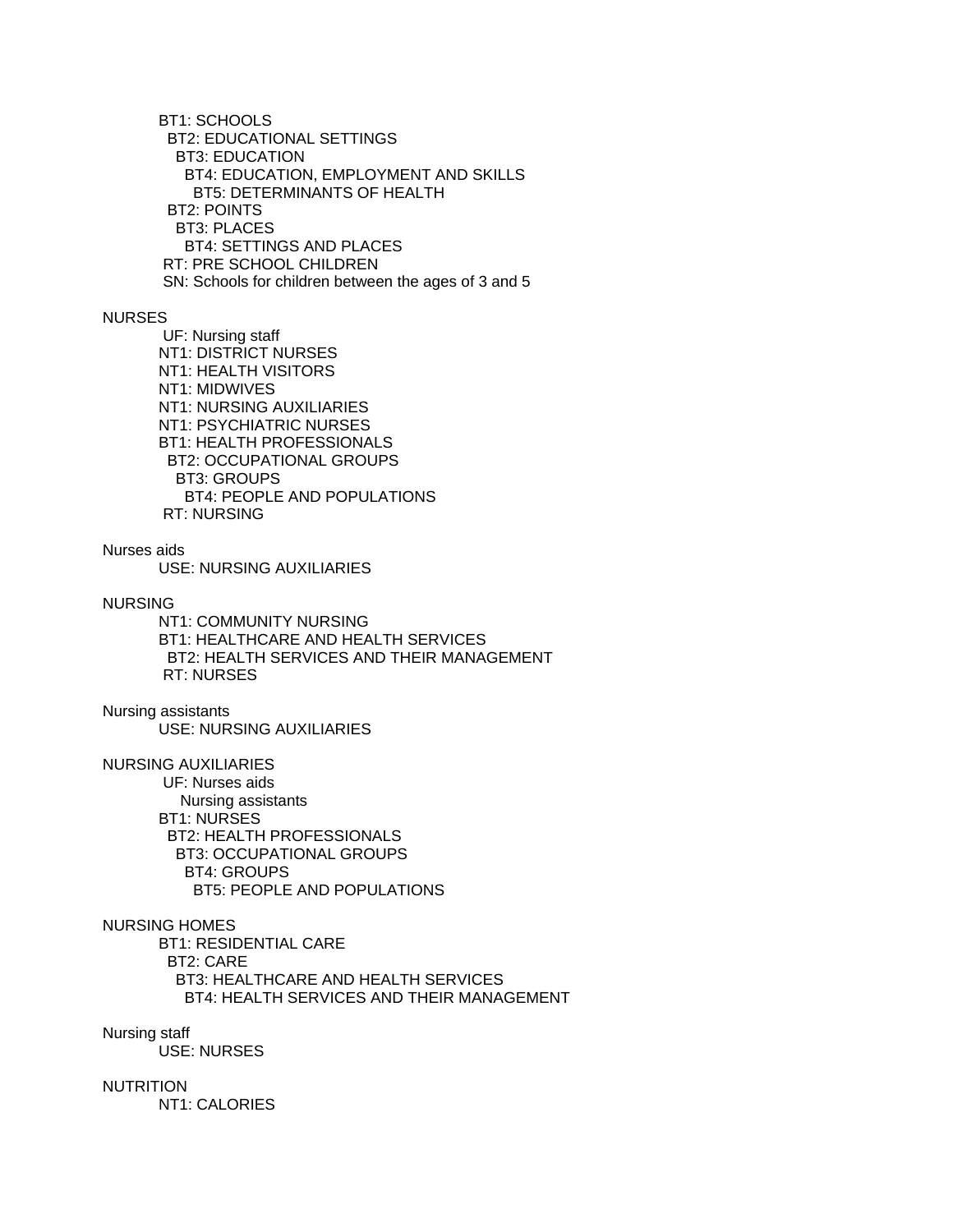BT1: SCHOOLS
  BT2: EDUCATIONAL SETTINGS
    BT3: EDUCATION
      BT4: EDUCATION, EMPLOYMENT AND SKILLS
        BT5: DETERMINANTS OF HEALTH
  BT2: POINTS
    BT3: PLACES
      BT4: SETTINGS AND PLACES
RT: PRE SCHOOL CHILDREN
SN: Schools for children between the ages of 3 and 5

NURSES
UF: Nursing staff
NT1: DISTRICT NURSES
NT1: HEALTH VISITORS
NT1: MIDWIVES
NT1: NURSING AUXILIARIES
NT1: PSYCHIATRIC NURSES
BT1: HEALTH PROFESSIONALS
  BT2: OCCUPATIONAL GROUPS
    BT3: GROUPS
      BT4: PEOPLE AND POPULATIONS
RT: NURSING

Nurses aids
USE: NURSING AUXILIARIES

NURSING
NT1: COMMUNITY NURSING
BT1: HEALTHCARE AND HEALTH SERVICES
  BT2: HEALTH SERVICES AND THEIR MANAGEMENT
RT: NURSES

Nursing assistants
USE: NURSING AUXILIARIES

NURSING AUXILIARIES
UF: Nurses aids
  Nursing assistants
BT1: NURSES
  BT2: HEALTH PROFESSIONALS
    BT3: OCCUPATIONAL GROUPS
      BT4: GROUPS
        BT5: PEOPLE AND POPULATIONS

NURSING HOMES
BT1: RESIDENTIAL CARE
  BT2: CARE
    BT3: HEALTHCARE AND HEALTH SERVICES
      BT4: HEALTH SERVICES AND THEIR MANAGEMENT

Nursing staff
USE: NURSES

NUTRITION
NT1: CALORIES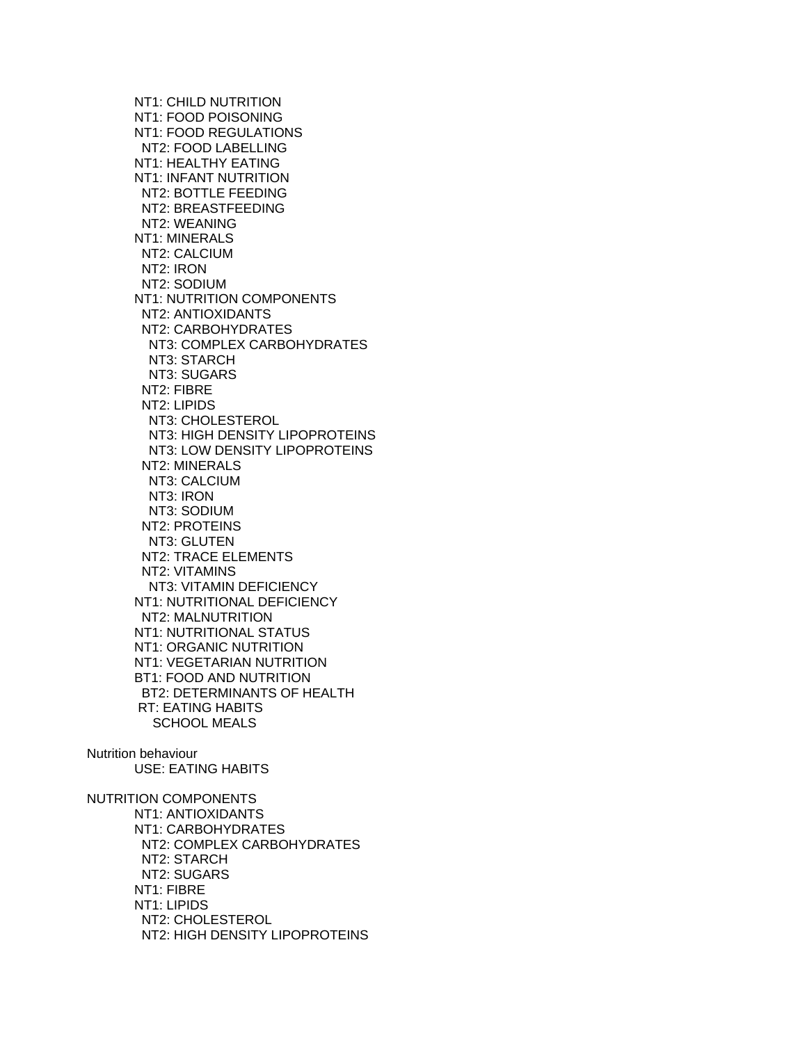NT1: CHILD NUTRITION
NT1: FOOD POISONING
NT1: FOOD REGULATIONS
  NT2: FOOD LABELLING
NT1: HEALTHY EATING
NT1: INFANT NUTRITION
  NT2: BOTTLE FEEDING
  NT2: BREASTFEEDING
  NT2: WEANING
NT1: MINERALS
  NT2: CALCIUM
  NT2: IRON
  NT2: SODIUM
NT1: NUTRITION COMPONENTS
  NT2: ANTIOXIDANTS
  NT2: CARBOHYDRATES
    NT3: COMPLEX CARBOHYDRATES
    NT3: STARCH
    NT3: SUGARS
  NT2: FIBRE
  NT2: LIPIDS
    NT3: CHOLESTEROL
    NT3: HIGH DENSITY LIPOPROTEINS
    NT3: LOW DENSITY LIPOPROTEINS
  NT2: MINERALS
    NT3: CALCIUM
    NT3: IRON
    NT3: SODIUM
  NT2: PROTEINS
    NT3: GLUTEN
  NT2: TRACE ELEMENTS
  NT2: VITAMINS
    NT3: VITAMIN DEFICIENCY
NT1: NUTRITIONAL DEFICIENCY
  NT2: MALNUTRITION
NT1: NUTRITIONAL STATUS
NT1: ORGANIC NUTRITION
NT1: VEGETARIAN NUTRITION
BT1: FOOD AND NUTRITION
  BT2: DETERMINANTS OF HEALTH
RT: EATING HABITS
  SCHOOL MEALS

Nutrition behaviour
  USE: EATING HABITS

NUTRITION COMPONENTS
  NT1: ANTIOXIDANTS
  NT1: CARBOHYDRATES
    NT2: COMPLEX CARBOHYDRATES
    NT2: STARCH
    NT2: SUGARS
  NT1: FIBRE
  NT1: LIPIDS
    NT2: CHOLESTEROL
    NT2: HIGH DENSITY LIPOPROTEINS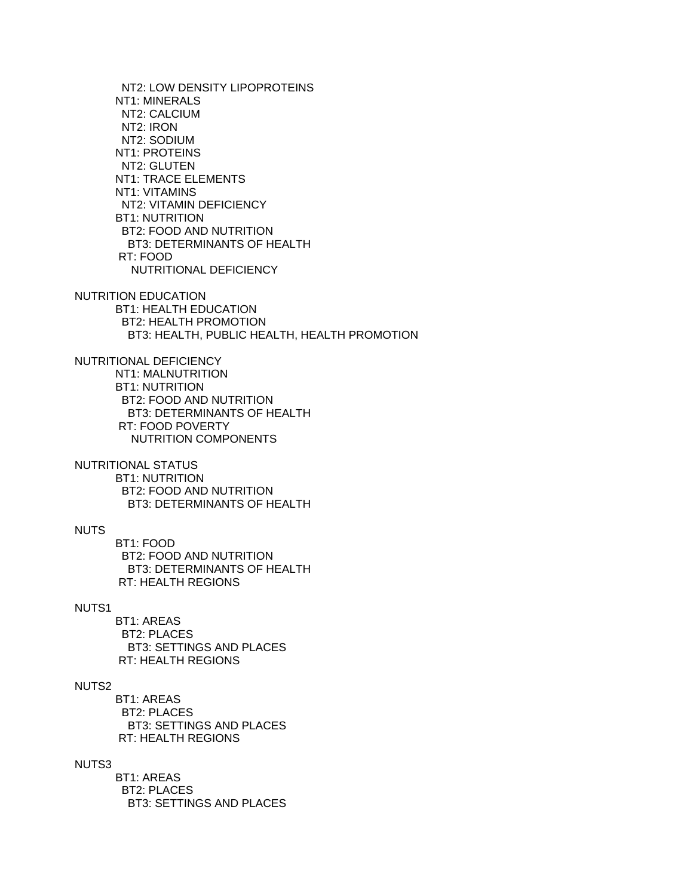NT2: LOW DENSITY LIPOPROTEINS
NT1: MINERALS
  NT2: CALCIUM
  NT2: IRON
  NT2: SODIUM
NT1: PROTEINS
  NT2: GLUTEN
NT1: TRACE ELEMENTS
NT1: VITAMINS
  NT2: VITAMIN DEFICIENCY
BT1: NUTRITION
  BT2: FOOD AND NUTRITION
    BT3: DETERMINANTS OF HEALTH
RT: FOOD
  NUTRITIONAL DEFICIENCY

NUTRITION EDUCATION
BT1: HEALTH EDUCATION
  BT2: HEALTH PROMOTION
    BT3: HEALTH, PUBLIC HEALTH, HEALTH PROMOTION

NUTRITIONAL DEFICIENCY
NT1: MALNUTRITION
BT1: NUTRITION
  BT2: FOOD AND NUTRITION
    BT3: DETERMINANTS OF HEALTH
RT: FOOD POVERTY
  NUTRITION COMPONENTS

NUTRITIONAL STATUS
BT1: NUTRITION
  BT2: FOOD AND NUTRITION
    BT3: DETERMINANTS OF HEALTH

NUTS
BT1: FOOD
  BT2: FOOD AND NUTRITION
    BT3: DETERMINANTS OF HEALTH
RT: HEALTH REGIONS

NUTS1
BT1: AREAS
  BT2: PLACES
    BT3: SETTINGS AND PLACES
RT: HEALTH REGIONS

NUTS2
BT1: AREAS
  BT2: PLACES
    BT3: SETTINGS AND PLACES
RT: HEALTH REGIONS

NUTS3
BT1: AREAS
  BT2: PLACES
    BT3: SETTINGS AND PLACES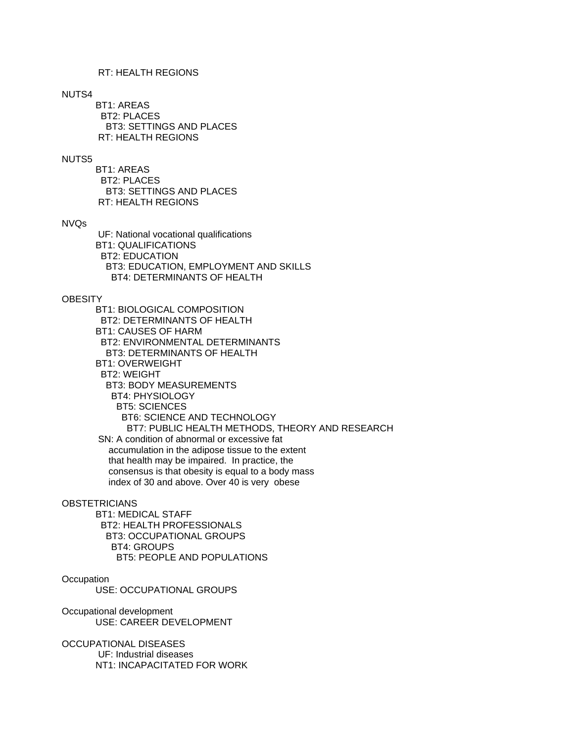RT: HEALTH REGIONS

NUTS4
    BT1: AREAS
      BT2: PLACES
        BT3: SETTINGS AND PLACES
    RT: HEALTH REGIONS

NUTS5
    BT1: AREAS
      BT2: PLACES
        BT3: SETTINGS AND PLACES
    RT: HEALTH REGIONS

NVQs
    UF: National vocational qualifications
    BT1: QUALIFICATIONS
      BT2: EDUCATION
        BT3: EDUCATION, EMPLOYMENT AND SKILLS
          BT4: DETERMINANTS OF HEALTH

OBESITY
    BT1: BIOLOGICAL COMPOSITION
      BT2: DETERMINANTS OF HEALTH
    BT1: CAUSES OF HARM
      BT2: ENVIRONMENTAL DETERMINANTS
        BT3: DETERMINANTS OF HEALTH
    BT1: OVERWEIGHT
      BT2: WEIGHT
        BT3: BODY MEASUREMENTS
          BT4: PHYSIOLOGY
            BT5: SCIENCES
              BT6: SCIENCE AND TECHNOLOGY
                BT7: PUBLIC HEALTH METHODS, THEORY AND RESEARCH
    SN: A condition of abnormal or excessive fat accumulation in the adipose tissue to the extent that health may be impaired. In practice, the consensus is that obesity is equal to a body mass index of 30 and above. Over 40 is very obese

OBSTETRICIANS
    BT1: MEDICAL STAFF
      BT2: HEALTH PROFESSIONALS
        BT3: OCCUPATIONAL GROUPS
          BT4: GROUPS
            BT5: PEOPLE AND POPULATIONS

Occupation
    USE: OCCUPATIONAL GROUPS

Occupational development
    USE: CAREER DEVELOPMENT

OCCUPATIONAL DISEASES
    UF: Industrial diseases
    NT1: INCAPACITATED FOR WORK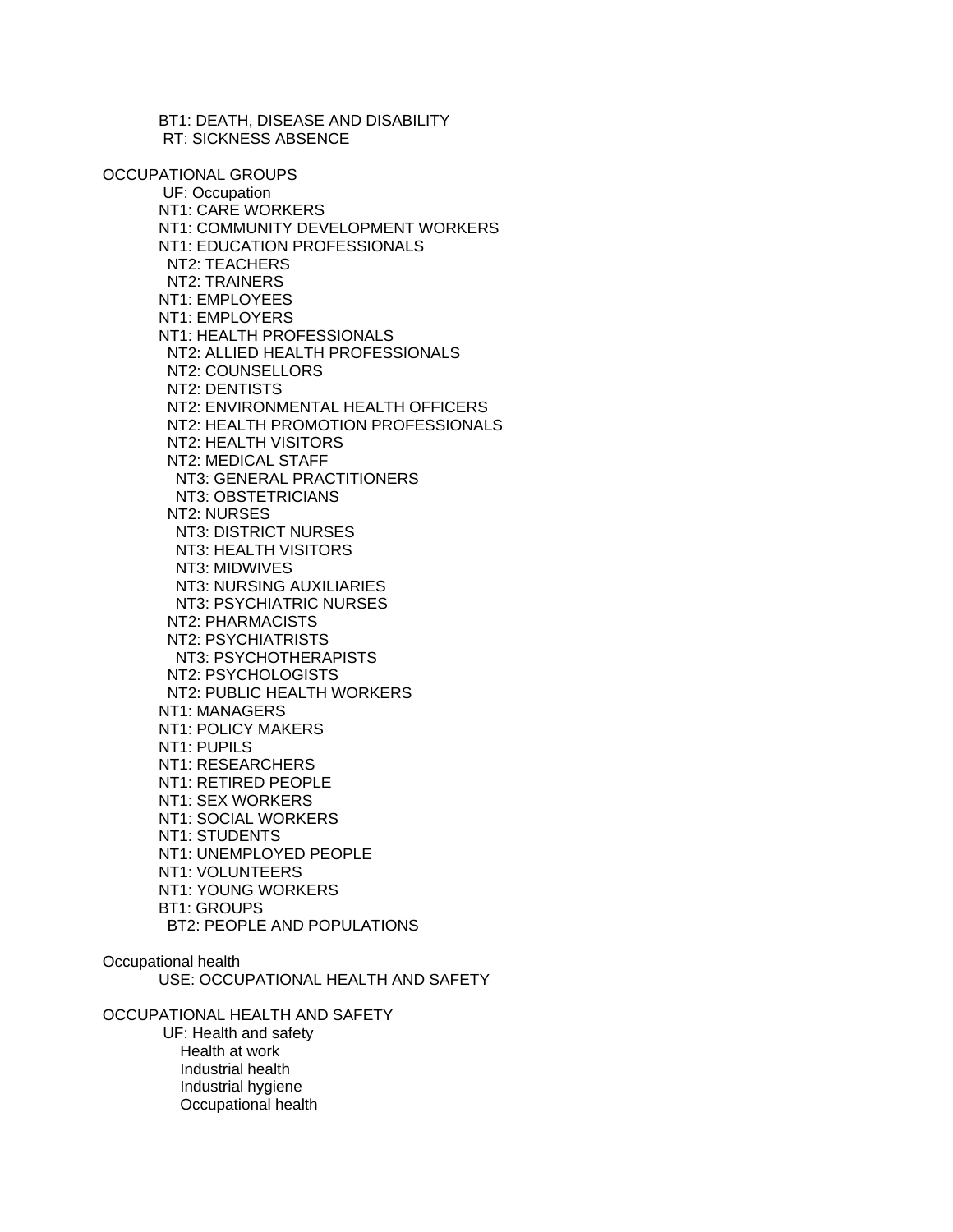BT1: DEATH, DISEASE AND DISABILITY
RT: SICKNESS ABSENCE

OCCUPATIONAL GROUPS
UF: Occupation
NT1: CARE WORKERS
NT1: COMMUNITY DEVELOPMENT WORKERS
NT1: EDUCATION PROFESSIONALS
  NT2: TEACHERS
  NT2: TRAINERS
NT1: EMPLOYEES
NT1: EMPLOYERS
NT1: HEALTH PROFESSIONALS
  NT2: ALLIED HEALTH PROFESSIONALS
  NT2: COUNSELLORS
  NT2: DENTISTS
  NT2: ENVIRONMENTAL HEALTH OFFICERS
  NT2: HEALTH PROMOTION PROFESSIONALS
  NT2: HEALTH VISITORS
  NT2: MEDICAL STAFF
    NT3: GENERAL PRACTITIONERS
    NT3: OBSTETRICIANS
  NT2: NURSES
    NT3: DISTRICT NURSES
    NT3: HEALTH VISITORS
    NT3: MIDWIVES
    NT3: NURSING AUXILIARIES
    NT3: PSYCHIATRIC NURSES
  NT2: PHARMACISTS
  NT2: PSYCHIATRISTS
    NT3: PSYCHOTHERAPISTS
  NT2: PSYCHOLOGISTS
  NT2: PUBLIC HEALTH WORKERS
NT1: MANAGERS
NT1: POLICY MAKERS
NT1: PUPILS
NT1: RESEARCHERS
NT1: RETIRED PEOPLE
NT1: SEX WORKERS
NT1: SOCIAL WORKERS
NT1: STUDENTS
NT1: UNEMPLOYED PEOPLE
NT1: VOLUNTEERS
NT1: YOUNG WORKERS
BT1: GROUPS
  BT2: PEOPLE AND POPULATIONS

Occupational health
USE: OCCUPATIONAL HEALTH AND SAFETY

OCCUPATIONAL HEALTH AND SAFETY
UF: Health and safety
  Health at work
  Industrial health
  Industrial hygiene
  Occupational health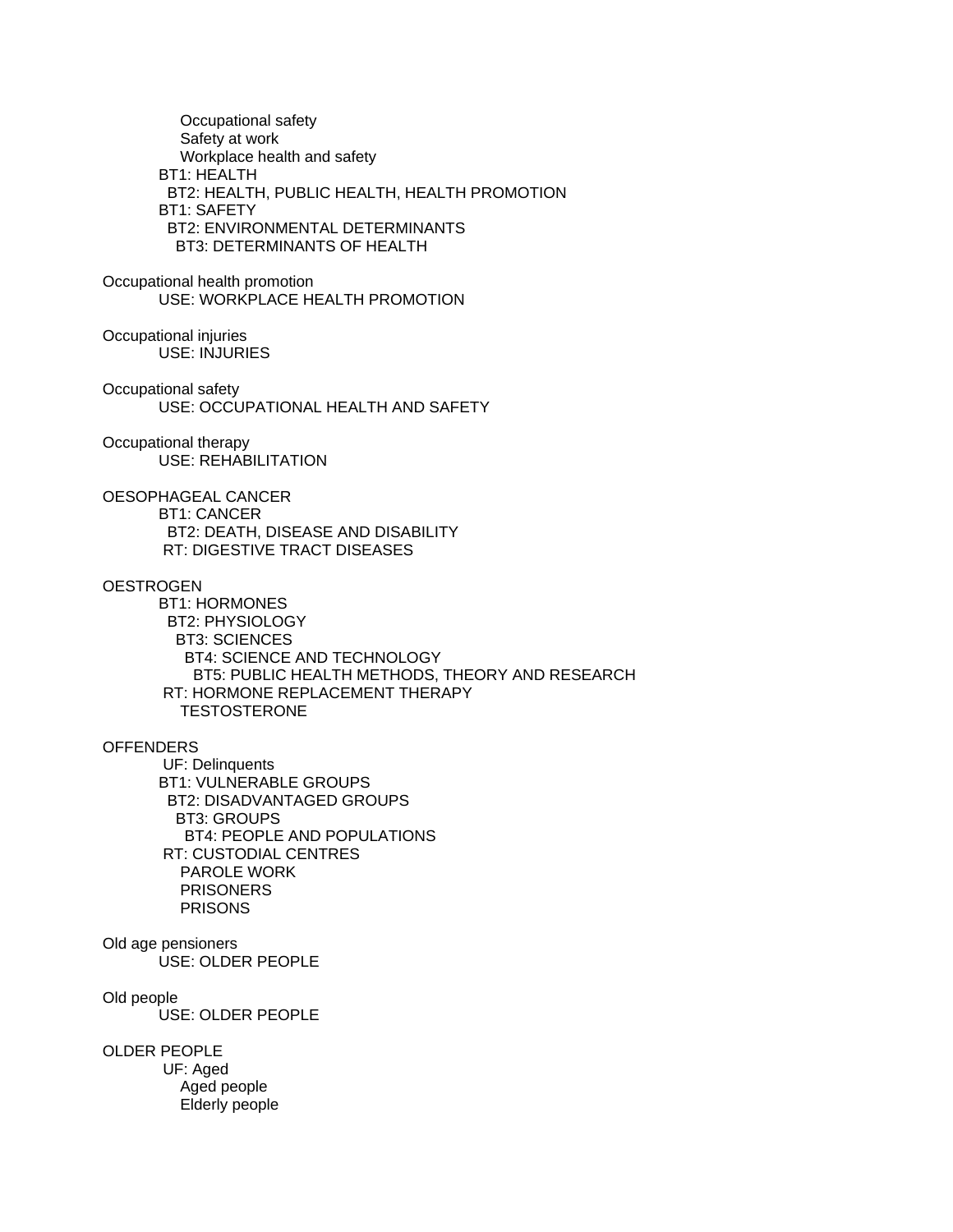Occupational safety
Safety at work
Workplace health and safety
BT1: HEALTH
BT2: HEALTH, PUBLIC HEALTH, HEALTH PROMOTION
BT1: SAFETY
BT2: ENVIRONMENTAL DETERMINANTS
BT3: DETERMINANTS OF HEALTH

Occupational health promotion
USE: WORKPLACE HEALTH PROMOTION

Occupational injuries
USE: INJURIES

Occupational safety
USE: OCCUPATIONAL HEALTH AND SAFETY

Occupational therapy
USE: REHABILITATION

OESOPHAGEAL CANCER
BT1: CANCER
BT2: DEATH, DISEASE AND DISABILITY
RT: DIGESTIVE TRACT DISEASES

OESTROGEN
BT1: HORMONES
BT2: PHYSIOLOGY
BT3: SCIENCES
BT4: SCIENCE AND TECHNOLOGY
BT5: PUBLIC HEALTH METHODS, THEORY AND RESEARCH
RT: HORMONE REPLACEMENT THERAPY
TESTOSTERONE

OFFENDERS
UF: Delinquents
BT1: VULNERABLE GROUPS
BT2: DISADVANTAGED GROUPS
BT3: GROUPS
BT4: PEOPLE AND POPULATIONS
RT: CUSTODIAL CENTRES
PAROLE WORK
PRISONERS
PRISONS

Old age pensioners
USE: OLDER PEOPLE

Old people
USE: OLDER PEOPLE

OLDER PEOPLE
UF: Aged
Aged people
Elderly people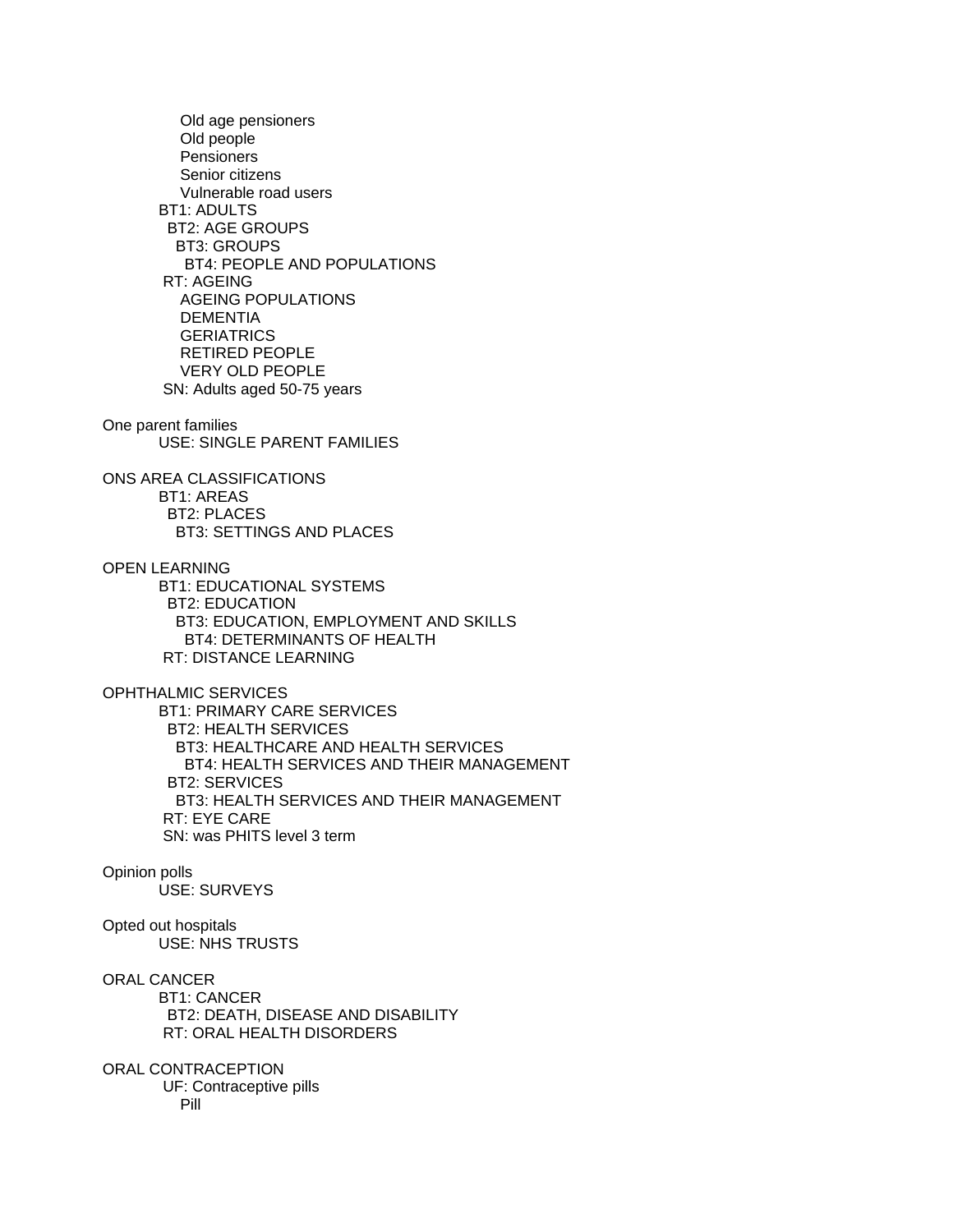Old age pensioners
Old people
Pensioners
Senior citizens
Vulnerable road users
BT1: ADULTS
BT2: AGE GROUPS
BT3: GROUPS
BT4: PEOPLE AND POPULATIONS
RT: AGEING
AGEING POPULATIONS
DEMENTIA
GERIATRICS
RETIRED PEOPLE
VERY OLD PEOPLE
SN: Adults aged 50-75 years

One parent families
USE: SINGLE PARENT FAMILIES

ONS AREA CLASSIFICATIONS
BT1: AREAS
BT2: PLACES
BT3: SETTINGS AND PLACES

OPEN LEARNING
BT1: EDUCATIONAL SYSTEMS
BT2: EDUCATION
BT3: EDUCATION, EMPLOYMENT AND SKILLS
BT4: DETERMINANTS OF HEALTH
RT: DISTANCE LEARNING

OPHTHALMIC SERVICES
BT1: PRIMARY CARE SERVICES
BT2: HEALTH SERVICES
BT3: HEALTHCARE AND HEALTH SERVICES
BT4: HEALTH SERVICES AND THEIR MANAGEMENT
BT2: SERVICES
BT3: HEALTH SERVICES AND THEIR MANAGEMENT
RT: EYE CARE
SN: was PHITS level 3 term

Opinion polls
USE: SURVEYS

Opted out hospitals
USE: NHS TRUSTS

ORAL CANCER
BT1: CANCER
BT2: DEATH, DISEASE AND DISABILITY
RT: ORAL HEALTH DISORDERS

ORAL CONTRACEPTION
UF: Contraceptive pills
Pill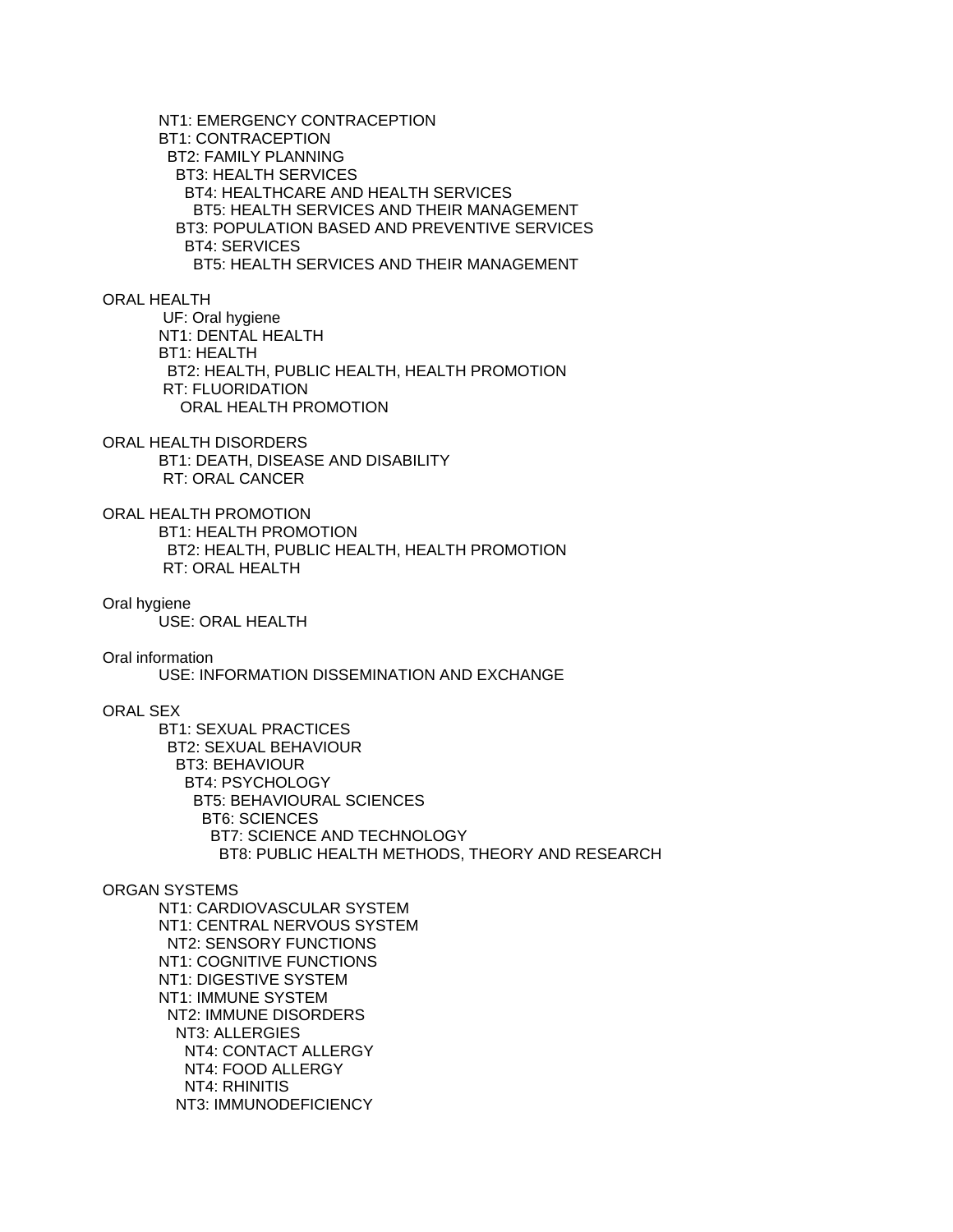NT1: EMERGENCY CONTRACEPTION
BT1: CONTRACEPTION
  BT2: FAMILY PLANNING
    BT3: HEALTH SERVICES
      BT4: HEALTHCARE AND HEALTH SERVICES
        BT5: HEALTH SERVICES AND THEIR MANAGEMENT
    BT3: POPULATION BASED AND PREVENTIVE SERVICES
      BT4: SERVICES
        BT5: HEALTH SERVICES AND THEIR MANAGEMENT

ORAL HEALTH
 UF: Oral hygiene
 NT1: DENTAL HEALTH
 BT1: HEALTH
   BT2: HEALTH, PUBLIC HEALTH, HEALTH PROMOTION
 RT: FLUORIDATION
   ORAL HEALTH PROMOTION

ORAL HEALTH DISORDERS
 BT1: DEATH, DISEASE AND DISABILITY
 RT: ORAL CANCER

ORAL HEALTH PROMOTION
 BT1: HEALTH PROMOTION
   BT2: HEALTH, PUBLIC HEALTH, HEALTH PROMOTION
 RT: ORAL HEALTH

Oral hygiene
 USE: ORAL HEALTH

Oral information
 USE: INFORMATION DISSEMINATION AND EXCHANGE

ORAL SEX
 BT1: SEXUAL PRACTICES
   BT2: SEXUAL BEHAVIOUR
     BT3: BEHAVIOUR
       BT4: PSYCHOLOGY
         BT5: BEHAVIOURAL SCIENCES
           BT6: SCIENCES
             BT7: SCIENCE AND TECHNOLOGY
               BT8: PUBLIC HEALTH METHODS, THEORY AND RESEARCH

ORGAN SYSTEMS
 NT1: CARDIOVASCULAR SYSTEM
 NT1: CENTRAL NERVOUS SYSTEM
   NT2: SENSORY FUNCTIONS
 NT1: COGNITIVE FUNCTIONS
 NT1: DIGESTIVE SYSTEM
 NT1: IMMUNE SYSTEM
   NT2: IMMUNE DISORDERS
     NT3: ALLERGIES
       NT4: CONTACT ALLERGY
       NT4: FOOD ALLERGY
       NT4: RHINITIS
     NT3: IMMUNODEFICIENCY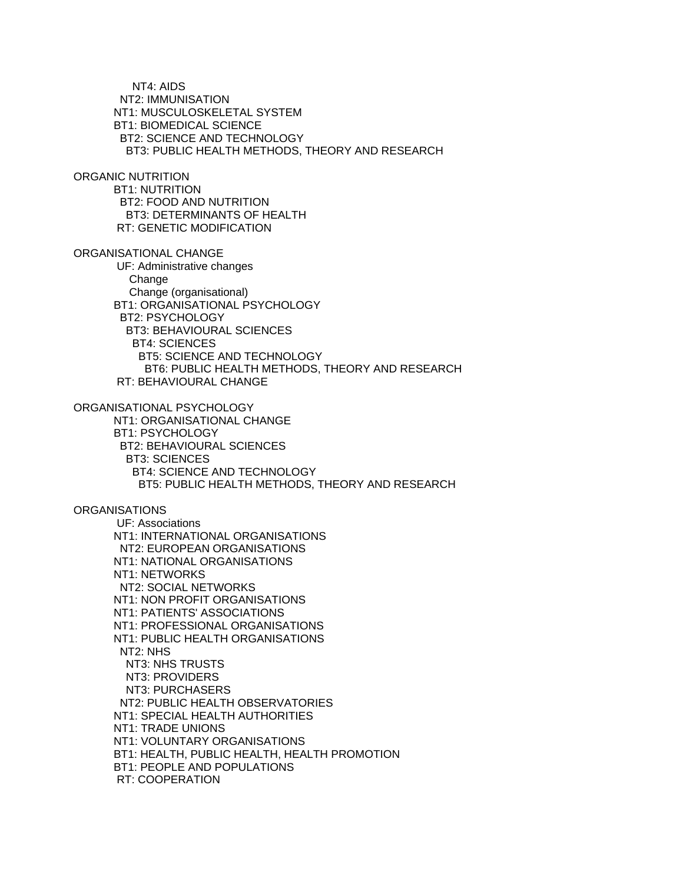NT4: AIDS
NT2: IMMUNISATION
NT1: MUSCULOSKELETAL SYSTEM
BT1: BIOMEDICAL SCIENCE
BT2: SCIENCE AND TECHNOLOGY
BT3: PUBLIC HEALTH METHODS, THEORY AND RESEARCH

ORGANIC NUTRITION
BT1: NUTRITION
BT2: FOOD AND NUTRITION
BT3: DETERMINANTS OF HEALTH
RT: GENETIC MODIFICATION

ORGANISATIONAL CHANGE
UF: Administrative changes
Change
Change (organisational)
BT1: ORGANISATIONAL PSYCHOLOGY
BT2: PSYCHOLOGY
BT3: BEHAVIOURAL SCIENCES
BT4: SCIENCES
BT5: SCIENCE AND TECHNOLOGY
BT6: PUBLIC HEALTH METHODS, THEORY AND RESEARCH
RT: BEHAVIOURAL CHANGE

ORGANISATIONAL PSYCHOLOGY
NT1: ORGANISATIONAL CHANGE
BT1: PSYCHOLOGY
BT2: BEHAVIOURAL SCIENCES
BT3: SCIENCES
BT4: SCIENCE AND TECHNOLOGY
BT5: PUBLIC HEALTH METHODS, THEORY AND RESEARCH

ORGANISATIONS
UF: Associations
NT1: INTERNATIONAL ORGANISATIONS
NT2: EUROPEAN ORGANISATIONS
NT1: NATIONAL ORGANISATIONS
NT1: NETWORKS
NT2: SOCIAL NETWORKS
NT1: NON PROFIT ORGANISATIONS
NT1: PATIENTS' ASSOCIATIONS
NT1: PROFESSIONAL ORGANISATIONS
NT1: PUBLIC HEALTH ORGANISATIONS
NT2: NHS
NT3: NHS TRUSTS
NT3: PROVIDERS
NT3: PURCHASERS
NT2: PUBLIC HEALTH OBSERVATORIES
NT1: SPECIAL HEALTH AUTHORITIES
NT1: TRADE UNIONS
NT1: VOLUNTARY ORGANISATIONS
BT1: HEALTH, PUBLIC HEALTH, HEALTH PROMOTION
BT1: PEOPLE AND POPULATIONS
RT: COOPERATION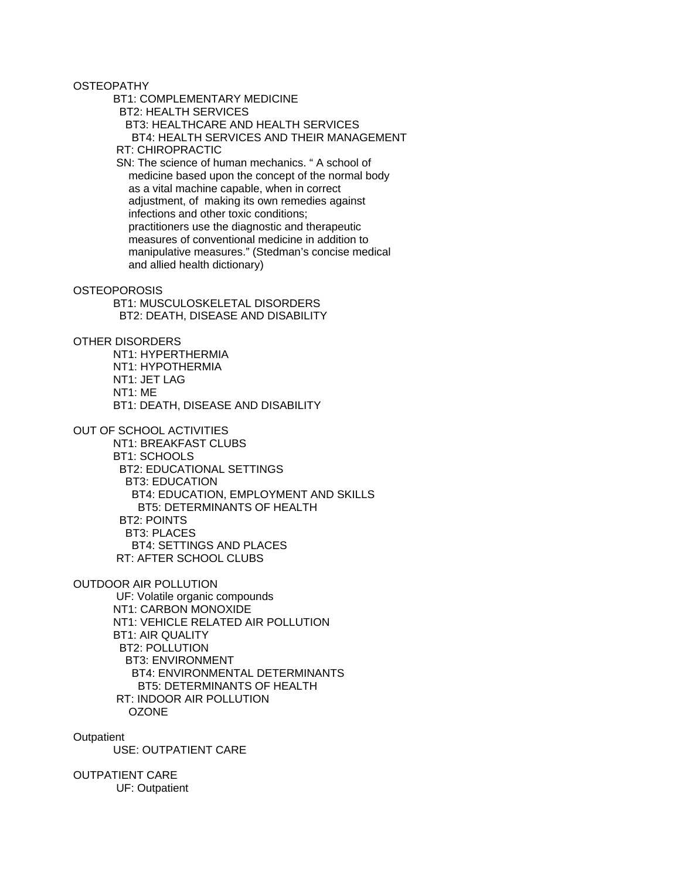OSTEOPATHY

BT1: COMPLEMENTARY MEDICINE
  BT2: HEALTH SERVICES
    BT3: HEALTHCARE AND HEALTH SERVICES
      BT4: HEALTH SERVICES AND THEIR MANAGEMENT
 RT: CHIROPRACTIC
 SN: The science of human mechanics. " A school of medicine based upon the concept of the normal body as a vital machine capable, when in correct adjustment, of making its own remedies against infections and other toxic conditions; practitioners use the diagnostic and therapeutic measures of conventional medicine in addition to manipulative measures." (Stedman's concise medical and allied health dictionary)

OSTEOPOROSIS

BT1: MUSCULOSKELETAL DISORDERS
  BT2: DEATH, DISEASE AND DISABILITY

OTHER DISORDERS

NT1: HYPERTHERMIA
NT1: HYPOTHERMIA
NT1: JET LAG
NT1: ME
BT1: DEATH, DISEASE AND DISABILITY

OUT OF SCHOOL ACTIVITIES

NT1: BREAKFAST CLUBS
BT1: SCHOOLS
  BT2: EDUCATIONAL SETTINGS
    BT3: EDUCATION
      BT4: EDUCATION, EMPLOYMENT AND SKILLS
        BT5: DETERMINANTS OF HEALTH
  BT2: POINTS
    BT3: PLACES
      BT4: SETTINGS AND PLACES
 RT: AFTER SCHOOL CLUBS

OUTDOOR AIR POLLUTION

 UF: Volatile organic compounds
NT1: CARBON MONOXIDE
NT1: VEHICLE RELATED AIR POLLUTION
BT1: AIR QUALITY
  BT2: POLLUTION
    BT3: ENVIRONMENT
      BT4: ENVIRONMENTAL DETERMINANTS
        BT5: DETERMINANTS OF HEALTH
 RT: INDOOR AIR POLLUTION
   OZONE

Outpatient

USE: OUTPATIENT CARE

OUTPATIENT CARE

 UF: Outpatient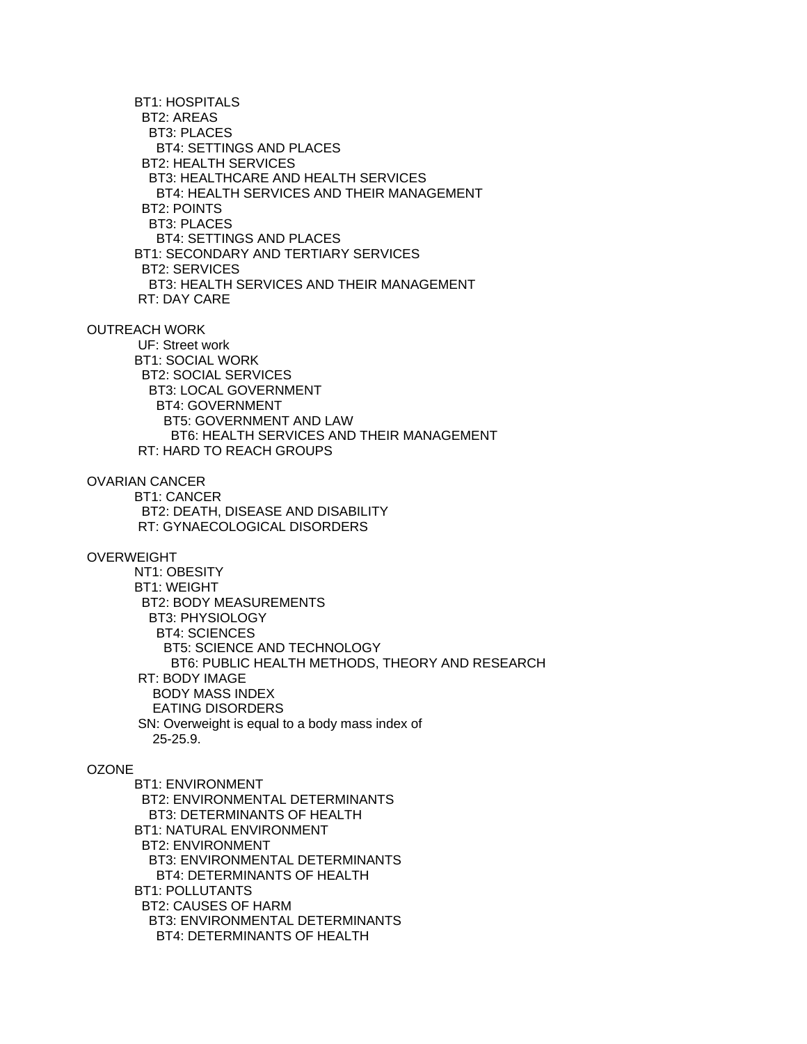BT1: HOSPITALS
  BT2: AREAS
    BT3: PLACES
      BT4: SETTINGS AND PLACES
  BT2: HEALTH SERVICES
    BT3: HEALTHCARE AND HEALTH SERVICES
      BT4: HEALTH SERVICES AND THEIR MANAGEMENT
  BT2: POINTS
    BT3: PLACES
      BT4: SETTINGS AND PLACES
BT1: SECONDARY AND TERTIARY SERVICES
  BT2: SERVICES
    BT3: HEALTH SERVICES AND THEIR MANAGEMENT
RT: DAY CARE

OUTREACH WORK
UF: Street work
BT1: SOCIAL WORK
  BT2: SOCIAL SERVICES
    BT3: LOCAL GOVERNMENT
      BT4: GOVERNMENT
        BT5: GOVERNMENT AND LAW
          BT6: HEALTH SERVICES AND THEIR MANAGEMENT
RT: HARD TO REACH GROUPS

OVARIAN CANCER
BT1: CANCER
  BT2: DEATH, DISEASE AND DISABILITY
RT: GYNAECOLOGICAL DISORDERS

OVERWEIGHT
NT1: OBESITY
BT1: WEIGHT
  BT2: BODY MEASUREMENTS
    BT3: PHYSIOLOGY
      BT4: SCIENCES
        BT5: SCIENCE AND TECHNOLOGY
          BT6: PUBLIC HEALTH METHODS, THEORY AND RESEARCH
RT: BODY IMAGE
  BODY MASS INDEX
  EATING DISORDERS
SN: Overweight is equal to a body mass index of
  25-25.9.

OZONE
BT1: ENVIRONMENT
  BT2: ENVIRONMENTAL DETERMINANTS
    BT3: DETERMINANTS OF HEALTH
BT1: NATURAL ENVIRONMENT
  BT2: ENVIRONMENT
    BT3: ENVIRONMENTAL DETERMINANTS
      BT4: DETERMINANTS OF HEALTH
BT1: POLLUTANTS
  BT2: CAUSES OF HARM
    BT3: ENVIRONMENTAL DETERMINANTS
      BT4: DETERMINANTS OF HEALTH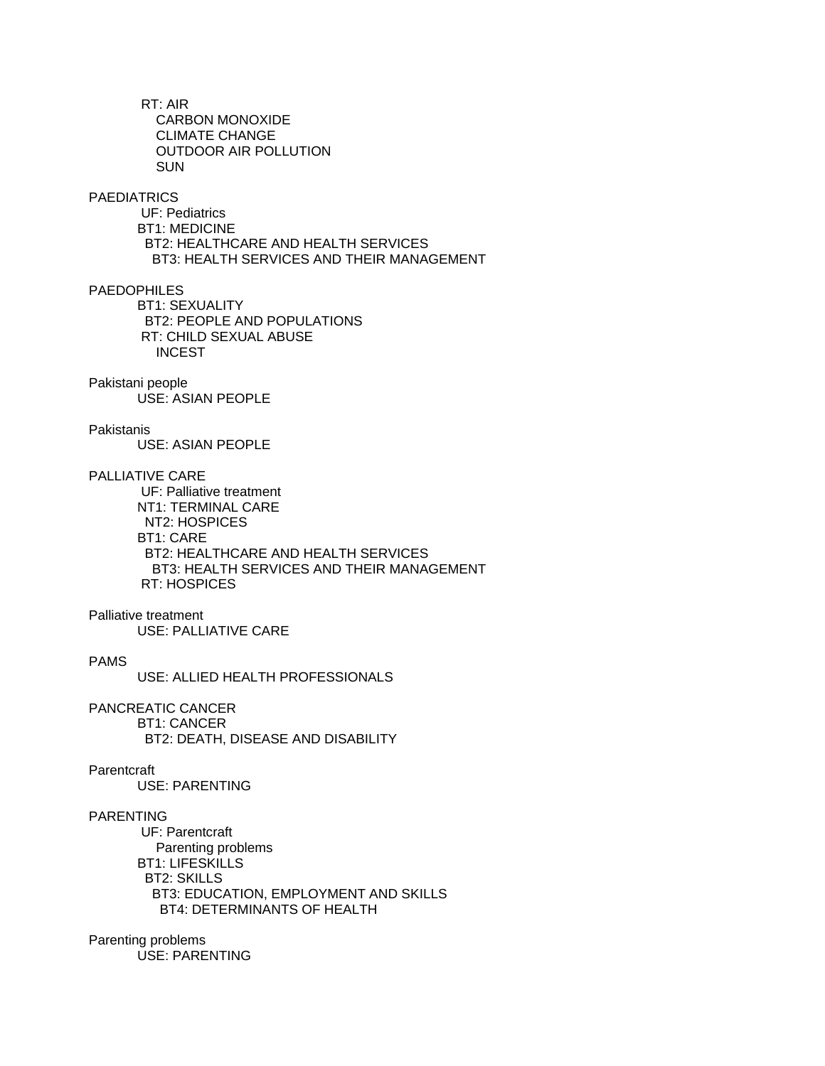RT: AIR
CARBON MONOXIDE
CLIMATE CHANGE
OUTDOOR AIR POLLUTION
SUN

PAEDIATRICS
UF: Pediatrics
BT1: MEDICINE
BT2: HEALTHCARE AND HEALTH SERVICES
BT3: HEALTH SERVICES AND THEIR MANAGEMENT

PAEDOPHILES
BT1: SEXUALITY
BT2: PEOPLE AND POPULATIONS
RT: CHILD SEXUAL ABUSE
INCEST

Pakistani people
USE: ASIAN PEOPLE

Pakistanis
USE: ASIAN PEOPLE

PALLIATIVE CARE
UF: Palliative treatment
NT1: TERMINAL CARE
NT2: HOSPICES
BT1: CARE
BT2: HEALTHCARE AND HEALTH SERVICES
BT3: HEALTH SERVICES AND THEIR MANAGEMENT
RT: HOSPICES

Palliative treatment
USE: PALLIATIVE CARE

PAMS
USE: ALLIED HEALTH PROFESSIONALS

PANCREATIC CANCER
BT1: CANCER
BT2: DEATH, DISEASE AND DISABILITY

Parentcraft
USE: PARENTING

PARENTING
UF: Parentcraft
Parenting problems
BT1: LIFESKILLS
BT2: SKILLS
BT3: EDUCATION, EMPLOYMENT AND SKILLS
BT4: DETERMINANTS OF HEALTH

Parenting problems
USE: PARENTING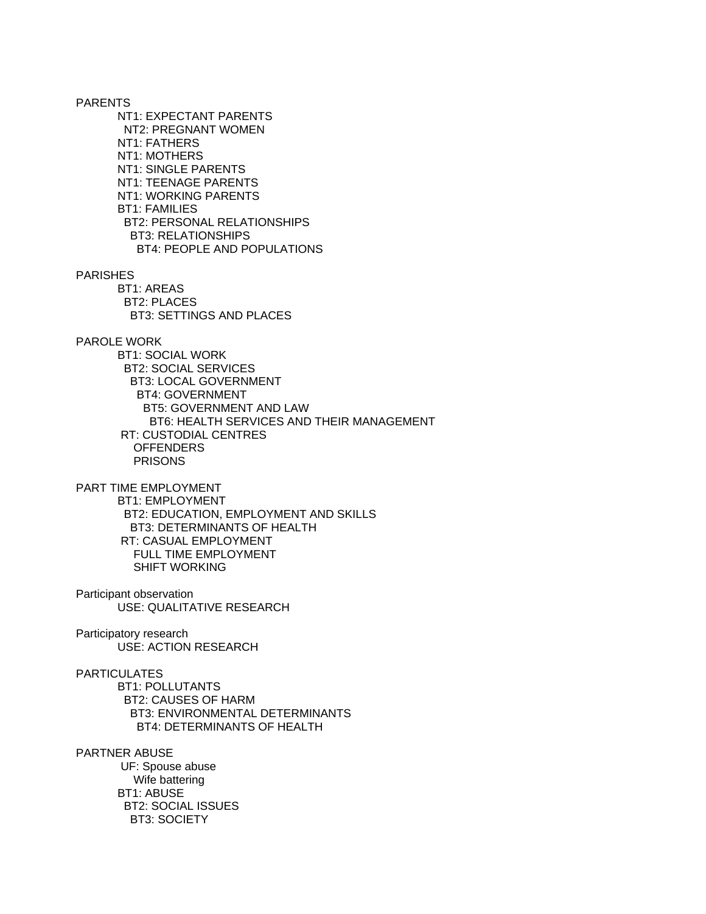PARENTS
NT1: EXPECTANT PARENTS
NT2: PREGNANT WOMEN
NT1: FATHERS
NT1: MOTHERS
NT1: SINGLE PARENTS
NT1: TEENAGE PARENTS
NT1: WORKING PARENTS
BT1: FAMILIES
BT2: PERSONAL RELATIONSHIPS
BT3: RELATIONSHIPS
BT4: PEOPLE AND POPULATIONS

PARISHES
BT1: AREAS
BT2: PLACES
BT3: SETTINGS AND PLACES

PAROLE WORK
BT1: SOCIAL WORK
BT2: SOCIAL SERVICES
BT3: LOCAL GOVERNMENT
BT4: GOVERNMENT
BT5: GOVERNMENT AND LAW
BT6: HEALTH SERVICES AND THEIR MANAGEMENT
RT: CUSTODIAL CENTRES
OFFENDERS
PRISONS

PART TIME EMPLOYMENT
BT1: EMPLOYMENT
BT2: EDUCATION, EMPLOYMENT AND SKILLS
BT3: DETERMINANTS OF HEALTH
RT: CASUAL EMPLOYMENT
FULL TIME EMPLOYMENT
SHIFT WORKING

Participant observation
USE: QUALITATIVE RESEARCH

Participatory research
USE: ACTION RESEARCH

PARTICULATES
BT1: POLLUTANTS
BT2: CAUSES OF HARM
BT3: ENVIRONMENTAL DETERMINANTS
BT4: DETERMINANTS OF HEALTH

PARTNER ABUSE
UF: Spouse abuse
Wife battering
BT1: ABUSE
BT2: SOCIAL ISSUES
BT3: SOCIETY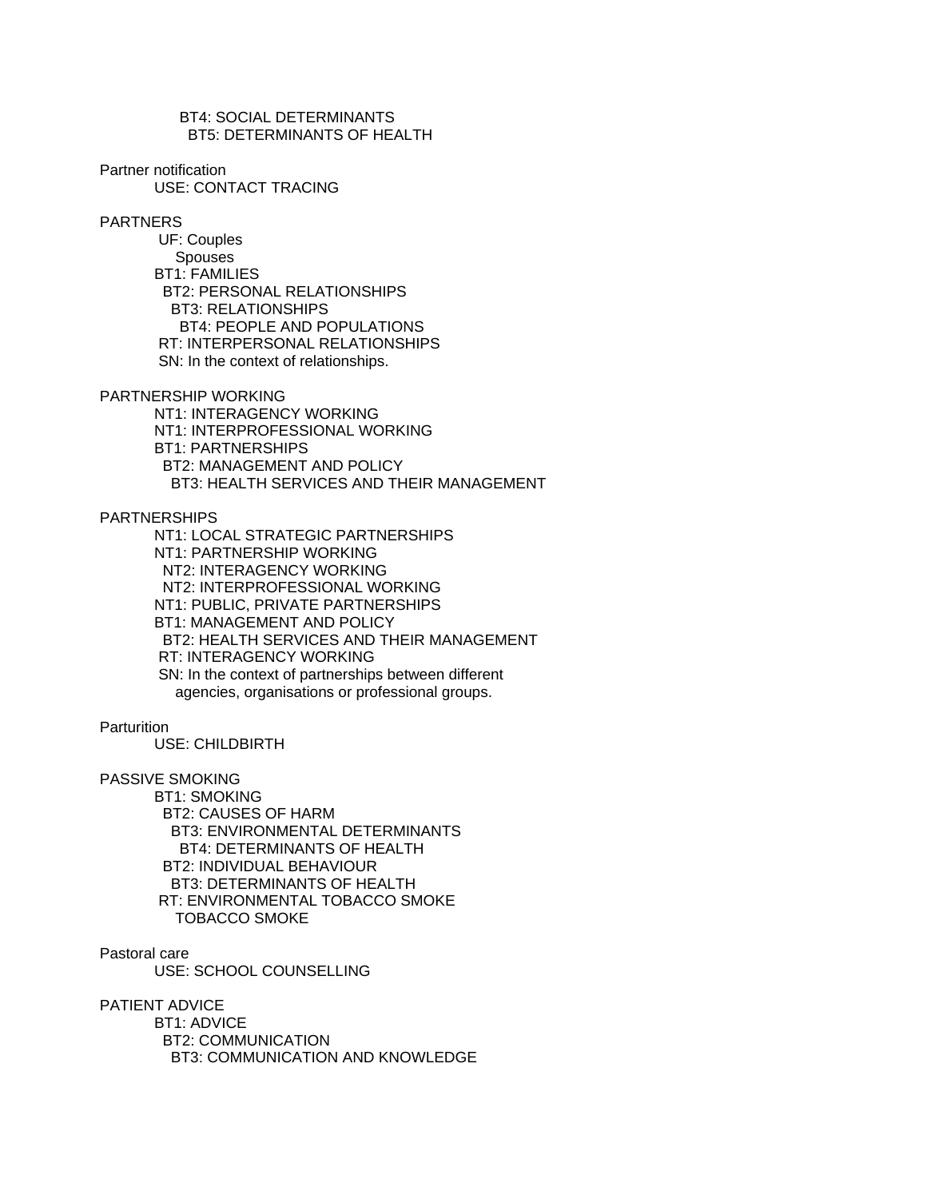BT4: SOCIAL DETERMINANTS
BT5: DETERMINANTS OF HEALTH

Partner notification
USE: CONTACT TRACING

PARTNERS
UF: Couples
Spouses
BT1: FAMILIES
BT2: PERSONAL RELATIONSHIPS
BT3: RELATIONSHIPS
BT4: PEOPLE AND POPULATIONS
RT: INTERPERSONAL RELATIONSHIPS
SN: In the context of relationships.

PARTNERSHIP WORKING
NT1: INTERAGENCY WORKING
NT1: INTERPROFESSIONAL WORKING
BT1: PARTNERSHIPS
BT2: MANAGEMENT AND POLICY
BT3: HEALTH SERVICES AND THEIR MANAGEMENT

PARTNERSHIPS
NT1: LOCAL STRATEGIC PARTNERSHIPS
NT1: PARTNERSHIP WORKING
NT2: INTERAGENCY WORKING
NT2: INTERPROFESSIONAL WORKING
NT1: PUBLIC, PRIVATE PARTNERSHIPS
BT1: MANAGEMENT AND POLICY
BT2: HEALTH SERVICES AND THEIR MANAGEMENT
RT: INTERAGENCY WORKING
SN: In the context of partnerships between different agencies, organisations or professional groups.

Parturition
USE: CHILDBIRTH

PASSIVE SMOKING
BT1: SMOKING
BT2: CAUSES OF HARM
BT3: ENVIRONMENTAL DETERMINANTS
BT4: DETERMINANTS OF HEALTH
BT2: INDIVIDUAL BEHAVIOUR
BT3: DETERMINANTS OF HEALTH
RT: ENVIRONMENTAL TOBACCO SMOKE
TOBACCO SMOKE

Pastoral care
USE: SCHOOL COUNSELLING

PATIENT ADVICE
BT1: ADVICE
BT2: COMMUNICATION
BT3: COMMUNICATION AND KNOWLEDGE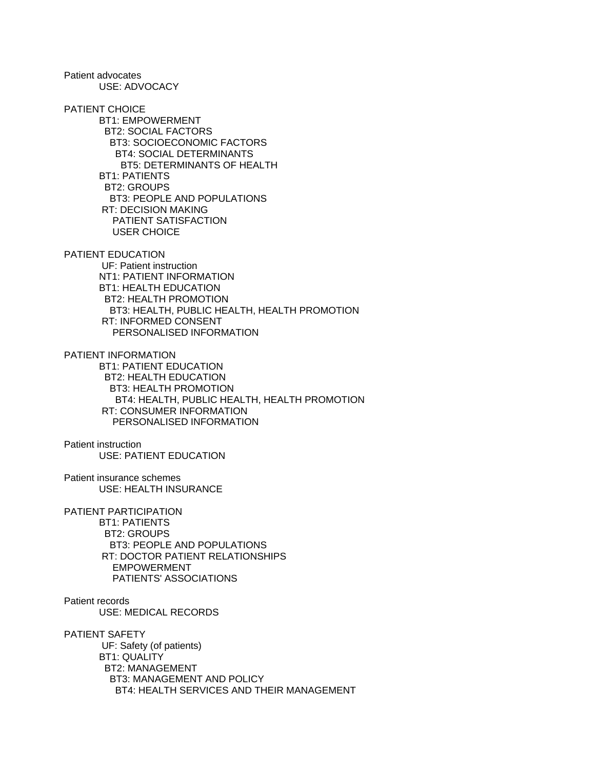Patient advocates
    USE: ADVOCACY

PATIENT CHOICE
    BT1: EMPOWERMENT
      BT2: SOCIAL FACTORS
        BT3: SOCIOECONOMIC FACTORS
          BT4: SOCIAL DETERMINANTS
            BT5: DETERMINANTS OF HEALTH
    BT1: PATIENTS
      BT2: GROUPS
        BT3: PEOPLE AND POPULATIONS
    RT: DECISION MAKING
        PATIENT SATISFACTION
        USER CHOICE

PATIENT EDUCATION
    UF: Patient instruction
    NT1: PATIENT INFORMATION
    BT1: HEALTH EDUCATION
      BT2: HEALTH PROMOTION
        BT3: HEALTH, PUBLIC HEALTH, HEALTH PROMOTION
    RT: INFORMED CONSENT
        PERSONALISED INFORMATION

PATIENT INFORMATION
    BT1: PATIENT EDUCATION
      BT2: HEALTH EDUCATION
        BT3: HEALTH PROMOTION
          BT4: HEALTH, PUBLIC HEALTH, HEALTH PROMOTION
    RT: CONSUMER INFORMATION
        PERSONALISED INFORMATION

Patient instruction
    USE: PATIENT EDUCATION

Patient insurance schemes
    USE: HEALTH INSURANCE

PATIENT PARTICIPATION
    BT1: PATIENTS
      BT2: GROUPS
        BT3: PEOPLE AND POPULATIONS
    RT: DOCTOR PATIENT RELATIONSHIPS
        EMPOWERMENT
        PATIENTS' ASSOCIATIONS

Patient records
    USE: MEDICAL RECORDS

PATIENT SAFETY
    UF: Safety (of patients)
    BT1: QUALITY
      BT2: MANAGEMENT
        BT3: MANAGEMENT AND POLICY
          BT4: HEALTH SERVICES AND THEIR MANAGEMENT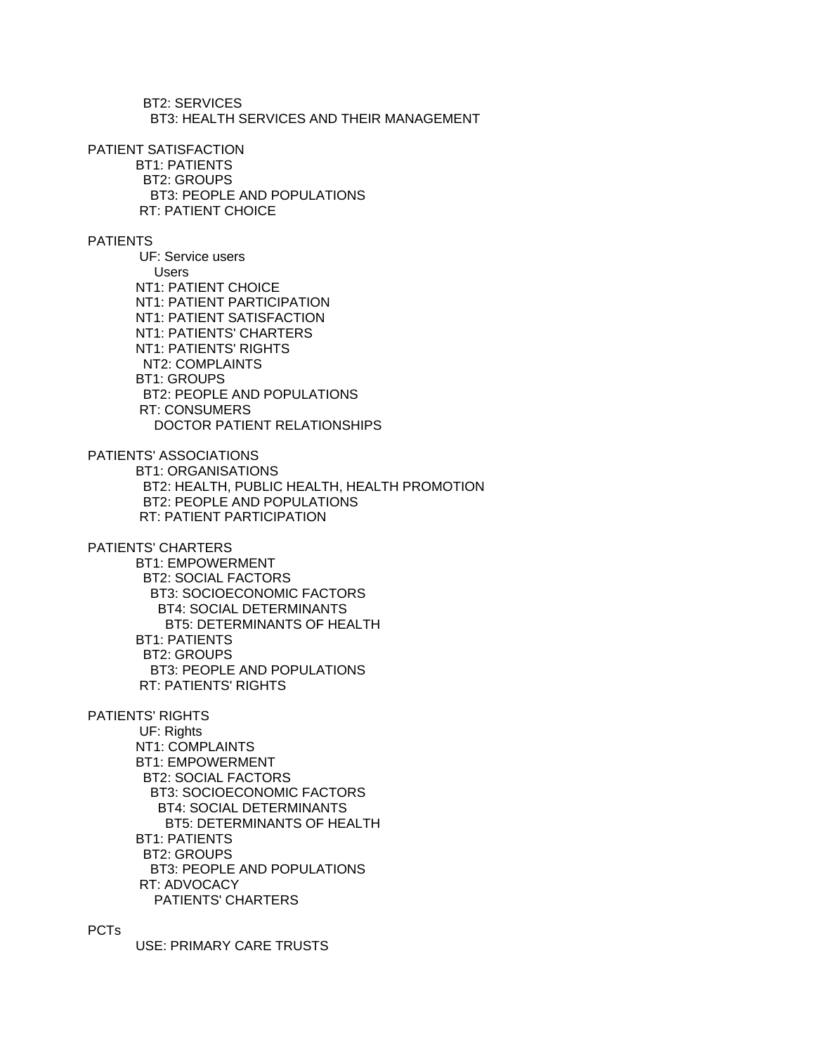BT2: SERVICES
    BT3: HEALTH SERVICES AND THEIR MANAGEMENT

PATIENT SATISFACTION
  BT1: PATIENTS
    BT2: GROUPS
      BT3: PEOPLE AND POPULATIONS
  RT: PATIENT CHOICE

PATIENTS
  UF: Service users
    Users
  NT1: PATIENT CHOICE
  NT1: PATIENT PARTICIPATION
  NT1: PATIENT SATISFACTION
  NT1: PATIENTS' CHARTERS
  NT1: PATIENTS' RIGHTS
    NT2: COMPLAINTS
  BT1: GROUPS
    BT2: PEOPLE AND POPULATIONS
  RT: CONSUMERS
    DOCTOR PATIENT RELATIONSHIPS

PATIENTS' ASSOCIATIONS
  BT1: ORGANISATIONS
    BT2: HEALTH, PUBLIC HEALTH, HEALTH PROMOTION
    BT2: PEOPLE AND POPULATIONS
  RT: PATIENT PARTICIPATION

PATIENTS' CHARTERS
  BT1: EMPOWERMENT
    BT2: SOCIAL FACTORS
      BT3: SOCIOECONOMIC FACTORS
        BT4: SOCIAL DETERMINANTS
          BT5: DETERMINANTS OF HEALTH
  BT1: PATIENTS
    BT2: GROUPS
      BT3: PEOPLE AND POPULATIONS
  RT: PATIENTS' RIGHTS

PATIENTS' RIGHTS
  UF: Rights
  NT1: COMPLAINTS
  BT1: EMPOWERMENT
    BT2: SOCIAL FACTORS
      BT3: SOCIOECONOMIC FACTORS
        BT4: SOCIAL DETERMINANTS
          BT5: DETERMINANTS OF HEALTH
  BT1: PATIENTS
    BT2: GROUPS
      BT3: PEOPLE AND POPULATIONS
  RT: ADVOCACY
    PATIENTS' CHARTERS

PCTs
  USE: PRIMARY CARE TRUSTS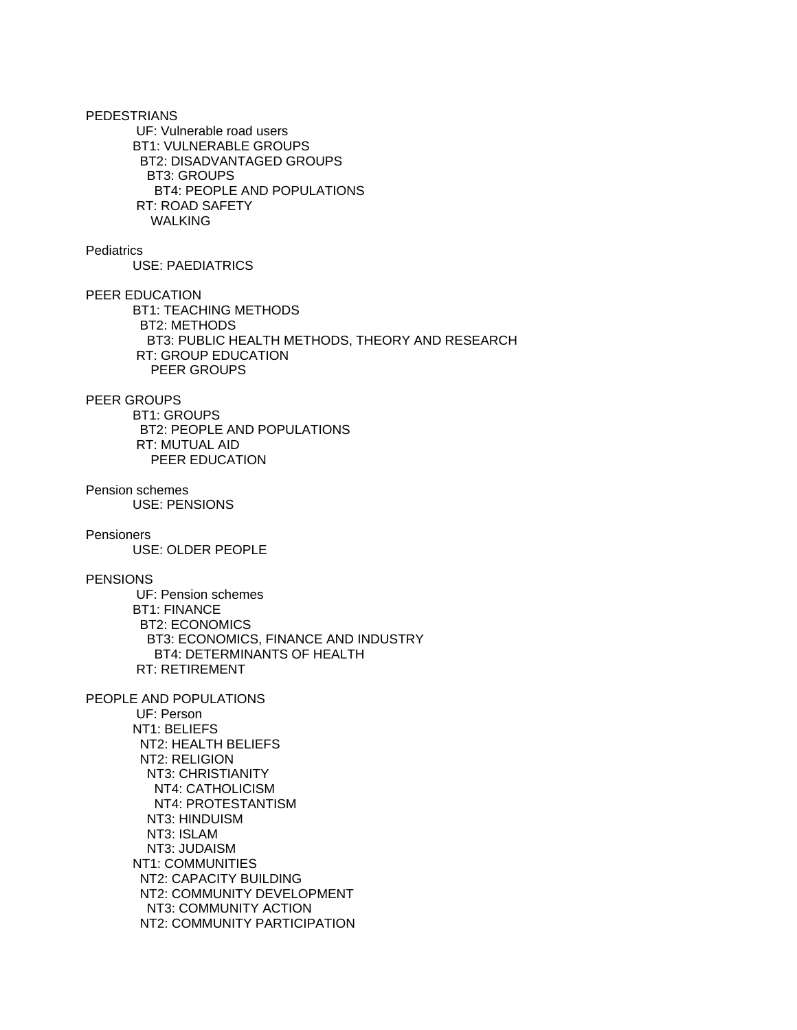PEDESTRIANS
UF: Vulnerable road users
BT1: VULNERABLE GROUPS
BT2: DISADVANTAGED GROUPS
BT3: GROUPS
BT4: PEOPLE AND POPULATIONS
RT: ROAD SAFETY
WALKING

Pediatrics
USE: PAEDIATRICS

PEER EDUCATION
BT1: TEACHING METHODS
BT2: METHODS
BT3: PUBLIC HEALTH METHODS, THEORY AND RESEARCH
RT: GROUP EDUCATION
PEER GROUPS

PEER GROUPS
BT1: GROUPS
BT2: PEOPLE AND POPULATIONS
RT: MUTUAL AID
PEER EDUCATION

Pension schemes
USE: PENSIONS

Pensioners
USE: OLDER PEOPLE

PENSIONS
UF: Pension schemes
BT1: FINANCE
BT2: ECONOMICS
BT3: ECONOMICS, FINANCE AND INDUSTRY
BT4: DETERMINANTS OF HEALTH
RT: RETIREMENT

PEOPLE AND POPULATIONS
UF: Person
NT1: BELIEFS
NT2: HEALTH BELIEFS
NT2: RELIGION
NT3: CHRISTIANITY
NT4: CATHOLICISM
NT4: PROTESTANTISM
NT3: HINDUISM
NT3: ISLAM
NT3: JUDAISM
NT1: COMMUNITIES
NT2: CAPACITY BUILDING
NT2: COMMUNITY DEVELOPMENT
NT3: COMMUNITY ACTION
NT2: COMMUNITY PARTICIPATION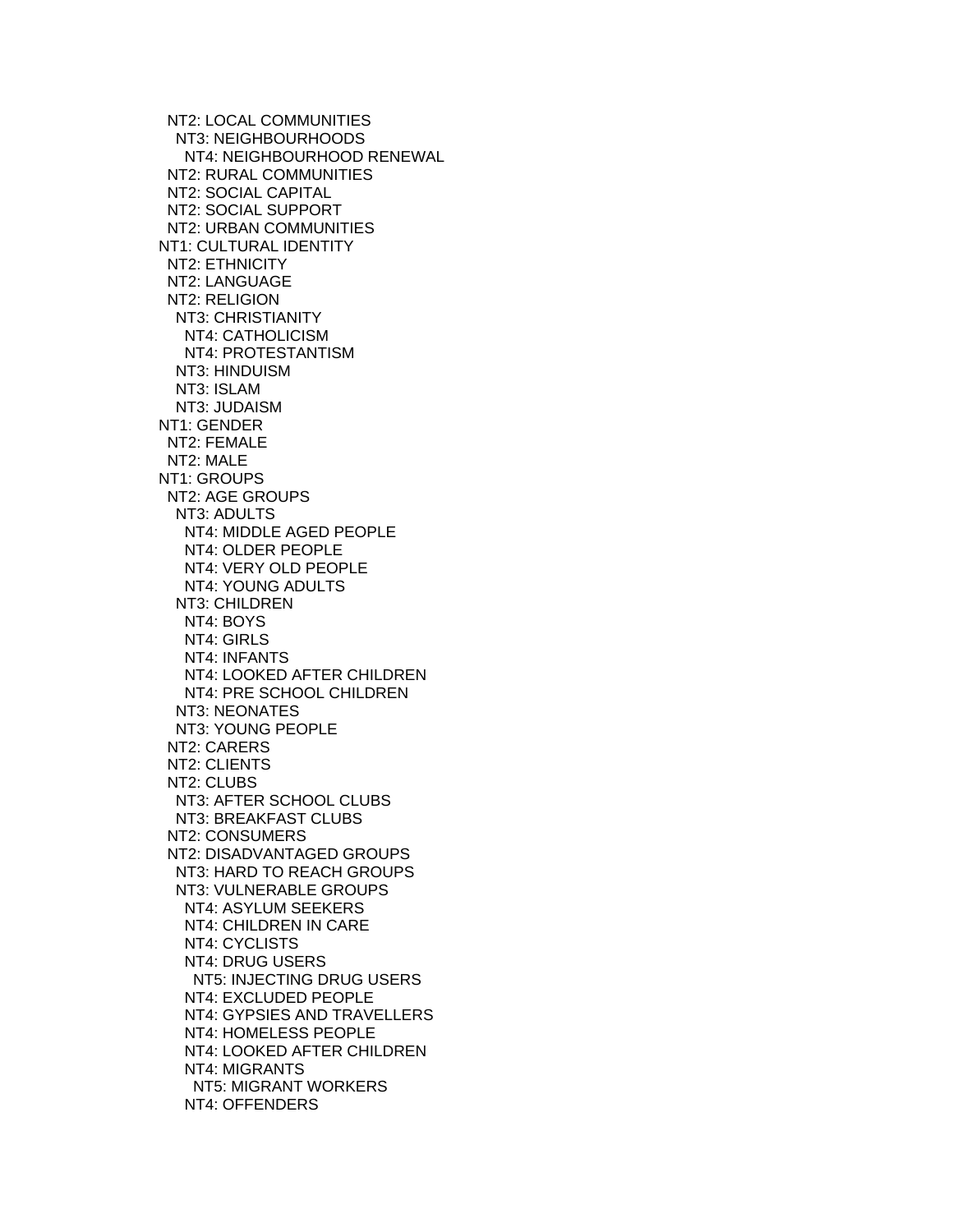NT2: LOCAL COMMUNITIES
  NT3: NEIGHBOURHOODS
    NT4: NEIGHBOURHOOD RENEWAL
NT2: RURAL COMMUNITIES
NT2: SOCIAL CAPITAL
NT2: SOCIAL SUPPORT
NT2: URBAN COMMUNITIES
NT1: CULTURAL IDENTITY
NT2: ETHNICITY
NT2: LANGUAGE
NT2: RELIGION
  NT3: CHRISTIANITY
    NT4: CATHOLICISM
    NT4: PROTESTANTISM
  NT3: HINDUISM
  NT3: ISLAM
  NT3: JUDAISM
NT1: GENDER
NT2: FEMALE
NT2: MALE
NT1: GROUPS
NT2: AGE GROUPS
  NT3: ADULTS
    NT4: MIDDLE AGED PEOPLE
    NT4: OLDER PEOPLE
    NT4: VERY OLD PEOPLE
    NT4: YOUNG ADULTS
  NT3: CHILDREN
    NT4: BOYS
    NT4: GIRLS
    NT4: INFANTS
    NT4: LOOKED AFTER CHILDREN
    NT4: PRE SCHOOL CHILDREN
  NT3: NEONATES
  NT3: YOUNG PEOPLE
NT2: CARERS
NT2: CLIENTS
NT2: CLUBS
  NT3: AFTER SCHOOL CLUBS
  NT3: BREAKFAST CLUBS
NT2: CONSUMERS
NT2: DISADVANTAGED GROUPS
  NT3: HARD TO REACH GROUPS
  NT3: VULNERABLE GROUPS
    NT4: ASYLUM SEEKERS
    NT4: CHILDREN IN CARE
    NT4: CYCLISTS
    NT4: DRUG USERS
      NT5: INJECTING DRUG USERS
    NT4: EXCLUDED PEOPLE
    NT4: GYPSIES AND TRAVELLERS
    NT4: HOMELESS PEOPLE
    NT4: LOOKED AFTER CHILDREN
    NT4: MIGRANTS
      NT5: MIGRANT WORKERS
    NT4: OFFENDERS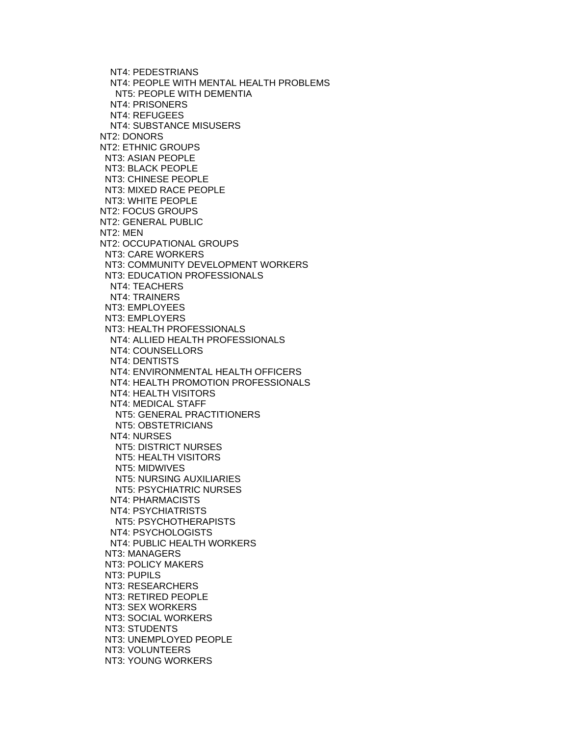NT4: PEDESTRIANS
    NT4: PEOPLE WITH MENTAL HEALTH PROBLEMS
      NT5: PEOPLE WITH DEMENTIA
    NT4: PRISONERS
    NT4: REFUGEES
    NT4: SUBSTANCE MISUSERS
NT2: DONORS
NT2: ETHNIC GROUPS
  NT3: ASIAN PEOPLE
  NT3: BLACK PEOPLE
  NT3: CHINESE PEOPLE
  NT3: MIXED RACE PEOPLE
  NT3: WHITE PEOPLE
NT2: FOCUS GROUPS
NT2: GENERAL PUBLIC
NT2: MEN
NT2: OCCUPATIONAL GROUPS
  NT3: CARE WORKERS
  NT3: COMMUNITY DEVELOPMENT WORKERS
  NT3: EDUCATION PROFESSIONALS
    NT4: TEACHERS
    NT4: TRAINERS
  NT3: EMPLOYEES
  NT3: EMPLOYERS
  NT3: HEALTH PROFESSIONALS
    NT4: ALLIED HEALTH PROFESSIONALS
    NT4: COUNSELLORS
    NT4: DENTISTS
    NT4: ENVIRONMENTAL HEALTH OFFICERS
    NT4: HEALTH PROMOTION PROFESSIONALS
    NT4: HEALTH VISITORS
    NT4: MEDICAL STAFF
      NT5: GENERAL PRACTITIONERS
      NT5: OBSTETRICIANS
    NT4: NURSES
      NT5: DISTRICT NURSES
      NT5: HEALTH VISITORS
      NT5: MIDWIVES
      NT5: NURSING AUXILIARIES
      NT5: PSYCHIATRIC NURSES
    NT4: PHARMACISTS
    NT4: PSYCHIATRISTS
      NT5: PSYCHOTHERAPISTS
    NT4: PSYCHOLOGISTS
    NT4: PUBLIC HEALTH WORKERS
  NT3: MANAGERS
  NT3: POLICY MAKERS
  NT3: PUPILS
  NT3: RESEARCHERS
  NT3: RETIRED PEOPLE
  NT3: SEX WORKERS
  NT3: SOCIAL WORKERS
  NT3: STUDENTS
  NT3: UNEMPLOYED PEOPLE
  NT3: VOLUNTEERS
  NT3: YOUNG WORKERS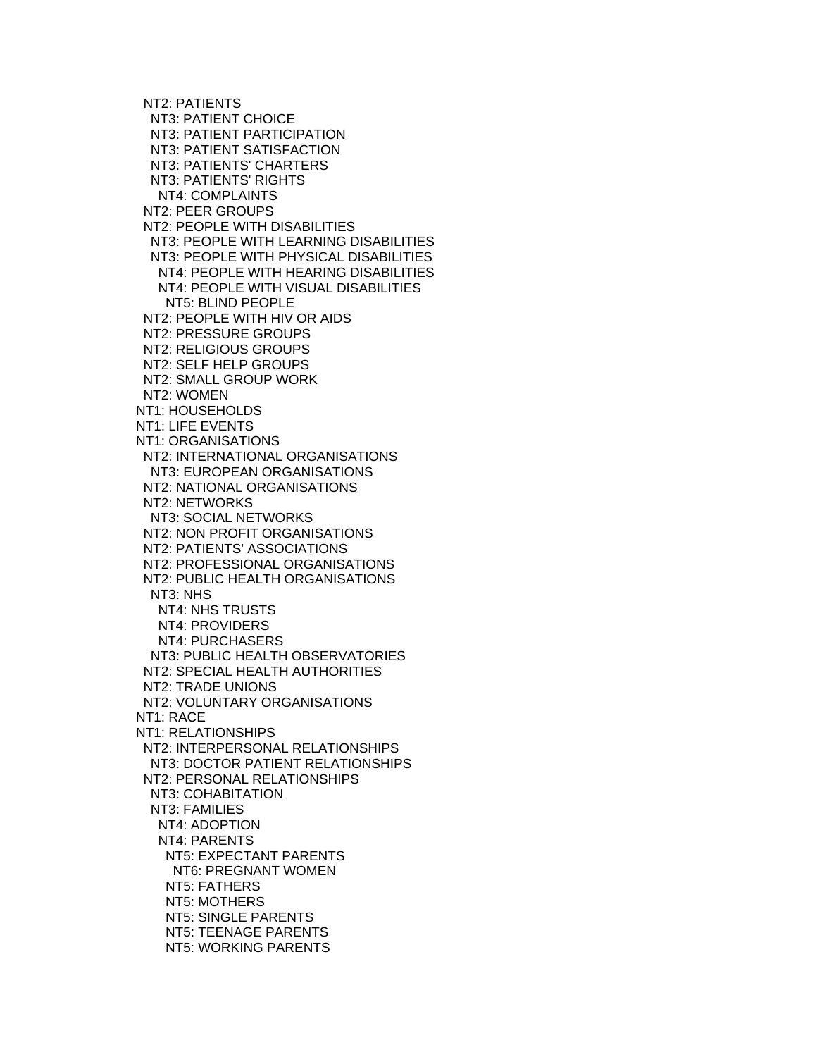NT2: PATIENTS
    NT3: PATIENT CHOICE
    NT3: PATIENT PARTICIPATION
    NT3: PATIENT SATISFACTION
    NT3: PATIENTS' CHARTERS
    NT3: PATIENTS' RIGHTS
      NT4: COMPLAINTS
  NT2: PEER GROUPS
  NT2: PEOPLE WITH DISABILITIES
    NT3: PEOPLE WITH LEARNING DISABILITIES
    NT3: PEOPLE WITH PHYSICAL DISABILITIES
      NT4: PEOPLE WITH HEARING DISABILITIES
      NT4: PEOPLE WITH VISUAL DISABILITIES
        NT5: BLIND PEOPLE
  NT2: PEOPLE WITH HIV OR AIDS
  NT2: PRESSURE GROUPS
  NT2: RELIGIOUS GROUPS
  NT2: SELF HELP GROUPS
  NT2: SMALL GROUP WORK
  NT2: WOMEN
NT1: HOUSEHOLDS
NT1: LIFE EVENTS
NT1: ORGANISATIONS
  NT2: INTERNATIONAL ORGANISATIONS
    NT3: EUROPEAN ORGANISATIONS
  NT2: NATIONAL ORGANISATIONS
  NT2: NETWORKS
    NT3: SOCIAL NETWORKS
  NT2: NON PROFIT ORGANISATIONS
  NT2: PATIENTS' ASSOCIATIONS
  NT2: PROFESSIONAL ORGANISATIONS
  NT2: PUBLIC HEALTH ORGANISATIONS
    NT3: NHS
      NT4: NHS TRUSTS
      NT4: PROVIDERS
      NT4: PURCHASERS
    NT3: PUBLIC HEALTH OBSERVATORIES
  NT2: SPECIAL HEALTH AUTHORITIES
  NT2: TRADE UNIONS
  NT2: VOLUNTARY ORGANISATIONS
NT1: RACE
NT1: RELATIONSHIPS
  NT2: INTERPERSONAL RELATIONSHIPS
    NT3: DOCTOR PATIENT RELATIONSHIPS
  NT2: PERSONAL RELATIONSHIPS
    NT3: COHABITATION
    NT3: FAMILIES
      NT4: ADOPTION
      NT4: PARENTS
        NT5: EXPECTANT PARENTS
          NT6: PREGNANT WOMEN
        NT5: FATHERS
        NT5: MOTHERS
        NT5: SINGLE PARENTS
        NT5: TEENAGE PARENTS
        NT5: WORKING PARENTS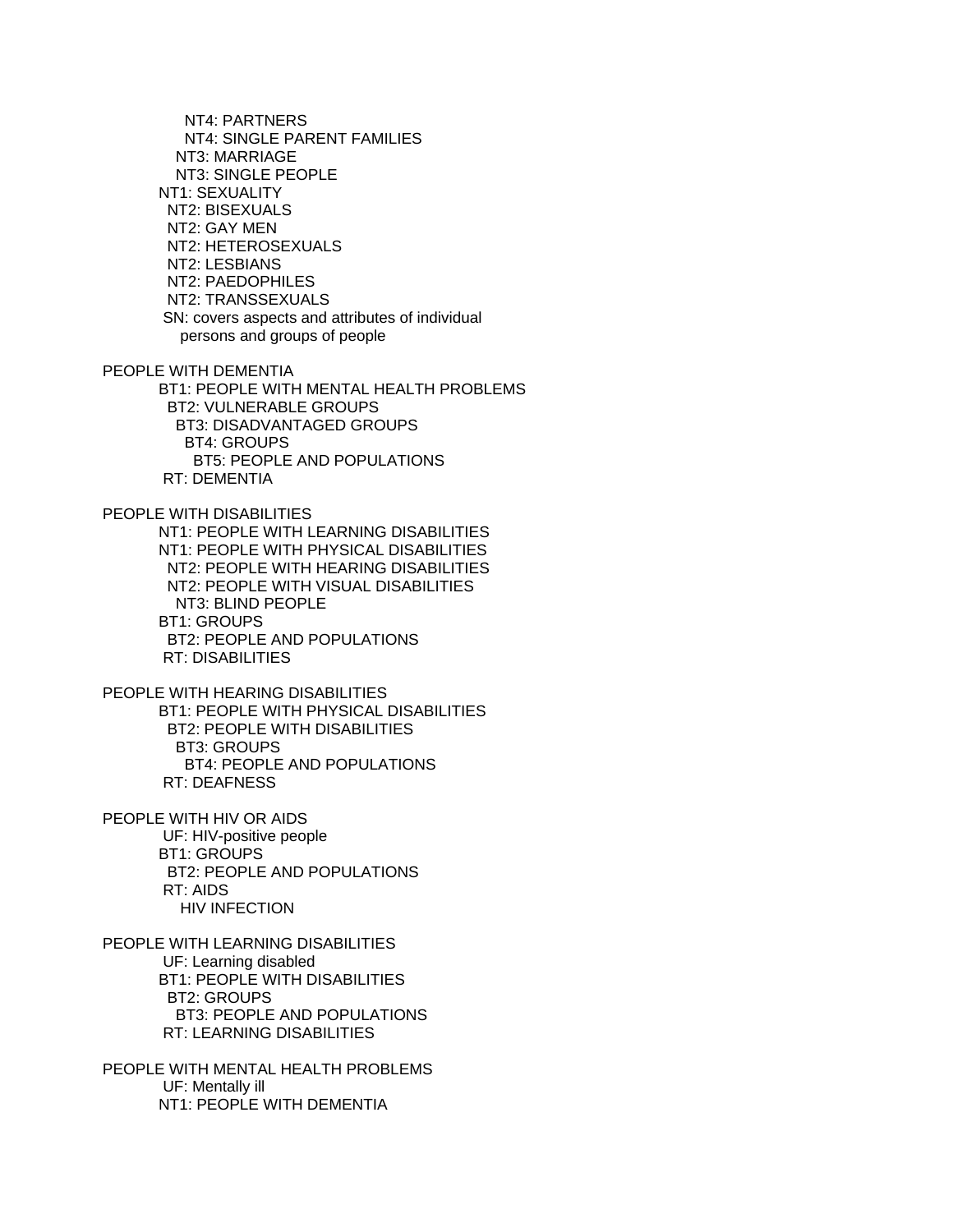```
        NT4: PARTNERS
        NT4: SINGLE PARENT FAMILIES
      NT3: MARRIAGE
      NT3: SINGLE PEOPLE
  NT1: SEXUALITY
    NT2: BISEXUALS
    NT2: GAY MEN
    NT2: HETEROSEXUALS
    NT2: LESBIANS
    NT2: PAEDOPHILES
    NT2: TRANSSEXUALS
   SN: covers aspects and attributes of individual
      persons and groups of people

PEOPLE WITH DEMENTIA
  BT1: PEOPLE WITH MENTAL HEALTH PROBLEMS
    BT2: VULNERABLE GROUPS
      BT3: DISADVANTAGED GROUPS
        BT4: GROUPS
          BT5: PEOPLE AND POPULATIONS
   RT: DEMENTIA

PEOPLE WITH DISABILITIES
  NT1: PEOPLE WITH LEARNING DISABILITIES
  NT1: PEOPLE WITH PHYSICAL DISABILITIES
    NT2: PEOPLE WITH HEARING DISABILITIES
    NT2: PEOPLE WITH VISUAL DISABILITIES
      NT3: BLIND PEOPLE
  BT1: GROUPS
    BT2: PEOPLE AND POPULATIONS
   RT: DISABILITIES

PEOPLE WITH HEARING DISABILITIES
  BT1: PEOPLE WITH PHYSICAL DISABILITIES
    BT2: PEOPLE WITH DISABILITIES
      BT3: GROUPS
        BT4: PEOPLE AND POPULATIONS
   RT: DEAFNESS

PEOPLE WITH HIV OR AIDS
   UF: HIV-positive people
  BT1: GROUPS
    BT2: PEOPLE AND POPULATIONS
   RT: AIDS
      HIV INFECTION

PEOPLE WITH LEARNING DISABILITIES
   UF: Learning disabled
  BT1: PEOPLE WITH DISABILITIES
    BT2: GROUPS
      BT3: PEOPLE AND POPULATIONS
   RT: LEARNING DISABILITIES

PEOPLE WITH MENTAL HEALTH PROBLEMS
   UF: Mentally ill
  NT1: PEOPLE WITH DEMENTIA
```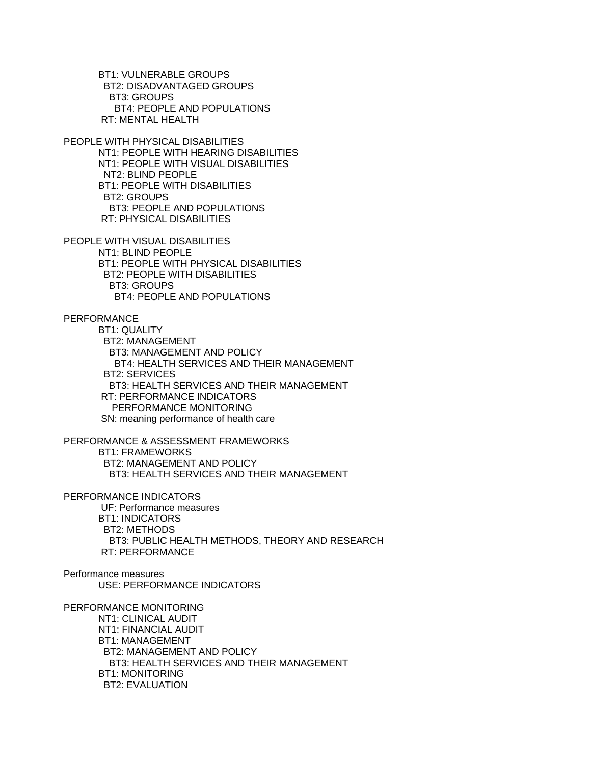BT1: VULNERABLE GROUPS
  BT2: DISADVANTAGED GROUPS
    BT3: GROUPS
      BT4: PEOPLE AND POPULATIONS
RT: MENTAL HEALTH

PEOPLE WITH PHYSICAL DISABILITIES
NT1: PEOPLE WITH HEARING DISABILITIES
NT1: PEOPLE WITH VISUAL DISABILITIES
  NT2: BLIND PEOPLE
BT1: PEOPLE WITH DISABILITIES
  BT2: GROUPS
    BT3: PEOPLE AND POPULATIONS
RT: PHYSICAL DISABILITIES

PEOPLE WITH VISUAL DISABILITIES
NT1: BLIND PEOPLE
BT1: PEOPLE WITH PHYSICAL DISABILITIES
  BT2: PEOPLE WITH DISABILITIES
    BT3: GROUPS
      BT4: PEOPLE AND POPULATIONS

PERFORMANCE
BT1: QUALITY
  BT2: MANAGEMENT
    BT3: MANAGEMENT AND POLICY
      BT4: HEALTH SERVICES AND THEIR MANAGEMENT
  BT2: SERVICES
    BT3: HEALTH SERVICES AND THEIR MANAGEMENT
RT: PERFORMANCE INDICATORS
  PERFORMANCE MONITORING
SN: meaning performance of health care

PERFORMANCE & ASSESSMENT FRAMEWORKS
BT1: FRAMEWORKS
  BT2: MANAGEMENT AND POLICY
    BT3: HEALTH SERVICES AND THEIR MANAGEMENT

PERFORMANCE INDICATORS
UF: Performance measures
BT1: INDICATORS
  BT2: METHODS
    BT3: PUBLIC HEALTH METHODS, THEORY AND RESEARCH
RT: PERFORMANCE

Performance measures
USE: PERFORMANCE INDICATORS

PERFORMANCE MONITORING
NT1: CLINICAL AUDIT
NT1: FINANCIAL AUDIT
BT1: MANAGEMENT
  BT2: MANAGEMENT AND POLICY
    BT3: HEALTH SERVICES AND THEIR MANAGEMENT
BT1: MONITORING
  BT2: EVALUATION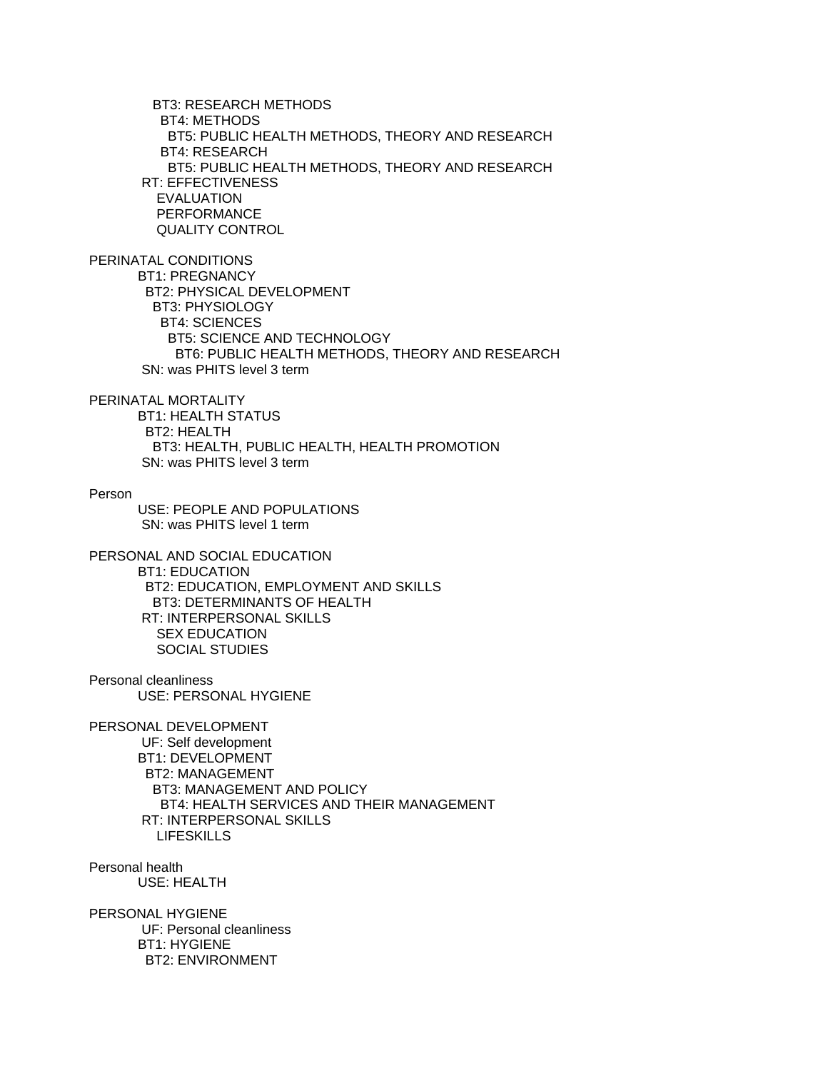BT3: RESEARCH METHODS
  BT4: METHODS
    BT5: PUBLIC HEALTH METHODS, THEORY AND RESEARCH
  BT4: RESEARCH
    BT5: PUBLIC HEALTH METHODS, THEORY AND RESEARCH
RT: EFFECTIVENESS
  EVALUATION
  PERFORMANCE
  QUALITY CONTROL

PERINATAL CONDITIONS
BT1: PREGNANCY
  BT2: PHYSICAL DEVELOPMENT
    BT3: PHYSIOLOGY
      BT4: SCIENCES
        BT5: SCIENCE AND TECHNOLOGY
          BT6: PUBLIC HEALTH METHODS, THEORY AND RESEARCH
SN: was PHITS level 3 term

PERINATAL MORTALITY
BT1: HEALTH STATUS
  BT2: HEALTH
    BT3: HEALTH, PUBLIC HEALTH, HEALTH PROMOTION
SN: was PHITS level 3 term

Person
USE: PEOPLE AND POPULATIONS
SN: was PHITS level 1 term

PERSONAL AND SOCIAL EDUCATION
BT1: EDUCATION
  BT2: EDUCATION, EMPLOYMENT AND SKILLS
    BT3: DETERMINANTS OF HEALTH
RT: INTERPERSONAL SKILLS
  SEX EDUCATION
  SOCIAL STUDIES

Personal cleanliness
USE: PERSONAL HYGIENE

PERSONAL DEVELOPMENT
UF: Self development
BT1: DEVELOPMENT
  BT2: MANAGEMENT
    BT3: MANAGEMENT AND POLICY
      BT4: HEALTH SERVICES AND THEIR MANAGEMENT
RT: INTERPERSONAL SKILLS
  LIFESKILLS

Personal health
USE: HEALTH

PERSONAL HYGIENE
UF: Personal cleanliness
BT1: HYGIENE
  BT2: ENVIRONMENT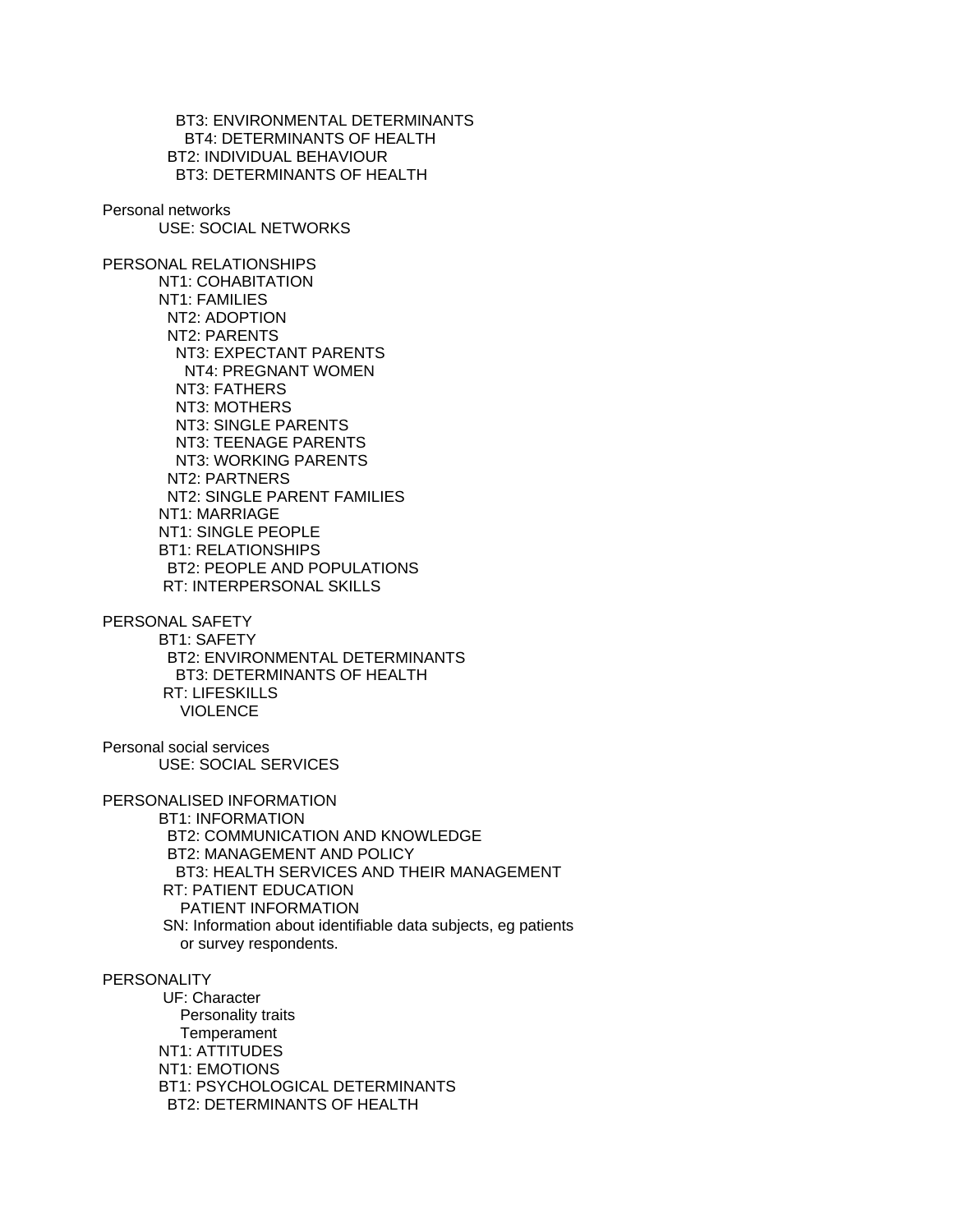BT3: ENVIRONMENTAL DETERMINANTS
          BT4: DETERMINANTS OF HEALTH
      BT2: INDIVIDUAL BEHAVIOUR
        BT3: DETERMINANTS OF HEALTH

Personal networks
    USE: SOCIAL NETWORKS

PERSONAL RELATIONSHIPS
    NT1: COHABITATION
    NT1: FAMILIES
      NT2: ADOPTION
      NT2: PARENTS
        NT3: EXPECTANT PARENTS
          NT4: PREGNANT WOMEN
        NT3: FATHERS
        NT3: MOTHERS
        NT3: SINGLE PARENTS
        NT3: TEENAGE PARENTS
        NT3: WORKING PARENTS
      NT2: PARTNERS
      NT2: SINGLE PARENT FAMILIES
    NT1: MARRIAGE
    NT1: SINGLE PEOPLE
    BT1: RELATIONSHIPS
      BT2: PEOPLE AND POPULATIONS
    RT: INTERPERSONAL SKILLS

PERSONAL SAFETY
    BT1: SAFETY
      BT2: ENVIRONMENTAL DETERMINANTS
        BT3: DETERMINANTS OF HEALTH
    RT: LIFESKILLS
        VIOLENCE

Personal social services
    USE: SOCIAL SERVICES

PERSONALISED INFORMATION
    BT1: INFORMATION
      BT2: COMMUNICATION AND KNOWLEDGE
      BT2: MANAGEMENT AND POLICY
        BT3: HEALTH SERVICES AND THEIR MANAGEMENT
    RT: PATIENT EDUCATION
        PATIENT INFORMATION
    SN: Information about identifiable data subjects, eg patients
        or survey respondents.

PERSONALITY
    UF: Character
        Personality traits
        Temperament
    NT1: ATTITUDES
    NT1: EMOTIONS
    BT1: PSYCHOLOGICAL DETERMINANTS
      BT2: DETERMINANTS OF HEALTH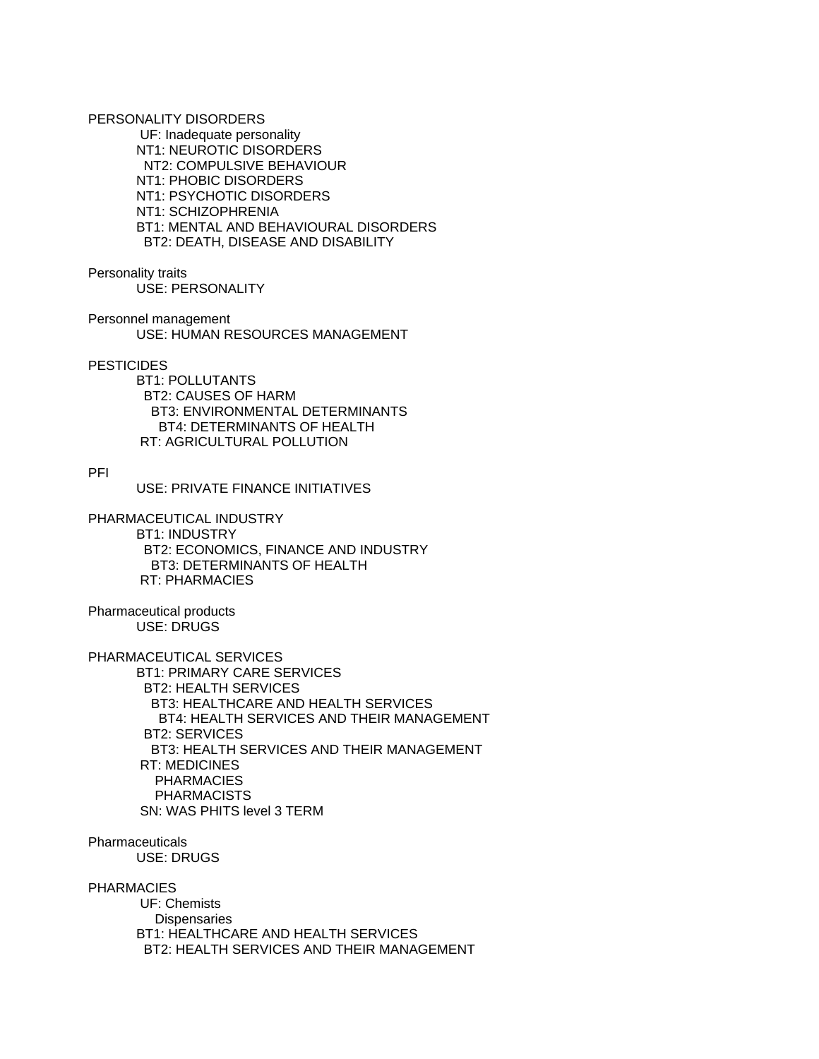PERSONALITY DISORDERS
UF: Inadequate personality
NT1: NEUROTIC DISORDERS
NT2: COMPULSIVE BEHAVIOUR
NT1: PHOBIC DISORDERS
NT1: PSYCHOTIC DISORDERS
NT1: SCHIZOPHRENIA
BT1: MENTAL AND BEHAVIOURAL DISORDERS
BT2: DEATH, DISEASE AND DISABILITY

Personality traits
USE: PERSONALITY

Personnel management
USE: HUMAN RESOURCES MANAGEMENT

PESTICIDES
BT1: POLLUTANTS
BT2: CAUSES OF HARM
BT3: ENVIRONMENTAL DETERMINANTS
BT4: DETERMINANTS OF HEALTH
RT: AGRICULTURAL POLLUTION

PFI
USE: PRIVATE FINANCE INITIATIVES

PHARMACEUTICAL INDUSTRY
BT1: INDUSTRY
BT2: ECONOMICS, FINANCE AND INDUSTRY
BT3: DETERMINANTS OF HEALTH
RT: PHARMACIES

Pharmaceutical products
USE: DRUGS

PHARMACEUTICAL SERVICES
BT1: PRIMARY CARE SERVICES
BT2: HEALTH SERVICES
BT3: HEALTHCARE AND HEALTH SERVICES
BT4: HEALTH SERVICES AND THEIR MANAGEMENT
BT2: SERVICES
BT3: HEALTH SERVICES AND THEIR MANAGEMENT
RT: MEDICINES
PHARMACIES
PHARMACISTS
SN: WAS PHITS level 3 TERM

Pharmaceuticals
USE: DRUGS

PHARMACIES
UF: Chemists
Dispensaries
BT1: HEALTHCARE AND HEALTH SERVICES
BT2: HEALTH SERVICES AND THEIR MANAGEMENT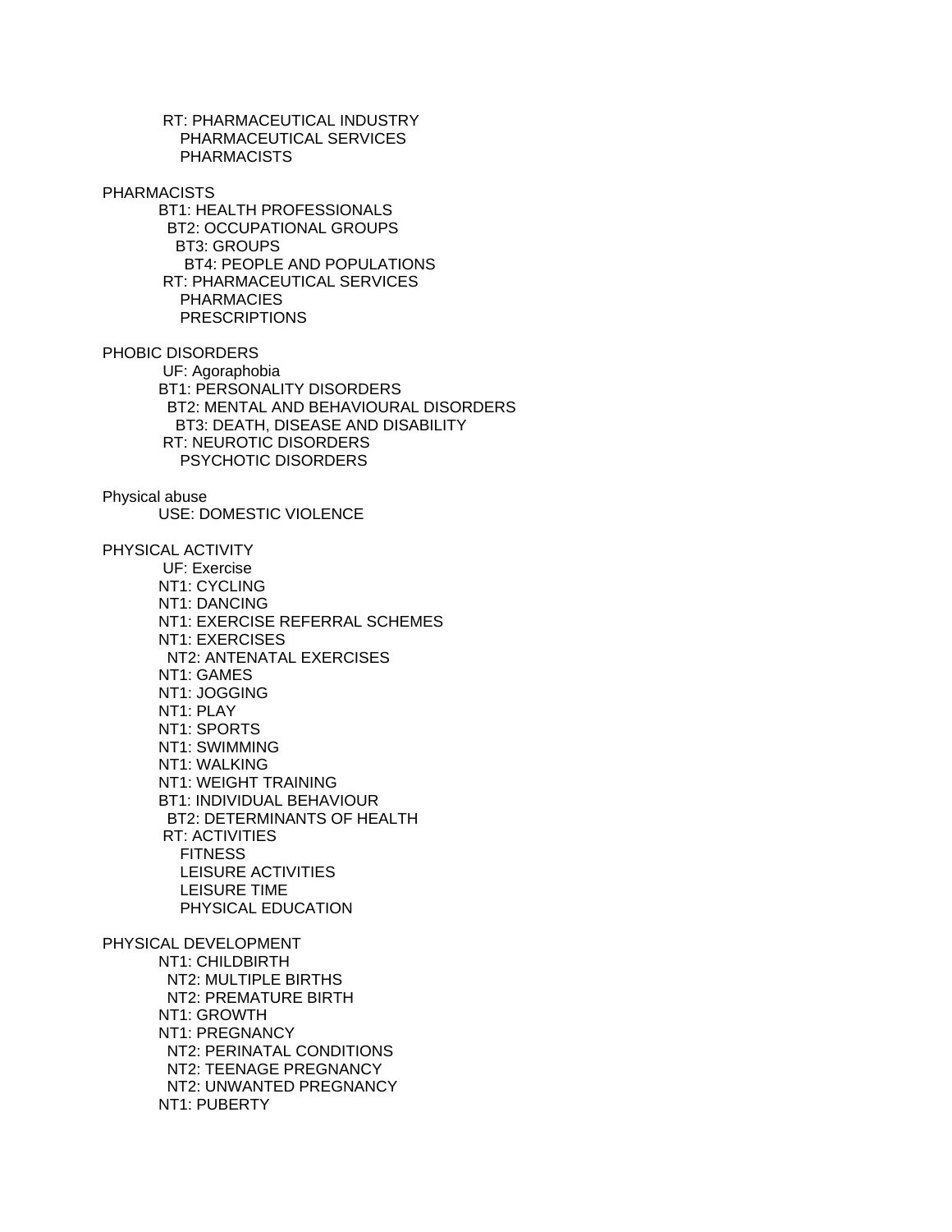RT: PHARMACEUTICAL INDUSTRY
PHARMACEUTICAL SERVICES
PHARMACISTS

PHARMACISTS
BT1: HEALTH PROFESSIONALS
BT2: OCCUPATIONAL GROUPS
BT3: GROUPS
BT4: PEOPLE AND POPULATIONS
RT: PHARMACEUTICAL SERVICES
PHARMACIES
PRESCRIPTIONS

PHOBIC DISORDERS
UF: Agoraphobia
BT1: PERSONALITY DISORDERS
BT2: MENTAL AND BEHAVIOURAL DISORDERS
BT3: DEATH, DISEASE AND DISABILITY
RT: NEUROTIC DISORDERS
PSYCHOTIC DISORDERS

Physical abuse
USE: DOMESTIC VIOLENCE

PHYSICAL ACTIVITY
UF: Exercise
NT1: CYCLING
NT1: DANCING
NT1: EXERCISE REFERRAL SCHEMES
NT1: EXERCISES
NT2: ANTENATAL EXERCISES
NT1: GAMES
NT1: JOGGING
NT1: PLAY
NT1: SPORTS
NT1: SWIMMING
NT1: WALKING
NT1: WEIGHT TRAINING
BT1: INDIVIDUAL BEHAVIOUR
BT2: DETERMINANTS OF HEALTH
RT: ACTIVITIES
FITNESS
LEISURE ACTIVITIES
LEISURE TIME
PHYSICAL EDUCATION

PHYSICAL DEVELOPMENT
NT1: CHILDBIRTH
NT2: MULTIPLE BIRTHS
NT2: PREMATURE BIRTH
NT1: GROWTH
NT1: PREGNANCY
NT2: PERINATAL CONDITIONS
NT2: TEENAGE PREGNANCY
NT2: UNWANTED PREGNANCY
NT1: PUBERTY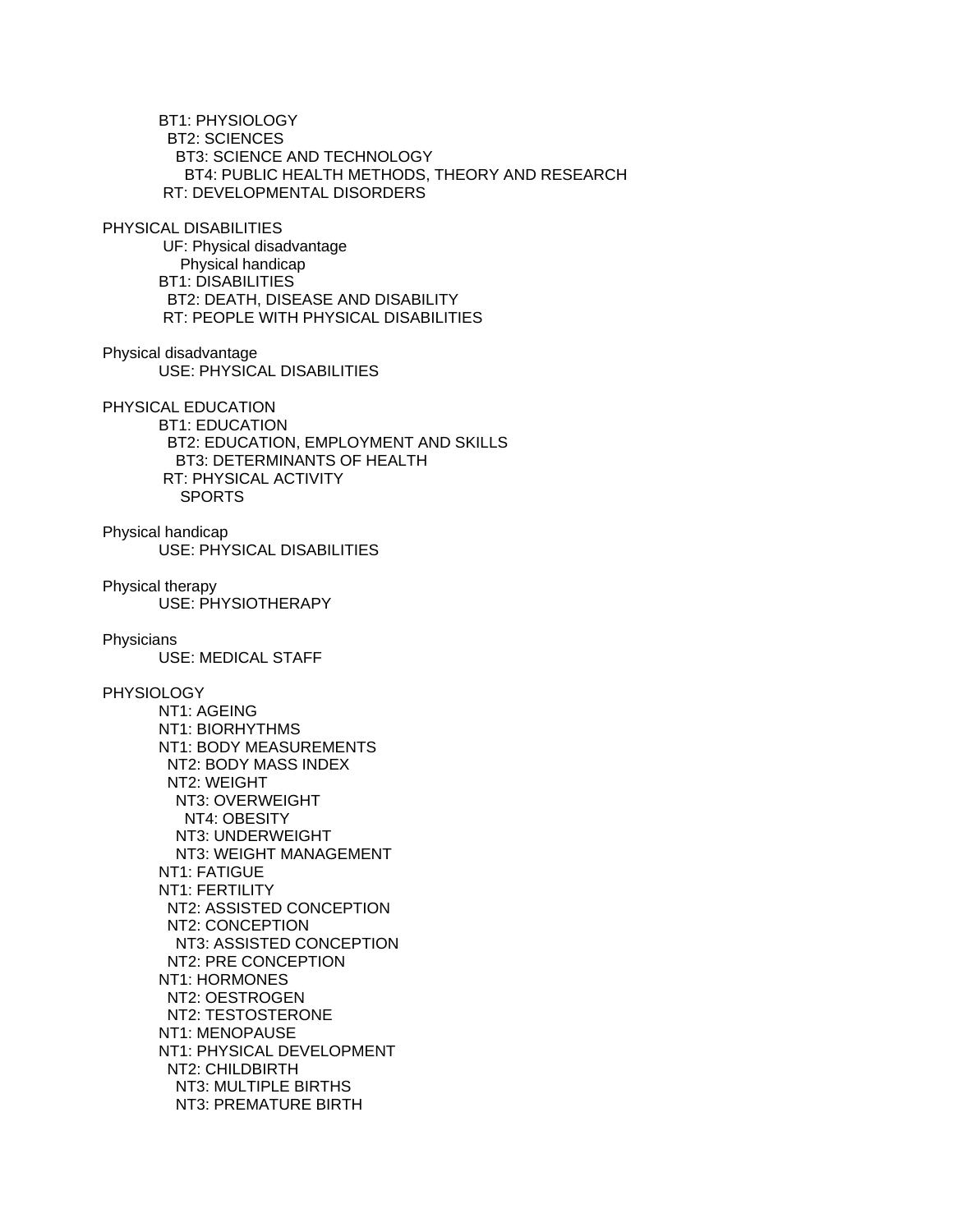BT1: PHYSIOLOGY
  BT2: SCIENCES
    BT3: SCIENCE AND TECHNOLOGY
      BT4: PUBLIC HEALTH METHODS, THEORY AND RESEARCH
 RT: DEVELOPMENTAL DISORDERS

PHYSICAL DISABILITIES
 UF: Physical disadvantage
   Physical handicap
 BT1: DISABILITIES
  BT2: DEATH, DISEASE AND DISABILITY
 RT: PEOPLE WITH PHYSICAL DISABILITIES

Physical disadvantage
 USE: PHYSICAL DISABILITIES

PHYSICAL EDUCATION
 BT1: EDUCATION
  BT2: EDUCATION, EMPLOYMENT AND SKILLS
    BT3: DETERMINANTS OF HEALTH
 RT: PHYSICAL ACTIVITY
   SPORTS

Physical handicap
 USE: PHYSICAL DISABILITIES

Physical therapy
 USE: PHYSIOTHERAPY

Physicians
 USE: MEDICAL STAFF

PHYSIOLOGY
 NT1: AGEING
 NT1: BIORHYTHMS
 NT1: BODY MEASUREMENTS
  NT2: BODY MASS INDEX
  NT2: WEIGHT
    NT3: OVERWEIGHT
      NT4: OBESITY
    NT3: UNDERWEIGHT
    NT3: WEIGHT MANAGEMENT
 NT1: FATIGUE
 NT1: FERTILITY
  NT2: ASSISTED CONCEPTION
  NT2: CONCEPTION
    NT3: ASSISTED CONCEPTION
  NT2: PRE CONCEPTION
 NT1: HORMONES
  NT2: OESTROGEN
  NT2: TESTOSTERONE
 NT1: MENOPAUSE
 NT1: PHYSICAL DEVELOPMENT
  NT2: CHILDBIRTH
    NT3: MULTIPLE BIRTHS
    NT3: PREMATURE BIRTH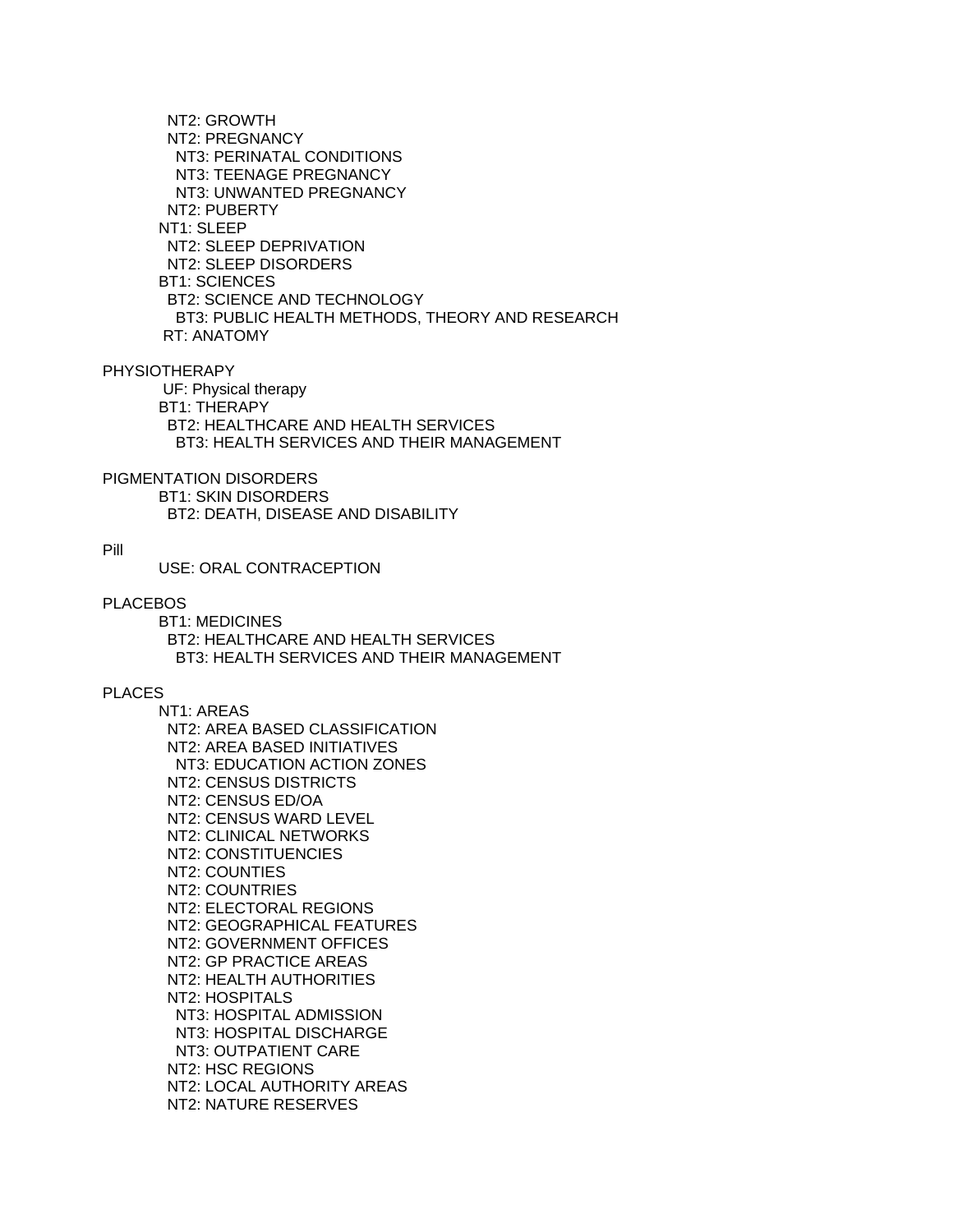NT2: GROWTH
  NT2: PREGNANCY
    NT3: PERINATAL CONDITIONS
    NT3: TEENAGE PREGNANCY
    NT3: UNWANTED PREGNANCY
  NT2: PUBERTY
NT1: SLEEP
  NT2: SLEEP DEPRIVATION
  NT2: SLEEP DISORDERS
BT1: SCIENCES
  BT2: SCIENCE AND TECHNOLOGY
    BT3: PUBLIC HEALTH METHODS, THEORY AND RESEARCH
RT: ANATOMY

PHYSIOTHERAPY
UF: Physical therapy
BT1: THERAPY
  BT2: HEALTHCARE AND HEALTH SERVICES
    BT3: HEALTH SERVICES AND THEIR MANAGEMENT

PIGMENTATION DISORDERS
BT1: SKIN DISORDERS
  BT2: DEATH, DISEASE AND DISABILITY

Pill
USE: ORAL CONTRACEPTION

PLACEBOS
BT1: MEDICINES
  BT2: HEALTHCARE AND HEALTH SERVICES
    BT3: HEALTH SERVICES AND THEIR MANAGEMENT

PLACES
NT1: AREAS
  NT2: AREA BASED CLASSIFICATION
  NT2: AREA BASED INITIATIVES
    NT3: EDUCATION ACTION ZONES
  NT2: CENSUS DISTRICTS
  NT2: CENSUS ED/OA
  NT2: CENSUS WARD LEVEL
  NT2: CLINICAL NETWORKS
  NT2: CONSTITUENCIES
  NT2: COUNTIES
  NT2: COUNTRIES
  NT2: ELECTORAL REGIONS
  NT2: GEOGRAPHICAL FEATURES
  NT2: GOVERNMENT OFFICES
  NT2: GP PRACTICE AREAS
  NT2: HEALTH AUTHORITIES
  NT2: HOSPITALS
    NT3: HOSPITAL ADMISSION
    NT3: HOSPITAL DISCHARGE
    NT3: OUTPATIENT CARE
  NT2: HSC REGIONS
  NT2: LOCAL AUTHORITY AREAS
  NT2: NATURE RESERVES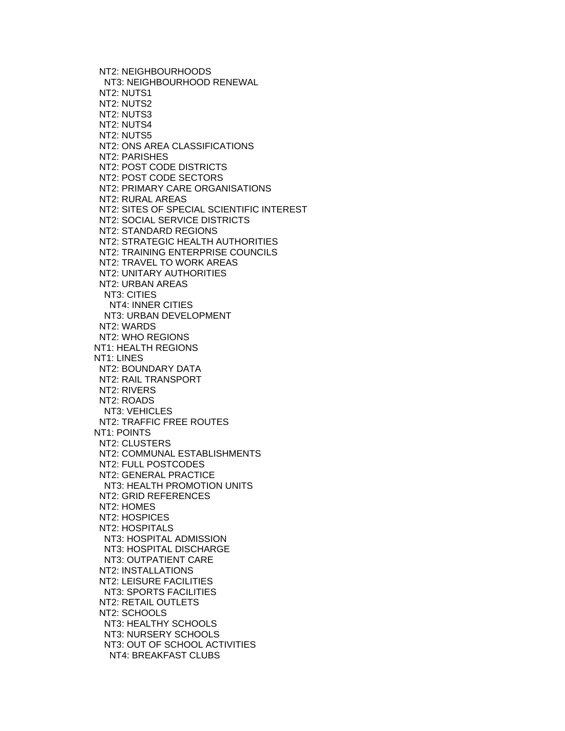```
  NT2: NEIGHBOURHOODS
    NT3: NEIGHBOURHOOD RENEWAL
  NT2: NUTS1
  NT2: NUTS2
  NT2: NUTS3
  NT2: NUTS4
  NT2: NUTS5
  NT2: ONS AREA CLASSIFICATIONS
  NT2: PARISHES
  NT2: POST CODE DISTRICTS
  NT2: POST CODE SECTORS
  NT2: PRIMARY CARE ORGANISATIONS
  NT2: RURAL AREAS
  NT2: SITES OF SPECIAL SCIENTIFIC INTEREST
  NT2: SOCIAL SERVICE DISTRICTS
  NT2: STANDARD REGIONS
  NT2: STRATEGIC HEALTH AUTHORITIES
  NT2: TRAINING ENTERPRISE COUNCILS
  NT2: TRAVEL TO WORK AREAS
  NT2: UNITARY AUTHORITIES
  NT2: URBAN AREAS
    NT3: CITIES
      NT4: INNER CITIES
    NT3: URBAN DEVELOPMENT
  NT2: WARDS
  NT2: WHO REGIONS
NT1: HEALTH REGIONS
NT1: LINES
  NT2: BOUNDARY DATA
  NT2: RAIL TRANSPORT
  NT2: RIVERS
  NT2: ROADS
    NT3: VEHICLES
  NT2: TRAFFIC FREE ROUTES
NT1: POINTS
  NT2: CLUSTERS
  NT2: COMMUNAL ESTABLISHMENTS
  NT2: FULL POSTCODES
  NT2: GENERAL PRACTICE
    NT3: HEALTH PROMOTION UNITS
  NT2: GRID REFERENCES
  NT2: HOMES
  NT2: HOSPICES
  NT2: HOSPITALS
    NT3: HOSPITAL ADMISSION
    NT3: HOSPITAL DISCHARGE
    NT3: OUTPATIENT CARE
  NT2: INSTALLATIONS
  NT2: LEISURE FACILITIES
    NT3: SPORTS FACILITIES
  NT2: RETAIL OUTLETS
  NT2: SCHOOLS
    NT3: HEALTHY SCHOOLS
    NT3: NURSERY SCHOOLS
    NT3: OUT OF SCHOOL ACTIVITIES
      NT4: BREAKFAST CLUBS
```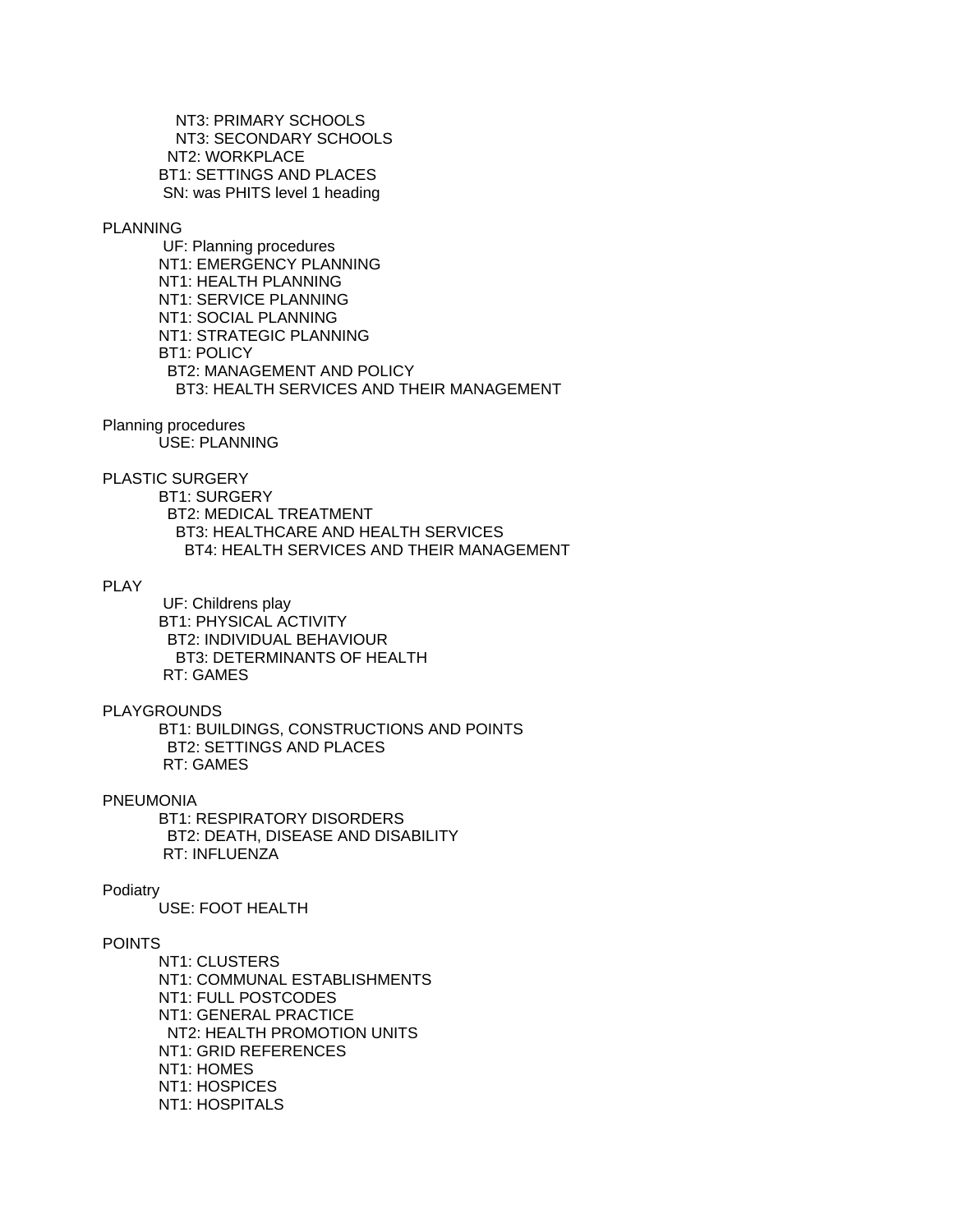NT3: PRIMARY SCHOOLS
  NT3: SECONDARY SCHOOLS
 NT2: WORKPLACE
BT1: SETTINGS AND PLACES
SN: was PHITS level 1 heading

PLANNING
 UF: Planning procedures
 NT1: EMERGENCY PLANNING
 NT1: HEALTH PLANNING
 NT1: SERVICE PLANNING
 NT1: SOCIAL PLANNING
 NT1: STRATEGIC PLANNING
 BT1: POLICY
  BT2: MANAGEMENT AND POLICY
   BT3: HEALTH SERVICES AND THEIR MANAGEMENT

Planning procedures
 USE: PLANNING

PLASTIC SURGERY
 BT1: SURGERY
  BT2: MEDICAL TREATMENT
   BT3: HEALTHCARE AND HEALTH SERVICES
    BT4: HEALTH SERVICES AND THEIR MANAGEMENT

PLAY
 UF: Childrens play
 BT1: PHYSICAL ACTIVITY
  BT2: INDIVIDUAL BEHAVIOUR
   BT3: DETERMINANTS OF HEALTH
 RT: GAMES

PLAYGROUNDS
 BT1: BUILDINGS, CONSTRUCTIONS AND POINTS
  BT2: SETTINGS AND PLACES
 RT: GAMES

PNEUMONIA
 BT1: RESPIRATORY DISORDERS
  BT2: DEATH, DISEASE AND DISABILITY
 RT: INFLUENZA

Podiatry
 USE: FOOT HEALTH

POINTS
 NT1: CLUSTERS
 NT1: COMMUNAL ESTABLISHMENTS
 NT1: FULL POSTCODES
 NT1: GENERAL PRACTICE
  NT2: HEALTH PROMOTION UNITS
 NT1: GRID REFERENCES
 NT1: HOMES
 NT1: HOSPICES
 NT1: HOSPITALS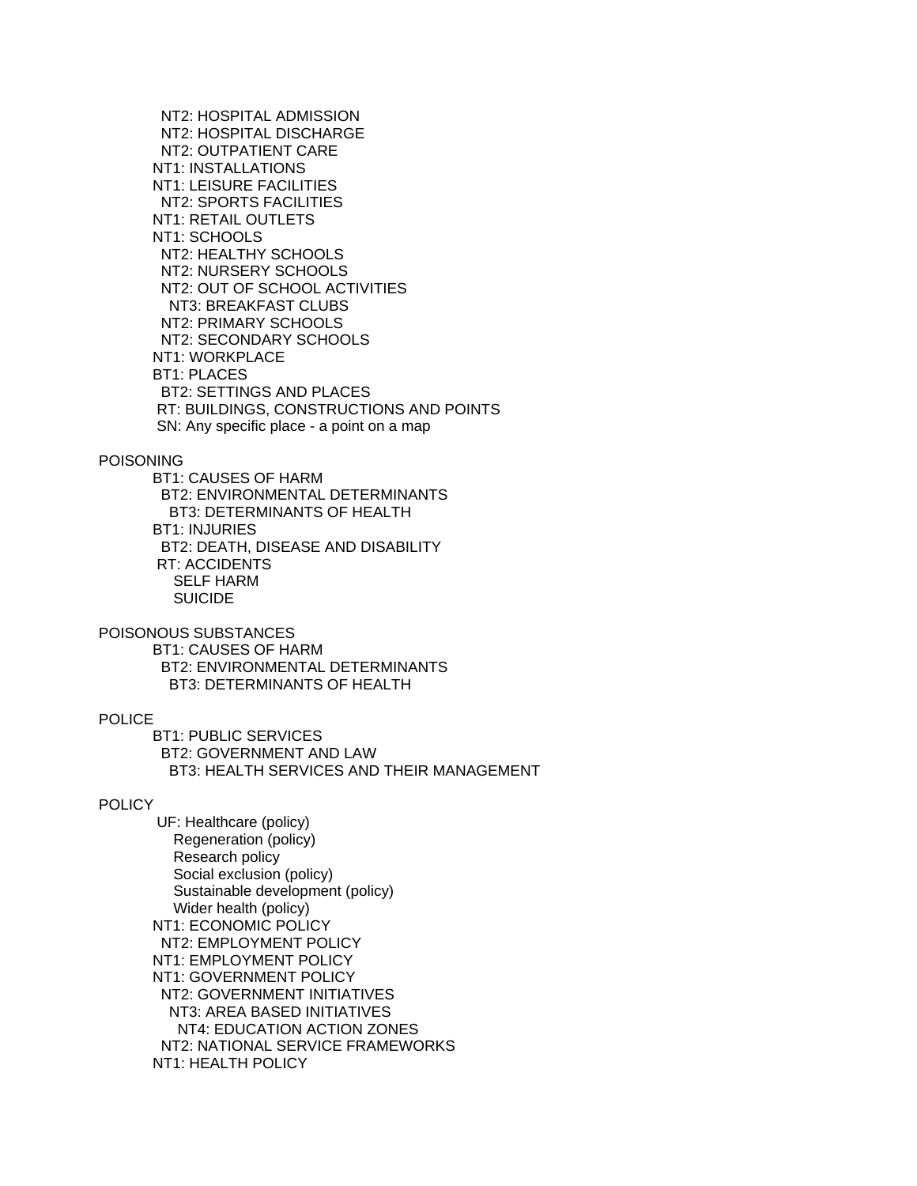NT2: HOSPITAL ADMISSION
  NT2: HOSPITAL DISCHARGE
  NT2: OUTPATIENT CARE
 NT1: INSTALLATIONS
 NT1: LEISURE FACILITIES
  NT2: SPORTS FACILITIES
 NT1: RETAIL OUTLETS
 NT1: SCHOOLS
  NT2: HEALTHY SCHOOLS
  NT2: NURSERY SCHOOLS
  NT2: OUT OF SCHOOL ACTIVITIES
   NT3: BREAKFAST CLUBS
  NT2: PRIMARY SCHOOLS
  NT2: SECONDARY SCHOOLS
 NT1: WORKPLACE
 BT1: PLACES
  BT2: SETTINGS AND PLACES
 RT: BUILDINGS, CONSTRUCTIONS AND POINTS
 SN: Any specific place - a point on a map

POISONING
 BT1: CAUSES OF HARM
  BT2: ENVIRONMENTAL DETERMINANTS
   BT3: DETERMINANTS OF HEALTH
 BT1: INJURIES
  BT2: DEATH, DISEASE AND DISABILITY
 RT: ACCIDENTS
   SELF HARM
   SUICIDE

POISONOUS SUBSTANCES
 BT1: CAUSES OF HARM
  BT2: ENVIRONMENTAL DETERMINANTS
   BT3: DETERMINANTS OF HEALTH

POLICE
 BT1: PUBLIC SERVICES
  BT2: GOVERNMENT AND LAW
   BT3: HEALTH SERVICES AND THEIR MANAGEMENT

POLICY
 UF: Healthcare (policy)
   Regeneration (policy)
   Research policy
   Social exclusion (policy)
   Sustainable development (policy)
   Wider health (policy)
 NT1: ECONOMIC POLICY
  NT2: EMPLOYMENT POLICY
 NT1: EMPLOYMENT POLICY
 NT1: GOVERNMENT POLICY
  NT2: GOVERNMENT INITIATIVES
   NT3: AREA BASED INITIATIVES
    NT4: EDUCATION ACTION ZONES
  NT2: NATIONAL SERVICE FRAMEWORKS
 NT1: HEALTH POLICY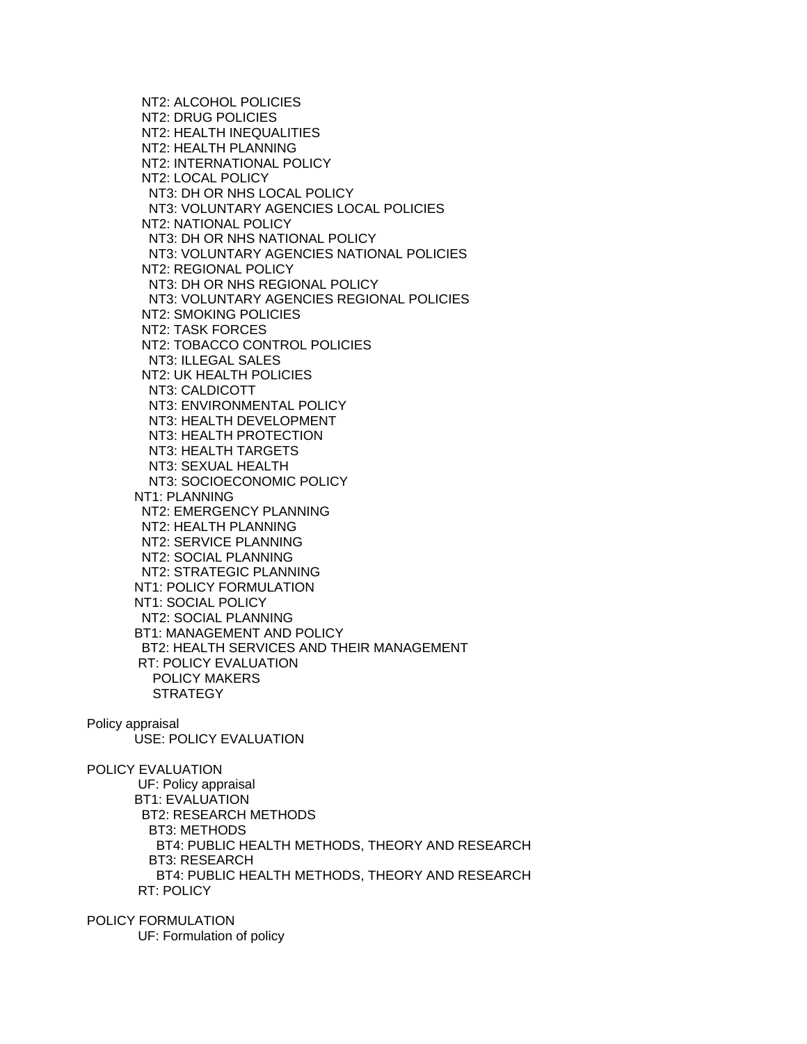NT2: ALCOHOL POLICIES
NT2: DRUG POLICIES
NT2: HEALTH INEQUALITIES
NT2: HEALTH PLANNING
NT2: INTERNATIONAL POLICY
NT2: LOCAL POLICY
NT3: DH OR NHS LOCAL POLICY
NT3: VOLUNTARY AGENCIES LOCAL POLICIES
NT2: NATIONAL POLICY
NT3: DH OR NHS NATIONAL POLICY
NT3: VOLUNTARY AGENCIES NATIONAL POLICIES
NT2: REGIONAL POLICY
NT3: DH OR NHS REGIONAL POLICY
NT3: VOLUNTARY AGENCIES REGIONAL POLICIES
NT2: SMOKING POLICIES
NT2: TASK FORCES
NT2: TOBACCO CONTROL POLICIES
NT3: ILLEGAL SALES
NT2: UK HEALTH POLICIES
NT3: CALDICOTT
NT3: ENVIRONMENTAL POLICY
NT3: HEALTH DEVELOPMENT
NT3: HEALTH PROTECTION
NT3: HEALTH TARGETS
NT3: SEXUAL HEALTH
NT3: SOCIOECONOMIC POLICY
NT1: PLANNING
NT2: EMERGENCY PLANNING
NT2: HEALTH PLANNING
NT2: SERVICE PLANNING
NT2: SOCIAL PLANNING
NT2: STRATEGIC PLANNING
NT1: POLICY FORMULATION
NT1: SOCIAL POLICY
NT2: SOCIAL PLANNING
BT1: MANAGEMENT AND POLICY
BT2: HEALTH SERVICES AND THEIR MANAGEMENT
RT: POLICY EVALUATION
POLICY MAKERS
STRATEGY

Policy appraisal
USE: POLICY EVALUATION

POLICY EVALUATION
UF: Policy appraisal
BT1: EVALUATION
BT2: RESEARCH METHODS
BT3: METHODS
BT4: PUBLIC HEALTH METHODS, THEORY AND RESEARCH
BT3: RESEARCH
BT4: PUBLIC HEALTH METHODS, THEORY AND RESEARCH
RT: POLICY

POLICY FORMULATION
UF: Formulation of policy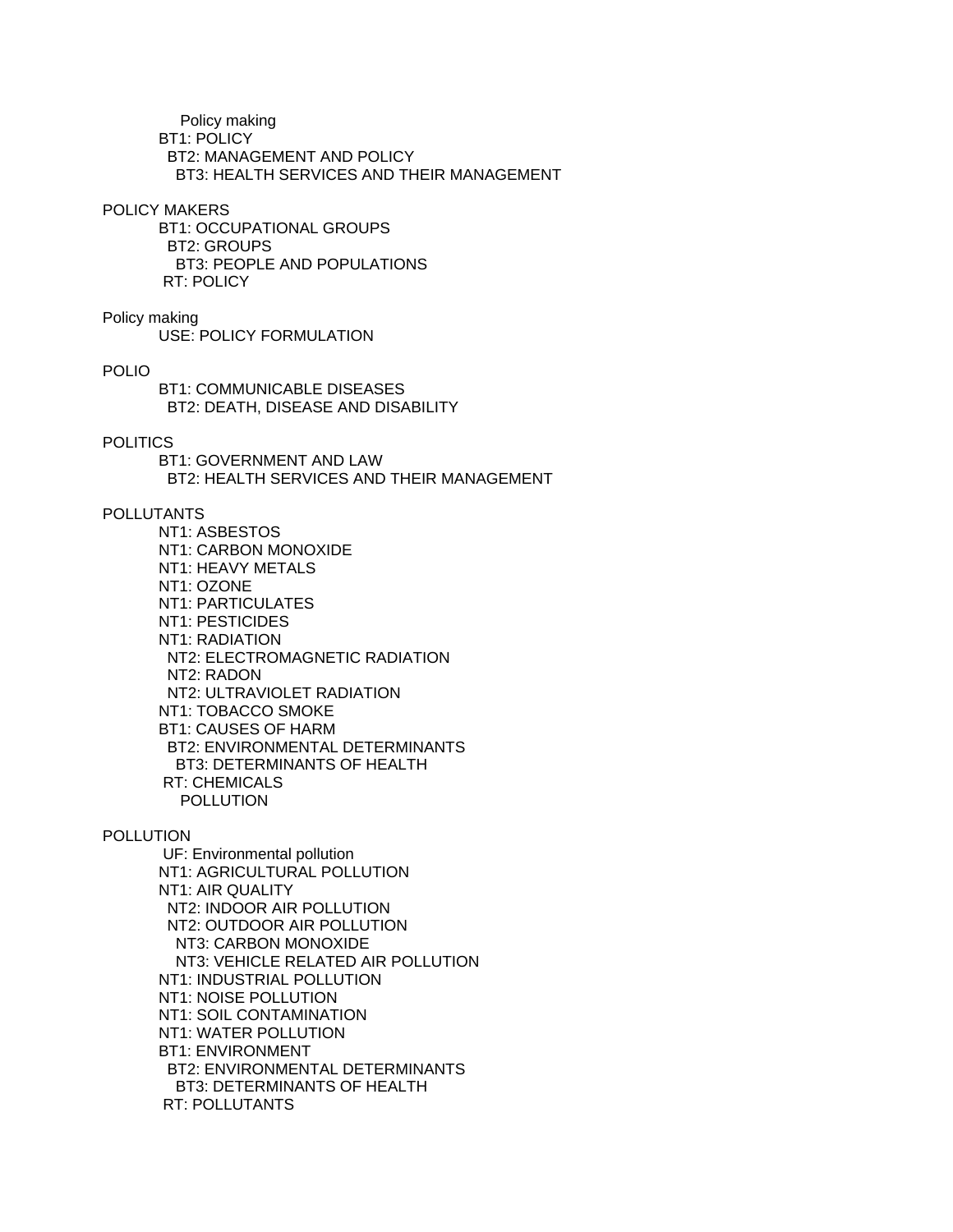Policy making
BT1: POLICY
BT2: MANAGEMENT AND POLICY
BT3: HEALTH SERVICES AND THEIR MANAGEMENT

POLICY MAKERS
BT1: OCCUPATIONAL GROUPS
BT2: GROUPS
BT3: PEOPLE AND POPULATIONS
RT: POLICY

Policy making
USE: POLICY FORMULATION

POLIO
BT1: COMMUNICABLE DISEASES
BT2: DEATH, DISEASE AND DISABILITY

POLITICS
BT1: GOVERNMENT AND LAW
BT2: HEALTH SERVICES AND THEIR MANAGEMENT

POLLUTANTS
NT1: ASBESTOS
NT1: CARBON MONOXIDE
NT1: HEAVY METALS
NT1: OZONE
NT1: PARTICULATES
NT1: PESTICIDES
NT1: RADIATION
NT2: ELECTROMAGNETIC RADIATION
NT2: RADON
NT2: ULTRAVIOLET RADIATION
NT1: TOBACCO SMOKE
BT1: CAUSES OF HARM
BT2: ENVIRONMENTAL DETERMINANTS
BT3: DETERMINANTS OF HEALTH
RT: CHEMICALS
POLLUTION

POLLUTION
UF: Environmental pollution
NT1: AGRICULTURAL POLLUTION
NT1: AIR QUALITY
NT2: INDOOR AIR POLLUTION
NT2: OUTDOOR AIR POLLUTION
NT3: CARBON MONOXIDE
NT3: VEHICLE RELATED AIR POLLUTION
NT1: INDUSTRIAL POLLUTION
NT1: NOISE POLLUTION
NT1: SOIL CONTAMINATION
NT1: WATER POLLUTION
BT1: ENVIRONMENT
BT2: ENVIRONMENTAL DETERMINANTS
BT3: DETERMINANTS OF HEALTH
RT: POLLUTANTS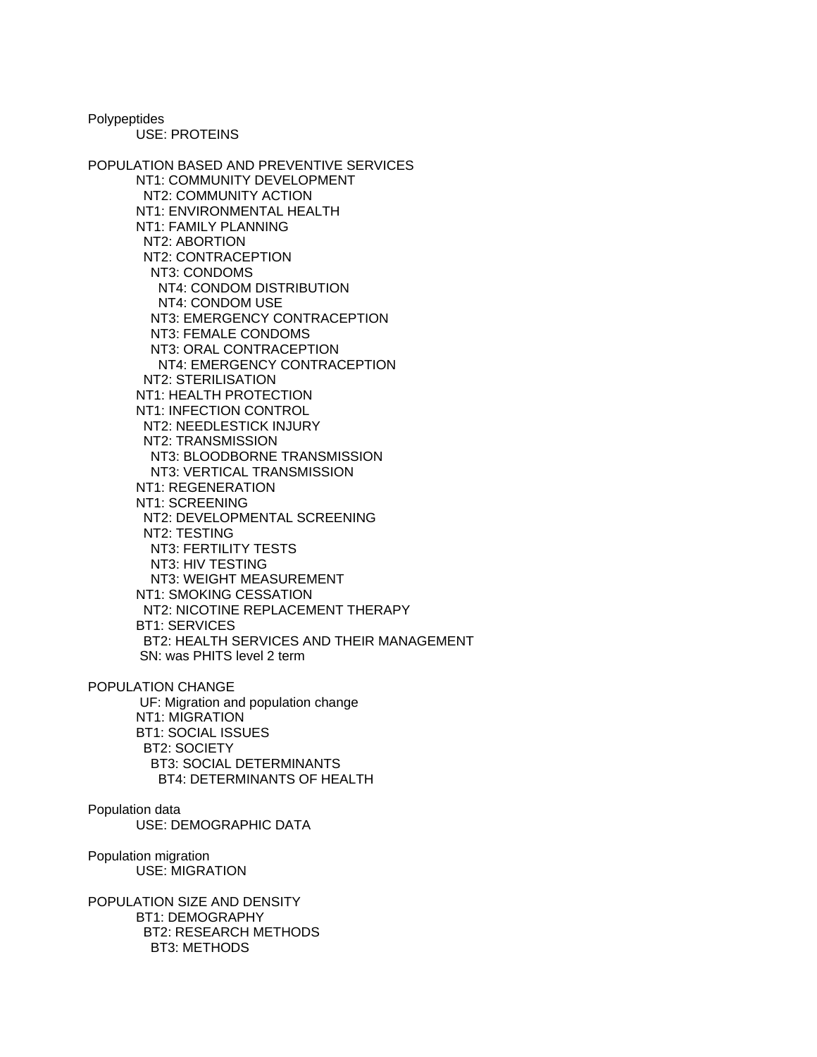Polypeptides

USE: PROTEINS

POPULATION BASED AND PREVENTIVE SERVICES

NT1: COMMUNITY DEVELOPMENT
  NT2: COMMUNITY ACTION
NT1: ENVIRONMENTAL HEALTH
NT1: FAMILY PLANNING
  NT2: ABORTION
  NT2: CONTRACEPTION
    NT3: CONDOMS
      NT4: CONDOM DISTRIBUTION
      NT4: CONDOM USE
    NT3: EMERGENCY CONTRACEPTION
    NT3: FEMALE CONDOMS
    NT3: ORAL CONTRACEPTION
      NT4: EMERGENCY CONTRACEPTION
  NT2: STERILISATION
NT1: HEALTH PROTECTION
NT1: INFECTION CONTROL
  NT2: NEEDLESTICK INJURY
  NT2: TRANSMISSION
    NT3: BLOODBORNE TRANSMISSION
    NT3: VERTICAL TRANSMISSION
NT1: REGENERATION
NT1: SCREENING
  NT2: DEVELOPMENTAL SCREENING
  NT2: TESTING
    NT3: FERTILITY TESTS
    NT3: HIV TESTING
    NT3: WEIGHT MEASUREMENT
NT1: SMOKING CESSATION
  NT2: NICOTINE REPLACEMENT THERAPY
BT1: SERVICES
  BT2: HEALTH SERVICES AND THEIR MANAGEMENT
SN: was PHITS level 2 term

POPULATION CHANGE

UF: Migration and population change
NT1: MIGRATION
BT1: SOCIAL ISSUES
  BT2: SOCIETY
    BT3: SOCIAL DETERMINANTS
      BT4: DETERMINANTS OF HEALTH

Population data

USE: DEMOGRAPHIC DATA

Population migration

USE: MIGRATION

POPULATION SIZE AND DENSITY

BT1: DEMOGRAPHY
  BT2: RESEARCH METHODS
    BT3: METHODS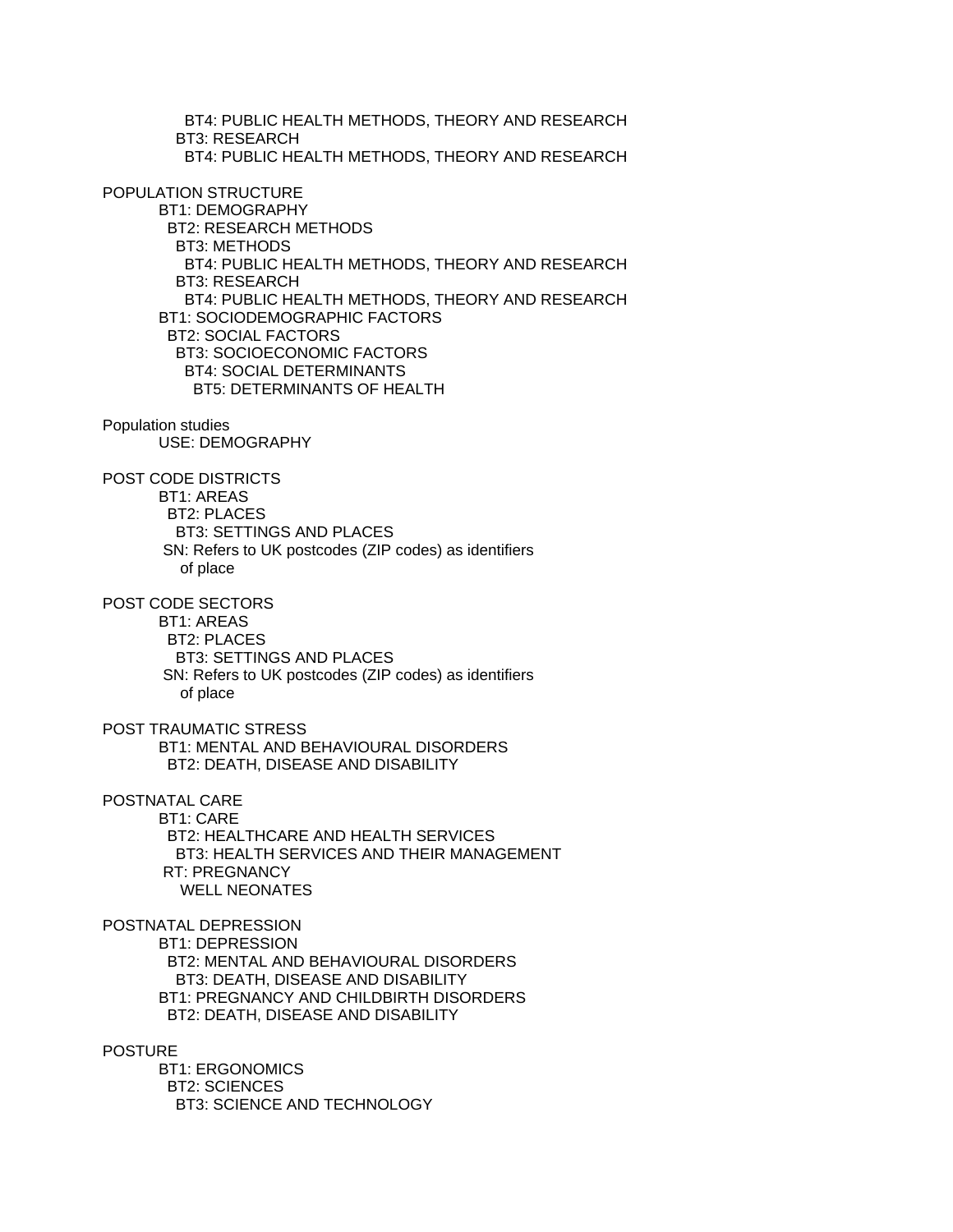BT4: PUBLIC HEALTH METHODS, THEORY AND RESEARCH
BT3: RESEARCH
BT4: PUBLIC HEALTH METHODS, THEORY AND RESEARCH

POPULATION STRUCTURE
BT1: DEMOGRAPHY
BT2: RESEARCH METHODS
BT3: METHODS
BT4: PUBLIC HEALTH METHODS, THEORY AND RESEARCH
BT3: RESEARCH
BT4: PUBLIC HEALTH METHODS, THEORY AND RESEARCH
BT1: SOCIODEMOGRAPHIC FACTORS
BT2: SOCIAL FACTORS
BT3: SOCIOECONOMIC FACTORS
BT4: SOCIAL DETERMINANTS
BT5: DETERMINANTS OF HEALTH

Population studies
USE: DEMOGRAPHY

POST CODE DISTRICTS
BT1: AREAS
BT2: PLACES
BT3: SETTINGS AND PLACES
SN: Refers to UK postcodes (ZIP codes) as identifiers of place

POST CODE SECTORS
BT1: AREAS
BT2: PLACES
BT3: SETTINGS AND PLACES
SN: Refers to UK postcodes (ZIP codes) as identifiers of place

POST TRAUMATIC STRESS
BT1: MENTAL AND BEHAVIOURAL DISORDERS
BT2: DEATH, DISEASE AND DISABILITY

POSTNATAL CARE
BT1: CARE
BT2: HEALTHCARE AND HEALTH SERVICES
BT3: HEALTH SERVICES AND THEIR MANAGEMENT
RT: PREGNANCY
WELL NEONATES

POSTNATAL DEPRESSION
BT1: DEPRESSION
BT2: MENTAL AND BEHAVIOURAL DISORDERS
BT3: DEATH, DISEASE AND DISABILITY
BT1: PREGNANCY AND CHILDBIRTH DISORDERS
BT2: DEATH, DISEASE AND DISABILITY

POSTURE
BT1: ERGONOMICS
BT2: SCIENCES
BT3: SCIENCE AND TECHNOLOGY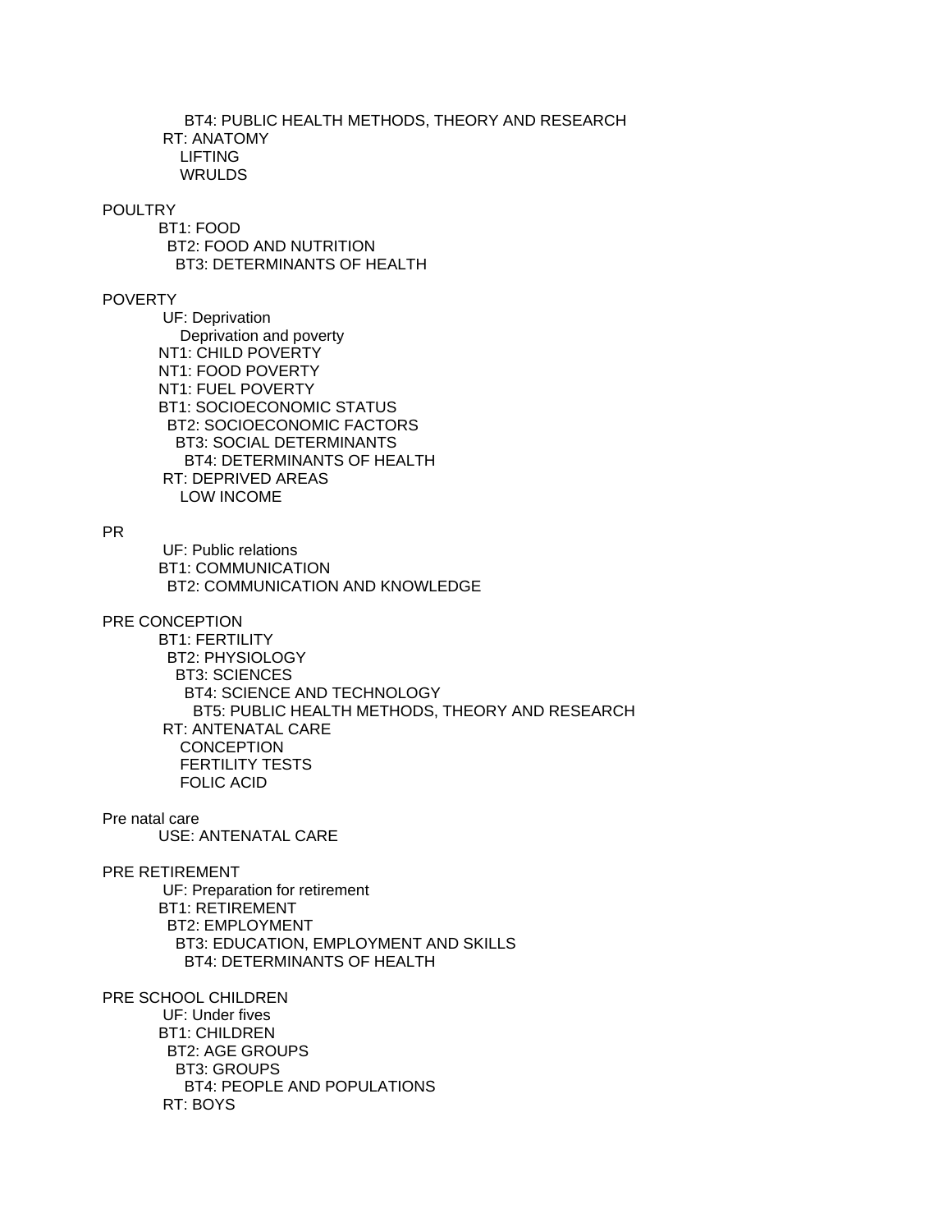BT4: PUBLIC HEALTH METHODS, THEORY AND RESEARCH
RT: ANATOMY
LIFTING
WRULDS

POULTRY
BT1: FOOD
BT2: FOOD AND NUTRITION
BT3: DETERMINANTS OF HEALTH

POVERTY
UF: Deprivation
Deprivation and poverty
NT1: CHILD POVERTY
NT1: FOOD POVERTY
NT1: FUEL POVERTY
BT1: SOCIOECONOMIC STATUS
BT2: SOCIOECONOMIC FACTORS
BT3: SOCIAL DETERMINANTS
BT4: DETERMINANTS OF HEALTH
RT: DEPRIVED AREAS
LOW INCOME

PR
UF: Public relations
BT1: COMMUNICATION
BT2: COMMUNICATION AND KNOWLEDGE

PRE CONCEPTION
BT1: FERTILITY
BT2: PHYSIOLOGY
BT3: SCIENCES
BT4: SCIENCE AND TECHNOLOGY
BT5: PUBLIC HEALTH METHODS, THEORY AND RESEARCH
RT: ANTENATAL CARE
CONCEPTION
FERTILITY TESTS
FOLIC ACID

Pre natal care
USE: ANTENATAL CARE

PRE RETIREMENT
UF: Preparation for retirement
BT1: RETIREMENT
BT2: EMPLOYMENT
BT3: EDUCATION, EMPLOYMENT AND SKILLS
BT4: DETERMINANTS OF HEALTH

PRE SCHOOL CHILDREN
UF: Under fives
BT1: CHILDREN
BT2: AGE GROUPS
BT3: GROUPS
BT4: PEOPLE AND POPULATIONS
RT: BOYS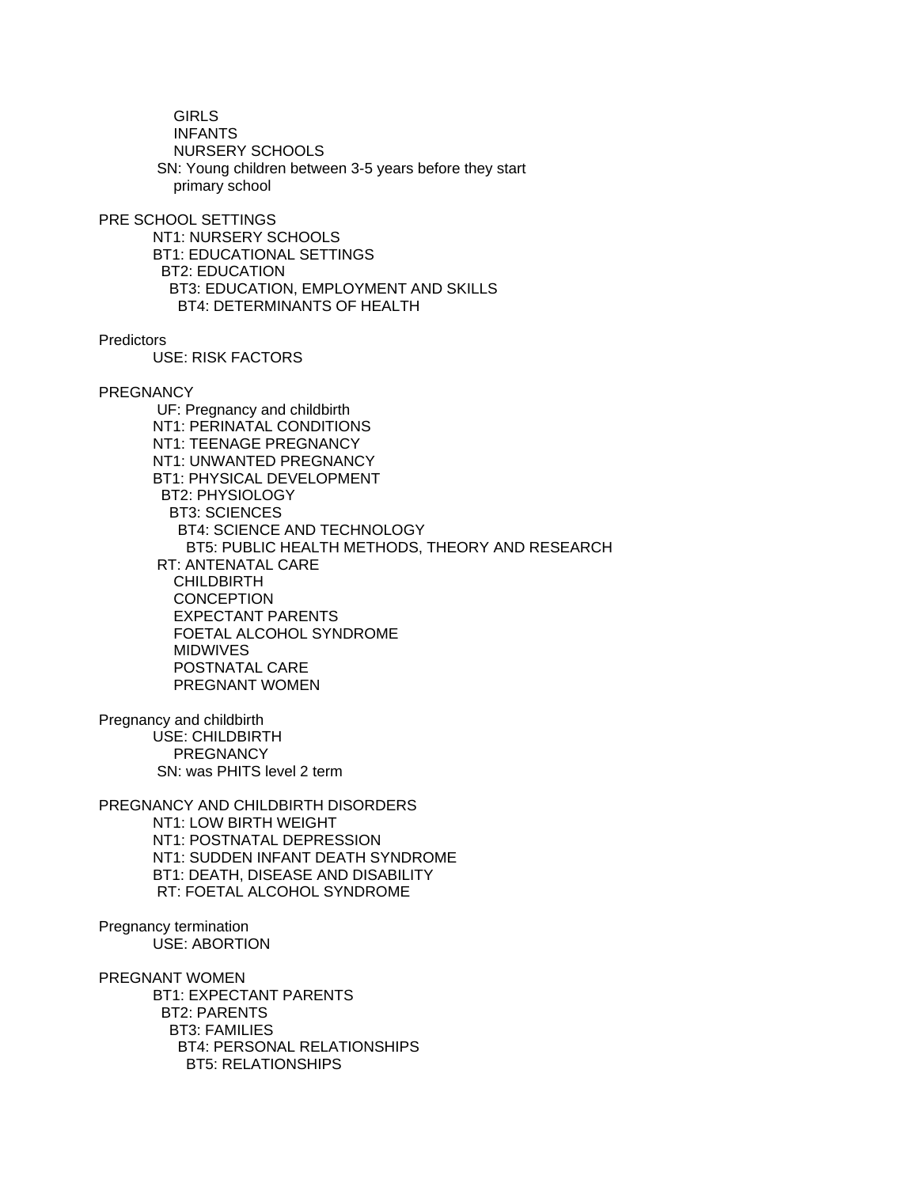GIRLS
INFANTS
NURSERY SCHOOLS
SN: Young children between 3-5 years before they start primary school

PRE SCHOOL SETTINGS
NT1: NURSERY SCHOOLS
BT1: EDUCATIONAL SETTINGS
BT2: EDUCATION
BT3: EDUCATION, EMPLOYMENT AND SKILLS
BT4: DETERMINANTS OF HEALTH

Predictors
USE: RISK FACTORS

PREGNANCY
UF: Pregnancy and childbirth
NT1: PERINATAL CONDITIONS
NT1: TEENAGE PREGNANCY
NT1: UNWANTED PREGNANCY
BT1: PHYSICAL DEVELOPMENT
BT2: PHYSIOLOGY
BT3: SCIENCES
BT4: SCIENCE AND TECHNOLOGY
BT5: PUBLIC HEALTH METHODS, THEORY AND RESEARCH
RT: ANTENATAL CARE
CHILDBIRTH
CONCEPTION
EXPECTANT PARENTS
FOETAL ALCOHOL SYNDROME
MIDWIVES
POSTNATAL CARE
PREGNANT WOMEN

Pregnancy and childbirth
USE: CHILDBIRTH
PREGNANCY
SN: was PHITS level 2 term

PREGNANCY AND CHILDBIRTH DISORDERS
NT1: LOW BIRTH WEIGHT
NT1: POSTNATAL DEPRESSION
NT1: SUDDEN INFANT DEATH SYNDROME
BT1: DEATH, DISEASE AND DISABILITY
RT: FOETAL ALCOHOL SYNDROME

Pregnancy termination
USE: ABORTION

PREGNANT WOMEN
BT1: EXPECTANT PARENTS
BT2: PARENTS
BT3: FAMILIES
BT4: PERSONAL RELATIONSHIPS
BT5: RELATIONSHIPS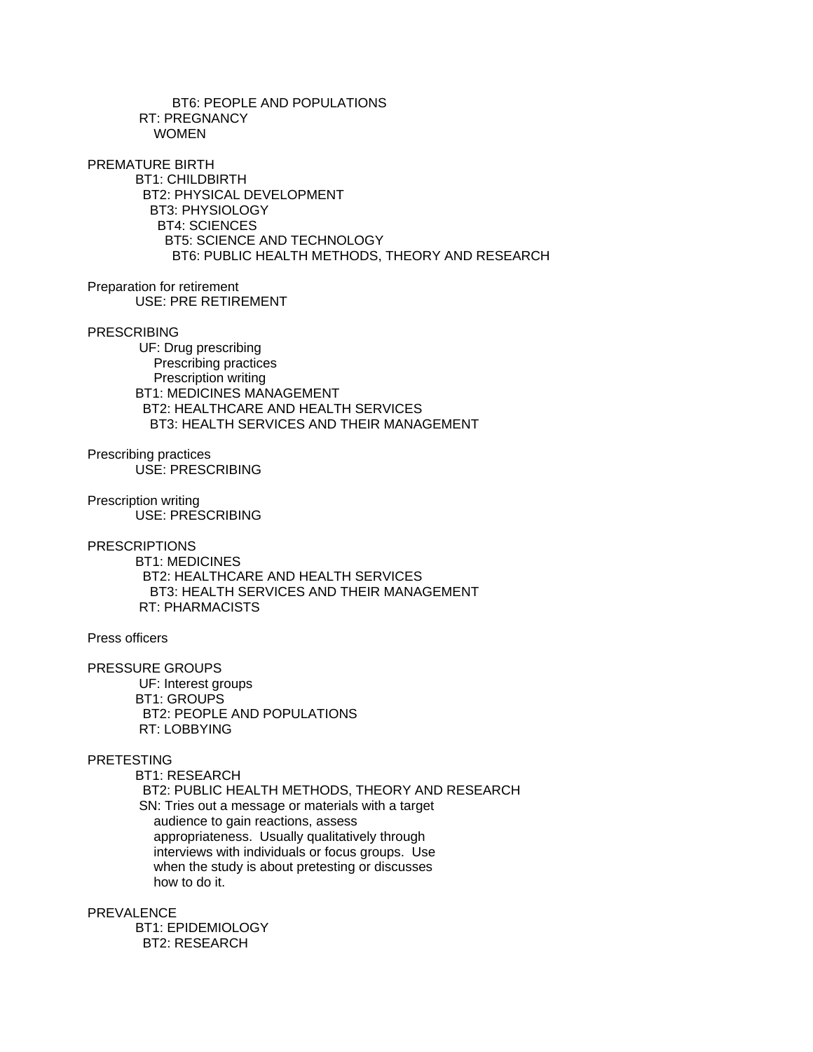BT6: PEOPLE AND POPULATIONS
RT: PREGNANCY
WOMEN

PREMATURE BIRTH
BT1: CHILDBIRTH
BT2: PHYSICAL DEVELOPMENT
BT3: PHYSIOLOGY
BT4: SCIENCES
BT5: SCIENCE AND TECHNOLOGY
BT6: PUBLIC HEALTH METHODS, THEORY AND RESEARCH

Preparation for retirement
USE: PRE RETIREMENT

PRESCRIBING
UF: Drug prescribing
Prescribing practices
Prescription writing
BT1: MEDICINES MANAGEMENT
BT2: HEALTHCARE AND HEALTH SERVICES
BT3: HEALTH SERVICES AND THEIR MANAGEMENT

Prescribing practices
USE: PRESCRIBING

Prescription writing
USE: PRESCRIBING

PRESCRIPTIONS
BT1: MEDICINES
BT2: HEALTHCARE AND HEALTH SERVICES
BT3: HEALTH SERVICES AND THEIR MANAGEMENT
RT: PHARMACISTS

Press officers

PRESSURE GROUPS
UF: Interest groups
BT1: GROUPS
BT2: PEOPLE AND POPULATIONS
RT: LOBBYING

PRETESTING
BT1: RESEARCH
BT2: PUBLIC HEALTH METHODS, THEORY AND RESEARCH
SN: Tries out a message or materials with a target audience to gain reactions, assess appropriateness. Usually qualitatively through interviews with individuals or focus groups. Use when the study is about pretesting or discusses how to do it.

PREVALENCE
BT1: EPIDEMIOLOGY
BT2: RESEARCH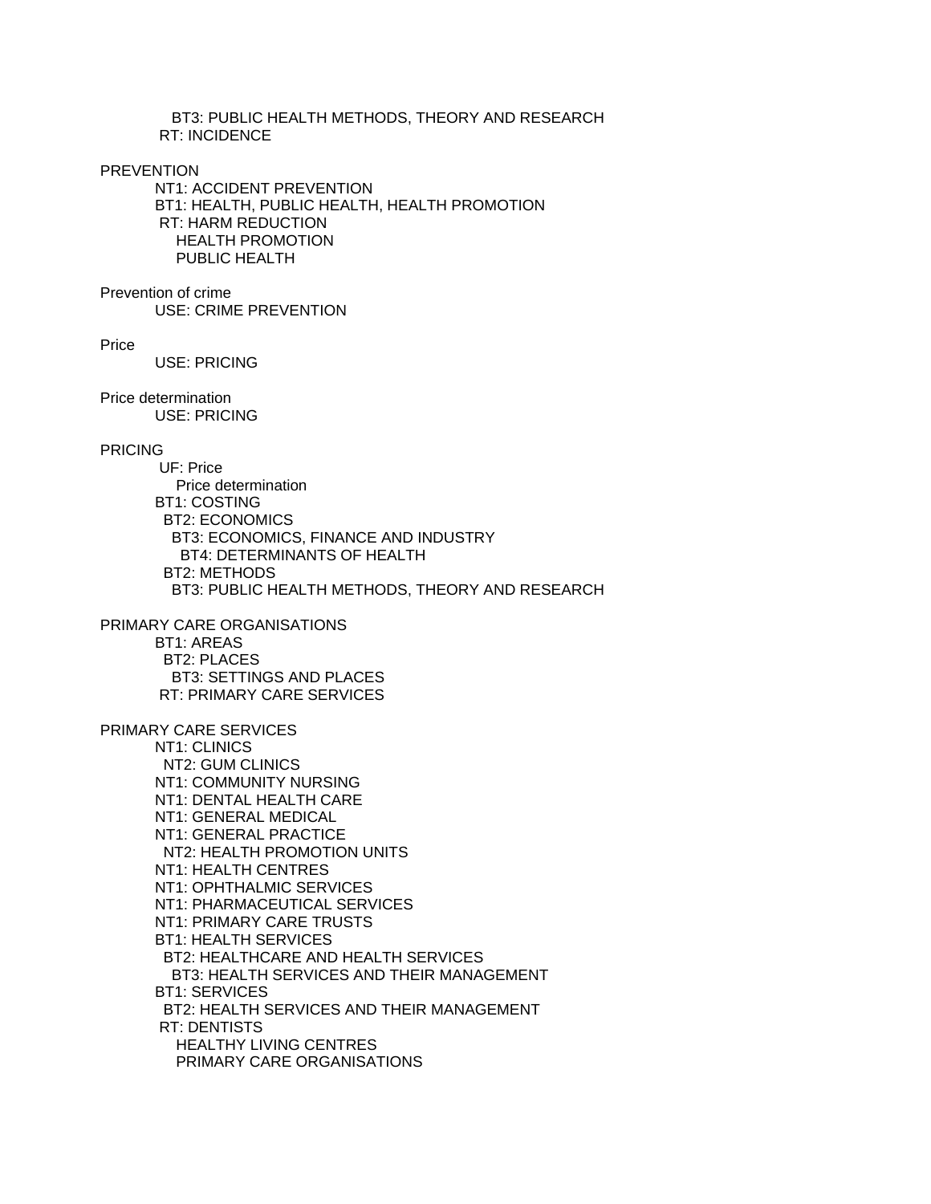BT3: PUBLIC HEALTH METHODS, THEORY AND RESEARCH
RT: INCIDENCE

PREVENTION
NT1: ACCIDENT PREVENTION
BT1: HEALTH, PUBLIC HEALTH, HEALTH PROMOTION
RT: HARM REDUCTION
HEALTH PROMOTION
PUBLIC HEALTH

Prevention of crime
USE: CRIME PREVENTION

Price
USE: PRICING

Price determination
USE: PRICING

PRICING
UF: Price
Price determination
BT1: COSTING
BT2: ECONOMICS
BT3: ECONOMICS, FINANCE AND INDUSTRY
BT4: DETERMINANTS OF HEALTH
BT2: METHODS
BT3: PUBLIC HEALTH METHODS, THEORY AND RESEARCH

PRIMARY CARE ORGANISATIONS
BT1: AREAS
BT2: PLACES
BT3: SETTINGS AND PLACES
RT: PRIMARY CARE SERVICES

PRIMARY CARE SERVICES
NT1: CLINICS
NT2: GUM CLINICS
NT1: COMMUNITY NURSING
NT1: DENTAL HEALTH CARE
NT1: GENERAL MEDICAL
NT1: GENERAL PRACTICE
NT2: HEALTH PROMOTION UNITS
NT1: HEALTH CENTRES
NT1: OPHTHALMIC SERVICES
NT1: PHARMACEUTICAL SERVICES
NT1: PRIMARY CARE TRUSTS
BT1: HEALTH SERVICES
BT2: HEALTHCARE AND HEALTH SERVICES
BT3: HEALTH SERVICES AND THEIR MANAGEMENT
BT1: SERVICES
BT2: HEALTH SERVICES AND THEIR MANAGEMENT
RT: DENTISTS
HEALTHY LIVING CENTRES
PRIMARY CARE ORGANISATIONS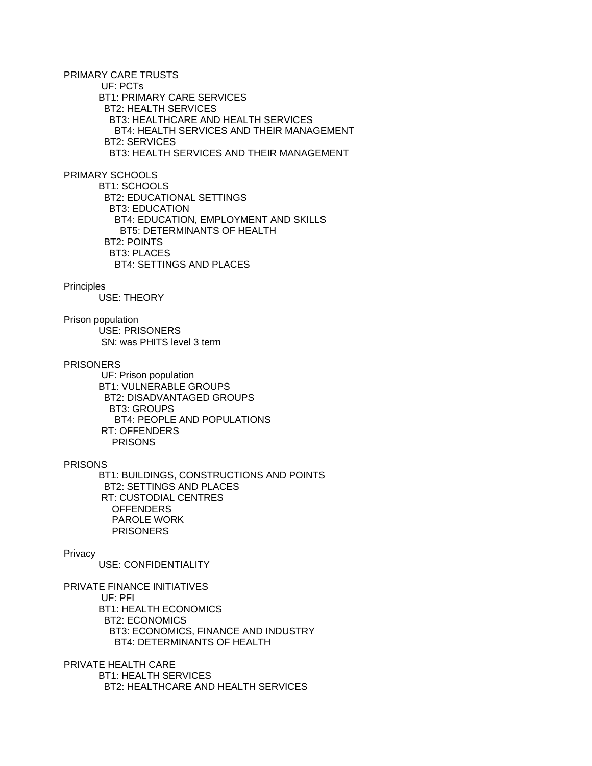PRIMARY CARE TRUSTS
    UF: PCTs
    BT1: PRIMARY CARE SERVICES
      BT2: HEALTH SERVICES
        BT3: HEALTHCARE AND HEALTH SERVICES
          BT4: HEALTH SERVICES AND THEIR MANAGEMENT
      BT2: SERVICES
        BT3: HEALTH SERVICES AND THEIR MANAGEMENT

PRIMARY SCHOOLS
    BT1: SCHOOLS
      BT2: EDUCATIONAL SETTINGS
        BT3: EDUCATION
          BT4: EDUCATION, EMPLOYMENT AND SKILLS
            BT5: DETERMINANTS OF HEALTH
      BT2: POINTS
        BT3: PLACES
          BT4: SETTINGS AND PLACES

Principles
    USE: THEORY

Prison population
    USE: PRISONERS
    SN: was PHITS level 3 term

PRISONERS
    UF: Prison population
    BT1: VULNERABLE GROUPS
      BT2: DISADVANTAGED GROUPS
        BT3: GROUPS
          BT4: PEOPLE AND POPULATIONS
    RT: OFFENDERS
        PRISONS

PRISONS
    BT1: BUILDINGS, CONSTRUCTIONS AND POINTS
      BT2: SETTINGS AND PLACES
    RT: CUSTODIAL CENTRES
        OFFENDERS
        PAROLE WORK
        PRISONERS

Privacy
    USE: CONFIDENTIALITY

PRIVATE FINANCE INITIATIVES
    UF: PFI
    BT1: HEALTH ECONOMICS
      BT2: ECONOMICS
        BT3: ECONOMICS, FINANCE AND INDUSTRY
          BT4: DETERMINANTS OF HEALTH

PRIVATE HEALTH CARE
    BT1: HEALTH SERVICES
      BT2: HEALTHCARE AND HEALTH SERVICES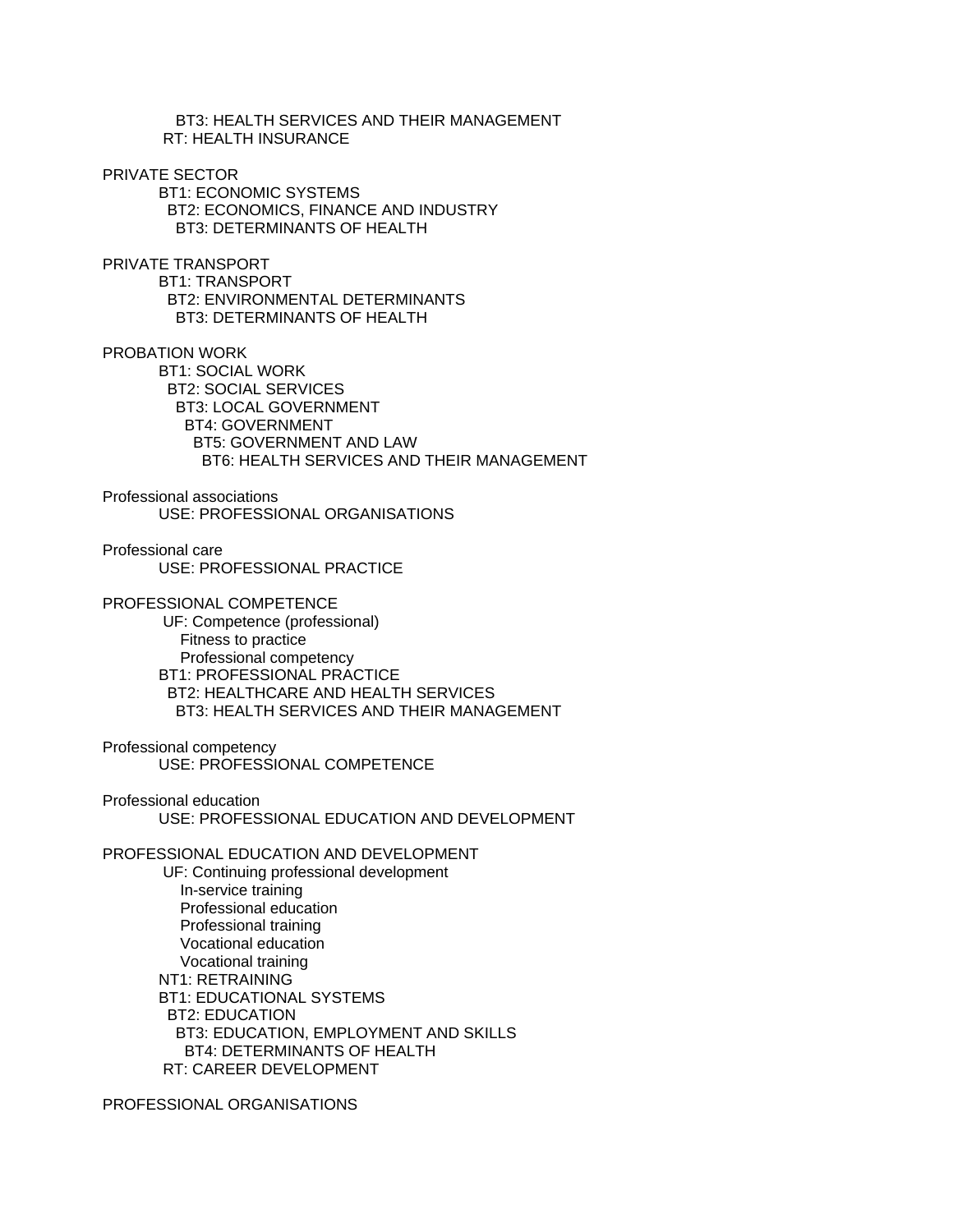BT3: HEALTH SERVICES AND THEIR MANAGEMENT
RT: HEALTH INSURANCE

PRIVATE SECTOR
BT1: ECONOMIC SYSTEMS
BT2: ECONOMICS, FINANCE AND INDUSTRY
BT3: DETERMINANTS OF HEALTH

PRIVATE TRANSPORT
BT1: TRANSPORT
BT2: ENVIRONMENTAL DETERMINANTS
BT3: DETERMINANTS OF HEALTH

PROBATION WORK
BT1: SOCIAL WORK
BT2: SOCIAL SERVICES
BT3: LOCAL GOVERNMENT
BT4: GOVERNMENT
BT5: GOVERNMENT AND LAW
BT6: HEALTH SERVICES AND THEIR MANAGEMENT

Professional associations
USE: PROFESSIONAL ORGANISATIONS

Professional care
USE: PROFESSIONAL PRACTICE

PROFESSIONAL COMPETENCE
UF: Competence (professional)
Fitness to practice
Professional competency
BT1: PROFESSIONAL PRACTICE
BT2: HEALTHCARE AND HEALTH SERVICES
BT3: HEALTH SERVICES AND THEIR MANAGEMENT

Professional competency
USE: PROFESSIONAL COMPETENCE

Professional education
USE: PROFESSIONAL EDUCATION AND DEVELOPMENT

PROFESSIONAL EDUCATION AND DEVELOPMENT
UF: Continuing professional development
In-service training
Professional education
Professional training
Vocational education
Vocational training
NT1: RETRAINING
BT1: EDUCATIONAL SYSTEMS
BT2: EDUCATION
BT3: EDUCATION, EMPLOYMENT AND SKILLS
BT4: DETERMINANTS OF HEALTH
RT: CAREER DEVELOPMENT

PROFESSIONAL ORGANISATIONS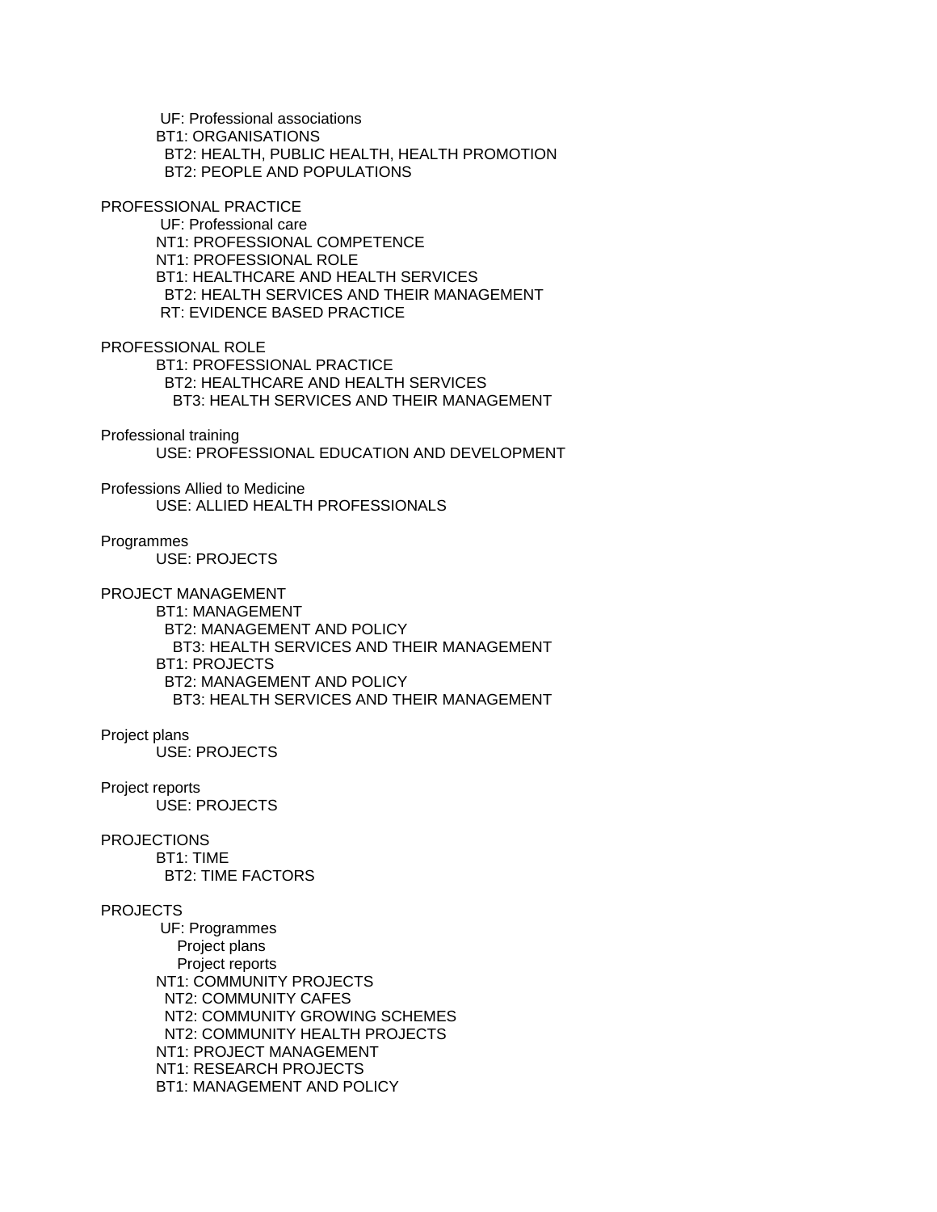UF: Professional associations
BT1: ORGANISATIONS
BT2: HEALTH, PUBLIC HEALTH, HEALTH PROMOTION
BT2: PEOPLE AND POPULATIONS

PROFESSIONAL PRACTICE
UF: Professional care
NT1: PROFESSIONAL COMPETENCE
NT1: PROFESSIONAL ROLE
BT1: HEALTHCARE AND HEALTH SERVICES
BT2: HEALTH SERVICES AND THEIR MANAGEMENT
RT: EVIDENCE BASED PRACTICE

PROFESSIONAL ROLE
BT1: PROFESSIONAL PRACTICE
BT2: HEALTHCARE AND HEALTH SERVICES
BT3: HEALTH SERVICES AND THEIR MANAGEMENT

Professional training
USE: PROFESSIONAL EDUCATION AND DEVELOPMENT

Professions Allied to Medicine
USE: ALLIED HEALTH PROFESSIONALS

Programmes
USE: PROJECTS

PROJECT MANAGEMENT
BT1: MANAGEMENT
BT2: MANAGEMENT AND POLICY
BT3: HEALTH SERVICES AND THEIR MANAGEMENT
BT1: PROJECTS
BT2: MANAGEMENT AND POLICY
BT3: HEALTH SERVICES AND THEIR MANAGEMENT

Project plans
USE: PROJECTS

Project reports
USE: PROJECTS

PROJECTIONS
BT1: TIME
BT2: TIME FACTORS

PROJECTS
UF: Programmes
Project plans
Project reports
NT1: COMMUNITY PROJECTS
NT2: COMMUNITY CAFES
NT2: COMMUNITY GROWING SCHEMES
NT2: COMMUNITY HEALTH PROJECTS
NT1: PROJECT MANAGEMENT
NT1: RESEARCH PROJECTS
BT1: MANAGEMENT AND POLICY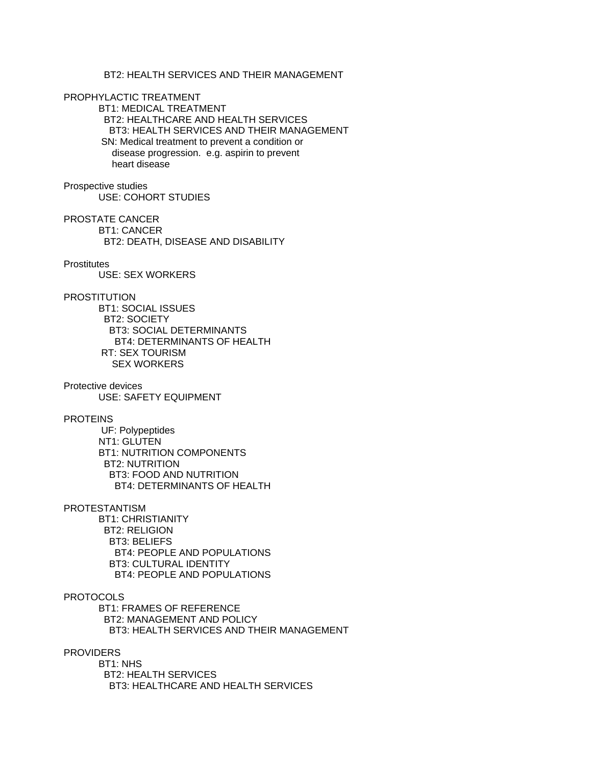BT2: HEALTH SERVICES AND THEIR MANAGEMENT

PROPHYLACTIC TREATMENT
BT1: MEDICAL TREATMENT
BT2: HEALTHCARE AND HEALTH SERVICES
BT3: HEALTH SERVICES AND THEIR MANAGEMENT
SN: Medical treatment to prevent a condition or disease progression. e.g. aspirin to prevent heart disease

Prospective studies
USE: COHORT STUDIES

PROSTATE CANCER
BT1: CANCER
BT2: DEATH, DISEASE AND DISABILITY

Prostitutes
USE: SEX WORKERS

PROSTITUTION
BT1: SOCIAL ISSUES
BT2: SOCIETY
BT3: SOCIAL DETERMINANTS
BT4: DETERMINANTS OF HEALTH
RT: SEX TOURISM
SEX WORKERS

Protective devices
USE: SAFETY EQUIPMENT

PROTEINS
UF: Polypeptides
NT1: GLUTEN
BT1: NUTRITION COMPONENTS
BT2: NUTRITION
BT3: FOOD AND NUTRITION
BT4: DETERMINANTS OF HEALTH

PROTESTANTISM
BT1: CHRISTIANITY
BT2: RELIGION
BT3: BELIEFS
BT4: PEOPLE AND POPULATIONS
BT3: CULTURAL IDENTITY
BT4: PEOPLE AND POPULATIONS

PROTOCOLS
BT1: FRAMES OF REFERENCE
BT2: MANAGEMENT AND POLICY
BT3: HEALTH SERVICES AND THEIR MANAGEMENT

PROVIDERS
BT1: NHS
BT2: HEALTH SERVICES
BT3: HEALTHCARE AND HEALTH SERVICES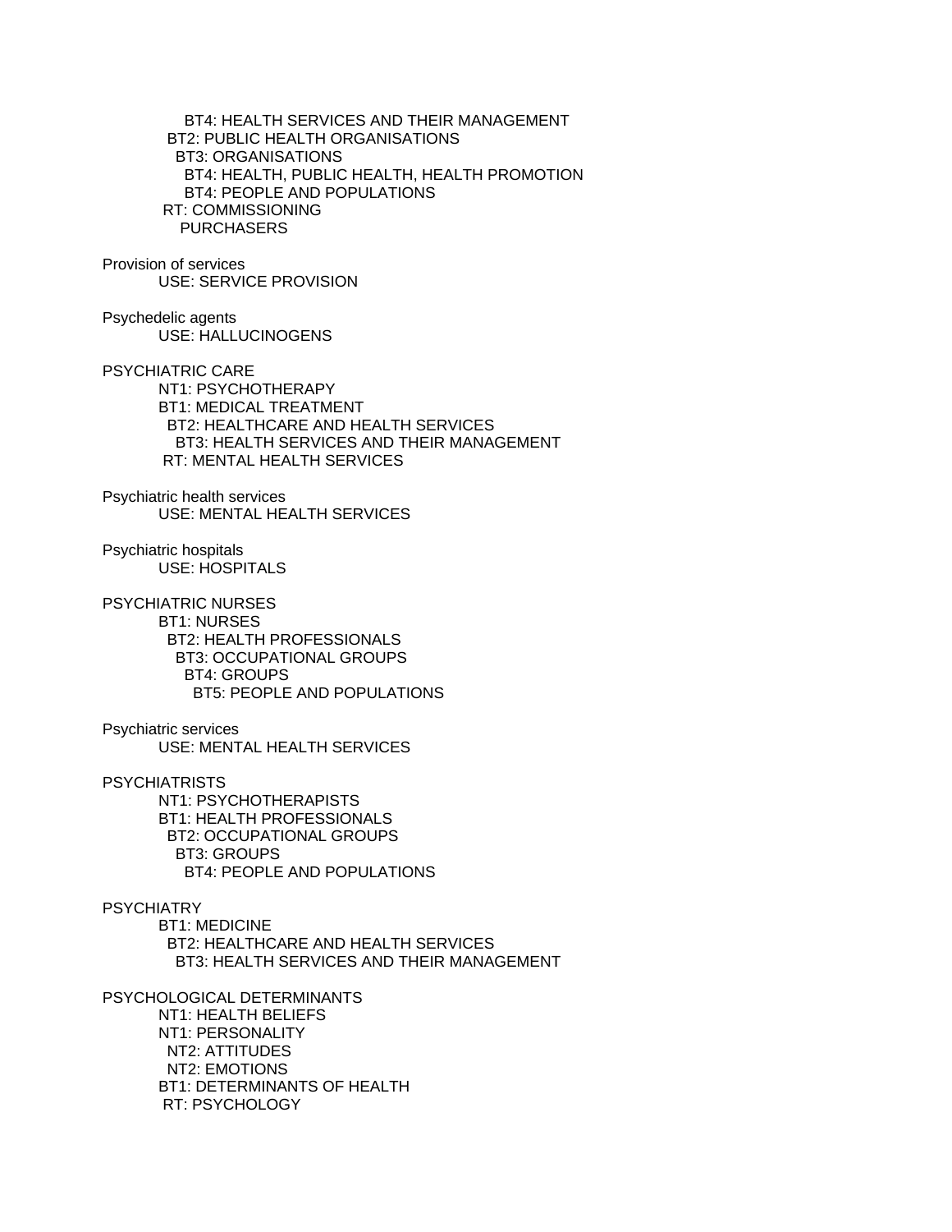BT4: HEALTH SERVICES AND THEIR MANAGEMENT
BT2: PUBLIC HEALTH ORGANISATIONS
BT3: ORGANISATIONS
BT4: HEALTH, PUBLIC HEALTH, HEALTH PROMOTION
BT4: PEOPLE AND POPULATIONS
RT: COMMISSIONING
PURCHASERS

Provision of services
USE: SERVICE PROVISION

Psychedelic agents
USE: HALLUCINOGENS

PSYCHIATRIC CARE
NT1: PSYCHOTHERAPY
BT1: MEDICAL TREATMENT
BT2: HEALTHCARE AND HEALTH SERVICES
BT3: HEALTH SERVICES AND THEIR MANAGEMENT
RT: MENTAL HEALTH SERVICES

Psychiatric health services
USE: MENTAL HEALTH SERVICES

Psychiatric hospitals
USE: HOSPITALS

PSYCHIATRIC NURSES
BT1: NURSES
BT2: HEALTH PROFESSIONALS
BT3: OCCUPATIONAL GROUPS
BT4: GROUPS
BT5: PEOPLE AND POPULATIONS

Psychiatric services
USE: MENTAL HEALTH SERVICES

PSYCHIATRISTS
NT1: PSYCHOTHERAPISTS
BT1: HEALTH PROFESSIONALS
BT2: OCCUPATIONAL GROUPS
BT3: GROUPS
BT4: PEOPLE AND POPULATIONS

PSYCHIATRY
BT1: MEDICINE
BT2: HEALTHCARE AND HEALTH SERVICES
BT3: HEALTH SERVICES AND THEIR MANAGEMENT

PSYCHOLOGICAL DETERMINANTS
NT1: HEALTH BELIEFS
NT1: PERSONALITY
NT2: ATTITUDES
NT2: EMOTIONS
BT1: DETERMINANTS OF HEALTH
RT: PSYCHOLOGY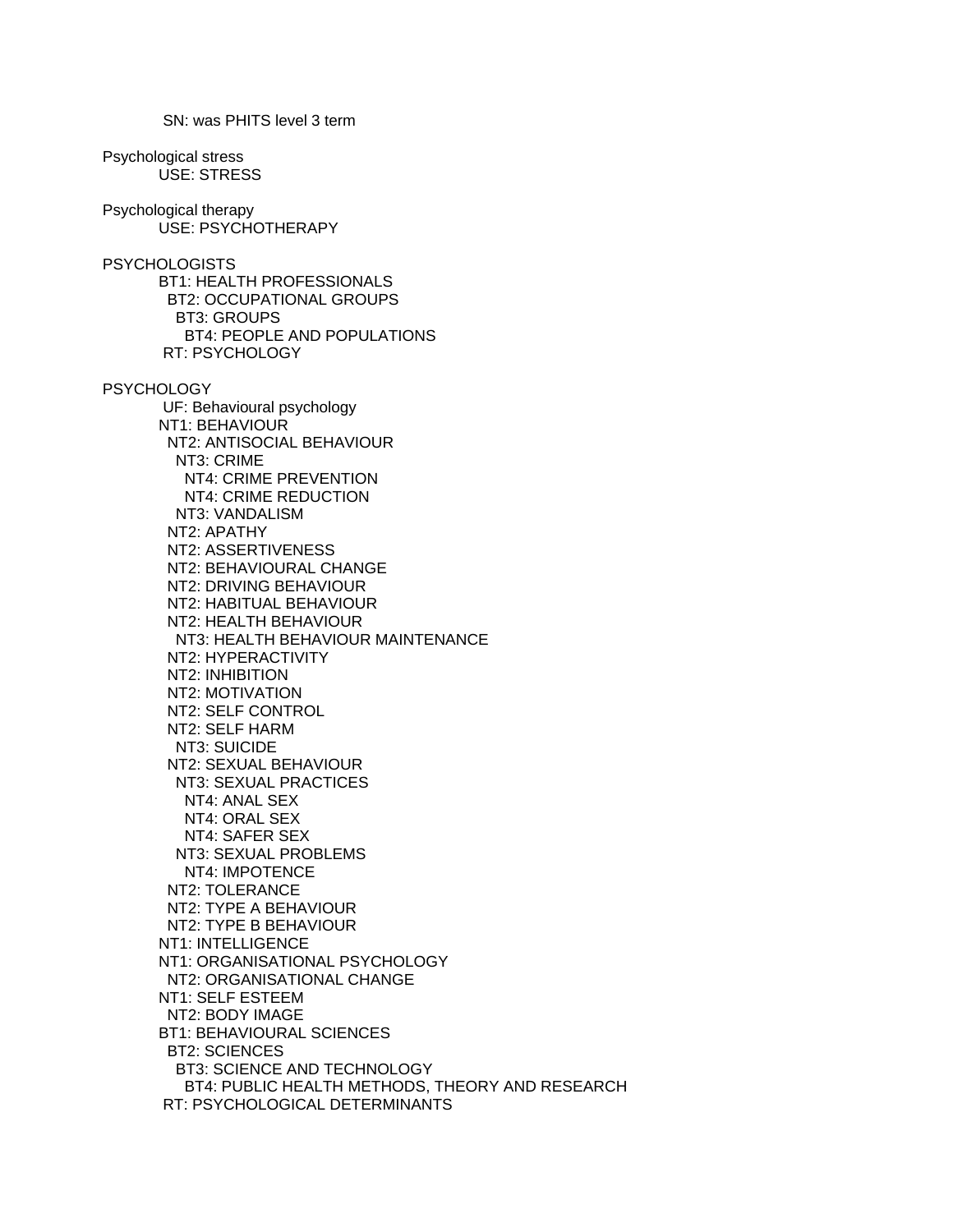SN: was PHITS level 3 term

Psychological stress
    USE: STRESS

Psychological therapy
    USE: PSYCHOTHERAPY

PSYCHOLOGISTS
    BT1: HEALTH PROFESSIONALS
      BT2: OCCUPATIONAL GROUPS
        BT3: GROUPS
          BT4: PEOPLE AND POPULATIONS
    RT: PSYCHOLOGY

PSYCHOLOGY
    UF: Behavioural psychology
    NT1: BEHAVIOUR
      NT2: ANTISOCIAL BEHAVIOUR
        NT3: CRIME
          NT4: CRIME PREVENTION
          NT4: CRIME REDUCTION
        NT3: VANDALISM
      NT2: APATHY
      NT2: ASSERTIVENESS
      NT2: BEHAVIOURAL CHANGE
      NT2: DRIVING BEHAVIOUR
      NT2: HABITUAL BEHAVIOUR
      NT2: HEALTH BEHAVIOUR
        NT3: HEALTH BEHAVIOUR MAINTENANCE
      NT2: HYPERACTIVITY
      NT2: INHIBITION
      NT2: MOTIVATION
      NT2: SELF CONTROL
      NT2: SELF HARM
        NT3: SUICIDE
      NT2: SEXUAL BEHAVIOUR
        NT3: SEXUAL PRACTICES
          NT4: ANAL SEX
          NT4: ORAL SEX
          NT4: SAFER SEX
        NT3: SEXUAL PROBLEMS
          NT4: IMPOTENCE
      NT2: TOLERANCE
      NT2: TYPE A BEHAVIOUR
      NT2: TYPE B BEHAVIOUR
    NT1: INTELLIGENCE
    NT1: ORGANISATIONAL PSYCHOLOGY
      NT2: ORGANISATIONAL CHANGE
    NT1: SELF ESTEEM
      NT2: BODY IMAGE
    BT1: BEHAVIOURAL SCIENCES
      BT2: SCIENCES
        BT3: SCIENCE AND TECHNOLOGY
          BT4: PUBLIC HEALTH METHODS, THEORY AND RESEARCH
    RT: PSYCHOLOGICAL DETERMINANTS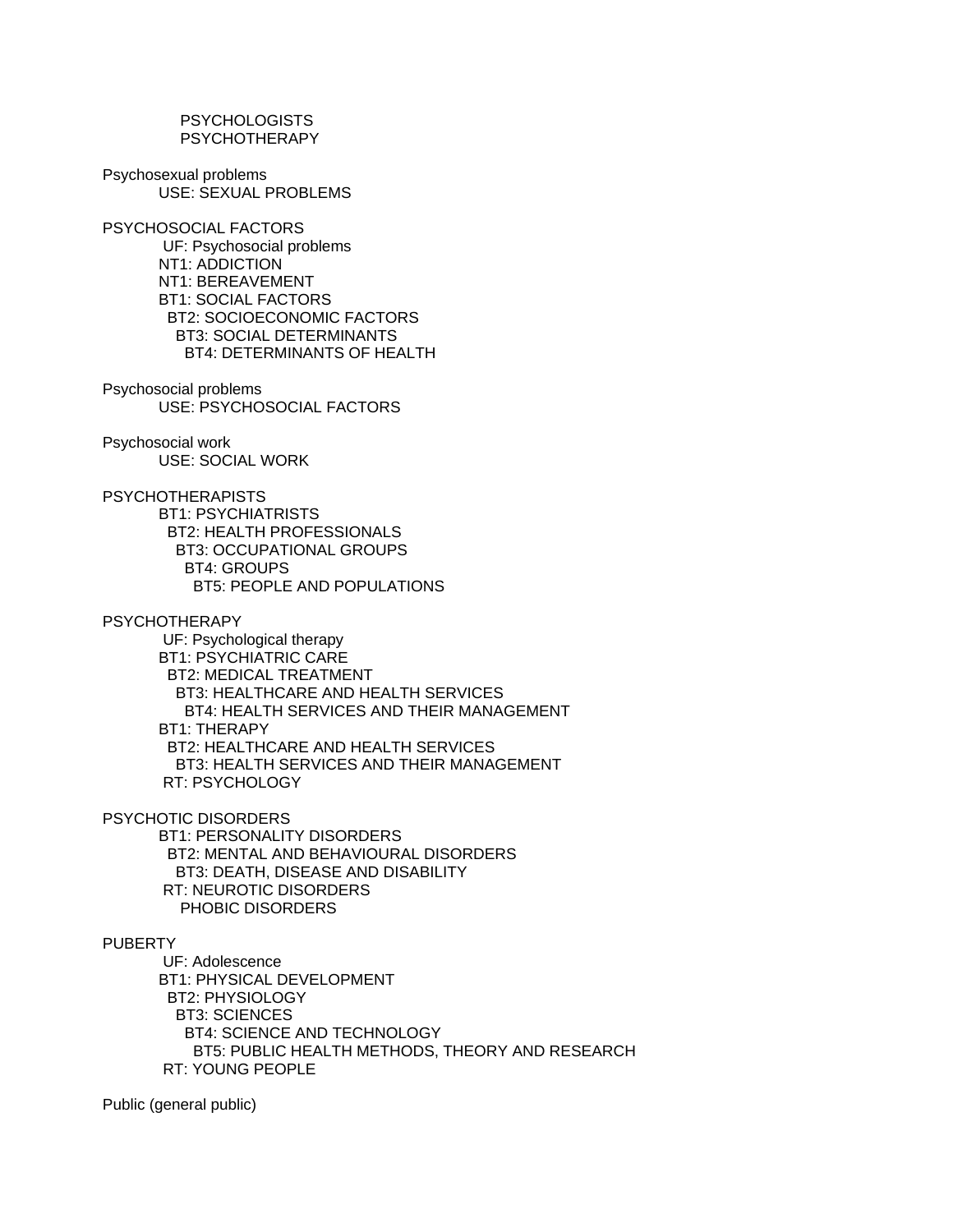PSYCHOLOGISTS
PSYCHOTHERAPY

Psychosexual problems
USE: SEXUAL PROBLEMS

PSYCHOSOCIAL FACTORS
UF: Psychosocial problems
NT1: ADDICTION
NT1: BEREAVEMENT
BT1: SOCIAL FACTORS
BT2: SOCIOECONOMIC FACTORS
BT3: SOCIAL DETERMINANTS
BT4: DETERMINANTS OF HEALTH

Psychosocial problems
USE: PSYCHOSOCIAL FACTORS

Psychosocial work
USE: SOCIAL WORK

PSYCHOTHERAPISTS
BT1: PSYCHIATRISTS
BT2: HEALTH PROFESSIONALS
BT3: OCCUPATIONAL GROUPS
BT4: GROUPS
BT5: PEOPLE AND POPULATIONS

PSYCHOTHERAPY
UF: Psychological therapy
BT1: PSYCHIATRIC CARE
BT2: MEDICAL TREATMENT
BT3: HEALTHCARE AND HEALTH SERVICES
BT4: HEALTH SERVICES AND THEIR MANAGEMENT
BT1: THERAPY
BT2: HEALTHCARE AND HEALTH SERVICES
BT3: HEALTH SERVICES AND THEIR MANAGEMENT
RT: PSYCHOLOGY

PSYCHOTIC DISORDERS
BT1: PERSONALITY DISORDERS
BT2: MENTAL AND BEHAVIOURAL DISORDERS
BT3: DEATH, DISEASE AND DISABILITY
RT: NEUROTIC DISORDERS
PHOBIC DISORDERS

PUBERTY
UF: Adolescence
BT1: PHYSICAL DEVELOPMENT
BT2: PHYSIOLOGY
BT3: SCIENCES
BT4: SCIENCE AND TECHNOLOGY
BT5: PUBLIC HEALTH METHODS, THEORY AND RESEARCH
RT: YOUNG PEOPLE

Public (general public)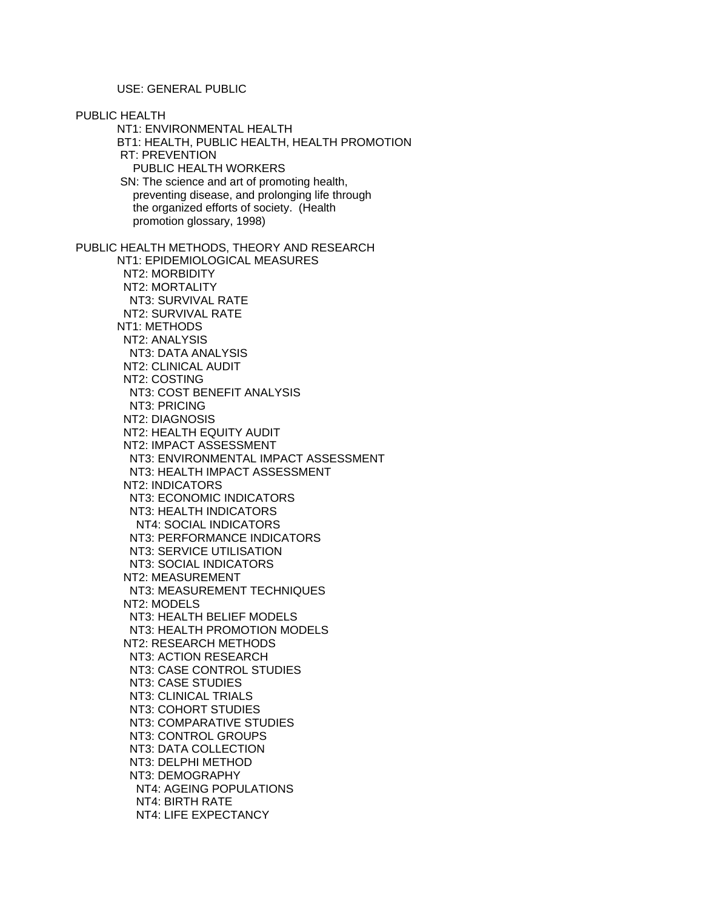USE: GENERAL PUBLIC

PUBLIC HEALTH
  NT1: ENVIRONMENTAL HEALTH
  BT1: HEALTH, PUBLIC HEALTH, HEALTH PROMOTION
  RT: PREVENTION
    PUBLIC HEALTH WORKERS
  SN: The science and art of promoting health, preventing disease, and prolonging life through the organized efforts of society. (Health promotion glossary, 1998)

PUBLIC HEALTH METHODS, THEORY AND RESEARCH
  NT1: EPIDEMIOLOGICAL MEASURES
    NT2: MORBIDITY
    NT2: MORTALITY
      NT3: SURVIVAL RATE
    NT2: SURVIVAL RATE
  NT1: METHODS
    NT2: ANALYSIS
      NT3: DATA ANALYSIS
    NT2: CLINICAL AUDIT
    NT2: COSTING
      NT3: COST BENEFIT ANALYSIS
      NT3: PRICING
    NT2: DIAGNOSIS
    NT2: HEALTH EQUITY AUDIT
    NT2: IMPACT ASSESSMENT
      NT3: ENVIRONMENTAL IMPACT ASSESSMENT
      NT3: HEALTH IMPACT ASSESSMENT
    NT2: INDICATORS
      NT3: ECONOMIC INDICATORS
      NT3: HEALTH INDICATORS
        NT4: SOCIAL INDICATORS
      NT3: PERFORMANCE INDICATORS
      NT3: SERVICE UTILISATION
      NT3: SOCIAL INDICATORS
    NT2: MEASUREMENT
      NT3: MEASUREMENT TECHNIQUES
    NT2: MODELS
      NT3: HEALTH BELIEF MODELS
      NT3: HEALTH PROMOTION MODELS
    NT2: RESEARCH METHODS
      NT3: ACTION RESEARCH
      NT3: CASE CONTROL STUDIES
      NT3: CASE STUDIES
      NT3: CLINICAL TRIALS
      NT3: COHORT STUDIES
      NT3: COMPARATIVE STUDIES
      NT3: CONTROL GROUPS
      NT3: DATA COLLECTION
      NT3: DELPHI METHOD
      NT3: DEMOGRAPHY
        NT4: AGEING POPULATIONS
        NT4: BIRTH RATE
        NT4: LIFE EXPECTANCY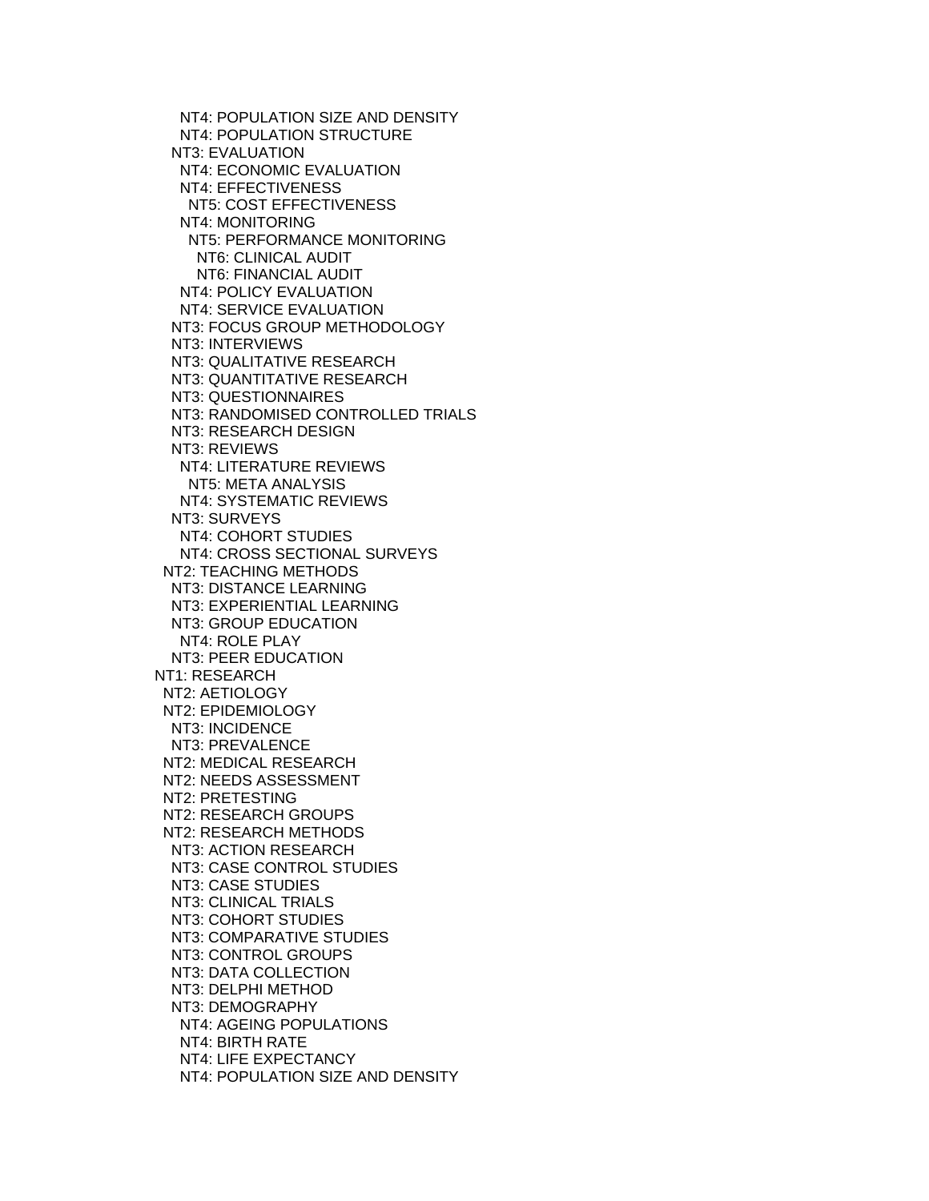NT4: POPULATION SIZE AND DENSITY
NT4: POPULATION STRUCTURE
NT3: EVALUATION
NT4: ECONOMIC EVALUATION
NT4: EFFECTIVENESS
NT5: COST EFFECTIVENESS
NT4: MONITORING
NT5: PERFORMANCE MONITORING
NT6: CLINICAL AUDIT
NT6: FINANCIAL AUDIT
NT4: POLICY EVALUATION
NT4: SERVICE EVALUATION
NT3: FOCUS GROUP METHODOLOGY
NT3: INTERVIEWS
NT3: QUALITATIVE RESEARCH
NT3: QUANTITATIVE RESEARCH
NT3: QUESTIONNAIRES
NT3: RANDOMISED CONTROLLED TRIALS
NT3: RESEARCH DESIGN
NT3: REVIEWS
NT4: LITERATURE REVIEWS
NT5: META ANALYSIS
NT4: SYSTEMATIC REVIEWS
NT3: SURVEYS
NT4: COHORT STUDIES
NT4: CROSS SECTIONAL SURVEYS
NT2: TEACHING METHODS
NT3: DISTANCE LEARNING
NT3: EXPERIENTIAL LEARNING
NT3: GROUP EDUCATION
NT4: ROLE PLAY
NT3: PEER EDUCATION
NT1: RESEARCH
NT2: AETIOLOGY
NT2: EPIDEMIOLOGY
NT3: INCIDENCE
NT3: PREVALENCE
NT2: MEDICAL RESEARCH
NT2: NEEDS ASSESSMENT
NT2: PRETESTING
NT2: RESEARCH GROUPS
NT2: RESEARCH METHODS
NT3: ACTION RESEARCH
NT3: CASE CONTROL STUDIES
NT3: CASE STUDIES
NT3: CLINICAL TRIALS
NT3: COHORT STUDIES
NT3: COMPARATIVE STUDIES
NT3: CONTROL GROUPS
NT3: DATA COLLECTION
NT3: DELPHI METHOD
NT3: DEMOGRAPHY
NT4: AGEING POPULATIONS
NT4: BIRTH RATE
NT4: LIFE EXPECTANCY
NT4: POPULATION SIZE AND DENSITY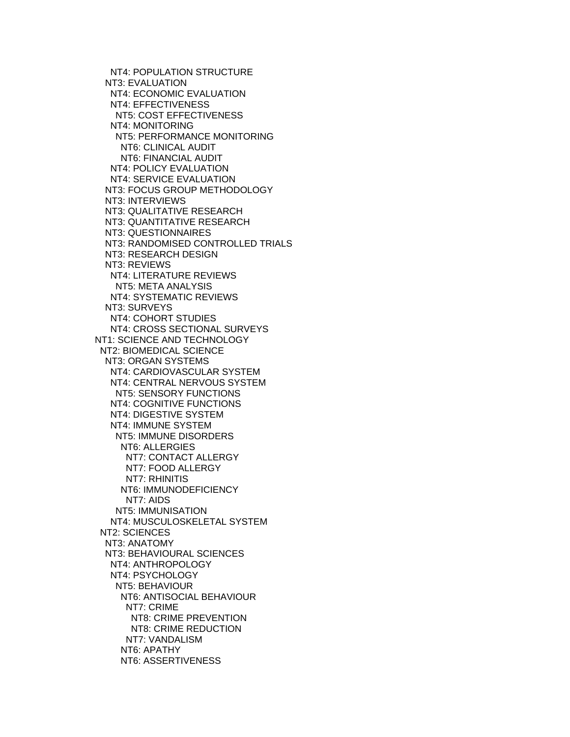NT4: POPULATION STRUCTURE
NT3: EVALUATION
NT4: ECONOMIC EVALUATION
NT4: EFFECTIVENESS
NT5: COST EFFECTIVENESS
NT4: MONITORING
NT5: PERFORMANCE MONITORING
NT6: CLINICAL AUDIT
NT6: FINANCIAL AUDIT
NT4: POLICY EVALUATION
NT4: SERVICE EVALUATION
NT3: FOCUS GROUP METHODOLOGY
NT3: INTERVIEWS
NT3: QUALITATIVE RESEARCH
NT3: QUANTITATIVE RESEARCH
NT3: QUESTIONNAIRES
NT3: RANDOMISED CONTROLLED TRIALS
NT3: RESEARCH DESIGN
NT3: REVIEWS
NT4: LITERATURE REVIEWS
NT5: META ANALYSIS
NT4: SYSTEMATIC REVIEWS
NT3: SURVEYS
NT4: COHORT STUDIES
NT4: CROSS SECTIONAL SURVEYS
NT1: SCIENCE AND TECHNOLOGY
NT2: BIOMEDICAL SCIENCE
NT3: ORGAN SYSTEMS
NT4: CARDIOVASCULAR SYSTEM
NT4: CENTRAL NERVOUS SYSTEM
NT5: SENSORY FUNCTIONS
NT4: COGNITIVE FUNCTIONS
NT4: DIGESTIVE SYSTEM
NT4: IMMUNE SYSTEM
NT5: IMMUNE DISORDERS
NT6: ALLERGIES
NT7: CONTACT ALLERGY
NT7: FOOD ALLERGY
NT7: RHINITIS
NT6: IMMUNODEFICIENCY
NT7: AIDS
NT5: IMMUNISATION
NT4: MUSCULOSKELETAL SYSTEM
NT2: SCIENCES
NT3: ANATOMY
NT3: BEHAVIOURAL SCIENCES
NT4: ANTHROPOLOGY
NT4: PSYCHOLOGY
NT5: BEHAVIOUR
NT6: ANTISOCIAL BEHAVIOUR
NT7: CRIME
NT8: CRIME PREVENTION
NT8: CRIME REDUCTION
NT7: VANDALISM
NT6: APATHY
NT6: ASSERTIVENESS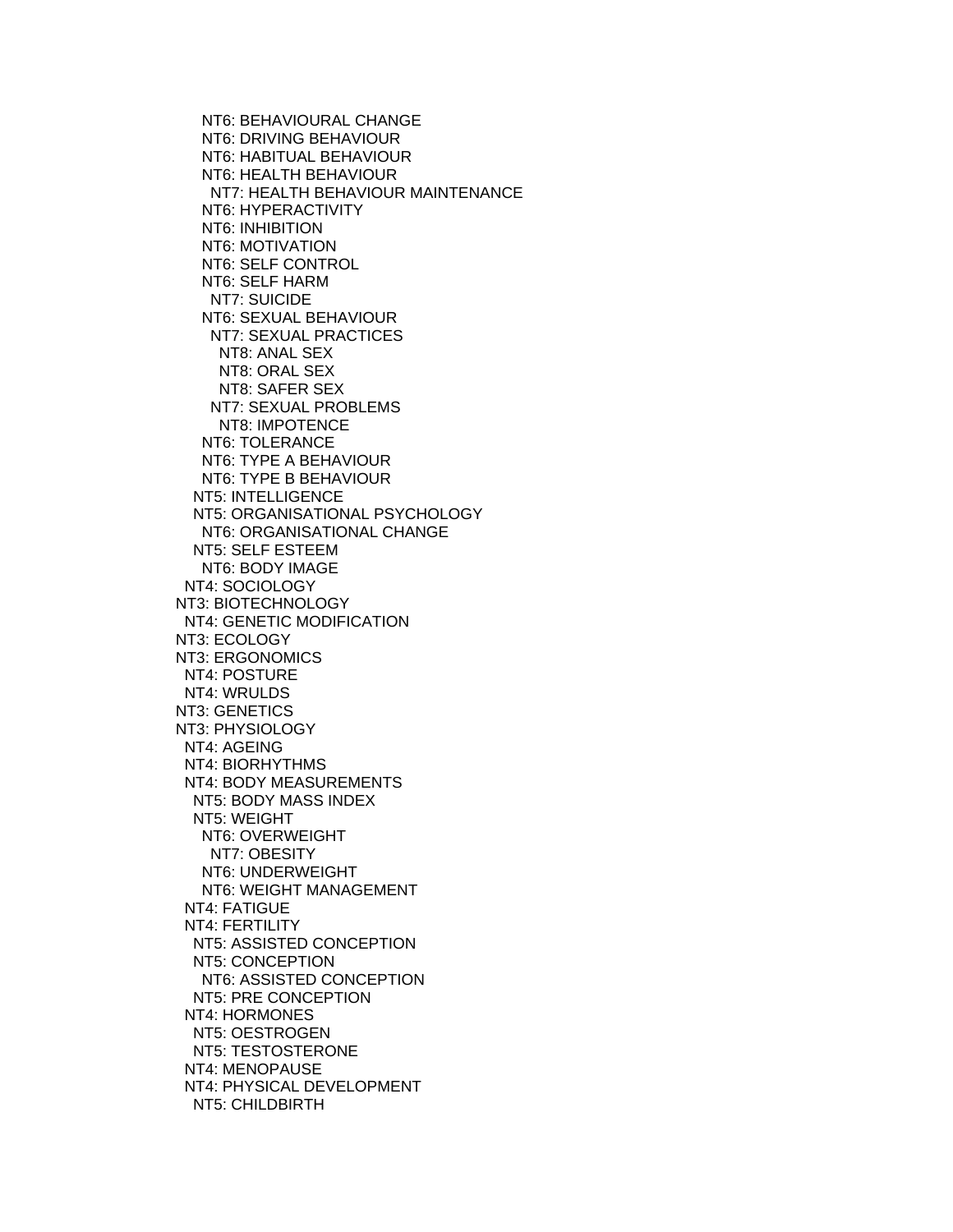NT6: BEHAVIOURAL CHANGE
NT6: DRIVING BEHAVIOUR
NT6: HABITUAL BEHAVIOUR
NT6: HEALTH BEHAVIOUR
NT7: HEALTH BEHAVIOUR MAINTENANCE
NT6: HYPERACTIVITY
NT6: INHIBITION
NT6: MOTIVATION
NT6: SELF CONTROL
NT6: SELF HARM
NT7: SUICIDE
NT6: SEXUAL BEHAVIOUR
NT7: SEXUAL PRACTICES
NT8: ANAL SEX
NT8: ORAL SEX
NT8: SAFER SEX
NT7: SEXUAL PROBLEMS
NT8: IMPOTENCE
NT6: TOLERANCE
NT6: TYPE A BEHAVIOUR
NT6: TYPE B BEHAVIOUR
NT5: INTELLIGENCE
NT5: ORGANISATIONAL PSYCHOLOGY
NT6: ORGANISATIONAL CHANGE
NT5: SELF ESTEEM
NT6: BODY IMAGE
NT4: SOCIOLOGY
NT3: BIOTECHNOLOGY
NT4: GENETIC MODIFICATION
NT3: ECOLOGY
NT3: ERGONOMICS
NT4: POSTURE
NT4: WRULDS
NT3: GENETICS
NT3: PHYSIOLOGY
NT4: AGEING
NT4: BIORHYTHMS
NT4: BODY MEASUREMENTS
NT5: BODY MASS INDEX
NT5: WEIGHT
NT6: OVERWEIGHT
NT7: OBESITY
NT6: UNDERWEIGHT
NT6: WEIGHT MANAGEMENT
NT4: FATIGUE
NT4: FERTILITY
NT5: ASSISTED CONCEPTION
NT5: CONCEPTION
NT6: ASSISTED CONCEPTION
NT5: PRE CONCEPTION
NT4: HORMONES
NT5: OESTROGEN
NT5: TESTOSTERONE
NT4: MENOPAUSE
NT4: PHYSICAL DEVELOPMENT
NT5: CHILDBIRTH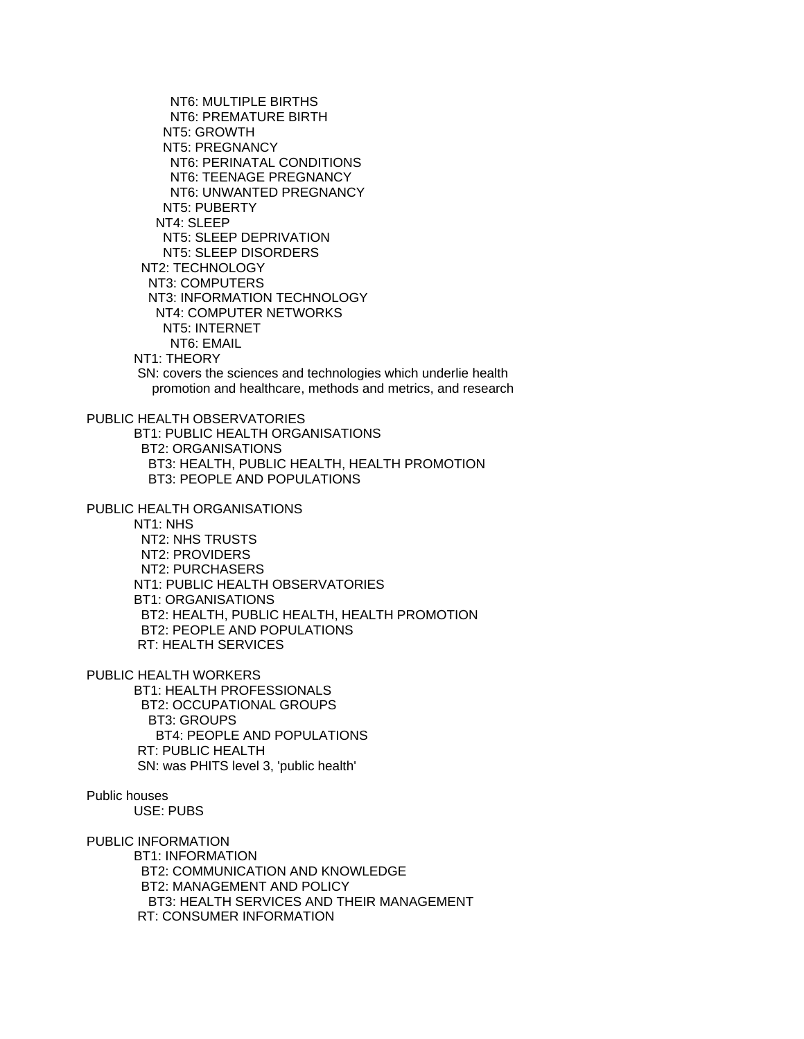```
            NT6: MULTIPLE BIRTHS
            NT6: PREMATURE BIRTH
          NT5: GROWTH
          NT5: PREGNANCY
            NT6: PERINATAL CONDITIONS
            NT6: TEENAGE PREGNANCY
            NT6: UNWANTED PREGNANCY
          NT5: PUBERTY
        NT4: SLEEP
          NT5: SLEEP DEPRIVATION
          NT5: SLEEP DISORDERS
    NT2: TECHNOLOGY
      NT3: COMPUTERS
      NT3: INFORMATION TECHNOLOGY
        NT4: COMPUTER NETWORKS
          NT5: INTERNET
            NT6: EMAIL
  NT1: THEORY
  SN: covers the sciences and technologies which underlie health
      promotion and healthcare, methods and metrics, and research
```

PUBLIC HEALTH OBSERVATORIES

```
  BT1: PUBLIC HEALTH ORGANISATIONS
    BT2: ORGANISATIONS
      BT3: HEALTH, PUBLIC HEALTH, HEALTH PROMOTION
      BT3: PEOPLE AND POPULATIONS
```

PUBLIC HEALTH ORGANISATIONS

```
  NT1: NHS
    NT2: NHS TRUSTS
    NT2: PROVIDERS
    NT2: PURCHASERS
  NT1: PUBLIC HEALTH OBSERVATORIES
  BT1: ORGANISATIONS
    BT2: HEALTH, PUBLIC HEALTH, HEALTH PROMOTION
    BT2: PEOPLE AND POPULATIONS
  RT: HEALTH SERVICES
```

PUBLIC HEALTH WORKERS

```
  BT1: HEALTH PROFESSIONALS
    BT2: OCCUPATIONAL GROUPS
      BT3: GROUPS
        BT4: PEOPLE AND POPULATIONS
  RT: PUBLIC HEALTH
  SN: was PHITS level 3, 'public health'
```

Public houses

```
  USE: PUBS
```

PUBLIC INFORMATION

```
  BT1: INFORMATION
    BT2: COMMUNICATION AND KNOWLEDGE
    BT2: MANAGEMENT AND POLICY
      BT3: HEALTH SERVICES AND THEIR MANAGEMENT
  RT: CONSUMER INFORMATION
```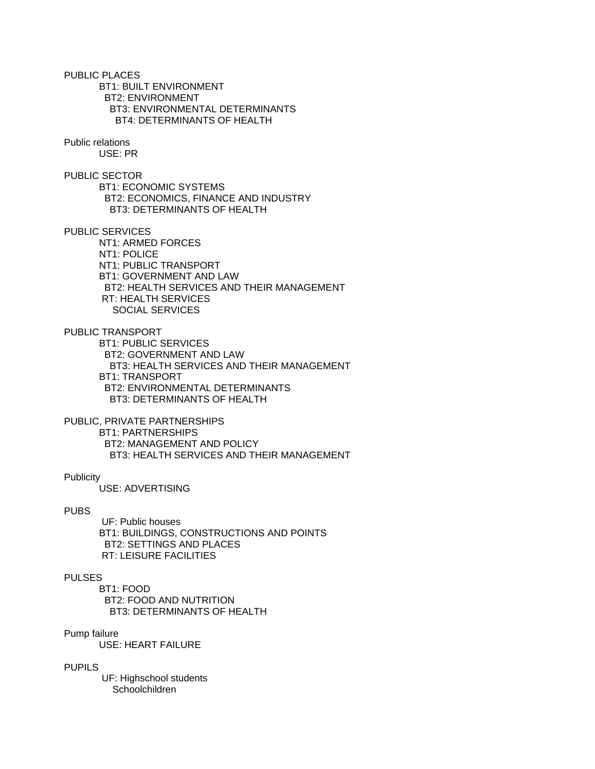PUBLIC PLACES
BT1: BUILT ENVIRONMENT
BT2: ENVIRONMENT
BT3: ENVIRONMENTAL DETERMINANTS
BT4: DETERMINANTS OF HEALTH

Public relations
USE: PR

PUBLIC SECTOR
BT1: ECONOMIC SYSTEMS
BT2: ECONOMICS, FINANCE AND INDUSTRY
BT3: DETERMINANTS OF HEALTH

PUBLIC SERVICES
NT1: ARMED FORCES
NT1: POLICE
NT1: PUBLIC TRANSPORT
BT1: GOVERNMENT AND LAW
BT2: HEALTH SERVICES AND THEIR MANAGEMENT
RT: HEALTH SERVICES
SOCIAL SERVICES

PUBLIC TRANSPORT
BT1: PUBLIC SERVICES
BT2: GOVERNMENT AND LAW
BT3: HEALTH SERVICES AND THEIR MANAGEMENT
BT1: TRANSPORT
BT2: ENVIRONMENTAL DETERMINANTS
BT3: DETERMINANTS OF HEALTH

PUBLIC, PRIVATE PARTNERSHIPS
BT1: PARTNERSHIPS
BT2: MANAGEMENT AND POLICY
BT3: HEALTH SERVICES AND THEIR MANAGEMENT

Publicity
USE: ADVERTISING

PUBS
UF: Public houses
BT1: BUILDINGS, CONSTRUCTIONS AND POINTS
BT2: SETTINGS AND PLACES
RT: LEISURE FACILITIES

PULSES
BT1: FOOD
BT2: FOOD AND NUTRITION
BT3: DETERMINANTS OF HEALTH

Pump failure
USE: HEART FAILURE

PUPILS
UF: Highschool students
Schoolchildren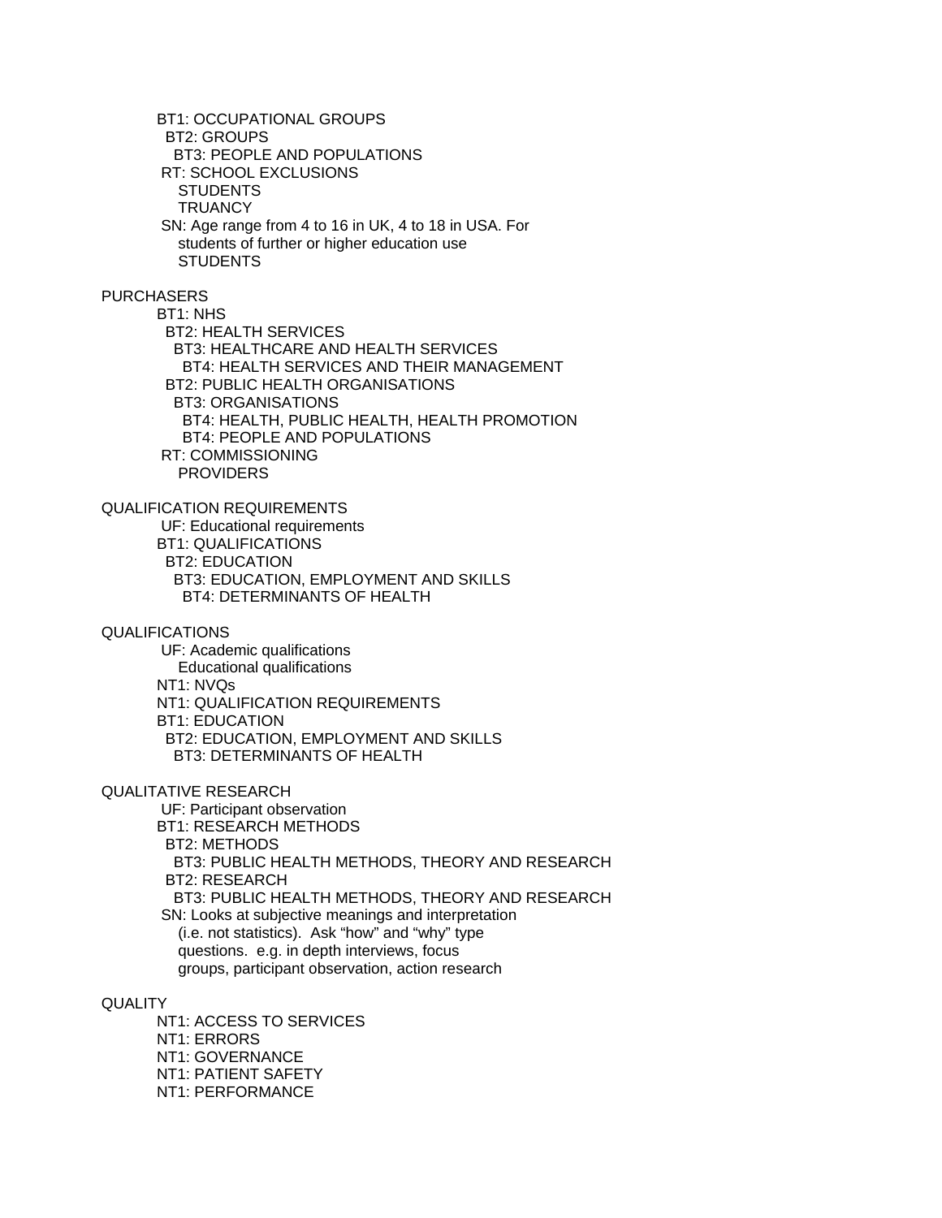BT1: OCCUPATIONAL GROUPS
  BT2: GROUPS
    BT3: PEOPLE AND POPULATIONS
 RT: SCHOOL EXCLUSIONS
    STUDENTS
    TRUANCY
 SN: Age range from 4 to 16 in UK, 4 to 18 in USA. For
    students of further or higher education use
    STUDENTS

PURCHASERS
  BT1: NHS
    BT2: HEALTH SERVICES
      BT3: HEALTHCARE AND HEALTH SERVICES
        BT4: HEALTH SERVICES AND THEIR MANAGEMENT
    BT2: PUBLIC HEALTH ORGANISATIONS
      BT3: ORGANISATIONS
        BT4: HEALTH, PUBLIC HEALTH, HEALTH PROMOTION
        BT4: PEOPLE AND POPULATIONS
  RT: COMMISSIONING
    PROVIDERS

QUALIFICATION REQUIREMENTS
  UF: Educational requirements
  BT1: QUALIFICATIONS
    BT2: EDUCATION
      BT3: EDUCATION, EMPLOYMENT AND SKILLS
        BT4: DETERMINANTS OF HEALTH

QUALIFICATIONS
  UF: Academic qualifications
    Educational qualifications
  NT1: NVQs
  NT1: QUALIFICATION REQUIREMENTS
  BT1: EDUCATION
    BT2: EDUCATION, EMPLOYMENT AND SKILLS
      BT3: DETERMINANTS OF HEALTH

QUALITATIVE RESEARCH
  UF: Participant observation
  BT1: RESEARCH METHODS
    BT2: METHODS
      BT3: PUBLIC HEALTH METHODS, THEORY AND RESEARCH
    BT2: RESEARCH
      BT3: PUBLIC HEALTH METHODS, THEORY AND RESEARCH
  SN: Looks at subjective meanings and interpretation
    (i.e. not statistics). Ask "how" and "why" type
    questions. e.g. in depth interviews, focus
    groups, participant observation, action research

QUALITY
  NT1: ACCESS TO SERVICES
  NT1: ERRORS
  NT1: GOVERNANCE
  NT1: PATIENT SAFETY
  NT1: PERFORMANCE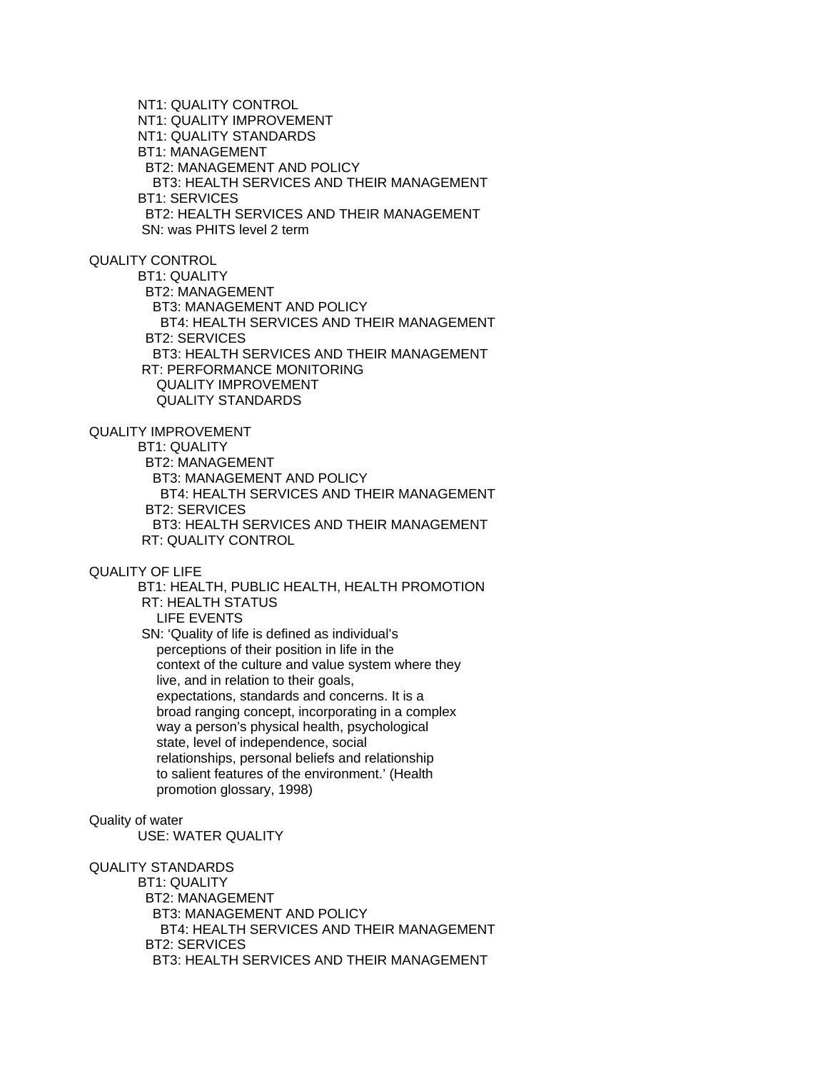NT1: QUALITY CONTROL
NT1: QUALITY IMPROVEMENT
NT1: QUALITY STANDARDS
BT1: MANAGEMENT
  BT2: MANAGEMENT AND POLICY
    BT3: HEALTH SERVICES AND THEIR MANAGEMENT
BT1: SERVICES
  BT2: HEALTH SERVICES AND THEIR MANAGEMENT
SN: was PHITS level 2 term

QUALITY CONTROL
  BT1: QUALITY
    BT2: MANAGEMENT
      BT3: MANAGEMENT AND POLICY
        BT4: HEALTH SERVICES AND THEIR MANAGEMENT
    BT2: SERVICES
      BT3: HEALTH SERVICES AND THEIR MANAGEMENT
  RT: PERFORMANCE MONITORING
    QUALITY IMPROVEMENT
    QUALITY STANDARDS

QUALITY IMPROVEMENT
  BT1: QUALITY
    BT2: MANAGEMENT
      BT3: MANAGEMENT AND POLICY
        BT4: HEALTH SERVICES AND THEIR MANAGEMENT
    BT2: SERVICES
      BT3: HEALTH SERVICES AND THEIR MANAGEMENT
  RT: QUALITY CONTROL

QUALITY OF LIFE
  BT1: HEALTH, PUBLIC HEALTH, HEALTH PROMOTION
  RT: HEALTH STATUS
    LIFE EVENTS
  SN: 'Quality of life is defined as individual's perceptions of their position in life in the context of the culture and value system where they live, and in relation to their goals, expectations, standards and concerns. It is a broad ranging concept, incorporating in a complex way a person's physical health, psychological state, level of independence, social relationships, personal beliefs and relationship to salient features of the environment.' (Health promotion glossary, 1998)

Quality of water
  USE: WATER QUALITY

QUALITY STANDARDS
  BT1: QUALITY
    BT2: MANAGEMENT
      BT3: MANAGEMENT AND POLICY
        BT4: HEALTH SERVICES AND THEIR MANAGEMENT
    BT2: SERVICES
      BT3: HEALTH SERVICES AND THEIR MANAGEMENT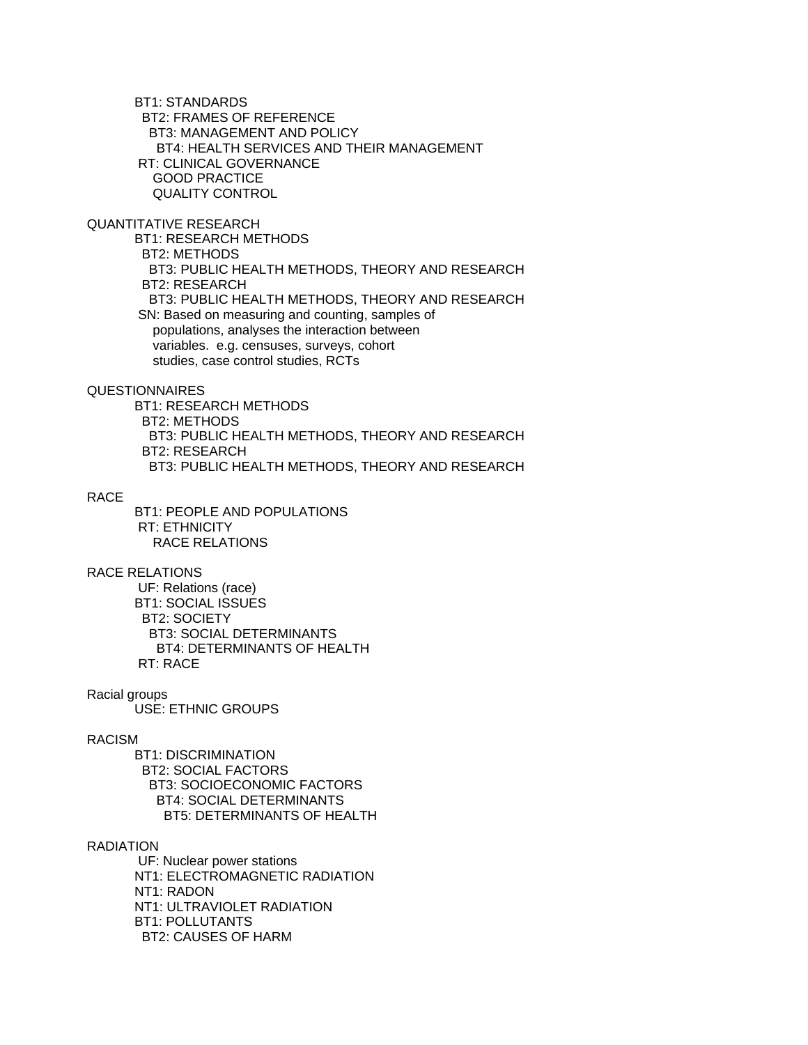BT1: STANDARDS
  BT2: FRAMES OF REFERENCE
    BT3: MANAGEMENT AND POLICY
      BT4: HEALTH SERVICES AND THEIR MANAGEMENT
 RT: CLINICAL GOVERNANCE
    GOOD PRACTICE
    QUALITY CONTROL

QUANTITATIVE RESEARCH
BT1: RESEARCH METHODS
  BT2: METHODS
    BT3: PUBLIC HEALTH METHODS, THEORY AND RESEARCH
  BT2: RESEARCH
    BT3: PUBLIC HEALTH METHODS, THEORY AND RESEARCH
 SN: Based on measuring and counting, samples of
    populations, analyses the interaction between
    variables.  e.g. censuses, surveys, cohort
    studies, case control studies, RCTs

QUESTIONNAIRES
BT1: RESEARCH METHODS
  BT2: METHODS
    BT3: PUBLIC HEALTH METHODS, THEORY AND RESEARCH
  BT2: RESEARCH
    BT3: PUBLIC HEALTH METHODS, THEORY AND RESEARCH

RACE
BT1: PEOPLE AND POPULATIONS
 RT: ETHNICITY
    RACE RELATIONS

RACE RELATIONS
 UF: Relations (race)
BT1: SOCIAL ISSUES
  BT2: SOCIETY
    BT3: SOCIAL DETERMINANTS
      BT4: DETERMINANTS OF HEALTH
 RT: RACE

Racial groups
USE: ETHNIC GROUPS

RACISM
BT1: DISCRIMINATION
  BT2: SOCIAL FACTORS
    BT3: SOCIOECONOMIC FACTORS
      BT4: SOCIAL DETERMINANTS
        BT5: DETERMINANTS OF HEALTH

RADIATION
 UF: Nuclear power stations
NT1: ELECTROMAGNETIC RADIATION
NT1: RADON
NT1: ULTRAVIOLET RADIATION
BT1: POLLUTANTS
  BT2: CAUSES OF HARM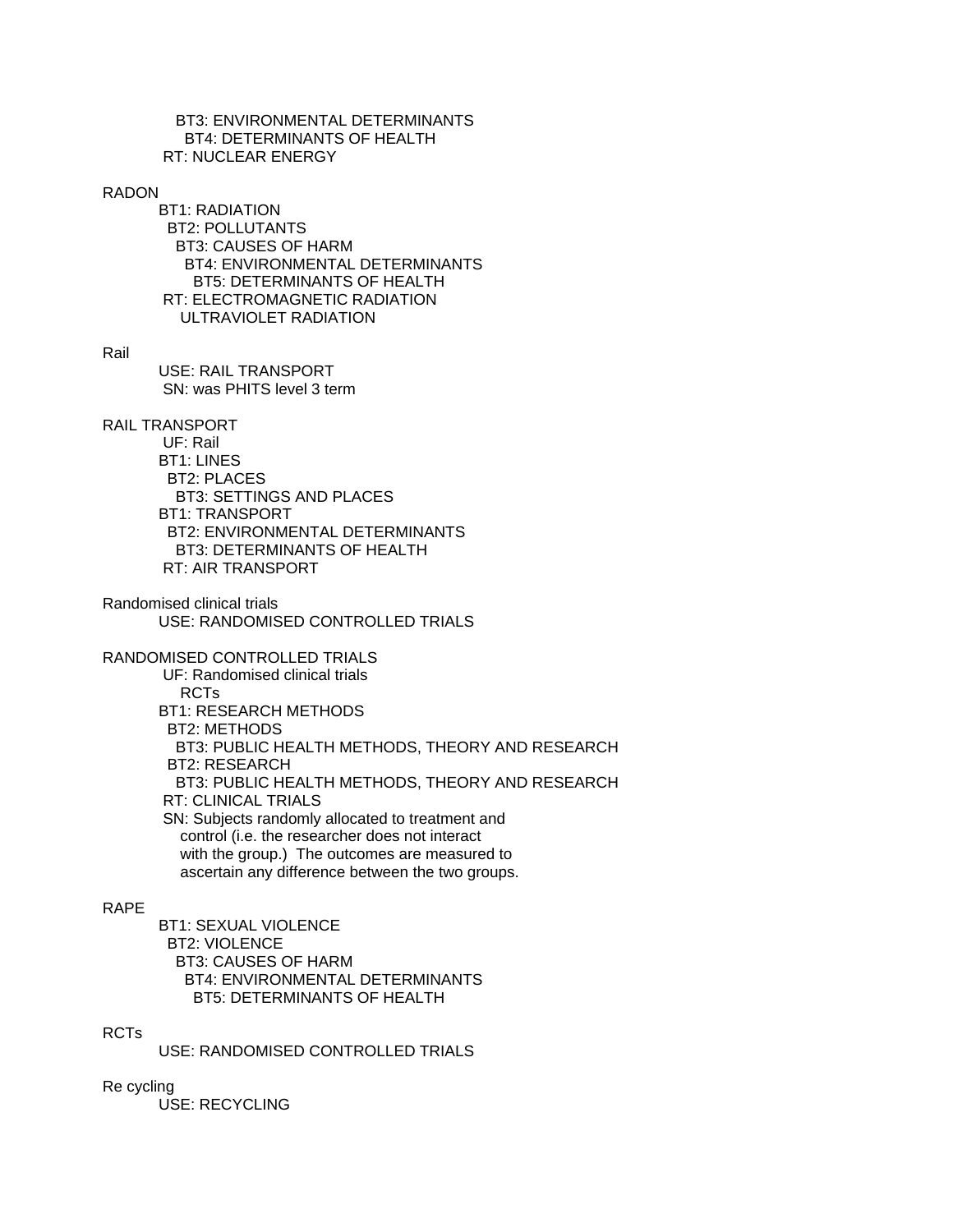BT3: ENVIRONMENTAL DETERMINANTS
  BT4: DETERMINANTS OF HEALTH
RT: NUCLEAR ENERGY

RADON
BT1: RADIATION
  BT2: POLLUTANTS
    BT3: CAUSES OF HARM
      BT4: ENVIRONMENTAL DETERMINANTS
        BT5: DETERMINANTS OF HEALTH
RT: ELECTROMAGNETIC RADIATION
  ULTRAVIOLET RADIATION

Rail
USE: RAIL TRANSPORT
SN: was PHITS level 3 term

RAIL TRANSPORT
UF: Rail
BT1: LINES
  BT2: PLACES
    BT3: SETTINGS AND PLACES
BT1: TRANSPORT
  BT2: ENVIRONMENTAL DETERMINANTS
    BT3: DETERMINANTS OF HEALTH
RT: AIR TRANSPORT

Randomised clinical trials
USE: RANDOMISED CONTROLLED TRIALS

RANDOMISED CONTROLLED TRIALS
UF: Randomised clinical trials
  RCTs
BT1: RESEARCH METHODS
  BT2: METHODS
    BT3: PUBLIC HEALTH METHODS, THEORY AND RESEARCH
  BT2: RESEARCH
    BT3: PUBLIC HEALTH METHODS, THEORY AND RESEARCH
RT: CLINICAL TRIALS
SN: Subjects randomly allocated to treatment and control (i.e. the researcher does not interact with the group.) The outcomes are measured to ascertain any difference between the two groups.

RAPE
BT1: SEXUAL VIOLENCE
  BT2: VIOLENCE
    BT3: CAUSES OF HARM
      BT4: ENVIRONMENTAL DETERMINANTS
        BT5: DETERMINANTS OF HEALTH

RCTs
USE: RANDOMISED CONTROLLED TRIALS

Re cycling
USE: RECYCLING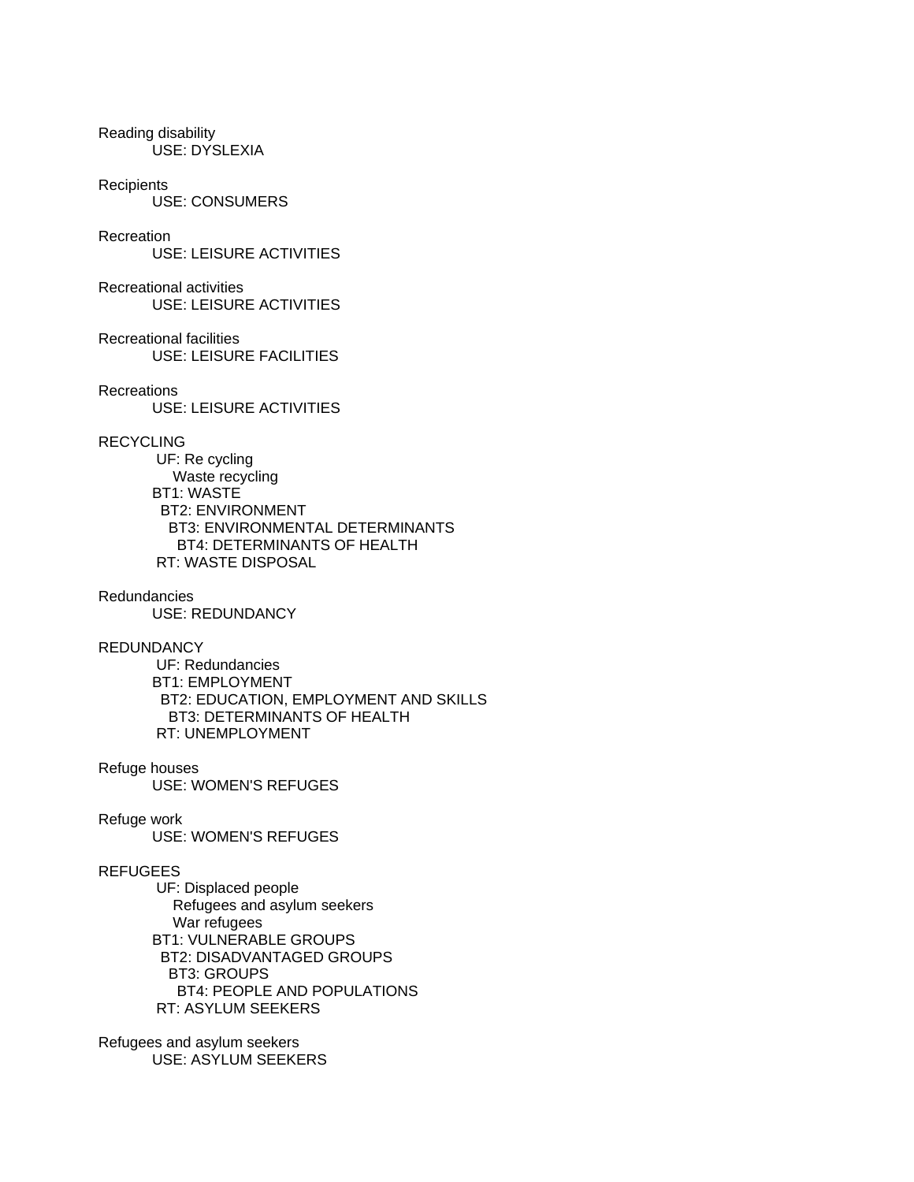Reading disability
    USE: DYSLEXIA

Recipients
    USE: CONSUMERS

Recreation
    USE: LEISURE ACTIVITIES

Recreational activities
    USE: LEISURE ACTIVITIES

Recreational facilities
    USE: LEISURE FACILITIES

Recreations
    USE: LEISURE ACTIVITIES

RECYCLING
    UF: Re cycling
        Waste recycling
    BT1: WASTE
      BT2: ENVIRONMENT
        BT3: ENVIRONMENTAL DETERMINANTS
          BT4: DETERMINANTS OF HEALTH
    RT: WASTE DISPOSAL

Redundancies
    USE: REDUNDANCY

REDUNDANCY
    UF: Redundancies
    BT1: EMPLOYMENT
      BT2: EDUCATION, EMPLOYMENT AND SKILLS
        BT3: DETERMINANTS OF HEALTH
    RT: UNEMPLOYMENT

Refuge houses
    USE: WOMEN'S REFUGES

Refuge work
    USE: WOMEN'S REFUGES

REFUGEES
    UF: Displaced people
        Refugees and asylum seekers
        War refugees
    BT1: VULNERABLE GROUPS
      BT2: DISADVANTAGED GROUPS
        BT3: GROUPS
          BT4: PEOPLE AND POPULATIONS
    RT: ASYLUM SEEKERS

Refugees and asylum seekers
    USE: ASYLUM SEEKERS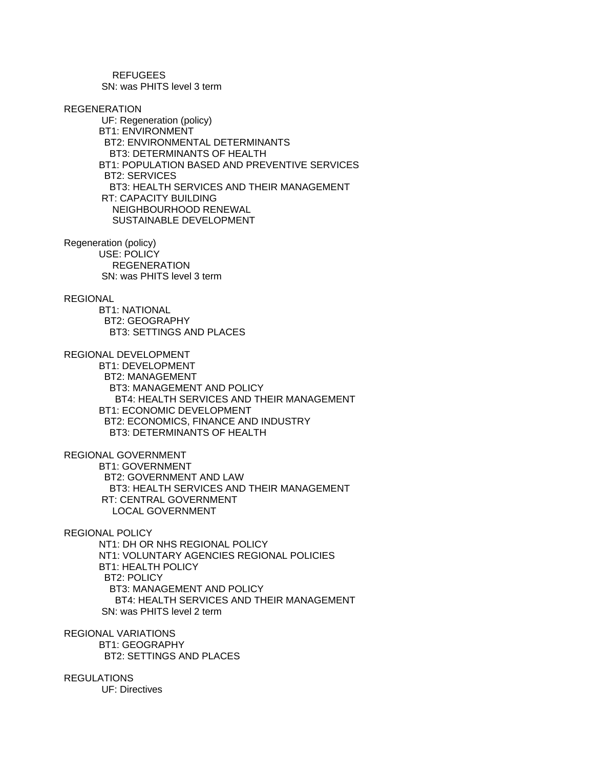REFUGEES
SN: was PHITS level 3 term

REGENERATION
UF: Regeneration (policy)
BT1: ENVIRONMENT
BT2: ENVIRONMENTAL DETERMINANTS
BT3: DETERMINANTS OF HEALTH
BT1: POPULATION BASED AND PREVENTIVE SERVICES
BT2: SERVICES
BT3: HEALTH SERVICES AND THEIR MANAGEMENT
RT: CAPACITY BUILDING
NEIGHBOURHOOD RENEWAL
SUSTAINABLE DEVELOPMENT

Regeneration (policy)
USE: POLICY
REGENERATION
SN: was PHITS level 3 term

REGIONAL
BT1: NATIONAL
BT2: GEOGRAPHY
BT3: SETTINGS AND PLACES

REGIONAL DEVELOPMENT
BT1: DEVELOPMENT
BT2: MANAGEMENT
BT3: MANAGEMENT AND POLICY
BT4: HEALTH SERVICES AND THEIR MANAGEMENT
BT1: ECONOMIC DEVELOPMENT
BT2: ECONOMICS, FINANCE AND INDUSTRY
BT3: DETERMINANTS OF HEALTH

REGIONAL GOVERNMENT
BT1: GOVERNMENT
BT2: GOVERNMENT AND LAW
BT3: HEALTH SERVICES AND THEIR MANAGEMENT
RT: CENTRAL GOVERNMENT
LOCAL GOVERNMENT

REGIONAL POLICY
NT1: DH OR NHS REGIONAL POLICY
NT1: VOLUNTARY AGENCIES REGIONAL POLICIES
BT1: HEALTH POLICY
BT2: POLICY
BT3: MANAGEMENT AND POLICY
BT4: HEALTH SERVICES AND THEIR MANAGEMENT
SN: was PHITS level 2 term

REGIONAL VARIATIONS
BT1: GEOGRAPHY
BT2: SETTINGS AND PLACES

REGULATIONS
UF: Directives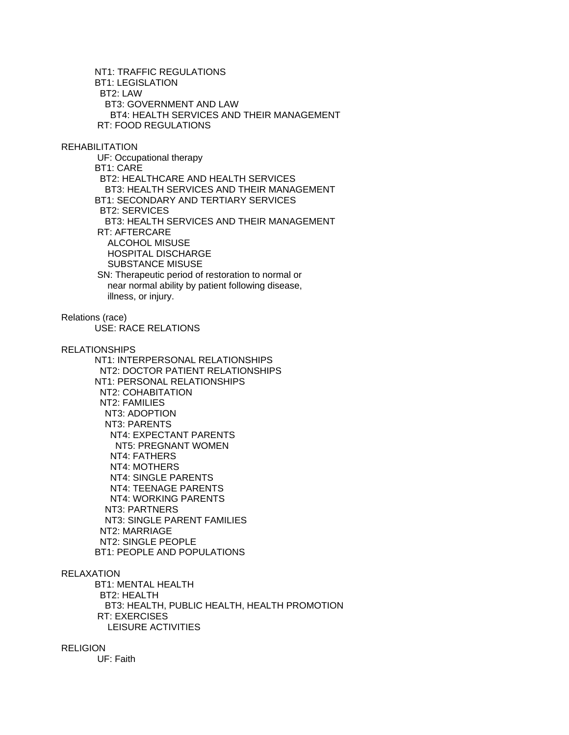NT1: TRAFFIC REGULATIONS
BT1: LEGISLATION
  BT2: LAW
    BT3: GOVERNMENT AND LAW
      BT4: HEALTH SERVICES AND THEIR MANAGEMENT
 RT: FOOD REGULATIONS

REHABILITATION
 UF: Occupational therapy
BT1: CARE
  BT2: HEALTHCARE AND HEALTH SERVICES
    BT3: HEALTH SERVICES AND THEIR MANAGEMENT
BT1: SECONDARY AND TERTIARY SERVICES
  BT2: SERVICES
    BT3: HEALTH SERVICES AND THEIR MANAGEMENT
 RT: AFTERCARE
    ALCOHOL MISUSE
    HOSPITAL DISCHARGE
    SUBSTANCE MISUSE
 SN: Therapeutic period of restoration to normal or
    near normal ability by patient following disease,
    illness, or injury.

Relations (race)
USE: RACE RELATIONS

RELATIONSHIPS
NT1: INTERPERSONAL RELATIONSHIPS
  NT2: DOCTOR PATIENT RELATIONSHIPS
NT1: PERSONAL RELATIONSHIPS
  NT2: COHABITATION
  NT2: FAMILIES
    NT3: ADOPTION
    NT3: PARENTS
      NT4: EXPECTANT PARENTS
        NT5: PREGNANT WOMEN
      NT4: FATHERS
      NT4: MOTHERS
      NT4: SINGLE PARENTS
      NT4: TEENAGE PARENTS
      NT4: WORKING PARENTS
    NT3: PARTNERS
    NT3: SINGLE PARENT FAMILIES
  NT2: MARRIAGE
  NT2: SINGLE PEOPLE
BT1: PEOPLE AND POPULATIONS

RELAXATION
BT1: MENTAL HEALTH
  BT2: HEALTH
    BT3: HEALTH, PUBLIC HEALTH, HEALTH PROMOTION
 RT: EXERCISES
    LEISURE ACTIVITIES

RELIGION
 UF: Faith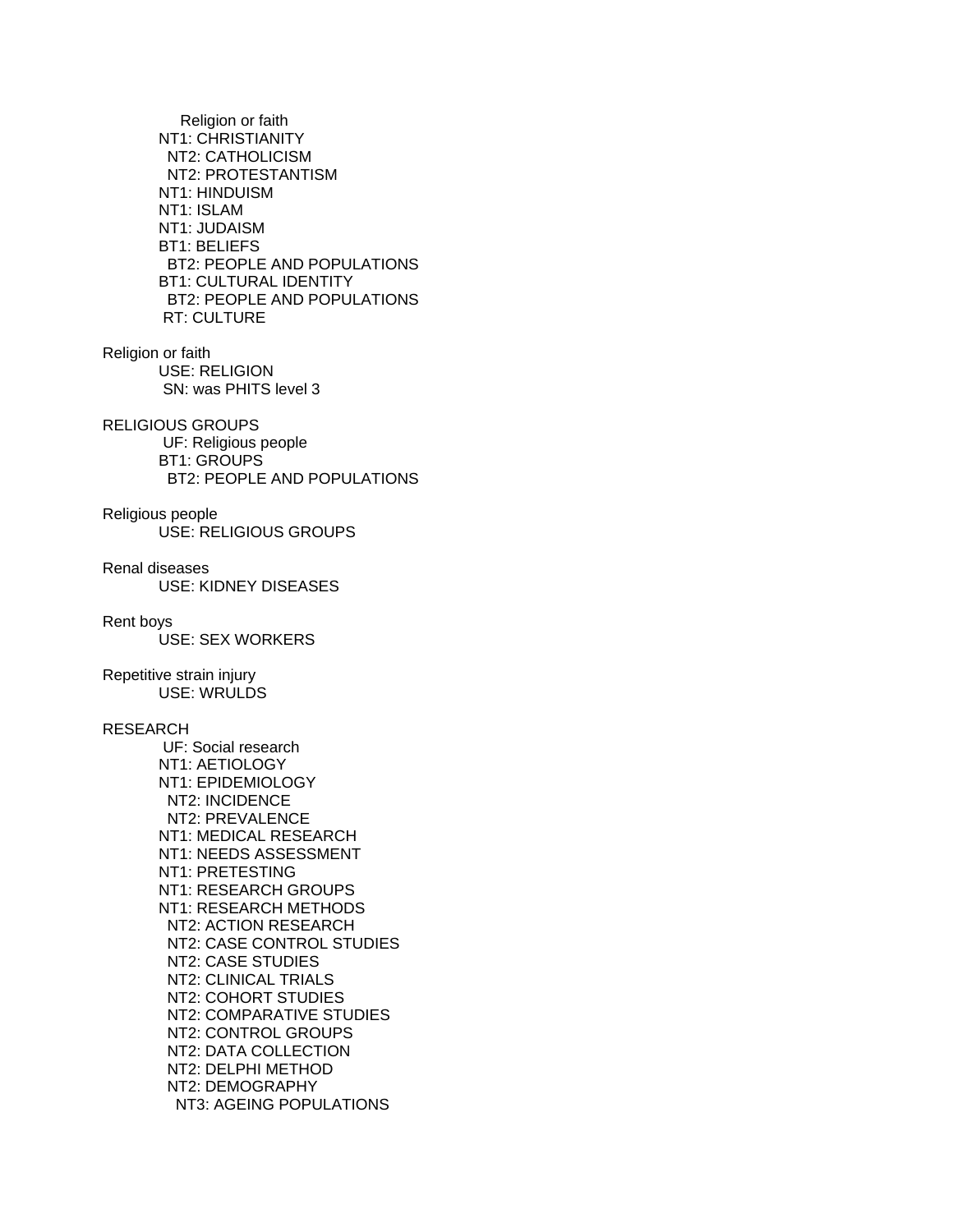Religion or faith
NT1: CHRISTIANITY
  NT2: CATHOLICISM
  NT2: PROTESTANTISM
NT1: HINDUISM
NT1: ISLAM
NT1: JUDAISM
BT1: BELIEFS
  BT2: PEOPLE AND POPULATIONS
BT1: CULTURAL IDENTITY
  BT2: PEOPLE AND POPULATIONS
RT: CULTURE

Religion or faith
USE: RELIGION
SN: was PHITS level 3

RELIGIOUS GROUPS
UF: Religious people
BT1: GROUPS
  BT2: PEOPLE AND POPULATIONS

Religious people
USE: RELIGIOUS GROUPS

Renal diseases
USE: KIDNEY DISEASES

Rent boys
USE: SEX WORKERS

Repetitive strain injury
USE: WRULDS

RESEARCH
UF: Social research
NT1: AETIOLOGY
NT1: EPIDEMIOLOGY
  NT2: INCIDENCE
  NT2: PREVALENCE
NT1: MEDICAL RESEARCH
NT1: NEEDS ASSESSMENT
NT1: PRETESTING
NT1: RESEARCH GROUPS
NT1: RESEARCH METHODS
  NT2: ACTION RESEARCH
  NT2: CASE CONTROL STUDIES
  NT2: CASE STUDIES
  NT2: CLINICAL TRIALS
  NT2: COHORT STUDIES
  NT2: COMPARATIVE STUDIES
  NT2: CONTROL GROUPS
  NT2: DATA COLLECTION
  NT2: DELPHI METHOD
  NT2: DEMOGRAPHY
    NT3: AGEING POPULATIONS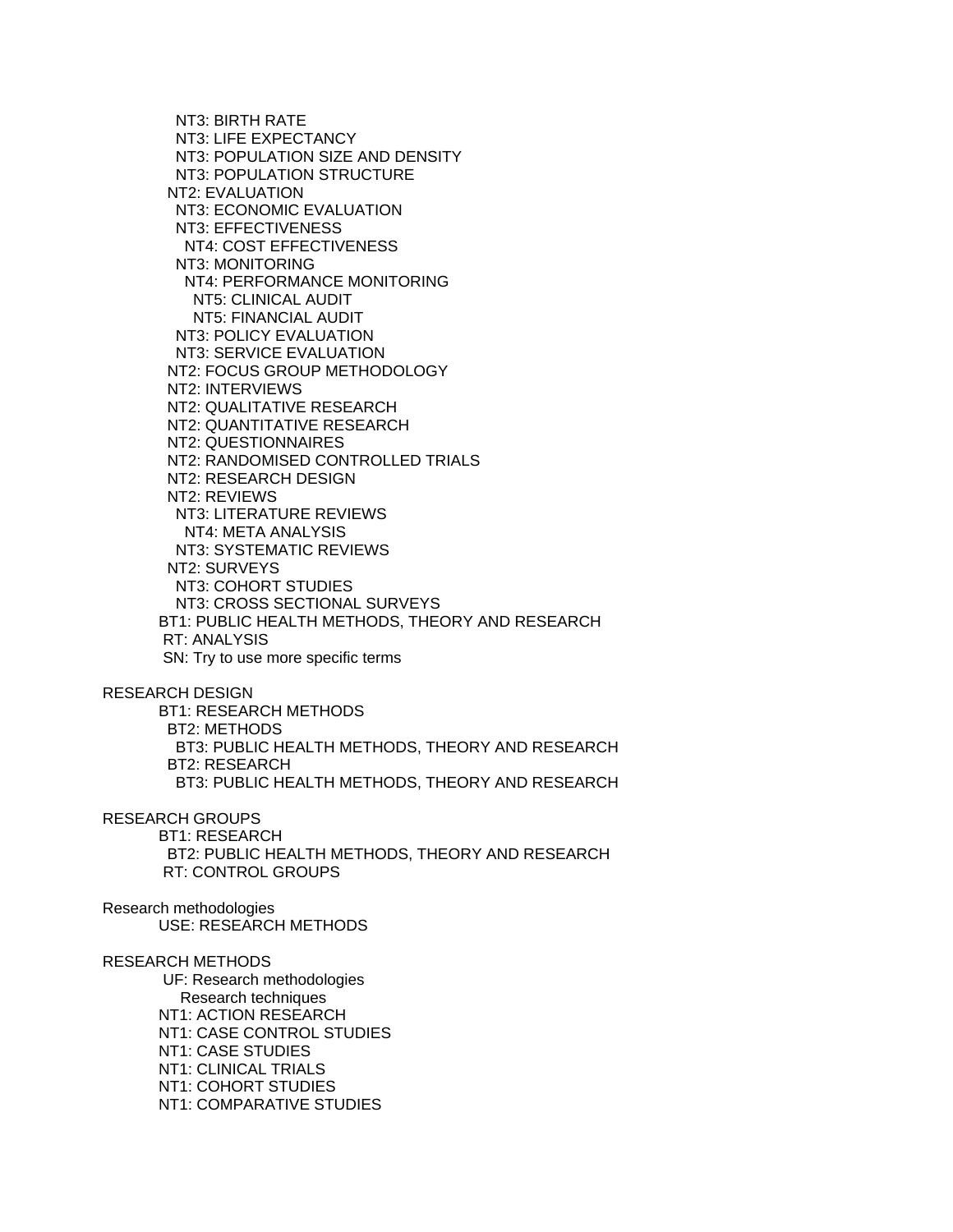NT3: BIRTH RATE
  NT3: LIFE EXPECTANCY
  NT3: POPULATION SIZE AND DENSITY
  NT3: POPULATION STRUCTURE
 NT2: EVALUATION
  NT3: ECONOMIC EVALUATION
  NT3: EFFECTIVENESS
   NT4: COST EFFECTIVENESS
  NT3: MONITORING
   NT4: PERFORMANCE MONITORING
    NT5: CLINICAL AUDIT
    NT5: FINANCIAL AUDIT
  NT3: POLICY EVALUATION
  NT3: SERVICE EVALUATION
 NT2: FOCUS GROUP METHODOLOGY
 NT2: INTERVIEWS
 NT2: QUALITATIVE RESEARCH
 NT2: QUANTITATIVE RESEARCH
 NT2: QUESTIONNAIRES
 NT2: RANDOMISED CONTROLLED TRIALS
 NT2: RESEARCH DESIGN
 NT2: REVIEWS
  NT3: LITERATURE REVIEWS
   NT4: META ANALYSIS
  NT3: SYSTEMATIC REVIEWS
 NT2: SURVEYS
  NT3: COHORT STUDIES
  NT3: CROSS SECTIONAL SURVEYS
BT1: PUBLIC HEALTH METHODS, THEORY AND RESEARCH
RT: ANALYSIS
SN: Try to use more specific terms

RESEARCH DESIGN
 BT1: RESEARCH METHODS
  BT2: METHODS
   BT3: PUBLIC HEALTH METHODS, THEORY AND RESEARCH
  BT2: RESEARCH
   BT3: PUBLIC HEALTH METHODS, THEORY AND RESEARCH

RESEARCH GROUPS
 BT1: RESEARCH
  BT2: PUBLIC HEALTH METHODS, THEORY AND RESEARCH
 RT: CONTROL GROUPS

Research methodologies
 USE: RESEARCH METHODS

RESEARCH METHODS
 UF: Research methodologies
  Research techniques
 NT1: ACTION RESEARCH
 NT1: CASE CONTROL STUDIES
 NT1: CASE STUDIES
 NT1: CLINICAL TRIALS
 NT1: COHORT STUDIES
 NT1: COMPARATIVE STUDIES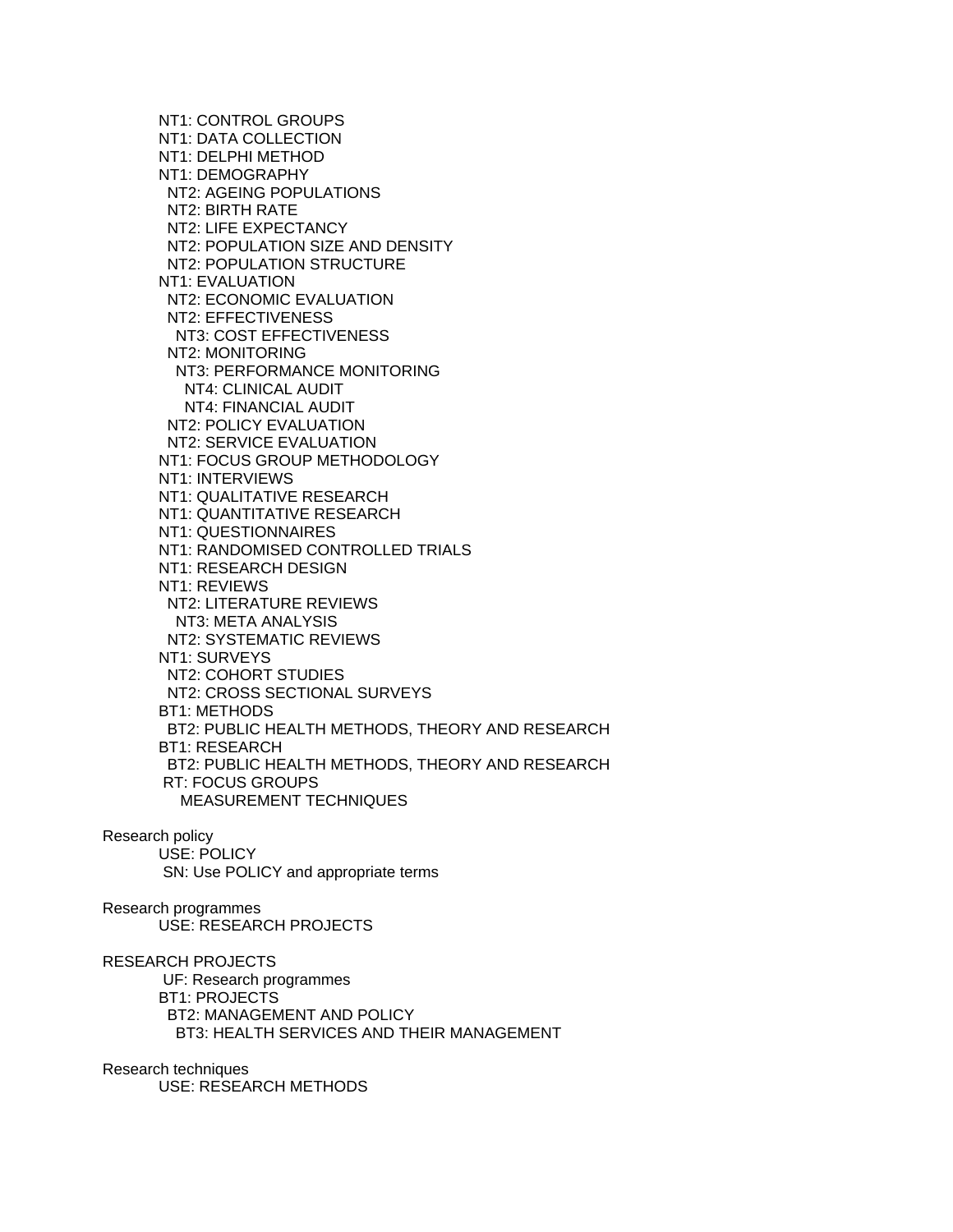NT1: CONTROL GROUPS
NT1: DATA COLLECTION
NT1: DELPHI METHOD
NT1: DEMOGRAPHY
  NT2: AGEING POPULATIONS
  NT2: BIRTH RATE
  NT2: LIFE EXPECTANCY
  NT2: POPULATION SIZE AND DENSITY
  NT2: POPULATION STRUCTURE
NT1: EVALUATION
  NT2: ECONOMIC EVALUATION
  NT2: EFFECTIVENESS
    NT3: COST EFFECTIVENESS
  NT2: MONITORING
    NT3: PERFORMANCE MONITORING
      NT4: CLINICAL AUDIT
      NT4: FINANCIAL AUDIT
  NT2: POLICY EVALUATION
  NT2: SERVICE EVALUATION
NT1: FOCUS GROUP METHODOLOGY
NT1: INTERVIEWS
NT1: QUALITATIVE RESEARCH
NT1: QUANTITATIVE RESEARCH
NT1: QUESTIONNAIRES
NT1: RANDOMISED CONTROLLED TRIALS
NT1: RESEARCH DESIGN
NT1: REVIEWS
  NT2: LITERATURE REVIEWS
    NT3: META ANALYSIS
  NT2: SYSTEMATIC REVIEWS
NT1: SURVEYS
  NT2: COHORT STUDIES
  NT2: CROSS SECTIONAL SURVEYS
BT1: METHODS
  BT2: PUBLIC HEALTH METHODS, THEORY AND RESEARCH
BT1: RESEARCH
  BT2: PUBLIC HEALTH METHODS, THEORY AND RESEARCH
RT: FOCUS GROUPS
  MEASUREMENT TECHNIQUES

Research policy
  USE: POLICY
  SN: Use POLICY and appropriate terms

Research programmes
  USE: RESEARCH PROJECTS

RESEARCH PROJECTS
  UF: Research programmes
  BT1: PROJECTS
    BT2: MANAGEMENT AND POLICY
      BT3: HEALTH SERVICES AND THEIR MANAGEMENT

Research techniques
  USE: RESEARCH METHODS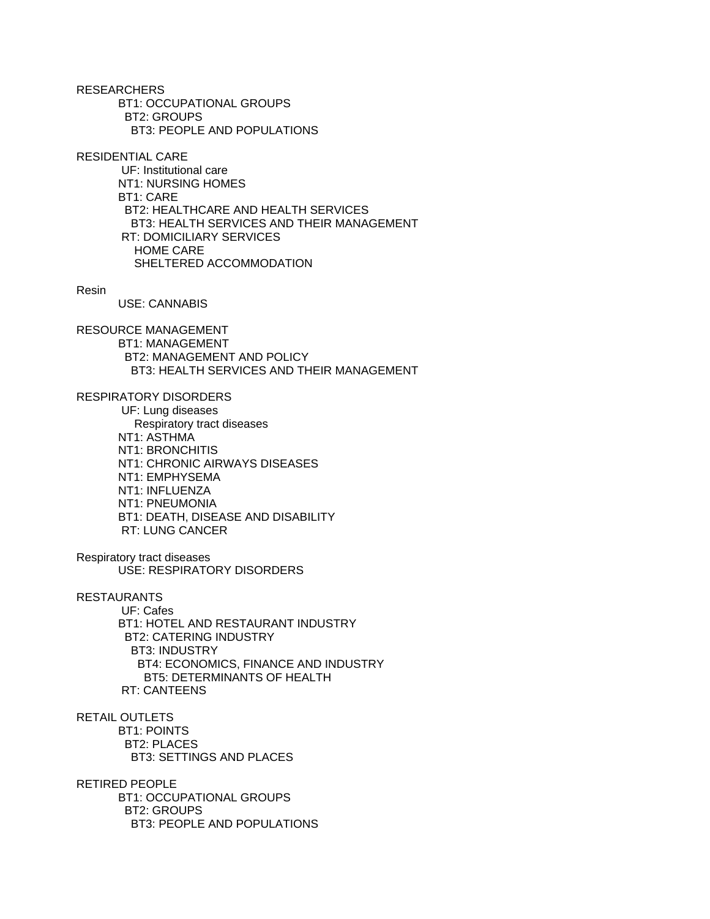RESEARCHERS
  BT1: OCCUPATIONAL GROUPS
    BT2: GROUPS
      BT3: PEOPLE AND POPULATIONS

RESIDENTIAL CARE
  UF: Institutional care
  NT1: NURSING HOMES
  BT1: CARE
    BT2: HEALTHCARE AND HEALTH SERVICES
      BT3: HEALTH SERVICES AND THEIR MANAGEMENT
  RT: DOMICILIARY SERVICES
    HOME CARE
    SHELTERED ACCOMMODATION

Resin
  USE: CANNABIS

RESOURCE MANAGEMENT
  BT1: MANAGEMENT
    BT2: MANAGEMENT AND POLICY
      BT3: HEALTH SERVICES AND THEIR MANAGEMENT

RESPIRATORY DISORDERS
  UF: Lung diseases
    Respiratory tract diseases
  NT1: ASTHMA
  NT1: BRONCHITIS
  NT1: CHRONIC AIRWAYS DISEASES
  NT1: EMPHYSEMA
  NT1: INFLUENZA
  NT1: PNEUMONIA
  BT1: DEATH, DISEASE AND DISABILITY
  RT: LUNG CANCER

Respiratory tract diseases
  USE: RESPIRATORY DISORDERS

RESTAURANTS
  UF: Cafes
  BT1: HOTEL AND RESTAURANT INDUSTRY
    BT2: CATERING INDUSTRY
      BT3: INDUSTRY
        BT4: ECONOMICS, FINANCE AND INDUSTRY
          BT5: DETERMINANTS OF HEALTH
  RT: CANTEENS

RETAIL OUTLETS
  BT1: POINTS
    BT2: PLACES
      BT3: SETTINGS AND PLACES

RETIRED PEOPLE
  BT1: OCCUPATIONAL GROUPS
    BT2: GROUPS
      BT3: PEOPLE AND POPULATIONS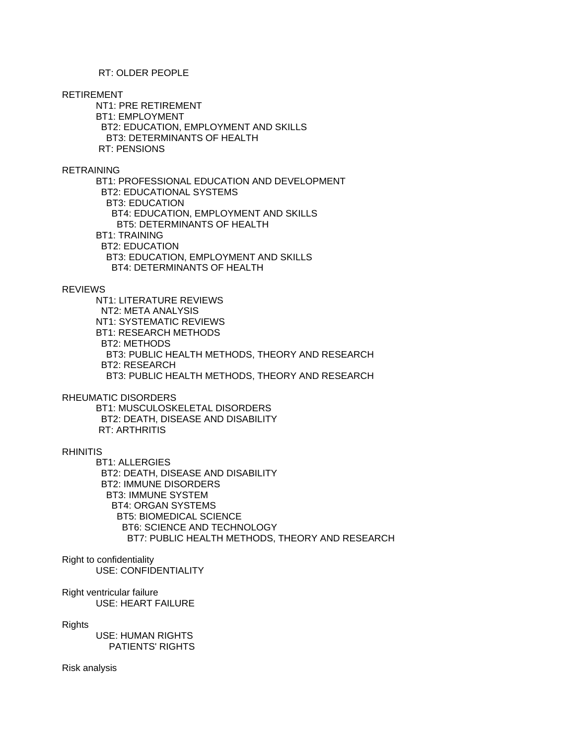RT: OLDER PEOPLE

RETIREMENT
NT1: PRE RETIREMENT
BT1: EMPLOYMENT
BT2: EDUCATION, EMPLOYMENT AND SKILLS
BT3: DETERMINANTS OF HEALTH
RT: PENSIONS

RETRAINING
BT1: PROFESSIONAL EDUCATION AND DEVELOPMENT
BT2: EDUCATIONAL SYSTEMS
BT3: EDUCATION
BT4: EDUCATION, EMPLOYMENT AND SKILLS
BT5: DETERMINANTS OF HEALTH
BT1: TRAINING
BT2: EDUCATION
BT3: EDUCATION, EMPLOYMENT AND SKILLS
BT4: DETERMINANTS OF HEALTH

REVIEWS
NT1: LITERATURE REVIEWS
NT2: META ANALYSIS
NT1: SYSTEMATIC REVIEWS
BT1: RESEARCH METHODS
BT2: METHODS
BT3: PUBLIC HEALTH METHODS, THEORY AND RESEARCH
BT2: RESEARCH
BT3: PUBLIC HEALTH METHODS, THEORY AND RESEARCH

RHEUMATIC DISORDERS
BT1: MUSCULOSKELETAL DISORDERS
BT2: DEATH, DISEASE AND DISABILITY
RT: ARTHRITIS

RHINITIS
BT1: ALLERGIES
BT2: DEATH, DISEASE AND DISABILITY
BT2: IMMUNE DISORDERS
BT3: IMMUNE SYSTEM
BT4: ORGAN SYSTEMS
BT5: BIOMEDICAL SCIENCE
BT6: SCIENCE AND TECHNOLOGY
BT7: PUBLIC HEALTH METHODS, THEORY AND RESEARCH

Right to confidentiality
USE: CONFIDENTIALITY

Right ventricular failure
USE: HEART FAILURE

Rights
USE: HUMAN RIGHTS
PATIENTS' RIGHTS

Risk analysis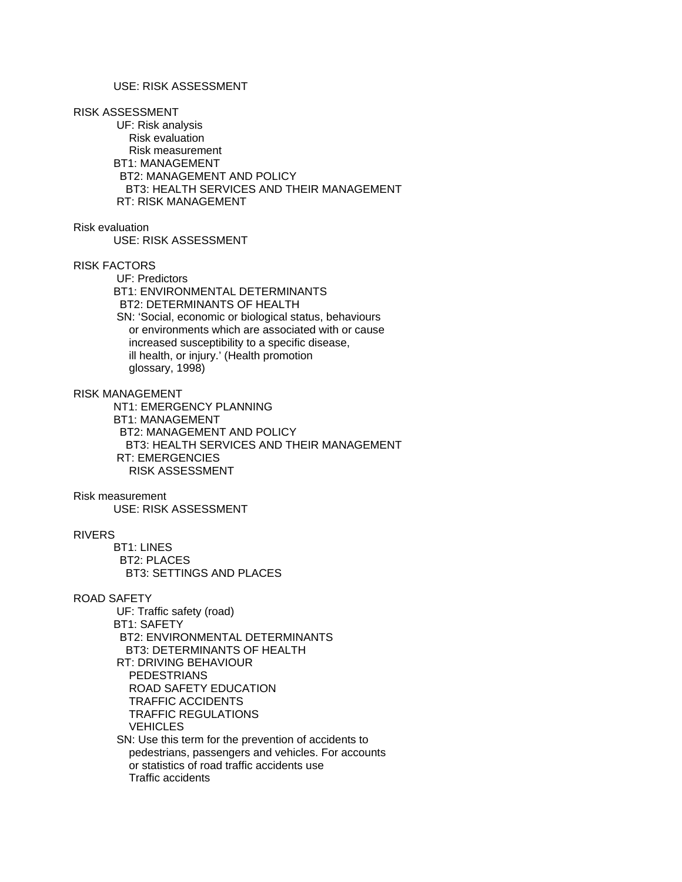USE: RISK ASSESSMENT

RISK ASSESSMENT
 UF: Risk analysis
  Risk evaluation
  Risk measurement
 BT1: MANAGEMENT
  BT2: MANAGEMENT AND POLICY
   BT3: HEALTH SERVICES AND THEIR MANAGEMENT
 RT: RISK MANAGEMENT

Risk evaluation
 USE: RISK ASSESSMENT

RISK FACTORS
 UF: Predictors
 BT1: ENVIRONMENTAL DETERMINANTS
  BT2: DETERMINANTS OF HEALTH
 SN: 'Social, economic or biological status, behaviours
  or environments which are associated with or cause
  increased susceptibility to a specific disease,
  ill health, or injury.' (Health promotion
  glossary, 1998)

RISK MANAGEMENT
 NT1: EMERGENCY PLANNING
 BT1: MANAGEMENT
  BT2: MANAGEMENT AND POLICY
   BT3: HEALTH SERVICES AND THEIR MANAGEMENT
 RT: EMERGENCIES
  RISK ASSESSMENT

Risk measurement
 USE: RISK ASSESSMENT

RIVERS
 BT1: LINES
  BT2: PLACES
   BT3: SETTINGS AND PLACES

ROAD SAFETY
 UF: Traffic safety (road)
 BT1: SAFETY
  BT2: ENVIRONMENTAL DETERMINANTS
   BT3: DETERMINANTS OF HEALTH
 RT: DRIVING BEHAVIOUR
  PEDESTRIANS
  ROAD SAFETY EDUCATION
  TRAFFIC ACCIDENTS
  TRAFFIC REGULATIONS
  VEHICLES
 SN: Use this term for the prevention of accidents to
  pedestrians, passengers and vehicles. For accounts
  or statistics of road traffic accidents use
  Traffic accidents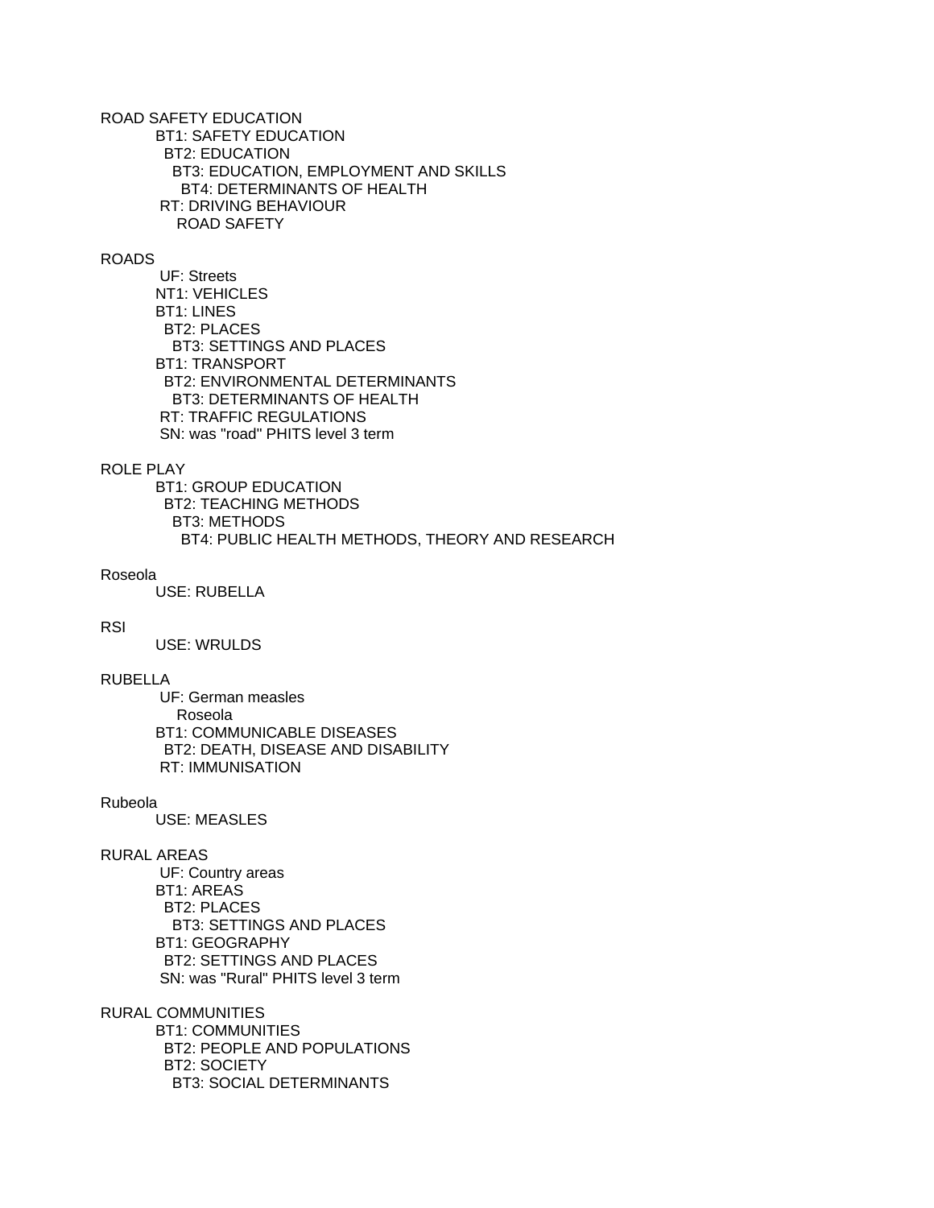ROAD SAFETY EDUCATION

BT1: SAFETY EDUCATION
  BT2: EDUCATION
    BT3: EDUCATION, EMPLOYMENT AND SKILLS
      BT4: DETERMINANTS OF HEALTH
RT: DRIVING BEHAVIOUR
    ROAD SAFETY

ROADS

UF: Streets
NT1: VEHICLES
BT1: LINES
  BT2: PLACES
    BT3: SETTINGS AND PLACES
BT1: TRANSPORT
  BT2: ENVIRONMENTAL DETERMINANTS
    BT3: DETERMINANTS OF HEALTH
RT: TRAFFIC REGULATIONS
SN: was "road" PHITS level 3 term

ROLE PLAY

BT1: GROUP EDUCATION
  BT2: TEACHING METHODS
    BT3: METHODS
      BT4: PUBLIC HEALTH METHODS, THEORY AND RESEARCH

Roseola

USE: RUBELLA

RSI

USE: WRULDS

RUBELLA

UF: German measles
    Roseola
BT1: COMMUNICABLE DISEASES
  BT2: DEATH, DISEASE AND DISABILITY
RT: IMMUNISATION

Rubeola

USE: MEASLES

RURAL AREAS

UF: Country areas
BT1: AREAS
  BT2: PLACES
    BT3: SETTINGS AND PLACES
BT1: GEOGRAPHY
  BT2: SETTINGS AND PLACES
SN: was "Rural" PHITS level 3 term

RURAL COMMUNITIES

BT1: COMMUNITIES
  BT2: PEOPLE AND POPULATIONS
  BT2: SOCIETY
    BT3: SOCIAL DETERMINANTS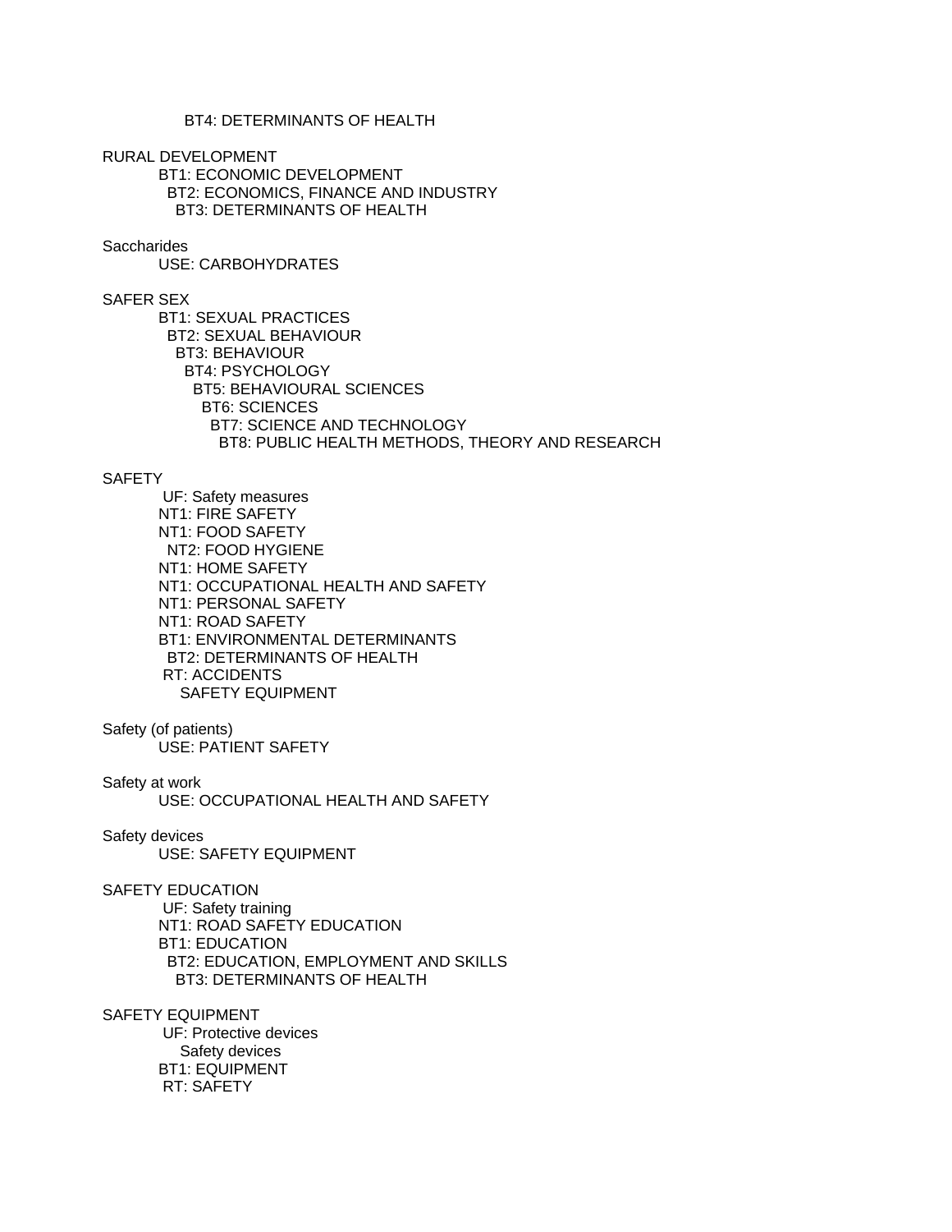BT4: DETERMINANTS OF HEALTH

RURAL DEVELOPMENT
BT1: ECONOMIC DEVELOPMENT
BT2: ECONOMICS, FINANCE AND INDUSTRY
BT3: DETERMINANTS OF HEALTH

Saccharides
USE: CARBOHYDRATES

SAFER SEX
BT1: SEXUAL PRACTICES
BT2: SEXUAL BEHAVIOUR
BT3: BEHAVIOUR
BT4: PSYCHOLOGY
BT5: BEHAVIOURAL SCIENCES
BT6: SCIENCES
BT7: SCIENCE AND TECHNOLOGY
BT8: PUBLIC HEALTH METHODS, THEORY AND RESEARCH

SAFETY
UF: Safety measures
NT1: FIRE SAFETY
NT1: FOOD SAFETY
NT2: FOOD HYGIENE
NT1: HOME SAFETY
NT1: OCCUPATIONAL HEALTH AND SAFETY
NT1: PERSONAL SAFETY
NT1: ROAD SAFETY
BT1: ENVIRONMENTAL DETERMINANTS
BT2: DETERMINANTS OF HEALTH
RT: ACCIDENTS
SAFETY EQUIPMENT

Safety (of patients)
USE: PATIENT SAFETY

Safety at work
USE: OCCUPATIONAL HEALTH AND SAFETY

Safety devices
USE: SAFETY EQUIPMENT

SAFETY EDUCATION
UF: Safety training
NT1: ROAD SAFETY EDUCATION
BT1: EDUCATION
BT2: EDUCATION, EMPLOYMENT AND SKILLS
BT3: DETERMINANTS OF HEALTH

SAFETY EQUIPMENT
UF: Protective devices
Safety devices
BT1: EQUIPMENT
RT: SAFETY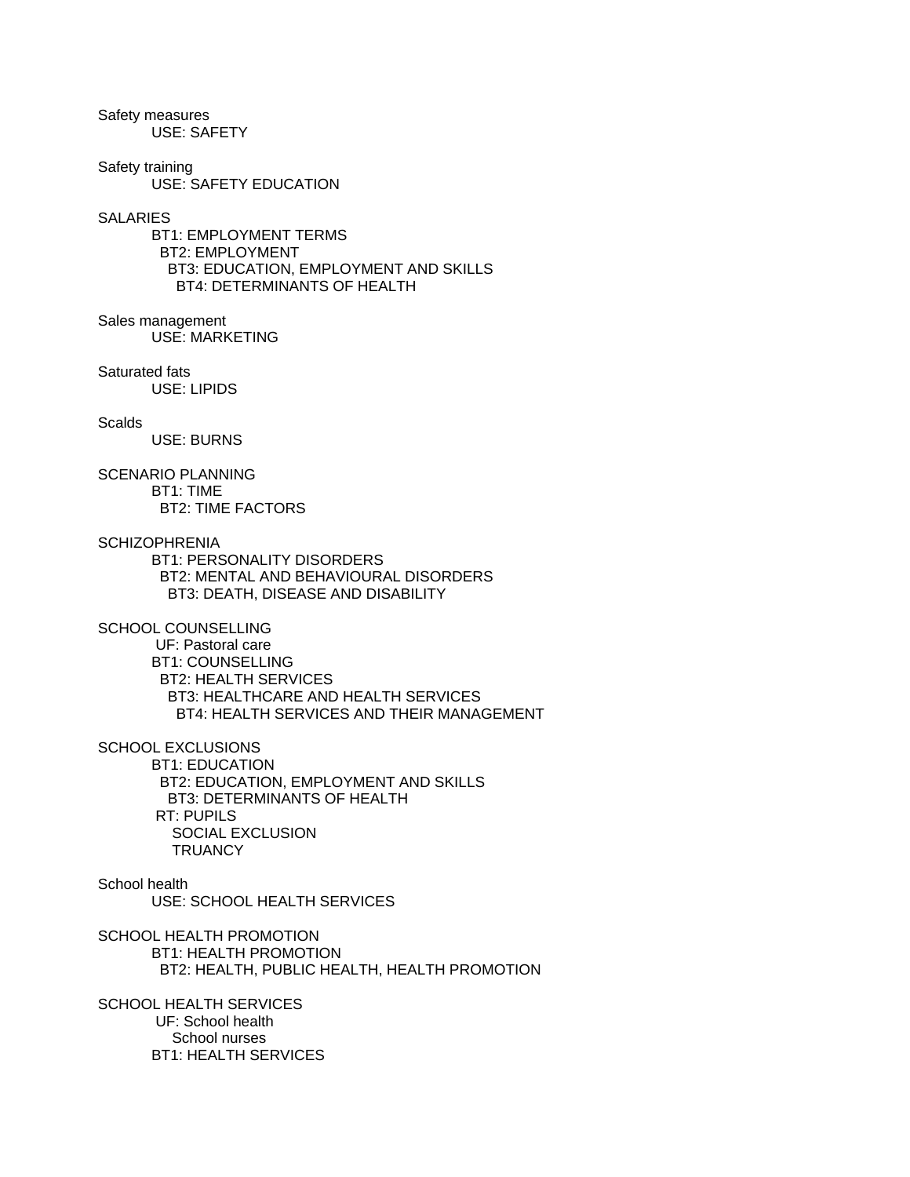Safety measures
    USE: SAFETY

Safety training
    USE: SAFETY EDUCATION

SALARIES
    BT1: EMPLOYMENT TERMS
      BT2: EMPLOYMENT
        BT3: EDUCATION, EMPLOYMENT AND SKILLS
          BT4: DETERMINANTS OF HEALTH

Sales management
    USE: MARKETING

Saturated fats
    USE: LIPIDS

Scalds
    USE: BURNS

SCENARIO PLANNING
    BT1: TIME
      BT2: TIME FACTORS

SCHIZOPHRENIA
    BT1: PERSONALITY DISORDERS
      BT2: MENTAL AND BEHAVIOURAL DISORDERS
        BT3: DEATH, DISEASE AND DISABILITY

SCHOOL COUNSELLING
    UF: Pastoral care
    BT1: COUNSELLING
      BT2: HEALTH SERVICES
        BT3: HEALTHCARE AND HEALTH SERVICES
          BT4: HEALTH SERVICES AND THEIR MANAGEMENT

SCHOOL EXCLUSIONS
    BT1: EDUCATION
      BT2: EDUCATION, EMPLOYMENT AND SKILLS
        BT3: DETERMINANTS OF HEALTH
    RT: PUPILS
      SOCIAL EXCLUSION
      TRUANCY

School health
    USE: SCHOOL HEALTH SERVICES

SCHOOL HEALTH PROMOTION
    BT1: HEALTH PROMOTION
      BT2: HEALTH, PUBLIC HEALTH, HEALTH PROMOTION

SCHOOL HEALTH SERVICES
    UF: School health
      School nurses
    BT1: HEALTH SERVICES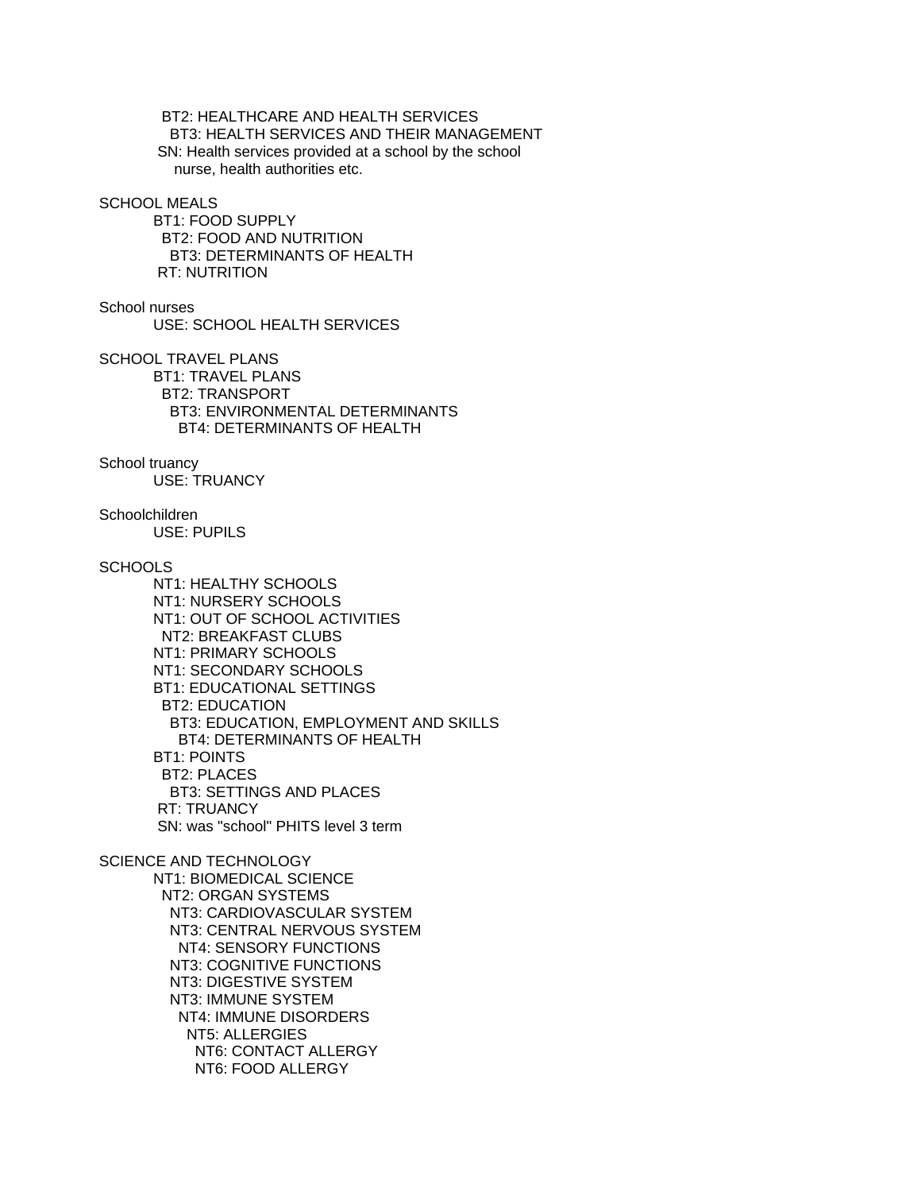BT2: HEALTHCARE AND HEALTH SERVICES
  BT3: HEALTH SERVICES AND THEIR MANAGEMENT
 SN: Health services provided at a school by the school nurse, health authorities etc.

SCHOOL MEALS
 BT1: FOOD SUPPLY
  BT2: FOOD AND NUTRITION
   BT3: DETERMINANTS OF HEALTH
 RT: NUTRITION

School nurses
 USE: SCHOOL HEALTH SERVICES

SCHOOL TRAVEL PLANS
 BT1: TRAVEL PLANS
  BT2: TRANSPORT
   BT3: ENVIRONMENTAL DETERMINANTS
    BT4: DETERMINANTS OF HEALTH

School truancy
 USE: TRUANCY

Schoolchildren
 USE: PUPILS

SCHOOLS
 NT1: HEALTHY SCHOOLS
 NT1: NURSERY SCHOOLS
 NT1: OUT OF SCHOOL ACTIVITIES
  NT2: BREAKFAST CLUBS
 NT1: PRIMARY SCHOOLS
 NT1: SECONDARY SCHOOLS
 BT1: EDUCATIONAL SETTINGS
  BT2: EDUCATION
   BT3: EDUCATION, EMPLOYMENT AND SKILLS
    BT4: DETERMINANTS OF HEALTH
 BT1: POINTS
  BT2: PLACES
   BT3: SETTINGS AND PLACES
 RT: TRUANCY
 SN: was "school" PHITS level 3 term

SCIENCE AND TECHNOLOGY
 NT1: BIOMEDICAL SCIENCE
  NT2: ORGAN SYSTEMS
   NT3: CARDIOVASCULAR SYSTEM
   NT3: CENTRAL NERVOUS SYSTEM
    NT4: SENSORY FUNCTIONS
   NT3: COGNITIVE FUNCTIONS
   NT3: DIGESTIVE SYSTEM
   NT3: IMMUNE SYSTEM
    NT4: IMMUNE DISORDERS
     NT5: ALLERGIES
      NT6: CONTACT ALLERGY
      NT6: FOOD ALLERGY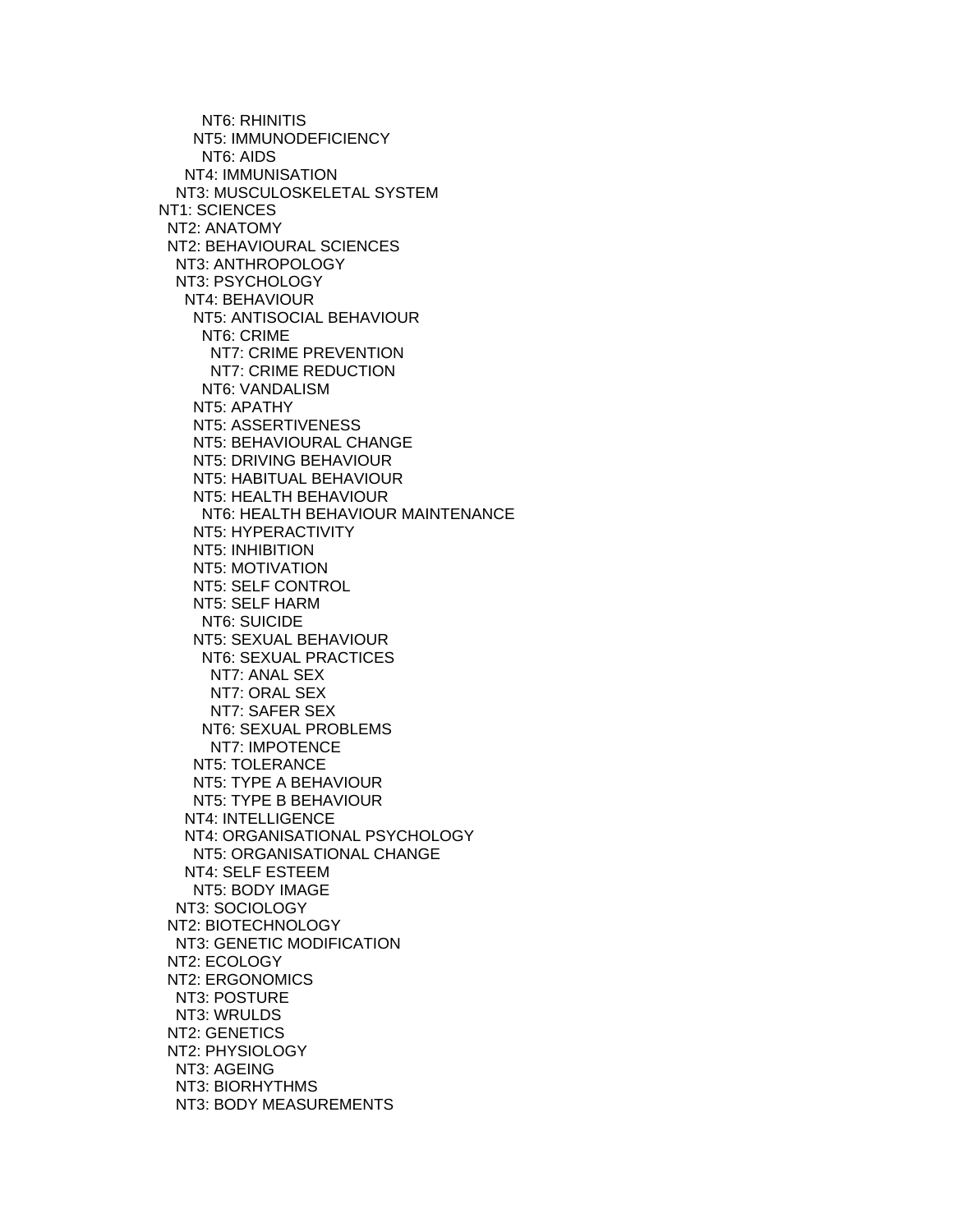NT6: RHINITIS
NT5: IMMUNODEFICIENCY
NT6: AIDS
NT4: IMMUNISATION
NT3: MUSCULOSKELETAL SYSTEM
NT1: SCIENCES
NT2: ANATOMY
NT2: BEHAVIOURAL SCIENCES
NT3: ANTHROPOLOGY
NT3: PSYCHOLOGY
NT4: BEHAVIOUR
NT5: ANTISOCIAL BEHAVIOUR
NT6: CRIME
NT7: CRIME PREVENTION
NT7: CRIME REDUCTION
NT6: VANDALISM
NT5: APATHY
NT5: ASSERTIVENESS
NT5: BEHAVIOURAL CHANGE
NT5: DRIVING BEHAVIOUR
NT5: HABITUAL BEHAVIOUR
NT5: HEALTH BEHAVIOUR
NT6: HEALTH BEHAVIOUR MAINTENANCE
NT5: HYPERACTIVITY
NT5: INHIBITION
NT5: MOTIVATION
NT5: SELF CONTROL
NT5: SELF HARM
NT6: SUICIDE
NT5: SEXUAL BEHAVIOUR
NT6: SEXUAL PRACTICES
NT7: ANAL SEX
NT7: ORAL SEX
NT7: SAFER SEX
NT6: SEXUAL PROBLEMS
NT7: IMPOTENCE
NT5: TOLERANCE
NT5: TYPE A BEHAVIOUR
NT5: TYPE B BEHAVIOUR
NT4: INTELLIGENCE
NT4: ORGANISATIONAL PSYCHOLOGY
NT5: ORGANISATIONAL CHANGE
NT4: SELF ESTEEM
NT5: BODY IMAGE
NT3: SOCIOLOGY
NT2: BIOTECHNOLOGY
NT3: GENETIC MODIFICATION
NT2: ECOLOGY
NT2: ERGONOMICS
NT3: POSTURE
NT3: WRULDS
NT2: GENETICS
NT2: PHYSIOLOGY
NT3: AGEING
NT3: BIORHYTHMS
NT3: BODY MEASUREMENTS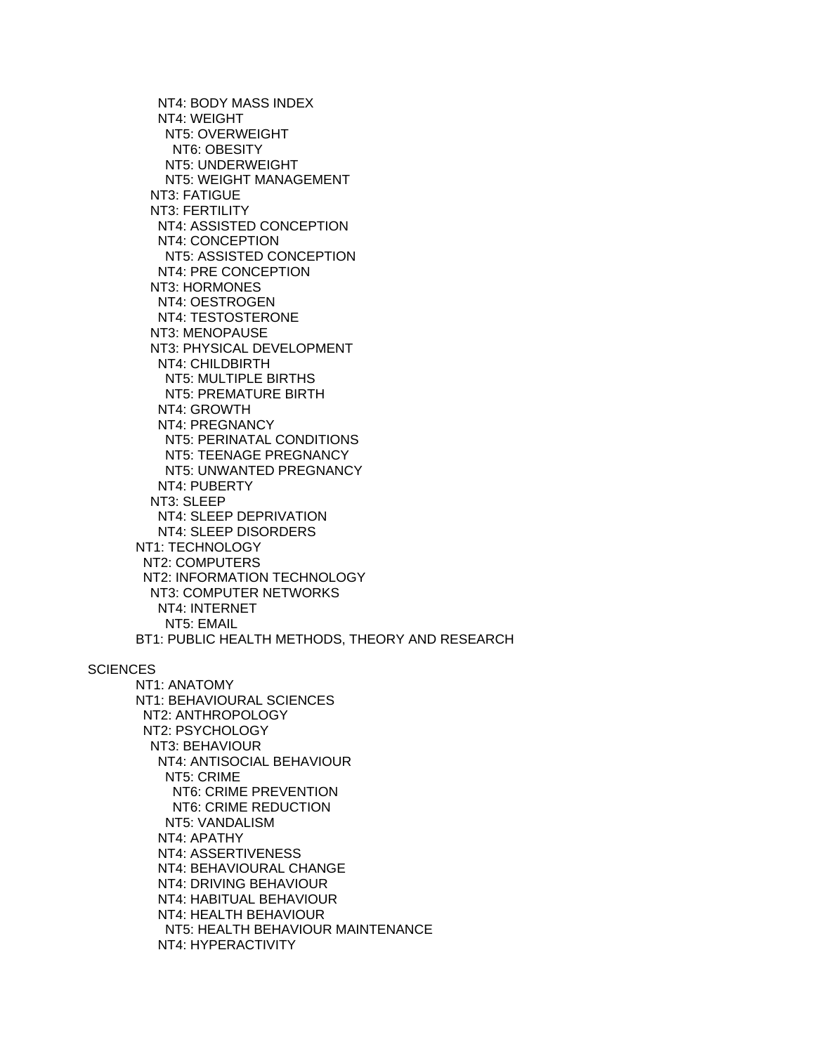NT4: BODY MASS INDEX
NT4: WEIGHT
NT5: OVERWEIGHT
NT6: OBESITY
NT5: UNDERWEIGHT
NT5: WEIGHT MANAGEMENT
NT3: FATIGUE
NT3: FERTILITY
NT4: ASSISTED CONCEPTION
NT4: CONCEPTION
NT5: ASSISTED CONCEPTION
NT4: PRE CONCEPTION
NT3: HORMONES
NT4: OESTROGEN
NT4: TESTOSTERONE
NT3: MENOPAUSE
NT3: PHYSICAL DEVELOPMENT
NT4: CHILDBIRTH
NT5: MULTIPLE BIRTHS
NT5: PREMATURE BIRTH
NT4: GROWTH
NT4: PREGNANCY
NT5: PERINATAL CONDITIONS
NT5: TEENAGE PREGNANCY
NT5: UNWANTED PREGNANCY
NT4: PUBERTY
NT3: SLEEP
NT4: SLEEP DEPRIVATION
NT4: SLEEP DISORDERS
NT1: TECHNOLOGY
NT2: COMPUTERS
NT2: INFORMATION TECHNOLOGY
NT3: COMPUTER NETWORKS
NT4: INTERNET
NT5: EMAIL
BT1: PUBLIC HEALTH METHODS, THEORY AND RESEARCH

SCIENCES
NT1: ANATOMY
NT1: BEHAVIOURAL SCIENCES
NT2: ANTHROPOLOGY
NT2: PSYCHOLOGY
NT3: BEHAVIOUR
NT4: ANTISOCIAL BEHAVIOUR
NT5: CRIME
NT6: CRIME PREVENTION
NT6: CRIME REDUCTION
NT5: VANDALISM
NT4: APATHY
NT4: ASSERTIVENESS
NT4: BEHAVIOURAL CHANGE
NT4: DRIVING BEHAVIOUR
NT4: HABITUAL BEHAVIOUR
NT4: HEALTH BEHAVIOUR
NT5: HEALTH BEHAVIOUR MAINTENANCE
NT4: HYPERACTIVITY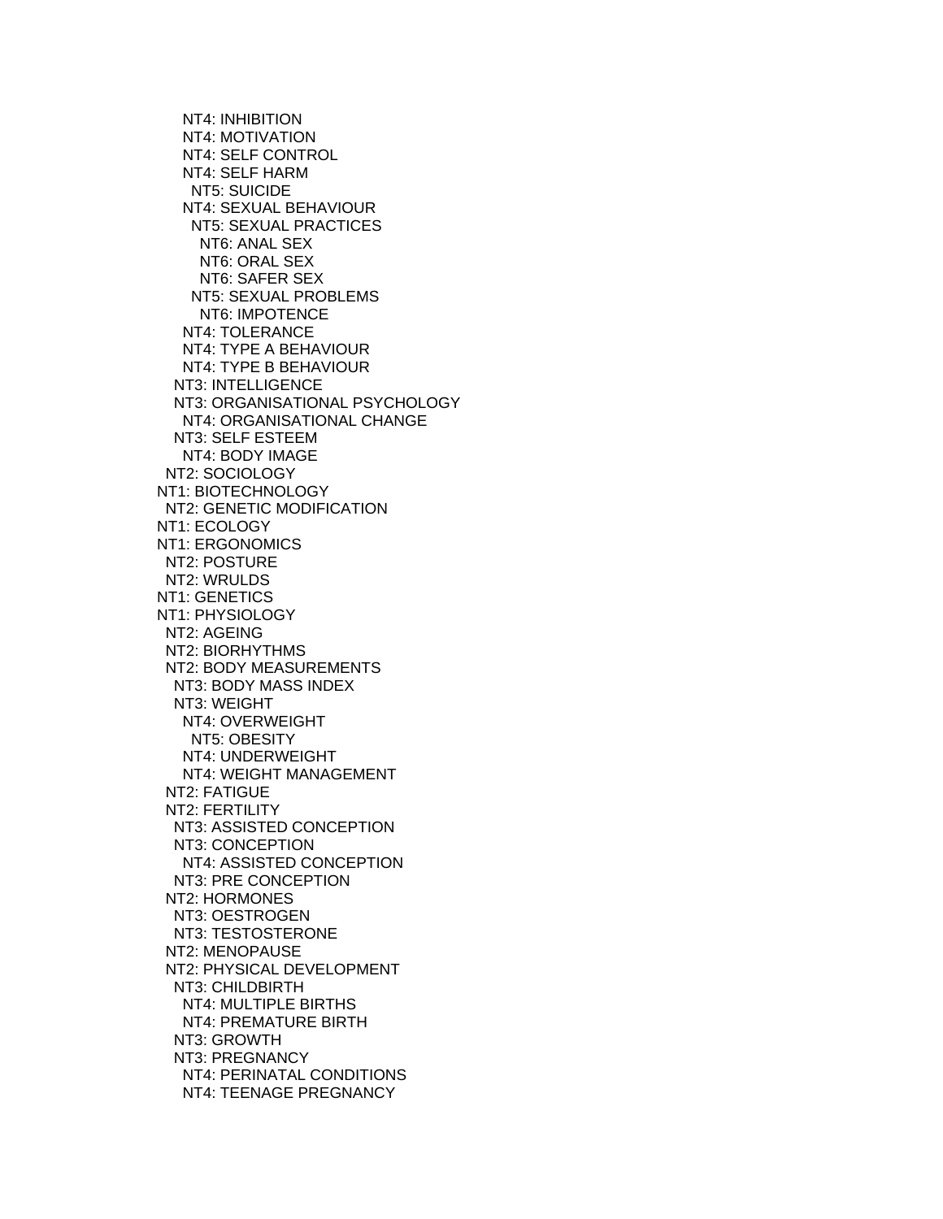NT4: INHIBITION
NT4: MOTIVATION
NT4: SELF CONTROL
NT4: SELF HARM
NT5: SUICIDE
NT4: SEXUAL BEHAVIOUR
NT5: SEXUAL PRACTICES
NT6: ANAL SEX
NT6: ORAL SEX
NT6: SAFER SEX
NT5: SEXUAL PROBLEMS
NT6: IMPOTENCE
NT4: TOLERANCE
NT4: TYPE A BEHAVIOUR
NT4: TYPE B BEHAVIOUR
NT3: INTELLIGENCE
NT3: ORGANISATIONAL PSYCHOLOGY
NT4: ORGANISATIONAL CHANGE
NT3: SELF ESTEEM
NT4: BODY IMAGE
NT2: SOCIOLOGY
NT1: BIOTECHNOLOGY
NT2: GENETIC MODIFICATION
NT1: ECOLOGY
NT1: ERGONOMICS
NT2: POSTURE
NT2: WRULDS
NT1: GENETICS
NT1: PHYSIOLOGY
NT2: AGEING
NT2: BIORHYTHMS
NT2: BODY MEASUREMENTS
NT3: BODY MASS INDEX
NT3: WEIGHT
NT4: OVERWEIGHT
NT5: OBESITY
NT4: UNDERWEIGHT
NT4: WEIGHT MANAGEMENT
NT2: FATIGUE
NT2: FERTILITY
NT3: ASSISTED CONCEPTION
NT3: CONCEPTION
NT4: ASSISTED CONCEPTION
NT3: PRE CONCEPTION
NT2: HORMONES
NT3: OESTROGEN
NT3: TESTOSTERONE
NT2: MENOPAUSE
NT2: PHYSICAL DEVELOPMENT
NT3: CHILDBIRTH
NT4: MULTIPLE BIRTHS
NT4: PREMATURE BIRTH
NT3: GROWTH
NT3: PREGNANCY
NT4: PERINATAL CONDITIONS
NT4: TEENAGE PREGNANCY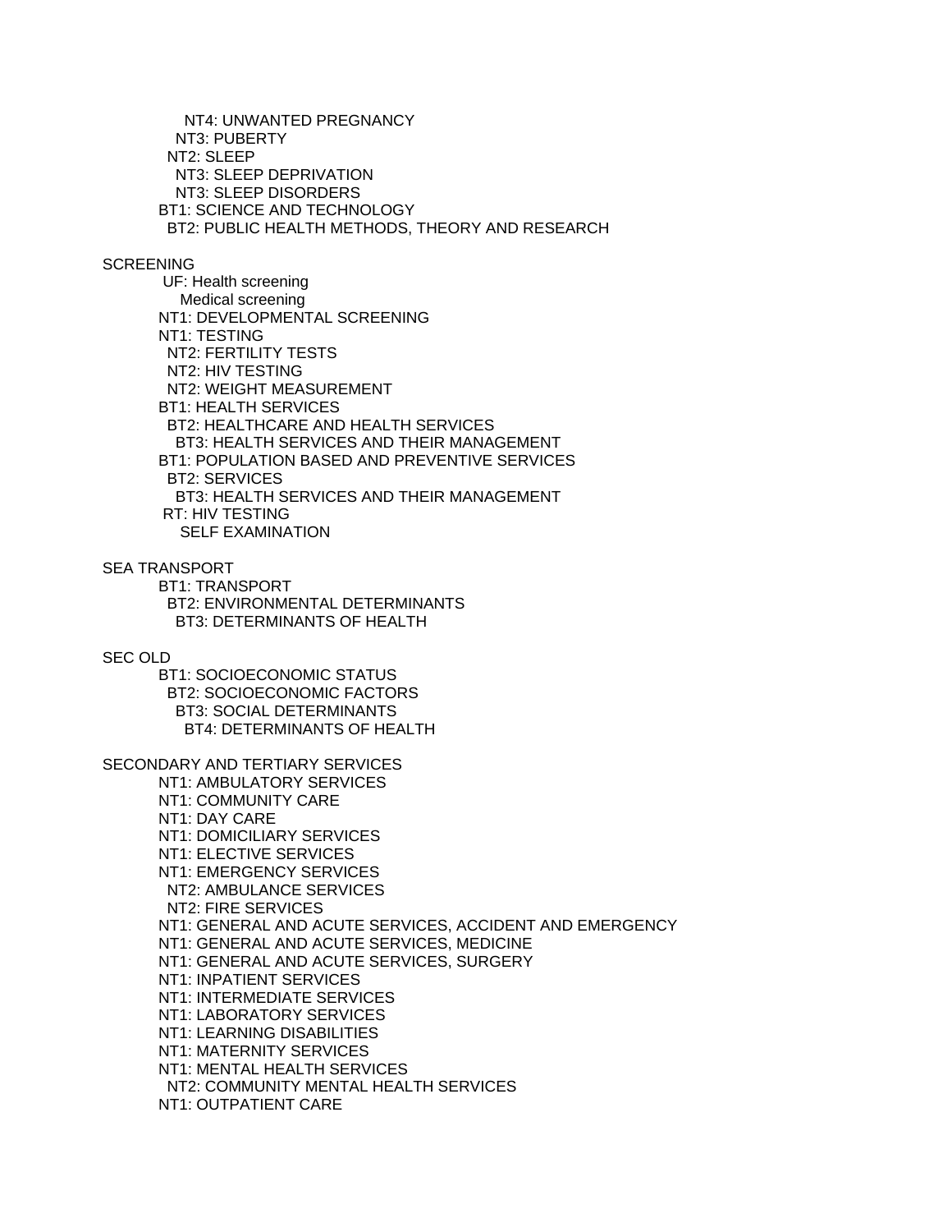NT4: UNWANTED PREGNANCY
NT3: PUBERTY
NT2: SLEEP
NT3: SLEEP DEPRIVATION
NT3: SLEEP DISORDERS
BT1: SCIENCE AND TECHNOLOGY
BT2: PUBLIC HEALTH METHODS, THEORY AND RESEARCH

SCREENING
UF: Health screening
Medical screening
NT1: DEVELOPMENTAL SCREENING
NT1: TESTING
NT2: FERTILITY TESTS
NT2: HIV TESTING
NT2: WEIGHT MEASUREMENT
BT1: HEALTH SERVICES
BT2: HEALTHCARE AND HEALTH SERVICES
BT3: HEALTH SERVICES AND THEIR MANAGEMENT
BT1: POPULATION BASED AND PREVENTIVE SERVICES
BT2: SERVICES
BT3: HEALTH SERVICES AND THEIR MANAGEMENT
RT: HIV TESTING
SELF EXAMINATION

SEA TRANSPORT
BT1: TRANSPORT
BT2: ENVIRONMENTAL DETERMINANTS
BT3: DETERMINANTS OF HEALTH

SEC OLD
BT1: SOCIOECONOMIC STATUS
BT2: SOCIOECONOMIC FACTORS
BT3: SOCIAL DETERMINANTS
BT4: DETERMINANTS OF HEALTH

SECONDARY AND TERTIARY SERVICES
NT1: AMBULATORY SERVICES
NT1: COMMUNITY CARE
NT1: DAY CARE
NT1: DOMICILIARY SERVICES
NT1: ELECTIVE SERVICES
NT1: EMERGENCY SERVICES
NT2: AMBULANCE SERVICES
NT2: FIRE SERVICES
NT1: GENERAL AND ACUTE SERVICES, ACCIDENT AND EMERGENCY
NT1: GENERAL AND ACUTE SERVICES, MEDICINE
NT1: GENERAL AND ACUTE SERVICES, SURGERY
NT1: INPATIENT SERVICES
NT1: INTERMEDIATE SERVICES
NT1: LABORATORY SERVICES
NT1: LEARNING DISABILITIES
NT1: MATERNITY SERVICES
NT1: MENTAL HEALTH SERVICES
NT2: COMMUNITY MENTAL HEALTH SERVICES
NT1: OUTPATIENT CARE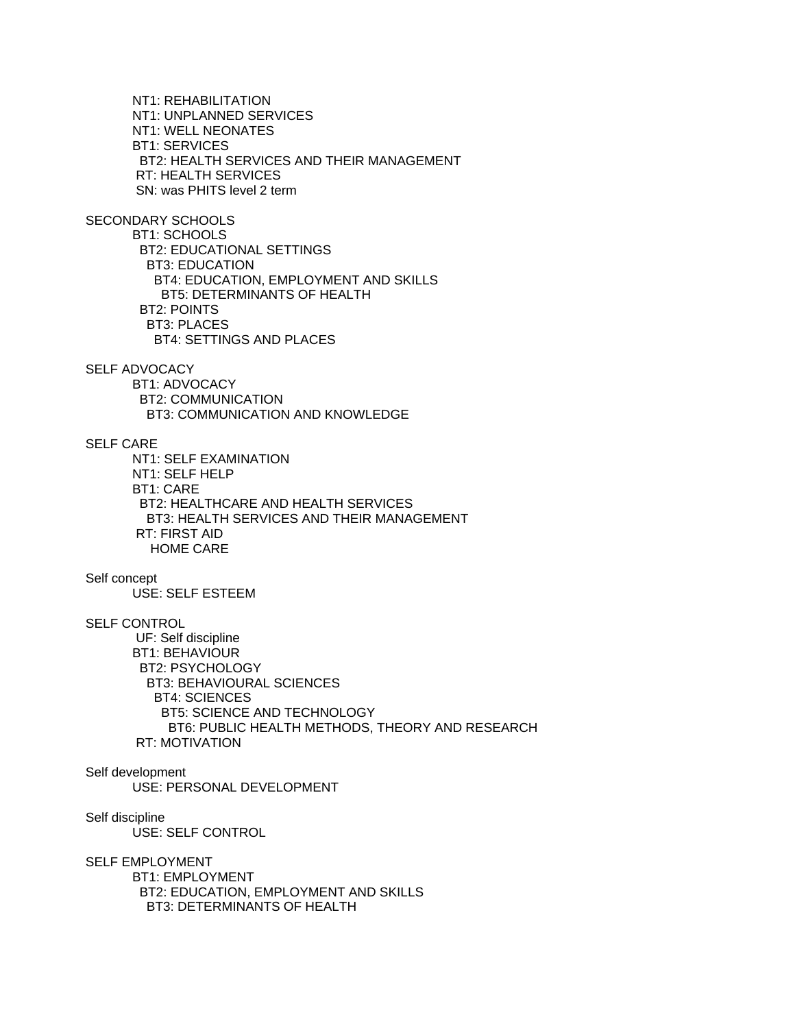NT1: REHABILITATION
NT1: UNPLANNED SERVICES
NT1: WELL NEONATES
BT1: SERVICES
  BT2: HEALTH SERVICES AND THEIR MANAGEMENT
 RT: HEALTH SERVICES
 SN: was PHITS level 2 term

SECONDARY SCHOOLS
BT1: SCHOOLS
  BT2: EDUCATIONAL SETTINGS
    BT3: EDUCATION
      BT4: EDUCATION, EMPLOYMENT AND SKILLS
        BT5: DETERMINANTS OF HEALTH
  BT2: POINTS
    BT3: PLACES
      BT4: SETTINGS AND PLACES

SELF ADVOCACY
BT1: ADVOCACY
  BT2: COMMUNICATION
    BT3: COMMUNICATION AND KNOWLEDGE

SELF CARE
NT1: SELF EXAMINATION
NT1: SELF HELP
BT1: CARE
  BT2: HEALTHCARE AND HEALTH SERVICES
    BT3: HEALTH SERVICES AND THEIR MANAGEMENT
 RT: FIRST AID
    HOME CARE

Self concept
USE: SELF ESTEEM

SELF CONTROL
 UF: Self discipline
BT1: BEHAVIOUR
  BT2: PSYCHOLOGY
    BT3: BEHAVIOURAL SCIENCES
      BT4: SCIENCES
        BT5: SCIENCE AND TECHNOLOGY
          BT6: PUBLIC HEALTH METHODS, THEORY AND RESEARCH
 RT: MOTIVATION

Self development
USE: PERSONAL DEVELOPMENT

Self discipline
USE: SELF CONTROL

SELF EMPLOYMENT
BT1: EMPLOYMENT
  BT2: EDUCATION, EMPLOYMENT AND SKILLS
    BT3: DETERMINANTS OF HEALTH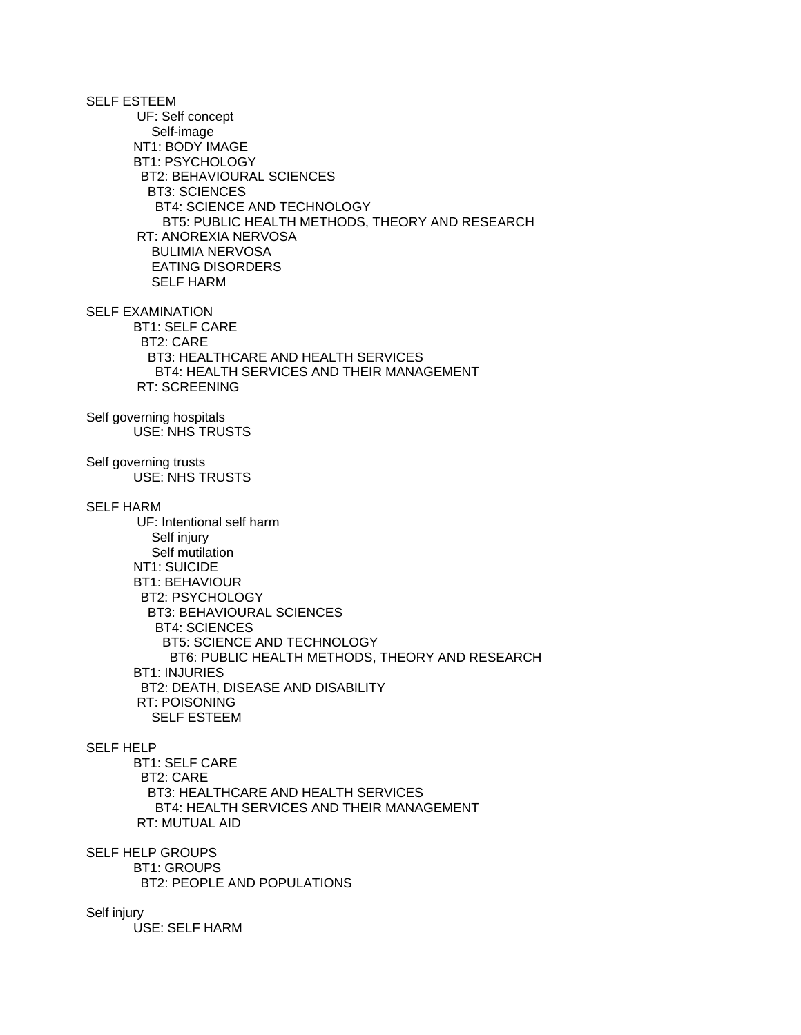SELF ESTEEM
  UF: Self concept
    Self-image
  NT1: BODY IMAGE
  BT1: PSYCHOLOGY
   BT2: BEHAVIOURAL SCIENCES
    BT3: SCIENCES
     BT4: SCIENCE AND TECHNOLOGY
      BT5: PUBLIC HEALTH METHODS, THEORY AND RESEARCH
  RT: ANOREXIA NERVOSA
    BULIMIA NERVOSA
    EATING DISORDERS
    SELF HARM

SELF EXAMINATION
  BT1: SELF CARE
   BT2: CARE
    BT3: HEALTHCARE AND HEALTH SERVICES
     BT4: HEALTH SERVICES AND THEIR MANAGEMENT
  RT: SCREENING

Self governing hospitals
  USE: NHS TRUSTS

Self governing trusts
  USE: NHS TRUSTS

SELF HARM
  UF: Intentional self harm
    Self injury
    Self mutilation
  NT1: SUICIDE
  BT1: BEHAVIOUR
   BT2: PSYCHOLOGY
    BT3: BEHAVIOURAL SCIENCES
     BT4: SCIENCES
      BT5: SCIENCE AND TECHNOLOGY
       BT6: PUBLIC HEALTH METHODS, THEORY AND RESEARCH
  BT1: INJURIES
   BT2: DEATH, DISEASE AND DISABILITY
  RT: POISONING
    SELF ESTEEM

SELF HELP
  BT1: SELF CARE
   BT2: CARE
    BT3: HEALTHCARE AND HEALTH SERVICES
     BT4: HEALTH SERVICES AND THEIR MANAGEMENT
  RT: MUTUAL AID

SELF HELP GROUPS
  BT1: GROUPS
   BT2: PEOPLE AND POPULATIONS

Self injury
  USE: SELF HARM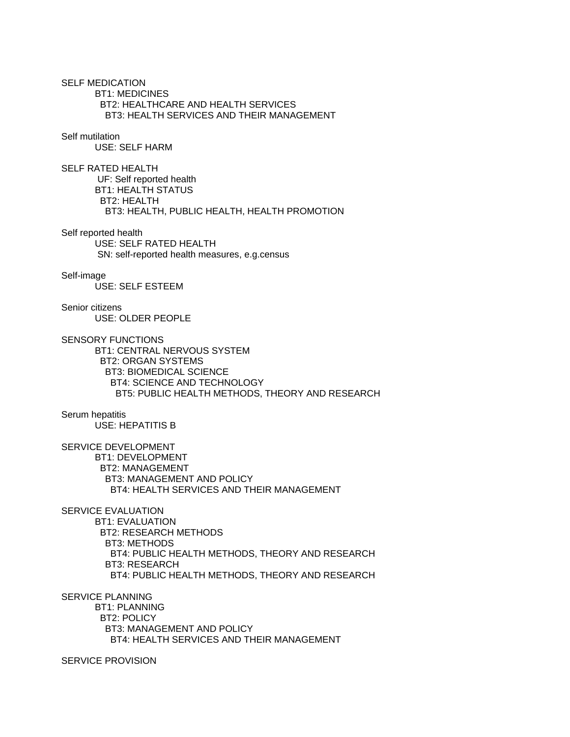SELF MEDICATION
    BT1: MEDICINES
      BT2: HEALTHCARE AND HEALTH SERVICES
        BT3: HEALTH SERVICES AND THEIR MANAGEMENT

Self mutilation
    USE: SELF HARM

SELF RATED HEALTH
    UF: Self reported health
    BT1: HEALTH STATUS
      BT2: HEALTH
        BT3: HEALTH, PUBLIC HEALTH, HEALTH PROMOTION

Self reported health
    USE: SELF RATED HEALTH
    SN: self-reported health measures, e.g.census

Self-image
    USE: SELF ESTEEM

Senior citizens
    USE: OLDER PEOPLE

SENSORY FUNCTIONS
    BT1: CENTRAL NERVOUS SYSTEM
      BT2: ORGAN SYSTEMS
        BT3: BIOMEDICAL SCIENCE
          BT4: SCIENCE AND TECHNOLOGY
            BT5: PUBLIC HEALTH METHODS, THEORY AND RESEARCH

Serum hepatitis
    USE: HEPATITIS B

SERVICE DEVELOPMENT
    BT1: DEVELOPMENT
      BT2: MANAGEMENT
        BT3: MANAGEMENT AND POLICY
          BT4: HEALTH SERVICES AND THEIR MANAGEMENT

SERVICE EVALUATION
    BT1: EVALUATION
      BT2: RESEARCH METHODS
        BT3: METHODS
          BT4: PUBLIC HEALTH METHODS, THEORY AND RESEARCH
        BT3: RESEARCH
          BT4: PUBLIC HEALTH METHODS, THEORY AND RESEARCH

SERVICE PLANNING
    BT1: PLANNING
      BT2: POLICY
        BT3: MANAGEMENT AND POLICY
          BT4: HEALTH SERVICES AND THEIR MANAGEMENT

SERVICE PROVISION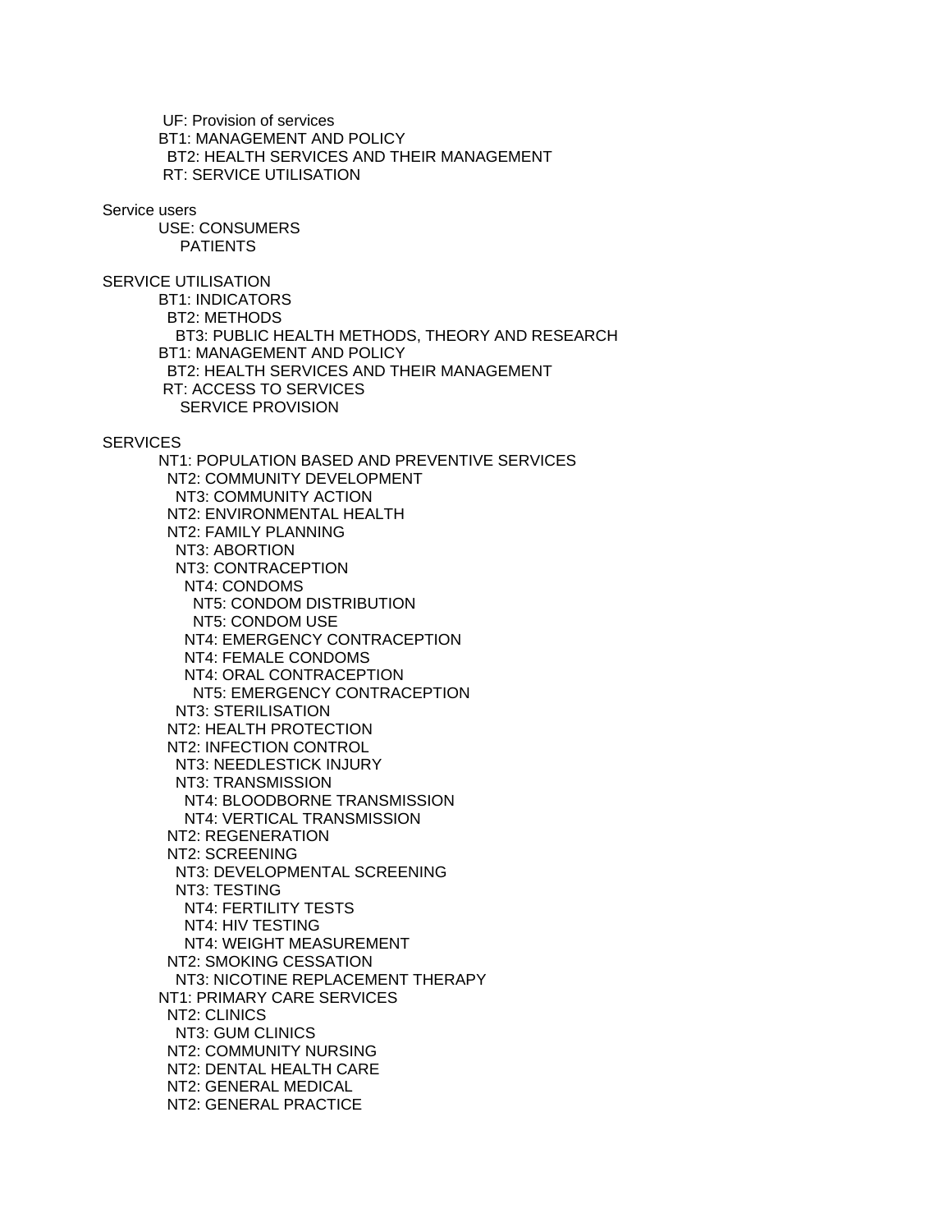UF: Provision of services
BT1: MANAGEMENT AND POLICY
  BT2: HEALTH SERVICES AND THEIR MANAGEMENT
 RT: SERVICE UTILISATION

Service users
  USE: CONSUMERS
    PATIENTS

SERVICE UTILISATION
  BT1: INDICATORS
    BT2: METHODS
      BT3: PUBLIC HEALTH METHODS, THEORY AND RESEARCH
  BT1: MANAGEMENT AND POLICY
    BT2: HEALTH SERVICES AND THEIR MANAGEMENT
  RT: ACCESS TO SERVICES
    SERVICE PROVISION

SERVICES
  NT1: POPULATION BASED AND PREVENTIVE SERVICES
    NT2: COMMUNITY DEVELOPMENT
      NT3: COMMUNITY ACTION
    NT2: ENVIRONMENTAL HEALTH
    NT2: FAMILY PLANNING
      NT3: ABORTION
      NT3: CONTRACEPTION
        NT4: CONDOMS
          NT5: CONDOM DISTRIBUTION
          NT5: CONDOM USE
        NT4: EMERGENCY CONTRACEPTION
        NT4: FEMALE CONDOMS
        NT4: ORAL CONTRACEPTION
          NT5: EMERGENCY CONTRACEPTION
      NT3: STERILISATION
    NT2: HEALTH PROTECTION
    NT2: INFECTION CONTROL
      NT3: NEEDLESTICK INJURY
      NT3: TRANSMISSION
        NT4: BLOODBORNE TRANSMISSION
        NT4: VERTICAL TRANSMISSION
    NT2: REGENERATION
    NT2: SCREENING
      NT3: DEVELOPMENTAL SCREENING
      NT3: TESTING
        NT4: FERTILITY TESTS
        NT4: HIV TESTING
        NT4: WEIGHT MEASUREMENT
    NT2: SMOKING CESSATION
      NT3: NICOTINE REPLACEMENT THERAPY
  NT1: PRIMARY CARE SERVICES
    NT2: CLINICS
      NT3: GUM CLINICS
    NT2: COMMUNITY NURSING
    NT2: DENTAL HEALTH CARE
    NT2: GENERAL MEDICAL
    NT2: GENERAL PRACTICE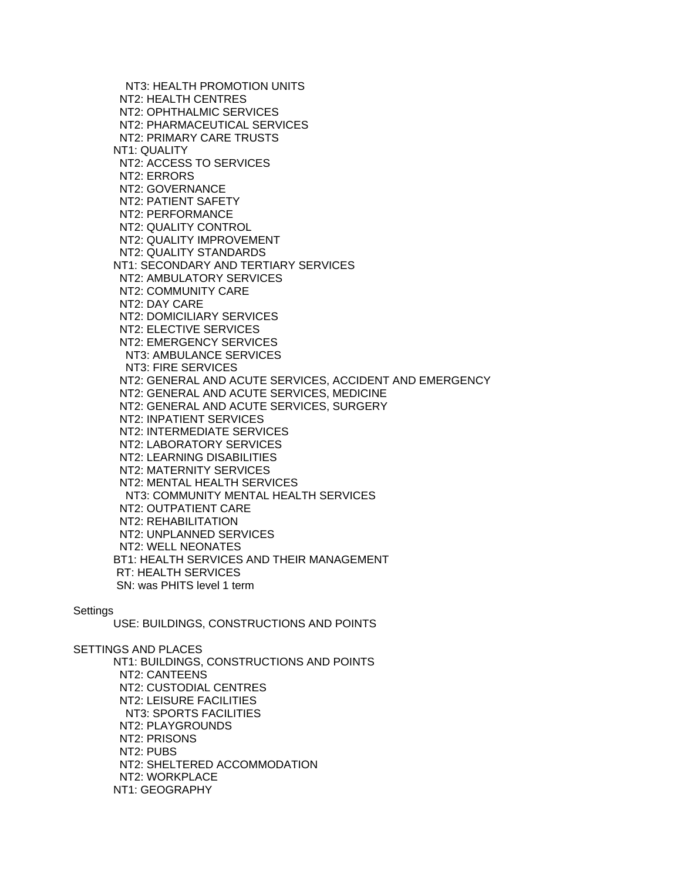NT3: HEALTH PROMOTION UNITS
NT2: HEALTH CENTRES
NT2: OPHTHALMIC SERVICES
NT2: PHARMACEUTICAL SERVICES
NT2: PRIMARY CARE TRUSTS
NT1: QUALITY
NT2: ACCESS TO SERVICES
NT2: ERRORS
NT2: GOVERNANCE
NT2: PATIENT SAFETY
NT2: PERFORMANCE
NT2: QUALITY CONTROL
NT2: QUALITY IMPROVEMENT
NT2: QUALITY STANDARDS
NT1: SECONDARY AND TERTIARY SERVICES
NT2: AMBULATORY SERVICES
NT2: COMMUNITY CARE
NT2: DAY CARE
NT2: DOMICILIARY SERVICES
NT2: ELECTIVE SERVICES
NT2: EMERGENCY SERVICES
NT3: AMBULANCE SERVICES
NT3: FIRE SERVICES
NT2: GENERAL AND ACUTE SERVICES, ACCIDENT AND EMERGENCY
NT2: GENERAL AND ACUTE SERVICES, MEDICINE
NT2: GENERAL AND ACUTE SERVICES, SURGERY
NT2: INPATIENT SERVICES
NT2: INTERMEDIATE SERVICES
NT2: LABORATORY SERVICES
NT2: LEARNING DISABILITIES
NT2: MATERNITY SERVICES
NT2: MENTAL HEALTH SERVICES
NT3: COMMUNITY MENTAL HEALTH SERVICES
NT2: OUTPATIENT CARE
NT2: REHABILITATION
NT2: UNPLANNED SERVICES
NT2: WELL NEONATES
BT1: HEALTH SERVICES AND THEIR MANAGEMENT
RT: HEALTH SERVICES
SN: was PHITS level 1 term

Settings
USE: BUILDINGS, CONSTRUCTIONS AND POINTS

SETTINGS AND PLACES
NT1: BUILDINGS, CONSTRUCTIONS AND POINTS
NT2: CANTEENS
NT2: CUSTODIAL CENTRES
NT2: LEISURE FACILITIES
NT3: SPORTS FACILITIES
NT2: PLAYGROUNDS
NT2: PRISONS
NT2: PUBS
NT2: SHELTERED ACCOMMODATION
NT2: WORKPLACE
NT1: GEOGRAPHY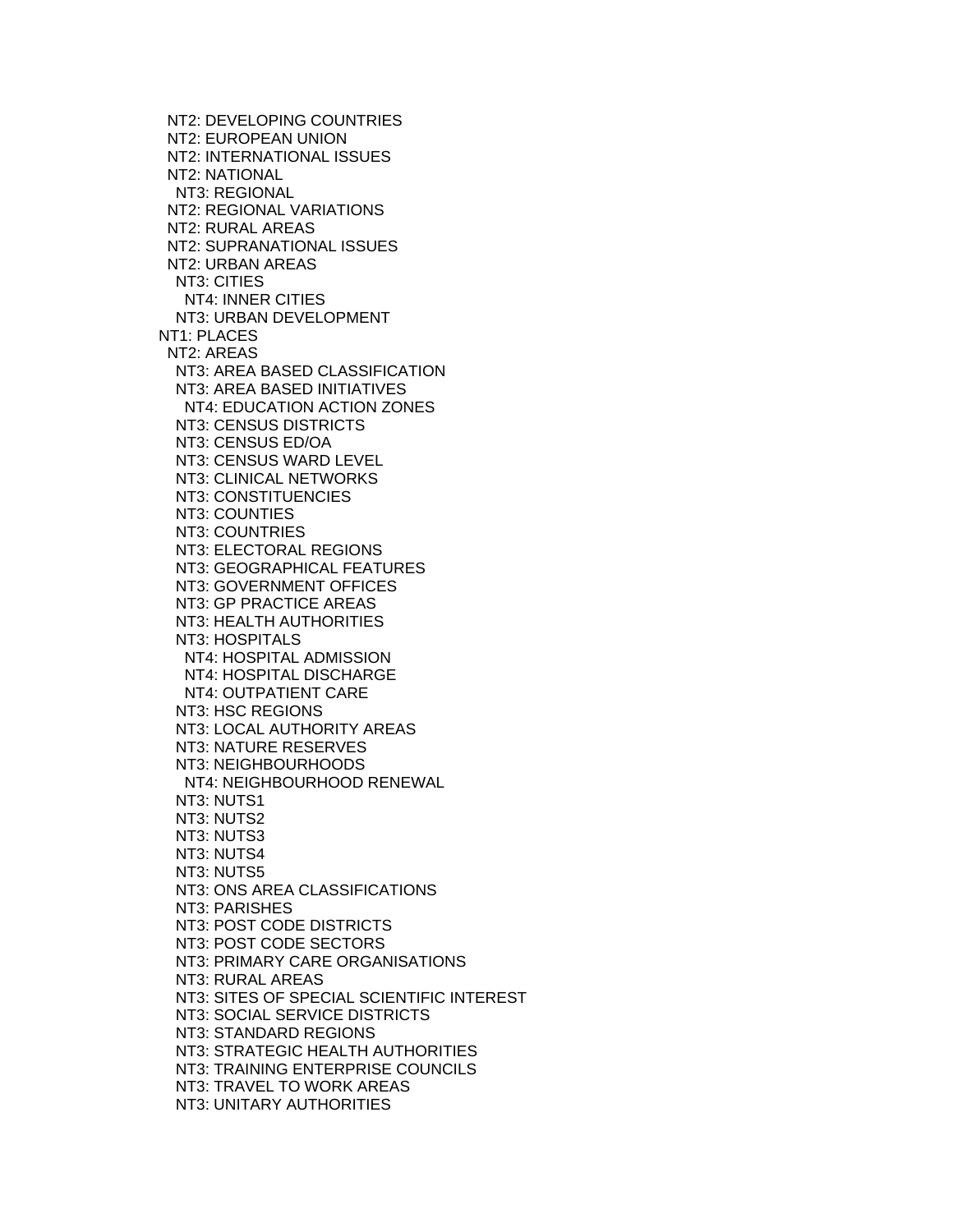NT2: DEVELOPING COUNTRIES
  NT2: EUROPEAN UNION
  NT2: INTERNATIONAL ISSUES
  NT2: NATIONAL
   NT3: REGIONAL
  NT2: REGIONAL VARIATIONS
  NT2: RURAL AREAS
  NT2: SUPRANATIONAL ISSUES
  NT2: URBAN AREAS
   NT3: CITIES
    NT4: INNER CITIES
   NT3: URBAN DEVELOPMENT
 NT1: PLACES
  NT2: AREAS
   NT3: AREA BASED CLASSIFICATION
   NT3: AREA BASED INITIATIVES
    NT4: EDUCATION ACTION ZONES
   NT3: CENSUS DISTRICTS
   NT3: CENSUS ED/OA
   NT3: CENSUS WARD LEVEL
   NT3: CLINICAL NETWORKS
   NT3: CONSTITUENCIES
   NT3: COUNTIES
   NT3: COUNTRIES
   NT3: ELECTORAL REGIONS
   NT3: GEOGRAPHICAL FEATURES
   NT3: GOVERNMENT OFFICES
   NT3: GP PRACTICE AREAS
   NT3: HEALTH AUTHORITIES
   NT3: HOSPITALS
    NT4: HOSPITAL ADMISSION
    NT4: HOSPITAL DISCHARGE
    NT4: OUTPATIENT CARE
   NT3: HSC REGIONS
   NT3: LOCAL AUTHORITY AREAS
   NT3: NATURE RESERVES
   NT3: NEIGHBOURHOODS
    NT4: NEIGHBOURHOOD RENEWAL
   NT3: NUTS1
   NT3: NUTS2
   NT3: NUTS3
   NT3: NUTS4
   NT3: NUTS5
   NT3: ONS AREA CLASSIFICATIONS
   NT3: PARISHES
   NT3: POST CODE DISTRICTS
   NT3: POST CODE SECTORS
   NT3: PRIMARY CARE ORGANISATIONS
   NT3: RURAL AREAS
   NT3: SITES OF SPECIAL SCIENTIFIC INTEREST
   NT3: SOCIAL SERVICE DISTRICTS
   NT3: STANDARD REGIONS
   NT3: STRATEGIC HEALTH AUTHORITIES
   NT3: TRAINING ENTERPRISE COUNCILS
   NT3: TRAVEL TO WORK AREAS
   NT3: UNITARY AUTHORITIES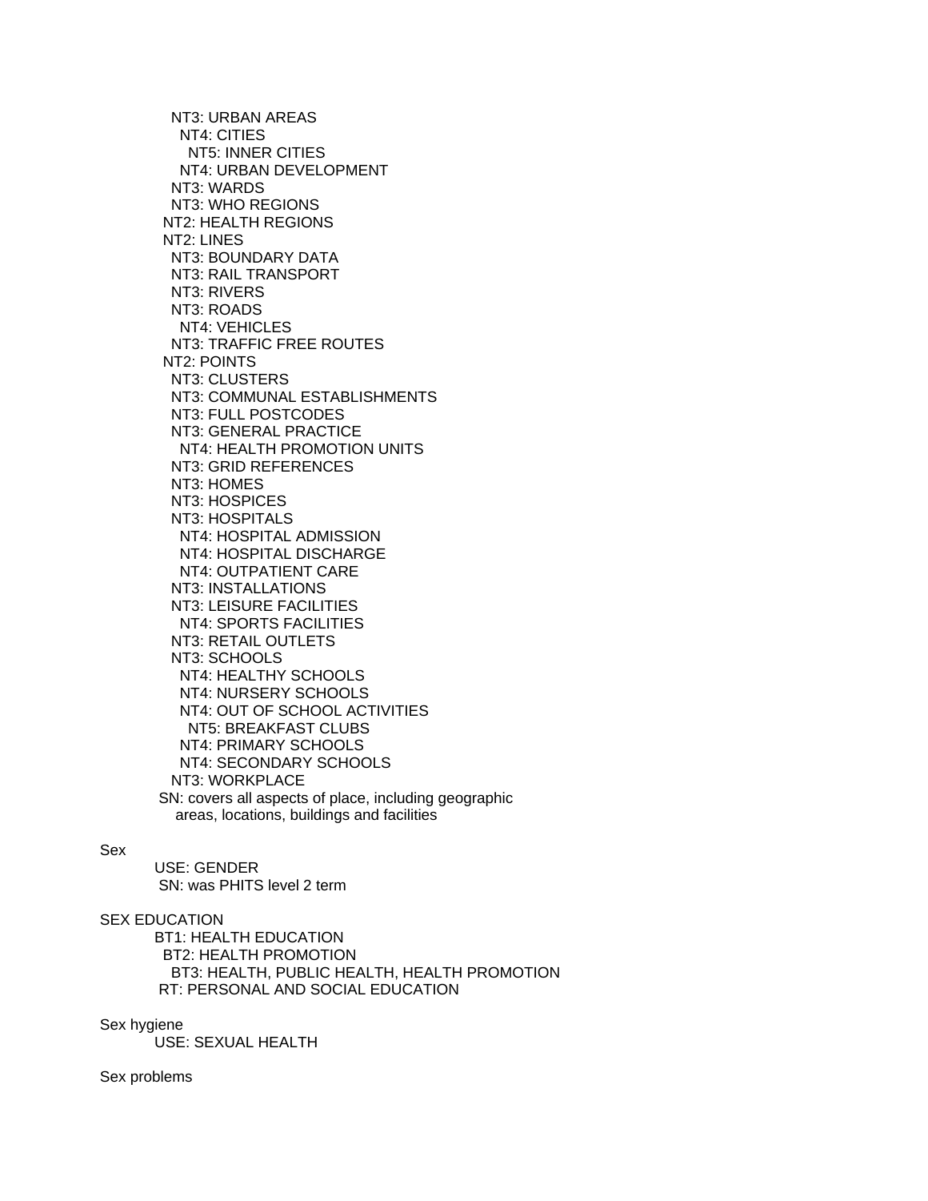NT3: URBAN AREAS
  NT4: CITIES
    NT5: INNER CITIES
  NT4: URBAN DEVELOPMENT
NT3: WARDS
NT3: WHO REGIONS
NT2: HEALTH REGIONS
NT2: LINES
  NT3: BOUNDARY DATA
  NT3: RAIL TRANSPORT
  NT3: RIVERS
  NT3: ROADS
    NT4: VEHICLES
  NT3: TRAFFIC FREE ROUTES
NT2: POINTS
  NT3: CLUSTERS
  NT3: COMMUNAL ESTABLISHMENTS
  NT3: FULL POSTCODES
  NT3: GENERAL PRACTICE
    NT4: HEALTH PROMOTION UNITS
  NT3: GRID REFERENCES
  NT3: HOMES
  NT3: HOSPICES
  NT3: HOSPITALS
    NT4: HOSPITAL ADMISSION
    NT4: HOSPITAL DISCHARGE
    NT4: OUTPATIENT CARE
  NT3: INSTALLATIONS
  NT3: LEISURE FACILITIES
    NT4: SPORTS FACILITIES
  NT3: RETAIL OUTLETS
  NT3: SCHOOLS
    NT4: HEALTHY SCHOOLS
    NT4: NURSERY SCHOOLS
    NT4: OUT OF SCHOOL ACTIVITIES
      NT5: BREAKFAST CLUBS
    NT4: PRIMARY SCHOOLS
    NT4: SECONDARY SCHOOLS
  NT3: WORKPLACE
SN: covers all aspects of place, including geographic areas, locations, buildings and facilities

Sex
USE: GENDER
SN: was PHITS level 2 term

SEX EDUCATION
BT1: HEALTH EDUCATION
  BT2: HEALTH PROMOTION
    BT3: HEALTH, PUBLIC HEALTH, HEALTH PROMOTION
RT: PERSONAL AND SOCIAL EDUCATION

Sex hygiene
USE: SEXUAL HEALTH

Sex problems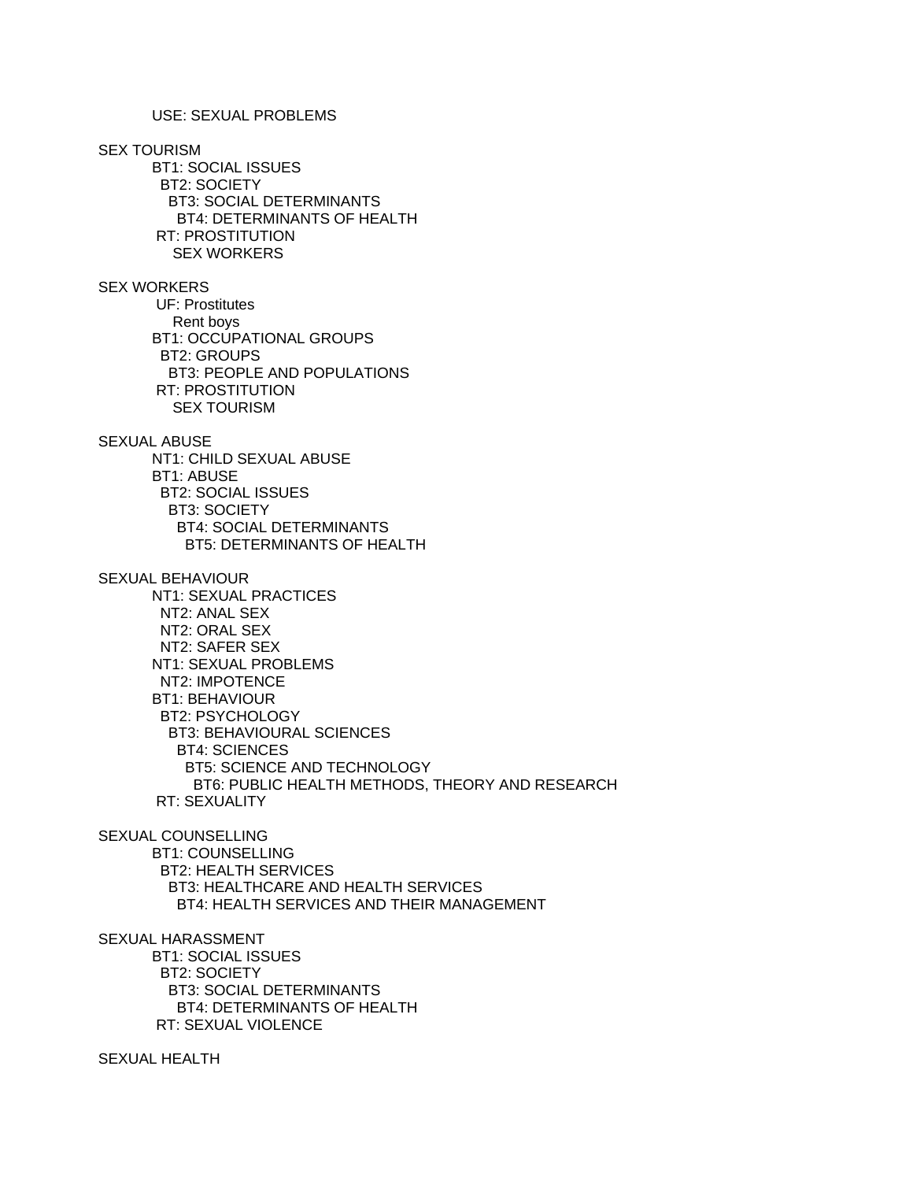USE: SEXUAL PROBLEMS

SEX TOURISM
BT1: SOCIAL ISSUES
BT2: SOCIETY
BT3: SOCIAL DETERMINANTS
BT4: DETERMINANTS OF HEALTH
RT: PROSTITUTION
SEX WORKERS

SEX WORKERS
UF: Prostitutes
Rent boys
BT1: OCCUPATIONAL GROUPS
BT2: GROUPS
BT3: PEOPLE AND POPULATIONS
RT: PROSTITUTION
SEX TOURISM

SEXUAL ABUSE
NT1: CHILD SEXUAL ABUSE
BT1: ABUSE
BT2: SOCIAL ISSUES
BT3: SOCIETY
BT4: SOCIAL DETERMINANTS
BT5: DETERMINANTS OF HEALTH

SEXUAL BEHAVIOUR
NT1: SEXUAL PRACTICES
NT2: ANAL SEX
NT2: ORAL SEX
NT2: SAFER SEX
NT1: SEXUAL PROBLEMS
NT2: IMPOTENCE
BT1: BEHAVIOUR
BT2: PSYCHOLOGY
BT3: BEHAVIOURAL SCIENCES
BT4: SCIENCES
BT5: SCIENCE AND TECHNOLOGY
BT6: PUBLIC HEALTH METHODS, THEORY AND RESEARCH
RT: SEXUALITY

SEXUAL COUNSELLING
BT1: COUNSELLING
BT2: HEALTH SERVICES
BT3: HEALTHCARE AND HEALTH SERVICES
BT4: HEALTH SERVICES AND THEIR MANAGEMENT

SEXUAL HARASSMENT
BT1: SOCIAL ISSUES
BT2: SOCIETY
BT3: SOCIAL DETERMINANTS
BT4: DETERMINANTS OF HEALTH
RT: SEXUAL VIOLENCE

SEXUAL HEALTH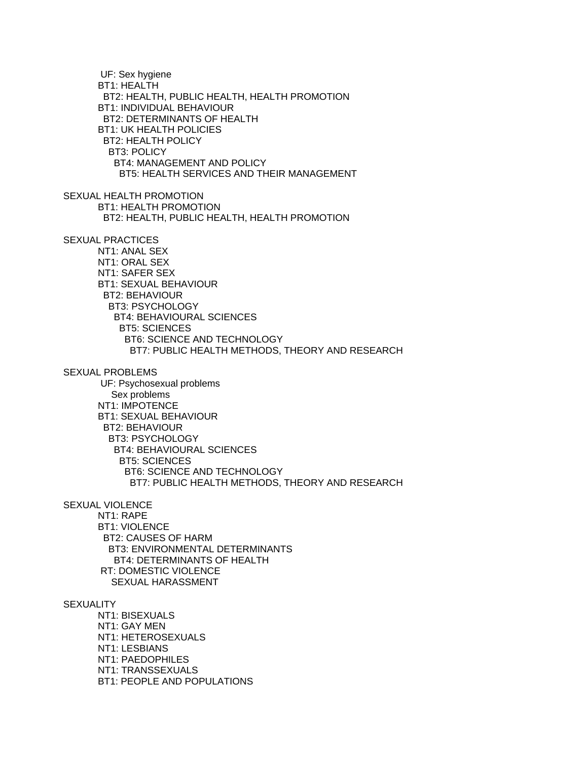UF: Sex hygiene
BT1: HEALTH
  BT2: HEALTH, PUBLIC HEALTH, HEALTH PROMOTION
BT1: INDIVIDUAL BEHAVIOUR
  BT2: DETERMINANTS OF HEALTH
BT1: UK HEALTH POLICIES
  BT2: HEALTH POLICY
    BT3: POLICY
      BT4: MANAGEMENT AND POLICY
        BT5: HEALTH SERVICES AND THEIR MANAGEMENT

SEXUAL HEALTH PROMOTION
BT1: HEALTH PROMOTION
  BT2: HEALTH, PUBLIC HEALTH, HEALTH PROMOTION

SEXUAL PRACTICES
NT1: ANAL SEX
NT1: ORAL SEX
NT1: SAFER SEX
BT1: SEXUAL BEHAVIOUR
  BT2: BEHAVIOUR
    BT3: PSYCHOLOGY
      BT4: BEHAVIOURAL SCIENCES
        BT5: SCIENCES
          BT6: SCIENCE AND TECHNOLOGY
            BT7: PUBLIC HEALTH METHODS, THEORY AND RESEARCH

SEXUAL PROBLEMS
UF: Psychosexual problems
  Sex problems
NT1: IMPOTENCE
BT1: SEXUAL BEHAVIOUR
  BT2: BEHAVIOUR
    BT3: PSYCHOLOGY
      BT4: BEHAVIOURAL SCIENCES
        BT5: SCIENCES
          BT6: SCIENCE AND TECHNOLOGY
            BT7: PUBLIC HEALTH METHODS, THEORY AND RESEARCH

SEXUAL VIOLENCE
NT1: RAPE
BT1: VIOLENCE
  BT2: CAUSES OF HARM
    BT3: ENVIRONMENTAL DETERMINANTS
      BT4: DETERMINANTS OF HEALTH
RT: DOMESTIC VIOLENCE
  SEXUAL HARASSMENT

SEXUALITY
NT1: BISEXUALS
NT1: GAY MEN
NT1: HETEROSEXUALS
NT1: LESBIANS
NT1: PAEDOPHILES
NT1: TRANSSEXUALS
BT1: PEOPLE AND POPULATIONS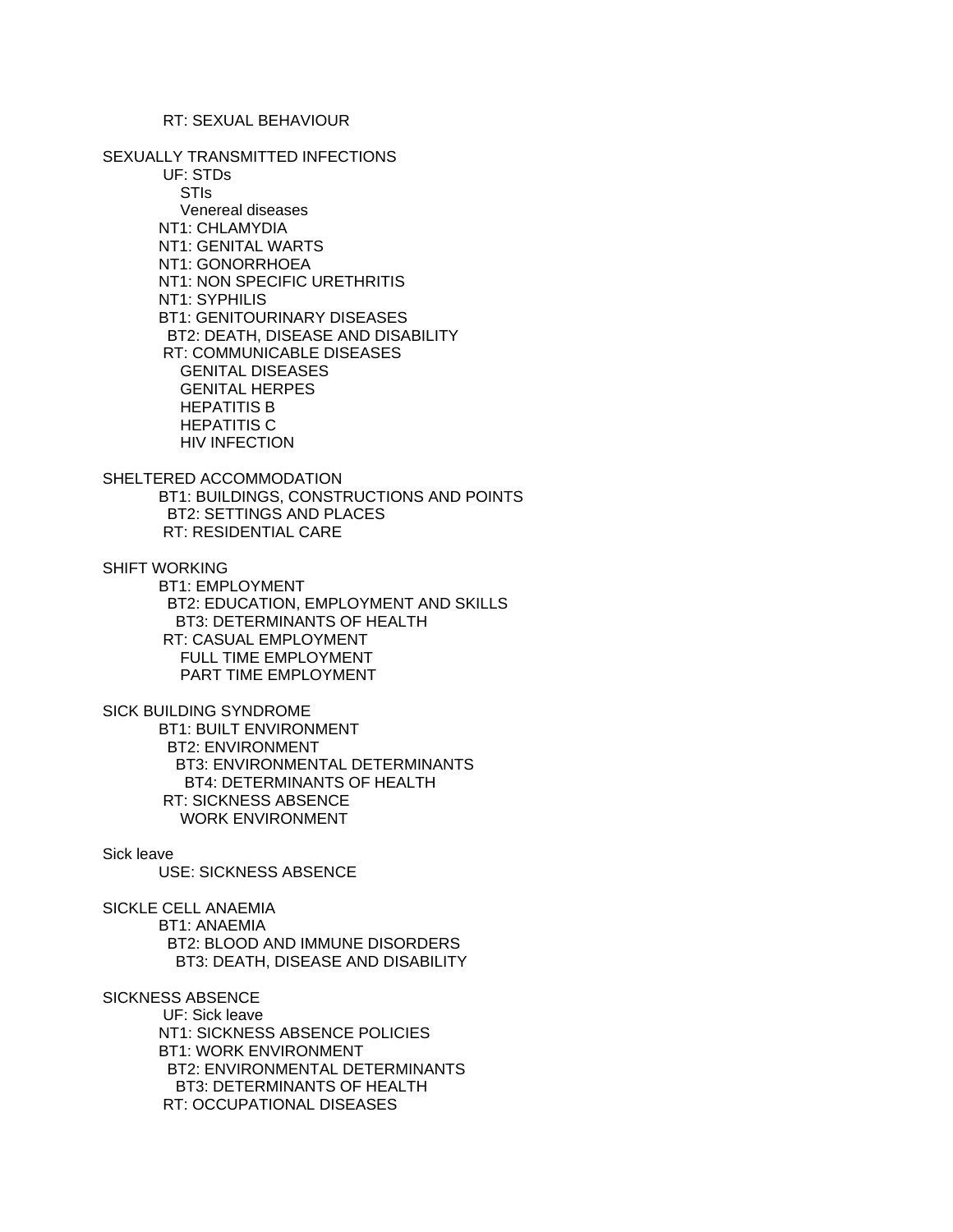RT: SEXUAL BEHAVIOUR

SEXUALLY TRANSMITTED INFECTIONS
    UF: STDs
        STIs
        Venereal diseases
    NT1: CHLAMYDIA
    NT1: GENITAL WARTS
    NT1: GONORRHOEA
    NT1: NON SPECIFIC URETHRITIS
    NT1: SYPHILIS
    BT1: GENITOURINARY DISEASES
      BT2: DEATH, DISEASE AND DISABILITY
    RT: COMMUNICABLE DISEASES
        GENITAL DISEASES
        GENITAL HERPES
        HEPATITIS B
        HEPATITIS C
        HIV INFECTION

SHELTERED ACCOMMODATION
    BT1: BUILDINGS, CONSTRUCTIONS AND POINTS
      BT2: SETTINGS AND PLACES
    RT: RESIDENTIAL CARE

SHIFT WORKING
    BT1: EMPLOYMENT
      BT2: EDUCATION, EMPLOYMENT AND SKILLS
        BT3: DETERMINANTS OF HEALTH
    RT: CASUAL EMPLOYMENT
        FULL TIME EMPLOYMENT
        PART TIME EMPLOYMENT

SICK BUILDING SYNDROME
    BT1: BUILT ENVIRONMENT
      BT2: ENVIRONMENT
        BT3: ENVIRONMENTAL DETERMINANTS
          BT4: DETERMINANTS OF HEALTH
    RT: SICKNESS ABSENCE
        WORK ENVIRONMENT

Sick leave
    USE: SICKNESS ABSENCE

SICKLE CELL ANAEMIA
    BT1: ANAEMIA
      BT2: BLOOD AND IMMUNE DISORDERS
        BT3: DEATH, DISEASE AND DISABILITY

SICKNESS ABSENCE
    UF: Sick leave
    NT1: SICKNESS ABSENCE POLICIES
    BT1: WORK ENVIRONMENT
      BT2: ENVIRONMENTAL DETERMINANTS
        BT3: DETERMINANTS OF HEALTH
    RT: OCCUPATIONAL DISEASES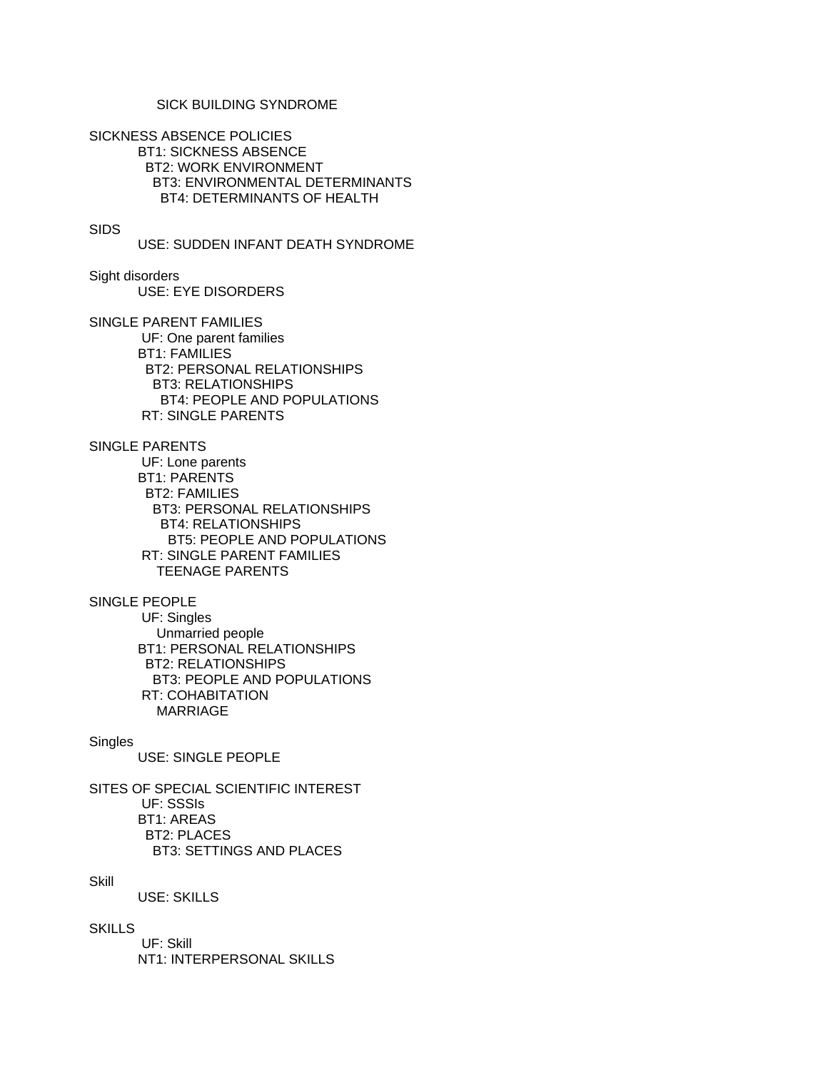SICK BUILDING SYNDROME

SICKNESS ABSENCE POLICIES
    BT1: SICKNESS ABSENCE
      BT2: WORK ENVIRONMENT
        BT3: ENVIRONMENTAL DETERMINANTS
          BT4: DETERMINANTS OF HEALTH

SIDS
    USE: SUDDEN INFANT DEATH SYNDROME

Sight disorders
    USE: EYE DISORDERS

SINGLE PARENT FAMILIES
    UF: One parent families
    BT1: FAMILIES
      BT2: PERSONAL RELATIONSHIPS
        BT3: RELATIONSHIPS
          BT4: PEOPLE AND POPULATIONS
    RT: SINGLE PARENTS

SINGLE PARENTS
    UF: Lone parents
    BT1: PARENTS
      BT2: FAMILIES
        BT3: PERSONAL RELATIONSHIPS
          BT4: RELATIONSHIPS
            BT5: PEOPLE AND POPULATIONS
    RT: SINGLE PARENT FAMILIES
        TEENAGE PARENTS

SINGLE PEOPLE
    UF: Singles
        Unmarried people
    BT1: PERSONAL RELATIONSHIPS
      BT2: RELATIONSHIPS
        BT3: PEOPLE AND POPULATIONS
    RT: COHABITATION
        MARRIAGE

Singles
    USE: SINGLE PEOPLE

SITES OF SPECIAL SCIENTIFIC INTEREST
    UF: SSSIs
    BT1: AREAS
      BT2: PLACES
        BT3: SETTINGS AND PLACES

Skill
    USE: SKILLS

SKILLS
    UF: Skill
    NT1: INTERPERSONAL SKILLS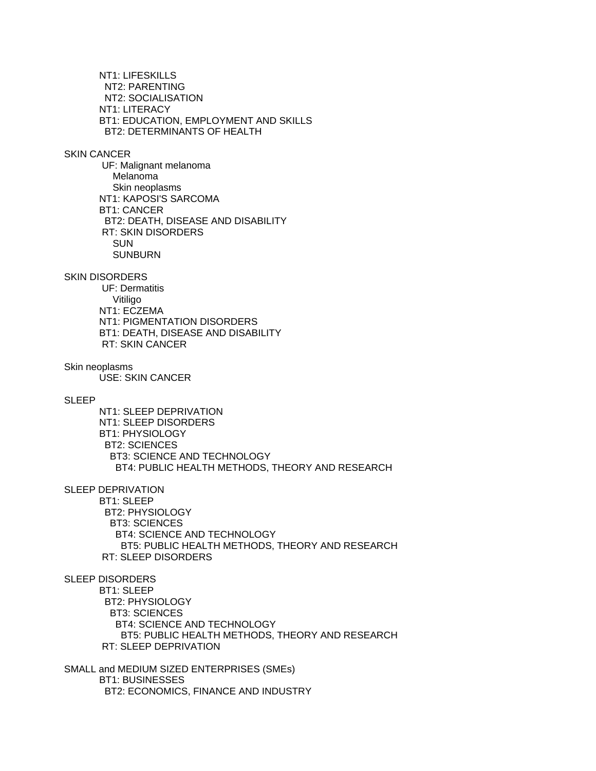NT1: LIFESKILLS
  NT2: PARENTING
  NT2: SOCIALISATION
NT1: LITERACY
BT1: EDUCATION, EMPLOYMENT AND SKILLS
  BT2: DETERMINANTS OF HEALTH

SKIN CANCER
  UF: Malignant melanoma
    Melanoma
    Skin neoplasms
  NT1: KAPOSI'S SARCOMA
  BT1: CANCER
    BT2: DEATH, DISEASE AND DISABILITY
  RT: SKIN DISORDERS
    SUN
    SUNBURN

SKIN DISORDERS
  UF: Dermatitis
    Vitiligo
  NT1: ECZEMA
  NT1: PIGMENTATION DISORDERS
  BT1: DEATH, DISEASE AND DISABILITY
  RT: SKIN CANCER

Skin neoplasms
  USE: SKIN CANCER

SLEEP
  NT1: SLEEP DEPRIVATION
  NT1: SLEEP DISORDERS
  BT1: PHYSIOLOGY
    BT2: SCIENCES
      BT3: SCIENCE AND TECHNOLOGY
        BT4: PUBLIC HEALTH METHODS, THEORY AND RESEARCH

SLEEP DEPRIVATION
  BT1: SLEEP
    BT2: PHYSIOLOGY
      BT3: SCIENCES
        BT4: SCIENCE AND TECHNOLOGY
          BT5: PUBLIC HEALTH METHODS, THEORY AND RESEARCH
  RT: SLEEP DISORDERS

SLEEP DISORDERS
  BT1: SLEEP
    BT2: PHYSIOLOGY
      BT3: SCIENCES
        BT4: SCIENCE AND TECHNOLOGY
          BT5: PUBLIC HEALTH METHODS, THEORY AND RESEARCH
  RT: SLEEP DEPRIVATION

SMALL and MEDIUM SIZED ENTERPRISES (SMEs)
  BT1: BUSINESSES
    BT2: ECONOMICS, FINANCE AND INDUSTRY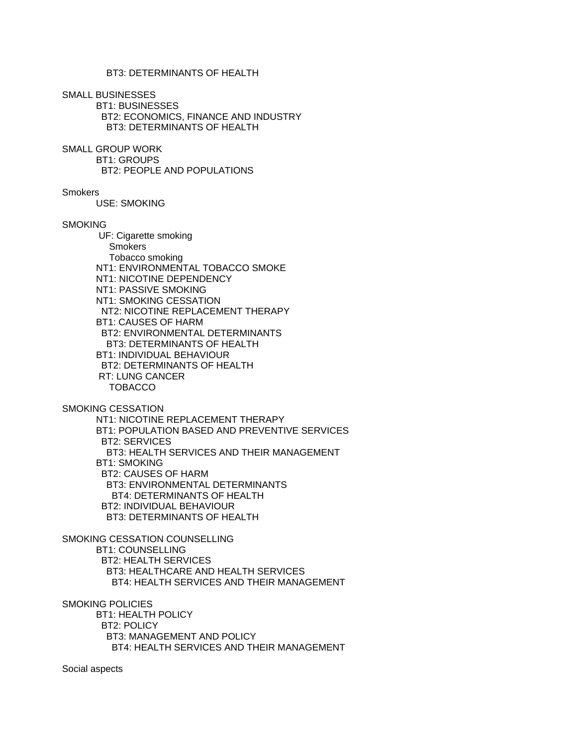BT3: DETERMINANTS OF HEALTH

SMALL BUSINESSES
BT1: BUSINESSES
BT2: ECONOMICS, FINANCE AND INDUSTRY
BT3: DETERMINANTS OF HEALTH

SMALL GROUP WORK
BT1: GROUPS
BT2: PEOPLE AND POPULATIONS

Smokers
USE: SMOKING

SMOKING
UF: Cigarette smoking
Smokers
Tobacco smoking
NT1: ENVIRONMENTAL TOBACCO SMOKE
NT1: NICOTINE DEPENDENCY
NT1: PASSIVE SMOKING
NT1: SMOKING CESSATION
NT2: NICOTINE REPLACEMENT THERAPY
BT1: CAUSES OF HARM
BT2: ENVIRONMENTAL DETERMINANTS
BT3: DETERMINANTS OF HEALTH
BT1: INDIVIDUAL BEHAVIOUR
BT2: DETERMINANTS OF HEALTH
RT: LUNG CANCER
TOBACCO

SMOKING CESSATION
NT1: NICOTINE REPLACEMENT THERAPY
BT1: POPULATION BASED AND PREVENTIVE SERVICES
BT2: SERVICES
BT3: HEALTH SERVICES AND THEIR MANAGEMENT
BT1: SMOKING
BT2: CAUSES OF HARM
BT3: ENVIRONMENTAL DETERMINANTS
BT4: DETERMINANTS OF HEALTH
BT2: INDIVIDUAL BEHAVIOUR
BT3: DETERMINANTS OF HEALTH

SMOKING CESSATION COUNSELLING
BT1: COUNSELLING
BT2: HEALTH SERVICES
BT3: HEALTHCARE AND HEALTH SERVICES
BT4: HEALTH SERVICES AND THEIR MANAGEMENT

SMOKING POLICIES
BT1: HEALTH POLICY
BT2: POLICY
BT3: MANAGEMENT AND POLICY
BT4: HEALTH SERVICES AND THEIR MANAGEMENT

Social aspects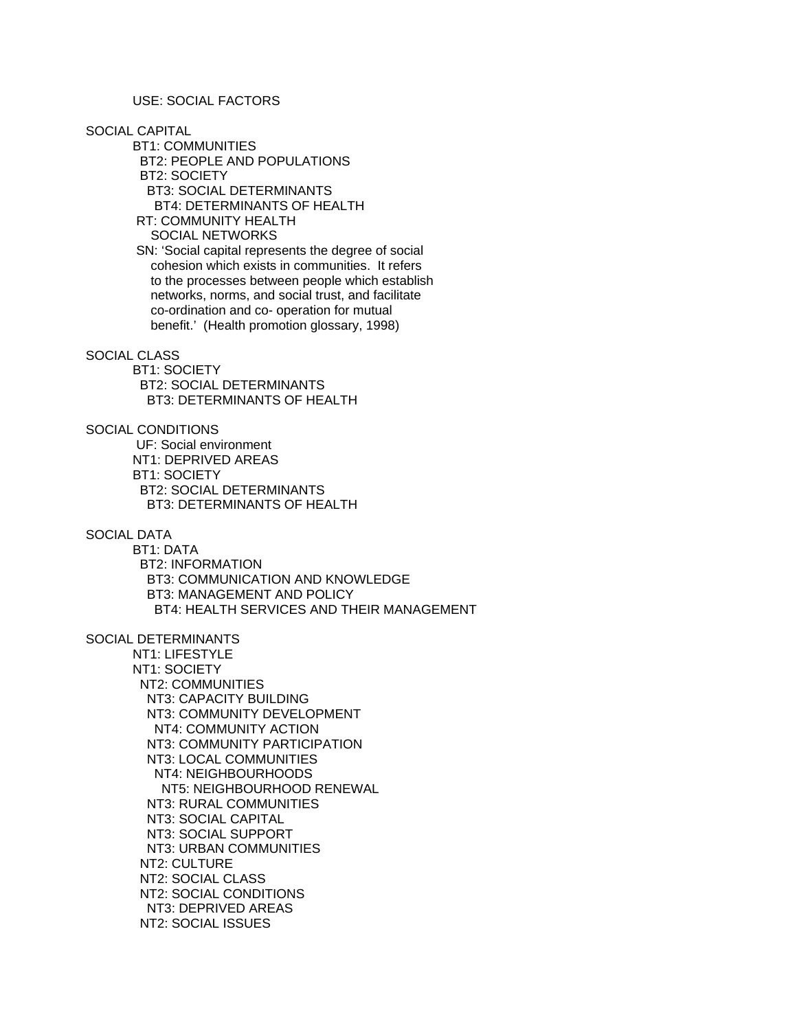USE: SOCIAL FACTORS

SOCIAL CAPITAL
    BT1: COMMUNITIES
      BT2: PEOPLE AND POPULATIONS
      BT2: SOCIETY
        BT3: SOCIAL DETERMINANTS
          BT4: DETERMINANTS OF HEALTH
    RT: COMMUNITY HEALTH
        SOCIAL NETWORKS
    SN: 'Social capital represents the degree of social
        cohesion which exists in communities.  It refers
        to the processes between people which establish
        networks, norms, and social trust, and facilitate
        co-ordination and co- operation for mutual
        benefit.'  (Health promotion glossary, 1998)

SOCIAL CLASS
    BT1: SOCIETY
      BT2: SOCIAL DETERMINANTS
        BT3: DETERMINANTS OF HEALTH

SOCIAL CONDITIONS
    UF: Social environment
    NT1: DEPRIVED AREAS
    BT1: SOCIETY
      BT2: SOCIAL DETERMINANTS
        BT3: DETERMINANTS OF HEALTH

SOCIAL DATA
    BT1: DATA
      BT2: INFORMATION
        BT3: COMMUNICATION AND KNOWLEDGE
        BT3: MANAGEMENT AND POLICY
          BT4: HEALTH SERVICES AND THEIR MANAGEMENT

SOCIAL DETERMINANTS
    NT1: LIFESTYLE
    NT1: SOCIETY
      NT2: COMMUNITIES
        NT3: CAPACITY BUILDING
        NT3: COMMUNITY DEVELOPMENT
          NT4: COMMUNITY ACTION
        NT3: COMMUNITY PARTICIPATION
        NT3: LOCAL COMMUNITIES
          NT4: NEIGHBOURHOODS
            NT5: NEIGHBOURHOOD RENEWAL
        NT3: RURAL COMMUNITIES
        NT3: SOCIAL CAPITAL
        NT3: SOCIAL SUPPORT
        NT3: URBAN COMMUNITIES
      NT2: CULTURE
      NT2: SOCIAL CLASS
      NT2: SOCIAL CONDITIONS
        NT3: DEPRIVED AREAS
      NT2: SOCIAL ISSUES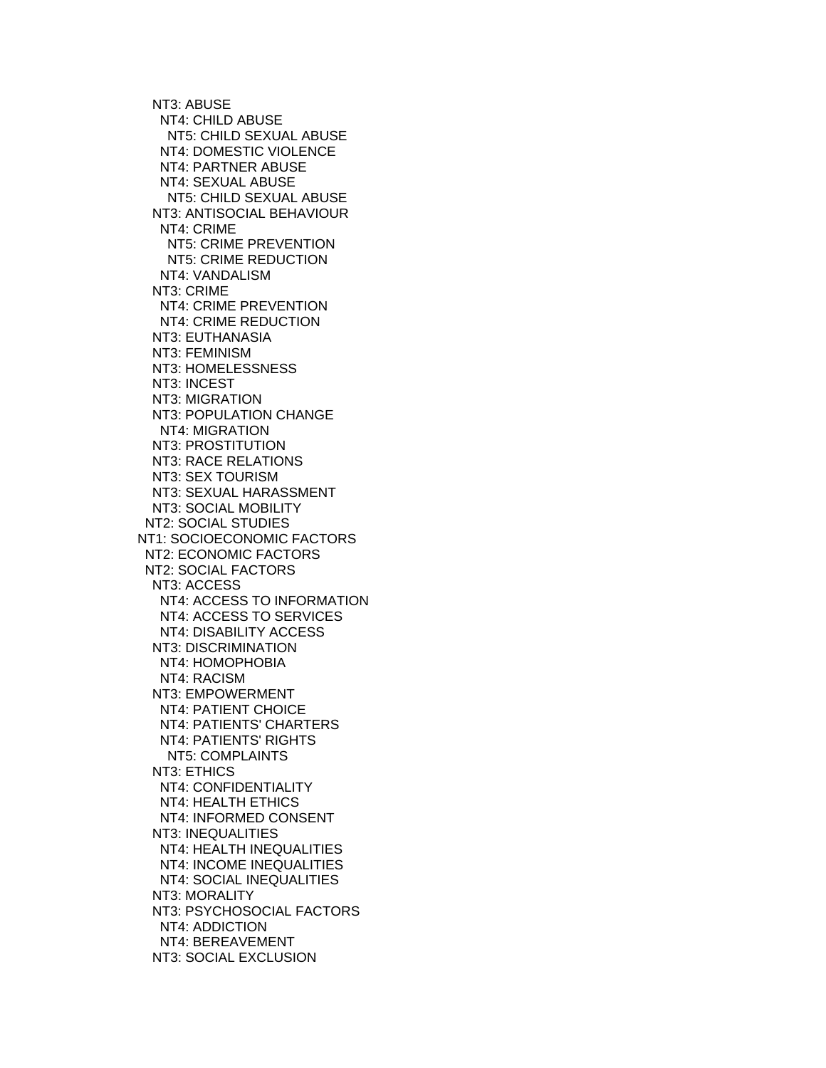NT3: ABUSE
  NT4: CHILD ABUSE
    NT5: CHILD SEXUAL ABUSE
  NT4: DOMESTIC VIOLENCE
  NT4: PARTNER ABUSE
  NT4: SEXUAL ABUSE
    NT5: CHILD SEXUAL ABUSE
NT3: ANTISOCIAL BEHAVIOUR
  NT4: CRIME
    NT5: CRIME PREVENTION
    NT5: CRIME REDUCTION
  NT4: VANDALISM
NT3: CRIME
  NT4: CRIME PREVENTION
  NT4: CRIME REDUCTION
NT3: EUTHANASIA
NT3: FEMINISM
NT3: HOMELESSNESS
NT3: INCEST
NT3: MIGRATION
NT3: POPULATION CHANGE
  NT4: MIGRATION
NT3: PROSTITUTION
NT3: RACE RELATIONS
NT3: SEX TOURISM
NT3: SEXUAL HARASSMENT
NT3: SOCIAL MOBILITY
NT2: SOCIAL STUDIES
NT1: SOCIOECONOMIC FACTORS
NT2: ECONOMIC FACTORS
NT2: SOCIAL FACTORS
NT3: ACCESS
  NT4: ACCESS TO INFORMATION
  NT4: ACCESS TO SERVICES
  NT4: DISABILITY ACCESS
NT3: DISCRIMINATION
  NT4: HOMOPHOBIA
  NT4: RACISM
NT3: EMPOWERMENT
  NT4: PATIENT CHOICE
  NT4: PATIENTS' CHARTERS
  NT4: PATIENTS' RIGHTS
    NT5: COMPLAINTS
NT3: ETHICS
  NT4: CONFIDENTIALITY
  NT4: HEALTH ETHICS
  NT4: INFORMED CONSENT
NT3: INEQUALITIES
  NT4: HEALTH INEQUALITIES
  NT4: INCOME INEQUALITIES
  NT4: SOCIAL INEQUALITIES
NT3: MORALITY
NT3: PSYCHOSOCIAL FACTORS
  NT4: ADDICTION
  NT4: BEREAVEMENT
NT3: SOCIAL EXCLUSION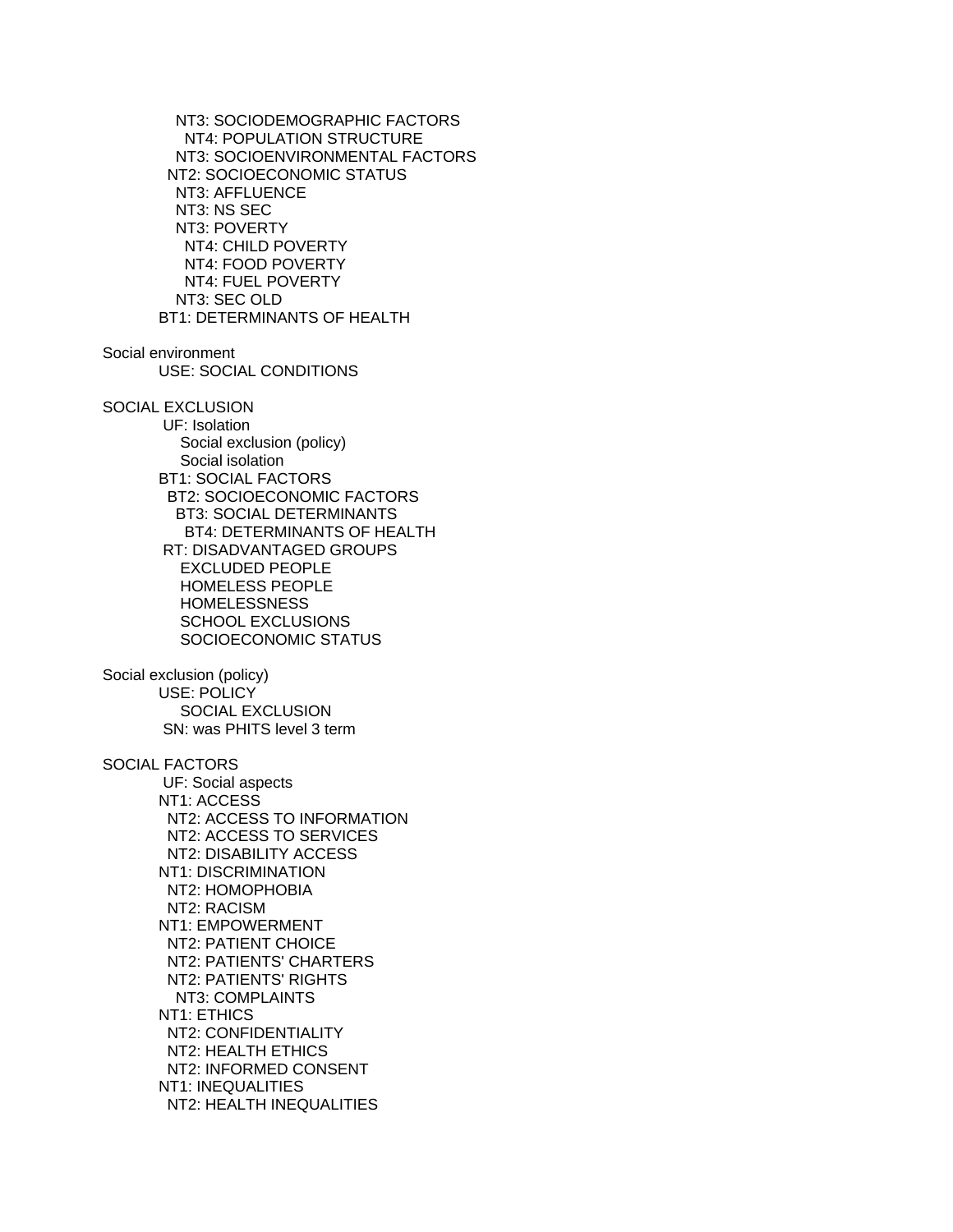NT3: SOCIODEMOGRAPHIC FACTORS
  NT4: POPULATION STRUCTURE
 NT3: SOCIOENVIRONMENTAL FACTORS
NT2: SOCIOECONOMIC STATUS
 NT3: AFFLUENCE
 NT3: NS SEC
 NT3: POVERTY
  NT4: CHILD POVERTY
  NT4: FOOD POVERTY
  NT4: FUEL POVERTY
 NT3: SEC OLD
BT1: DETERMINANTS OF HEALTH

Social environment
USE: SOCIAL CONDITIONS

SOCIAL EXCLUSION
UF: Isolation
 Social exclusion (policy)
 Social isolation
BT1: SOCIAL FACTORS
 BT2: SOCIOECONOMIC FACTORS
  BT3: SOCIAL DETERMINANTS
   BT4: DETERMINANTS OF HEALTH
RT: DISADVANTAGED GROUPS
 EXCLUDED PEOPLE
 HOMELESS PEOPLE
 HOMELESSNESS
 SCHOOL EXCLUSIONS
 SOCIOECONOMIC STATUS

Social exclusion (policy)
USE: POLICY
 SOCIAL EXCLUSION
SN: was PHITS level 3 term

SOCIAL FACTORS
UF: Social aspects
NT1: ACCESS
 NT2: ACCESS TO INFORMATION
 NT2: ACCESS TO SERVICES
 NT2: DISABILITY ACCESS
NT1: DISCRIMINATION
 NT2: HOMOPHOBIA
 NT2: RACISM
NT1: EMPOWERMENT
 NT2: PATIENT CHOICE
 NT2: PATIENTS' CHARTERS
 NT2: PATIENTS' RIGHTS
  NT3: COMPLAINTS
NT1: ETHICS
 NT2: CONFIDENTIALITY
 NT2: HEALTH ETHICS
 NT2: INFORMED CONSENT
NT1: INEQUALITIES
 NT2: HEALTH INEQUALITIES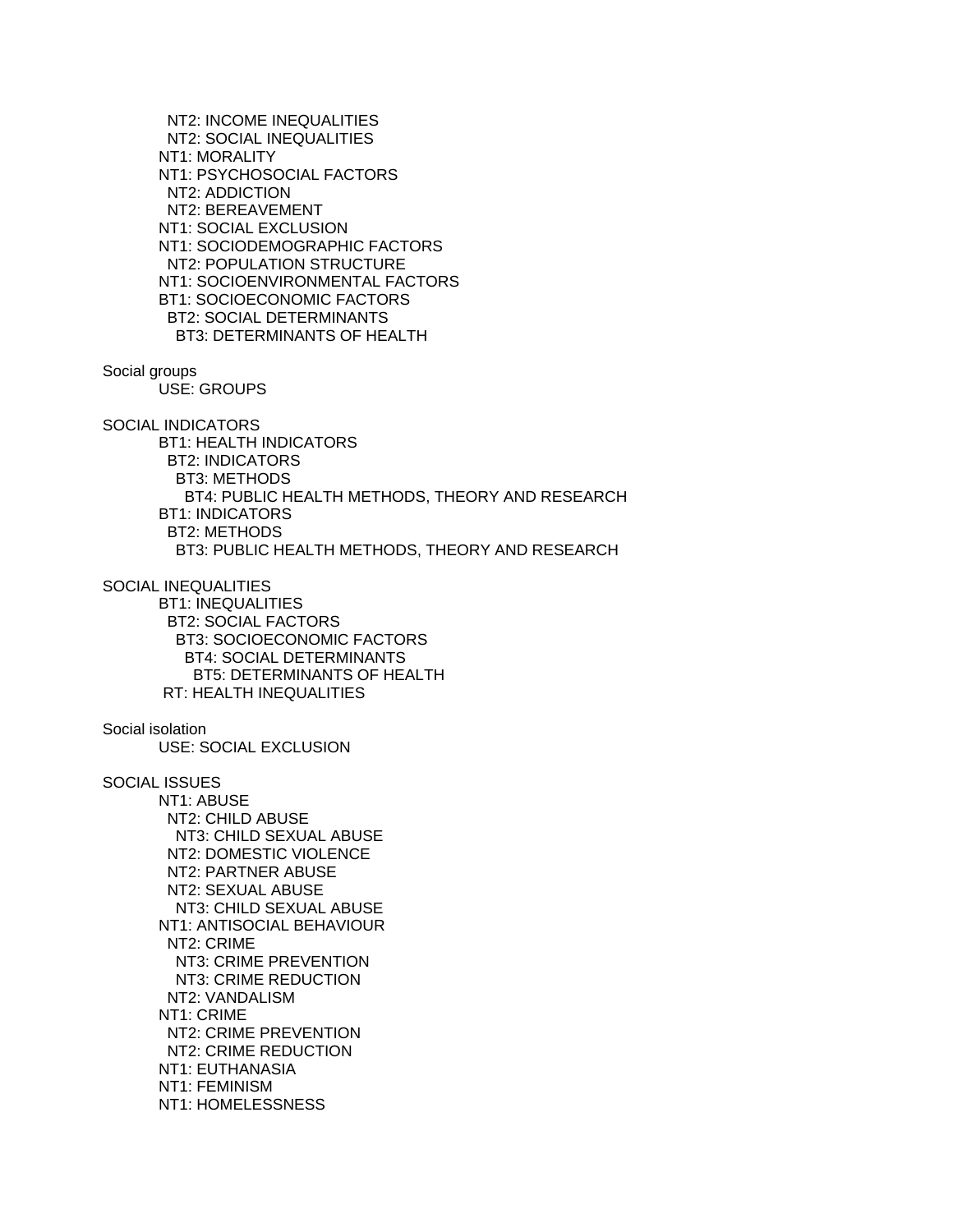NT2: INCOME INEQUALITIES
  NT2: SOCIAL INEQUALITIES
 NT1: MORALITY
 NT1: PSYCHOSOCIAL FACTORS
  NT2: ADDICTION
  NT2: BEREAVEMENT
 NT1: SOCIAL EXCLUSION
 NT1: SOCIODEMOGRAPHIC FACTORS
  NT2: POPULATION STRUCTURE
 NT1: SOCIOENVIRONMENTAL FACTORS
 BT1: SOCIOECONOMIC FACTORS
  BT2: SOCIAL DETERMINANTS
   BT3: DETERMINANTS OF HEALTH

Social groups
 USE: GROUPS

SOCIAL INDICATORS
 BT1: HEALTH INDICATORS
  BT2: INDICATORS
   BT3: METHODS
    BT4: PUBLIC HEALTH METHODS, THEORY AND RESEARCH
 BT1: INDICATORS
  BT2: METHODS
   BT3: PUBLIC HEALTH METHODS, THEORY AND RESEARCH

SOCIAL INEQUALITIES
 BT1: INEQUALITIES
  BT2: SOCIAL FACTORS
   BT3: SOCIOECONOMIC FACTORS
    BT4: SOCIAL DETERMINANTS
     BT5: DETERMINANTS OF HEALTH
 RT: HEALTH INEQUALITIES

Social isolation
 USE: SOCIAL EXCLUSION

SOCIAL ISSUES
 NT1: ABUSE
  NT2: CHILD ABUSE
   NT3: CHILD SEXUAL ABUSE
  NT2: DOMESTIC VIOLENCE
  NT2: PARTNER ABUSE
  NT2: SEXUAL ABUSE
   NT3: CHILD SEXUAL ABUSE
 NT1: ANTISOCIAL BEHAVIOUR
  NT2: CRIME
   NT3: CRIME PREVENTION
   NT3: CRIME REDUCTION
  NT2: VANDALISM
 NT1: CRIME
  NT2: CRIME PREVENTION
  NT2: CRIME REDUCTION
 NT1: EUTHANASIA
 NT1: FEMINISM
 NT1: HOMELESSNESS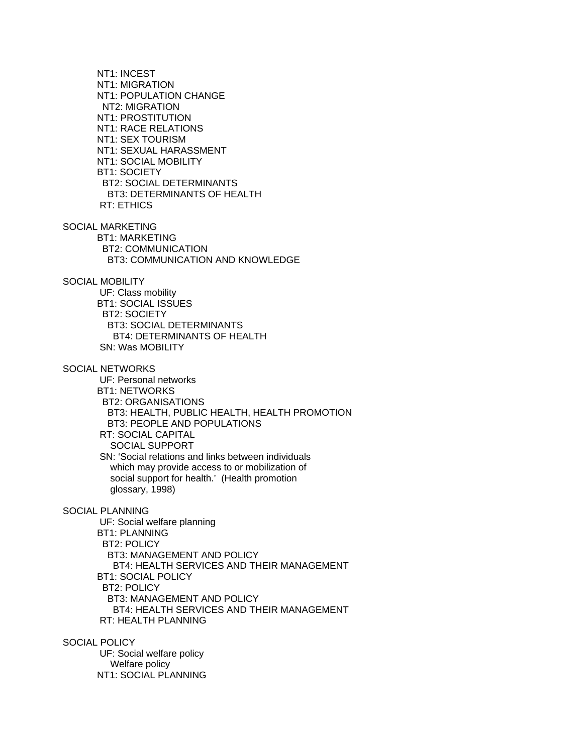NT1: INCEST
NT1: MIGRATION
NT1: POPULATION CHANGE
  NT2: MIGRATION
NT1: PROSTITUTION
NT1: RACE RELATIONS
NT1: SEX TOURISM
NT1: SEXUAL HARASSMENT
NT1: SOCIAL MOBILITY
BT1: SOCIETY
  BT2: SOCIAL DETERMINANTS
    BT3: DETERMINANTS OF HEALTH
RT: ETHICS

SOCIAL MARKETING
BT1: MARKETING
  BT2: COMMUNICATION
    BT3: COMMUNICATION AND KNOWLEDGE

SOCIAL MOBILITY
UF: Class mobility
BT1: SOCIAL ISSUES
  BT2: SOCIETY
    BT3: SOCIAL DETERMINANTS
      BT4: DETERMINANTS OF HEALTH
SN: Was MOBILITY

SOCIAL NETWORKS
UF: Personal networks
BT1: NETWORKS
  BT2: ORGANISATIONS
    BT3: HEALTH, PUBLIC HEALTH, HEALTH PROMOTION
    BT3: PEOPLE AND POPULATIONS
RT: SOCIAL CAPITAL
  SOCIAL SUPPORT
SN: 'Social relations and links between individuals which may provide access to or mobilization of social support for health.' (Health promotion glossary, 1998)

SOCIAL PLANNING
UF: Social welfare planning
BT1: PLANNING
  BT2: POLICY
    BT3: MANAGEMENT AND POLICY
      BT4: HEALTH SERVICES AND THEIR MANAGEMENT
BT1: SOCIAL POLICY
  BT2: POLICY
    BT3: MANAGEMENT AND POLICY
      BT4: HEALTH SERVICES AND THEIR MANAGEMENT
RT: HEALTH PLANNING

SOCIAL POLICY
UF: Social welfare policy
  Welfare policy
NT1: SOCIAL PLANNING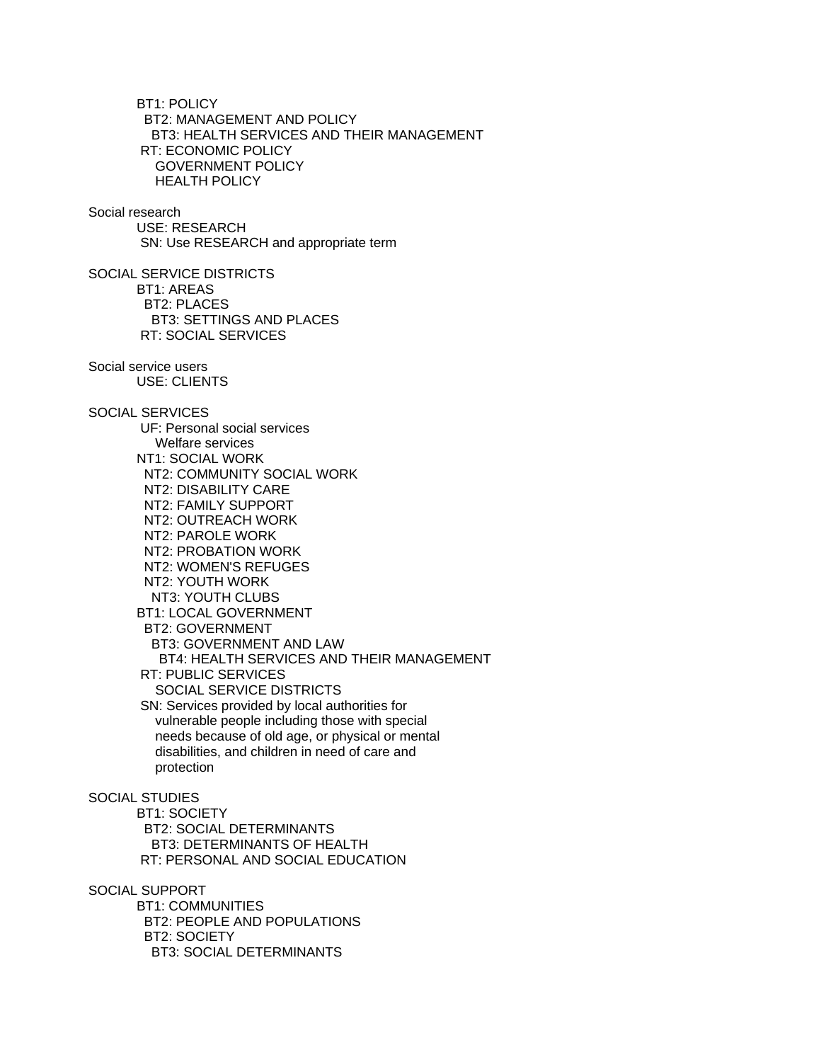BT1: POLICY
  BT2: MANAGEMENT AND POLICY
    BT3: HEALTH SERVICES AND THEIR MANAGEMENT
 RT: ECONOMIC POLICY
    GOVERNMENT POLICY
    HEALTH POLICY

Social research
  USE: RESEARCH
  SN: Use RESEARCH and appropriate term

SOCIAL SERVICE DISTRICTS
  BT1: AREAS
    BT2: PLACES
      BT3: SETTINGS AND PLACES
  RT: SOCIAL SERVICES

Social service users
  USE: CLIENTS

SOCIAL SERVICES
  UF: Personal social services
    Welfare services
  NT1: SOCIAL WORK
    NT2: COMMUNITY SOCIAL WORK
    NT2: DISABILITY CARE
    NT2: FAMILY SUPPORT
    NT2: OUTREACH WORK
    NT2: PAROLE WORK
    NT2: PROBATION WORK
    NT2: WOMEN'S REFUGES
    NT2: YOUTH WORK
      NT3: YOUTH CLUBS
  BT1: LOCAL GOVERNMENT
    BT2: GOVERNMENT
      BT3: GOVERNMENT AND LAW
        BT4: HEALTH SERVICES AND THEIR MANAGEMENT
  RT: PUBLIC SERVICES
    SOCIAL SERVICE DISTRICTS
  SN: Services provided by local authorities for
    vulnerable people including those with special
    needs because of old age, or physical or mental
    disabilities, and children in need of care and
    protection

SOCIAL STUDIES
  BT1: SOCIETY
    BT2: SOCIAL DETERMINANTS
      BT3: DETERMINANTS OF HEALTH
  RT: PERSONAL AND SOCIAL EDUCATION

SOCIAL SUPPORT
  BT1: COMMUNITIES
    BT2: PEOPLE AND POPULATIONS
    BT2: SOCIETY
      BT3: SOCIAL DETERMINANTS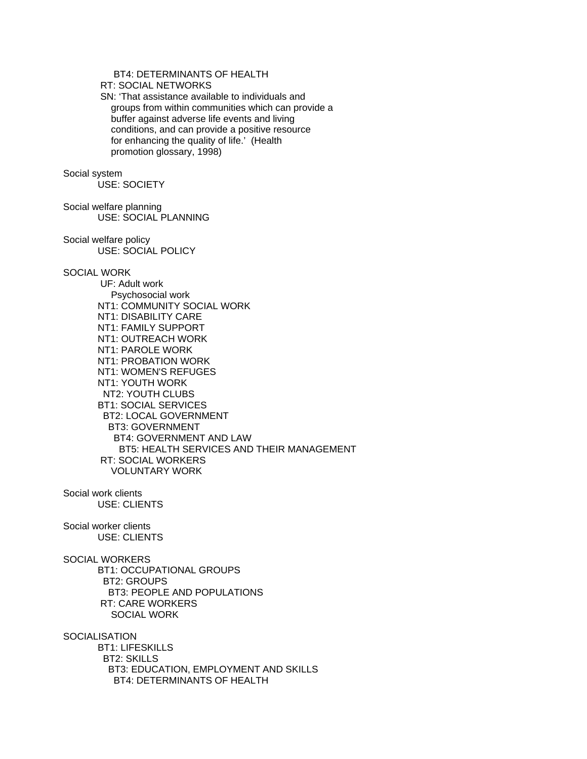BT4: DETERMINANTS OF HEALTH
RT: SOCIAL NETWORKS
SN: 'That assistance available to individuals and groups from within communities which can provide a buffer against adverse life events and living conditions, and can provide a positive resource for enhancing the quality of life.' (Health promotion glossary, 1998)

Social system
USE: SOCIETY

Social welfare planning
USE: SOCIAL PLANNING

Social welfare policy
USE: SOCIAL POLICY

SOCIAL WORK
UF: Adult work
Psychosocial work
NT1: COMMUNITY SOCIAL WORK
NT1: DISABILITY CARE
NT1: FAMILY SUPPORT
NT1: OUTREACH WORK
NT1: PAROLE WORK
NT1: PROBATION WORK
NT1: WOMEN'S REFUGES
NT1: YOUTH WORK
NT2: YOUTH CLUBS
BT1: SOCIAL SERVICES
BT2: LOCAL GOVERNMENT
BT3: GOVERNMENT
BT4: GOVERNMENT AND LAW
BT5: HEALTH SERVICES AND THEIR MANAGEMENT
RT: SOCIAL WORKERS
VOLUNTARY WORK

Social work clients
USE: CLIENTS

Social worker clients
USE: CLIENTS

SOCIAL WORKERS
BT1: OCCUPATIONAL GROUPS
BT2: GROUPS
BT3: PEOPLE AND POPULATIONS
RT: CARE WORKERS
SOCIAL WORK

SOCIALISATION
BT1: LIFESKILLS
BT2: SKILLS
BT3: EDUCATION, EMPLOYMENT AND SKILLS
BT4: DETERMINANTS OF HEALTH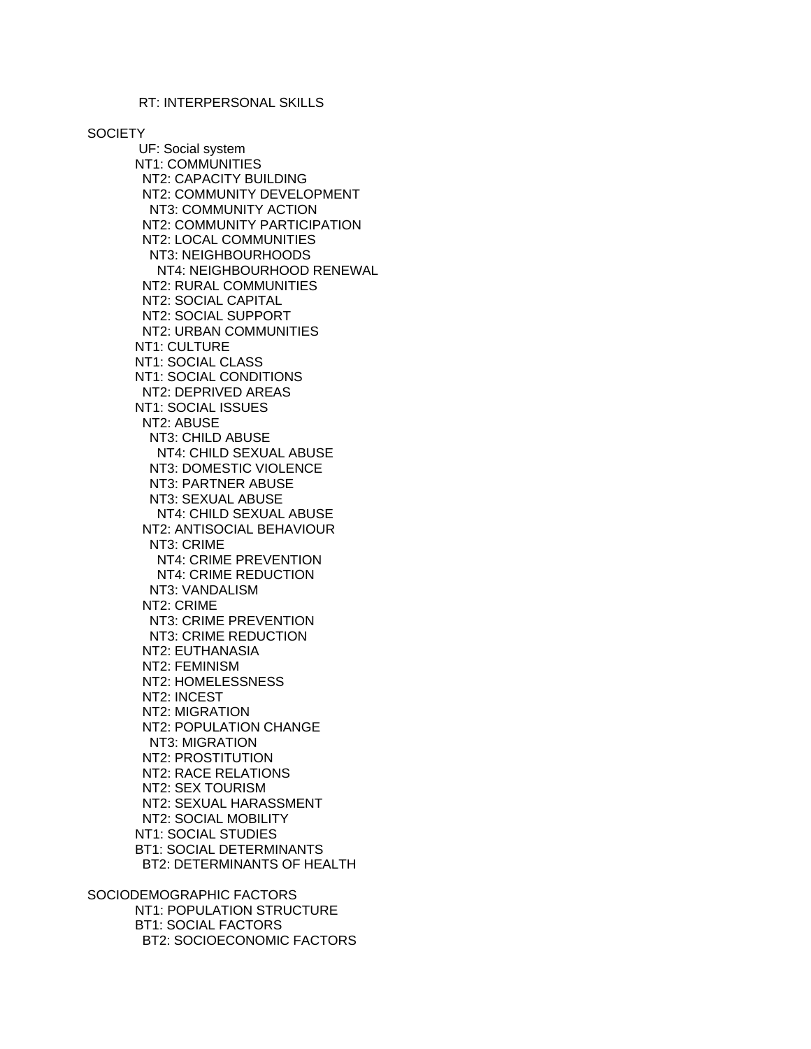RT: INTERPERSONAL SKILLS

SOCIETY
UF: Social system
NT1: COMMUNITIES
  NT2: CAPACITY BUILDING
  NT2: COMMUNITY DEVELOPMENT
    NT3: COMMUNITY ACTION
  NT2: COMMUNITY PARTICIPATION
  NT2: LOCAL COMMUNITIES
    NT3: NEIGHBOURHOODS
      NT4: NEIGHBOURHOOD RENEWAL
  NT2: RURAL COMMUNITIES
  NT2: SOCIAL CAPITAL
  NT2: SOCIAL SUPPORT
  NT2: URBAN COMMUNITIES
NT1: CULTURE
NT1: SOCIAL CLASS
NT1: SOCIAL CONDITIONS
  NT2: DEPRIVED AREAS
NT1: SOCIAL ISSUES
  NT2: ABUSE
    NT3: CHILD ABUSE
      NT4: CHILD SEXUAL ABUSE
    NT3: DOMESTIC VIOLENCE
    NT3: PARTNER ABUSE
    NT3: SEXUAL ABUSE
      NT4: CHILD SEXUAL ABUSE
  NT2: ANTISOCIAL BEHAVIOUR
    NT3: CRIME
      NT4: CRIME PREVENTION
      NT4: CRIME REDUCTION
    NT3: VANDALISM
  NT2: CRIME
    NT3: CRIME PREVENTION
    NT3: CRIME REDUCTION
  NT2: EUTHANASIA
  NT2: FEMINISM
  NT2: HOMELESSNESS
  NT2: INCEST
  NT2: MIGRATION
  NT2: POPULATION CHANGE
    NT3: MIGRATION
  NT2: PROSTITUTION
  NT2: RACE RELATIONS
  NT2: SEX TOURISM
  NT2: SEXUAL HARASSMENT
  NT2: SOCIAL MOBILITY
NT1: SOCIAL STUDIES
BT1: SOCIAL DETERMINANTS
  BT2: DETERMINANTS OF HEALTH

SOCIODEMOGRAPHIC FACTORS
NT1: POPULATION STRUCTURE
BT1: SOCIAL FACTORS
  BT2: SOCIOECONOMIC FACTORS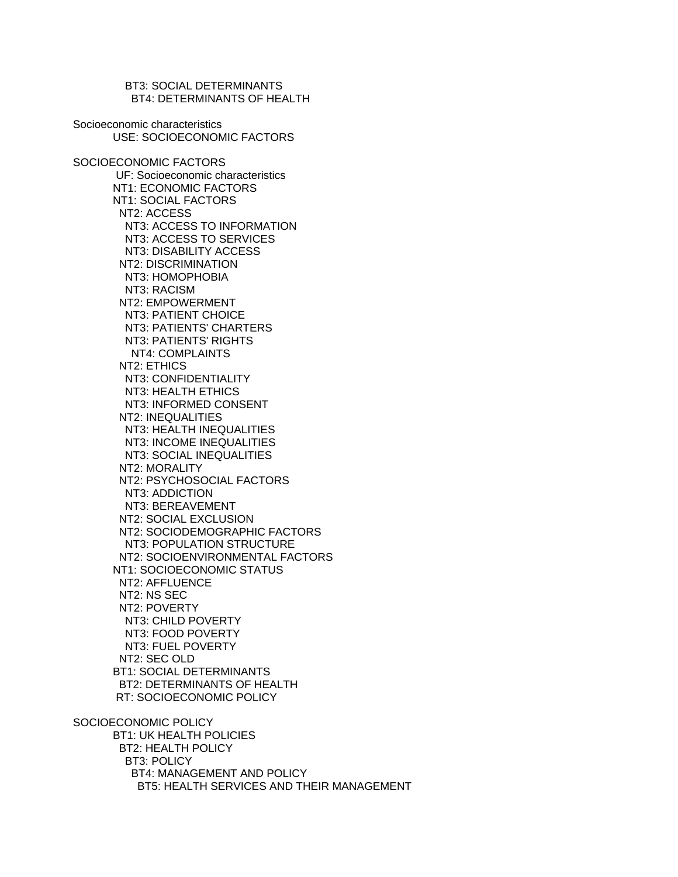BT3: SOCIAL DETERMINANTS
  BT4: DETERMINANTS OF HEALTH

Socioeconomic characteristics
USE: SOCIOECONOMIC FACTORS

SOCIOECONOMIC FACTORS
 UF: Socioeconomic characteristics
NT1: ECONOMIC FACTORS
NT1: SOCIAL FACTORS
  NT2: ACCESS
    NT3: ACCESS TO INFORMATION
    NT3: ACCESS TO SERVICES
    NT3: DISABILITY ACCESS
  NT2: DISCRIMINATION
    NT3: HOMOPHOBIA
    NT3: RACISM
  NT2: EMPOWERMENT
    NT3: PATIENT CHOICE
    NT3: PATIENTS' CHARTERS
    NT3: PATIENTS' RIGHTS
      NT4: COMPLAINTS
  NT2: ETHICS
    NT3: CONFIDENTIALITY
    NT3: HEALTH ETHICS
    NT3: INFORMED CONSENT
  NT2: INEQUALITIES
    NT3: HEALTH INEQUALITIES
    NT3: INCOME INEQUALITIES
    NT3: SOCIAL INEQUALITIES
  NT2: MORALITY
  NT2: PSYCHOSOCIAL FACTORS
    NT3: ADDICTION
    NT3: BEREAVEMENT
  NT2: SOCIAL EXCLUSION
  NT2: SOCIODEMOGRAPHIC FACTORS
    NT3: POPULATION STRUCTURE
  NT2: SOCIOENVIRONMENTAL FACTORS
NT1: SOCIOECONOMIC STATUS
  NT2: AFFLUENCE
  NT2: NS SEC
  NT2: POVERTY
    NT3: CHILD POVERTY
    NT3: FOOD POVERTY
    NT3: FUEL POVERTY
  NT2: SEC OLD
BT1: SOCIAL DETERMINANTS
  BT2: DETERMINANTS OF HEALTH
 RT: SOCIOECONOMIC POLICY

SOCIOECONOMIC POLICY
BT1: UK HEALTH POLICIES
  BT2: HEALTH POLICY
    BT3: POLICY
      BT4: MANAGEMENT AND POLICY
        BT5: HEALTH SERVICES AND THEIR MANAGEMENT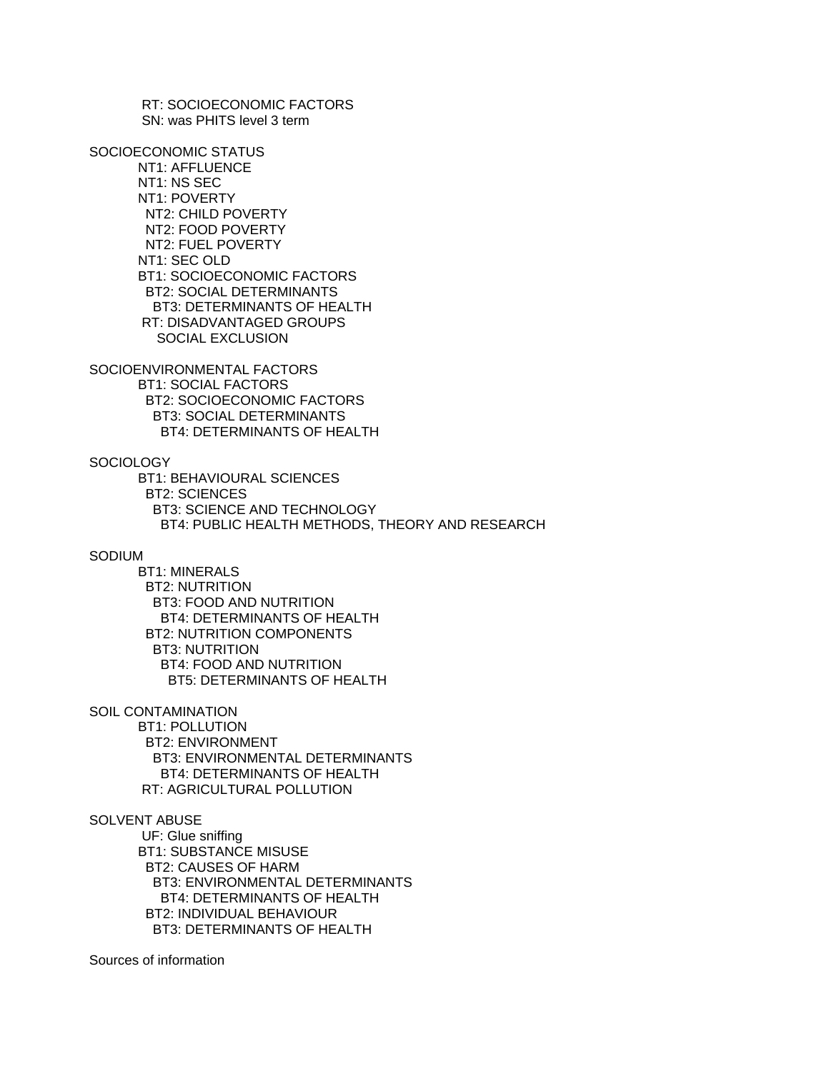RT: SOCIOECONOMIC FACTORS
SN: was PHITS level 3 term

SOCIOECONOMIC STATUS
NT1: AFFLUENCE
NT1: NS SEC
NT1: POVERTY
  NT2: CHILD POVERTY
  NT2: FOOD POVERTY
  NT2: FUEL POVERTY
NT1: SEC OLD
BT1: SOCIOECONOMIC FACTORS
  BT2: SOCIAL DETERMINANTS
    BT3: DETERMINANTS OF HEALTH
RT: DISADVANTAGED GROUPS
  SOCIAL EXCLUSION

SOCIOENVIRONMENTAL FACTORS
BT1: SOCIAL FACTORS
  BT2: SOCIOECONOMIC FACTORS
    BT3: SOCIAL DETERMINANTS
      BT4: DETERMINANTS OF HEALTH

SOCIOLOGY
BT1: BEHAVIOURAL SCIENCES
  BT2: SCIENCES
    BT3: SCIENCE AND TECHNOLOGY
      BT4: PUBLIC HEALTH METHODS, THEORY AND RESEARCH

SODIUM
BT1: MINERALS
  BT2: NUTRITION
    BT3: FOOD AND NUTRITION
      BT4: DETERMINANTS OF HEALTH
  BT2: NUTRITION COMPONENTS
    BT3: NUTRITION
      BT4: FOOD AND NUTRITION
        BT5: DETERMINANTS OF HEALTH

SOIL CONTAMINATION
BT1: POLLUTION
  BT2: ENVIRONMENT
    BT3: ENVIRONMENTAL DETERMINANTS
      BT4: DETERMINANTS OF HEALTH
RT: AGRICULTURAL POLLUTION

SOLVENT ABUSE
UF: Glue sniffing
BT1: SUBSTANCE MISUSE
  BT2: CAUSES OF HARM
    BT3: ENVIRONMENTAL DETERMINANTS
      BT4: DETERMINANTS OF HEALTH
  BT2: INDIVIDUAL BEHAVIOUR
    BT3: DETERMINANTS OF HEALTH

Sources of information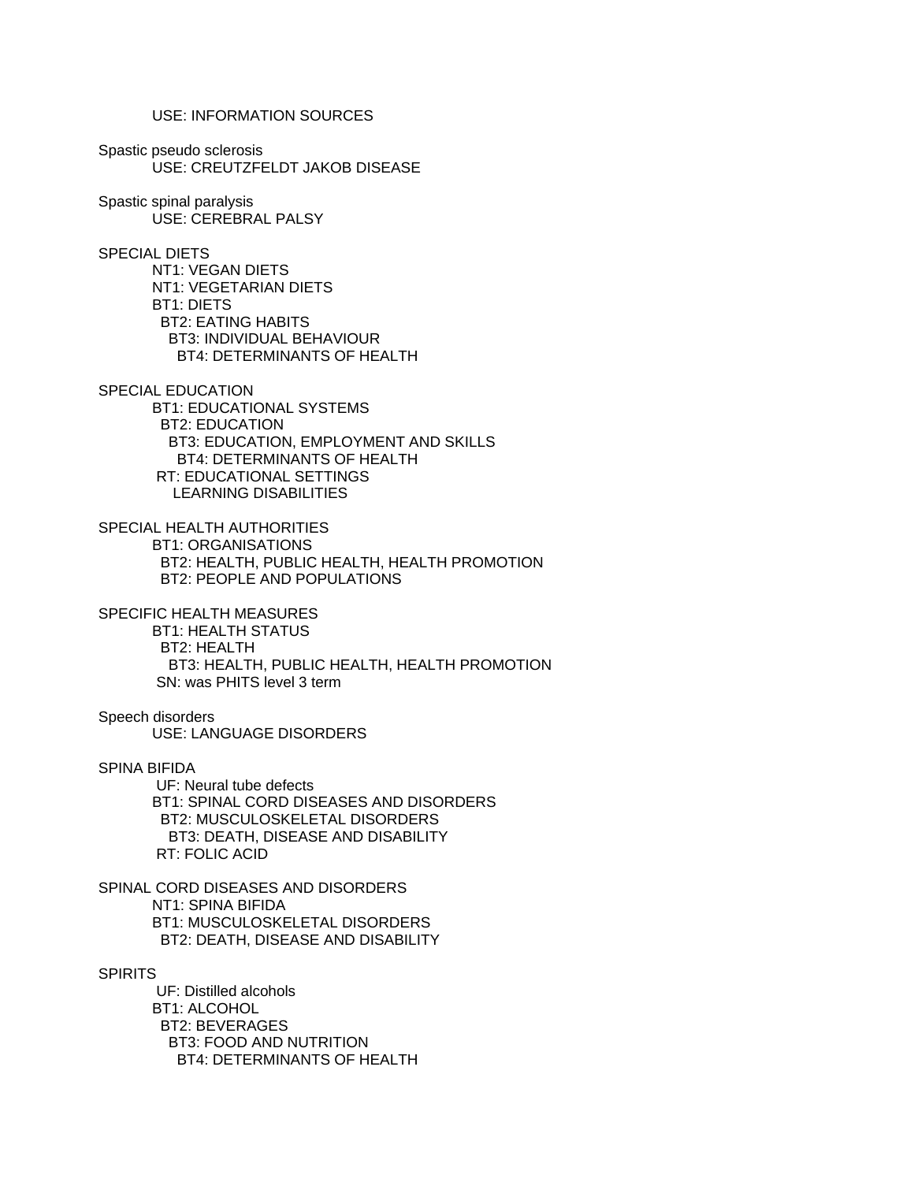USE: INFORMATION SOURCES

Spastic pseudo sclerosis
    USE: CREUTZFELDT JAKOB DISEASE

Spastic spinal paralysis
    USE: CEREBRAL PALSY

SPECIAL DIETS
    NT1: VEGAN DIETS
    NT1: VEGETARIAN DIETS
    BT1: DIETS
      BT2: EATING HABITS
        BT3: INDIVIDUAL BEHAVIOUR
          BT4: DETERMINANTS OF HEALTH

SPECIAL EDUCATION
    BT1: EDUCATIONAL SYSTEMS
      BT2: EDUCATION
        BT3: EDUCATION, EMPLOYMENT AND SKILLS
          BT4: DETERMINANTS OF HEALTH
    RT: EDUCATIONAL SETTINGS
        LEARNING DISABILITIES

SPECIAL HEALTH AUTHORITIES
    BT1: ORGANISATIONS
      BT2: HEALTH, PUBLIC HEALTH, HEALTH PROMOTION
      BT2: PEOPLE AND POPULATIONS

SPECIFIC HEALTH MEASURES
    BT1: HEALTH STATUS
      BT2: HEALTH
        BT3: HEALTH, PUBLIC HEALTH, HEALTH PROMOTION
    SN: was PHITS level 3 term

Speech disorders
    USE: LANGUAGE DISORDERS

SPINA BIFIDA
    UF: Neural tube defects
    BT1: SPINAL CORD DISEASES AND DISORDERS
      BT2: MUSCULOSKELETAL DISORDERS
        BT3: DEATH, DISEASE AND DISABILITY
    RT: FOLIC ACID

SPINAL CORD DISEASES AND DISORDERS
    NT1: SPINA BIFIDA
    BT1: MUSCULOSKELETAL DISORDERS
      BT2: DEATH, DISEASE AND DISABILITY

SPIRITS
    UF: Distilled alcohols
    BT1: ALCOHOL
      BT2: BEVERAGES
        BT3: FOOD AND NUTRITION
          BT4: DETERMINANTS OF HEALTH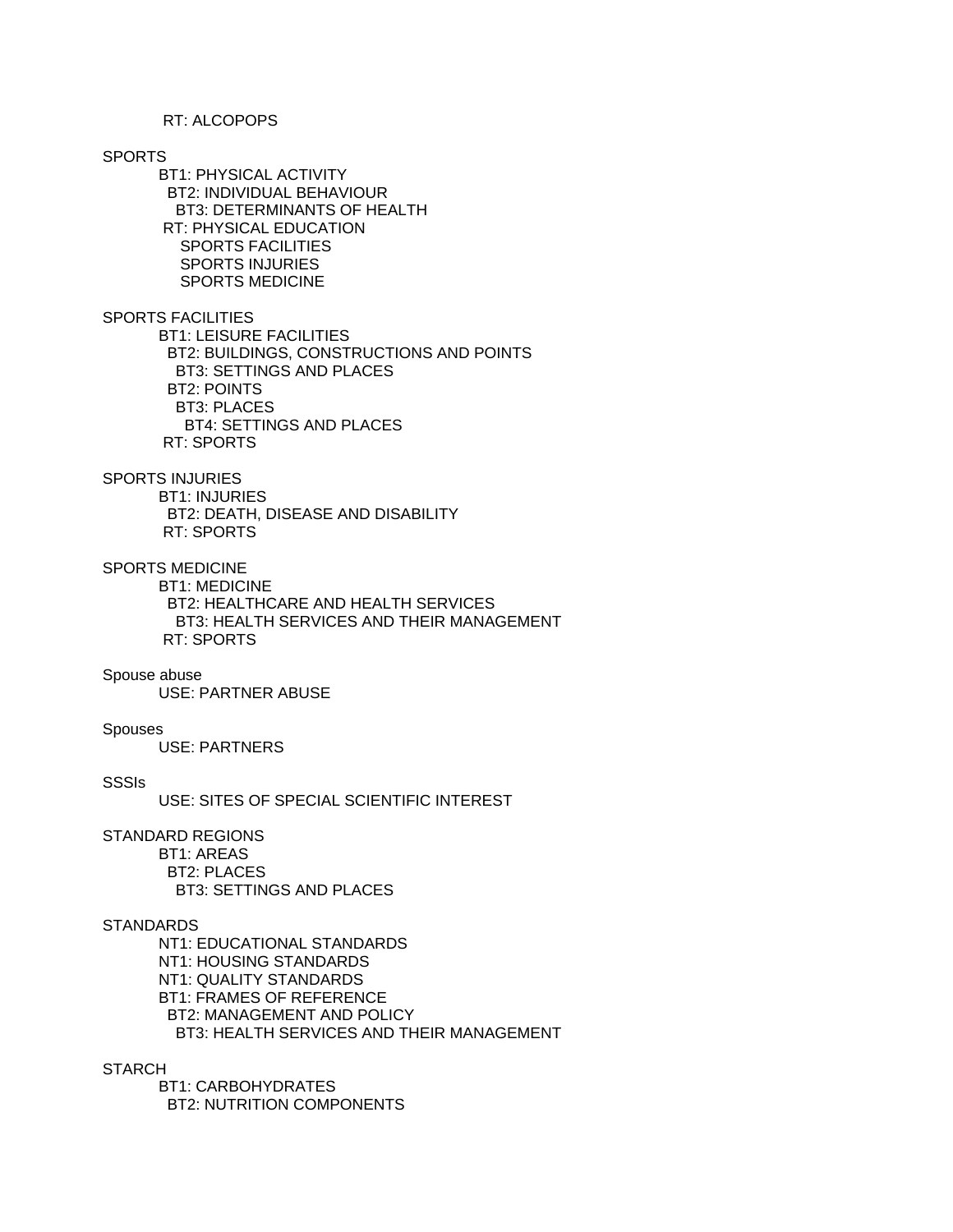RT: ALCOPOPS

SPORTS
BT1: PHYSICAL ACTIVITY
BT2: INDIVIDUAL BEHAVIOUR
BT3: DETERMINANTS OF HEALTH
RT: PHYSICAL EDUCATION
SPORTS FACILITIES
SPORTS INJURIES
SPORTS MEDICINE

SPORTS FACILITIES
BT1: LEISURE FACILITIES
BT2: BUILDINGS, CONSTRUCTIONS AND POINTS
BT3: SETTINGS AND PLACES
BT2: POINTS
BT3: PLACES
BT4: SETTINGS AND PLACES
RT: SPORTS

SPORTS INJURIES
BT1: INJURIES
BT2: DEATH, DISEASE AND DISABILITY
RT: SPORTS

SPORTS MEDICINE
BT1: MEDICINE
BT2: HEALTHCARE AND HEALTH SERVICES
BT3: HEALTH SERVICES AND THEIR MANAGEMENT
RT: SPORTS

Spouse abuse
USE: PARTNER ABUSE

Spouses
USE: PARTNERS

SSSIs
USE: SITES OF SPECIAL SCIENTIFIC INTEREST

STANDARD REGIONS
BT1: AREAS
BT2: PLACES
BT3: SETTINGS AND PLACES

STANDARDS
NT1: EDUCATIONAL STANDARDS
NT1: HOUSING STANDARDS
NT1: QUALITY STANDARDS
BT1: FRAMES OF REFERENCE
BT2: MANAGEMENT AND POLICY
BT3: HEALTH SERVICES AND THEIR MANAGEMENT

STARCH
BT1: CARBOHYDRATES
BT2: NUTRITION COMPONENTS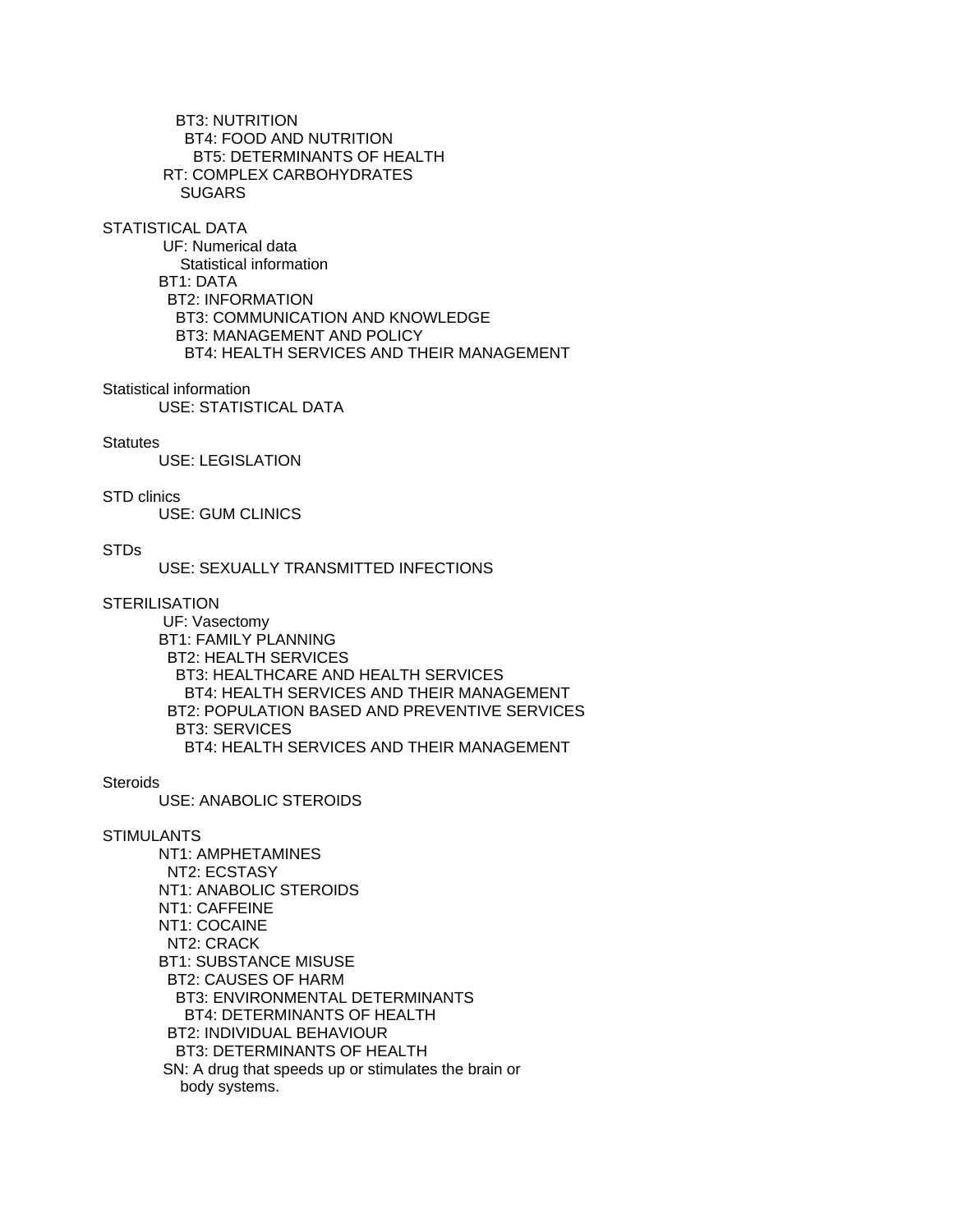BT3: NUTRITION
  BT4: FOOD AND NUTRITION
    BT5: DETERMINANTS OF HEALTH
RT: COMPLEX CARBOHYDRATES
  SUGARS

STATISTICAL DATA
  UF: Numerical data
    Statistical information
  BT1: DATA
    BT2: INFORMATION
      BT3: COMMUNICATION AND KNOWLEDGE
      BT3: MANAGEMENT AND POLICY
        BT4: HEALTH SERVICES AND THEIR MANAGEMENT

Statistical information
  USE: STATISTICAL DATA

Statutes
  USE: LEGISLATION

STD clinics
  USE: GUM CLINICS

STDs
  USE: SEXUALLY TRANSMITTED INFECTIONS

STERILISATION
  UF: Vasectomy
  BT1: FAMILY PLANNING
    BT2: HEALTH SERVICES
      BT3: HEALTHCARE AND HEALTH SERVICES
        BT4: HEALTH SERVICES AND THEIR MANAGEMENT
    BT2: POPULATION BASED AND PREVENTIVE SERVICES
      BT3: SERVICES
        BT4: HEALTH SERVICES AND THEIR MANAGEMENT

Steroids
  USE: ANABOLIC STEROIDS

STIMULANTS
  NT1: AMPHETAMINES
    NT2: ECSTASY
  NT1: ANABOLIC STEROIDS
  NT1: CAFFEINE
  NT1: COCAINE
    NT2: CRACK
  BT1: SUBSTANCE MISUSE
    BT2: CAUSES OF HARM
      BT3: ENVIRONMENTAL DETERMINANTS
        BT4: DETERMINANTS OF HEALTH
    BT2: INDIVIDUAL BEHAVIOUR
      BT3: DETERMINANTS OF HEALTH
  SN: A drug that speeds up or stimulates the brain or
    body systems.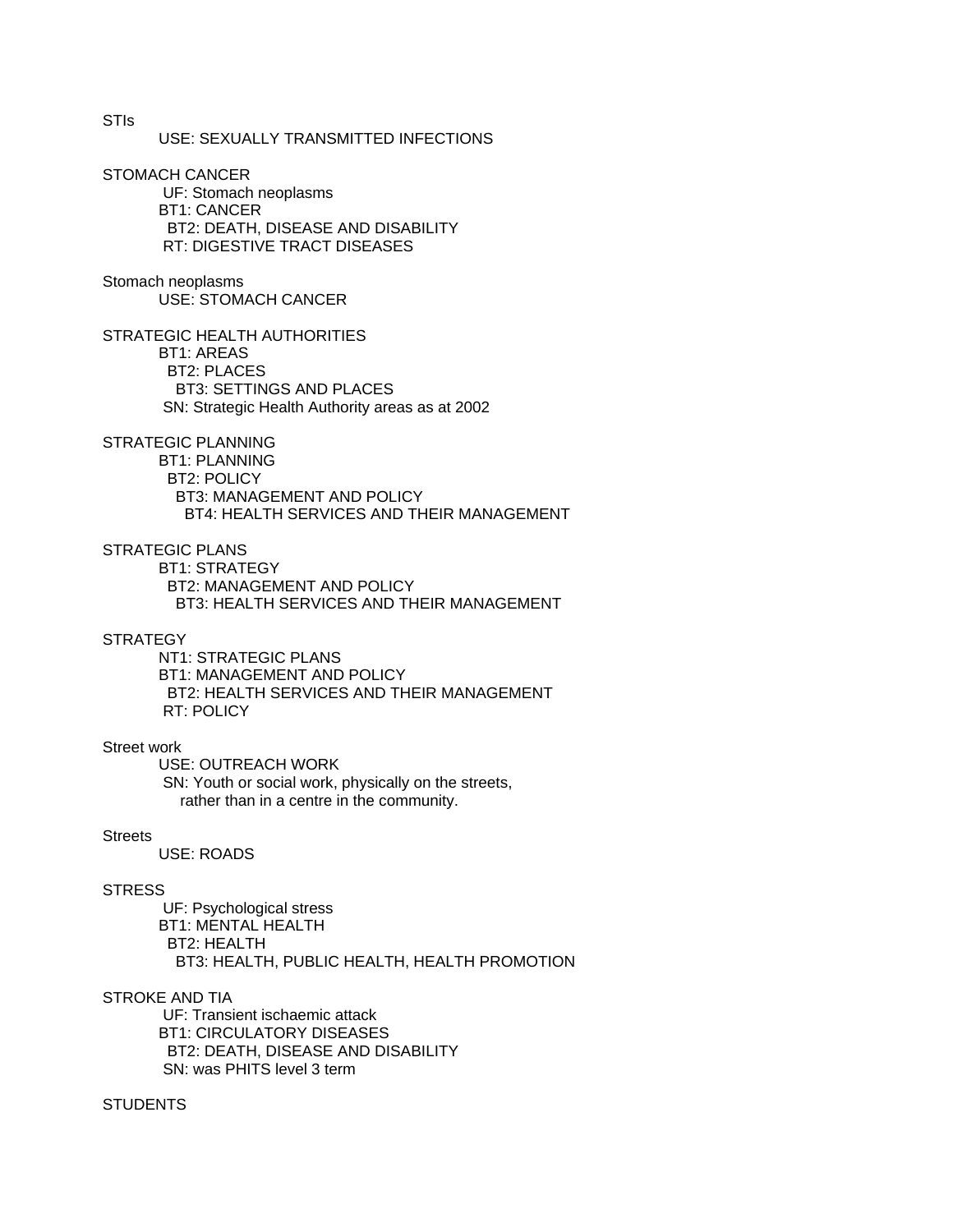STIs

USE: SEXUALLY TRANSMITTED INFECTIONS

STOMACH CANCER

UF: Stomach neoplasms
BT1: CANCER
BT2: DEATH, DISEASE AND DISABILITY
RT: DIGESTIVE TRACT DISEASES

Stomach neoplasms

USE: STOMACH CANCER

STRATEGIC HEALTH AUTHORITIES

BT1: AREAS
BT2: PLACES
BT3: SETTINGS AND PLACES
SN: Strategic Health Authority areas as at 2002

STRATEGIC PLANNING

BT1: PLANNING
BT2: POLICY
BT3: MANAGEMENT AND POLICY
BT4: HEALTH SERVICES AND THEIR MANAGEMENT

STRATEGIC PLANS

BT1: STRATEGY
BT2: MANAGEMENT AND POLICY
BT3: HEALTH SERVICES AND THEIR MANAGEMENT

STRATEGY

NT1: STRATEGIC PLANS
BT1: MANAGEMENT AND POLICY
BT2: HEALTH SERVICES AND THEIR MANAGEMENT
RT: POLICY

Street work

USE: OUTREACH WORK
SN: Youth or social work, physically on the streets, rather than in a centre in the community.

Streets

USE: ROADS

STRESS

UF: Psychological stress
BT1: MENTAL HEALTH
BT2: HEALTH
BT3: HEALTH, PUBLIC HEALTH, HEALTH PROMOTION

STROKE AND TIA

UF: Transient ischaemic attack
BT1: CIRCULATORY DISEASES
BT2: DEATH, DISEASE AND DISABILITY
SN: was PHITS level 3 term

STUDENTS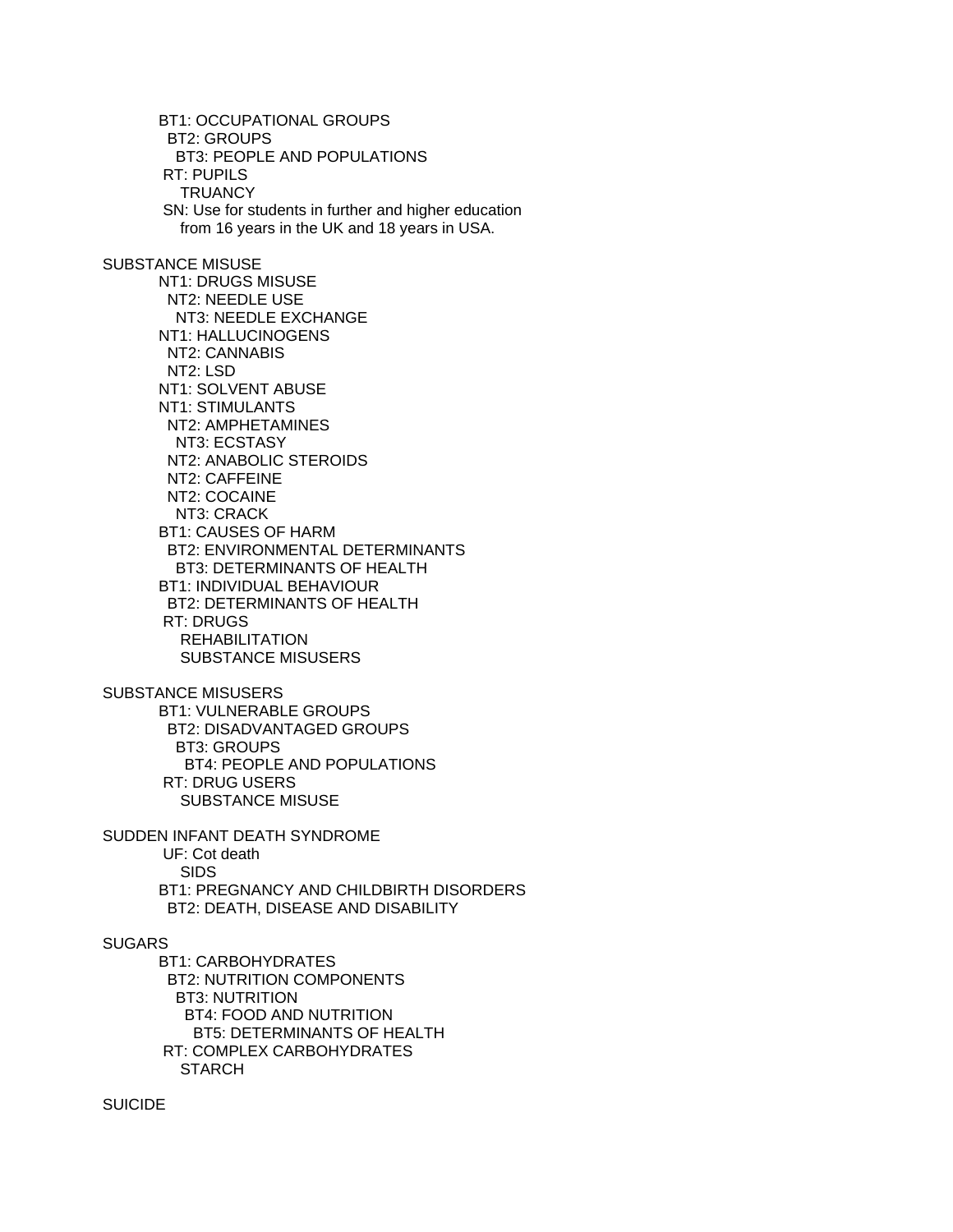BT1: OCCUPATIONAL GROUPS
  BT2: GROUPS
    BT3: PEOPLE AND POPULATIONS
 RT: PUPILS
    TRUANCY
 SN: Use for students in further and higher education
    from 16 years in the UK and 18 years in USA.

SUBSTANCE MISUSE
NT1: DRUGS MISUSE
  NT2: NEEDLE USE
    NT3: NEEDLE EXCHANGE
NT1: HALLUCINOGENS
  NT2: CANNABIS
  NT2: LSD
NT1: SOLVENT ABUSE
NT1: STIMULANTS
  NT2: AMPHETAMINES
    NT3: ECSTASY
  NT2: ANABOLIC STEROIDS
  NT2: CAFFEINE
  NT2: COCAINE
    NT3: CRACK
BT1: CAUSES OF HARM
  BT2: ENVIRONMENTAL DETERMINANTS
    BT3: DETERMINANTS OF HEALTH
BT1: INDIVIDUAL BEHAVIOUR
  BT2: DETERMINANTS OF HEALTH
 RT: DRUGS
    REHABILITATION
    SUBSTANCE MISUSERS

SUBSTANCE MISUSERS
BT1: VULNERABLE GROUPS
  BT2: DISADVANTAGED GROUPS
    BT3: GROUPS
      BT4: PEOPLE AND POPULATIONS
 RT: DRUG USERS
    SUBSTANCE MISUSE

SUDDEN INFANT DEATH SYNDROME
 UF: Cot death
    SIDS
BT1: PREGNANCY AND CHILDBIRTH DISORDERS
  BT2: DEATH, DISEASE AND DISABILITY

SUGARS
BT1: CARBOHYDRATES
  BT2: NUTRITION COMPONENTS
    BT3: NUTRITION
      BT4: FOOD AND NUTRITION
        BT5: DETERMINANTS OF HEALTH
 RT: COMPLEX CARBOHYDRATES
    STARCH

SUICIDE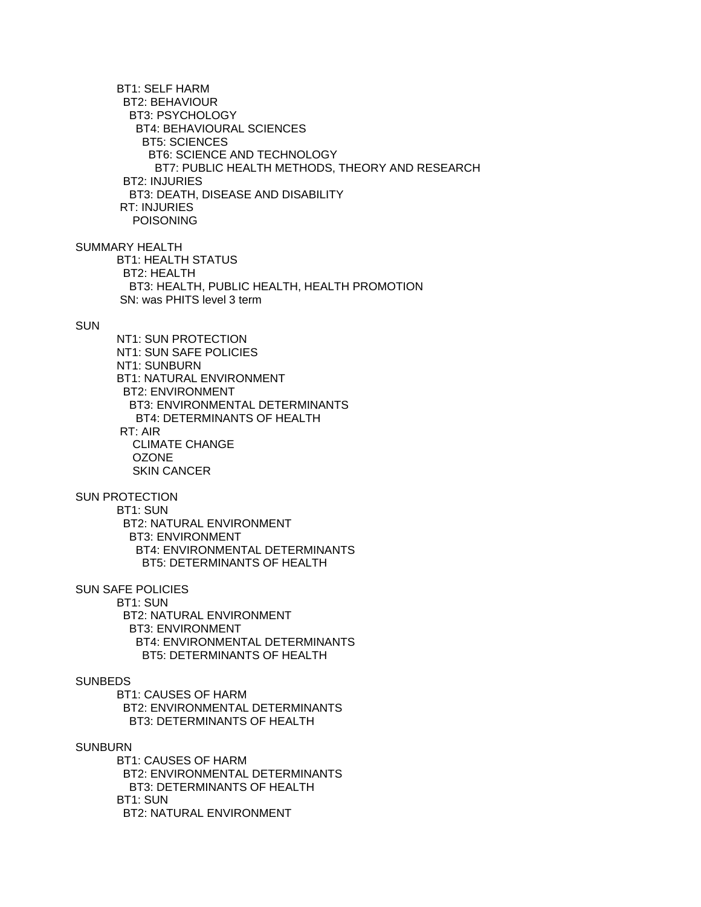BT1: SELF HARM
  BT2: BEHAVIOUR
    BT3: PSYCHOLOGY
      BT4: BEHAVIOURAL SCIENCES
        BT5: SCIENCES
          BT6: SCIENCE AND TECHNOLOGY
            BT7: PUBLIC HEALTH METHODS, THEORY AND RESEARCH
  BT2: INJURIES
    BT3: DEATH, DISEASE AND DISABILITY
 RT: INJURIES
    POISONING

SUMMARY HEALTH
  BT1: HEALTH STATUS
    BT2: HEALTH
      BT3: HEALTH, PUBLIC HEALTH, HEALTH PROMOTION
  SN: was PHITS level 3 term

SUN
  NT1: SUN PROTECTION
  NT1: SUN SAFE POLICIES
  NT1: SUNBURN
  BT1: NATURAL ENVIRONMENT
    BT2: ENVIRONMENT
      BT3: ENVIRONMENTAL DETERMINANTS
        BT4: DETERMINANTS OF HEALTH
  RT: AIR
    CLIMATE CHANGE
    OZONE
    SKIN CANCER

SUN PROTECTION
  BT1: SUN
    BT2: NATURAL ENVIRONMENT
      BT3: ENVIRONMENT
        BT4: ENVIRONMENTAL DETERMINANTS
          BT5: DETERMINANTS OF HEALTH

SUN SAFE POLICIES
  BT1: SUN
    BT2: NATURAL ENVIRONMENT
      BT3: ENVIRONMENT
        BT4: ENVIRONMENTAL DETERMINANTS
          BT5: DETERMINANTS OF HEALTH

SUNBEDS
  BT1: CAUSES OF HARM
    BT2: ENVIRONMENTAL DETERMINANTS
      BT3: DETERMINANTS OF HEALTH

SUNBURN
  BT1: CAUSES OF HARM
    BT2: ENVIRONMENTAL DETERMINANTS
      BT3: DETERMINANTS OF HEALTH
  BT1: SUN
    BT2: NATURAL ENVIRONMENT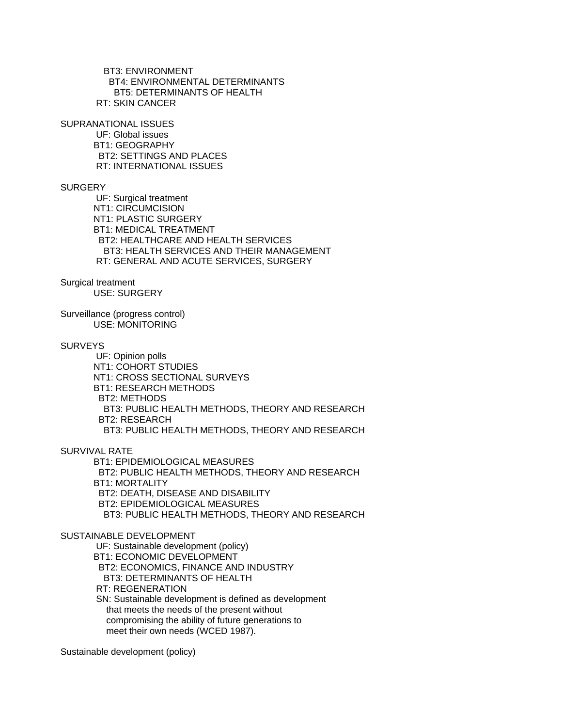BT3: ENVIRONMENT
    BT4: ENVIRONMENTAL DETERMINANTS
      BT5: DETERMINANTS OF HEALTH
  RT: SKIN CANCER

SUPRANATIONAL ISSUES
  UF: Global issues
  BT1: GEOGRAPHY
    BT2: SETTINGS AND PLACES
  RT: INTERNATIONAL ISSUES

SURGERY
  UF: Surgical treatment
  NT1: CIRCUMCISION
  NT1: PLASTIC SURGERY
  BT1: MEDICAL TREATMENT
    BT2: HEALTHCARE AND HEALTH SERVICES
      BT3: HEALTH SERVICES AND THEIR MANAGEMENT
  RT: GENERAL AND ACUTE SERVICES, SURGERY

Surgical treatment
  USE: SURGERY

Surveillance (progress control)
  USE: MONITORING

SURVEYS
  UF: Opinion polls
  NT1: COHORT STUDIES
  NT1: CROSS SECTIONAL SURVEYS
  BT1: RESEARCH METHODS
    BT2: METHODS
      BT3: PUBLIC HEALTH METHODS, THEORY AND RESEARCH
    BT2: RESEARCH
      BT3: PUBLIC HEALTH METHODS, THEORY AND RESEARCH

SURVIVAL RATE
  BT1: EPIDEMIOLOGICAL MEASURES
    BT2: PUBLIC HEALTH METHODS, THEORY AND RESEARCH
  BT1: MORTALITY
    BT2: DEATH, DISEASE AND DISABILITY
    BT2: EPIDEMIOLOGICAL MEASURES
      BT3: PUBLIC HEALTH METHODS, THEORY AND RESEARCH

SUSTAINABLE DEVELOPMENT
  UF: Sustainable development (policy)
  BT1: ECONOMIC DEVELOPMENT
    BT2: ECONOMICS, FINANCE AND INDUSTRY
      BT3: DETERMINANTS OF HEALTH
  RT: REGENERATION
  SN: Sustainable development is defined as development that meets the needs of the present without compromising the ability of future generations to meet their own needs (WCED 1987).

Sustainable development (policy)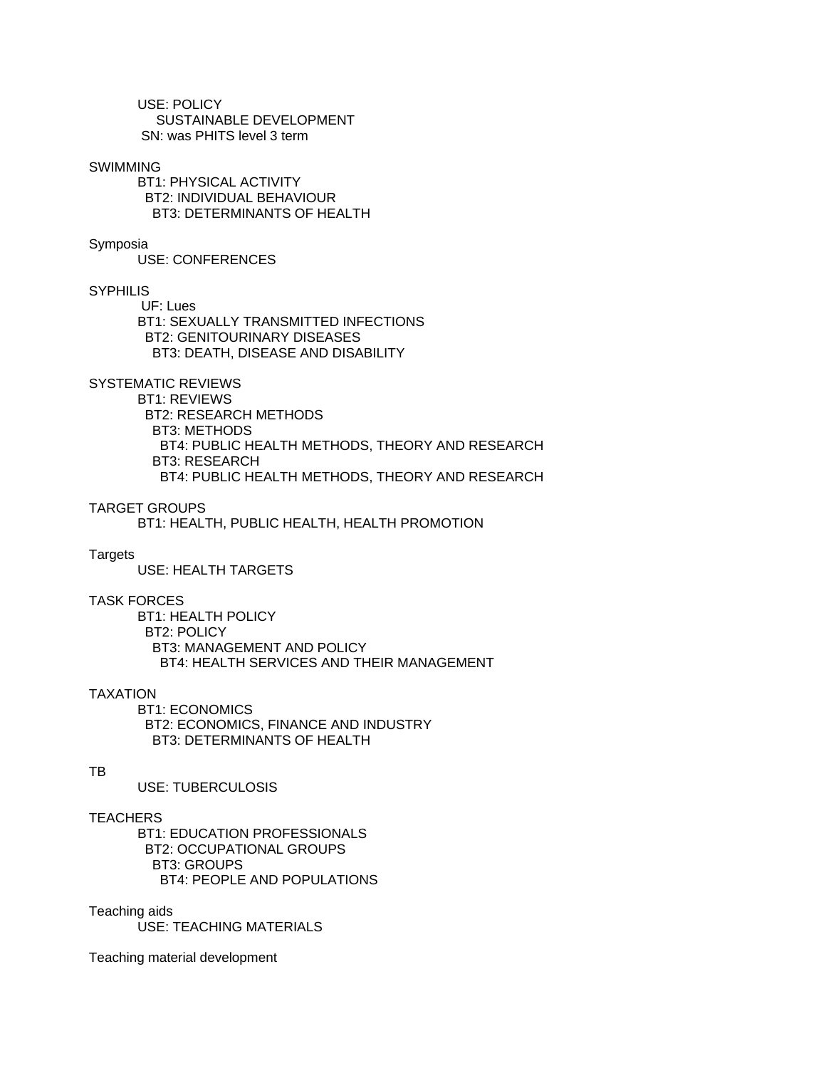USE: POLICY
    SUSTAINABLE DEVELOPMENT
SN: was PHITS level 3 term

SWIMMING
BT1: PHYSICAL ACTIVITY
  BT2: INDIVIDUAL BEHAVIOUR
    BT3: DETERMINANTS OF HEALTH

Symposia
USE: CONFERENCES

SYPHILIS
UF: Lues
BT1: SEXUALLY TRANSMITTED INFECTIONS
  BT2: GENITOURINARY DISEASES
    BT3: DEATH, DISEASE AND DISABILITY

SYSTEMATIC REVIEWS
BT1: REVIEWS
  BT2: RESEARCH METHODS
    BT3: METHODS
      BT4: PUBLIC HEALTH METHODS, THEORY AND RESEARCH
    BT3: RESEARCH
      BT4: PUBLIC HEALTH METHODS, THEORY AND RESEARCH

TARGET GROUPS
BT1: HEALTH, PUBLIC HEALTH, HEALTH PROMOTION

Targets
USE: HEALTH TARGETS

TASK FORCES
BT1: HEALTH POLICY
  BT2: POLICY
    BT3: MANAGEMENT AND POLICY
      BT4: HEALTH SERVICES AND THEIR MANAGEMENT

TAXATION
BT1: ECONOMICS
  BT2: ECONOMICS, FINANCE AND INDUSTRY
    BT3: DETERMINANTS OF HEALTH

TB
USE: TUBERCULOSIS

TEACHERS
BT1: EDUCATION PROFESSIONALS
  BT2: OCCUPATIONAL GROUPS
    BT3: GROUPS
      BT4: PEOPLE AND POPULATIONS

Teaching aids
USE: TEACHING MATERIALS

Teaching material development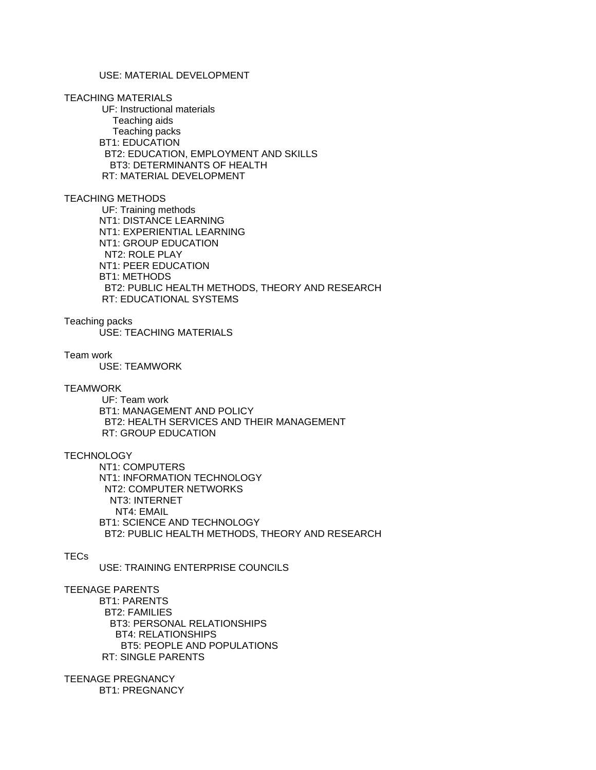USE: MATERIAL DEVELOPMENT

TEACHING MATERIALS
UF: Instructional materials
Teaching aids
Teaching packs
BT1: EDUCATION
BT2: EDUCATION, EMPLOYMENT AND SKILLS
BT3: DETERMINANTS OF HEALTH
RT: MATERIAL DEVELOPMENT

TEACHING METHODS
UF: Training methods
NT1: DISTANCE LEARNING
NT1: EXPERIENTIAL LEARNING
NT1: GROUP EDUCATION
NT2: ROLE PLAY
NT1: PEER EDUCATION
BT1: METHODS
BT2: PUBLIC HEALTH METHODS, THEORY AND RESEARCH
RT: EDUCATIONAL SYSTEMS

Teaching packs
USE: TEACHING MATERIALS

Team work
USE: TEAMWORK

TEAMWORK
UF: Team work
BT1: MANAGEMENT AND POLICY
BT2: HEALTH SERVICES AND THEIR MANAGEMENT
RT: GROUP EDUCATION

TECHNOLOGY
NT1: COMPUTERS
NT1: INFORMATION TECHNOLOGY
NT2: COMPUTER NETWORKS
NT3: INTERNET
NT4: EMAIL
BT1: SCIENCE AND TECHNOLOGY
BT2: PUBLIC HEALTH METHODS, THEORY AND RESEARCH

TECs
USE: TRAINING ENTERPRISE COUNCILS

TEENAGE PARENTS
BT1: PARENTS
BT2: FAMILIES
BT3: PERSONAL RELATIONSHIPS
BT4: RELATIONSHIPS
BT5: PEOPLE AND POPULATIONS
RT: SINGLE PARENTS

TEENAGE PREGNANCY
BT1: PREGNANCY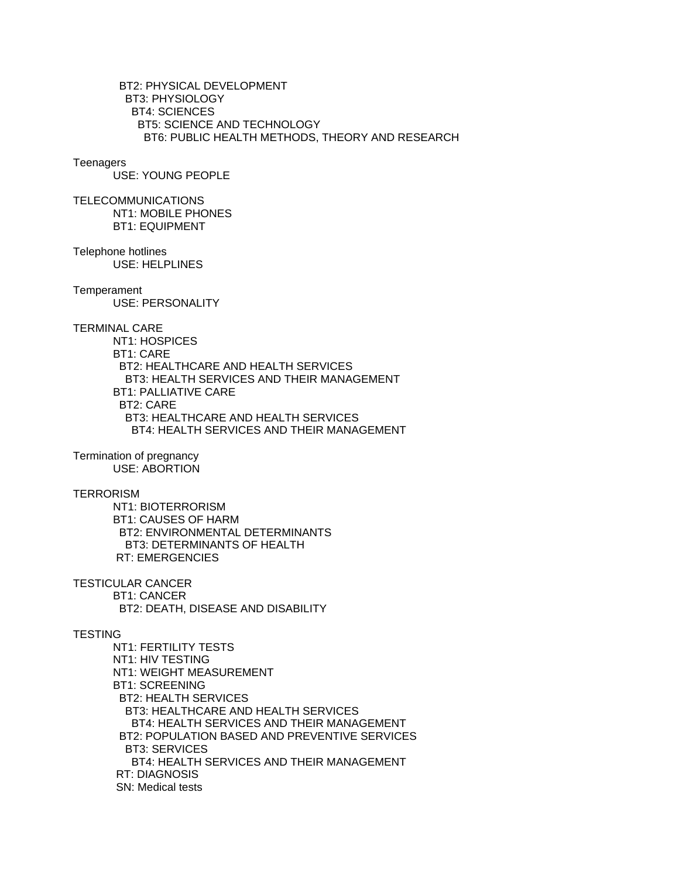BT2: PHYSICAL DEVELOPMENT
  BT3: PHYSIOLOGY
    BT4: SCIENCES
      BT5: SCIENCE AND TECHNOLOGY
        BT6: PUBLIC HEALTH METHODS, THEORY AND RESEARCH

Teenagers
USE: YOUNG PEOPLE

TELECOMMUNICATIONS
NT1: MOBILE PHONES
BT1: EQUIPMENT

Telephone hotlines
USE: HELPLINES

Temperament
USE: PERSONALITY

TERMINAL CARE
NT1: HOSPICES
BT1: CARE
  BT2: HEALTHCARE AND HEALTH SERVICES
    BT3: HEALTH SERVICES AND THEIR MANAGEMENT
BT1: PALLIATIVE CARE
  BT2: CARE
    BT3: HEALTHCARE AND HEALTH SERVICES
      BT4: HEALTH SERVICES AND THEIR MANAGEMENT

Termination of pregnancy
USE: ABORTION

TERRORISM
NT1: BIOTERRORISM
BT1: CAUSES OF HARM
  BT2: ENVIRONMENTAL DETERMINANTS
    BT3: DETERMINANTS OF HEALTH
RT: EMERGENCIES

TESTICULAR CANCER
BT1: CANCER
  BT2: DEATH, DISEASE AND DISABILITY

TESTING
NT1: FERTILITY TESTS
NT1: HIV TESTING
NT1: WEIGHT MEASUREMENT
BT1: SCREENING
  BT2: HEALTH SERVICES
    BT3: HEALTHCARE AND HEALTH SERVICES
      BT4: HEALTH SERVICES AND THEIR MANAGEMENT
  BT2: POPULATION BASED AND PREVENTIVE SERVICES
    BT3: SERVICES
      BT4: HEALTH SERVICES AND THEIR MANAGEMENT
RT: DIAGNOSIS
SN: Medical tests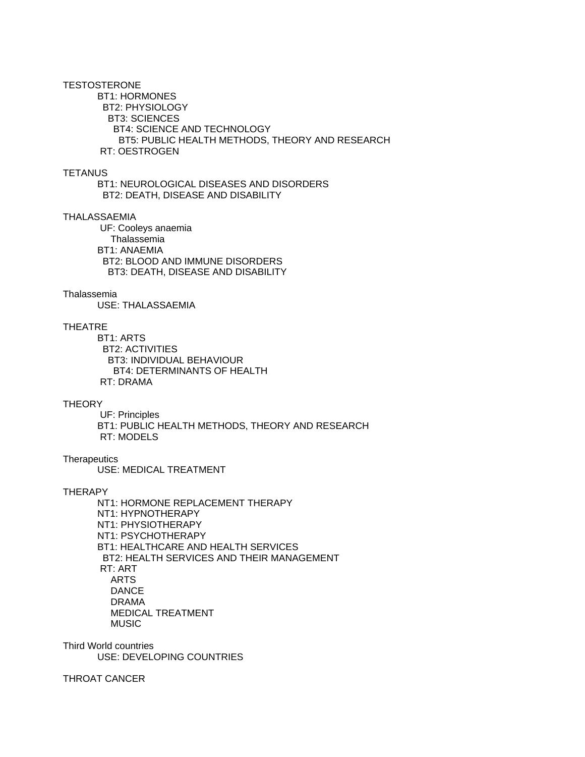TESTOSTERONE

BT1: HORMONES
  BT2: PHYSIOLOGY
    BT3: SCIENCES
      BT4: SCIENCE AND TECHNOLOGY
        BT5: PUBLIC HEALTH METHODS, THEORY AND RESEARCH
RT: OESTROGEN

TETANUS

BT1: NEUROLOGICAL DISEASES AND DISORDERS
  BT2: DEATH, DISEASE AND DISABILITY

THALASSAEMIA

UF: Cooleys anaemia
  Thalassemia
BT1: ANAEMIA
  BT2: BLOOD AND IMMUNE DISORDERS
    BT3: DEATH, DISEASE AND DISABILITY

Thalassemia

USE: THALASSAEMIA

THEATRE

BT1: ARTS
  BT2: ACTIVITIES
    BT3: INDIVIDUAL BEHAVIOUR
      BT4: DETERMINANTS OF HEALTH
RT: DRAMA

THEORY

UF: Principles
BT1: PUBLIC HEALTH METHODS, THEORY AND RESEARCH
RT: MODELS

Therapeutics

USE: MEDICAL TREATMENT

THERAPY

NT1: HORMONE REPLACEMENT THERAPY
NT1: HYPNOTHERAPY
NT1: PHYSIOTHERAPY
NT1: PSYCHOTHERAPY
BT1: HEALTHCARE AND HEALTH SERVICES
  BT2: HEALTH SERVICES AND THEIR MANAGEMENT
RT: ART
  ARTS
  DANCE
  DRAMA
  MEDICAL TREATMENT
  MUSIC

Third World countries

USE: DEVELOPING COUNTRIES

THROAT CANCER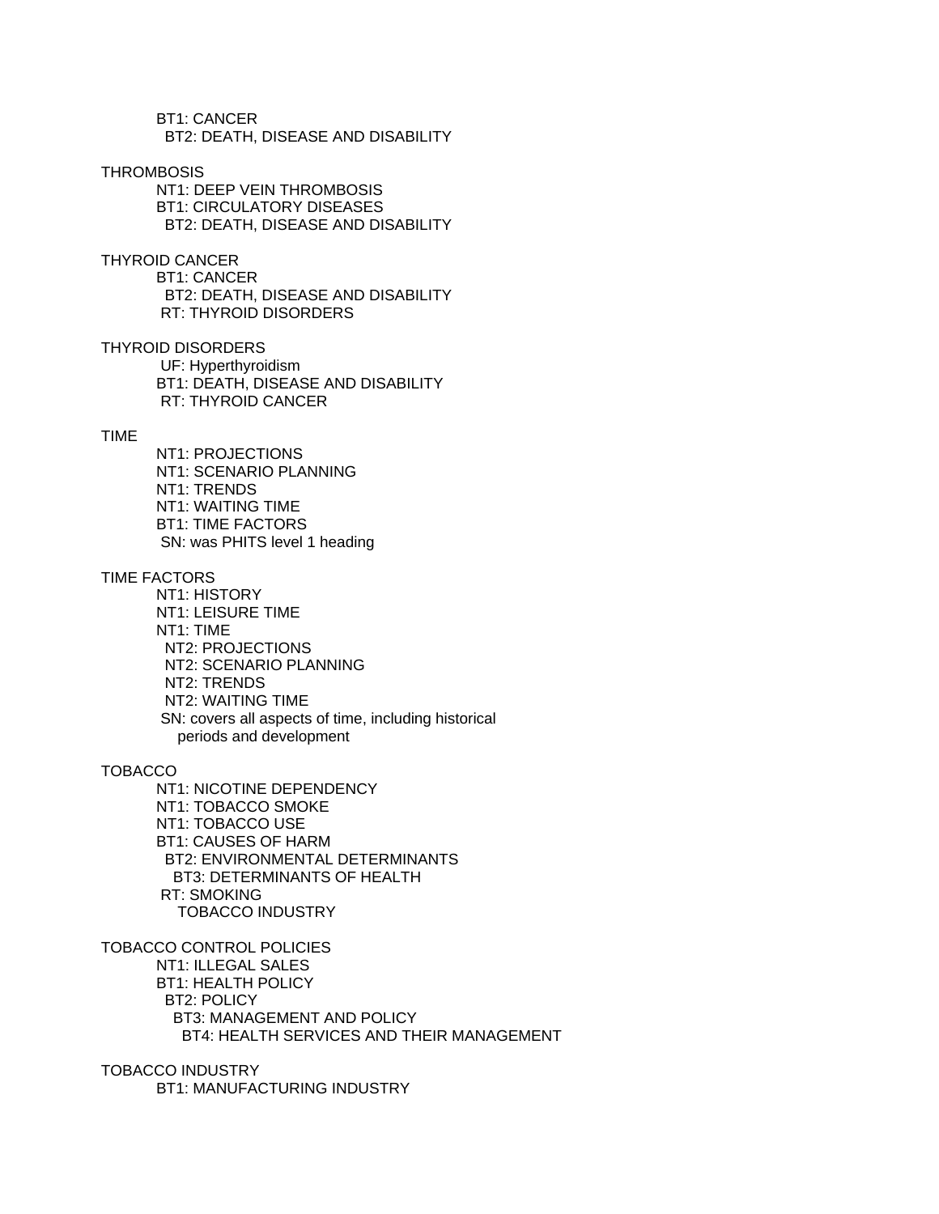BT1: CANCER
  BT2: DEATH, DISEASE AND DISABILITY

THROMBOSIS
  NT1: DEEP VEIN THROMBOSIS
  BT1: CIRCULATORY DISEASES
    BT2: DEATH, DISEASE AND DISABILITY

THYROID CANCER
  BT1: CANCER
    BT2: DEATH, DISEASE AND DISABILITY
  RT: THYROID DISORDERS

THYROID DISORDERS
  UF: Hyperthyroidism
  BT1: DEATH, DISEASE AND DISABILITY
  RT: THYROID CANCER

TIME
  NT1: PROJECTIONS
  NT1: SCENARIO PLANNING
  NT1: TRENDS
  NT1: WAITING TIME
  BT1: TIME FACTORS
  SN: was PHITS level 1 heading

TIME FACTORS
  NT1: HISTORY
  NT1: LEISURE TIME
  NT1: TIME
    NT2: PROJECTIONS
    NT2: SCENARIO PLANNING
    NT2: TRENDS
    NT2: WAITING TIME
  SN: covers all aspects of time, including historical
    periods and development

TOBACCO
  NT1: NICOTINE DEPENDENCY
  NT1: TOBACCO SMOKE
  NT1: TOBACCO USE
  BT1: CAUSES OF HARM
    BT2: ENVIRONMENTAL DETERMINANTS
      BT3: DETERMINANTS OF HEALTH
  RT: SMOKING
    TOBACCO INDUSTRY

TOBACCO CONTROL POLICIES
  NT1: ILLEGAL SALES
  BT1: HEALTH POLICY
    BT2: POLICY
      BT3: MANAGEMENT AND POLICY
        BT4: HEALTH SERVICES AND THEIR MANAGEMENT

TOBACCO INDUSTRY
  BT1: MANUFACTURING INDUSTRY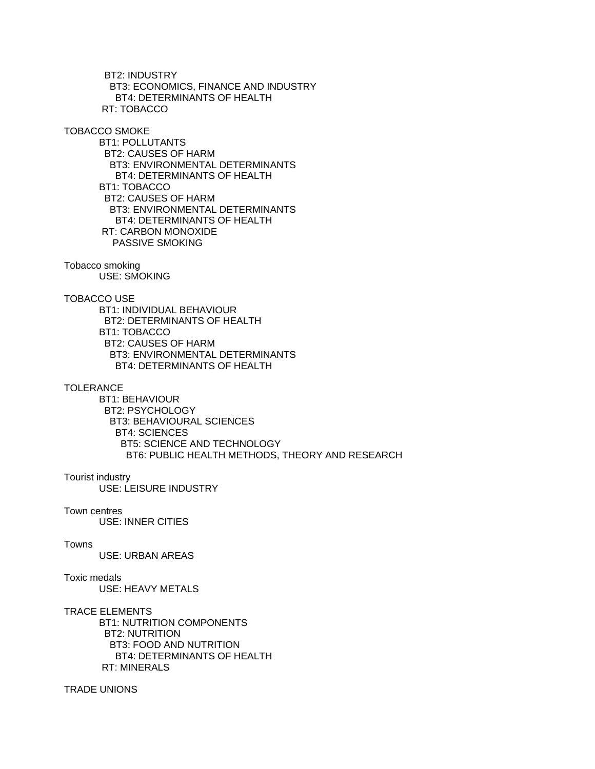BT2: INDUSTRY
 BT3: ECONOMICS, FINANCE AND INDUSTRY
 BT4: DETERMINANTS OF HEALTH
 RT: TOBACCO

TOBACCO SMOKE
 BT1: POLLUTANTS
 BT2: CAUSES OF HARM
 BT3: ENVIRONMENTAL DETERMINANTS
 BT4: DETERMINANTS OF HEALTH
 BT1: TOBACCO
 BT2: CAUSES OF HARM
 BT3: ENVIRONMENTAL DETERMINANTS
 BT4: DETERMINANTS OF HEALTH
 RT: CARBON MONOXIDE
 PASSIVE SMOKING

Tobacco smoking
 USE: SMOKING

TOBACCO USE
 BT1: INDIVIDUAL BEHAVIOUR
 BT2: DETERMINANTS OF HEALTH
 BT1: TOBACCO
 BT2: CAUSES OF HARM
 BT3: ENVIRONMENTAL DETERMINANTS
 BT4: DETERMINANTS OF HEALTH

TOLERANCE
 BT1: BEHAVIOUR
 BT2: PSYCHOLOGY
 BT3: BEHAVIOURAL SCIENCES
 BT4: SCIENCES
 BT5: SCIENCE AND TECHNOLOGY
 BT6: PUBLIC HEALTH METHODS, THEORY AND RESEARCH

Tourist industry
 USE: LEISURE INDUSTRY

Town centres
 USE: INNER CITIES

Towns
 USE: URBAN AREAS

Toxic medals
 USE: HEAVY METALS

TRACE ELEMENTS
 BT1: NUTRITION COMPONENTS
 BT2: NUTRITION
 BT3: FOOD AND NUTRITION
 BT4: DETERMINANTS OF HEALTH
 RT: MINERALS

TRADE UNIONS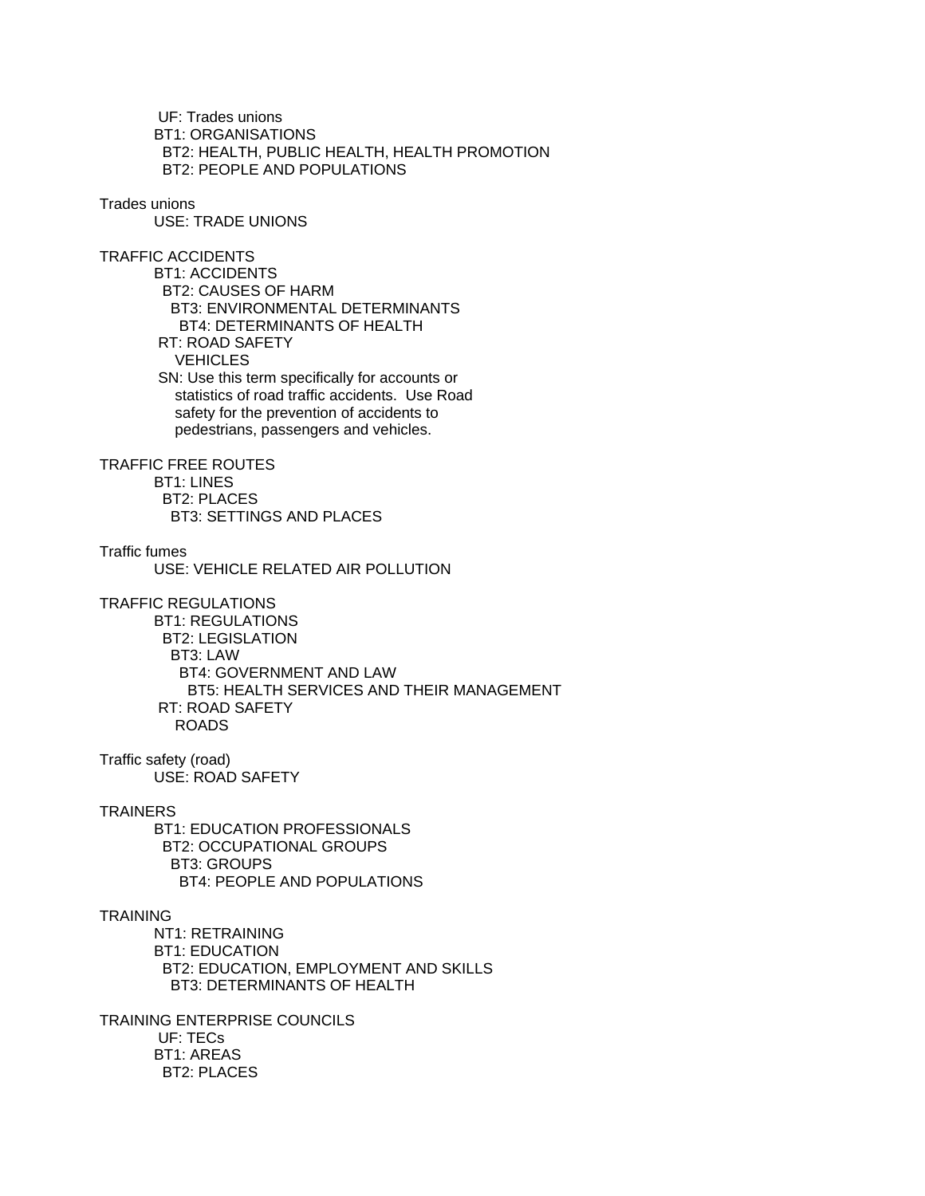UF: Trades unions
BT1: ORGANISATIONS
BT2: HEALTH, PUBLIC HEALTH, HEALTH PROMOTION
BT2: PEOPLE AND POPULATIONS

Trades unions
USE: TRADE UNIONS

TRAFFIC ACCIDENTS
BT1: ACCIDENTS
BT2: CAUSES OF HARM
BT3: ENVIRONMENTAL DETERMINANTS
BT4: DETERMINANTS OF HEALTH
RT: ROAD SAFETY
VEHICLES
SN: Use this term specifically for accounts or statistics of road traffic accidents. Use Road safety for the prevention of accidents to pedestrians, passengers and vehicles.

TRAFFIC FREE ROUTES
BT1: LINES
BT2: PLACES
BT3: SETTINGS AND PLACES

Traffic fumes
USE: VEHICLE RELATED AIR POLLUTION

TRAFFIC REGULATIONS
BT1: REGULATIONS
BT2: LEGISLATION
BT3: LAW
BT4: GOVERNMENT AND LAW
BT5: HEALTH SERVICES AND THEIR MANAGEMENT
RT: ROAD SAFETY
ROADS

Traffic safety (road)
USE: ROAD SAFETY

TRAINERS
BT1: EDUCATION PROFESSIONALS
BT2: OCCUPATIONAL GROUPS
BT3: GROUPS
BT4: PEOPLE AND POPULATIONS

TRAINING
NT1: RETRAINING
BT1: EDUCATION
BT2: EDUCATION, EMPLOYMENT AND SKILLS
BT3: DETERMINANTS OF HEALTH

TRAINING ENTERPRISE COUNCILS
UF: TECs
BT1: AREAS
BT2: PLACES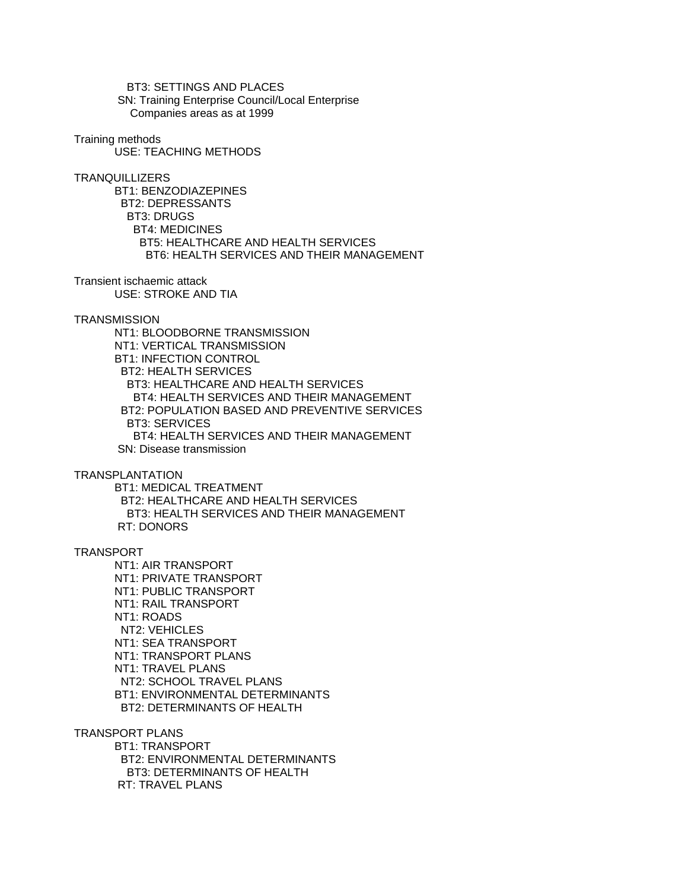BT3: SETTINGS AND PLACES
SN: Training Enterprise Council/Local Enterprise Companies areas as at 1999

Training methods
USE: TEACHING METHODS

TRANQUILLIZERS
BT1: BENZODIAZEPINES
BT2: DEPRESSANTS
BT3: DRUGS
BT4: MEDICINES
BT5: HEALTHCARE AND HEALTH SERVICES
BT6: HEALTH SERVICES AND THEIR MANAGEMENT

Transient ischaemic attack
USE: STROKE AND TIA

TRANSMISSION
NT1: BLOODBORNE TRANSMISSION
NT1: VERTICAL TRANSMISSION
BT1: INFECTION CONTROL
BT2: HEALTH SERVICES
BT3: HEALTHCARE AND HEALTH SERVICES
BT4: HEALTH SERVICES AND THEIR MANAGEMENT
BT2: POPULATION BASED AND PREVENTIVE SERVICES
BT3: SERVICES
BT4: HEALTH SERVICES AND THEIR MANAGEMENT
SN: Disease transmission

TRANSPLANTATION
BT1: MEDICAL TREATMENT
BT2: HEALTHCARE AND HEALTH SERVICES
BT3: HEALTH SERVICES AND THEIR MANAGEMENT
RT: DONORS

TRANSPORT
NT1: AIR TRANSPORT
NT1: PRIVATE TRANSPORT
NT1: PUBLIC TRANSPORT
NT1: RAIL TRANSPORT
NT1: ROADS
NT2: VEHICLES
NT1: SEA TRANSPORT
NT1: TRANSPORT PLANS
NT1: TRAVEL PLANS
NT2: SCHOOL TRAVEL PLANS
BT1: ENVIRONMENTAL DETERMINANTS
BT2: DETERMINANTS OF HEALTH

TRANSPORT PLANS
BT1: TRANSPORT
BT2: ENVIRONMENTAL DETERMINANTS
BT3: DETERMINANTS OF HEALTH
RT: TRAVEL PLANS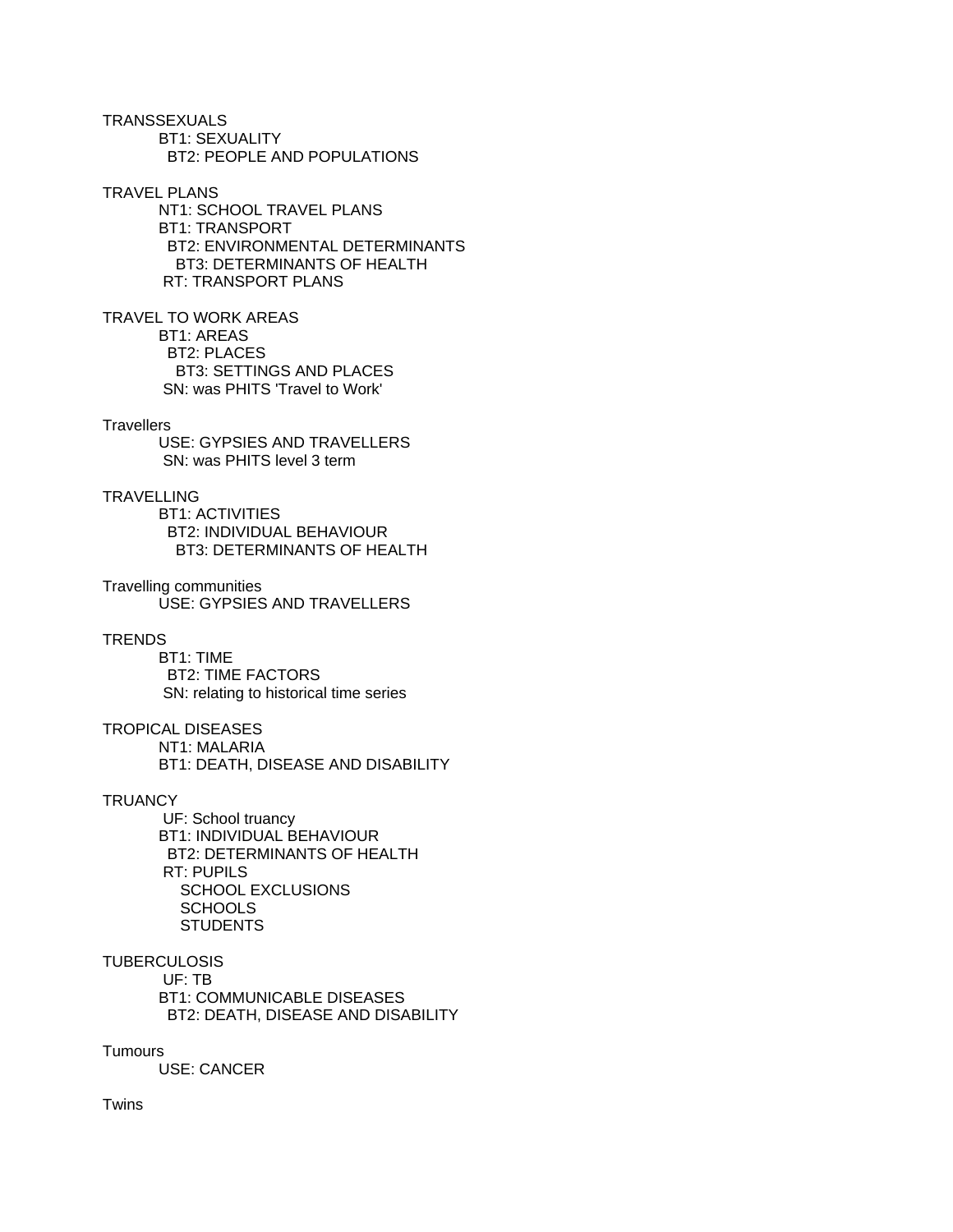TRANSSEXUALS
BT1: SEXUALITY
BT2: PEOPLE AND POPULATIONS

TRAVEL PLANS
NT1: SCHOOL TRAVEL PLANS
BT1: TRANSPORT
BT2: ENVIRONMENTAL DETERMINANTS
BT3: DETERMINANTS OF HEALTH
RT: TRANSPORT PLANS

TRAVEL TO WORK AREAS
BT1: AREAS
BT2: PLACES
BT3: SETTINGS AND PLACES
SN: was PHITS 'Travel to Work'

Travellers
USE: GYPSIES AND TRAVELLERS
SN: was PHITS level 3 term

TRAVELLING
BT1: ACTIVITIES
BT2: INDIVIDUAL BEHAVIOUR
BT3: DETERMINANTS OF HEALTH

Travelling communities
USE: GYPSIES AND TRAVELLERS

TRENDS
BT1: TIME
BT2: TIME FACTORS
SN: relating to historical time series

TROPICAL DISEASES
NT1: MALARIA
BT1: DEATH, DISEASE AND DISABILITY

TRUANCY
UF: School truancy
BT1: INDIVIDUAL BEHAVIOUR
BT2: DETERMINANTS OF HEALTH
RT: PUPILS
SCHOOL EXCLUSIONS
SCHOOLS
STUDENTS

TUBERCULOSIS
UF: TB
BT1: COMMUNICABLE DISEASES
BT2: DEATH, DISEASE AND DISABILITY

Tumours
USE: CANCER

Twins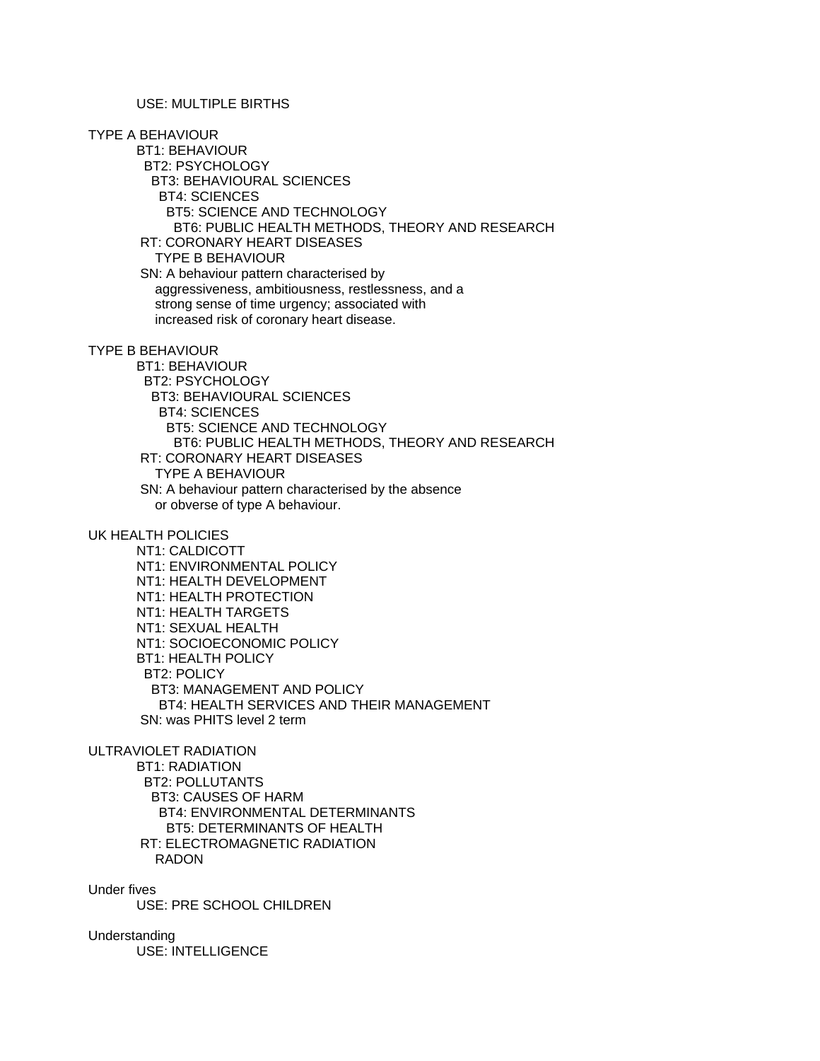USE: MULTIPLE BIRTHS

TYPE A BEHAVIOUR
BT1: BEHAVIOUR
BT2: PSYCHOLOGY
BT3: BEHAVIOURAL SCIENCES
BT4: SCIENCES
BT5: SCIENCE AND TECHNOLOGY
BT6: PUBLIC HEALTH METHODS, THEORY AND RESEARCH
RT: CORONARY HEART DISEASES
TYPE B BEHAVIOUR
SN: A behaviour pattern characterised by aggressiveness, ambitiousness, restlessness, and a strong sense of time urgency; associated with increased risk of coronary heart disease.

TYPE B BEHAVIOUR
BT1: BEHAVIOUR
BT2: PSYCHOLOGY
BT3: BEHAVIOURAL SCIENCES
BT4: SCIENCES
BT5: SCIENCE AND TECHNOLOGY
BT6: PUBLIC HEALTH METHODS, THEORY AND RESEARCH
RT: CORONARY HEART DISEASES
TYPE A BEHAVIOUR
SN: A behaviour pattern characterised by the absence or obverse of type A behaviour.

UK HEALTH POLICIES
NT1: CALDICOTT
NT1: ENVIRONMENTAL POLICY
NT1: HEALTH DEVELOPMENT
NT1: HEALTH PROTECTION
NT1: HEALTH TARGETS
NT1: SEXUAL HEALTH
NT1: SOCIOECONOMIC POLICY
BT1: HEALTH POLICY
BT2: POLICY
BT3: MANAGEMENT AND POLICY
BT4: HEALTH SERVICES AND THEIR MANAGEMENT
SN: was PHITS level 2 term

ULTRAVIOLET RADIATION
BT1: RADIATION
BT2: POLLUTANTS
BT3: CAUSES OF HARM
BT4: ENVIRONMENTAL DETERMINANTS
BT5: DETERMINANTS OF HEALTH
RT: ELECTROMAGNETIC RADIATION
RADON

Under fives
USE: PRE SCHOOL CHILDREN

Understanding
USE: INTELLIGENCE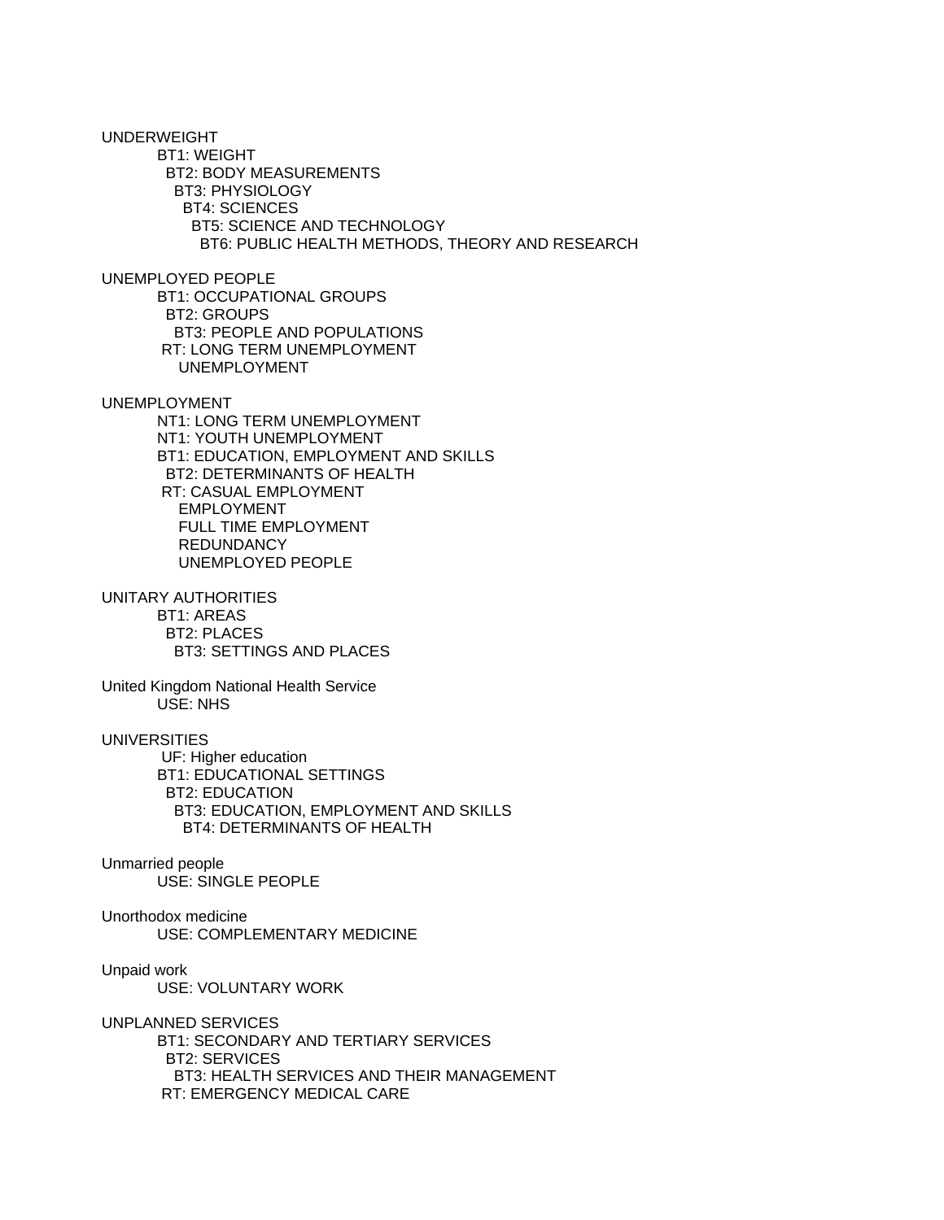UNDERWEIGHT
  BT1: WEIGHT
    BT2: BODY MEASUREMENTS
      BT3: PHYSIOLOGY
        BT4: SCIENCES
          BT5: SCIENCE AND TECHNOLOGY
            BT6: PUBLIC HEALTH METHODS, THEORY AND RESEARCH

UNEMPLOYED PEOPLE
  BT1: OCCUPATIONAL GROUPS
    BT2: GROUPS
      BT3: PEOPLE AND POPULATIONS
  RT: LONG TERM UNEMPLOYMENT
    UNEMPLOYMENT

UNEMPLOYMENT
  NT1: LONG TERM UNEMPLOYMENT
  NT1: YOUTH UNEMPLOYMENT
  BT1: EDUCATION, EMPLOYMENT AND SKILLS
    BT2: DETERMINANTS OF HEALTH
  RT: CASUAL EMPLOYMENT
    EMPLOYMENT
    FULL TIME EMPLOYMENT
    REDUNDANCY
    UNEMPLOYED PEOPLE

UNITARY AUTHORITIES
  BT1: AREAS
    BT2: PLACES
      BT3: SETTINGS AND PLACES

United Kingdom National Health Service
  USE: NHS

UNIVERSITIES
  UF: Higher education
  BT1: EDUCATIONAL SETTINGS
    BT2: EDUCATION
      BT3: EDUCATION, EMPLOYMENT AND SKILLS
        BT4: DETERMINANTS OF HEALTH

Unmarried people
  USE: SINGLE PEOPLE

Unorthodox medicine
  USE: COMPLEMENTARY MEDICINE

Unpaid work
  USE: VOLUNTARY WORK

UNPLANNED SERVICES
  BT1: SECONDARY AND TERTIARY SERVICES
    BT2: SERVICES
      BT3: HEALTH SERVICES AND THEIR MANAGEMENT
  RT: EMERGENCY MEDICAL CARE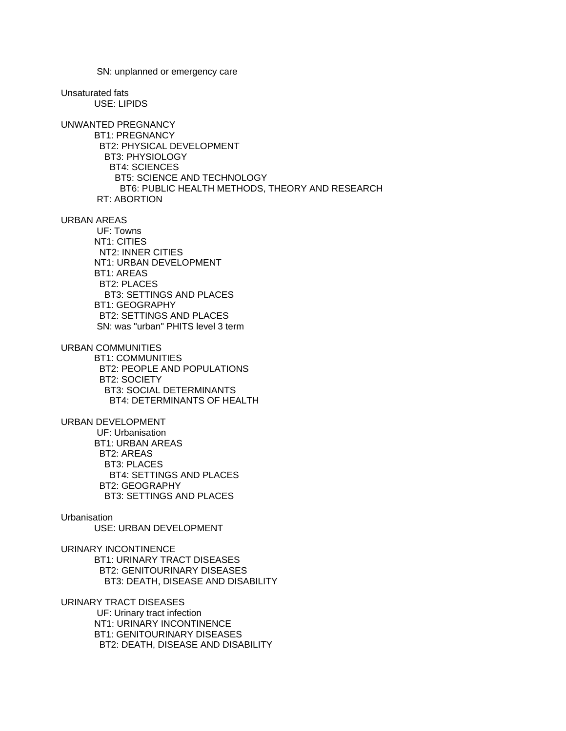SN: unplanned or emergency care

Unsaturated fats
USE: LIPIDS

UNWANTED PREGNANCY
BT1: PREGNANCY
BT2: PHYSICAL DEVELOPMENT
BT3: PHYSIOLOGY
BT4: SCIENCES
BT5: SCIENCE AND TECHNOLOGY
BT6: PUBLIC HEALTH METHODS, THEORY AND RESEARCH
RT: ABORTION

URBAN AREAS
UF: Towns
NT1: CITIES
NT2: INNER CITIES
NT1: URBAN DEVELOPMENT
BT1: AREAS
BT2: PLACES
BT3: SETTINGS AND PLACES
BT1: GEOGRAPHY
BT2: SETTINGS AND PLACES
SN: was "urban" PHITS level 3 term

URBAN COMMUNITIES
BT1: COMMUNITIES
BT2: PEOPLE AND POPULATIONS
BT2: SOCIETY
BT3: SOCIAL DETERMINANTS
BT4: DETERMINANTS OF HEALTH

URBAN DEVELOPMENT
UF: Urbanisation
BT1: URBAN AREAS
BT2: AREAS
BT3: PLACES
BT4: SETTINGS AND PLACES
BT2: GEOGRAPHY
BT3: SETTINGS AND PLACES

Urbanisation
USE: URBAN DEVELOPMENT

URINARY INCONTINENCE
BT1: URINARY TRACT DISEASES
BT2: GENITOURINARY DISEASES
BT3: DEATH, DISEASE AND DISABILITY

URINARY TRACT DISEASES
UF: Urinary tract infection
NT1: URINARY INCONTINENCE
BT1: GENITOURINARY DISEASES
BT2: DEATH, DISEASE AND DISABILITY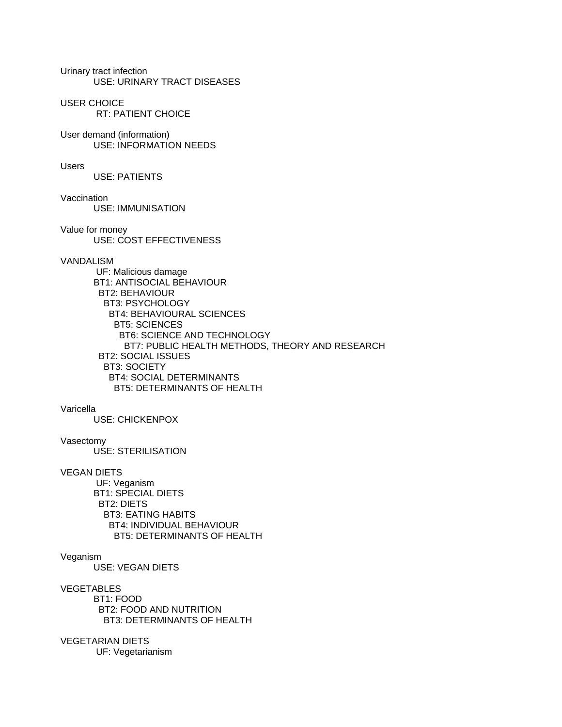Urinary tract infection
USE: URINARY TRACT DISEASES

USER CHOICE
RT: PATIENT CHOICE

User demand (information)
USE: INFORMATION NEEDS

Users
USE: PATIENTS

Vaccination
USE: IMMUNISATION

Value for money
USE: COST EFFECTIVENESS

VANDALISM
UF: Malicious damage
BT1: ANTISOCIAL BEHAVIOUR
BT2: BEHAVIOUR
BT3: PSYCHOLOGY
BT4: BEHAVIOURAL SCIENCES
BT5: SCIENCES
BT6: SCIENCE AND TECHNOLOGY
BT7: PUBLIC HEALTH METHODS, THEORY AND RESEARCH
BT2: SOCIAL ISSUES
BT3: SOCIETY
BT4: SOCIAL DETERMINANTS
BT5: DETERMINANTS OF HEALTH

Varicella
USE: CHICKENPOX

Vasectomy
USE: STERILISATION

VEGAN DIETS
UF: Veganism
BT1: SPECIAL DIETS
BT2: DIETS
BT3: EATING HABITS
BT4: INDIVIDUAL BEHAVIOUR
BT5: DETERMINANTS OF HEALTH

Veganism
USE: VEGAN DIETS

VEGETABLES
BT1: FOOD
BT2: FOOD AND NUTRITION
BT3: DETERMINANTS OF HEALTH

VEGETARIAN DIETS
UF: Vegetarianism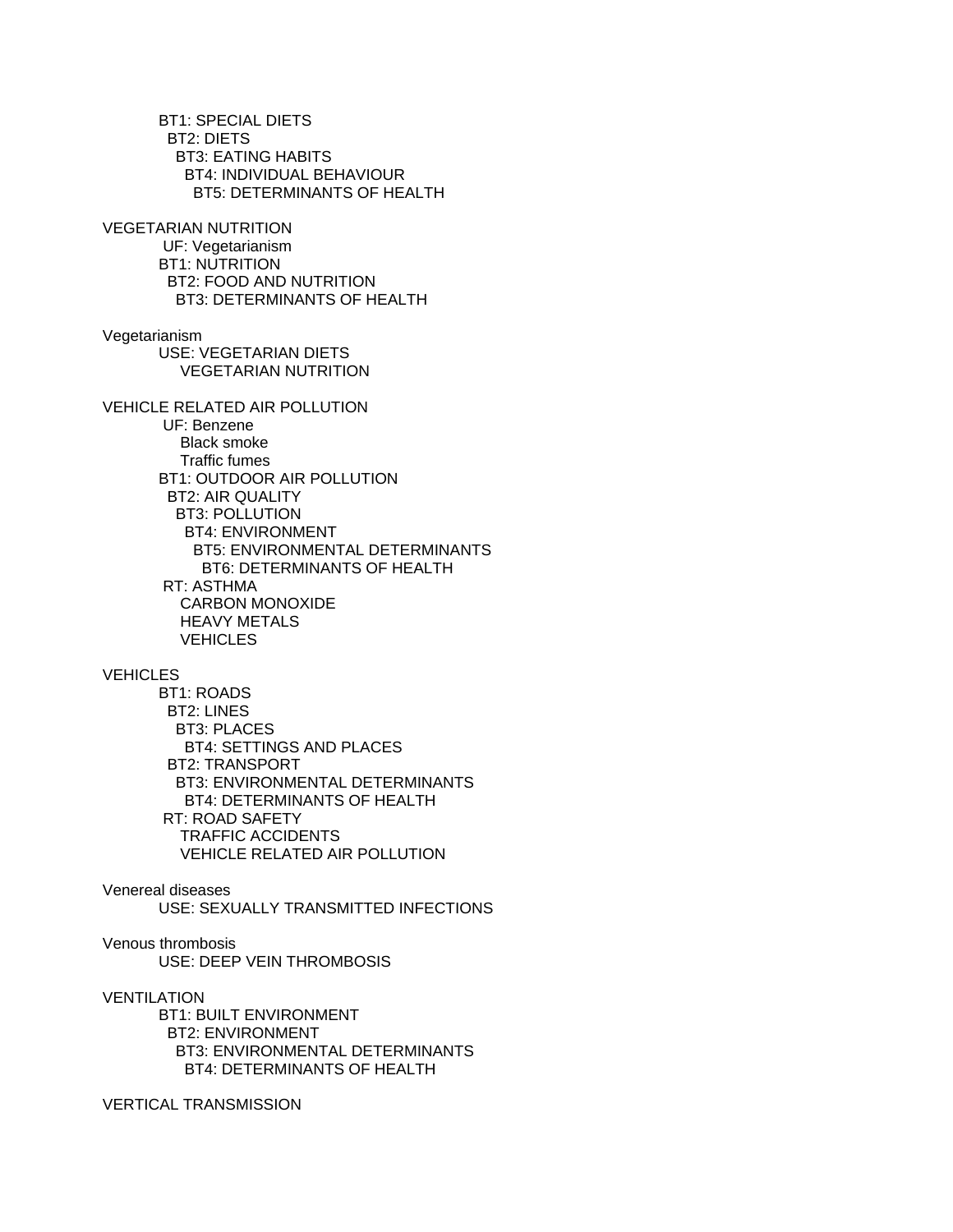BT1: SPECIAL DIETS
  BT2: DIETS
    BT3: EATING HABITS
      BT4: INDIVIDUAL BEHAVIOUR
        BT5: DETERMINANTS OF HEALTH

VEGETARIAN NUTRITION
  UF: Vegetarianism
  BT1: NUTRITION
    BT2: FOOD AND NUTRITION
      BT3: DETERMINANTS OF HEALTH

Vegetarianism
  USE: VEGETARIAN DIETS
    VEGETARIAN NUTRITION

VEHICLE RELATED AIR POLLUTION
  UF: Benzene
    Black smoke
    Traffic fumes
  BT1: OUTDOOR AIR POLLUTION
    BT2: AIR QUALITY
      BT3: POLLUTION
        BT4: ENVIRONMENT
          BT5: ENVIRONMENTAL DETERMINANTS
            BT6: DETERMINANTS OF HEALTH
  RT: ASTHMA
    CARBON MONOXIDE
    HEAVY METALS
    VEHICLES

VEHICLES
  BT1: ROADS
    BT2: LINES
      BT3: PLACES
        BT4: SETTINGS AND PLACES
    BT2: TRANSPORT
      BT3: ENVIRONMENTAL DETERMINANTS
        BT4: DETERMINANTS OF HEALTH
  RT: ROAD SAFETY
    TRAFFIC ACCIDENTS
    VEHICLE RELATED AIR POLLUTION

Venereal diseases
  USE: SEXUALLY TRANSMITTED INFECTIONS

Venous thrombosis
  USE: DEEP VEIN THROMBOSIS

VENTILATION
  BT1: BUILT ENVIRONMENT
    BT2: ENVIRONMENT
      BT3: ENVIRONMENTAL DETERMINANTS
        BT4: DETERMINANTS OF HEALTH

VERTICAL TRANSMISSION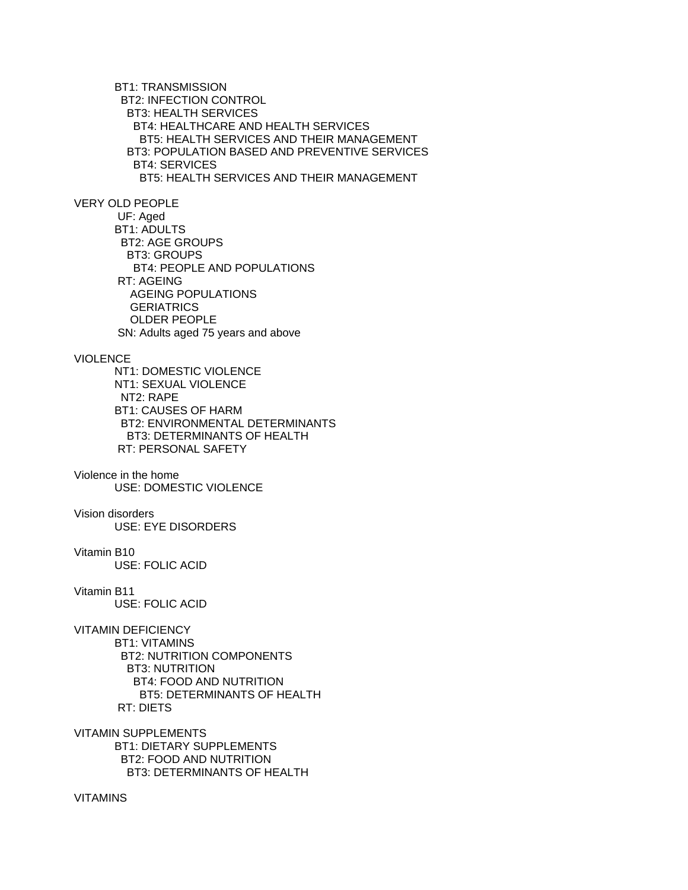BT1: TRANSMISSION
  BT2: INFECTION CONTROL
    BT3: HEALTH SERVICES
      BT4: HEALTHCARE AND HEALTH SERVICES
        BT5: HEALTH SERVICES AND THEIR MANAGEMENT
    BT3: POPULATION BASED AND PREVENTIVE SERVICES
      BT4: SERVICES
        BT5: HEALTH SERVICES AND THEIR MANAGEMENT

VERY OLD PEOPLE
 UF: Aged
BT1: ADULTS
  BT2: AGE GROUPS
    BT3: GROUPS
      BT4: PEOPLE AND POPULATIONS
 RT: AGEING
   AGEING POPULATIONS
   GERIATRICS
   OLDER PEOPLE
 SN: Adults aged 75 years and above

VIOLENCE
NT1: DOMESTIC VIOLENCE
NT1: SEXUAL VIOLENCE
  NT2: RAPE
BT1: CAUSES OF HARM
  BT2: ENVIRONMENTAL DETERMINANTS
    BT3: DETERMINANTS OF HEALTH
 RT: PERSONAL SAFETY

Violence in the home
USE: DOMESTIC VIOLENCE

Vision disorders
USE: EYE DISORDERS

Vitamin B10
USE: FOLIC ACID

Vitamin B11
USE: FOLIC ACID

VITAMIN DEFICIENCY
BT1: VITAMINS
  BT2: NUTRITION COMPONENTS
    BT3: NUTRITION
      BT4: FOOD AND NUTRITION
        BT5: DETERMINANTS OF HEALTH
 RT: DIETS

VITAMIN SUPPLEMENTS
BT1: DIETARY SUPPLEMENTS
  BT2: FOOD AND NUTRITION
    BT3: DETERMINANTS OF HEALTH

VITAMINS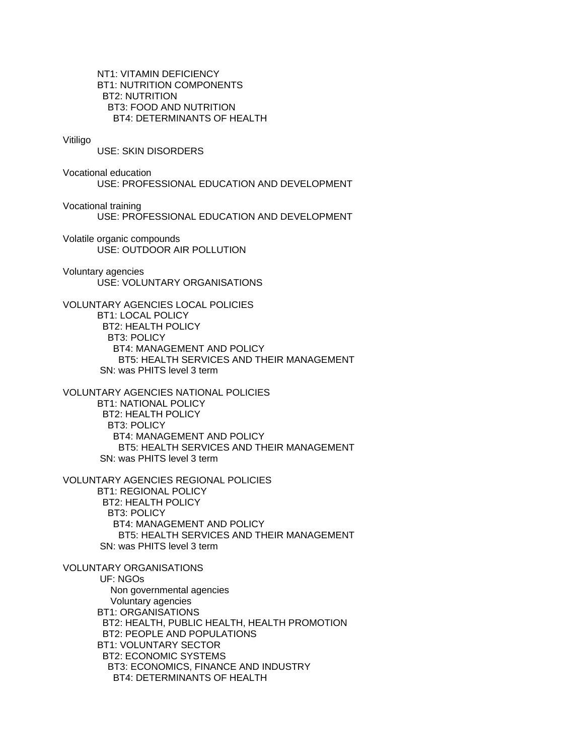NT1: VITAMIN DEFICIENCY
BT1: NUTRITION COMPONENTS
  BT2: NUTRITION
    BT3: FOOD AND NUTRITION
      BT4: DETERMINANTS OF HEALTH

Vitiligo
USE: SKIN DISORDERS

Vocational education
USE: PROFESSIONAL EDUCATION AND DEVELOPMENT

Vocational training
USE: PROFESSIONAL EDUCATION AND DEVELOPMENT

Volatile organic compounds
USE: OUTDOOR AIR POLLUTION

Voluntary agencies
USE: VOLUNTARY ORGANISATIONS

VOLUNTARY AGENCIES LOCAL POLICIES
BT1: LOCAL POLICY
  BT2: HEALTH POLICY
    BT3: POLICY
      BT4: MANAGEMENT AND POLICY
        BT5: HEALTH SERVICES AND THEIR MANAGEMENT
SN: was PHITS level 3 term

VOLUNTARY AGENCIES NATIONAL POLICIES
BT1: NATIONAL POLICY
  BT2: HEALTH POLICY
    BT3: POLICY
      BT4: MANAGEMENT AND POLICY
        BT5: HEALTH SERVICES AND THEIR MANAGEMENT
SN: was PHITS level 3 term

VOLUNTARY AGENCIES REGIONAL POLICIES
BT1: REGIONAL POLICY
  BT2: HEALTH POLICY
    BT3: POLICY
      BT4: MANAGEMENT AND POLICY
        BT5: HEALTH SERVICES AND THEIR MANAGEMENT
SN: was PHITS level 3 term

VOLUNTARY ORGANISATIONS
UF: NGOs
  Non governmental agencies
  Voluntary agencies
BT1: ORGANISATIONS
  BT2: HEALTH, PUBLIC HEALTH, HEALTH PROMOTION
  BT2: PEOPLE AND POPULATIONS
BT1: VOLUNTARY SECTOR
  BT2: ECONOMIC SYSTEMS
    BT3: ECONOMICS, FINANCE AND INDUSTRY
      BT4: DETERMINANTS OF HEALTH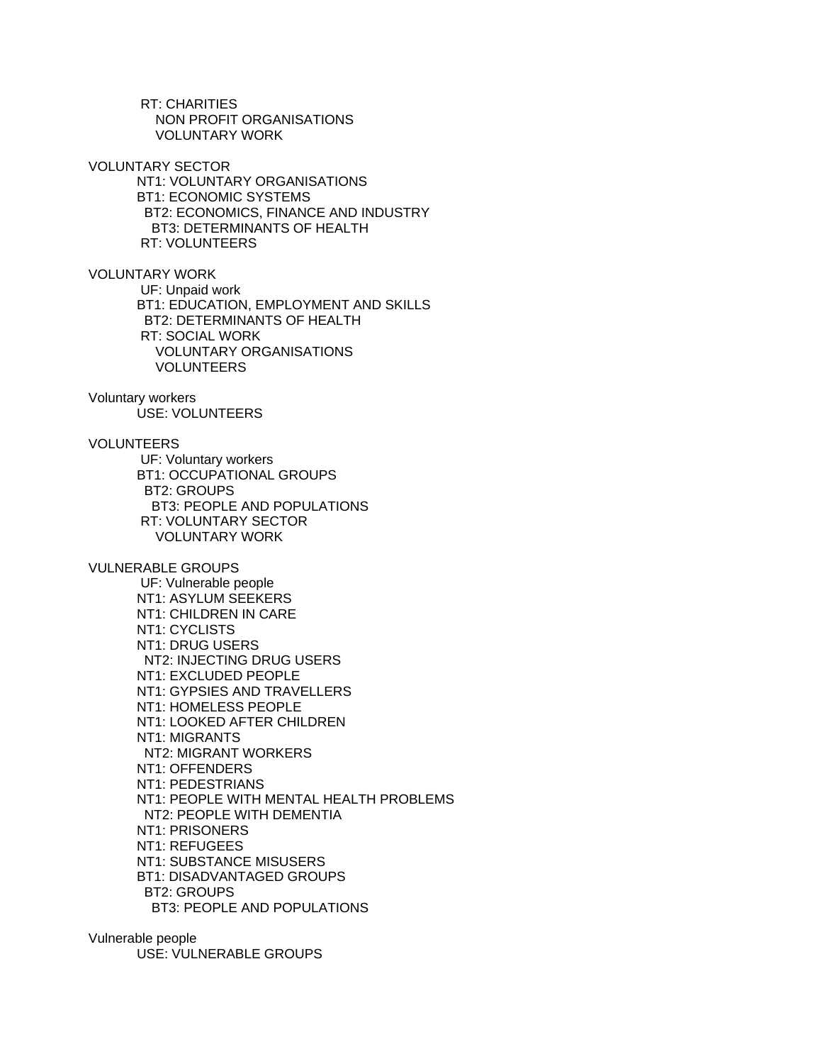RT: CHARITIES
   NON PROFIT ORGANISATIONS
   VOLUNTARY WORK

VOLUNTARY SECTOR
  NT1: VOLUNTARY ORGANISATIONS
  BT1: ECONOMIC SYSTEMS
   BT2: ECONOMICS, FINANCE AND INDUSTRY
    BT3: DETERMINANTS OF HEALTH
  RT: VOLUNTEERS

VOLUNTARY WORK
  UF: Unpaid work
  BT1: EDUCATION, EMPLOYMENT AND SKILLS
   BT2: DETERMINANTS OF HEALTH
  RT: SOCIAL WORK
   VOLUNTARY ORGANISATIONS
   VOLUNTEERS

Voluntary workers
  USE: VOLUNTEERS

VOLUNTEERS
  UF: Voluntary workers
  BT1: OCCUPATIONAL GROUPS
   BT2: GROUPS
    BT3: PEOPLE AND POPULATIONS
  RT: VOLUNTARY SECTOR
   VOLUNTARY WORK

VULNERABLE GROUPS
  UF: Vulnerable people
  NT1: ASYLUM SEEKERS
  NT1: CHILDREN IN CARE
  NT1: CYCLISTS
  NT1: DRUG USERS
   NT2: INJECTING DRUG USERS
  NT1: EXCLUDED PEOPLE
  NT1: GYPSIES AND TRAVELLERS
  NT1: HOMELESS PEOPLE
  NT1: LOOKED AFTER CHILDREN
  NT1: MIGRANTS
   NT2: MIGRANT WORKERS
  NT1: OFFENDERS
  NT1: PEDESTRIANS
  NT1: PEOPLE WITH MENTAL HEALTH PROBLEMS
   NT2: PEOPLE WITH DEMENTIA
  NT1: PRISONERS
  NT1: REFUGEES
  NT1: SUBSTANCE MISUSERS
  BT1: DISADVANTAGED GROUPS
   BT2: GROUPS
    BT3: PEOPLE AND POPULATIONS

Vulnerable people
  USE: VULNERABLE GROUPS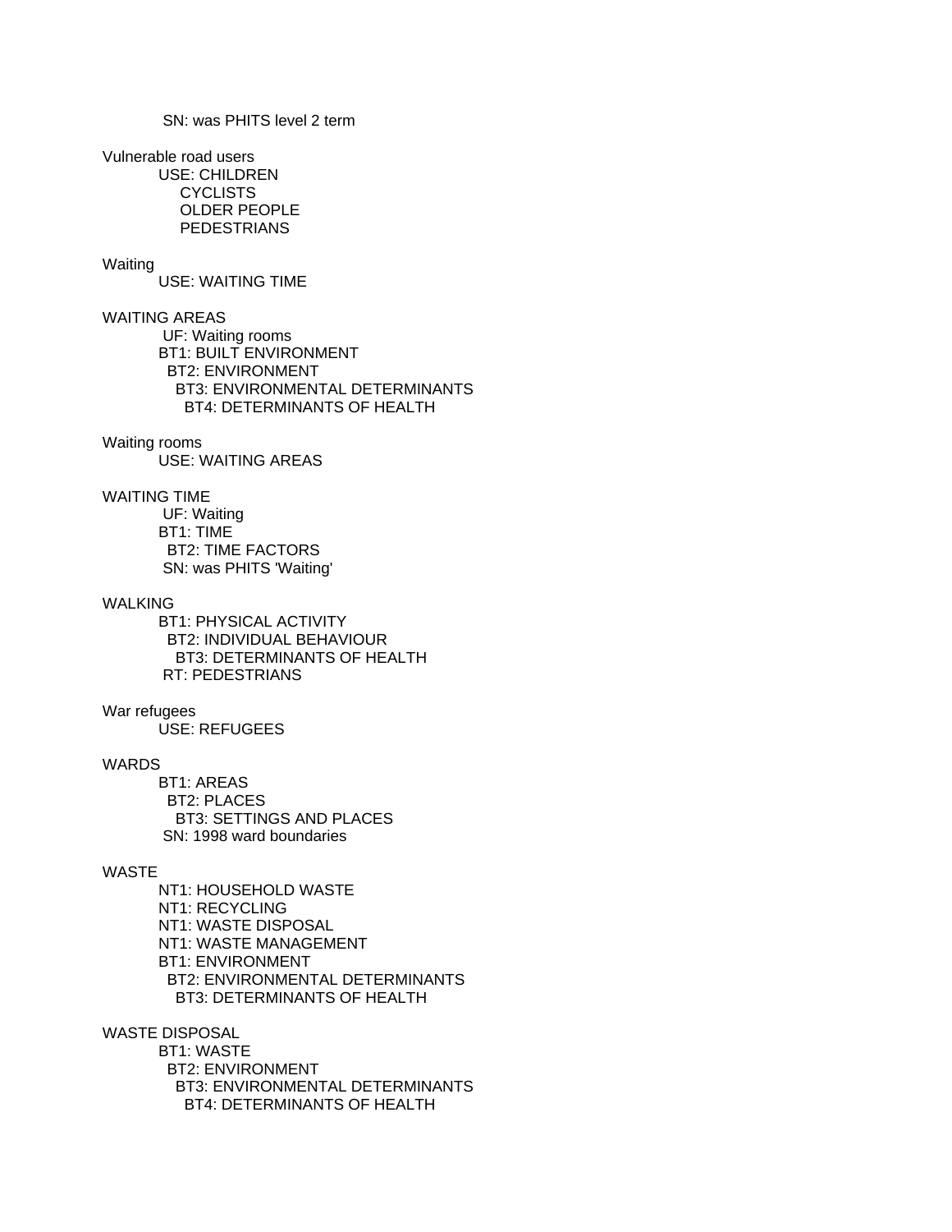SN: was PHITS level 2 term

Vulnerable road users
  USE: CHILDREN
    CYCLISTS
    OLDER PEOPLE
    PEDESTRIANS

Waiting
  USE: WAITING TIME

WAITING AREAS
  UF: Waiting rooms
  BT1: BUILT ENVIRONMENT
    BT2: ENVIRONMENT
      BT3: ENVIRONMENTAL DETERMINANTS
        BT4: DETERMINANTS OF HEALTH

Waiting rooms
  USE: WAITING AREAS

WAITING TIME
  UF: Waiting
  BT1: TIME
    BT2: TIME FACTORS
  SN: was PHITS 'Waiting'

WALKING
  BT1: PHYSICAL ACTIVITY
    BT2: INDIVIDUAL BEHAVIOUR
      BT3: DETERMINANTS OF HEALTH
  RT: PEDESTRIANS

War refugees
  USE: REFUGEES

WARDS
  BT1: AREAS
    BT2: PLACES
      BT3: SETTINGS AND PLACES
  SN: 1998 ward boundaries

WASTE
  NT1: HOUSEHOLD WASTE
  NT1: RECYCLING
  NT1: WASTE DISPOSAL
  NT1: WASTE MANAGEMENT
  BT1: ENVIRONMENT
    BT2: ENVIRONMENTAL DETERMINANTS
      BT3: DETERMINANTS OF HEALTH

WASTE DISPOSAL
  BT1: WASTE
    BT2: ENVIRONMENT
      BT3: ENVIRONMENTAL DETERMINANTS
        BT4: DETERMINANTS OF HEALTH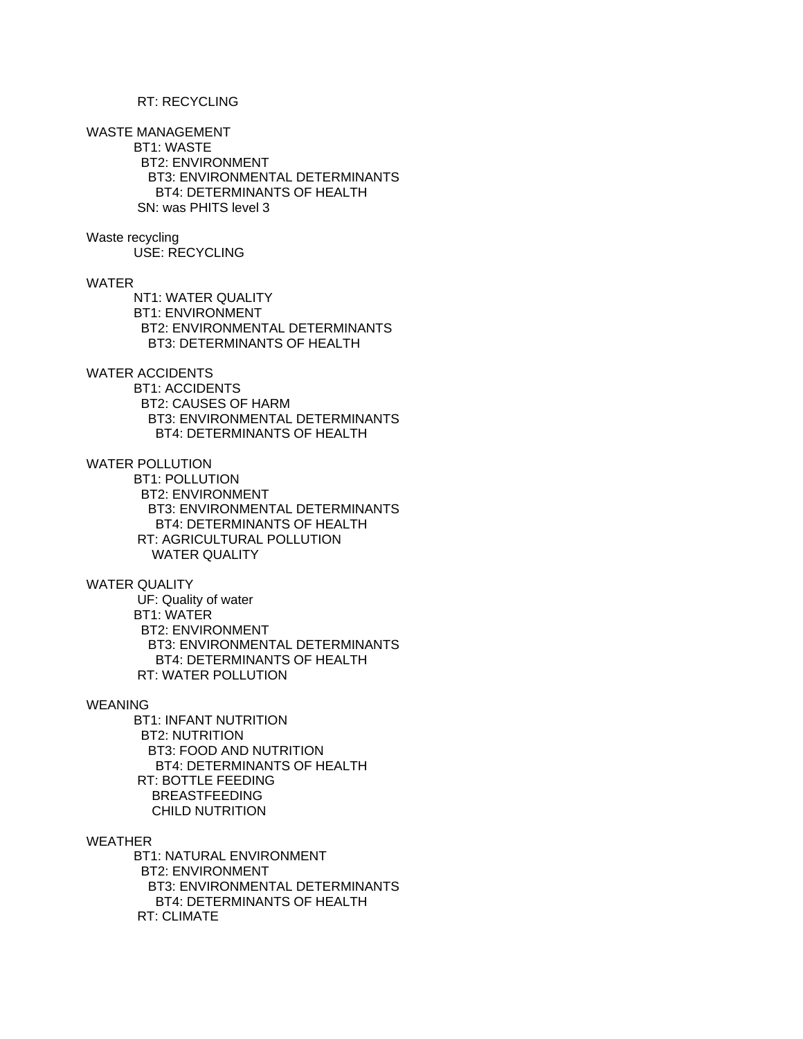RT: RECYCLING

WASTE MANAGEMENT
BT1: WASTE
BT2: ENVIRONMENT
BT3: ENVIRONMENTAL DETERMINANTS
BT4: DETERMINANTS OF HEALTH
SN: was PHITS level 3

Waste recycling
USE: RECYCLING

WATER
NT1: WATER QUALITY
BT1: ENVIRONMENT
BT2: ENVIRONMENTAL DETERMINANTS
BT3: DETERMINANTS OF HEALTH

WATER ACCIDENTS
BT1: ACCIDENTS
BT2: CAUSES OF HARM
BT3: ENVIRONMENTAL DETERMINANTS
BT4: DETERMINANTS OF HEALTH

WATER POLLUTION
BT1: POLLUTION
BT2: ENVIRONMENT
BT3: ENVIRONMENTAL DETERMINANTS
BT4: DETERMINANTS OF HEALTH
RT: AGRICULTURAL POLLUTION
WATER QUALITY

WATER QUALITY
UF: Quality of water
BT1: WATER
BT2: ENVIRONMENT
BT3: ENVIRONMENTAL DETERMINANTS
BT4: DETERMINANTS OF HEALTH
RT: WATER POLLUTION

WEANING
BT1: INFANT NUTRITION
BT2: NUTRITION
BT3: FOOD AND NUTRITION
BT4: DETERMINANTS OF HEALTH
RT: BOTTLE FEEDING
BREASTFEEDING
CHILD NUTRITION

WEATHER
BT1: NATURAL ENVIRONMENT
BT2: ENVIRONMENT
BT3: ENVIRONMENTAL DETERMINANTS
BT4: DETERMINANTS OF HEALTH
RT: CLIMATE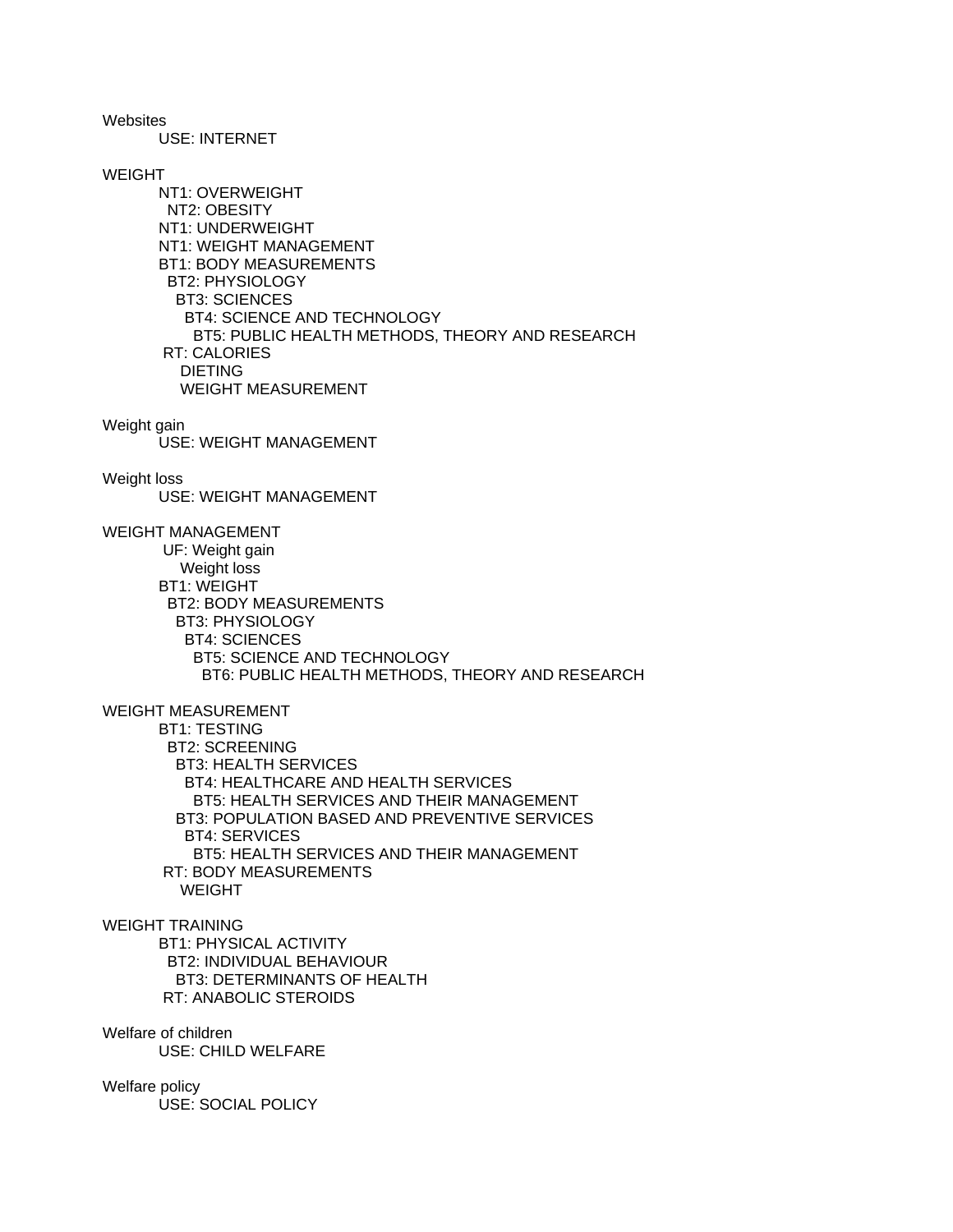Websites
    USE: INTERNET

WEIGHT
    NT1: OVERWEIGHT
      NT2: OBESITY
    NT1: UNDERWEIGHT
    NT1: WEIGHT MANAGEMENT
    BT1: BODY MEASUREMENTS
      BT2: PHYSIOLOGY
        BT3: SCIENCES
          BT4: SCIENCE AND TECHNOLOGY
            BT5: PUBLIC HEALTH METHODS, THEORY AND RESEARCH
    RT: CALORIES
        DIETING
        WEIGHT MEASUREMENT

Weight gain
    USE: WEIGHT MANAGEMENT

Weight loss
    USE: WEIGHT MANAGEMENT

WEIGHT MANAGEMENT
    UF: Weight gain
        Weight loss
    BT1: WEIGHT
      BT2: BODY MEASUREMENTS
        BT3: PHYSIOLOGY
          BT4: SCIENCES
            BT5: SCIENCE AND TECHNOLOGY
              BT6: PUBLIC HEALTH METHODS, THEORY AND RESEARCH

WEIGHT MEASUREMENT
    BT1: TESTING
      BT2: SCREENING
        BT3: HEALTH SERVICES
          BT4: HEALTHCARE AND HEALTH SERVICES
            BT5: HEALTH SERVICES AND THEIR MANAGEMENT
        BT3: POPULATION BASED AND PREVENTIVE SERVICES
          BT4: SERVICES
            BT5: HEALTH SERVICES AND THEIR MANAGEMENT
    RT: BODY MEASUREMENTS
        WEIGHT

WEIGHT TRAINING
    BT1: PHYSICAL ACTIVITY
      BT2: INDIVIDUAL BEHAVIOUR
        BT3: DETERMINANTS OF HEALTH
    RT: ANABOLIC STEROIDS

Welfare of children
    USE: CHILD WELFARE

Welfare policy
    USE: SOCIAL POLICY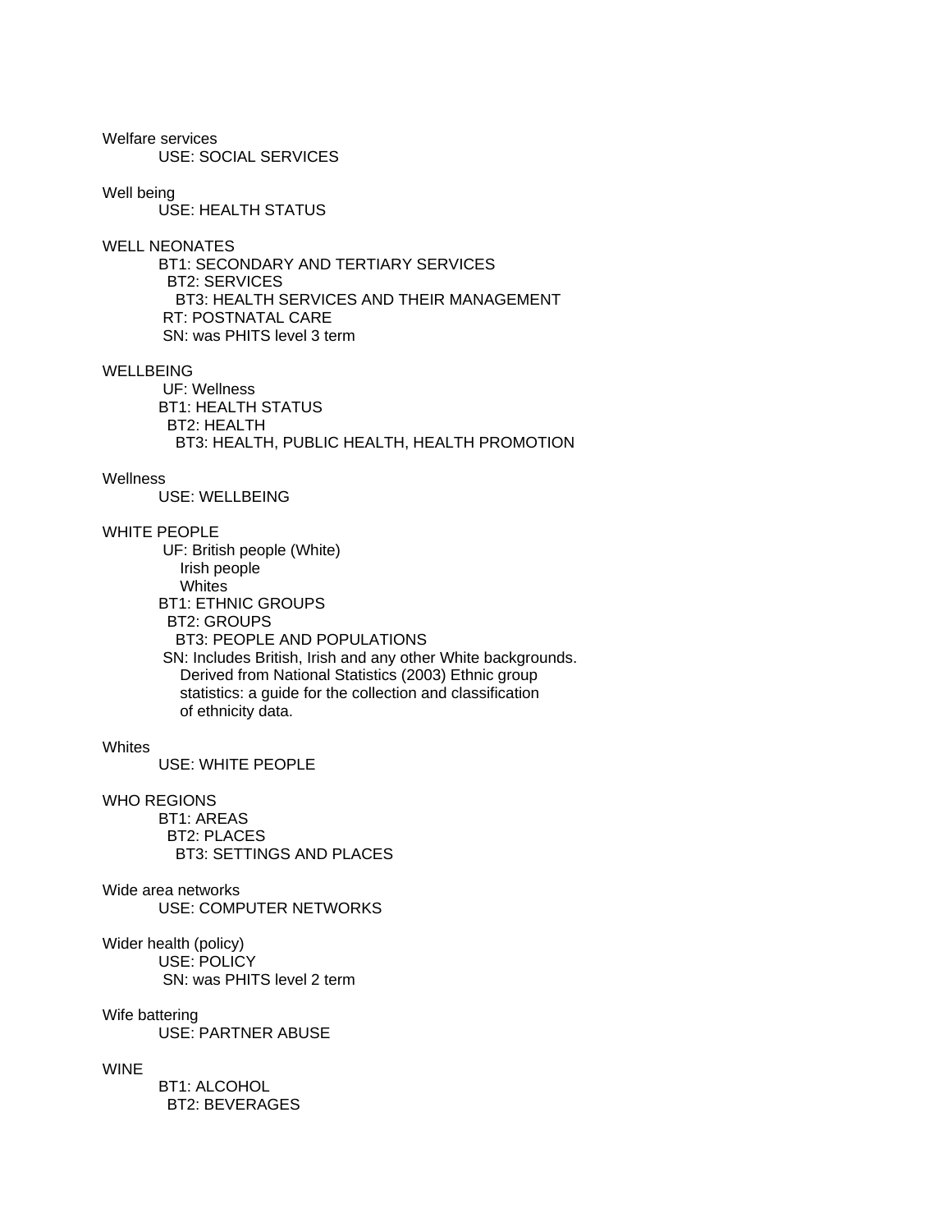Welfare services
USE: SOCIAL SERVICES

Well being
USE: HEALTH STATUS

WELL NEONATES
BT1: SECONDARY AND TERTIARY SERVICES
BT2: SERVICES
BT3: HEALTH SERVICES AND THEIR MANAGEMENT
RT: POSTNATAL CARE
SN: was PHITS level 3 term

WELLBEING
UF: Wellness
BT1: HEALTH STATUS
BT2: HEALTH
BT3: HEALTH, PUBLIC HEALTH, HEALTH PROMOTION

Wellness
USE: WELLBEING

WHITE PEOPLE
UF: British people (White)
Irish people
Whites
BT1: ETHNIC GROUPS
BT2: GROUPS
BT3: PEOPLE AND POPULATIONS
SN: Includes British, Irish and any other White backgrounds.
Derived from National Statistics (2003) Ethnic group
statistics: a guide for the collection and classification
of ethnicity data.

Whites
USE: WHITE PEOPLE

WHO REGIONS
BT1: AREAS
BT2: PLACES
BT3: SETTINGS AND PLACES

Wide area networks
USE: COMPUTER NETWORKS

Wider health (policy)
USE: POLICY
SN: was PHITS level 2 term

Wife battering
USE: PARTNER ABUSE

WINE
BT1: ALCOHOL
BT2: BEVERAGES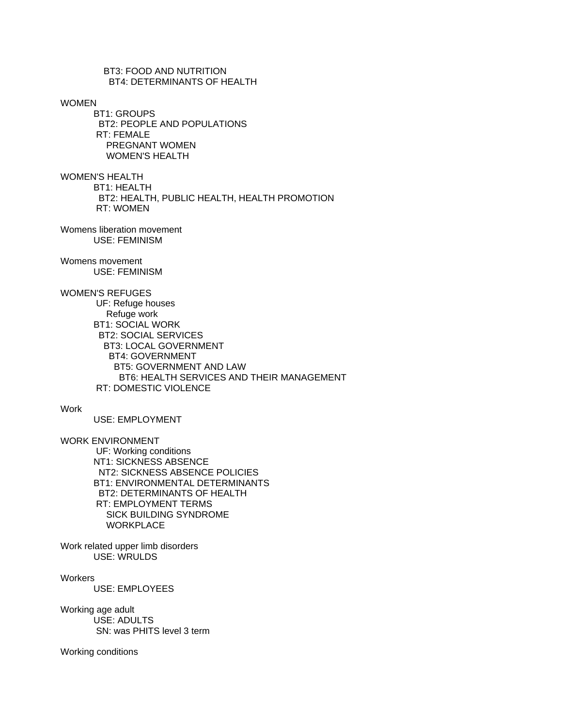BT3: FOOD AND NUTRITION
BT4: DETERMINANTS OF HEALTH

WOMEN
BT1: GROUPS
BT2: PEOPLE AND POPULATIONS
RT: FEMALE
PREGNANT WOMEN
WOMEN'S HEALTH

WOMEN'S HEALTH
BT1: HEALTH
BT2: HEALTH, PUBLIC HEALTH, HEALTH PROMOTION
RT: WOMEN

Womens liberation movement
USE: FEMINISM

Womens movement
USE: FEMINISM

WOMEN'S REFUGES
UF: Refuge houses
Refuge work
BT1: SOCIAL WORK
BT2: SOCIAL SERVICES
BT3: LOCAL GOVERNMENT
BT4: GOVERNMENT
BT5: GOVERNMENT AND LAW
BT6: HEALTH SERVICES AND THEIR MANAGEMENT
RT: DOMESTIC VIOLENCE

Work
USE: EMPLOYMENT

WORK ENVIRONMENT
UF: Working conditions
NT1: SICKNESS ABSENCE
NT2: SICKNESS ABSENCE POLICIES
BT1: ENVIRONMENTAL DETERMINANTS
BT2: DETERMINANTS OF HEALTH
RT: EMPLOYMENT TERMS
SICK BUILDING SYNDROME
WORKPLACE

Work related upper limb disorders
USE: WRULDS

Workers
USE: EMPLOYEES

Working age adult
USE: ADULTS
SN: was PHITS level 3 term

Working conditions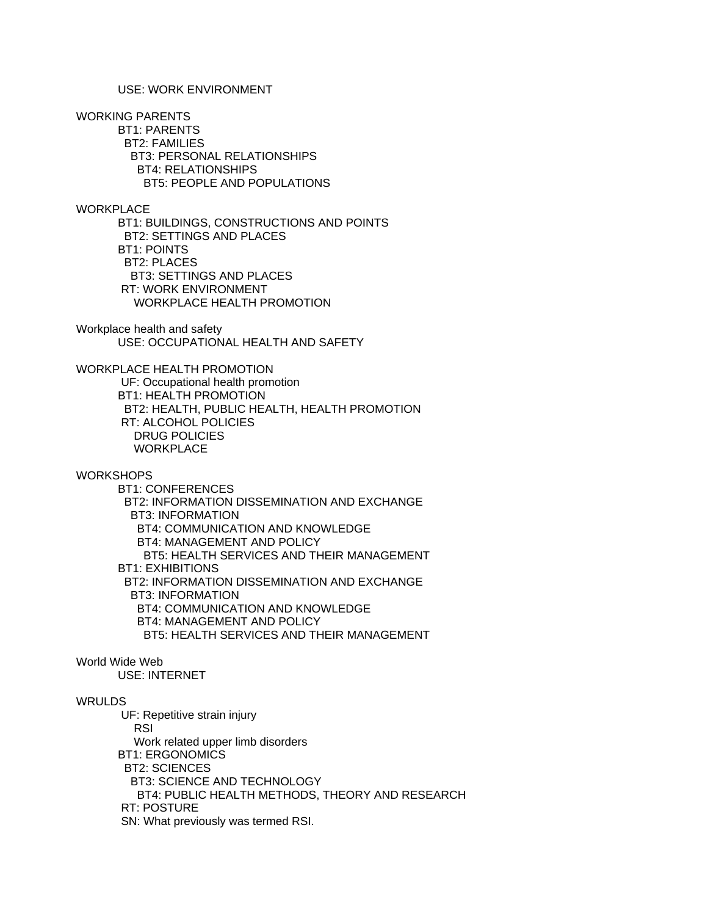USE: WORK ENVIRONMENT

WORKING PARENTS
BT1: PARENTS
  BT2: FAMILIES
    BT3: PERSONAL RELATIONSHIPS
      BT4: RELATIONSHIPS
        BT5: PEOPLE AND POPULATIONS

WORKPLACE
BT1: BUILDINGS, CONSTRUCTIONS AND POINTS
  BT2: SETTINGS AND PLACES
BT1: POINTS
  BT2: PLACES
    BT3: SETTINGS AND PLACES
RT: WORK ENVIRONMENT
  WORKPLACE HEALTH PROMOTION

Workplace health and safety
USE: OCCUPATIONAL HEALTH AND SAFETY

WORKPLACE HEALTH PROMOTION
UF: Occupational health promotion
BT1: HEALTH PROMOTION
  BT2: HEALTH, PUBLIC HEALTH, HEALTH PROMOTION
RT: ALCOHOL POLICIES
  DRUG POLICIES
  WORKPLACE

WORKSHOPS
BT1: CONFERENCES
  BT2: INFORMATION DISSEMINATION AND EXCHANGE
    BT3: INFORMATION
      BT4: COMMUNICATION AND KNOWLEDGE
      BT4: MANAGEMENT AND POLICY
        BT5: HEALTH SERVICES AND THEIR MANAGEMENT
BT1: EXHIBITIONS
  BT2: INFORMATION DISSEMINATION AND EXCHANGE
    BT3: INFORMATION
      BT4: COMMUNICATION AND KNOWLEDGE
      BT4: MANAGEMENT AND POLICY
        BT5: HEALTH SERVICES AND THEIR MANAGEMENT

World Wide Web
USE: INTERNET

WRULDS
UF: Repetitive strain injury
  RSI
  Work related upper limb disorders
BT1: ERGONOMICS
  BT2: SCIENCES
    BT3: SCIENCE AND TECHNOLOGY
      BT4: PUBLIC HEALTH METHODS, THEORY AND RESEARCH
RT: POSTURE
SN: What previously was termed RSI.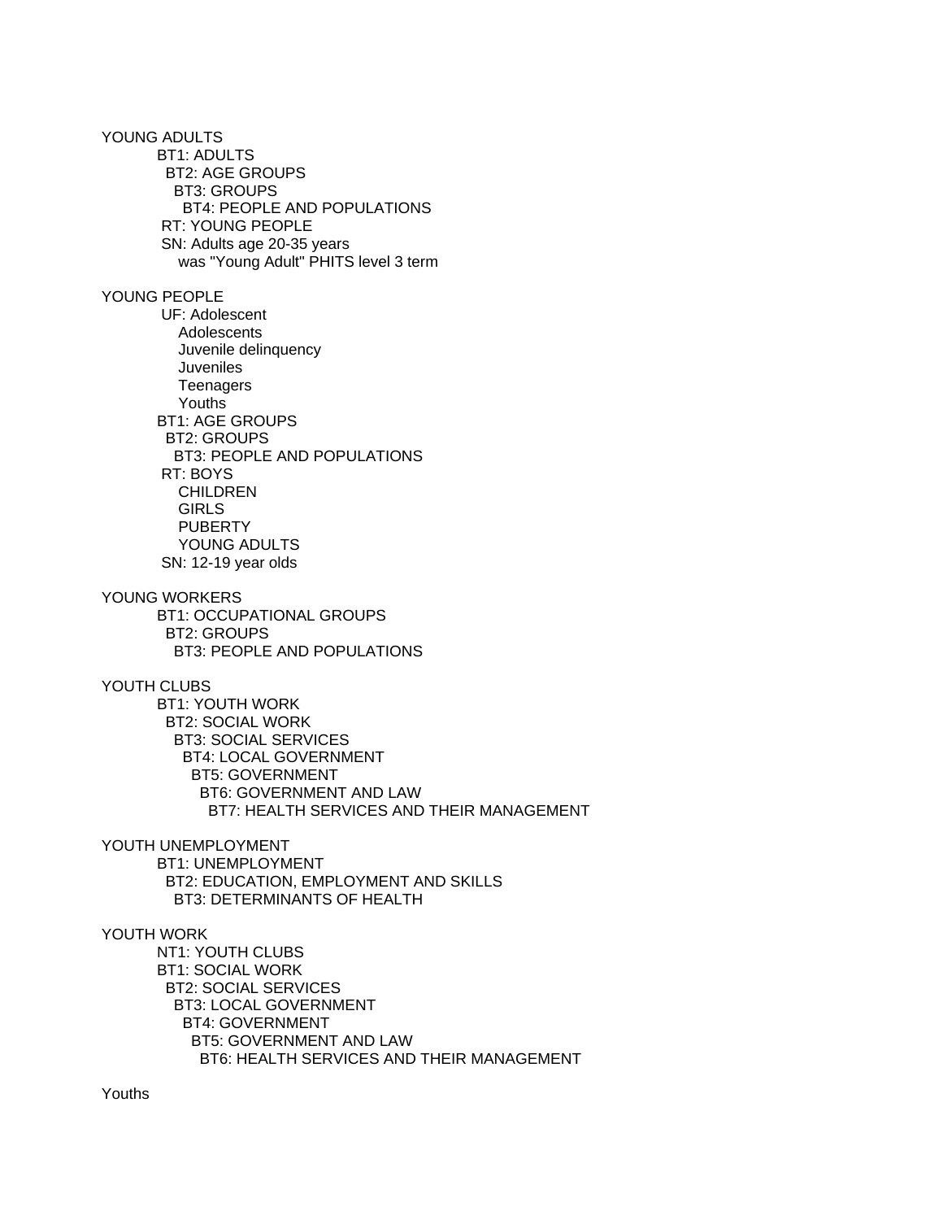YOUNG ADULTS

BT1: ADULTS
 BT2: AGE GROUPS
  BT3: GROUPS
   BT4: PEOPLE AND POPULATIONS
 RT: YOUNG PEOPLE
 SN: Adults age 20-35 years
   was "Young Adult" PHITS level 3 term

YOUNG PEOPLE

 UF: Adolescent
   Adolescents
   Juvenile delinquency
   Juveniles
   Teenagers
   Youths
BT1: AGE GROUPS
 BT2: GROUPS
  BT3: PEOPLE AND POPULATIONS
 RT: BOYS
   CHILDREN
   GIRLS
   PUBERTY
   YOUNG ADULTS
 SN: 12-19 year olds

YOUNG WORKERS

BT1: OCCUPATIONAL GROUPS
 BT2: GROUPS
  BT3: PEOPLE AND POPULATIONS

YOUTH CLUBS

BT1: YOUTH WORK
 BT2: SOCIAL WORK
  BT3: SOCIAL SERVICES
   BT4: LOCAL GOVERNMENT
    BT5: GOVERNMENT
     BT6: GOVERNMENT AND LAW
      BT7: HEALTH SERVICES AND THEIR MANAGEMENT

YOUTH UNEMPLOYMENT

BT1: UNEMPLOYMENT
 BT2: EDUCATION, EMPLOYMENT AND SKILLS
  BT3: DETERMINANTS OF HEALTH

YOUTH WORK

NT1: YOUTH CLUBS
BT1: SOCIAL WORK
 BT2: SOCIAL SERVICES
  BT3: LOCAL GOVERNMENT
   BT4: GOVERNMENT
    BT5: GOVERNMENT AND LAW
     BT6: HEALTH SERVICES AND THEIR MANAGEMENT

Youths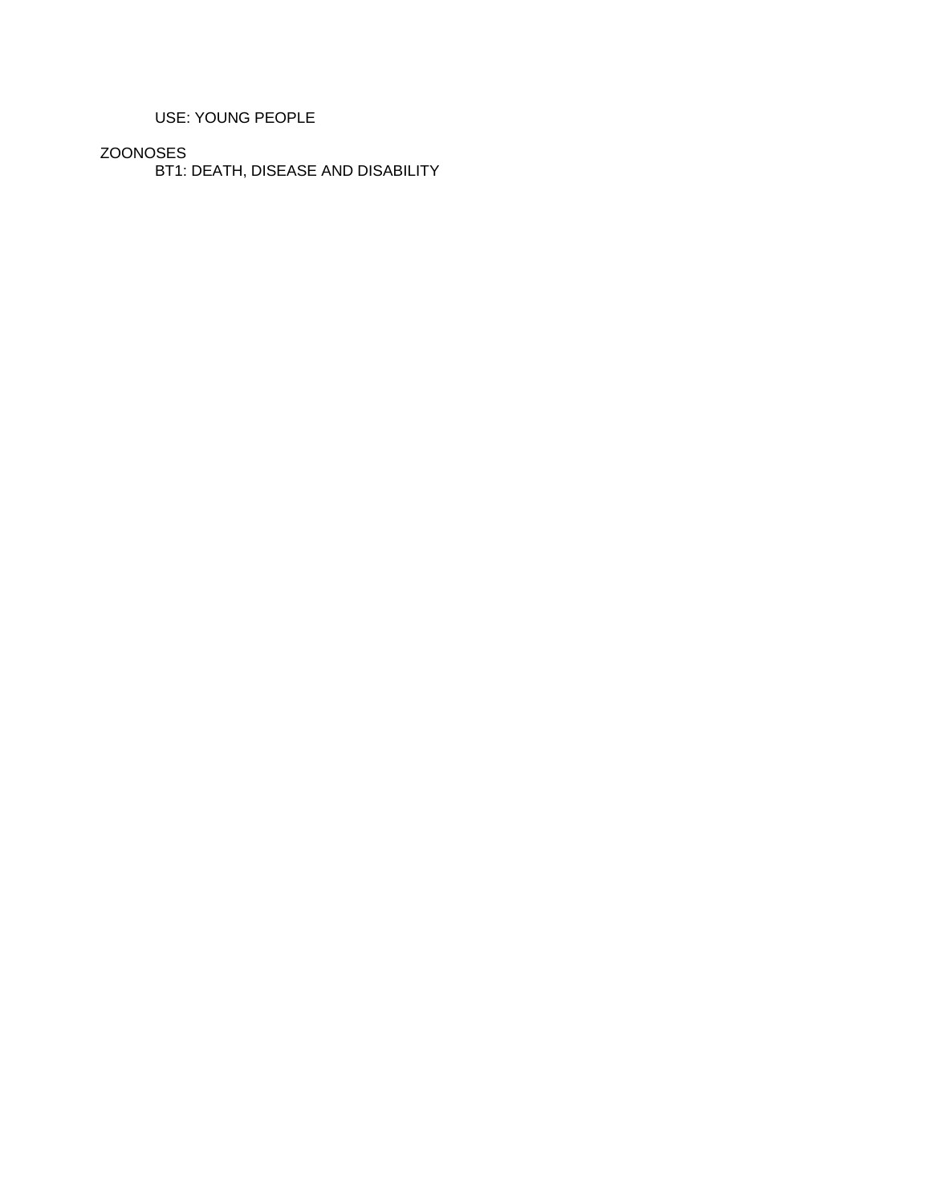USE: YOUNG PEOPLE

ZOONOSES

BT1: DEATH, DISEASE AND DISABILITY